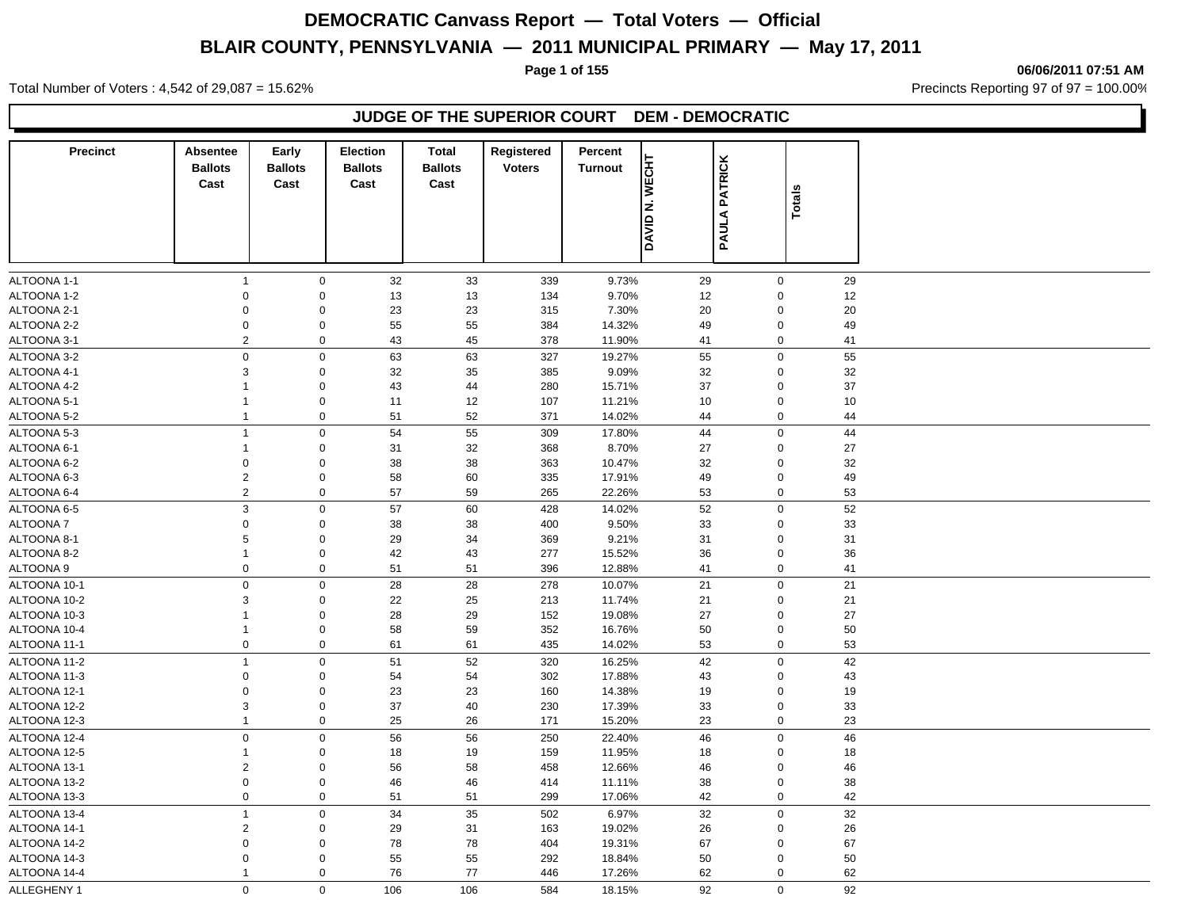# DEMOCRATIC Canvass Report — Total Voters — Official

## BLAIR COUNTY, PENNSYLVANIA — 2011 MUNICIPAL PRIMARY — May 17, 2011

06/06/2011 07:51 AM

Total Number of Voters : 4,542 of 29,087 = 15.62%

Precincts Reporting 97 of 97 = 100.00%

### JUDGE OF THE SUPERIOR COURT DEM - DEMOCRATIC

| Precinct | Absentee Ballots Cast | Early Ballots Cast | Election Ballots Cast | Total Ballots Cast | Registered Voters | Percent Turnout | DAVID N. WECHT | PAULA PATRICK | Totals |
|---|---|---|---|---|---|---|---|---|---|
| ALTOONA 1-1 | 1 | 0 | 32 | 33 | 339 | 9.73% | 29 | 0 | 29 |
| ALTOONA 1-2 | 0 | 0 | 13 | 13 | 134 | 9.70% | 12 | 0 | 12 |
| ALTOONA 2-1 | 0 | 0 | 23 | 23 | 315 | 7.30% | 20 | 0 | 20 |
| ALTOONA 2-2 | 0 | 0 | 55 | 55 | 384 | 14.32% | 49 | 0 | 49 |
| ALTOONA 3-1 | 2 | 0 | 43 | 45 | 378 | 11.90% | 41 | 0 | 41 |
| ALTOONA 3-2 | 0 | 0 | 63 | 63 | 327 | 19.27% | 55 | 0 | 55 |
| ALTOONA 4-1 | 3 | 0 | 32 | 35 | 385 | 9.09% | 32 | 0 | 32 |
| ALTOONA 4-2 | 1 | 0 | 43 | 44 | 280 | 15.71% | 37 | 0 | 37 |
| ALTOONA 5-1 | 1 | 0 | 11 | 12 | 107 | 11.21% | 10 | 0 | 10 |
| ALTOONA 5-2 | 1 | 0 | 51 | 52 | 371 | 14.02% | 44 | 0 | 44 |
| ALTOONA 5-3 | 1 | 0 | 54 | 55 | 309 | 17.80% | 44 | 0 | 44 |
| ALTOONA 6-1 | 1 | 0 | 31 | 32 | 368 | 8.70% | 27 | 0 | 27 |
| ALTOONA 6-2 | 0 | 0 | 38 | 38 | 363 | 10.47% | 32 | 0 | 32 |
| ALTOONA 6-3 | 2 | 0 | 58 | 60 | 335 | 17.91% | 49 | 0 | 49 |
| ALTOONA 6-4 | 2 | 0 | 57 | 59 | 265 | 22.26% | 53 | 0 | 53 |
| ALTOONA 6-5 | 3 | 0 | 57 | 60 | 428 | 14.02% | 52 | 0 | 52 |
| ALTOONA 7 | 0 | 0 | 38 | 38 | 400 | 9.50% | 33 | 0 | 33 |
| ALTOONA 8-1 | 5 | 0 | 29 | 34 | 369 | 9.21% | 31 | 0 | 31 |
| ALTOONA 8-2 | 1 | 0 | 42 | 43 | 277 | 15.52% | 36 | 0 | 36 |
| ALTOONA 9 | 0 | 0 | 51 | 51 | 396 | 12.88% | 41 | 0 | 41 |
| ALTOONA 10-1 | 0 | 0 | 28 | 28 | 278 | 10.07% | 21 | 0 | 21 |
| ALTOONA 10-2 | 3 | 0 | 22 | 25 | 213 | 11.74% | 21 | 0 | 21 |
| ALTOONA 10-3 | 1 | 0 | 28 | 29 | 152 | 19.08% | 27 | 0 | 27 |
| ALTOONA 10-4 | 1 | 0 | 58 | 59 | 352 | 16.76% | 50 | 0 | 50 |
| ALTOONA 11-1 | 0 | 0 | 61 | 61 | 435 | 14.02% | 53 | 0 | 53 |
| ALTOONA 11-2 | 1 | 0 | 51 | 52 | 320 | 16.25% | 42 | 0 | 42 |
| ALTOONA 11-3 | 0 | 0 | 54 | 54 | 302 | 17.88% | 43 | 0 | 43 |
| ALTOONA 12-1 | 0 | 0 | 23 | 23 | 160 | 14.38% | 19 | 0 | 19 |
| ALTOONA 12-2 | 3 | 0 | 37 | 40 | 230 | 17.39% | 33 | 0 | 33 |
| ALTOONA 12-3 | 1 | 0 | 25 | 26 | 171 | 15.20% | 23 | 0 | 23 |
| ALTOONA 12-4 | 0 | 0 | 56 | 56 | 250 | 22.40% | 46 | 0 | 46 |
| ALTOONA 12-5 | 1 | 0 | 18 | 19 | 159 | 11.95% | 18 | 0 | 18 |
| ALTOONA 13-1 | 2 | 0 | 56 | 58 | 458 | 12.66% | 46 | 0 | 46 |
| ALTOONA 13-2 | 0 | 0 | 46 | 46 | 414 | 11.11% | 38 | 0 | 38 |
| ALTOONA 13-3 | 0 | 0 | 51 | 51 | 299 | 17.06% | 42 | 0 | 42 |
| ALTOONA 13-4 | 1 | 0 | 34 | 35 | 502 | 6.97% | 32 | 0 | 32 |
| ALTOONA 14-1 | 2 | 0 | 29 | 31 | 163 | 19.02% | 26 | 0 | 26 |
| ALTOONA 14-2 | 0 | 0 | 78 | 78 | 404 | 19.31% | 67 | 0 | 67 |
| ALTOONA 14-3 | 0 | 0 | 55 | 55 | 292 | 18.84% | 50 | 0 | 50 |
| ALTOONA 14-4 | 1 | 0 | 76 | 77 | 446 | 17.26% | 62 | 0 | 62 |
| ALLEGHENY 1 | 0 | 0 | 106 | 106 | 584 | 18.15% | 92 | 0 | 92 |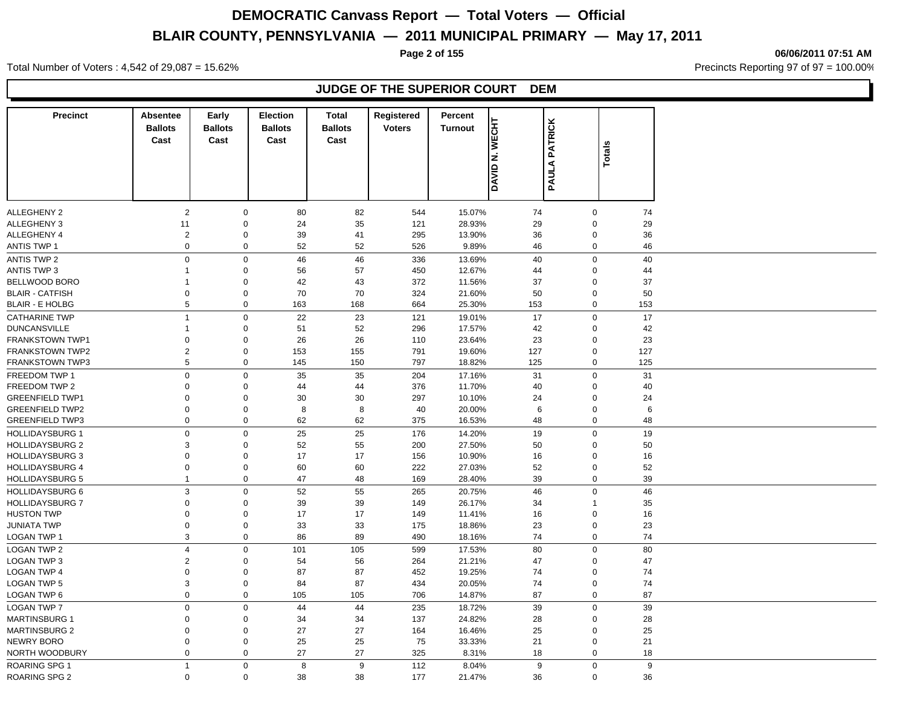# DEMOCRATIC Canvass Report — Total Voters — Official

## BLAIR COUNTY, PENNSYLVANIA — 2011 MUNICIPAL PRIMARY — May 17, 2011

06/06/2011 07:51 AM

Total Number of Voters : 4,542 of 29,087 = 15.62%

Precincts Reporting 97 of 97 = 100.00%

### JUDGE OF THE SUPERIOR COURT DEM

| Precinct | Absentee Ballots Cast | Early Ballots Cast | Election Ballots Cast | Total Ballots Cast | Registered Voters | Percent Turnout | DAVID N. WECHT | PAULA PATRICK | Totals |
|---|---|---|---|---|---|---|---|---|---|
| ALLEGHENY 2 | 2 | 0 | 80 | 82 | 544 | 15.07% | 74 | 0 | 74 |
| ALLEGHENY 3 | 11 | 0 | 24 | 35 | 121 | 28.93% | 29 | 0 | 29 |
| ALLEGHENY 4 | 2 | 0 | 39 | 41 | 295 | 13.90% | 36 | 0 | 36 |
| ANTIS TWP 1 | 0 | 0 | 52 | 52 | 526 | 9.89% | 46 | 0 | 46 |
| ANTIS TWP 2 | 0 | 0 | 46 | 46 | 336 | 13.69% | 40 | 0 | 40 |
| ANTIS TWP 3 | 1 | 0 | 56 | 57 | 450 | 12.67% | 44 | 0 | 44 |
| BELLWOOD BORO | 1 | 0 | 42 | 43 | 372 | 11.56% | 37 | 0 | 37 |
| BLAIR - CATFISH | 0 | 0 | 70 | 70 | 324 | 21.60% | 50 | 0 | 50 |
| BLAIR - E HOLBG | 5 | 0 | 163 | 168 | 664 | 25.30% | 153 | 0 | 153 |
| CATHARINE TWP | 1 | 0 | 22 | 23 | 121 | 19.01% | 17 | 0 | 17 |
| DUNCANSVILLE | 1 | 0 | 51 | 52 | 296 | 17.57% | 42 | 0 | 42 |
| FRANKSTOWN TWP1 | 0 | 0 | 26 | 26 | 110 | 23.64% | 23 | 0 | 23 |
| FRANKSTOWN TWP2 | 2 | 0 | 153 | 155 | 791 | 19.60% | 127 | 0 | 127 |
| FRANKSTOWN TWP3 | 5 | 0 | 145 | 150 | 797 | 18.82% | 125 | 0 | 125 |
| FREEDOM TWP 1 | 0 | 0 | 35 | 35 | 204 | 17.16% | 31 | 0 | 31 |
| FREEDOM TWP 2 | 0 | 0 | 44 | 44 | 376 | 11.70% | 40 | 0 | 40 |
| GREENFIELD TWP1 | 0 | 0 | 30 | 30 | 297 | 10.10% | 24 | 0 | 24 |
| GREENFIELD TWP2 | 0 | 0 | 8 | 8 | 40 | 20.00% | 6 | 0 | 6 |
| GREENFIELD TWP3 | 0 | 0 | 62 | 62 | 375 | 16.53% | 48 | 0 | 48 |
| HOLLIDAYSBURG 1 | 0 | 0 | 25 | 25 | 176 | 14.20% | 19 | 0 | 19 |
| HOLLIDAYSBURG 2 | 3 | 0 | 52 | 55 | 200 | 27.50% | 50 | 0 | 50 |
| HOLLIDAYSBURG 3 | 0 | 0 | 17 | 17 | 156 | 10.90% | 16 | 0 | 16 |
| HOLLIDAYSBURG 4 | 0 | 0 | 60 | 60 | 222 | 27.03% | 52 | 0 | 52 |
| HOLLIDAYSBURG 5 | 1 | 0 | 47 | 48 | 169 | 28.40% | 39 | 0 | 39 |
| HOLLIDAYSBURG 6 | 3 | 0 | 52 | 55 | 265 | 20.75% | 46 | 0 | 46 |
| HOLLIDAYSBURG 7 | 0 | 0 | 39 | 39 | 149 | 26.17% | 34 | 1 | 35 |
| HUSTON TWP | 0 | 0 | 17 | 17 | 149 | 11.41% | 16 | 0 | 16 |
| JUNIATA TWP | 0 | 0 | 33 | 33 | 175 | 18.86% | 23 | 0 | 23 |
| LOGAN TWP 1 | 3 | 0 | 86 | 89 | 490 | 18.16% | 74 | 0 | 74 |
| LOGAN TWP 2 | 4 | 0 | 101 | 105 | 599 | 17.53% | 80 | 0 | 80 |
| LOGAN TWP 3 | 2 | 0 | 54 | 56 | 264 | 21.21% | 47 | 0 | 47 |
| LOGAN TWP 4 | 0 | 0 | 87 | 87 | 452 | 19.25% | 74 | 0 | 74 |
| LOGAN TWP 5 | 3 | 0 | 84 | 87 | 434 | 20.05% | 74 | 0 | 74 |
| LOGAN TWP 6 | 0 | 0 | 105 | 105 | 706 | 14.87% | 87 | 0 | 87 |
| LOGAN TWP 7 | 0 | 0 | 44 | 44 | 235 | 18.72% | 39 | 0 | 39 |
| MARTINSBURG 1 | 0 | 0 | 34 | 34 | 137 | 24.82% | 28 | 0 | 28 |
| MARTINSBURG 2 | 0 | 0 | 27 | 27 | 164 | 16.46% | 25 | 0 | 25 |
| NEWRY BORO | 0 | 0 | 25 | 25 | 75 | 33.33% | 21 | 0 | 21 |
| NORTH WOODBURY | 0 | 0 | 27 | 27 | 325 | 8.31% | 18 | 0 | 18 |
| ROARING SPG 1 | 1 | 0 | 8 | 9 | 112 | 8.04% | 9 | 0 | 9 |
| ROARING SPG 2 | 0 | 0 | 38 | 38 | 177 | 21.47% | 36 | 0 | 36 |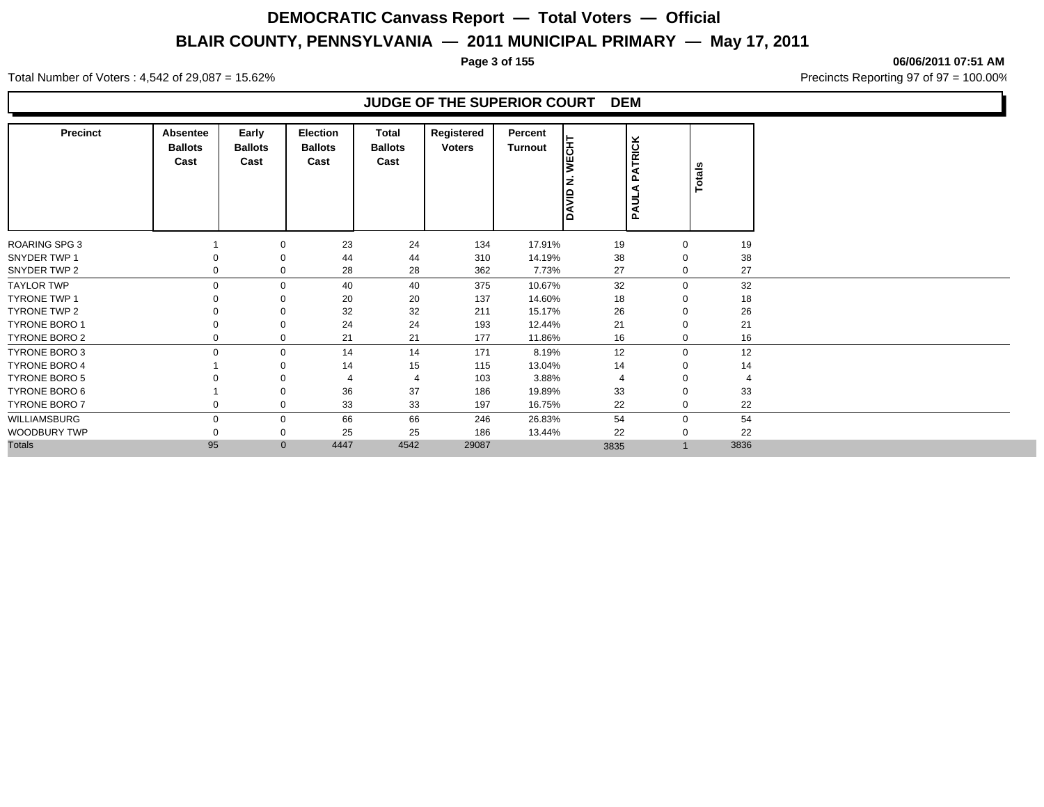# DEMOCRATIC Canvass Report — Total Voters — Official

## BLAIR COUNTY, PENNSYLVANIA — 2011 MUNICIPAL PRIMARY — May 17, 2011

06/06/2011 07:51 AM

Total Number of Voters : 4,542 of 29,087 = 15.62%

Precincts Reporting 97 of 97 = 100.00%

### JUDGE OF THE SUPERIOR COURT DEM

| Precinct | Absentee Ballots Cast | Early Ballots Cast | Election Ballots Cast | Total Ballots Cast | Registered Voters | Percent Turnout | DAVID N. WECHT | PAULA PATRICK | Totals |
|---|---|---|---|---|---|---|---|---|---|
| ROARING SPG 3 | 1 | 0 | 23 | 24 | 134 | 17.91% | 19 | 0 | 19 |
| SNYDER TWP 1 | 0 | 0 | 44 | 44 | 310 | 14.19% | 38 | 0 | 38 |
| SNYDER TWP 2 | 0 | 0 | 28 | 28 | 362 | 7.73% | 27 | 0 | 27 |
| TAYLOR TWP | 0 | 0 | 40 | 40 | 375 | 10.67% | 32 | 0 | 32 |
| TYRONE TWP 1 | 0 | 0 | 20 | 20 | 137 | 14.60% | 18 | 0 | 18 |
| TYRONE TWP 2 | 0 | 0 | 32 | 32 | 211 | 15.17% | 26 | 0 | 26 |
| TYRONE BORO 1 | 0 | 0 | 24 | 24 | 193 | 12.44% | 21 | 0 | 21 |
| TYRONE BORO 2 | 0 | 0 | 21 | 21 | 177 | 11.86% | 16 | 0 | 16 |
| TYRONE BORO 3 | 0 | 0 | 14 | 14 | 171 | 8.19% | 12 | 0 | 12 |
| TYRONE BORO 4 | 1 | 0 | 14 | 15 | 115 | 13.04% | 14 | 0 | 14 |
| TYRONE BORO 5 | 0 | 0 | 4 | 4 | 103 | 3.88% | 4 | 0 | 4 |
| TYRONE BORO 6 | 1 | 0 | 36 | 37 | 186 | 19.89% | 33 | 0 | 33 |
| TYRONE BORO 7 | 0 | 0 | 33 | 33 | 197 | 16.75% | 22 | 0 | 22 |
| WILLIAMSBURG | 0 | 0 | 66 | 66 | 246 | 26.83% | 54 | 0 | 54 |
| WOODBURY TWP | 0 | 0 | 25 | 25 | 186 | 13.44% | 22 | 0 | 22 |
| Totals | 95 | 0 | 4447 | 4542 | 29087 | | 3835 | 1 | 3836 |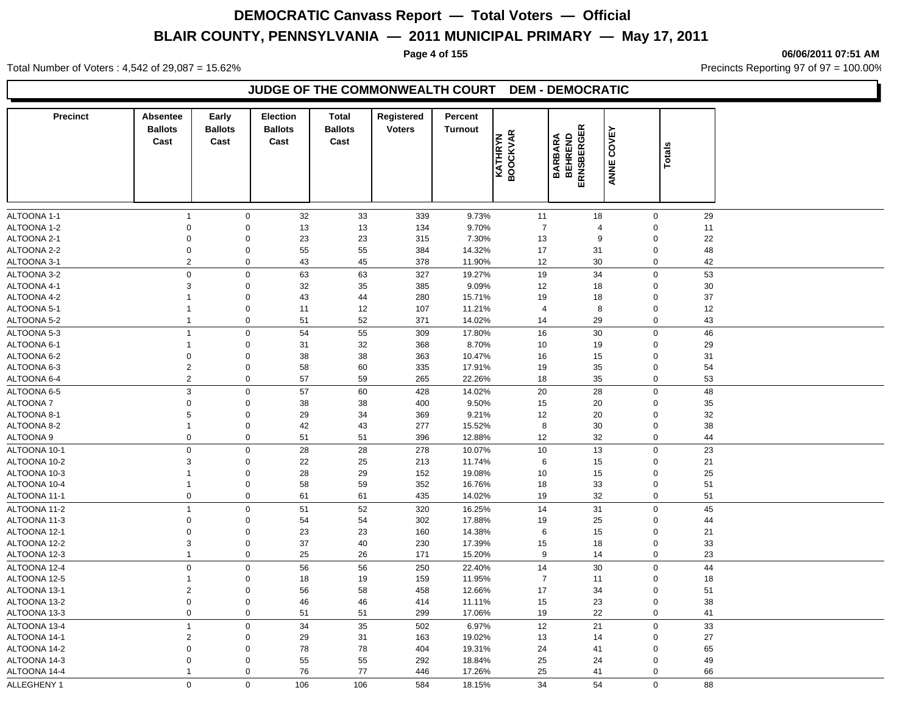# DEMOCRATIC Canvass Report — Total Voters — Official

## BLAIR COUNTY, PENNSYLVANIA — 2011 MUNICIPAL PRIMARY — May 17, 2011

06/06/2011 07:51 AM

Total Number of Voters : 4,542 of 29,087 = 15.62%

Precincts Reporting 97 of 97 = 100.00%

### JUDGE OF THE COMMONWEALTH COURT DEM - DEMOCRATIC

| Precinct | Absentee Ballots Cast | Early Ballots Cast | Election Ballots Cast | Total Ballots Cast | Registered Voters | Percent Turnout | KATHRYN BOOCKVAR | BARBARA BEHREND ERNSBERGER | ANNE COVEY | Totals |
|---|---|---|---|---|---|---|---|---|---|---|
| ALTOONA 1-1 | 1 | 0 | 32 | 33 | 339 | 9.73% | 11 | 18 | 0 | 29 |
| ALTOONA 1-2 | 0 | 0 | 13 | 13 | 134 | 9.70% | 7 | 4 | 0 | 11 |
| ALTOONA 2-1 | 0 | 0 | 23 | 23 | 315 | 7.30% | 13 | 9 | 0 | 22 |
| ALTOONA 2-2 | 0 | 0 | 55 | 55 | 384 | 14.32% | 17 | 31 | 0 | 48 |
| ALTOONA 3-1 | 2 | 0 | 43 | 45 | 378 | 11.90% | 12 | 30 | 0 | 42 |
| ALTOONA 3-2 | 0 | 0 | 63 | 63 | 327 | 19.27% | 19 | 34 | 0 | 53 |
| ALTOONA 4-1 | 3 | 0 | 32 | 35 | 385 | 9.09% | 12 | 18 | 0 | 30 |
| ALTOONA 4-2 | 1 | 0 | 43 | 44 | 280 | 15.71% | 19 | 18 | 0 | 37 |
| ALTOONA 5-1 | 1 | 0 | 11 | 12 | 107 | 11.21% | 4 | 8 | 0 | 12 |
| ALTOONA 5-2 | 1 | 0 | 51 | 52 | 371 | 14.02% | 14 | 29 | 0 | 43 |
| ALTOONA 5-3 | 1 | 0 | 54 | 55 | 309 | 17.80% | 16 | 30 | 0 | 46 |
| ALTOONA 6-1 | 1 | 0 | 31 | 32 | 368 | 8.70% | 10 | 19 | 0 | 29 |
| ALTOONA 6-2 | 0 | 0 | 38 | 38 | 363 | 10.47% | 16 | 15 | 0 | 31 |
| ALTOONA 6-3 | 2 | 0 | 58 | 60 | 335 | 17.91% | 19 | 35 | 0 | 54 |
| ALTOONA 6-4 | 2 | 0 | 57 | 59 | 265 | 22.26% | 18 | 35 | 0 | 53 |
| ALTOONA 6-5 | 3 | 0 | 57 | 60 | 428 | 14.02% | 20 | 28 | 0 | 48 |
| ALTOONA 7 | 0 | 0 | 38 | 38 | 400 | 9.50% | 15 | 20 | 0 | 35 |
| ALTOONA 8-1 | 5 | 0 | 29 | 34 | 369 | 9.21% | 12 | 20 | 0 | 32 |
| ALTOONA 8-2 | 1 | 0 | 42 | 43 | 277 | 15.52% | 8 | 30 | 0 | 38 |
| ALTOONA 9 | 0 | 0 | 51 | 51 | 396 | 12.88% | 12 | 32 | 0 | 44 |
| ALTOONA 10-1 | 0 | 0 | 28 | 28 | 278 | 10.07% | 10 | 13 | 0 | 23 |
| ALTOONA 10-2 | 3 | 0 | 22 | 25 | 213 | 11.74% | 6 | 15 | 0 | 21 |
| ALTOONA 10-3 | 1 | 0 | 28 | 29 | 152 | 19.08% | 10 | 15 | 0 | 25 |
| ALTOONA 10-4 | 1 | 0 | 58 | 59 | 352 | 16.76% | 18 | 33 | 0 | 51 |
| ALTOONA 11-1 | 0 | 0 | 61 | 61 | 435 | 14.02% | 19 | 32 | 0 | 51 |
| ALTOONA 11-2 | 1 | 0 | 51 | 52 | 320 | 16.25% | 14 | 31 | 0 | 45 |
| ALTOONA 11-3 | 0 | 0 | 54 | 54 | 302 | 17.88% | 19 | 25 | 0 | 44 |
| ALTOONA 12-1 | 0 | 0 | 23 | 23 | 160 | 14.38% | 6 | 15 | 0 | 21 |
| ALTOONA 12-2 | 3 | 0 | 37 | 40 | 230 | 17.39% | 15 | 18 | 0 | 33 |
| ALTOONA 12-3 | 1 | 0 | 25 | 26 | 171 | 15.20% | 9 | 14 | 0 | 23 |
| ALTOONA 12-4 | 0 | 0 | 56 | 56 | 250 | 22.40% | 14 | 30 | 0 | 44 |
| ALTOONA 12-5 | 1 | 0 | 18 | 19 | 159 | 11.95% | 7 | 11 | 0 | 18 |
| ALTOONA 13-1 | 2 | 0 | 56 | 58 | 458 | 12.66% | 17 | 34 | 0 | 51 |
| ALTOONA 13-2 | 0 | 0 | 46 | 46 | 414 | 11.11% | 15 | 23 | 0 | 38 |
| ALTOONA 13-3 | 0 | 0 | 51 | 51 | 299 | 17.06% | 19 | 22 | 0 | 41 |
| ALTOONA 13-4 | 1 | 0 | 34 | 35 | 502 | 6.97% | 12 | 21 | 0 | 33 |
| ALTOONA 14-1 | 2 | 0 | 29 | 31 | 163 | 19.02% | 13 | 14 | 0 | 27 |
| ALTOONA 14-2 | 0 | 0 | 78 | 78 | 404 | 19.31% | 24 | 41 | 0 | 65 |
| ALTOONA 14-3 | 0 | 0 | 55 | 55 | 292 | 18.84% | 25 | 24 | 0 | 49 |
| ALTOONA 14-4 | 1 | 0 | 76 | 77 | 446 | 17.26% | 25 | 41 | 0 | 66 |
| ALLEGHENY 1 | 0 | 0 | 106 | 106 | 584 | 18.15% | 34 | 54 | 0 | 88 |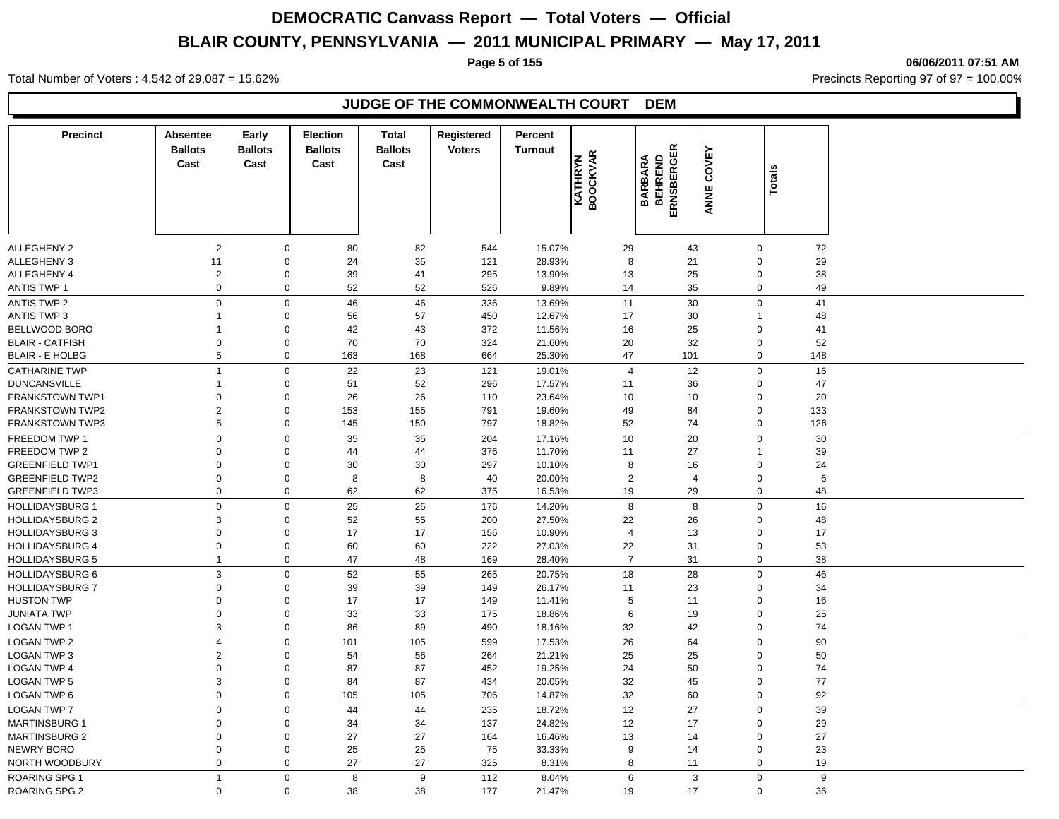# DEMOCRATIC Canvass Report — Total Voters — Official

## BLAIR COUNTY, PENNSYLVANIA — 2011 MUNICIPAL PRIMARY — May 17, 2011

06/06/2011 07:51 AM

Total Number of Voters : 4,542 of 29,087 = 15.62%

Precincts Reporting 97 of 97 = 100.00%

### JUDGE OF THE COMMONWEALTH COURT DEM

| Precinct | Absentee Ballots Cast | Early Ballots Cast | Election Ballots Cast | Total Ballots Cast | Registered Voters | Percent Turnout | KATHRYN BOOCKVAR | BARBARA BEHREND ERNSBERGER | ANNE COVEY | Totals |
|---|---|---|---|---|---|---|---|---|---|---|
| ALLEGHENY 2 | 2 | 0 | 80 | 82 | 544 | 15.07% | 29 | 43 | 0 | 72 |
| ALLEGHENY 3 | 11 | 0 | 24 | 35 | 121 | 28.93% | 8 | 21 | 0 | 29 |
| ALLEGHENY 4 | 2 | 0 | 39 | 41 | 295 | 13.90% | 13 | 25 | 0 | 38 |
| ANTIS TWP 1 | 0 | 0 | 52 | 52 | 526 | 9.89% | 14 | 35 | 0 | 49 |
| ANTIS TWP 2 | 0 | 0 | 46 | 46 | 336 | 13.69% | 11 | 30 | 0 | 41 |
| ANTIS TWP 3 | 1 | 0 | 56 | 57 | 450 | 12.67% | 17 | 30 | 1 | 48 |
| BELLWOOD BORO | 1 | 0 | 42 | 43 | 372 | 11.56% | 16 | 25 | 0 | 41 |
| BLAIR - CATFISH | 0 | 0 | 70 | 70 | 324 | 21.60% | 20 | 32 | 0 | 52 |
| BLAIR - E HOLBG | 5 | 0 | 163 | 168 | 664 | 25.30% | 47 | 101 | 0 | 148 |
| CATHARINE TWP | 1 | 0 | 22 | 23 | 121 | 19.01% | 4 | 12 | 0 | 16 |
| DUNCANSVILLE | 1 | 0 | 51 | 52 | 296 | 17.57% | 11 | 36 | 0 | 47 |
| FRANKSTOWN TWP1 | 0 | 0 | 26 | 26 | 110 | 23.64% | 10 | 10 | 0 | 20 |
| FRANKSTOWN TWP2 | 2 | 0 | 153 | 155 | 791 | 19.60% | 49 | 84 | 0 | 133 |
| FRANKSTOWN TWP3 | 5 | 0 | 145 | 150 | 797 | 18.82% | 52 | 74 | 0 | 126 |
| FREEDOM TWP 1 | 0 | 0 | 35 | 35 | 204 | 17.16% | 10 | 20 | 0 | 30 |
| FREEDOM TWP 2 | 0 | 0 | 44 | 44 | 376 | 11.70% | 11 | 27 | 1 | 39 |
| GREENFIELD TWP1 | 0 | 0 | 30 | 30 | 297 | 10.10% | 8 | 16 | 0 | 24 |
| GREENFIELD TWP2 | 0 | 0 | 8 | 8 | 40 | 20.00% | 2 | 4 | 0 | 6 |
| GREENFIELD TWP3 | 0 | 0 | 62 | 62 | 375 | 16.53% | 19 | 29 | 0 | 48 |
| HOLLIDAYSBURG 1 | 0 | 0 | 25 | 25 | 176 | 14.20% | 8 | 8 | 0 | 16 |
| HOLLIDAYSBURG 2 | 3 | 0 | 52 | 55 | 200 | 27.50% | 22 | 26 | 0 | 48 |
| HOLLIDAYSBURG 3 | 0 | 0 | 17 | 17 | 156 | 10.90% | 4 | 13 | 0 | 17 |
| HOLLIDAYSBURG 4 | 0 | 0 | 60 | 60 | 222 | 27.03% | 22 | 31 | 0 | 53 |
| HOLLIDAYSBURG 5 | 1 | 0 | 47 | 48 | 169 | 28.40% | 7 | 31 | 0 | 38 |
| HOLLIDAYSBURG 6 | 3 | 0 | 52 | 55 | 265 | 20.75% | 18 | 28 | 0 | 46 |
| HOLLIDAYSBURG 7 | 0 | 0 | 39 | 39 | 149 | 26.17% | 11 | 23 | 0 | 34 |
| HUSTON TWP | 0 | 0 | 17 | 17 | 149 | 11.41% | 5 | 11 | 0 | 16 |
| JUNIATA TWP | 0 | 0 | 33 | 33 | 175 | 18.86% | 6 | 19 | 0 | 25 |
| LOGAN TWP 1 | 3 | 0 | 86 | 89 | 490 | 18.16% | 32 | 42 | 0 | 74 |
| LOGAN TWP 2 | 4 | 0 | 101 | 105 | 599 | 17.53% | 26 | 64 | 0 | 90 |
| LOGAN TWP 3 | 2 | 0 | 54 | 56 | 264 | 21.21% | 25 | 25 | 0 | 50 |
| LOGAN TWP 4 | 0 | 0 | 87 | 87 | 452 | 19.25% | 24 | 50 | 0 | 74 |
| LOGAN TWP 5 | 3 | 0 | 84 | 87 | 434 | 20.05% | 32 | 45 | 0 | 77 |
| LOGAN TWP 6 | 0 | 0 | 105 | 105 | 706 | 14.87% | 32 | 60 | 0 | 92 |
| LOGAN TWP 7 | 0 | 0 | 44 | 44 | 235 | 18.72% | 12 | 27 | 0 | 39 |
| MARTINSBURG 1 | 0 | 0 | 34 | 34 | 137 | 24.82% | 12 | 17 | 0 | 29 |
| MARTINSBURG 2 | 0 | 0 | 27 | 27 | 164 | 16.46% | 13 | 14 | 0 | 27 |
| NEWRY BORO | 0 | 0 | 25 | 25 | 75 | 33.33% | 9 | 14 | 0 | 23 |
| NORTH WOODBURY | 0 | 0 | 27 | 27 | 325 | 8.31% | 8 | 11 | 0 | 19 |
| ROARING SPG 1 | 1 | 0 | 8 | 9 | 112 | 8.04% | 6 | 3 | 0 | 9 |
| ROARING SPG 2 | 0 | 0 | 38 | 38 | 177 | 21.47% | 19 | 17 | 0 | 36 |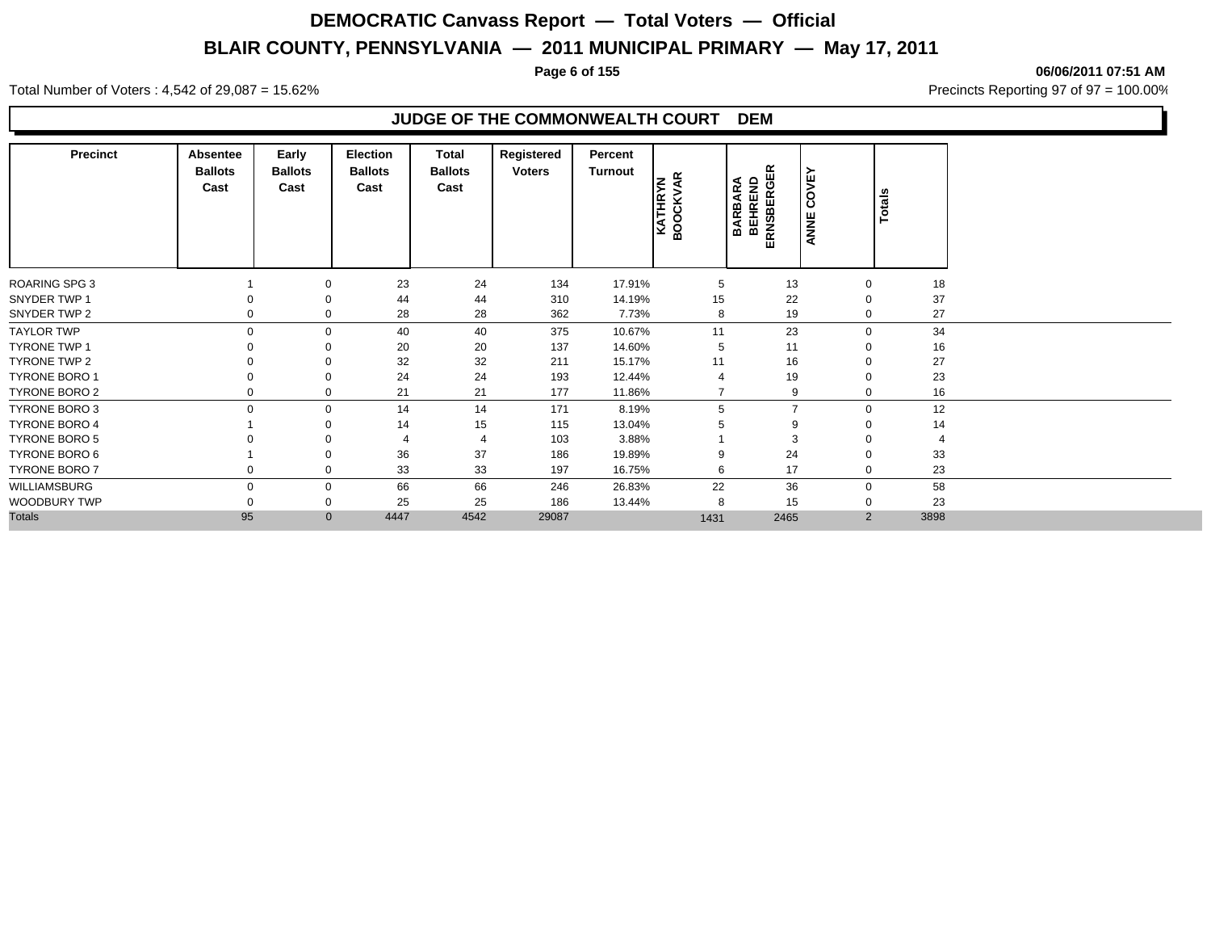# DEMOCRATIC Canvass Report — Total Voters — Official

## BLAIR COUNTY, PENNSYLVANIA — 2011 MUNICIPAL PRIMARY — May 17, 2011

06/06/2011 07:51 AM

Total Number of Voters : 4,542 of 29,087 = 15.62%

Precincts Reporting 97 of 97 = 100.00%

### JUDGE OF THE COMMONWEALTH COURT DEM

| Precinct | Absentee Ballots Cast | Early Ballots Cast | Election Ballots Cast | Total Ballots Cast | Registered Voters | Percent Turnout | KATHRYN BOOCKVAR | BARBARA BEHREND ERNSBERGER | ANNE COVEY | Totals |
|---|---|---|---|---|---|---|---|---|---|---|
| ROARING SPG 3 | 1 | 0 | 23 | 24 | 134 | 17.91% | 5 | 13 | 0 | 18 |
| SNYDER TWP 1 | 0 | 0 | 44 | 44 | 310 | 14.19% | 15 | 22 | 0 | 37 |
| SNYDER TWP 2 | 0 | 0 | 28 | 28 | 362 | 7.73% | 8 | 19 | 0 | 27 |
| TAYLOR TWP | 0 | 0 | 40 | 40 | 375 | 10.67% | 11 | 23 | 0 | 34 |
| TYRONE TWP 1 | 0 | 0 | 20 | 20 | 137 | 14.60% | 5 | 11 | 0 | 16 |
| TYRONE TWP 2 | 0 | 0 | 32 | 32 | 211 | 15.17% | 11 | 16 | 0 | 27 |
| TYRONE BORO 1 | 0 | 0 | 24 | 24 | 193 | 12.44% | 4 | 19 | 0 | 23 |
| TYRONE BORO 2 | 0 | 0 | 21 | 21 | 177 | 11.86% | 7 | 9 | 0 | 16 |
| TYRONE BORO 3 | 0 | 0 | 14 | 14 | 171 | 8.19% | 5 | 7 | 0 | 12 |
| TYRONE BORO 4 | 1 | 0 | 14 | 15 | 115 | 13.04% | 5 | 9 | 0 | 14 |
| TYRONE BORO 5 | 0 | 0 | 4 | 4 | 103 | 3.88% | 1 | 3 | 0 | 4 |
| TYRONE BORO 6 | 1 | 0 | 36 | 37 | 186 | 19.89% | 9 | 24 | 0 | 33 |
| TYRONE BORO 7 | 0 | 0 | 33 | 33 | 197 | 16.75% | 6 | 17 | 0 | 23 |
| WILLIAMSBURG | 0 | 0 | 66 | 66 | 246 | 26.83% | 22 | 36 | 0 | 58 |
| WOODBURY TWP | 0 | 0 | 25 | 25 | 186 | 13.44% | 8 | 15 | 0 | 23 |
| Totals | 95 | 0 | 4447 | 4542 | 29087 | | 1431 | 2465 | 2 | 3898 |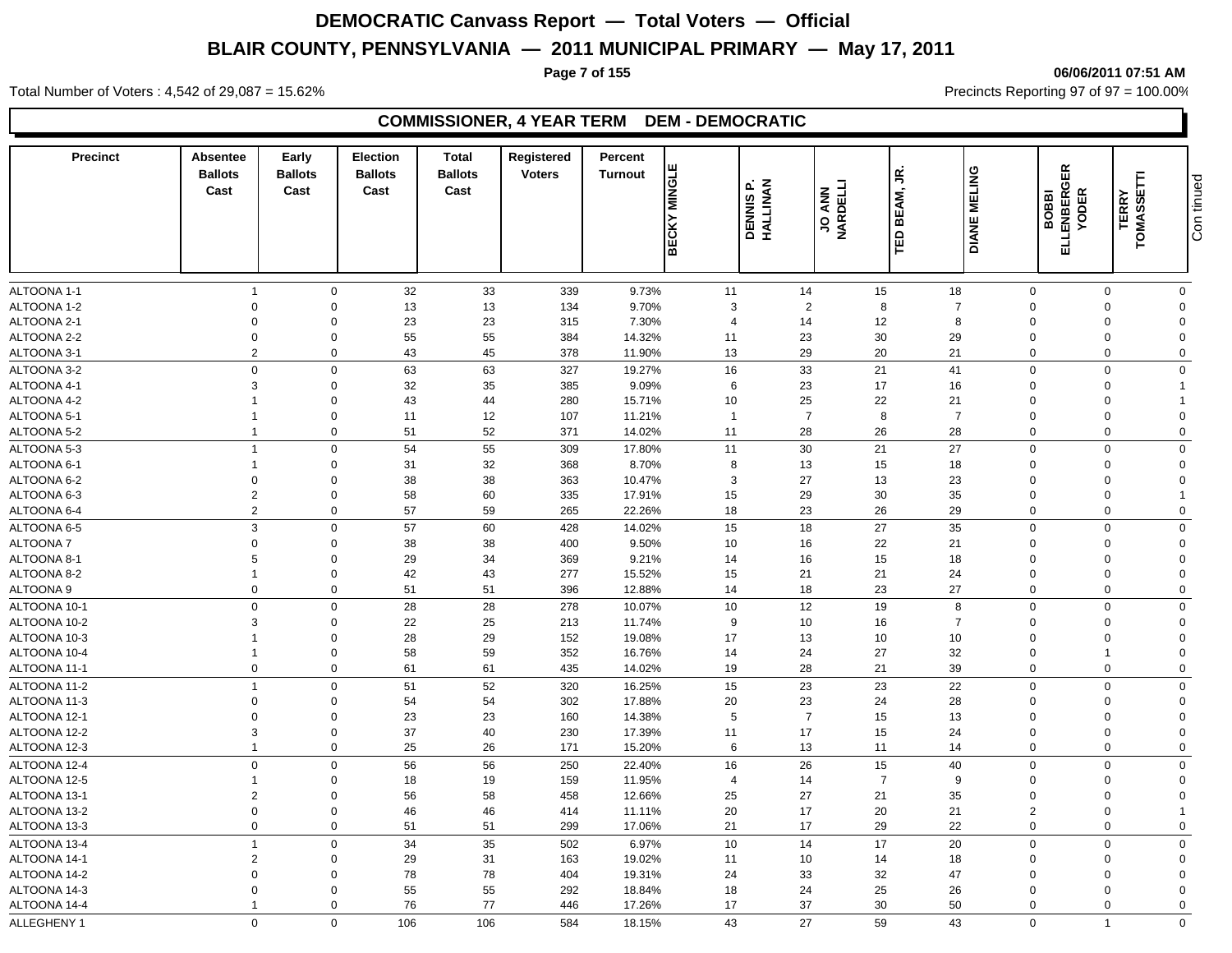# DEMOCRATIC Canvass Report — Total Voters — Official

## BLAIR COUNTY, PENNSYLVANIA — 2011 MUNICIPAL PRIMARY — May 17, 2011

06/06/2011 07:51 AM

Total Number of Voters : 4,542 of 29,087 = 15.62%

Precincts Reporting 97 of 97 = 100.00%

### COMMISSIONER, 4 YEAR TERM DEM - DEMOCRATIC

| Precinct | Absentee Ballots Cast | Early Ballots Cast | Election Ballots Cast | Total Ballots Cast | Registered Voters | Percent Turnout | BECKY MINGLE | DENNIS P. HALLINAN | JO ANN NARDELLI | TED BEAM, JR. | DIANE MELING | BOBBI ELLENBERGER YODER | TERRY TOMASSETTI |
|---|---|---|---|---|---|---|---|---|---|---|---|---|---|
| ALTOONA 1-1 | 1 | 0 | 32 | 33 | 339 | 9.73% | 11 | 14 | 15 | 18 | 0 | 0 | 0 |
| ALTOONA 1-2 | 0 | 0 | 13 | 13 | 134 | 9.70% | 3 | 2 | 8 | 7 | 0 | 0 | 0 |
| ALTOONA 2-1 | 0 | 0 | 23 | 23 | 315 | 7.30% | 4 | 14 | 12 | 8 | 0 | 0 | 0 |
| ALTOONA 2-2 | 0 | 0 | 55 | 55 | 384 | 14.32% | 11 | 23 | 30 | 29 | 0 | 0 | 0 |
| ALTOONA 3-1 | 2 | 0 | 43 | 45 | 378 | 11.90% | 13 | 29 | 20 | 21 | 0 | 0 | 0 |
| ALTOONA 3-2 | 0 | 0 | 63 | 63 | 327 | 19.27% | 16 | 33 | 21 | 41 | 0 | 0 | 0 |
| ALTOONA 4-1 | 3 | 0 | 32 | 35 | 385 | 9.09% | 6 | 23 | 17 | 16 | 0 | 0 | 1 |
| ALTOONA 4-2 | 1 | 0 | 43 | 44 | 280 | 15.71% | 10 | 25 | 22 | 21 | 0 | 0 | 1 |
| ALTOONA 5-1 | 1 | 0 | 11 | 12 | 107 | 11.21% | 1 | 7 | 8 | 7 | 0 | 0 | 0 |
| ALTOONA 5-2 | 1 | 0 | 51 | 52 | 371 | 14.02% | 11 | 28 | 26 | 28 | 0 | 0 | 0 |
| ALTOONA 5-3 | 1 | 0 | 54 | 55 | 309 | 17.80% | 11 | 30 | 21 | 27 | 0 | 0 | 0 |
| ALTOONA 6-1 | 1 | 0 | 31 | 32 | 368 | 8.70% | 8 | 13 | 15 | 18 | 0 | 0 | 0 |
| ALTOONA 6-2 | 0 | 0 | 38 | 38 | 363 | 10.47% | 3 | 27 | 13 | 23 | 0 | 0 | 0 |
| ALTOONA 6-3 | 2 | 0 | 58 | 60 | 335 | 17.91% | 15 | 29 | 30 | 35 | 0 | 0 | 1 |
| ALTOONA 6-4 | 2 | 0 | 57 | 59 | 265 | 22.26% | 18 | 23 | 26 | 29 | 0 | 0 | 0 |
| ALTOONA 6-5 | 3 | 0 | 57 | 60 | 428 | 14.02% | 15 | 18 | 27 | 35 | 0 | 0 | 0 |
| ALTOONA 7 | 0 | 0 | 38 | 38 | 400 | 9.50% | 10 | 16 | 22 | 21 | 0 | 0 | 0 |
| ALTOONA 8-1 | 5 | 0 | 29 | 34 | 369 | 9.21% | 14 | 16 | 15 | 18 | 0 | 0 | 0 |
| ALTOONA 8-2 | 1 | 0 | 42 | 43 | 277 | 15.52% | 15 | 21 | 21 | 24 | 0 | 0 | 0 |
| ALTOONA 9 | 0 | 0 | 51 | 51 | 396 | 12.88% | 14 | 18 | 23 | 27 | 0 | 0 | 0 |
| ALTOONA 10-1 | 0 | 0 | 28 | 28 | 278 | 10.07% | 10 | 12 | 19 | 8 | 0 | 0 | 0 |
| ALTOONA 10-2 | 3 | 0 | 22 | 25 | 213 | 11.74% | 9 | 10 | 16 | 7 | 0 | 0 | 0 |
| ALTOONA 10-3 | 1 | 0 | 28 | 29 | 152 | 19.08% | 17 | 13 | 10 | 10 | 0 | 0 | 0 |
| ALTOONA 10-4 | 1 | 0 | 58 | 59 | 352 | 16.76% | 14 | 24 | 27 | 32 | 0 | 1 | 0 |
| ALTOONA 11-1 | 0 | 0 | 61 | 61 | 435 | 14.02% | 19 | 28 | 21 | 39 | 0 | 0 | 0 |
| ALTOONA 11-2 | 1 | 0 | 51 | 52 | 320 | 16.25% | 15 | 23 | 23 | 22 | 0 | 0 | 0 |
| ALTOONA 11-3 | 0 | 0 | 54 | 54 | 302 | 17.88% | 20 | 23 | 24 | 28 | 0 | 0 | 0 |
| ALTOONA 12-1 | 0 | 0 | 23 | 23 | 160 | 14.38% | 5 | 7 | 15 | 13 | 0 | 0 | 0 |
| ALTOONA 12-2 | 3 | 0 | 37 | 40 | 230 | 17.39% | 11 | 17 | 15 | 24 | 0 | 0 | 0 |
| ALTOONA 12-3 | 1 | 0 | 25 | 26 | 171 | 15.20% | 6 | 13 | 11 | 14 | 0 | 0 | 0 |
| ALTOONA 12-4 | 0 | 0 | 56 | 56 | 250 | 22.40% | 16 | 26 | 15 | 40 | 0 | 0 | 0 |
| ALTOONA 12-5 | 1 | 0 | 18 | 19 | 159 | 11.95% | 4 | 14 | 7 | 9 | 0 | 0 | 0 |
| ALTOONA 13-1 | 2 | 0 | 56 | 58 | 458 | 12.66% | 25 | 27 | 21 | 35 | 0 | 0 | 0 |
| ALTOONA 13-2 | 0 | 0 | 46 | 46 | 414 | 11.11% | 20 | 17 | 20 | 21 | 2 | 0 | 1 |
| ALTOONA 13-3 | 0 | 0 | 51 | 51 | 299 | 17.06% | 21 | 17 | 29 | 22 | 0 | 0 | 0 |
| ALTOONA 13-4 | 1 | 0 | 34 | 35 | 502 | 6.97% | 10 | 14 | 17 | 20 | 0 | 0 | 0 |
| ALTOONA 14-1 | 2 | 0 | 29 | 31 | 163 | 19.02% | 11 | 10 | 14 | 18 | 0 | 0 | 0 |
| ALTOONA 14-2 | 0 | 0 | 78 | 78 | 404 | 19.31% | 24 | 33 | 32 | 47 | 0 | 0 | 0 |
| ALTOONA 14-3 | 0 | 0 | 55 | 55 | 292 | 18.84% | 18 | 24 | 25 | 26 | 0 | 0 | 0 |
| ALTOONA 14-4 | 1 | 0 | 76 | 77 | 446 | 17.26% | 17 | 37 | 30 | 50 | 0 | 0 | 0 |
| ALLEGHENY 1 | 0 | 0 | 106 | 106 | 584 | 18.15% | 43 | 27 | 59 | 43 | 0 | 1 | 0 |

Continued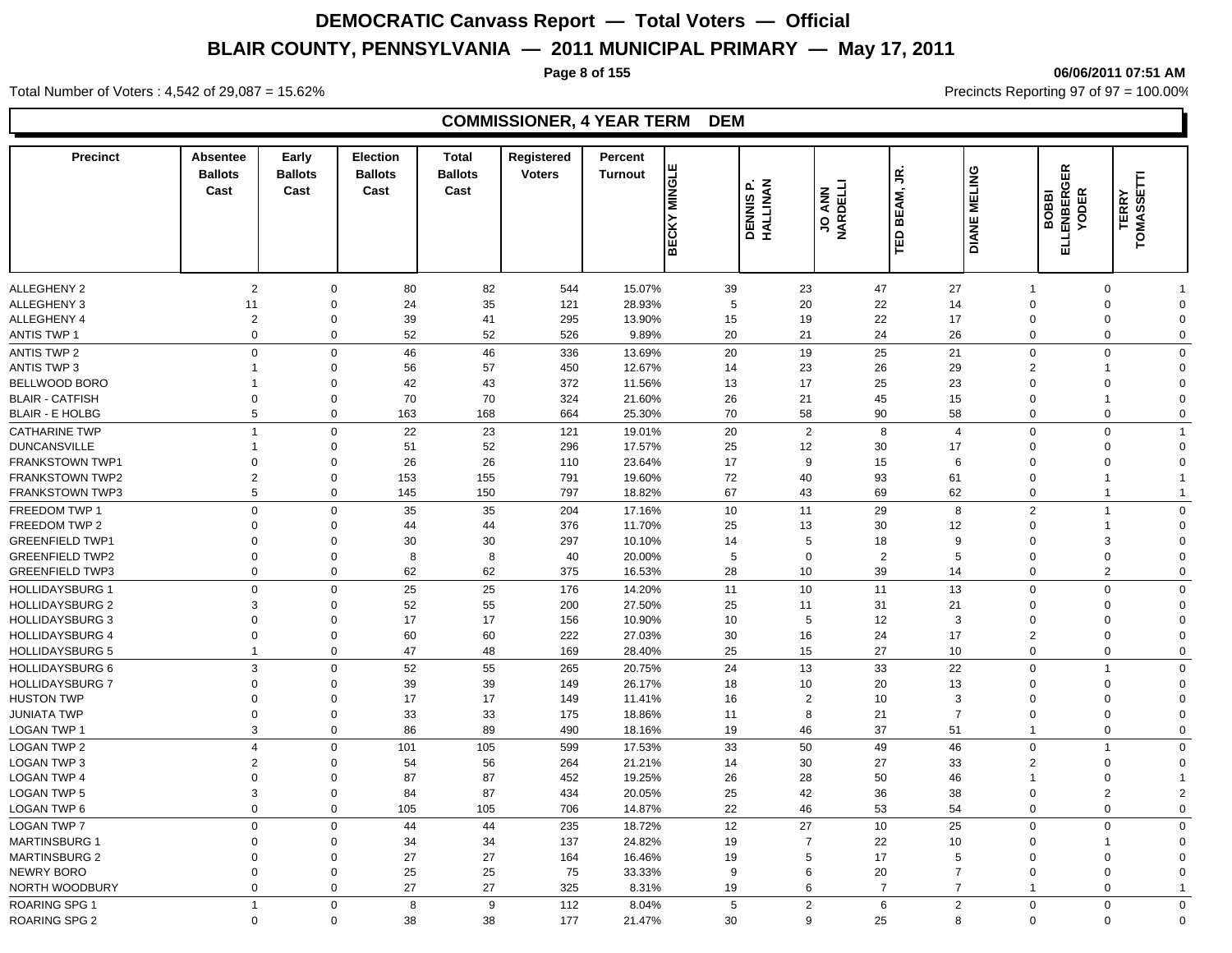# DEMOCRATIC Canvass Report — Total Voters — Official

## BLAIR COUNTY, PENNSYLVANIA — 2011 MUNICIPAL PRIMARY — May 17, 2011

06/06/2011 07:51 AM

Total Number of Voters : 4,542 of 29,087 = 15.62%

Precincts Reporting 97 of 97 = 100.00%

### COMMISSIONER, 4 YEAR TERM DEM

| Precinct | Absentee Ballots Cast | Early Ballots Cast | Election Ballots Cast | Total Ballots Cast | Registered Voters | Percent Turnout | BECKY MINGLE | DENNIS P. HALLINAN | JO ANN NARDELLI | TED BEAM, JR. | DIANE MELING | BOBBI ELLENBERGER YODER | TERRY TOMASSETTI |
|---|---|---|---|---|---|---|---|---|---|---|---|---|---|
| ALLEGHENY 2 | 2 | 0 | 80 | 82 | 544 | 15.07% | 39 | 23 | 47 | 27 | 1 | 0 | 1 |
| ALLEGHENY 3 | 11 | 0 | 24 | 35 | 121 | 28.93% | 5 | 20 | 22 | 14 | 0 | 0 | 0 |
| ALLEGHENY 4 | 2 | 0 | 39 | 41 | 295 | 13.90% | 15 | 19 | 22 | 17 | 0 | 0 | 0 |
| ANTIS TWP 1 | 0 | 0 | 52 | 52 | 526 | 9.89% | 20 | 21 | 24 | 26 | 0 | 0 | 0 |
| ANTIS TWP 2 | 0 | 0 | 46 | 46 | 336 | 13.69% | 20 | 19 | 25 | 21 | 0 | 0 | 0 |
| ANTIS TWP 3 | 1 | 0 | 56 | 57 | 450 | 12.67% | 14 | 23 | 26 | 29 | 2 | 1 | 0 |
| BELLWOOD BORO | 1 | 0 | 42 | 43 | 372 | 11.56% | 13 | 17 | 25 | 23 | 0 | 0 | 0 |
| BLAIR - CATFISH | 0 | 0 | 70 | 70 | 324 | 21.60% | 26 | 21 | 45 | 15 | 0 | 1 | 0 |
| BLAIR - E HOLBG | 5 | 0 | 163 | 168 | 664 | 25.30% | 70 | 58 | 90 | 58 | 0 | 0 | 0 |
| CATHARINE TWP | 1 | 0 | 22 | 23 | 121 | 19.01% | 20 | 2 | 8 | 4 | 0 | 0 | 1 |
| DUNCANSVILLE | 1 | 0 | 51 | 52 | 296 | 17.57% | 25 | 12 | 30 | 17 | 0 | 0 | 0 |
| FRANKSTOWN TWP1 | 0 | 0 | 26 | 26 | 110 | 23.64% | 17 | 9 | 15 | 6 | 0 | 0 | 0 |
| FRANKSTOWN TWP2 | 2 | 0 | 153 | 155 | 791 | 19.60% | 72 | 40 | 93 | 61 | 0 | 1 | 1 |
| FRANKSTOWN TWP3 | 5 | 0 | 145 | 150 | 797 | 18.82% | 67 | 43 | 69 | 62 | 0 | 1 | 1 |
| FREEDOM TWP 1 | 0 | 0 | 35 | 35 | 204 | 17.16% | 10 | 11 | 29 | 8 | 2 | 1 | 0 |
| FREEDOM TWP 2 | 0 | 0 | 44 | 44 | 376 | 11.70% | 25 | 13 | 30 | 12 | 0 | 1 | 0 |
| GREENFIELD TWP1 | 0 | 0 | 30 | 30 | 297 | 10.10% | 14 | 5 | 18 | 9 | 0 | 3 | 0 |
| GREENFIELD TWP2 | 0 | 0 | 8 | 8 | 40 | 20.00% | 5 | 0 | 2 | 5 | 0 | 0 | 0 |
| GREENFIELD TWP3 | 0 | 0 | 62 | 62 | 375 | 16.53% | 28 | 10 | 39 | 14 | 0 | 2 | 0 |
| HOLLIDAYSBURG 1 | 0 | 0 | 25 | 25 | 176 | 14.20% | 11 | 10 | 11 | 13 | 0 | 0 | 0 |
| HOLLIDAYSBURG 2 | 3 | 0 | 52 | 55 | 200 | 27.50% | 25 | 11 | 31 | 21 | 0 | 0 | 0 |
| HOLLIDAYSBURG 3 | 0 | 0 | 17 | 17 | 156 | 10.90% | 10 | 5 | 12 | 3 | 0 | 0 | 0 |
| HOLLIDAYSBURG 4 | 0 | 0 | 60 | 60 | 222 | 27.03% | 30 | 16 | 24 | 17 | 2 | 0 | 0 |
| HOLLIDAYSBURG 5 | 1 | 0 | 47 | 48 | 169 | 28.40% | 25 | 15 | 27 | 10 | 0 | 0 | 0 |
| HOLLIDAYSBURG 6 | 3 | 0 | 52 | 55 | 265 | 20.75% | 24 | 13 | 33 | 22 | 0 | 1 | 0 |
| HOLLIDAYSBURG 7 | 0 | 0 | 39 | 39 | 149 | 26.17% | 18 | 10 | 20 | 13 | 0 | 0 | 0 |
| HUSTON TWP | 0 | 0 | 17 | 17 | 149 | 11.41% | 16 | 2 | 10 | 3 | 0 | 0 | 0 |
| JUNIATA TWP | 0 | 0 | 33 | 33 | 175 | 18.86% | 11 | 8 | 21 | 7 | 0 | 0 | 0 |
| LOGAN TWP 1 | 3 | 0 | 86 | 89 | 490 | 18.16% | 19 | 46 | 37 | 51 | 1 | 0 | 0 |
| LOGAN TWP 2 | 4 | 0 | 101 | 105 | 599 | 17.53% | 33 | 50 | 49 | 46 | 0 | 1 | 0 |
| LOGAN TWP 3 | 2 | 0 | 54 | 56 | 264 | 21.21% | 14 | 30 | 27 | 33 | 2 | 0 | 0 |
| LOGAN TWP 4 | 0 | 0 | 87 | 87 | 452 | 19.25% | 26 | 28 | 50 | 46 | 1 | 0 | 1 |
| LOGAN TWP 5 | 3 | 0 | 84 | 87 | 434 | 20.05% | 25 | 42 | 36 | 38 | 0 | 2 | 2 |
| LOGAN TWP 6 | 0 | 0 | 105 | 105 | 706 | 14.87% | 22 | 46 | 53 | 54 | 0 | 0 | 0 |
| LOGAN TWP 7 | 0 | 0 | 44 | 44 | 235 | 18.72% | 12 | 27 | 10 | 25 | 0 | 0 | 0 |
| MARTINSBURG 1 | 0 | 0 | 34 | 34 | 137 | 24.82% | 19 | 7 | 22 | 10 | 0 | 1 | 0 |
| MARTINSBURG 2 | 0 | 0 | 27 | 27 | 164 | 16.46% | 19 | 5 | 17 | 5 | 0 | 0 | 0 |
| NEWRY BORO | 0 | 0 | 25 | 25 | 75 | 33.33% | 9 | 6 | 20 | 7 | 0 | 0 | 0 |
| NORTH WOODBURY | 0 | 0 | 27 | 27 | 325 | 8.31% | 19 | 6 | 7 | 7 | 1 | 0 | 1 |
| ROARING SPG 1 | 1 | 0 | 8 | 9 | 112 | 8.04% | 5 | 2 | 6 | 2 | 0 | 0 | 0 |
| ROARING SPG 2 | 0 | 0 | 38 | 38 | 177 | 21.47% | 30 | 9 | 25 | 8 | 0 | 0 | 0 |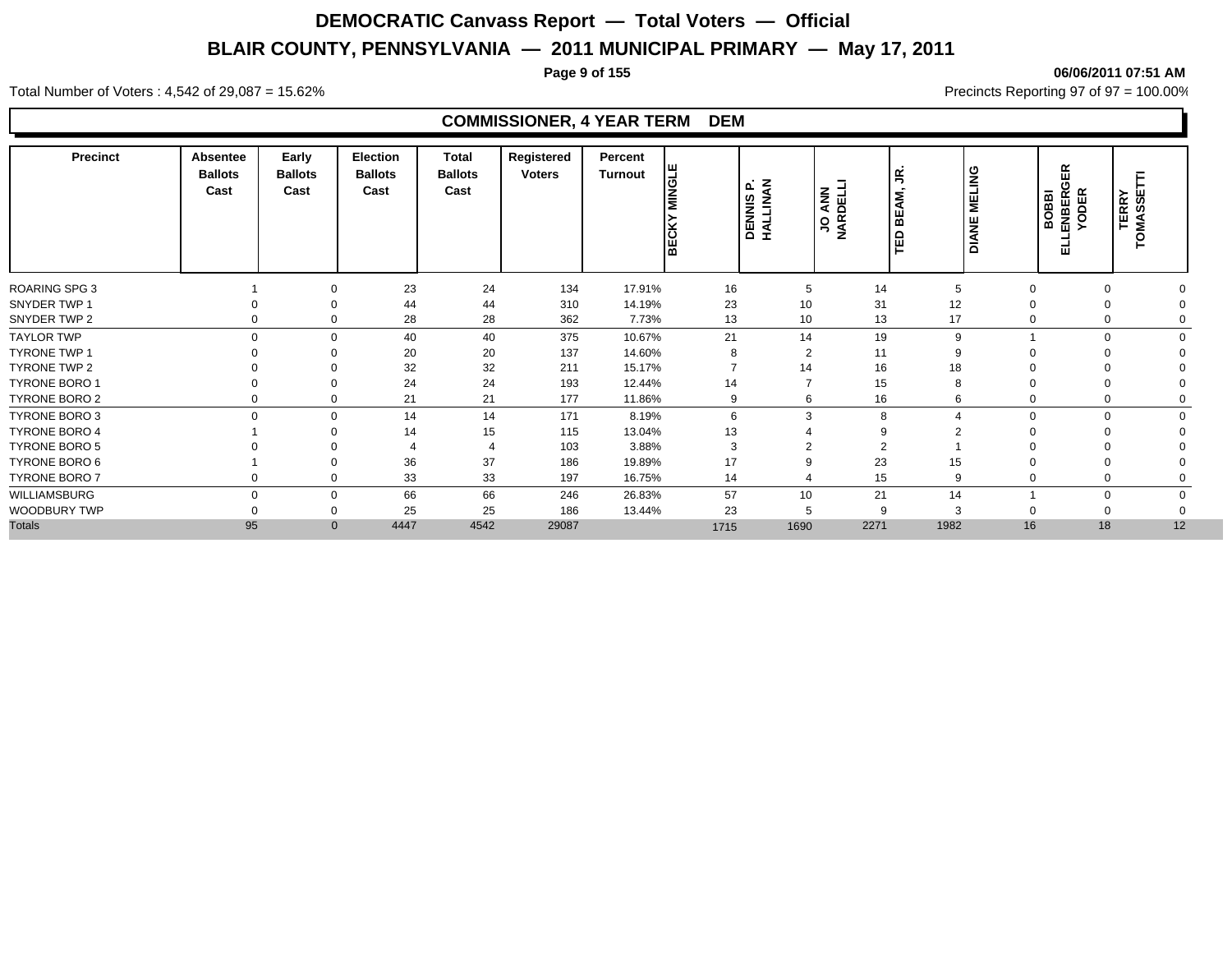# DEMOCRATIC Canvass Report — Total Voters — Official

## BLAIR COUNTY, PENNSYLVANIA — 2011 MUNICIPAL PRIMARY — May 17, 2011

06/06/2011 07:51 AM

Total Number of Voters : 4,542 of 29,087 = 15.62%

Precincts Reporting 97 of 97 = 100.00%

### COMMISSIONER, 4 YEAR TERM DEM

| Precinct | Absentee Ballots Cast | Early Ballots Cast | Election Ballots Cast | Total Ballots Cast | Registered Voters | Percent Turnout | BECKY MINGLE | DENNIS P. HALLINAN | JO ANN NARDELLI | TED BEAM, JR. | DIANE MELING | BOBBI ELLENBERGER YODER | TERRY TOMASSETTI |
|---|---|---|---|---|---|---|---|---|---|---|---|---|---|
| ROARING SPG 3 | 1 | 0 | 23 | 24 | 134 | 17.91% | 16 | 5 | 14 | 5 | 0 | 0 | 0 |
| SNYDER TWP 1 | 0 | 0 | 44 | 44 | 310 | 14.19% | 23 | 10 | 31 | 12 | 0 | 0 | 0 |
| SNYDER TWP 2 | 0 | 0 | 28 | 28 | 362 | 7.73% | 13 | 10 | 13 | 17 | 0 | 0 | 0 |
| TAYLOR TWP | 0 | 0 | 40 | 40 | 375 | 10.67% | 21 | 14 | 19 | 9 | 1 | 0 | 0 |
| TYRONE TWP 1 | 0 | 0 | 20 | 20 | 137 | 14.60% | 8 | 2 | 11 | 9 | 0 | 0 | 0 |
| TYRONE TWP 2 | 0 | 0 | 32 | 32 | 211 | 15.17% | 7 | 14 | 16 | 18 | 0 | 0 | 0 |
| TYRONE BORO 1 | 0 | 0 | 24 | 24 | 193 | 12.44% | 14 | 7 | 15 | 8 | 0 | 0 | 0 |
| TYRONE BORO 2 | 0 | 0 | 21 | 21 | 177 | 11.86% | 9 | 6 | 16 | 6 | 0 | 0 | 0 |
| TYRONE BORO 3 | 0 | 0 | 14 | 14 | 171 | 8.19% | 6 | 3 | 8 | 4 | 0 | 0 | 0 |
| TYRONE BORO 4 | 1 | 0 | 14 | 15 | 115 | 13.04% | 13 | 4 | 9 | 2 | 0 | 0 | 0 |
| TYRONE BORO 5 | 0 | 0 | 4 | 4 | 103 | 3.88% | 3 | 2 | 2 | 1 | 0 | 0 | 0 |
| TYRONE BORO 6 | 1 | 0 | 36 | 37 | 186 | 19.89% | 17 | 9 | 23 | 15 | 0 | 0 | 0 |
| TYRONE BORO 7 | 0 | 0 | 33 | 33 | 197 | 16.75% | 14 | 4 | 15 | 9 | 0 | 0 | 0 |
| WILLIAMSBURG | 0 | 0 | 66 | 66 | 246 | 26.83% | 57 | 10 | 21 | 14 | 1 | 0 | 0 |
| WOODBURY TWP | 0 | 0 | 25 | 25 | 186 | 13.44% | 23 | 5 | 9 | 3 | 0 | 0 | 0 |
| Totals | 95 | 0 | 4447 | 4542 | 29087 | | 1715 | 1690 | 2271 | 1982 | 16 | 18 | 12 |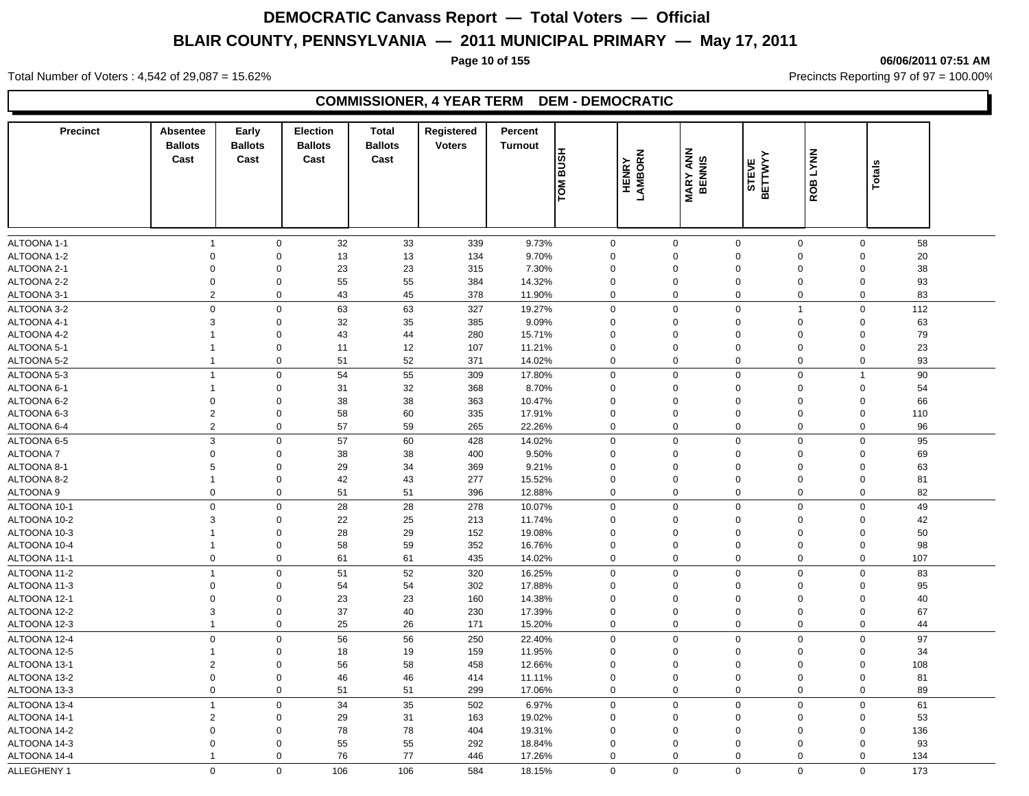# DEMOCRATIC Canvass Report — Total Voters — Official

## BLAIR COUNTY, PENNSYLVANIA — 2011 MUNICIPAL PRIMARY — May 17, 2011

06/06/2011 07:51 AM

Total Number of Voters : 4,542 of 29,087 = 15.62%

Precincts Reporting 97 of 97 = 100.00%

### COMMISSIONER, 4 YEAR TERM DEM - DEMOCRATIC

| Precinct | Absentee Ballots Cast | Early Ballots Cast | Election Ballots Cast | Total Ballots Cast | Registered Voters | Percent Turnout | TOM BUSH | HENRY LAMBORN | MARY ANN BENNIS | STEVE BETTWYY | ROB LYNN | Totals |
|---|---|---|---|---|---|---|---|---|---|---|---|---|
| ALTOONA 1-1 | 1 | 0 | 32 | 33 | 339 | 9.73% | 0 | 0 | 0 | 0 | 0 | 58 |
| ALTOONA 1-2 | 0 | 0 | 13 | 13 | 134 | 9.70% | 0 | 0 | 0 | 0 | 0 | 20 |
| ALTOONA 2-1 | 0 | 0 | 23 | 23 | 315 | 7.30% | 0 | 0 | 0 | 0 | 0 | 38 |
| ALTOONA 2-2 | 0 | 0 | 55 | 55 | 384 | 14.32% | 0 | 0 | 0 | 0 | 0 | 93 |
| ALTOONA 3-1 | 2 | 0 | 43 | 45 | 378 | 11.90% | 0 | 0 | 0 | 0 | 0 | 83 |
| ALTOONA 3-2 | 0 | 0 | 63 | 63 | 327 | 19.27% | 0 | 0 | 0 | 1 | 0 | 112 |
| ALTOONA 4-1 | 3 | 0 | 32 | 35 | 385 | 9.09% | 0 | 0 | 0 | 0 | 0 | 63 |
| ALTOONA 4-2 | 1 | 0 | 43 | 44 | 280 | 15.71% | 0 | 0 | 0 | 0 | 0 | 79 |
| ALTOONA 5-1 | 1 | 0 | 11 | 12 | 107 | 11.21% | 0 | 0 | 0 | 0 | 0 | 23 |
| ALTOONA 5-2 | 1 | 0 | 51 | 52 | 371 | 14.02% | 0 | 0 | 0 | 0 | 0 | 93 |
| ALTOONA 5-3 | 1 | 0 | 54 | 55 | 309 | 17.80% | 0 | 0 | 0 | 0 | 1 | 90 |
| ALTOONA 6-1 | 1 | 0 | 31 | 32 | 368 | 8.70% | 0 | 0 | 0 | 0 | 0 | 54 |
| ALTOONA 6-2 | 0 | 0 | 38 | 38 | 363 | 10.47% | 0 | 0 | 0 | 0 | 0 | 66 |
| ALTOONA 6-3 | 2 | 0 | 58 | 60 | 335 | 17.91% | 0 | 0 | 0 | 0 | 0 | 110 |
| ALTOONA 6-4 | 2 | 0 | 57 | 59 | 265 | 22.26% | 0 | 0 | 0 | 0 | 0 | 96 |
| ALTOONA 6-5 | 3 | 0 | 57 | 60 | 428 | 14.02% | 0 | 0 | 0 | 0 | 0 | 95 |
| ALTOONA 7 | 0 | 0 | 38 | 38 | 400 | 9.50% | 0 | 0 | 0 | 0 | 0 | 69 |
| ALTOONA 8-1 | 5 | 0 | 29 | 34 | 369 | 9.21% | 0 | 0 | 0 | 0 | 0 | 63 |
| ALTOONA 8-2 | 1 | 0 | 42 | 43 | 277 | 15.52% | 0 | 0 | 0 | 0 | 0 | 81 |
| ALTOONA 9 | 0 | 0 | 51 | 51 | 396 | 12.88% | 0 | 0 | 0 | 0 | 0 | 82 |
| ALTOONA 10-1 | 0 | 0 | 28 | 28 | 278 | 10.07% | 0 | 0 | 0 | 0 | 0 | 49 |
| ALTOONA 10-2 | 3 | 0 | 22 | 25 | 213 | 11.74% | 0 | 0 | 0 | 0 | 0 | 42 |
| ALTOONA 10-3 | 1 | 0 | 28 | 29 | 152 | 19.08% | 0 | 0 | 0 | 0 | 0 | 50 |
| ALTOONA 10-4 | 1 | 0 | 58 | 59 | 352 | 16.76% | 0 | 0 | 0 | 0 | 0 | 98 |
| ALTOONA 11-1 | 0 | 0 | 61 | 61 | 435 | 14.02% | 0 | 0 | 0 | 0 | 0 | 107 |
| ALTOONA 11-2 | 1 | 0 | 51 | 52 | 320 | 16.25% | 0 | 0 | 0 | 0 | 0 | 83 |
| ALTOONA 11-3 | 0 | 0 | 54 | 54 | 302 | 17.88% | 0 | 0 | 0 | 0 | 0 | 95 |
| ALTOONA 12-1 | 0 | 0 | 23 | 23 | 160 | 14.38% | 0 | 0 | 0 | 0 | 0 | 40 |
| ALTOONA 12-2 | 3 | 0 | 37 | 40 | 230 | 17.39% | 0 | 0 | 0 | 0 | 0 | 67 |
| ALTOONA 12-3 | 1 | 0 | 25 | 26 | 171 | 15.20% | 0 | 0 | 0 | 0 | 0 | 44 |
| ALTOONA 12-4 | 0 | 0 | 56 | 56 | 250 | 22.40% | 0 | 0 | 0 | 0 | 0 | 97 |
| ALTOONA 12-5 | 1 | 0 | 18 | 19 | 159 | 11.95% | 0 | 0 | 0 | 0 | 0 | 34 |
| ALTOONA 13-1 | 2 | 0 | 56 | 58 | 458 | 12.66% | 0 | 0 | 0 | 0 | 0 | 108 |
| ALTOONA 13-2 | 0 | 0 | 46 | 46 | 414 | 11.11% | 0 | 0 | 0 | 0 | 0 | 81 |
| ALTOONA 13-3 | 0 | 0 | 51 | 51 | 299 | 17.06% | 0 | 0 | 0 | 0 | 0 | 89 |
| ALTOONA 13-4 | 1 | 0 | 34 | 35 | 502 | 6.97% | 0 | 0 | 0 | 0 | 0 | 61 |
| ALTOONA 14-1 | 2 | 0 | 29 | 31 | 163 | 19.02% | 0 | 0 | 0 | 0 | 0 | 53 |
| ALTOONA 14-2 | 0 | 0 | 78 | 78 | 404 | 19.31% | 0 | 0 | 0 | 0 | 0 | 136 |
| ALTOONA 14-3 | 0 | 0 | 55 | 55 | 292 | 18.84% | 0 | 0 | 0 | 0 | 0 | 93 |
| ALTOONA 14-4 | 1 | 0 | 76 | 77 | 446 | 17.26% | 0 | 0 | 0 | 0 | 0 | 134 |
| ALLEGHENY 1 | 0 | 0 | 106 | 106 | 584 | 18.15% | 0 | 0 | 0 | 0 | 0 | 173 |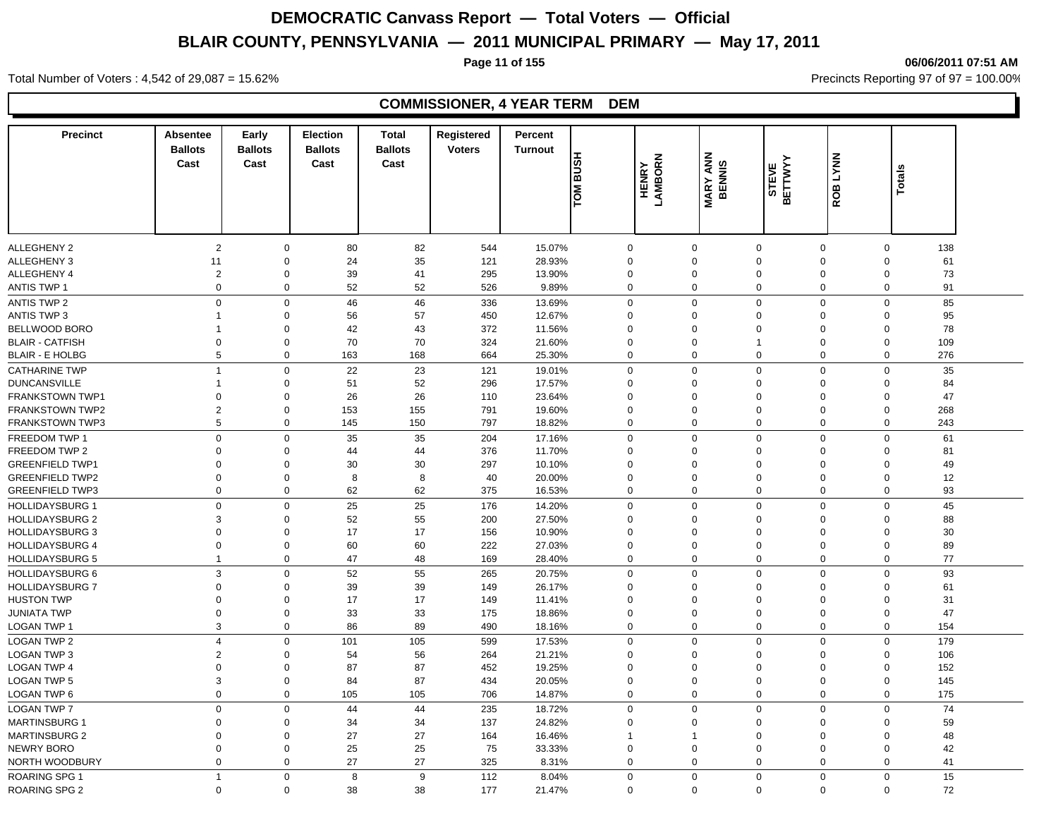# DEMOCRATIC Canvass Report — Total Voters — Official

## BLAIR COUNTY, PENNSYLVANIA — 2011 MUNICIPAL PRIMARY — May 17, 2011

06/06/2011 07:51 AM

Total Number of Voters : 4,542 of 29,087 = 15.62%

Precincts Reporting 97 of 97 = 100.00%

### COMMISSIONER, 4 YEAR TERM DEM

| Precinct | Absentee Ballots Cast | Early Ballots Cast | Election Ballots Cast | Total Ballots Cast | Registered Voters | Percent Turnout | TOM BUSH | HENRY LAMBORN | MARY ANN BENNIS | STEVE BETTWYY | ROB LYNN | Totals |
|---|---|---|---|---|---|---|---|---|---|---|---|---|
| ALLEGHENY 2 | 2 | 0 | 80 | 82 | 544 | 15.07% | 0 | 0 | 0 | 0 | 0 | 138 |
| ALLEGHENY 3 | 11 | 0 | 24 | 35 | 121 | 28.93% | 0 | 0 | 0 | 0 | 0 | 61 |
| ALLEGHENY 4 | 2 | 0 | 39 | 41 | 295 | 13.90% | 0 | 0 | 0 | 0 | 0 | 73 |
| ANTIS TWP 1 | 0 | 0 | 52 | 52 | 526 | 9.89% | 0 | 0 | 0 | 0 | 0 | 91 |
| ANTIS TWP 2 | 0 | 0 | 46 | 46 | 336 | 13.69% | 0 | 0 | 0 | 0 | 0 | 85 |
| ANTIS TWP 3 | 1 | 0 | 56 | 57 | 450 | 12.67% | 0 | 0 | 0 | 0 | 0 | 95 |
| BELLWOOD BORO | 1 | 0 | 42 | 43 | 372 | 11.56% | 0 | 0 | 0 | 0 | 0 | 78 |
| BLAIR - CATFISH | 0 | 0 | 70 | 70 | 324 | 21.60% | 0 | 0 | 1 | 0 | 0 | 109 |
| BLAIR - E HOLBG | 5 | 0 | 163 | 168 | 664 | 25.30% | 0 | 0 | 0 | 0 | 0 | 276 |
| CATHARINE TWP | 1 | 0 | 22 | 23 | 121 | 19.01% | 0 | 0 | 0 | 0 | 0 | 35 |
| DUNCANSVILLE | 1 | 0 | 51 | 52 | 296 | 17.57% | 0 | 0 | 0 | 0 | 0 | 84 |
| FRANKSTOWN TWP1 | 0 | 0 | 26 | 26 | 110 | 23.64% | 0 | 0 | 0 | 0 | 0 | 47 |
| FRANKSTOWN TWP2 | 2 | 0 | 153 | 155 | 791 | 19.60% | 0 | 0 | 0 | 0 | 0 | 268 |
| FRANKSTOWN TWP3 | 5 | 0 | 145 | 150 | 797 | 18.82% | 0 | 0 | 0 | 0 | 0 | 243 |
| FREEDOM TWP 1 | 0 | 0 | 35 | 35 | 204 | 17.16% | 0 | 0 | 0 | 0 | 0 | 61 |
| FREEDOM TWP 2 | 0 | 0 | 44 | 44 | 376 | 11.70% | 0 | 0 | 0 | 0 | 0 | 81 |
| GREENFIELD TWP1 | 0 | 0 | 30 | 30 | 297 | 10.10% | 0 | 0 | 0 | 0 | 0 | 49 |
| GREENFIELD TWP2 | 0 | 0 | 8 | 8 | 40 | 20.00% | 0 | 0 | 0 | 0 | 0 | 12 |
| GREENFIELD TWP3 | 0 | 0 | 62 | 62 | 375 | 16.53% | 0 | 0 | 0 | 0 | 0 | 93 |
| HOLLIDAYSBURG 1 | 0 | 0 | 25 | 25 | 176 | 14.20% | 0 | 0 | 0 | 0 | 0 | 45 |
| HOLLIDAYSBURG 2 | 3 | 0 | 52 | 55 | 200 | 27.50% | 0 | 0 | 0 | 0 | 0 | 88 |
| HOLLIDAYSBURG 3 | 0 | 0 | 17 | 17 | 156 | 10.90% | 0 | 0 | 0 | 0 | 0 | 30 |
| HOLLIDAYSBURG 4 | 0 | 0 | 60 | 60 | 222 | 27.03% | 0 | 0 | 0 | 0 | 0 | 89 |
| HOLLIDAYSBURG 5 | 1 | 0 | 47 | 48 | 169 | 28.40% | 0 | 0 | 0 | 0 | 0 | 77 |
| HOLLIDAYSBURG 6 | 3 | 0 | 52 | 55 | 265 | 20.75% | 0 | 0 | 0 | 0 | 0 | 93 |
| HOLLIDAYSBURG 7 | 0 | 0 | 39 | 39 | 149 | 26.17% | 0 | 0 | 0 | 0 | 0 | 61 |
| HUSTON TWP | 0 | 0 | 17 | 17 | 149 | 11.41% | 0 | 0 | 0 | 0 | 0 | 31 |
| JUNIATA TWP | 0 | 0 | 33 | 33 | 175 | 18.86% | 0 | 0 | 0 | 0 | 0 | 47 |
| LOGAN TWP 1 | 3 | 0 | 86 | 89 | 490 | 18.16% | 0 | 0 | 0 | 0 | 0 | 154 |
| LOGAN TWP 2 | 4 | 0 | 101 | 105 | 599 | 17.53% | 0 | 0 | 0 | 0 | 0 | 179 |
| LOGAN TWP 3 | 2 | 0 | 54 | 56 | 264 | 21.21% | 0 | 0 | 0 | 0 | 0 | 106 |
| LOGAN TWP 4 | 0 | 0 | 87 | 87 | 452 | 19.25% | 0 | 0 | 0 | 0 | 0 | 152 |
| LOGAN TWP 5 | 3 | 0 | 84 | 87 | 434 | 20.05% | 0 | 0 | 0 | 0 | 0 | 145 |
| LOGAN TWP 6 | 0 | 0 | 105 | 105 | 706 | 14.87% | 0 | 0 | 0 | 0 | 0 | 175 |
| LOGAN TWP 7 | 0 | 0 | 44 | 44 | 235 | 18.72% | 0 | 0 | 0 | 0 | 0 | 74 |
| MARTINSBURG 1 | 0 | 0 | 34 | 34 | 137 | 24.82% | 0 | 0 | 0 | 0 | 0 | 59 |
| MARTINSBURG 2 | 0 | 0 | 27 | 27 | 164 | 16.46% | 1 | 1 | 0 | 0 | 0 | 48 |
| NEWRY BORO | 0 | 0 | 25 | 25 | 75 | 33.33% | 0 | 0 | 0 | 0 | 0 | 42 |
| NORTH WOODBURY | 0 | 0 | 27 | 27 | 325 | 8.31% | 0 | 0 | 0 | 0 | 0 | 41 |
| ROARING SPG 1 | 1 | 0 | 8 | 9 | 112 | 8.04% | 0 | 0 | 0 | 0 | 0 | 15 |
| ROARING SPG 2 | 0 | 0 | 38 | 38 | 177 | 21.47% | 0 | 0 | 0 | 0 | 0 | 72 |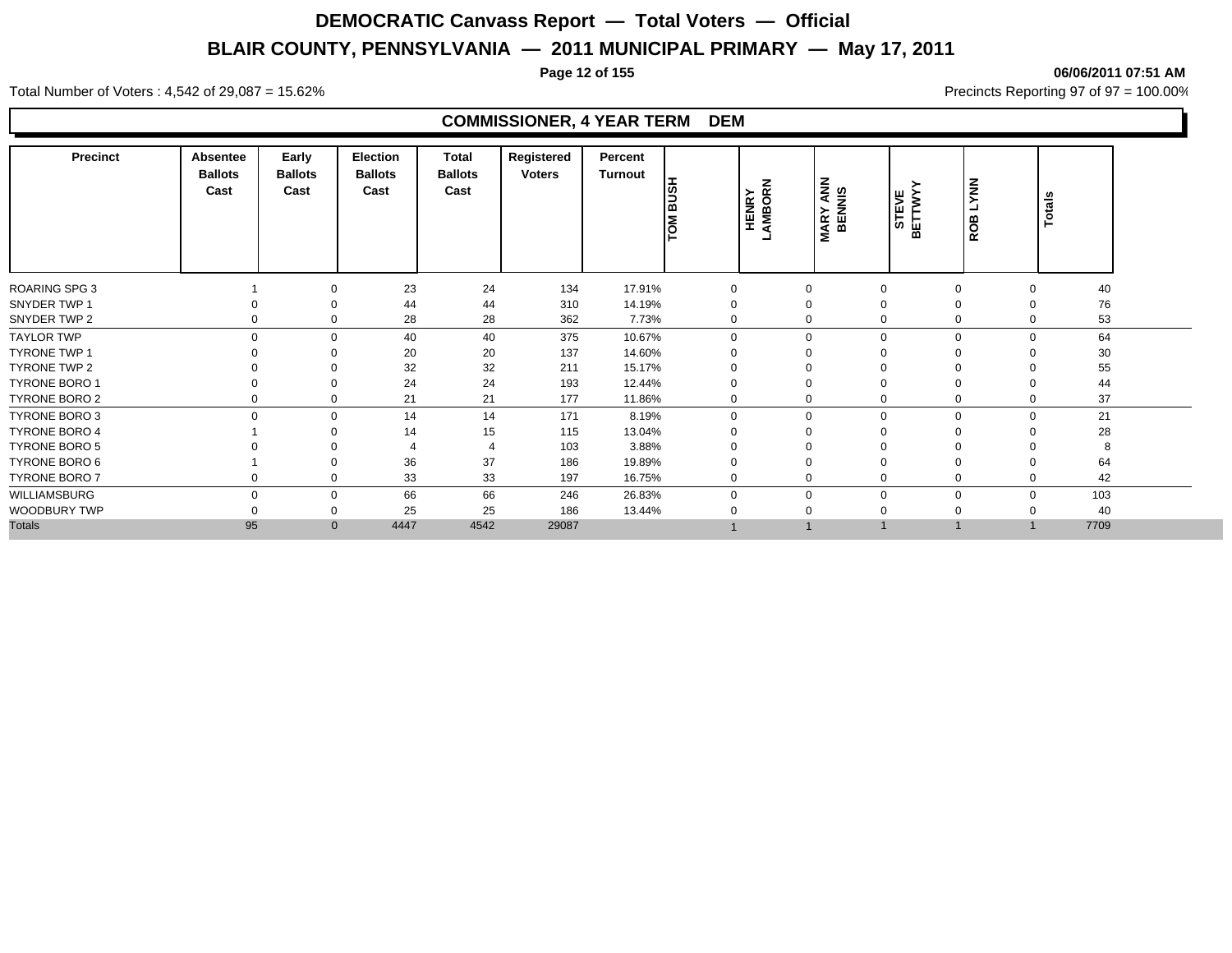# DEMOCRATIC Canvass Report — Total Voters — Official

## BLAIR COUNTY, PENNSYLVANIA — 2011 MUNICIPAL PRIMARY — May 17, 2011

06/06/2011 07:51 AM

Total Number of Voters : 4,542 of 29,087 = 15.62%

Precincts Reporting 97 of 97 = 100.00%

### COMMISSIONER, 4 YEAR TERM DEM

| Precinct | Absentee Ballots Cast | Early Ballots Cast | Election Ballots Cast | Total Ballots Cast | Registered Voters | Percent Turnout | TOM BUSH | HENRY LAMBORN | MARY ANN BENNIS | STEVE BETTWYY | ROB LYNN | Totals |
|---|---|---|---|---|---|---|---|---|---|---|---|---|
| ROARING SPG 3 | 1 | 0 | 23 | 24 | 134 | 17.91% | 0 | 0 | 0 | 0 | 0 | 40 |
| SNYDER TWP 1 | 0 | 0 | 44 | 44 | 310 | 14.19% | 0 | 0 | 0 | 0 | 0 | 76 |
| SNYDER TWP 2 | 0 | 0 | 28 | 28 | 362 | 7.73% | 0 | 0 | 0 | 0 | 0 | 53 |
| TAYLOR TWP | 0 | 0 | 40 | 40 | 375 | 10.67% | 0 | 0 | 0 | 0 | 0 | 64 |
| TYRONE TWP 1 | 0 | 0 | 20 | 20 | 137 | 14.60% | 0 | 0 | 0 | 0 | 0 | 30 |
| TYRONE TWP 2 | 0 | 0 | 32 | 32 | 211 | 15.17% | 0 | 0 | 0 | 0 | 0 | 55 |
| TYRONE BORO 1 | 0 | 0 | 24 | 24 | 193 | 12.44% | 0 | 0 | 0 | 0 | 0 | 44 |
| TYRONE BORO 2 | 0 | 0 | 21 | 21 | 177 | 11.86% | 0 | 0 | 0 | 0 | 0 | 37 |
| TYRONE BORO 3 | 0 | 0 | 14 | 14 | 171 | 8.19% | 0 | 0 | 0 | 0 | 0 | 21 |
| TYRONE BORO 4 | 1 | 0 | 14 | 15 | 115 | 13.04% | 0 | 0 | 0 | 0 | 0 | 28 |
| TYRONE BORO 5 | 0 | 0 | 4 | 4 | 103 | 3.88% | 0 | 0 | 0 | 0 | 0 | 8 |
| TYRONE BORO 6 | 1 | 0 | 36 | 37 | 186 | 19.89% | 0 | 0 | 0 | 0 | 0 | 64 |
| TYRONE BORO 7 | 0 | 0 | 33 | 33 | 197 | 16.75% | 0 | 0 | 0 | 0 | 0 | 42 |
| WILLIAMSBURG | 0 | 0 | 66 | 66 | 246 | 26.83% | 0 | 0 | 0 | 0 | 0 | 103 |
| WOODBURY TWP | 0 | 0 | 25 | 25 | 186 | 13.44% | 0 | 0 | 0 | 0 | 0 | 40 |
| Totals | 95 | 0 | 4447 | 4542 | 29087 | | 1 | 1 | 1 | 1 | 1 | 7709 |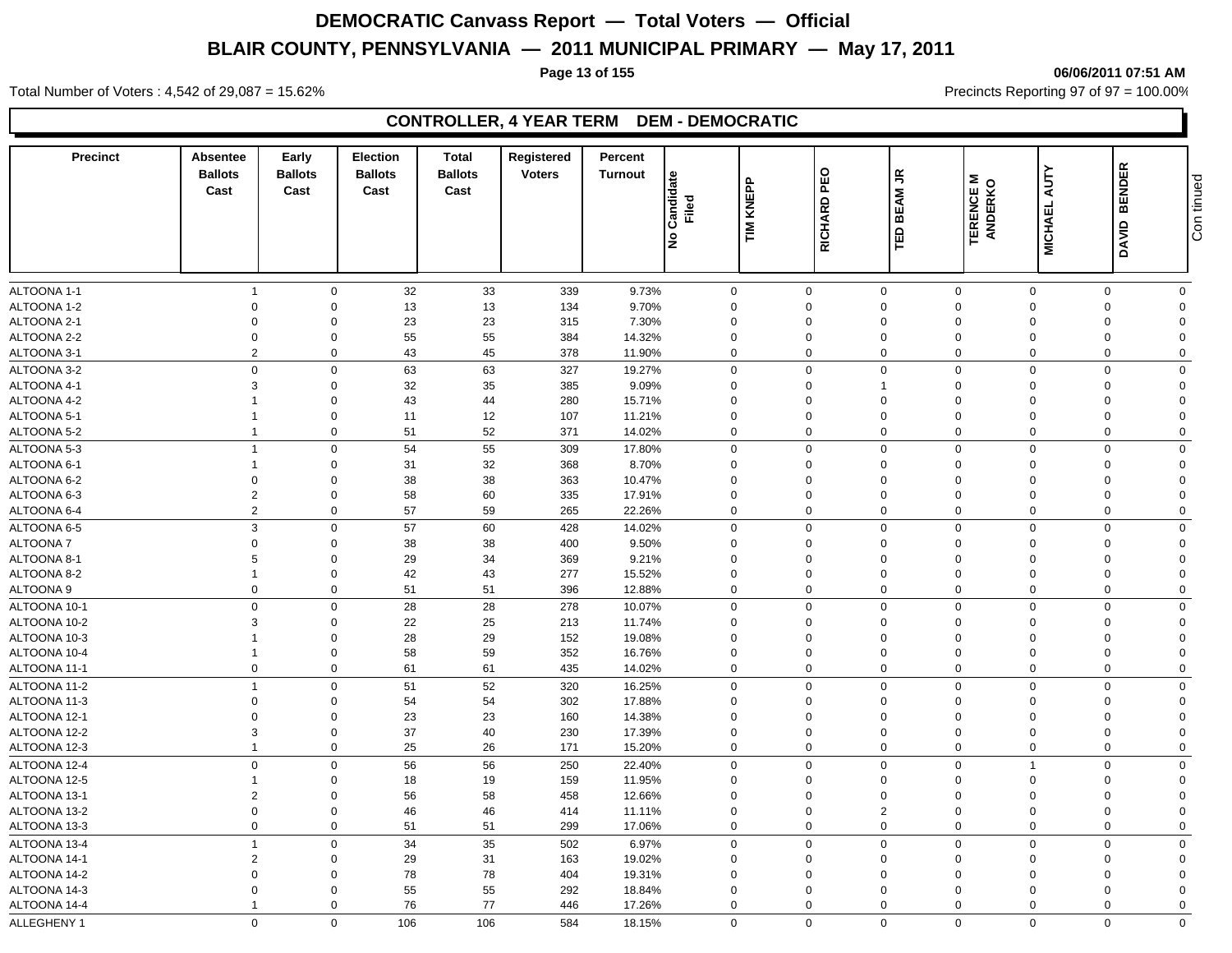# DEMOCRATIC Canvass Report — Total Voters — Official

## BLAIR COUNTY, PENNSYLVANIA — 2011 MUNICIPAL PRIMARY — May 17, 2011

06/06/2011 07:51 AM

Total Number of Voters : 4,542 of 29,087 = 15.62%

Precincts Reporting 97 of 97 = 100.00%

### CONTROLLER, 4 YEAR TERM DEM - DEMOCRATIC

| Precinct | Absentee Ballots Cast | Early Ballots Cast | Election Ballots Cast | Total Ballots Cast | Registered Voters | Percent Turnout | No Candidate Filed | TIM KNEPP | RICHARD PEO | TED BEAM JR | TERENCE M ANDERKO | MICHAEL AUTY | DAVID BENDER |
|---|---|---|---|---|---|---|---|---|---|---|---|---|---|
| ALTOONA 1-1 | 1 | 0 | 32 | 33 | 339 | 9.73% | 0 | 0 | 0 | 0 | 0 | 0 | 0 |
| ALTOONA 1-2 | 0 | 0 | 13 | 13 | 134 | 9.70% | 0 | 0 | 0 | 0 | 0 | 0 | 0 |
| ALTOONA 2-1 | 0 | 0 | 23 | 23 | 315 | 7.30% | 0 | 0 | 0 | 0 | 0 | 0 | 0 |
| ALTOONA 2-2 | 0 | 0 | 55 | 55 | 384 | 14.32% | 0 | 0 | 0 | 0 | 0 | 0 | 0 |
| ALTOONA 3-1 | 2 | 0 | 43 | 45 | 378 | 11.90% | 0 | 0 | 0 | 0 | 0 | 0 | 0 |
| ALTOONA 3-2 | 0 | 0 | 63 | 63 | 327 | 19.27% | 0 | 0 | 0 | 0 | 0 | 0 | 0 |
| ALTOONA 4-1 | 3 | 0 | 32 | 35 | 385 | 9.09% | 0 | 0 | 1 | 0 | 0 | 0 | 0 |
| ALTOONA 4-2 | 1 | 0 | 43 | 44 | 280 | 15.71% | 0 | 0 | 0 | 0 | 0 | 0 | 0 |
| ALTOONA 5-1 | 1 | 0 | 11 | 12 | 107 | 11.21% | 0 | 0 | 0 | 0 | 0 | 0 | 0 |
| ALTOONA 5-2 | 1 | 0 | 51 | 52 | 371 | 14.02% | 0 | 0 | 0 | 0 | 0 | 0 | 0 |
| ALTOONA 5-3 | 1 | 0 | 54 | 55 | 309 | 17.80% | 0 | 0 | 0 | 0 | 0 | 0 | 0 |
| ALTOONA 6-1 | 1 | 0 | 31 | 32 | 368 | 8.70% | 0 | 0 | 0 | 0 | 0 | 0 | 0 |
| ALTOONA 6-2 | 0 | 0 | 38 | 38 | 363 | 10.47% | 0 | 0 | 0 | 0 | 0 | 0 | 0 |
| ALTOONA 6-3 | 2 | 0 | 58 | 60 | 335 | 17.91% | 0 | 0 | 0 | 0 | 0 | 0 | 0 |
| ALTOONA 6-4 | 2 | 0 | 57 | 59 | 265 | 22.26% | 0 | 0 | 0 | 0 | 0 | 0 | 0 |
| ALTOONA 6-5 | 3 | 0 | 57 | 60 | 428 | 14.02% | 0 | 0 | 0 | 0 | 0 | 0 | 0 |
| ALTOONA 7 | 0 | 0 | 38 | 38 | 400 | 9.50% | 0 | 0 | 0 | 0 | 0 | 0 | 0 |
| ALTOONA 8-1 | 5 | 0 | 29 | 34 | 369 | 9.21% | 0 | 0 | 0 | 0 | 0 | 0 | 0 |
| ALTOONA 8-2 | 1 | 0 | 42 | 43 | 277 | 15.52% | 0 | 0 | 0 | 0 | 0 | 0 | 0 |
| ALTOONA 9 | 0 | 0 | 51 | 51 | 396 | 12.88% | 0 | 0 | 0 | 0 | 0 | 0 | 0 |
| ALTOONA 10-1 | 0 | 0 | 28 | 28 | 278 | 10.07% | 0 | 0 | 0 | 0 | 0 | 0 | 0 |
| ALTOONA 10-2 | 3 | 0 | 22 | 25 | 213 | 11.74% | 0 | 0 | 0 | 0 | 0 | 0 | 0 |
| ALTOONA 10-3 | 1 | 0 | 28 | 29 | 152 | 19.08% | 0 | 0 | 0 | 0 | 0 | 0 | 0 |
| ALTOONA 10-4 | 1 | 0 | 58 | 59 | 352 | 16.76% | 0 | 0 | 0 | 0 | 0 | 0 | 0 |
| ALTOONA 11-1 | 0 | 0 | 61 | 61 | 435 | 14.02% | 0 | 0 | 0 | 0 | 0 | 0 | 0 |
| ALTOONA 11-2 | 1 | 0 | 51 | 52 | 320 | 16.25% | 0 | 0 | 0 | 0 | 0 | 0 | 0 |
| ALTOONA 11-3 | 0 | 0 | 54 | 54 | 302 | 17.88% | 0 | 0 | 0 | 0 | 0 | 0 | 0 |
| ALTOONA 12-1 | 0 | 0 | 23 | 23 | 160 | 14.38% | 0 | 0 | 0 | 0 | 0 | 0 | 0 |
| ALTOONA 12-2 | 3 | 0 | 37 | 40 | 230 | 17.39% | 0 | 0 | 0 | 0 | 0 | 0 | 0 |
| ALTOONA 12-3 | 1 | 0 | 25 | 26 | 171 | 15.20% | 0 | 0 | 0 | 0 | 0 | 0 | 0 |
| ALTOONA 12-4 | 0 | 0 | 56 | 56 | 250 | 22.40% | 0 | 0 | 0 | 0 | 1 | 0 | 0 |
| ALTOONA 12-5 | 1 | 0 | 18 | 19 | 159 | 11.95% | 0 | 0 | 0 | 0 | 0 | 0 | 0 |
| ALTOONA 13-1 | 2 | 0 | 56 | 58 | 458 | 12.66% | 0 | 0 | 0 | 0 | 0 | 0 | 0 |
| ALTOONA 13-2 | 0 | 0 | 46 | 46 | 414 | 11.11% | 0 | 0 | 2 | 0 | 0 | 0 | 0 |
| ALTOONA 13-3 | 0 | 0 | 51 | 51 | 299 | 17.06% | 0 | 0 | 0 | 0 | 0 | 0 | 0 |
| ALTOONA 13-4 | 1 | 0 | 34 | 35 | 502 | 6.97% | 0 | 0 | 0 | 0 | 0 | 0 | 0 |
| ALTOONA 14-1 | 2 | 0 | 29 | 31 | 163 | 19.02% | 0 | 0 | 0 | 0 | 0 | 0 | 0 |
| ALTOONA 14-2 | 0 | 0 | 78 | 78 | 404 | 19.31% | 0 | 0 | 0 | 0 | 0 | 0 | 0 |
| ALTOONA 14-3 | 0 | 0 | 55 | 55 | 292 | 18.84% | 0 | 0 | 0 | 0 | 0 | 0 | 0 |
| ALTOONA 14-4 | 1 | 0 | 76 | 77 | 446 | 17.26% | 0 | 0 | 0 | 0 | 0 | 0 | 0 |
| ALLEGHENY 1 | 0 | 0 | 106 | 106 | 584 | 18.15% | 0 | 0 | 0 | 0 | 0 | 0 | 0 |

Continued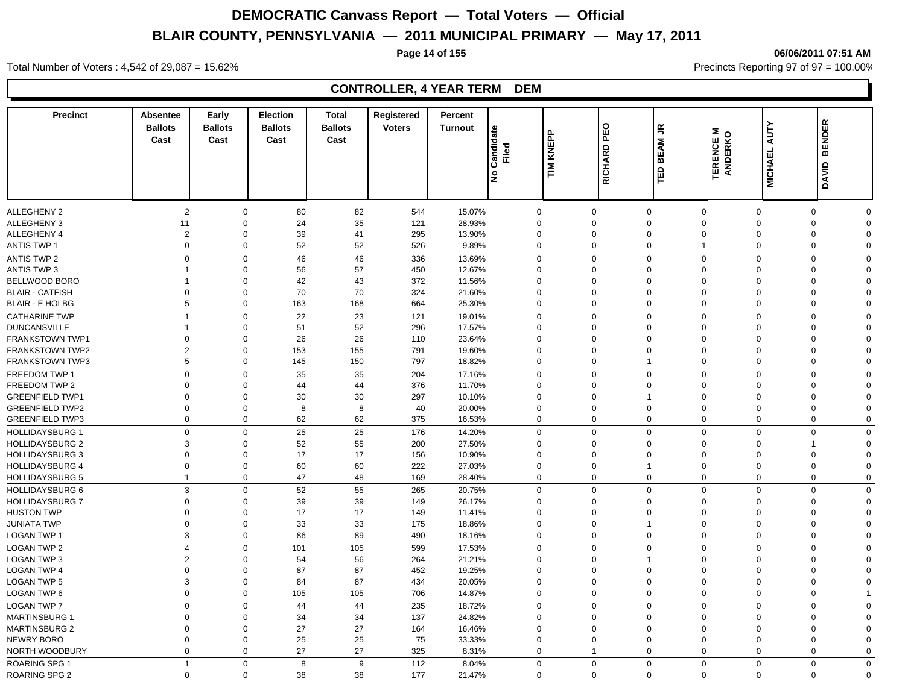# DEMOCRATIC Canvass Report — Total Voters — Official

## BLAIR COUNTY, PENNSYLVANIA — 2011 MUNICIPAL PRIMARY — May 17, 2011

06/06/2011 07:51 AM

Total Number of Voters : 4,542 of 29,087 = 15.62%

Precincts Reporting 97 of 97 = 100.00%

### CONTROLLER, 4 YEAR TERM DEM

| Precinct | Absentee Ballots Cast | Early Ballots Cast | Election Ballots Cast | Total Ballots Cast | Registered Voters | Percent Turnout | No Candidate Filed | TIM KNEPP | RICHARD PEO | TED BEAM JR | TERENCE M ANDERKO | MICHAEL AUTY | DAVID BENDER |
|---|---|---|---|---|---|---|---|---|---|---|---|---|---|
| ALLEGHENY 2 | 2 | 0 | 80 | 82 | 544 | 15.07% | 0 | 0 | 0 | 0 | 0 | 0 | 0 |
| ALLEGHENY 3 | 11 | 0 | 24 | 35 | 121 | 28.93% | 0 | 0 | 0 | 0 | 0 | 0 | 0 |
| ALLEGHENY 4 | 2 | 0 | 39 | 41 | 295 | 13.90% | 0 | 0 | 0 | 0 | 0 | 0 | 0 |
| ANTIS TWP 1 | 0 | 0 | 52 | 52 | 526 | 9.89% | 0 | 0 | 0 | 1 | 0 | 0 | 0 |
| ANTIS TWP 2 | 0 | 0 | 46 | 46 | 336 | 13.69% | 0 | 0 | 0 | 0 | 0 | 0 | 0 |
| ANTIS TWP 3 | 1 | 0 | 56 | 57 | 450 | 12.67% | 0 | 0 | 0 | 0 | 0 | 0 | 0 |
| BELLWOOD BORO | 1 | 0 | 42 | 43 | 372 | 11.56% | 0 | 0 | 0 | 0 | 0 | 0 | 0 |
| BLAIR - CATFISH | 0 | 0 | 70 | 70 | 324 | 21.60% | 0 | 0 | 0 | 0 | 0 | 0 | 0 |
| BLAIR - E HOLBG | 5 | 0 | 163 | 168 | 664 | 25.30% | 0 | 0 | 0 | 0 | 0 | 0 | 0 |
| CATHARINE TWP | 1 | 0 | 22 | 23 | 121 | 19.01% | 0 | 0 | 0 | 0 | 0 | 0 | 0 |
| DUNCANSVILLE | 1 | 0 | 51 | 52 | 296 | 17.57% | 0 | 0 | 0 | 0 | 0 | 0 | 0 |
| FRANKSTOWN TWP1 | 0 | 0 | 26 | 26 | 110 | 23.64% | 0 | 0 | 0 | 0 | 0 | 0 | 0 |
| FRANKSTOWN TWP2 | 2 | 0 | 153 | 155 | 791 | 19.60% | 0 | 0 | 0 | 0 | 0 | 0 | 0 |
| FRANKSTOWN TWP3 | 5 | 0 | 145 | 150 | 797 | 18.82% | 0 | 0 | 1 | 0 | 0 | 0 | 0 |
| FREEDOM TWP 1 | 0 | 0 | 35 | 35 | 204 | 17.16% | 0 | 0 | 0 | 0 | 0 | 0 | 0 |
| FREEDOM TWP 2 | 0 | 0 | 44 | 44 | 376 | 11.70% | 0 | 0 | 0 | 0 | 0 | 0 | 0 |
| GREENFIELD TWP1 | 0 | 0 | 30 | 30 | 297 | 10.10% | 0 | 0 | 1 | 0 | 0 | 0 | 0 |
| GREENFIELD TWP2 | 0 | 0 | 8 | 8 | 40 | 20.00% | 0 | 0 | 0 | 0 | 0 | 0 | 0 |
| GREENFIELD TWP3 | 0 | 0 | 62 | 62 | 375 | 16.53% | 0 | 0 | 0 | 0 | 0 | 0 | 0 |
| HOLLIDAYSBURG 1 | 0 | 0 | 25 | 25 | 176 | 14.20% | 0 | 0 | 0 | 0 | 0 | 0 | 0 |
| HOLLIDAYSBURG 2 | 3 | 0 | 52 | 55 | 200 | 27.50% | 0 | 0 | 0 | 0 | 0 | 1 | 0 |
| HOLLIDAYSBURG 3 | 0 | 0 | 17 | 17 | 156 | 10.90% | 0 | 0 | 0 | 0 | 0 | 0 | 0 |
| HOLLIDAYSBURG 4 | 0 | 0 | 60 | 60 | 222 | 27.03% | 0 | 0 | 1 | 0 | 0 | 0 | 0 |
| HOLLIDAYSBURG 5 | 1 | 0 | 47 | 48 | 169 | 28.40% | 0 | 0 | 0 | 0 | 0 | 0 | 0 |
| HOLLIDAYSBURG 6 | 3 | 0 | 52 | 55 | 265 | 20.75% | 0 | 0 | 0 | 0 | 0 | 0 | 0 |
| HOLLIDAYSBURG 7 | 0 | 0 | 39 | 39 | 149 | 26.17% | 0 | 0 | 0 | 0 | 0 | 0 | 0 |
| HUSTON TWP | 0 | 0 | 17 | 17 | 149 | 11.41% | 0 | 0 | 0 | 0 | 0 | 0 | 0 |
| JUNIATA TWP | 0 | 0 | 33 | 33 | 175 | 18.86% | 0 | 0 | 1 | 0 | 0 | 0 | 0 |
| LOGAN TWP 1 | 3 | 0 | 86 | 89 | 490 | 18.16% | 0 | 0 | 0 | 0 | 0 | 0 | 0 |
| LOGAN TWP 2 | 4 | 0 | 101 | 105 | 599 | 17.53% | 0 | 0 | 0 | 0 | 0 | 0 | 0 |
| LOGAN TWP 3 | 2 | 0 | 54 | 56 | 264 | 21.21% | 0 | 0 | 1 | 0 | 0 | 0 | 0 |
| LOGAN TWP 4 | 0 | 0 | 87 | 87 | 452 | 19.25% | 0 | 0 | 0 | 0 | 0 | 0 | 0 |
| LOGAN TWP 5 | 3 | 0 | 84 | 87 | 434 | 20.05% | 0 | 0 | 0 | 0 | 0 | 0 | 0 |
| LOGAN TWP 6 | 0 | 0 | 105 | 105 | 706 | 14.87% | 0 | 0 | 0 | 0 | 0 | 0 | 1 |
| LOGAN TWP 7 | 0 | 0 | 44 | 44 | 235 | 18.72% | 0 | 0 | 0 | 0 | 0 | 0 | 0 |
| MARTINSBURG 1 | 0 | 0 | 34 | 34 | 137 | 24.82% | 0 | 0 | 0 | 0 | 0 | 0 | 0 |
| MARTINSBURG 2 | 0 | 0 | 27 | 27 | 164 | 16.46% | 0 | 0 | 0 | 0 | 0 | 0 | 0 |
| NEWRY BORO | 0 | 0 | 25 | 25 | 75 | 33.33% | 0 | 0 | 0 | 0 | 0 | 0 | 0 |
| NORTH WOODBURY | 0 | 0 | 27 | 27 | 325 | 8.31% | 0 | 1 | 0 | 0 | 0 | 0 | 0 |
| ROARING SPG 1 | 1 | 0 | 8 | 9 | 112 | 8.04% | 0 | 0 | 0 | 0 | 0 | 0 | 0 |
| ROARING SPG 2 | 0 | 0 | 38 | 38 | 177 | 21.47% | 0 | 0 | 0 | 0 | 0 | 0 | 0 |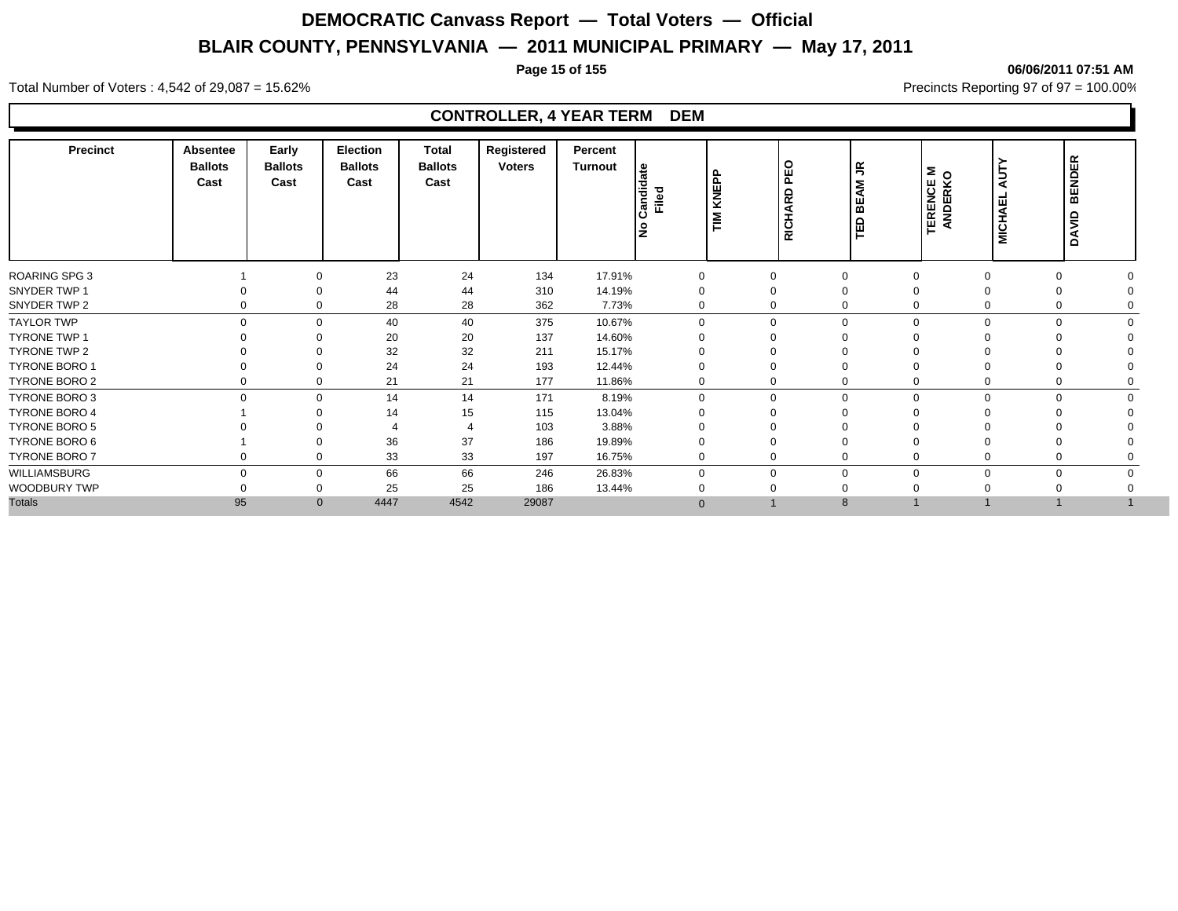# DEMOCRATIC Canvass Report — Total Voters — Official

## BLAIR COUNTY, PENNSYLVANIA — 2011 MUNICIPAL PRIMARY — May 17, 2011

06/06/2011 07:51 AM

Total Number of Voters : 4,542 of 29,087 = 15.62%

Precincts Reporting 97 of 97 = 100.00%

### CONTROLLER, 4 YEAR TERM DEM

| Precinct | Absentee Ballots Cast | Early Ballots Cast | Election Ballots Cast | Total Ballots Cast | Registered Voters | Percent Turnout | No Candidate Filed | TIM KNEPP | RICHARD PEO | TED BEAM JR | TERENCE M ANDERKO | MICHAEL AUTY | DAVID BENDER |
|---|---|---|---|---|---|---|---|---|---|---|---|---|---|
| ROARING SPG 3 | 1 | 0 | 23 | 24 | 134 | 17.91% | 0 | 0 | 0 | 0 | 0 | 0 | 0 |
| SNYDER TWP 1 | 0 | 0 | 44 | 44 | 310 | 14.19% | 0 | 0 | 0 | 0 | 0 | 0 | 0 |
| SNYDER TWP 2 | 0 | 0 | 28 | 28 | 362 | 7.73% | 0 | 0 | 0 | 0 | 0 | 0 | 0 |
| TAYLOR TWP | 0 | 0 | 40 | 40 | 375 | 10.67% | 0 | 0 | 0 | 0 | 0 | 0 | 0 |
| TYRONE TWP 1 | 0 | 0 | 20 | 20 | 137 | 14.60% | 0 | 0 | 0 | 0 | 0 | 0 | 0 |
| TYRONE TWP 2 | 0 | 0 | 32 | 32 | 211 | 15.17% | 0 | 0 | 0 | 0 | 0 | 0 | 0 |
| TYRONE BORO 1 | 0 | 0 | 24 | 24 | 193 | 12.44% | 0 | 0 | 0 | 0 | 0 | 0 | 0 |
| TYRONE BORO 2 | 0 | 0 | 21 | 21 | 177 | 11.86% | 0 | 0 | 0 | 0 | 0 | 0 | 0 |
| TYRONE BORO 3 | 0 | 0 | 14 | 14 | 171 | 8.19% | 0 | 0 | 0 | 0 | 0 | 0 | 0 |
| TYRONE BORO 4 | 1 | 0 | 14 | 15 | 115 | 13.04% | 0 | 0 | 0 | 0 | 0 | 0 | 0 |
| TYRONE BORO 5 | 0 | 0 | 4 | 4 | 103 | 3.88% | 0 | 0 | 0 | 0 | 0 | 0 | 0 |
| TYRONE BORO 6 | 1 | 0 | 36 | 37 | 186 | 19.89% | 0 | 0 | 0 | 0 | 0 | 0 | 0 |
| TYRONE BORO 7 | 0 | 0 | 33 | 33 | 197 | 16.75% | 0 | 0 | 0 | 0 | 0 | 0 | 0 |
| WILLIAMSBURG | 0 | 0 | 66 | 66 | 246 | 26.83% | 0 | 0 | 0 | 0 | 0 | 0 | 0 |
| WOODBURY TWP | 0 | 0 | 25 | 25 | 186 | 13.44% | 0 | 0 | 0 | 0 | 0 | 0 | 0 |
| Totals | 95 | 0 | 4447 | 4542 | 29087 | | 0 | 1 | 8 | 1 | 1 | 1 | 1 |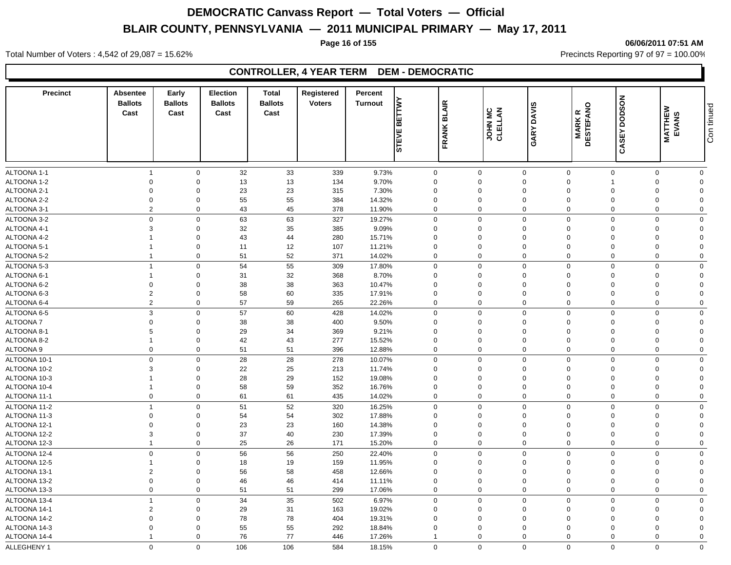# DEMOCRATIC Canvass Report — Total Voters — Official

## BLAIR COUNTY, PENNSYLVANIA — 2011 MUNICIPAL PRIMARY — May 17, 2011

06/06/2011 07:51 AM

Total Number of Voters : 4,542 of 29,087 = 15.62%

Precincts Reporting 97 of 97 = 100.00%

### CONTROLLER, 4 YEAR TERM DEM - DEMOCRATIC

| Precinct | Absentee Ballots Cast | Early Ballots Cast | Election Ballots Cast | Total Ballots Cast | Registered Voters | Percent Turnout | STEVE BETTWY | FRANK BLAIR | JOHN MC CLELLAN | GARY DAVIS | MARK R DESTEFANO | CASEY DODSON | MATTHEW EVANS |
|---|---|---|---|---|---|---|---|---|---|---|---|---|---|
| ALTOONA 1-1 | 1 | 0 | 32 | 33 | 339 | 9.73% | 0 | 0 | 0 | 0 | 0 | 0 | 0 |
| ALTOONA 1-2 | 0 | 0 | 13 | 13 | 134 | 9.70% | 0 | 0 | 0 | 0 | 1 | 0 | 0 |
| ALTOONA 2-1 | 0 | 0 | 23 | 23 | 315 | 7.30% | 0 | 0 | 0 | 0 | 0 | 0 | 0 |
| ALTOONA 2-2 | 0 | 0 | 55 | 55 | 384 | 14.32% | 0 | 0 | 0 | 0 | 0 | 0 | 0 |
| ALTOONA 3-1 | 2 | 0 | 43 | 45 | 378 | 11.90% | 0 | 0 | 0 | 0 | 0 | 0 | 0 |
| ALTOONA 3-2 | 0 | 0 | 63 | 63 | 327 | 19.27% | 0 | 0 | 0 | 0 | 0 | 0 | 0 |
| ALTOONA 4-1 | 3 | 0 | 32 | 35 | 385 | 9.09% | 0 | 0 | 0 | 0 | 0 | 0 | 0 |
| ALTOONA 4-2 | 1 | 0 | 43 | 44 | 280 | 15.71% | 0 | 0 | 0 | 0 | 0 | 0 | 0 |
| ALTOONA 5-1 | 1 | 0 | 11 | 12 | 107 | 11.21% | 0 | 0 | 0 | 0 | 0 | 0 | 0 |
| ALTOONA 5-2 | 1 | 0 | 51 | 52 | 371 | 14.02% | 0 | 0 | 0 | 0 | 0 | 0 | 0 |
| ALTOONA 5-3 | 1 | 0 | 54 | 55 | 309 | 17.80% | 0 | 0 | 0 | 0 | 0 | 0 | 0 |
| ALTOONA 6-1 | 1 | 0 | 31 | 32 | 368 | 8.70% | 0 | 0 | 0 | 0 | 0 | 0 | 0 |
| ALTOONA 6-2 | 0 | 0 | 38 | 38 | 363 | 10.47% | 0 | 0 | 0 | 0 | 0 | 0 | 0 |
| ALTOONA 6-3 | 2 | 0 | 58 | 60 | 335 | 17.91% | 0 | 0 | 0 | 0 | 0 | 0 | 0 |
| ALTOONA 6-4 | 2 | 0 | 57 | 59 | 265 | 22.26% | 0 | 0 | 0 | 0 | 0 | 0 | 0 |
| ALTOONA 6-5 | 3 | 0 | 57 | 60 | 428 | 14.02% | 0 | 0 | 0 | 0 | 0 | 0 | 0 |
| ALTOONA 7 | 0 | 0 | 38 | 38 | 400 | 9.50% | 0 | 0 | 0 | 0 | 0 | 0 | 0 |
| ALTOONA 8-1 | 5 | 0 | 29 | 34 | 369 | 9.21% | 0 | 0 | 0 | 0 | 0 | 0 | 0 |
| ALTOONA 8-2 | 1 | 0 | 42 | 43 | 277 | 15.52% | 0 | 0 | 0 | 0 | 0 | 0 | 0 |
| ALTOONA 9 | 0 | 0 | 51 | 51 | 396 | 12.88% | 0 | 0 | 0 | 0 | 0 | 0 | 0 |
| ALTOONA 10-1 | 0 | 0 | 28 | 28 | 278 | 10.07% | 0 | 0 | 0 | 0 | 0 | 0 | 0 |
| ALTOONA 10-2 | 3 | 0 | 22 | 25 | 213 | 11.74% | 0 | 0 | 0 | 0 | 0 | 0 | 0 |
| ALTOONA 10-3 | 1 | 0 | 28 | 29 | 152 | 19.08% | 0 | 0 | 0 | 0 | 0 | 0 | 0 |
| ALTOONA 10-4 | 1 | 0 | 58 | 59 | 352 | 16.76% | 0 | 0 | 0 | 0 | 0 | 0 | 0 |
| ALTOONA 11-1 | 0 | 0 | 61 | 61 | 435 | 14.02% | 0 | 0 | 0 | 0 | 0 | 0 | 0 |
| ALTOONA 11-2 | 1 | 0 | 51 | 52 | 320 | 16.25% | 0 | 0 | 0 | 0 | 0 | 0 | 0 |
| ALTOONA 11-3 | 0 | 0 | 54 | 54 | 302 | 17.88% | 0 | 0 | 0 | 0 | 0 | 0 | 0 |
| ALTOONA 12-1 | 0 | 0 | 23 | 23 | 160 | 14.38% | 0 | 0 | 0 | 0 | 0 | 0 | 0 |
| ALTOONA 12-2 | 3 | 0 | 37 | 40 | 230 | 17.39% | 0 | 0 | 0 | 0 | 0 | 0 | 0 |
| ALTOONA 12-3 | 1 | 0 | 25 | 26 | 171 | 15.20% | 0 | 0 | 0 | 0 | 0 | 0 | 0 |
| ALTOONA 12-4 | 0 | 0 | 56 | 56 | 250 | 22.40% | 0 | 0 | 0 | 0 | 0 | 0 | 0 |
| ALTOONA 12-5 | 1 | 0 | 18 | 19 | 159 | 11.95% | 0 | 0 | 0 | 0 | 0 | 0 | 0 |
| ALTOONA 13-1 | 2 | 0 | 56 | 58 | 458 | 12.66% | 0 | 0 | 0 | 0 | 0 | 0 | 0 |
| ALTOONA 13-2 | 0 | 0 | 46 | 46 | 414 | 11.11% | 0 | 0 | 0 | 0 | 0 | 0 | 0 |
| ALTOONA 13-3 | 0 | 0 | 51 | 51 | 299 | 17.06% | 0 | 0 | 0 | 0 | 0 | 0 | 0 |
| ALTOONA 13-4 | 1 | 0 | 34 | 35 | 502 | 6.97% | 0 | 0 | 0 | 0 | 0 | 0 | 0 |
| ALTOONA 14-1 | 2 | 0 | 29 | 31 | 163 | 19.02% | 0 | 0 | 0 | 0 | 0 | 0 | 0 |
| ALTOONA 14-2 | 0 | 0 | 78 | 78 | 404 | 19.31% | 0 | 0 | 0 | 0 | 0 | 0 | 0 |
| ALTOONA 14-3 | 0 | 0 | 55 | 55 | 292 | 18.84% | 0 | 0 | 0 | 0 | 0 | 0 | 0 |
| ALTOONA 14-4 | 1 | 0 | 76 | 77 | 446 | 17.26% | 1 | 0 | 0 | 0 | 0 | 0 | 0 |
| ALLEGHENY 1 | 0 | 0 | 106 | 106 | 584 | 18.15% | 0 | 0 | 0 | 0 | 0 | 0 | 0 |

Continued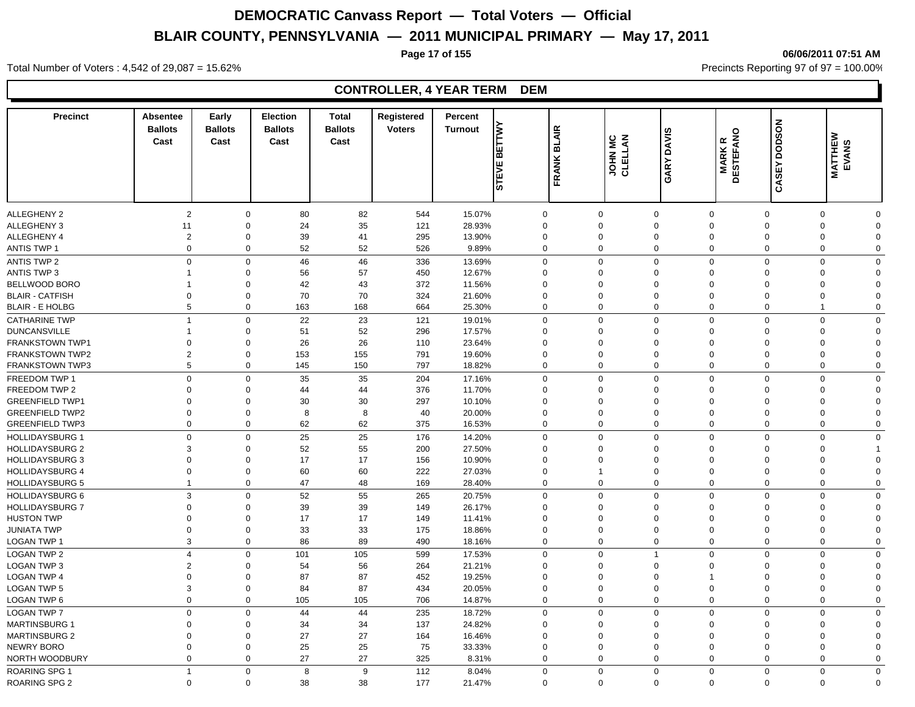# DEMOCRATIC Canvass Report — Total Voters — Official

## BLAIR COUNTY, PENNSYLVANIA — 2011 MUNICIPAL PRIMARY — May 17, 2011

06/06/2011 07:51 AM

Total Number of Voters : 4,542 of 29,087 = 15.62%

Precincts Reporting 97 of 97 = 100.00%

### CONTROLLER, 4 YEAR TERM DEM

| Precinct | Absentee Ballots Cast | Early Ballots Cast | Election Ballots Cast | Total Ballots Cast | Registered Voters | Percent Turnout | STEVE BETTWY | FRANK BLAIR | JOHN MC CLELLAN | GARY DAVIS | MARK R DESTEFANO | CASEY DODSON | MATTHEW EVANS |
|---|---|---|---|---|---|---|---|---|---|---|---|---|---|
| ALLEGHENY 2 | 2 | 0 | 80 | 82 | 544 | 15.07% | 0 | 0 | 0 | 0 | 0 | 0 | 0 |
| ALLEGHENY 3 | 11 | 0 | 24 | 35 | 121 | 28.93% | 0 | 0 | 0 | 0 | 0 | 0 | 0 |
| ALLEGHENY 4 | 2 | 0 | 39 | 41 | 295 | 13.90% | 0 | 0 | 0 | 0 | 0 | 0 | 0 |
| ANTIS TWP 1 | 0 | 0 | 52 | 52 | 526 | 9.89% | 0 | 0 | 0 | 0 | 0 | 0 | 0 |
| ANTIS TWP 2 | 0 | 0 | 46 | 46 | 336 | 13.69% | 0 | 0 | 0 | 0 | 0 | 0 | 0 |
| ANTIS TWP 3 | 1 | 0 | 56 | 57 | 450 | 12.67% | 0 | 0 | 0 | 0 | 0 | 0 | 0 |
| BELLWOOD BORO | 1 | 0 | 42 | 43 | 372 | 11.56% | 0 | 0 | 0 | 0 | 0 | 0 | 0 |
| BLAIR - CATFISH | 0 | 0 | 70 | 70 | 324 | 21.60% | 0 | 0 | 0 | 0 | 0 | 0 | 0 |
| BLAIR - E HOLBG | 5 | 0 | 163 | 168 | 664 | 25.30% | 0 | 0 | 0 | 0 | 0 | 1 | 0 |
| CATHARINE TWP | 1 | 0 | 22 | 23 | 121 | 19.01% | 0 | 0 | 0 | 0 | 0 | 0 | 0 |
| DUNCANSVILLE | 1 | 0 | 51 | 52 | 296 | 17.57% | 0 | 0 | 0 | 0 | 0 | 0 | 0 |
| FRANKSTOWN TWP1 | 0 | 0 | 26 | 26 | 110 | 23.64% | 0 | 0 | 0 | 0 | 0 | 0 | 0 |
| FRANKSTOWN TWP2 | 2 | 0 | 153 | 155 | 791 | 19.60% | 0 | 0 | 0 | 0 | 0 | 0 | 0 |
| FRANKSTOWN TWP3 | 5 | 0 | 145 | 150 | 797 | 18.82% | 0 | 0 | 0 | 0 | 0 | 0 | 0 |
| FREEDOM TWP 1 | 0 | 0 | 35 | 35 | 204 | 17.16% | 0 | 0 | 0 | 0 | 0 | 0 | 0 |
| FREEDOM TWP 2 | 0 | 0 | 44 | 44 | 376 | 11.70% | 0 | 0 | 0 | 0 | 0 | 0 | 0 |
| GREENFIELD TWP1 | 0 | 0 | 30 | 30 | 297 | 10.10% | 0 | 0 | 0 | 0 | 0 | 0 | 0 |
| GREENFIELD TWP2 | 0 | 0 | 8 | 8 | 40 | 20.00% | 0 | 0 | 0 | 0 | 0 | 0 | 0 |
| GREENFIELD TWP3 | 0 | 0 | 62 | 62 | 375 | 16.53% | 0 | 0 | 0 | 0 | 0 | 0 | 0 |
| HOLLIDAYSBURG 1 | 0 | 0 | 25 | 25 | 176 | 14.20% | 0 | 0 | 0 | 0 | 0 | 0 | 0 |
| HOLLIDAYSBURG 2 | 3 | 0 | 52 | 55 | 200 | 27.50% | 0 | 0 | 0 | 0 | 0 | 0 | 1 |
| HOLLIDAYSBURG 3 | 0 | 0 | 17 | 17 | 156 | 10.90% | 0 | 0 | 0 | 0 | 0 | 0 | 0 |
| HOLLIDAYSBURG 4 | 0 | 0 | 60 | 60 | 222 | 27.03% | 0 | 1 | 0 | 0 | 0 | 0 | 0 |
| HOLLIDAYSBURG 5 | 1 | 0 | 47 | 48 | 169 | 28.40% | 0 | 0 | 0 | 0 | 0 | 0 | 0 |
| HOLLIDAYSBURG 6 | 3 | 0 | 52 | 55 | 265 | 20.75% | 0 | 0 | 0 | 0 | 0 | 0 | 0 |
| HOLLIDAYSBURG 7 | 0 | 0 | 39 | 39 | 149 | 26.17% | 0 | 0 | 0 | 0 | 0 | 0 | 0 |
| HUSTON TWP | 0 | 0 | 17 | 17 | 149 | 11.41% | 0 | 0 | 0 | 0 | 0 | 0 | 0 |
| JUNIATA TWP | 0 | 0 | 33 | 33 | 175 | 18.86% | 0 | 0 | 0 | 0 | 0 | 0 | 0 |
| LOGAN TWP 1 | 3 | 0 | 86 | 89 | 490 | 18.16% | 0 | 0 | 0 | 0 | 0 | 0 | 0 |
| LOGAN TWP 2 | 4 | 0 | 101 | 105 | 599 | 17.53% | 0 | 0 | 1 | 0 | 0 | 0 | 0 |
| LOGAN TWP 3 | 2 | 0 | 54 | 56 | 264 | 21.21% | 0 | 0 | 0 | 0 | 0 | 0 | 0 |
| LOGAN TWP 4 | 0 | 0 | 87 | 87 | 452 | 19.25% | 0 | 0 | 0 | 1 | 0 | 0 | 0 |
| LOGAN TWP 5 | 3 | 0 | 84 | 87 | 434 | 20.05% | 0 | 0 | 0 | 0 | 0 | 0 | 0 |
| LOGAN TWP 6 | 0 | 0 | 105 | 105 | 706 | 14.87% | 0 | 0 | 0 | 0 | 0 | 0 | 0 |
| LOGAN TWP 7 | 0 | 0 | 44 | 44 | 235 | 18.72% | 0 | 0 | 0 | 0 | 0 | 0 | 0 |
| MARTINSBURG 1 | 0 | 0 | 34 | 34 | 137 | 24.82% | 0 | 0 | 0 | 0 | 0 | 0 | 0 |
| MARTINSBURG 2 | 0 | 0 | 27 | 27 | 164 | 16.46% | 0 | 0 | 0 | 0 | 0 | 0 | 0 |
| NEWRY BORO | 0 | 0 | 25 | 25 | 75 | 33.33% | 0 | 0 | 0 | 0 | 0 | 0 | 0 |
| NORTH WOODBURY | 0 | 0 | 27 | 27 | 325 | 8.31% | 0 | 0 | 0 | 0 | 0 | 0 | 0 |
| ROARING SPG 1 | 1 | 0 | 8 | 9 | 112 | 8.04% | 0 | 0 | 0 | 0 | 0 | 0 | 0 |
| ROARING SPG 2 | 0 | 0 | 38 | 38 | 177 | 21.47% | 0 | 0 | 0 | 0 | 0 | 0 | 0 |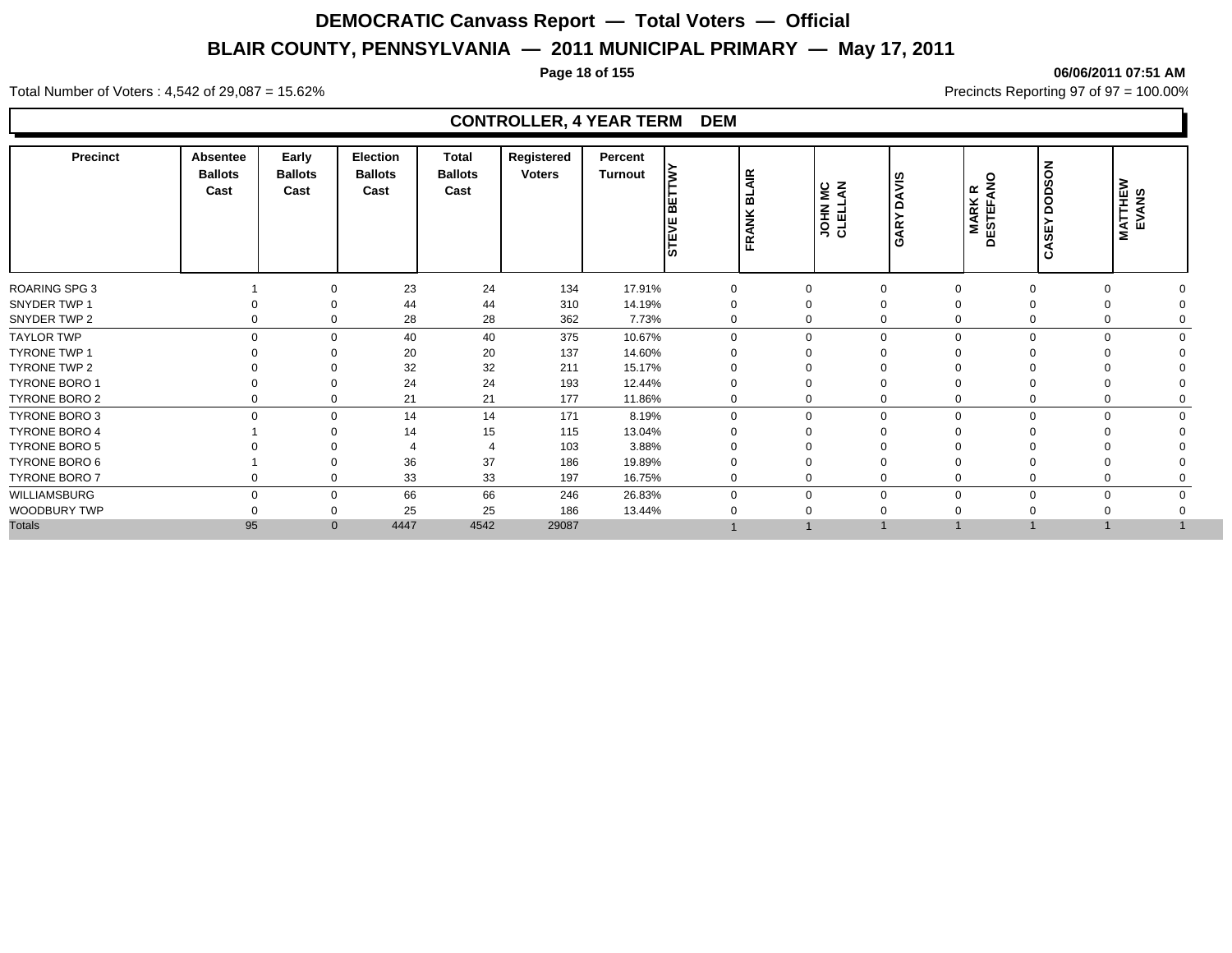# DEMOCRATIC Canvass Report — Total Voters — Official

## BLAIR COUNTY, PENNSYLVANIA — 2011 MUNICIPAL PRIMARY — May 17, 2011

06/06/2011 07:51 AM

Total Number of Voters : 4,542 of 29,087 = 15.62%

Precincts Reporting 97 of 97 = 100.00%

### CONTROLLER, 4 YEAR TERM DEM

| Precinct | Absentee Ballots Cast | Early Ballots Cast | Election Ballots Cast | Total Ballots Cast | Registered Voters | Percent Turnout | STEVE BETTWY | FRANK BLAIR | JOHN MC CLELLAN | GARY DAVIS | MARK R DESTEFANO | CASEY DODSON | MATTHEW EVANS |
|---|---|---|---|---|---|---|---|---|---|---|---|---|---|
| ROARING SPG 3 | 1 | 0 | 23 | 24 | 134 | 17.91% | 0 | 0 | 0 | 0 | 0 | 0 | 0 |
| SNYDER TWP 1 | 0 | 0 | 44 | 44 | 310 | 14.19% | 0 | 0 | 0 | 0 | 0 | 0 | 0 |
| SNYDER TWP 2 | 0 | 0 | 28 | 28 | 362 | 7.73% | 0 | 0 | 0 | 0 | 0 | 0 | 0 |
| TAYLOR TWP | 0 | 0 | 40 | 40 | 375 | 10.67% | 0 | 0 | 0 | 0 | 0 | 0 | 0 |
| TYRONE TWP 1 | 0 | 0 | 20 | 20 | 137 | 14.60% | 0 | 0 | 0 | 0 | 0 | 0 | 0 |
| TYRONE TWP 2 | 0 | 0 | 32 | 32 | 211 | 15.17% | 0 | 0 | 0 | 0 | 0 | 0 | 0 |
| TYRONE BORO 1 | 0 | 0 | 24 | 24 | 193 | 12.44% | 0 | 0 | 0 | 0 | 0 | 0 | 0 |
| TYRONE BORO 2 | 0 | 0 | 21 | 21 | 177 | 11.86% | 0 | 0 | 0 | 0 | 0 | 0 | 0 |
| TYRONE BORO 3 | 0 | 0 | 14 | 14 | 171 | 8.19% | 0 | 0 | 0 | 0 | 0 | 0 | 0 |
| TYRONE BORO 4 | 1 | 0 | 14 | 15 | 115 | 13.04% | 0 | 0 | 0 | 0 | 0 | 0 | 0 |
| TYRONE BORO 5 | 0 | 0 | 4 | 4 | 103 | 3.88% | 0 | 0 | 0 | 0 | 0 | 0 | 0 |
| TYRONE BORO 6 | 1 | 0 | 36 | 37 | 186 | 19.89% | 0 | 0 | 0 | 0 | 0 | 0 | 0 |
| TYRONE BORO 7 | 0 | 0 | 33 | 33 | 197 | 16.75% | 0 | 0 | 0 | 0 | 0 | 0 | 0 |
| WILLIAMSBURG | 0 | 0 | 66 | 66 | 246 | 26.83% | 0 | 0 | 0 | 0 | 0 | 0 | 0 |
| WOODBURY TWP | 0 | 0 | 25 | 25 | 186 | 13.44% | 0 | 0 | 0 | 0 | 0 | 0 | 0 |
| Totals | 95 | 0 | 4447 | 4542 | 29087 | | 1 | 1 | 1 | 1 | 1 | 1 | 1 |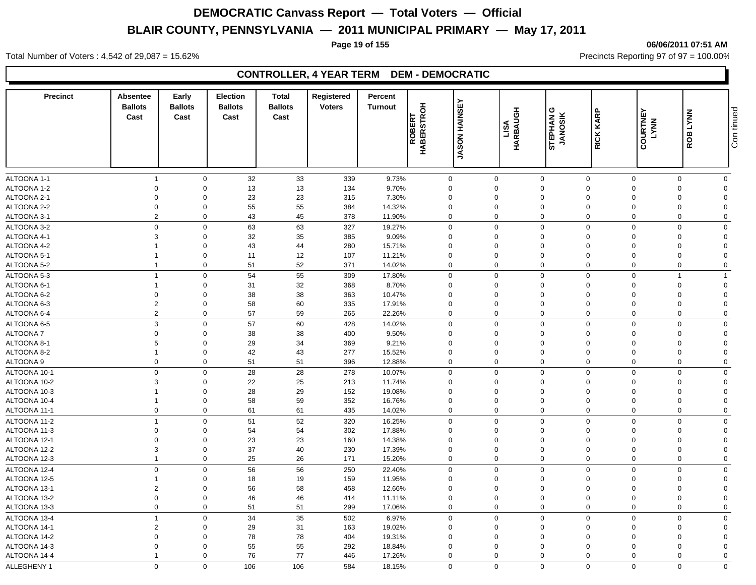# DEMOCRATIC Canvass Report — Total Voters — Official

## BLAIR COUNTY, PENNSYLVANIA — 2011 MUNICIPAL PRIMARY — May 17, 2011

06/06/2011 07:51 AM

Total Number of Voters : 4,542 of 29,087 = 15.62%

Precincts Reporting 97 of 97 = 100.00%

### CONTROLLER, 4 YEAR TERM DEM - DEMOCRATIC

| Precinct | Absentee Ballots Cast | Early Ballots Cast | Election Ballots Cast | Total Ballots Cast | Registered Voters | Percent Turnout | ROBERT HABERSTROH | JASON HAINSEY | LISA HARBAUGH | STEPHAN G JANOSIK | RICK KARP | COURTNEY LYNN | ROB LYNN | Continued |
|---|---|---|---|---|---|---|---|---|---|---|---|---|---|---|
| ALTOONA 1-1 | 1 | 0 | 32 | 33 | 339 | 9.73% | 0 | 0 | 0 | 0 | 0 | 0 | 0 | |
| ALTOONA 1-2 | 0 | 0 | 13 | 13 | 134 | 9.70% | 0 | 0 | 0 | 0 | 0 | 0 | 0 | |
| ALTOONA 2-1 | 0 | 0 | 23 | 23 | 315 | 7.30% | 0 | 0 | 0 | 0 | 0 | 0 | 0 | |
| ALTOONA 2-2 | 0 | 0 | 55 | 55 | 384 | 14.32% | 0 | 0 | 0 | 0 | 0 | 0 | 0 | |
| ALTOONA 3-1 | 2 | 0 | 43 | 45 | 378 | 11.90% | 0 | 0 | 0 | 0 | 0 | 0 | 0 | |
| ALTOONA 3-2 | 0 | 0 | 63 | 63 | 327 | 19.27% | 0 | 0 | 0 | 0 | 0 | 0 | 0 | |
| ALTOONA 4-1 | 3 | 0 | 32 | 35 | 385 | 9.09% | 0 | 0 | 0 | 0 | 0 | 0 | 0 | |
| ALTOONA 4-2 | 1 | 0 | 43 | 44 | 280 | 15.71% | 0 | 0 | 0 | 0 | 0 | 0 | 0 | |
| ALTOONA 5-1 | 1 | 0 | 11 | 12 | 107 | 11.21% | 0 | 0 | 0 | 0 | 0 | 0 | 0 | |
| ALTOONA 5-2 | 1 | 0 | 51 | 52 | 371 | 14.02% | 0 | 0 | 0 | 0 | 0 | 0 | 0 | |
| ALTOONA 5-3 | 1 | 0 | 54 | 55 | 309 | 17.80% | 0 | 0 | 0 | 0 | 0 | 1 | 1 | |
| ALTOONA 6-1 | 1 | 0 | 31 | 32 | 368 | 8.70% | 0 | 0 | 0 | 0 | 0 | 0 | 0 | |
| ALTOONA 6-2 | 0 | 0 | 38 | 38 | 363 | 10.47% | 0 | 0 | 0 | 0 | 0 | 0 | 0 | |
| ALTOONA 6-3 | 2 | 0 | 58 | 60 | 335 | 17.91% | 0 | 0 | 0 | 0 | 0 | 0 | 0 | |
| ALTOONA 6-4 | 2 | 0 | 57 | 59 | 265 | 22.26% | 0 | 0 | 0 | 0 | 0 | 0 | 0 | |
| ALTOONA 6-5 | 3 | 0 | 57 | 60 | 428 | 14.02% | 0 | 0 | 0 | 0 | 0 | 0 | 0 | |
| ALTOONA 7 | 0 | 0 | 38 | 38 | 400 | 9.50% | 0 | 0 | 0 | 0 | 0 | 0 | 0 | |
| ALTOONA 8-1 | 5 | 0 | 29 | 34 | 369 | 9.21% | 0 | 0 | 0 | 0 | 0 | 0 | 0 | |
| ALTOONA 8-2 | 1 | 0 | 42 | 43 | 277 | 15.52% | 0 | 0 | 0 | 0 | 0 | 0 | 0 | |
| ALTOONA 9 | 0 | 0 | 51 | 51 | 396 | 12.88% | 0 | 0 | 0 | 0 | 0 | 0 | 0 | |
| ALTOONA 10-1 | 0 | 0 | 28 | 28 | 278 | 10.07% | 0 | 0 | 0 | 0 | 0 | 0 | 0 | |
| ALTOONA 10-2 | 3 | 0 | 22 | 25 | 213 | 11.74% | 0 | 0 | 0 | 0 | 0 | 0 | 0 | |
| ALTOONA 10-3 | 1 | 0 | 28 | 29 | 152 | 19.08% | 0 | 0 | 0 | 0 | 0 | 0 | 0 | |
| ALTOONA 10-4 | 1 | 0 | 58 | 59 | 352 | 16.76% | 0 | 0 | 0 | 0 | 0 | 0 | 0 | |
| ALTOONA 11-1 | 0 | 0 | 61 | 61 | 435 | 14.02% | 0 | 0 | 0 | 0 | 0 | 0 | 0 | |
| ALTOONA 11-2 | 1 | 0 | 51 | 52 | 320 | 16.25% | 0 | 0 | 0 | 0 | 0 | 0 | 0 | |
| ALTOONA 11-3 | 0 | 0 | 54 | 54 | 302 | 17.88% | 0 | 0 | 0 | 0 | 0 | 0 | 0 | |
| ALTOONA 12-1 | 0 | 0 | 23 | 23 | 160 | 14.38% | 0 | 0 | 0 | 0 | 0 | 0 | 0 | |
| ALTOONA 12-2 | 3 | 0 | 37 | 40 | 230 | 17.39% | 0 | 0 | 0 | 0 | 0 | 0 | 0 | |
| ALTOONA 12-3 | 1 | 0 | 25 | 26 | 171 | 15.20% | 0 | 0 | 0 | 0 | 0 | 0 | 0 | |
| ALTOONA 12-4 | 0 | 0 | 56 | 56 | 250 | 22.40% | 0 | 0 | 0 | 0 | 0 | 0 | 0 | |
| ALTOONA 12-5 | 1 | 0 | 18 | 19 | 159 | 11.95% | 0 | 0 | 0 | 0 | 0 | 0 | 0 | |
| ALTOONA 13-1 | 2 | 0 | 56 | 58 | 458 | 12.66% | 0 | 0 | 0 | 0 | 0 | 0 | 0 | |
| ALTOONA 13-2 | 0 | 0 | 46 | 46 | 414 | 11.11% | 0 | 0 | 0 | 0 | 0 | 0 | 0 | |
| ALTOONA 13-3 | 0 | 0 | 51 | 51 | 299 | 17.06% | 0 | 0 | 0 | 0 | 0 | 0 | 0 | |
| ALTOONA 13-4 | 1 | 0 | 34 | 35 | 502 | 6.97% | 0 | 0 | 0 | 0 | 0 | 0 | 0 | |
| ALTOONA 14-1 | 2 | 0 | 29 | 31 | 163 | 19.02% | 0 | 0 | 0 | 0 | 0 | 0 | 0 | |
| ALTOONA 14-2 | 0 | 0 | 78 | 78 | 404 | 19.31% | 0 | 0 | 0 | 0 | 0 | 0 | 0 | |
| ALTOONA 14-3 | 0 | 0 | 55 | 55 | 292 | 18.84% | 0 | 0 | 0 | 0 | 0 | 0 | 0 | |
| ALTOONA 14-4 | 1 | 0 | 76 | 77 | 446 | 17.26% | 0 | 0 | 0 | 0 | 0 | 0 | 0 | |
| ALLEGHENY 1 | 0 | 0 | 106 | 106 | 584 | 18.15% | 0 | 0 | 0 | 0 | 0 | 0 | 0 | |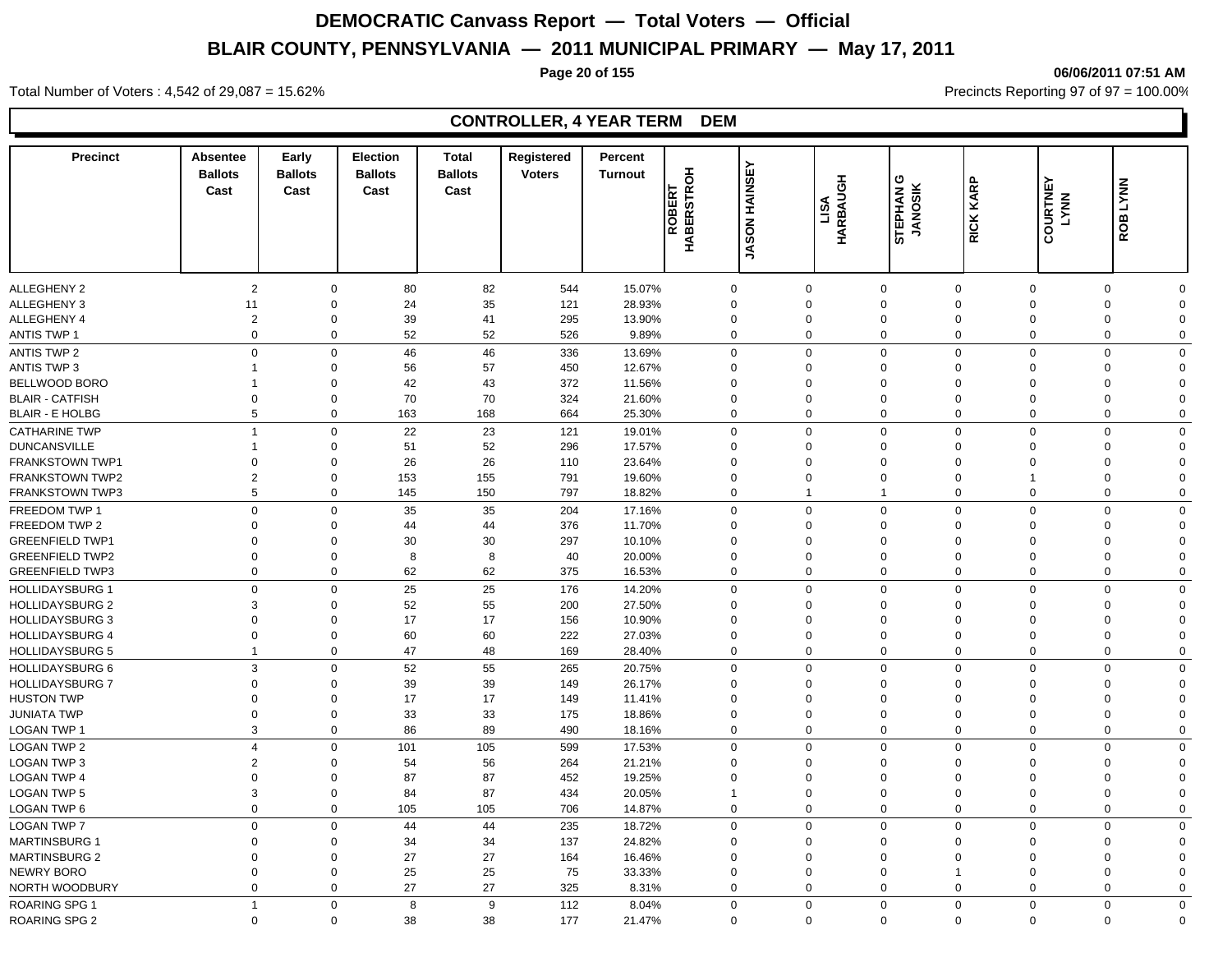# DEMOCRATIC Canvass Report — Total Voters — Official

## BLAIR COUNTY, PENNSYLVANIA — 2011 MUNICIPAL PRIMARY — May 17, 2011

06/06/2011 07:51 AM

Total Number of Voters : 4,542 of 29,087 = 15.62%

Precincts Reporting 97 of 97 = 100.00%

### CONTROLLER, 4 YEAR TERM DEM

| Precinct | Absentee Ballots Cast | Early Ballots Cast | Election Ballots Cast | Total Ballots Cast | Registered Voters | Percent Turnout | ROBERT HABERSTROH | JASON HAINSEY | LISA HARBAUGH | STEPHAN G JANOSIK | RICK KARP | COURTNEY LYNN | ROB LYNN |
|---|---|---|---|---|---|---|---|---|---|---|---|---|---|
| ALLEGHENY 2 | 2 | 0 | 80 | 82 | 544 | 15.07% | 0 | 0 | 0 | 0 | 0 | 0 | 0 |
| ALLEGHENY 3 | 11 | 0 | 24 | 35 | 121 | 28.93% | 0 | 0 | 0 | 0 | 0 | 0 | 0 |
| ALLEGHENY 4 | 2 | 0 | 39 | 41 | 295 | 13.90% | 0 | 0 | 0 | 0 | 0 | 0 | 0 |
| ANTIS TWP 1 | 0 | 0 | 52 | 52 | 526 | 9.89% | 0 | 0 | 0 | 0 | 0 | 0 | 0 |
| ANTIS TWP 2 | 0 | 0 | 46 | 46 | 336 | 13.69% | 0 | 0 | 0 | 0 | 0 | 0 | 0 |
| ANTIS TWP 3 | 1 | 0 | 56 | 57 | 450 | 12.67% | 0 | 0 | 0 | 0 | 0 | 0 | 0 |
| BELLWOOD BORO | 1 | 0 | 42 | 43 | 372 | 11.56% | 0 | 0 | 0 | 0 | 0 | 0 | 0 |
| BLAIR - CATFISH | 0 | 0 | 70 | 70 | 324 | 21.60% | 0 | 0 | 0 | 0 | 0 | 0 | 0 |
| BLAIR - E HOLBG | 5 | 0 | 163 | 168 | 664 | 25.30% | 0 | 0 | 0 | 0 | 0 | 0 | 0 |
| CATHARINE TWP | 1 | 0 | 22 | 23 | 121 | 19.01% | 0 | 0 | 0 | 0 | 0 | 0 | 0 |
| DUNCANSVILLE | 1 | 0 | 51 | 52 | 296 | 17.57% | 0 | 0 | 0 | 0 | 0 | 0 | 0 |
| FRANKSTOWN TWP1 | 0 | 0 | 26 | 26 | 110 | 23.64% | 0 | 0 | 0 | 0 | 0 | 0 | 0 |
| FRANKSTOWN TWP2 | 2 | 0 | 153 | 155 | 791 | 19.60% | 0 | 0 | 0 | 0 | 1 | 0 | 0 |
| FRANKSTOWN TWP3 | 5 | 0 | 145 | 150 | 797 | 18.82% | 0 | 1 | 1 | 0 | 0 | 0 | 0 |
| FREEDOM TWP 1 | 0 | 0 | 35 | 35 | 204 | 17.16% | 0 | 0 | 0 | 0 | 0 | 0 | 0 |
| FREEDOM TWP 2 | 0 | 0 | 44 | 44 | 376 | 11.70% | 0 | 0 | 0 | 0 | 0 | 0 | 0 |
| GREENFIELD TWP1 | 0 | 0 | 30 | 30 | 297 | 10.10% | 0 | 0 | 0 | 0 | 0 | 0 | 0 |
| GREENFIELD TWP2 | 0 | 0 | 8 | 8 | 40 | 20.00% | 0 | 0 | 0 | 0 | 0 | 0 | 0 |
| GREENFIELD TWP3 | 0 | 0 | 62 | 62 | 375 | 16.53% | 0 | 0 | 0 | 0 | 0 | 0 | 0 |
| HOLLIDAYSBURG 1 | 0 | 0 | 25 | 25 | 176 | 14.20% | 0 | 0 | 0 | 0 | 0 | 0 | 0 |
| HOLLIDAYSBURG 2 | 3 | 0 | 52 | 55 | 200 | 27.50% | 0 | 0 | 0 | 0 | 0 | 0 | 0 |
| HOLLIDAYSBURG 3 | 0 | 0 | 17 | 17 | 156 | 10.90% | 0 | 0 | 0 | 0 | 0 | 0 | 0 |
| HOLLIDAYSBURG 4 | 0 | 0 | 60 | 60 | 222 | 27.03% | 0 | 0 | 0 | 0 | 0 | 0 | 0 |
| HOLLIDAYSBURG 5 | 1 | 0 | 47 | 48 | 169 | 28.40% | 0 | 0 | 0 | 0 | 0 | 0 | 0 |
| HOLLIDAYSBURG 6 | 3 | 0 | 52 | 55 | 265 | 20.75% | 0 | 0 | 0 | 0 | 0 | 0 | 0 |
| HOLLIDAYSBURG 7 | 0 | 0 | 39 | 39 | 149 | 26.17% | 0 | 0 | 0 | 0 | 0 | 0 | 0 |
| HUSTON TWP | 0 | 0 | 17 | 17 | 149 | 11.41% | 0 | 0 | 0 | 0 | 0 | 0 | 0 |
| JUNIATA TWP | 0 | 0 | 33 | 33 | 175 | 18.86% | 0 | 0 | 0 | 0 | 0 | 0 | 0 |
| LOGAN TWP 1 | 3 | 0 | 86 | 89 | 490 | 18.16% | 0 | 0 | 0 | 0 | 0 | 0 | 0 |
| LOGAN TWP 2 | 4 | 0 | 101 | 105 | 599 | 17.53% | 0 | 0 | 0 | 0 | 0 | 0 | 0 |
| LOGAN TWP 3 | 2 | 0 | 54 | 56 | 264 | 21.21% | 0 | 0 | 0 | 0 | 0 | 0 | 0 |
| LOGAN TWP 4 | 0 | 0 | 87 | 87 | 452 | 19.25% | 0 | 0 | 0 | 0 | 0 | 0 | 0 |
| LOGAN TWP 5 | 3 | 0 | 84 | 87 | 434 | 20.05% | 1 | 0 | 0 | 0 | 0 | 0 | 0 |
| LOGAN TWP 6 | 0 | 0 | 105 | 105 | 706 | 14.87% | 0 | 0 | 0 | 0 | 0 | 0 | 0 |
| LOGAN TWP 7 | 0 | 0 | 44 | 44 | 235 | 18.72% | 0 | 0 | 0 | 0 | 0 | 0 | 0 |
| MARTINSBURG 1 | 0 | 0 | 34 | 34 | 137 | 24.82% | 0 | 0 | 0 | 0 | 0 | 0 | 0 |
| MARTINSBURG 2 | 0 | 0 | 27 | 27 | 164 | 16.46% | 0 | 0 | 0 | 0 | 0 | 0 | 0 |
| NEWRY BORO | 0 | 0 | 25 | 25 | 75 | 33.33% | 0 | 0 | 0 | 1 | 0 | 0 | 0 |
| NORTH WOODBURY | 0 | 0 | 27 | 27 | 325 | 8.31% | 0 | 0 | 0 | 0 | 0 | 0 | 0 |
| ROARING SPG 1 | 1 | 0 | 8 | 9 | 112 | 8.04% | 0 | 0 | 0 | 0 | 0 | 0 | 0 |
| ROARING SPG 2 | 0 | 0 | 38 | 38 | 177 | 21.47% | 0 | 0 | 0 | 0 | 0 | 0 | 0 |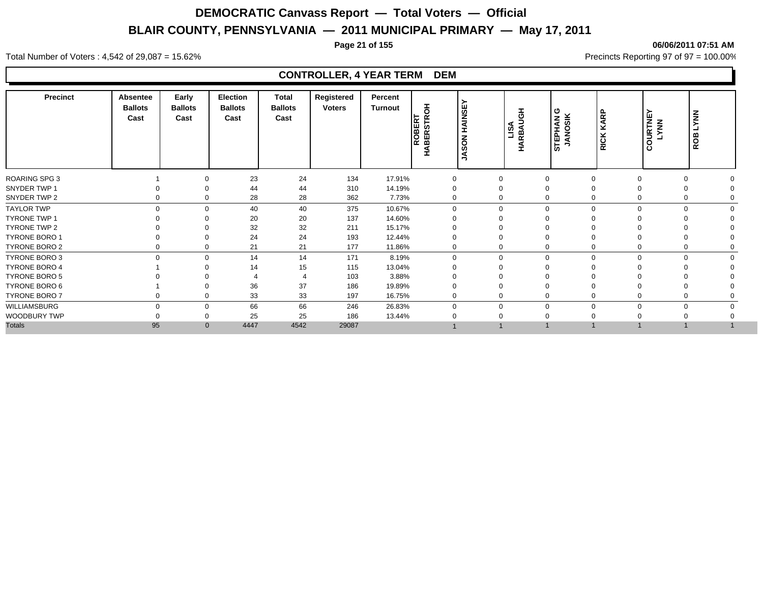# DEMOCRATIC Canvass Report — Total Voters — Official

## BLAIR COUNTY, PENNSYLVANIA — 2011 MUNICIPAL PRIMARY — May 17, 2011

06/06/2011 07:51 AM

Total Number of Voters : 4,542 of 29,087 = 15.62%

Precincts Reporting 97 of 97 = 100.00%

### CONTROLLER, 4 YEAR TERM DEM

| Precinct | Absentee Ballots Cast | Early Ballots Cast | Election Ballots Cast | Total Ballots Cast | Registered Voters | Percent Turnout | ROBERT HABERSTROH | JASON HAINSEY | LISA HARBAUGH | STEPHAN G JANOSIK | RICK KARP | COURTNEY LYNN | ROB LYNN |
|---|---|---|---|---|---|---|---|---|---|---|---|---|---|
| ROARING SPG 3 | 1 | 0 | 23 | 24 | 134 | 17.91% | 0 | 0 | 0 | 0 | 0 | 0 | 0 |
| SNYDER TWP 1 | 0 | 0 | 44 | 44 | 310 | 14.19% | 0 | 0 | 0 | 0 | 0 | 0 | 0 |
| SNYDER TWP 2 | 0 | 0 | 28 | 28 | 362 | 7.73% | 0 | 0 | 0 | 0 | 0 | 0 | 0 |
| TAYLOR TWP | 0 | 0 | 40 | 40 | 375 | 10.67% | 0 | 0 | 0 | 0 | 0 | 0 | 0 |
| TYRONE TWP 1 | 0 | 0 | 20 | 20 | 137 | 14.60% | 0 | 0 | 0 | 0 | 0 | 0 | 0 |
| TYRONE TWP 2 | 0 | 0 | 32 | 32 | 211 | 15.17% | 0 | 0 | 0 | 0 | 0 | 0 | 0 |
| TYRONE BORO 1 | 0 | 0 | 24 | 24 | 193 | 12.44% | 0 | 0 | 0 | 0 | 0 | 0 | 0 |
| TYRONE BORO 2 | 0 | 0 | 21 | 21 | 177 | 11.86% | 0 | 0 | 0 | 0 | 0 | 0 | 0 |
| TYRONE BORO 3 | 0 | 0 | 14 | 14 | 171 | 8.19% | 0 | 0 | 0 | 0 | 0 | 0 | 0 |
| TYRONE BORO 4 | 1 | 0 | 14 | 15 | 115 | 13.04% | 0 | 0 | 0 | 0 | 0 | 0 | 0 |
| TYRONE BORO 5 | 0 | 0 | 4 | 4 | 103 | 3.88% | 0 | 0 | 0 | 0 | 0 | 0 | 0 |
| TYRONE BORO 6 | 1 | 0 | 36 | 37 | 186 | 19.89% | 0 | 0 | 0 | 0 | 0 | 0 | 0 |
| TYRONE BORO 7 | 0 | 0 | 33 | 33 | 197 | 16.75% | 0 | 0 | 0 | 0 | 0 | 0 | 0 |
| WILLIAMSBURG | 0 | 0 | 66 | 66 | 246 | 26.83% | 0 | 0 | 0 | 0 | 0 | 0 | 0 |
| WOODBURY TWP | 0 | 0 | 25 | 25 | 186 | 13.44% | 0 | 0 | 0 | 0 | 0 | 0 | 0 |
| Totals | 95 | 0 | 4447 | 4542 | 29087 | | 1 | 1 | 1 | 1 | 1 | 1 | 1 |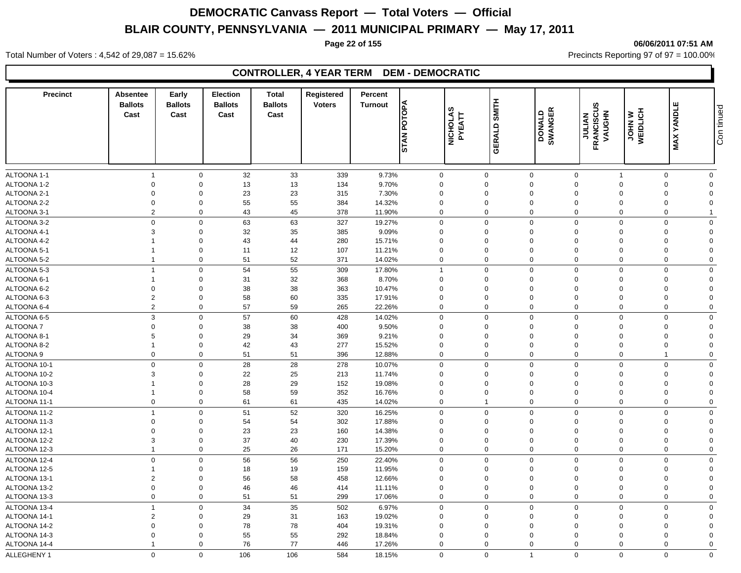# DEMOCRATIC Canvass Report — Total Voters — Official

## BLAIR COUNTY, PENNSYLVANIA — 2011 MUNICIPAL PRIMARY — May 17, 2011

06/06/2011 07:51 AM

Total Number of Voters : 4,542 of 29,087 = 15.62%

Precincts Reporting 97 of 97 = 100.00%

### CONTROLLER, 4 YEAR TERM DEM - DEMOCRATIC

| Precinct | Absentee Ballots Cast | Early Ballots Cast | Election Ballots Cast | Total Ballots Cast | Registered Voters | Percent Turnout | STAN POTOPA | NICHOLAS PYEATT | GERALD SMITH | DONALD SWANGER | JULIAN FRANCISCUS VAUGHN | JOHN W WEIDLICH | MAX YANDLE |
|---|---|---|---|---|---|---|---|---|---|---|---|---|---|
| ALTOONA 1-1 | 1 | 0 | 32 | 33 | 339 | 9.73% | 0 | 0 | 0 | 0 | 1 | 0 | 0 |
| ALTOONA 1-2 | 0 | 0 | 13 | 13 | 134 | 9.70% | 0 | 0 | 0 | 0 | 0 | 0 | 0 |
| ALTOONA 2-1 | 0 | 0 | 23 | 23 | 315 | 7.30% | 0 | 0 | 0 | 0 | 0 | 0 | 0 |
| ALTOONA 2-2 | 0 | 0 | 55 | 55 | 384 | 14.32% | 0 | 0 | 0 | 0 | 0 | 0 | 0 |
| ALTOONA 3-1 | 2 | 0 | 43 | 45 | 378 | 11.90% | 0 | 0 | 0 | 0 | 0 | 0 | 1 |
| ALTOONA 3-2 | 0 | 0 | 63 | 63 | 327 | 19.27% | 0 | 0 | 0 | 0 | 0 | 0 | 0 |
| ALTOONA 4-1 | 3 | 0 | 32 | 35 | 385 | 9.09% | 0 | 0 | 0 | 0 | 0 | 0 | 0 |
| ALTOONA 4-2 | 1 | 0 | 43 | 44 | 280 | 15.71% | 0 | 0 | 0 | 0 | 0 | 0 | 0 |
| ALTOONA 5-1 | 1 | 0 | 11 | 12 | 107 | 11.21% | 0 | 0 | 0 | 0 | 0 | 0 | 0 |
| ALTOONA 5-2 | 1 | 0 | 51 | 52 | 371 | 14.02% | 0 | 0 | 0 | 0 | 0 | 0 | 0 |
| ALTOONA 5-3 | 1 | 0 | 54 | 55 | 309 | 17.80% | 1 | 0 | 0 | 0 | 0 | 0 | 0 |
| ALTOONA 6-1 | 1 | 0 | 31 | 32 | 368 | 8.70% | 0 | 0 | 0 | 0 | 0 | 0 | 0 |
| ALTOONA 6-2 | 0 | 0 | 38 | 38 | 363 | 10.47% | 0 | 0 | 0 | 0 | 0 | 0 | 0 |
| ALTOONA 6-3 | 2 | 0 | 58 | 60 | 335 | 17.91% | 0 | 0 | 0 | 0 | 0 | 0 | 0 |
| ALTOONA 6-4 | 2 | 0 | 57 | 59 | 265 | 22.26% | 0 | 0 | 0 | 0 | 0 | 0 | 0 |
| ALTOONA 6-5 | 3 | 0 | 57 | 60 | 428 | 14.02% | 0 | 0 | 0 | 0 | 0 | 0 | 0 |
| ALTOONA 7 | 0 | 0 | 38 | 38 | 400 | 9.50% | 0 | 0 | 0 | 0 | 0 | 0 | 0 |
| ALTOONA 8-1 | 5 | 0 | 29 | 34 | 369 | 9.21% | 0 | 0 | 0 | 0 | 0 | 0 | 0 |
| ALTOONA 8-2 | 1 | 0 | 42 | 43 | 277 | 15.52% | 0 | 0 | 0 | 0 | 0 | 0 | 0 |
| ALTOONA 9 | 0 | 0 | 51 | 51 | 396 | 12.88% | 0 | 0 | 0 | 0 | 0 | 1 | 0 |
| ALTOONA 10-1 | 0 | 0 | 28 | 28 | 278 | 10.07% | 0 | 0 | 0 | 0 | 0 | 0 | 0 |
| ALTOONA 10-2 | 3 | 0 | 22 | 25 | 213 | 11.74% | 0 | 0 | 0 | 0 | 0 | 0 | 0 |
| ALTOONA 10-3 | 1 | 0 | 28 | 29 | 152 | 19.08% | 0 | 0 | 0 | 0 | 0 | 0 | 0 |
| ALTOONA 10-4 | 1 | 0 | 58 | 59 | 352 | 16.76% | 0 | 0 | 0 | 0 | 0 | 0 | 0 |
| ALTOONA 11-1 | 0 | 0 | 61 | 61 | 435 | 14.02% | 0 | 1 | 0 | 0 | 0 | 0 | 0 |
| ALTOONA 11-2 | 1 | 0 | 51 | 52 | 320 | 16.25% | 0 | 0 | 0 | 0 | 0 | 0 | 0 |
| ALTOONA 11-3 | 0 | 0 | 54 | 54 | 302 | 17.88% | 0 | 0 | 0 | 0 | 0 | 0 | 0 |
| ALTOONA 12-1 | 0 | 0 | 23 | 23 | 160 | 14.38% | 0 | 0 | 0 | 0 | 0 | 0 | 0 |
| ALTOONA 12-2 | 3 | 0 | 37 | 40 | 230 | 17.39% | 0 | 0 | 0 | 0 | 0 | 0 | 0 |
| ALTOONA 12-3 | 1 | 0 | 25 | 26 | 171 | 15.20% | 0 | 0 | 0 | 0 | 0 | 0 | 0 |
| ALTOONA 12-4 | 0 | 0 | 56 | 56 | 250 | 22.40% | 0 | 0 | 0 | 0 | 0 | 0 | 0 |
| ALTOONA 12-5 | 1 | 0 | 18 | 19 | 159 | 11.95% | 0 | 0 | 0 | 0 | 0 | 0 | 0 |
| ALTOONA 13-1 | 2 | 0 | 56 | 58 | 458 | 12.66% | 0 | 0 | 0 | 0 | 0 | 0 | 0 |
| ALTOONA 13-2 | 0 | 0 | 46 | 46 | 414 | 11.11% | 0 | 0 | 0 | 0 | 0 | 0 | 0 |
| ALTOONA 13-3 | 0 | 0 | 51 | 51 | 299 | 17.06% | 0 | 0 | 0 | 0 | 0 | 0 | 0 |
| ALTOONA 13-4 | 1 | 0 | 34 | 35 | 502 | 6.97% | 0 | 0 | 0 | 0 | 0 | 0 | 0 |
| ALTOONA 14-1 | 2 | 0 | 29 | 31 | 163 | 19.02% | 0 | 0 | 0 | 0 | 0 | 0 | 0 |
| ALTOONA 14-2 | 0 | 0 | 78 | 78 | 404 | 19.31% | 0 | 0 | 0 | 0 | 0 | 0 | 0 |
| ALTOONA 14-3 | 0 | 0 | 55 | 55 | 292 | 18.84% | 0 | 0 | 0 | 0 | 0 | 0 | 0 |
| ALTOONA 14-4 | 1 | 0 | 76 | 77 | 446 | 17.26% | 0 | 0 | 0 | 0 | 0 | 0 | 0 |
| ALLEGHENY 1 | 0 | 0 | 106 | 106 | 584 | 18.15% | 0 | 0 | 1 | 0 | 0 | 0 | 0 |

Continued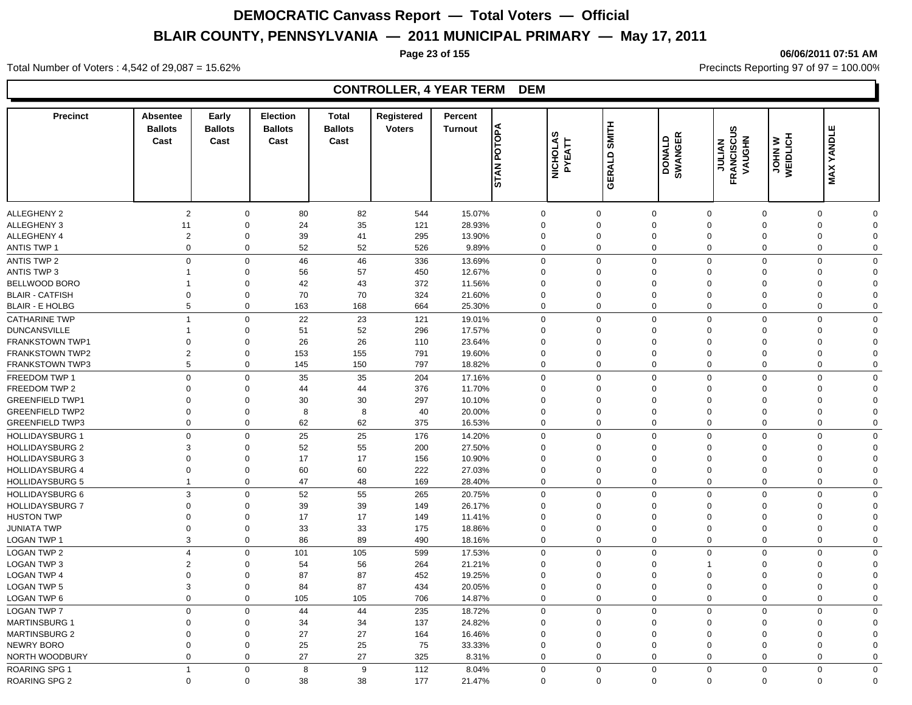# DEMOCRATIC Canvass Report — Total Voters — Official

## BLAIR COUNTY, PENNSYLVANIA — 2011 MUNICIPAL PRIMARY — May 17, 2011

06/06/2011 07:51 AM

Total Number of Voters : 4,542 of 29,087 = 15.62%

Precincts Reporting 97 of 97 = 100.00%

### CONTROLLER, 4 YEAR TERM DEM

| Precinct | Absentee Ballots Cast | Early Ballots Cast | Election Ballots Cast | Total Ballots Cast | Registered Voters | Percent Turnout | STAN POTOPA | NICHOLAS PYEATT | GERALD SMITH | DONALD SWANGER | JULIAN FRANCISCUS VAUGHN | JOHN W WEIDLICH | MAX YANDLE |
|---|---|---|---|---|---|---|---|---|---|---|---|---|---|
| ALLEGHENY 2 | 2 | 0 | 80 | 82 | 544 | 15.07% | 0 | 0 | 0 | 0 | 0 | 0 | 0 |
| ALLEGHENY 3 | 11 | 0 | 24 | 35 | 121 | 28.93% | 0 | 0 | 0 | 0 | 0 | 0 | 0 |
| ALLEGHENY 4 | 2 | 0 | 39 | 41 | 295 | 13.90% | 0 | 0 | 0 | 0 | 0 | 0 | 0 |
| ANTIS TWP 1 | 0 | 0 | 52 | 52 | 526 | 9.89% | 0 | 0 | 0 | 0 | 0 | 0 | 0 |
| ANTIS TWP 2 | 0 | 0 | 46 | 46 | 336 | 13.69% | 0 | 0 | 0 | 0 | 0 | 0 | 0 |
| ANTIS TWP 3 | 1 | 0 | 56 | 57 | 450 | 12.67% | 0 | 0 | 0 | 0 | 0 | 0 | 0 |
| BELLWOOD BORO | 1 | 0 | 42 | 43 | 372 | 11.56% | 0 | 0 | 0 | 0 | 0 | 0 | 0 |
| BLAIR - CATFISH | 0 | 0 | 70 | 70 | 324 | 21.60% | 0 | 0 | 0 | 0 | 0 | 0 | 0 |
| BLAIR - E HOLBG | 5 | 0 | 163 | 168 | 664 | 25.30% | 0 | 0 | 0 | 0 | 0 | 0 | 0 |
| CATHARINE TWP | 1 | 0 | 22 | 23 | 121 | 19.01% | 0 | 0 | 0 | 0 | 0 | 0 | 0 |
| DUNCANSVILLE | 1 | 0 | 51 | 52 | 296 | 17.57% | 0 | 0 | 0 | 0 | 0 | 0 | 0 |
| FRANKSTOWN TWP1 | 0 | 0 | 26 | 26 | 110 | 23.64% | 0 | 0 | 0 | 0 | 0 | 0 | 0 |
| FRANKSTOWN TWP2 | 2 | 0 | 153 | 155 | 791 | 19.60% | 0 | 0 | 0 | 0 | 0 | 0 | 0 |
| FRANKSTOWN TWP3 | 5 | 0 | 145 | 150 | 797 | 18.82% | 0 | 0 | 0 | 0 | 0 | 0 | 0 |
| FREEDOM TWP 1 | 0 | 0 | 35 | 35 | 204 | 17.16% | 0 | 0 | 0 | 0 | 0 | 0 | 0 |
| FREEDOM TWP 2 | 0 | 0 | 44 | 44 | 376 | 11.70% | 0 | 0 | 0 | 0 | 0 | 0 | 0 |
| GREENFIELD TWP1 | 0 | 0 | 30 | 30 | 297 | 10.10% | 0 | 0 | 0 | 0 | 0 | 0 | 0 |
| GREENFIELD TWP2 | 0 | 0 | 8 | 8 | 40 | 20.00% | 0 | 0 | 0 | 0 | 0 | 0 | 0 |
| GREENFIELD TWP3 | 0 | 0 | 62 | 62 | 375 | 16.53% | 0 | 0 | 0 | 0 | 0 | 0 | 0 |
| HOLLIDAYSBURG 1 | 0 | 0 | 25 | 25 | 176 | 14.20% | 0 | 0 | 0 | 0 | 0 | 0 | 0 |
| HOLLIDAYSBURG 2 | 3 | 0 | 52 | 55 | 200 | 27.50% | 0 | 0 | 0 | 0 | 0 | 0 | 0 |
| HOLLIDAYSBURG 3 | 0 | 0 | 17 | 17 | 156 | 10.90% | 0 | 0 | 0 | 0 | 0 | 0 | 0 |
| HOLLIDAYSBURG 4 | 0 | 0 | 60 | 60 | 222 | 27.03% | 0 | 0 | 0 | 0 | 0 | 0 | 0 |
| HOLLIDAYSBURG 5 | 1 | 0 | 47 | 48 | 169 | 28.40% | 0 | 0 | 0 | 0 | 0 | 0 | 0 |
| HOLLIDAYSBURG 6 | 3 | 0 | 52 | 55 | 265 | 20.75% | 0 | 0 | 0 | 0 | 0 | 0 | 0 |
| HOLLIDAYSBURG 7 | 0 | 0 | 39 | 39 | 149 | 26.17% | 0 | 0 | 0 | 0 | 0 | 0 | 0 |
| HUSTON TWP | 0 | 0 | 17 | 17 | 149 | 11.41% | 0 | 0 | 0 | 0 | 0 | 0 | 0 |
| JUNIATA TWP | 0 | 0 | 33 | 33 | 175 | 18.86% | 0 | 0 | 0 | 0 | 0 | 0 | 0 |
| LOGAN TWP 1 | 3 | 0 | 86 | 89 | 490 | 18.16% | 0 | 0 | 0 | 0 | 0 | 0 | 0 |
| LOGAN TWP 2 | 4 | 0 | 101 | 105 | 599 | 17.53% | 0 | 0 | 0 | 0 | 0 | 0 | 0 |
| LOGAN TWP 3 | 2 | 0 | 54 | 56 | 264 | 21.21% | 0 | 0 | 0 | 1 | 0 | 0 | 0 |
| LOGAN TWP 4 | 0 | 0 | 87 | 87 | 452 | 19.25% | 0 | 0 | 0 | 0 | 0 | 0 | 0 |
| LOGAN TWP 5 | 3 | 0 | 84 | 87 | 434 | 20.05% | 0 | 0 | 0 | 0 | 0 | 0 | 0 |
| LOGAN TWP 6 | 0 | 0 | 105 | 105 | 706 | 14.87% | 0 | 0 | 0 | 0 | 0 | 0 | 0 |
| LOGAN TWP 7 | 0 | 0 | 44 | 44 | 235 | 18.72% | 0 | 0 | 0 | 0 | 0 | 0 | 0 |
| MARTINSBURG 1 | 0 | 0 | 34 | 34 | 137 | 24.82% | 0 | 0 | 0 | 0 | 0 | 0 | 0 |
| MARTINSBURG 2 | 0 | 0 | 27 | 27 | 164 | 16.46% | 0 | 0 | 0 | 0 | 0 | 0 | 0 |
| NEWRY BORO | 0 | 0 | 25 | 25 | 75 | 33.33% | 0 | 0 | 0 | 0 | 0 | 0 | 0 |
| NORTH WOODBURY | 0 | 0 | 27 | 27 | 325 | 8.31% | 0 | 0 | 0 | 0 | 0 | 0 | 0 |
| ROARING SPG 1 | 1 | 0 | 8 | 9 | 112 | 8.04% | 0 | 0 | 0 | 0 | 0 | 0 | 0 |
| ROARING SPG 2 | 0 | 0 | 38 | 38 | 177 | 21.47% | 0 | 0 | 0 | 0 | 0 | 0 | 0 |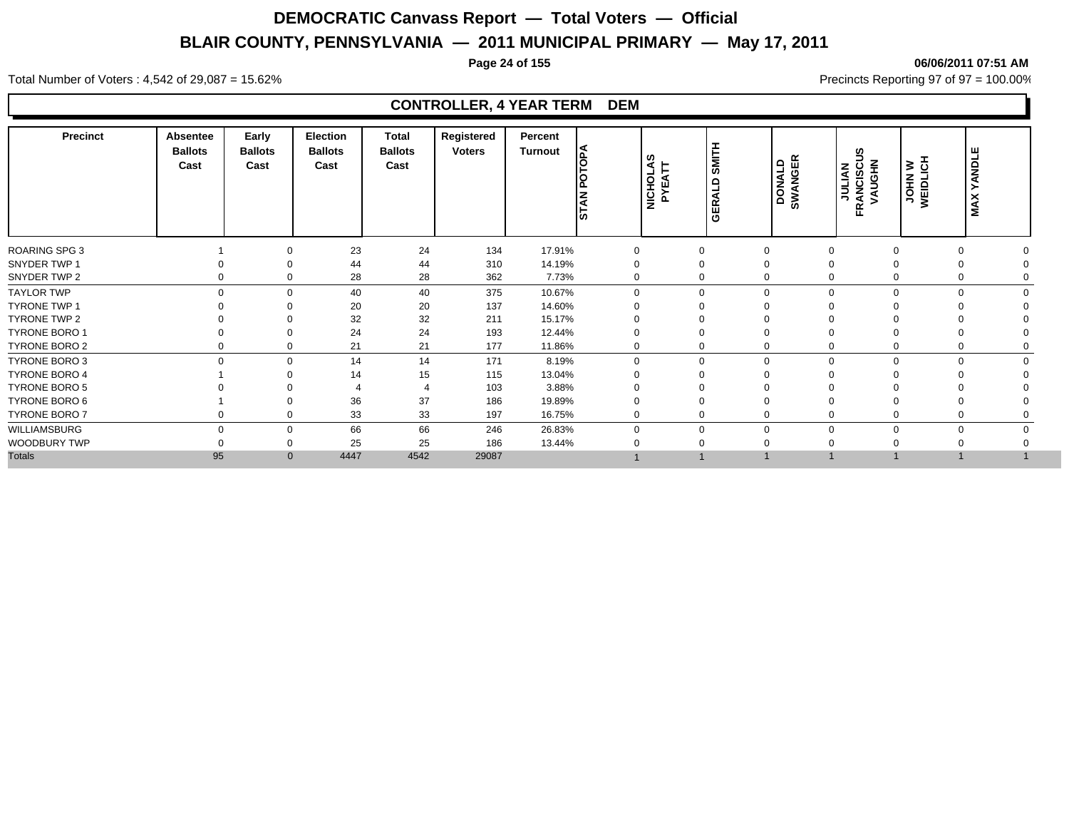# DEMOCRATIC Canvass Report — Total Voters — Official

## BLAIR COUNTY, PENNSYLVANIA — 2011 MUNICIPAL PRIMARY — May 17, 2011

06/06/2011 07:51 AM

Total Number of Voters : 4,542 of 29,087 = 15.62%

Precincts Reporting 97 of 97 = 100.00%

### CONTROLLER, 4 YEAR TERM DEM

| Precinct | Absentee Ballots Cast | Early Ballots Cast | Election Ballots Cast | Total Ballots Cast | Registered Voters | Percent Turnout | STAN POTOPA | NICHOLAS PYEATT | GERALD SMITH | DONALD SWANGER | JULIAN FRANCISCUS VAUGHN | JOHN W WEIDLICH | MAX YANDLE |
|---|---|---|---|---|---|---|---|---|---|---|---|---|---|
| ROARING SPG 3 | 1 | 0 | 23 | 24 | 134 | 17.91% | 0 | 0 | 0 | 0 | 0 | 0 | 0 |
| SNYDER TWP 1 | 0 | 0 | 44 | 44 | 310 | 14.19% | 0 | 0 | 0 | 0 | 0 | 0 | 0 |
| SNYDER TWP 2 | 0 | 0 | 28 | 28 | 362 | 7.73% | 0 | 0 | 0 | 0 | 0 | 0 | 0 |
| TAYLOR TWP | 0 | 0 | 40 | 40 | 375 | 10.67% | 0 | 0 | 0 | 0 | 0 | 0 | 0 |
| TYRONE TWP 1 | 0 | 0 | 20 | 20 | 137 | 14.60% | 0 | 0 | 0 | 0 | 0 | 0 | 0 |
| TYRONE TWP 2 | 0 | 0 | 32 | 32 | 211 | 15.17% | 0 | 0 | 0 | 0 | 0 | 0 | 0 |
| TYRONE BORO 1 | 0 | 0 | 24 | 24 | 193 | 12.44% | 0 | 0 | 0 | 0 | 0 | 0 | 0 |
| TYRONE BORO 2 | 0 | 0 | 21 | 21 | 177 | 11.86% | 0 | 0 | 0 | 0 | 0 | 0 | 0 |
| TYRONE BORO 3 | 0 | 0 | 14 | 14 | 171 | 8.19% | 0 | 0 | 0 | 0 | 0 | 0 | 0 |
| TYRONE BORO 4 | 1 | 0 | 14 | 15 | 115 | 13.04% | 0 | 0 | 0 | 0 | 0 | 0 | 0 |
| TYRONE BORO 5 | 0 | 0 | 4 | 4 | 103 | 3.88% | 0 | 0 | 0 | 0 | 0 | 0 | 0 |
| TYRONE BORO 6 | 1 | 0 | 36 | 37 | 186 | 19.89% | 0 | 0 | 0 | 0 | 0 | 0 | 0 |
| TYRONE BORO 7 | 0 | 0 | 33 | 33 | 197 | 16.75% | 0 | 0 | 0 | 0 | 0 | 0 | 0 |
| WILLIAMSBURG | 0 | 0 | 66 | 66 | 246 | 26.83% | 0 | 0 | 0 | 0 | 0 | 0 | 0 |
| WOODBURY TWP | 0 | 0 | 25 | 25 | 186 | 13.44% | 0 | 0 | 0 | 0 | 0 | 0 | 0 |
| Totals | 95 | 0 | 4447 | 4542 | 29087 | | 1 | 1 | 1 | 1 | 1 | 1 | 1 |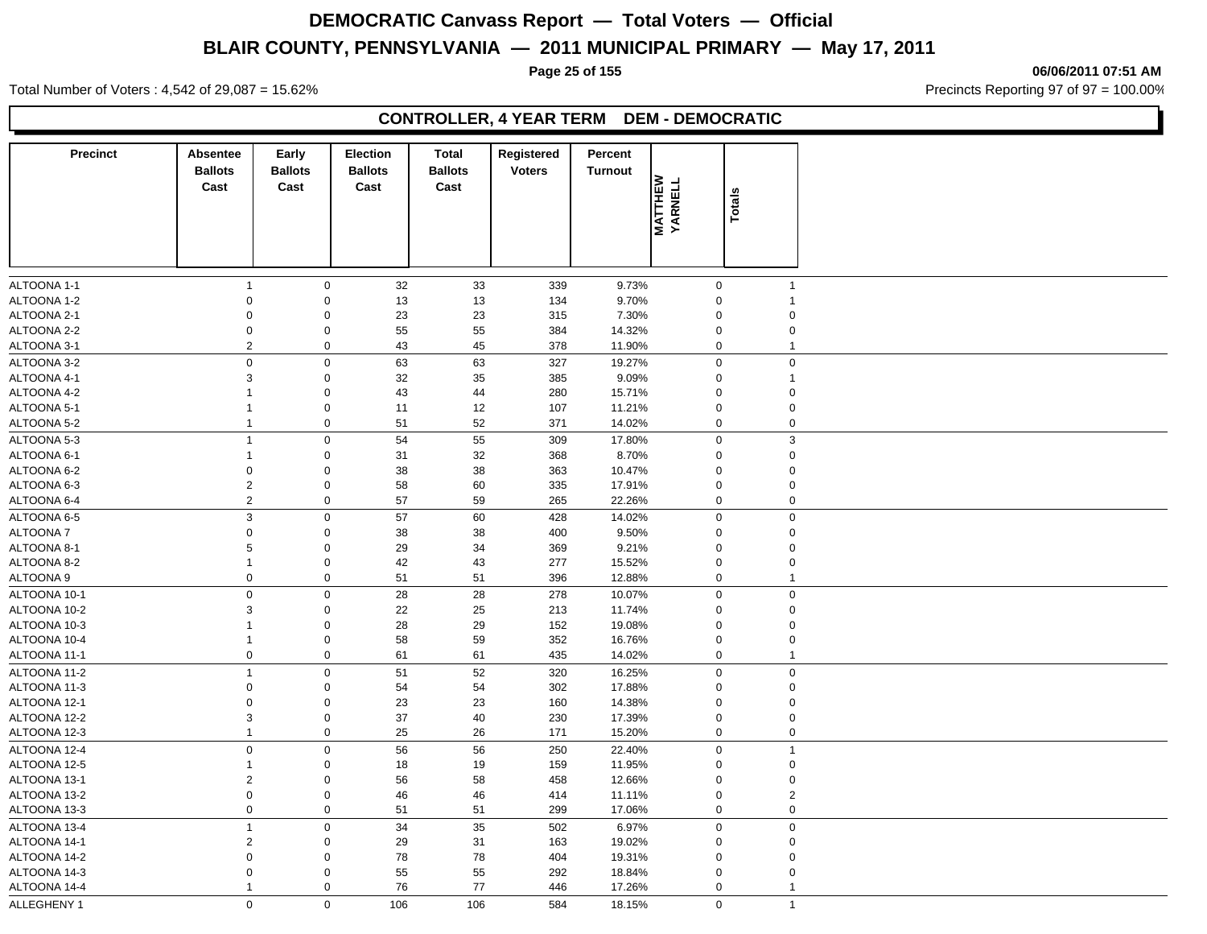# DEMOCRATIC Canvass Report — Total Voters — Official

## BLAIR COUNTY, PENNSYLVANIA — 2011 MUNICIPAL PRIMARY — May 17, 2011

**06/06/2011 07:51 AM**

Total Number of Voters : 4,542 of 29,087 = 15.62%

Precincts Reporting 97 of 97 = 100.00%

### CONTROLLER, 4 YEAR TERM DEM - DEMOCRATIC

| Precinct | Absentee Ballots Cast | Early Ballots Cast | Election Ballots Cast | Total Ballots Cast | Registered Voters | Percent Turnout | MATTHEW YARNELL | Totals |
|---|---|---|---|---|---|---|---|---|
| ALTOONA 1-1 | 1 | 0 | 32 | 33 | 339 | 9.73% | 0 | 1 |
| ALTOONA 1-2 | 0 | 0 | 13 | 13 | 134 | 9.70% | 0 | 1 |
| ALTOONA 2-1 | 0 | 0 | 23 | 23 | 315 | 7.30% | 0 | 0 |
| ALTOONA 2-2 | 0 | 0 | 55 | 55 | 384 | 14.32% | 0 | 0 |
| ALTOONA 3-1 | 2 | 0 | 43 | 45 | 378 | 11.90% | 0 | 1 |
| ALTOONA 3-2 | 0 | 0 | 63 | 63 | 327 | 19.27% | 0 | 0 |
| ALTOONA 4-1 | 3 | 0 | 32 | 35 | 385 | 9.09% | 0 | 1 |
| ALTOONA 4-2 | 1 | 0 | 43 | 44 | 280 | 15.71% | 0 | 0 |
| ALTOONA 5-1 | 1 | 0 | 11 | 12 | 107 | 11.21% | 0 | 0 |
| ALTOONA 5-2 | 1 | 0 | 51 | 52 | 371 | 14.02% | 0 | 0 |
| ALTOONA 5-3 | 1 | 0 | 54 | 55 | 309 | 17.80% | 0 | 3 |
| ALTOONA 6-1 | 1 | 0 | 31 | 32 | 368 | 8.70% | 0 | 0 |
| ALTOONA 6-2 | 0 | 0 | 38 | 38 | 363 | 10.47% | 0 | 0 |
| ALTOONA 6-3 | 2 | 0 | 58 | 60 | 335 | 17.91% | 0 | 0 |
| ALTOONA 6-4 | 2 | 0 | 57 | 59 | 265 | 22.26% | 0 | 0 |
| ALTOONA 6-5 | 3 | 0 | 57 | 60 | 428 | 14.02% | 0 | 0 |
| ALTOONA 7 | 0 | 0 | 38 | 38 | 400 | 9.50% | 0 | 0 |
| ALTOONA 8-1 | 5 | 0 | 29 | 34 | 369 | 9.21% | 0 | 0 |
| ALTOONA 8-2 | 1 | 0 | 42 | 43 | 277 | 15.52% | 0 | 0 |
| ALTOONA 9 | 0 | 0 | 51 | 51 | 396 | 12.88% | 0 | 1 |
| ALTOONA 10-1 | 0 | 0 | 28 | 28 | 278 | 10.07% | 0 | 0 |
| ALTOONA 10-2 | 3 | 0 | 22 | 25 | 213 | 11.74% | 0 | 0 |
| ALTOONA 10-3 | 1 | 0 | 28 | 29 | 152 | 19.08% | 0 | 0 |
| ALTOONA 10-4 | 1 | 0 | 58 | 59 | 352 | 16.76% | 0 | 0 |
| ALTOONA 11-1 | 0 | 0 | 61 | 61 | 435 | 14.02% | 0 | 1 |
| ALTOONA 11-2 | 1 | 0 | 51 | 52 | 320 | 16.25% | 0 | 0 |
| ALTOONA 11-3 | 0 | 0 | 54 | 54 | 302 | 17.88% | 0 | 0 |
| ALTOONA 12-1 | 0 | 0 | 23 | 23 | 160 | 14.38% | 0 | 0 |
| ALTOONA 12-2 | 3 | 0 | 37 | 40 | 230 | 17.39% | 0 | 0 |
| ALTOONA 12-3 | 1 | 0 | 25 | 26 | 171 | 15.20% | 0 | 0 |
| ALTOONA 12-4 | 0 | 0 | 56 | 56 | 250 | 22.40% | 0 | 1 |
| ALTOONA 12-5 | 1 | 0 | 18 | 19 | 159 | 11.95% | 0 | 0 |
| ALTOONA 13-1 | 2 | 0 | 56 | 58 | 458 | 12.66% | 0 | 0 |
| ALTOONA 13-2 | 0 | 0 | 46 | 46 | 414 | 11.11% | 0 | 2 |
| ALTOONA 13-3 | 0 | 0 | 51 | 51 | 299 | 17.06% | 0 | 0 |
| ALTOONA 13-4 | 1 | 0 | 34 | 35 | 502 | 6.97% | 0 | 0 |
| ALTOONA 14-1 | 2 | 0 | 29 | 31 | 163 | 19.02% | 0 | 0 |
| ALTOONA 14-2 | 0 | 0 | 78 | 78 | 404 | 19.31% | 0 | 0 |
| ALTOONA 14-3 | 0 | 0 | 55 | 55 | 292 | 18.84% | 0 | 0 |
| ALTOONA 14-4 | 1 | 0 | 76 | 77 | 446 | 17.26% | 0 | 1 |
| ALLEGHENY 1 | 0 | 0 | 106 | 106 | 584 | 18.15% | 0 | 1 |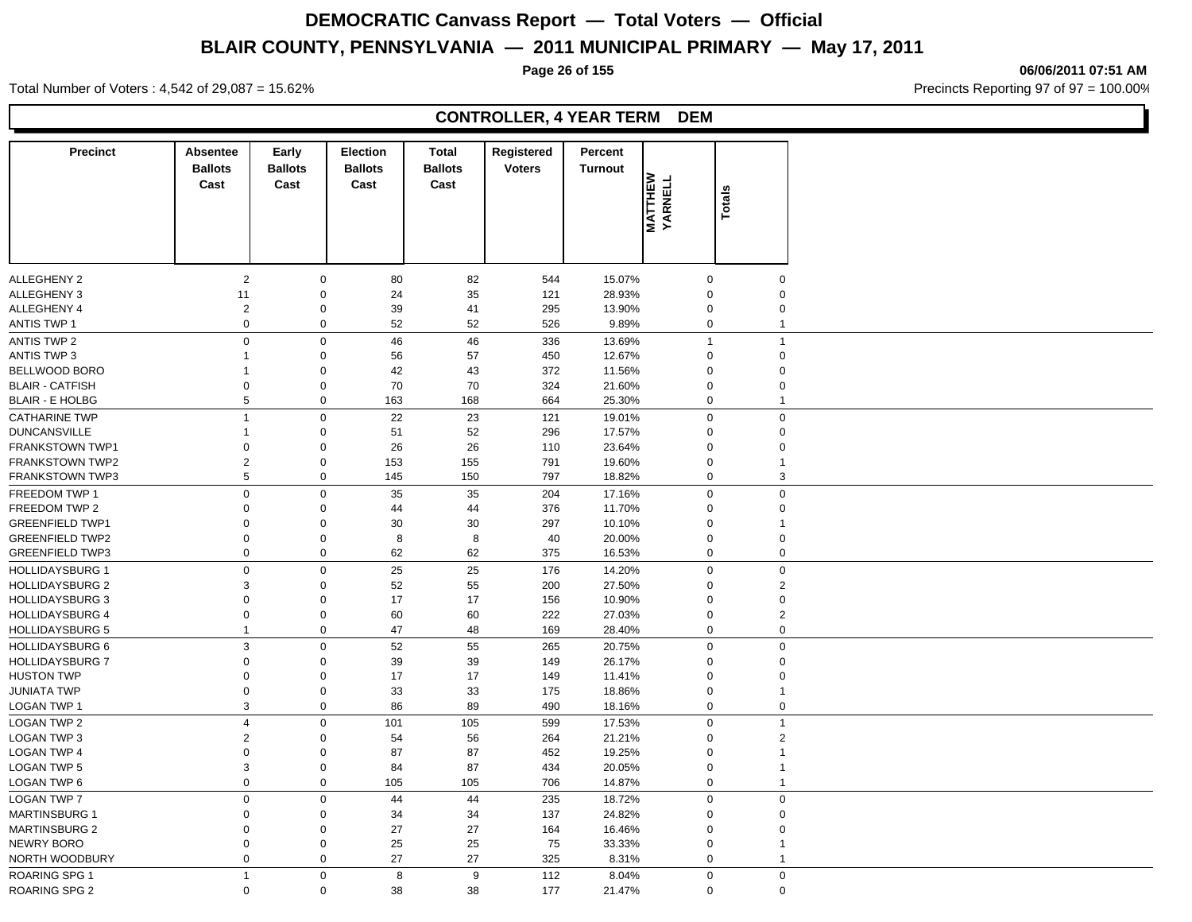# DEMOCRATIC Canvass Report — Total Voters — Official

## BLAIR COUNTY, PENNSYLVANIA — 2011 MUNICIPAL PRIMARY — May 17, 2011

06/06/2011 07:51 AM

Total Number of Voters : 4,542 of 29,087 = 15.62%

Precincts Reporting 97 of 97 = 100.00%

### CONTROLLER, 4 YEAR TERM DEM

| Precinct | Absentee Ballots Cast | Early Ballots Cast | Election Ballots Cast | Total Ballots Cast | Registered Voters | Percent Turnout | MATTHEW YARNELL | Totals |
|---|---|---|---|---|---|---|---|---|
| ALLEGHENY 2 | 2 | 0 | 80 | 82 | 544 | 15.07% | 0 | 0 |
| ALLEGHENY 3 | 11 | 0 | 24 | 35 | 121 | 28.93% | 0 | 0 |
| ALLEGHENY 4 | 2 | 0 | 39 | 41 | 295 | 13.90% | 0 | 0 |
| ANTIS TWP 1 | 0 | 0 | 52 | 52 | 526 | 9.89% | 0 | 1 |
| ANTIS TWP 2 | 0 | 0 | 46 | 46 | 336 | 13.69% | 1 | 1 |
| ANTIS TWP 3 | 1 | 0 | 56 | 57 | 450 | 12.67% | 0 | 0 |
| BELLWOOD BORO | 1 | 0 | 42 | 43 | 372 | 11.56% | 0 | 0 |
| BLAIR - CATFISH | 0 | 0 | 70 | 70 | 324 | 21.60% | 0 | 0 |
| BLAIR - E HOLBG | 5 | 0 | 163 | 168 | 664 | 25.30% | 0 | 1 |
| CATHARINE TWP | 1 | 0 | 22 | 23 | 121 | 19.01% | 0 | 0 |
| DUNCANSVILLE | 1 | 0 | 51 | 52 | 296 | 17.57% | 0 | 0 |
| FRANKSTOWN TWP1 | 0 | 0 | 26 | 26 | 110 | 23.64% | 0 | 0 |
| FRANKSTOWN TWP2 | 2 | 0 | 153 | 155 | 791 | 19.60% | 0 | 1 |
| FRANKSTOWN TWP3 | 5 | 0 | 145 | 150 | 797 | 18.82% | 0 | 3 |
| FREEDOM TWP 1 | 0 | 0 | 35 | 35 | 204 | 17.16% | 0 | 0 |
| FREEDOM TWP 2 | 0 | 0 | 44 | 44 | 376 | 11.70% | 0 | 0 |
| GREENFIELD TWP1 | 0 | 0 | 30 | 30 | 297 | 10.10% | 0 | 1 |
| GREENFIELD TWP2 | 0 | 0 | 8 | 8 | 40 | 20.00% | 0 | 0 |
| GREENFIELD TWP3 | 0 | 0 | 62 | 62 | 375 | 16.53% | 0 | 0 |
| HOLLIDAYSBURG 1 | 0 | 0 | 25 | 25 | 176 | 14.20% | 0 | 0 |
| HOLLIDAYSBURG 2 | 3 | 0 | 52 | 55 | 200 | 27.50% | 0 | 2 |
| HOLLIDAYSBURG 3 | 0 | 0 | 17 | 17 | 156 | 10.90% | 0 | 0 |
| HOLLIDAYSBURG 4 | 0 | 0 | 60 | 60 | 222 | 27.03% | 0 | 2 |
| HOLLIDAYSBURG 5 | 1 | 0 | 47 | 48 | 169 | 28.40% | 0 | 0 |
| HOLLIDAYSBURG 6 | 3 | 0 | 52 | 55 | 265 | 20.75% | 0 | 0 |
| HOLLIDAYSBURG 7 | 0 | 0 | 39 | 39 | 149 | 26.17% | 0 | 0 |
| HUSTON TWP | 0 | 0 | 17 | 17 | 149 | 11.41% | 0 | 0 |
| JUNIATA TWP | 0 | 0 | 33 | 33 | 175 | 18.86% | 0 | 1 |
| LOGAN TWP 1 | 3 | 0 | 86 | 89 | 490 | 18.16% | 0 | 0 |
| LOGAN TWP 2 | 4 | 0 | 101 | 105 | 599 | 17.53% | 0 | 1 |
| LOGAN TWP 3 | 2 | 0 | 54 | 56 | 264 | 21.21% | 0 | 2 |
| LOGAN TWP 4 | 0 | 0 | 87 | 87 | 452 | 19.25% | 0 | 1 |
| LOGAN TWP 5 | 3 | 0 | 84 | 87 | 434 | 20.05% | 0 | 1 |
| LOGAN TWP 6 | 0 | 0 | 105 | 105 | 706 | 14.87% | 0 | 1 |
| LOGAN TWP 7 | 0 | 0 | 44 | 44 | 235 | 18.72% | 0 | 0 |
| MARTINSBURG 1 | 0 | 0 | 34 | 34 | 137 | 24.82% | 0 | 0 |
| MARTINSBURG 2 | 0 | 0 | 27 | 27 | 164 | 16.46% | 0 | 0 |
| NEWRY BORO | 0 | 0 | 25 | 25 | 75 | 33.33% | 0 | 1 |
| NORTH WOODBURY | 0 | 0 | 27 | 27 | 325 | 8.31% | 0 | 1 |
| ROARING SPG 1 | 1 | 0 | 8 | 9 | 112 | 8.04% | 0 | 0 |
| ROARING SPG 2 | 0 | 0 | 38 | 38 | 177 | 21.47% | 0 | 0 |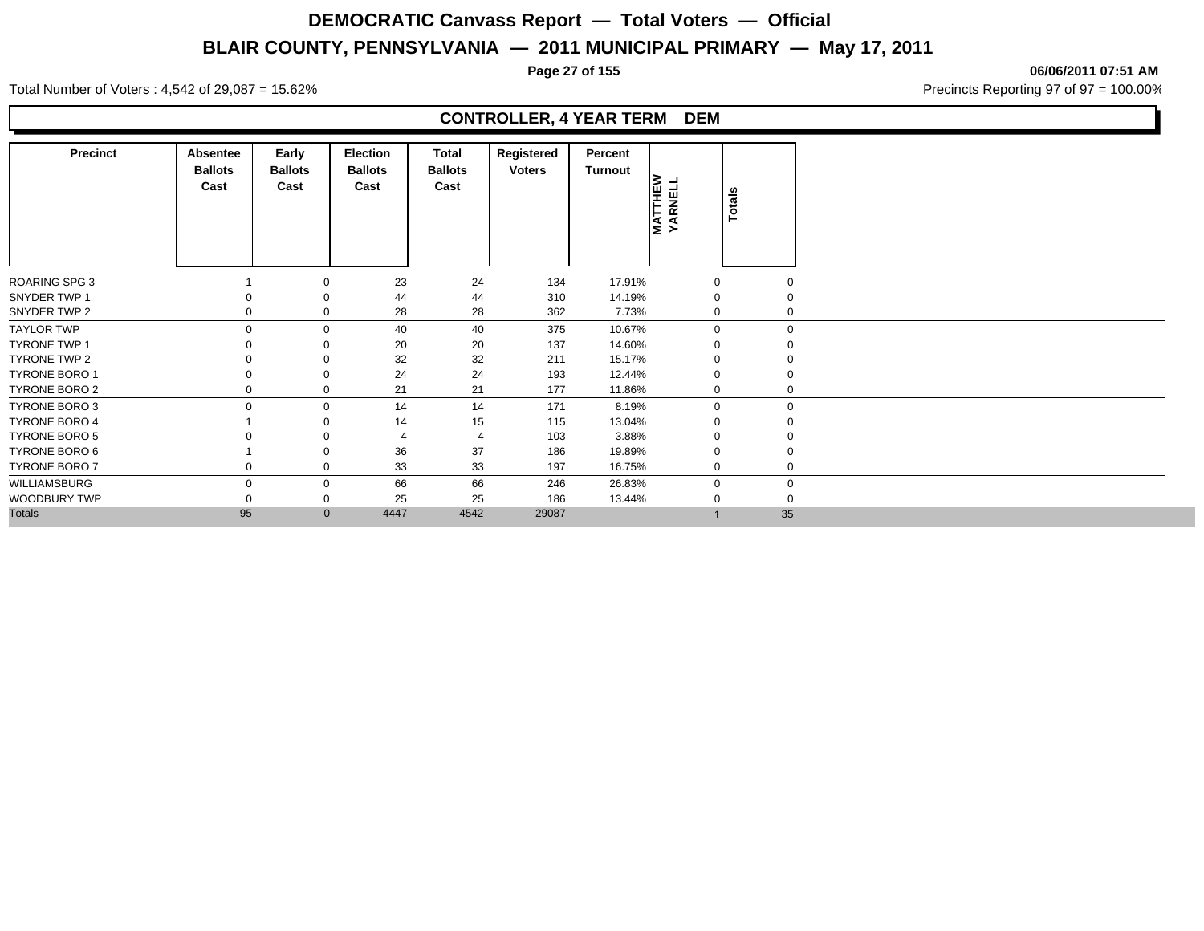# DEMOCRATIC Canvass Report — Total Voters — Official

## BLAIR COUNTY, PENNSYLVANIA — 2011 MUNICIPAL PRIMARY — May 17, 2011

06/06/2011 07:51 AM

Total Number of Voters : 4,542 of 29,087 = 15.62%

Precincts Reporting 97 of 97 = 100.00%

### CONTROLLER, 4 YEAR TERM DEM

| Precinct | Absentee Ballots Cast | Early Ballots Cast | Election Ballots Cast | Total Ballots Cast | Registered Voters | Percent Turnout | MATTHEW YARNELL | Totals |
|---|---|---|---|---|---|---|---|---|
| ROARING SPG 3 | 1 | 0 | 23 | 24 | 134 | 17.91% | 0 | 0 |
| SNYDER TWP 1 | 0 | 0 | 44 | 44 | 310 | 14.19% | 0 | 0 |
| SNYDER TWP 2 | 0 | 0 | 28 | 28 | 362 | 7.73% | 0 | 0 |
| TAYLOR TWP | 0 | 0 | 40 | 40 | 375 | 10.67% | 0 | 0 |
| TYRONE TWP 1 | 0 | 0 | 20 | 20 | 137 | 14.60% | 0 | 0 |
| TYRONE TWP 2 | 0 | 0 | 32 | 32 | 211 | 15.17% | 0 | 0 |
| TYRONE BORO 1 | 0 | 0 | 24 | 24 | 193 | 12.44% | 0 | 0 |
| TYRONE BORO 2 | 0 | 0 | 21 | 21 | 177 | 11.86% | 0 | 0 |
| TYRONE BORO 3 | 0 | 0 | 14 | 14 | 171 | 8.19% | 0 | 0 |
| TYRONE BORO 4 | 1 | 0 | 14 | 15 | 115 | 13.04% | 0 | 0 |
| TYRONE BORO 5 | 0 | 0 | 4 | 4 | 103 | 3.88% | 0 | 0 |
| TYRONE BORO 6 | 1 | 0 | 36 | 37 | 186 | 19.89% | 0 | 0 |
| TYRONE BORO 7 | 0 | 0 | 33 | 33 | 197 | 16.75% | 0 | 0 |
| WILLIAMSBURG | 0 | 0 | 66 | 66 | 246 | 26.83% | 0 | 0 |
| WOODBURY TWP | 0 | 0 | 25 | 25 | 186 | 13.44% | 0 | 0 |
| Totals | 95 | 0 | 4447 | 4542 | 29087 | | 1 | 35 |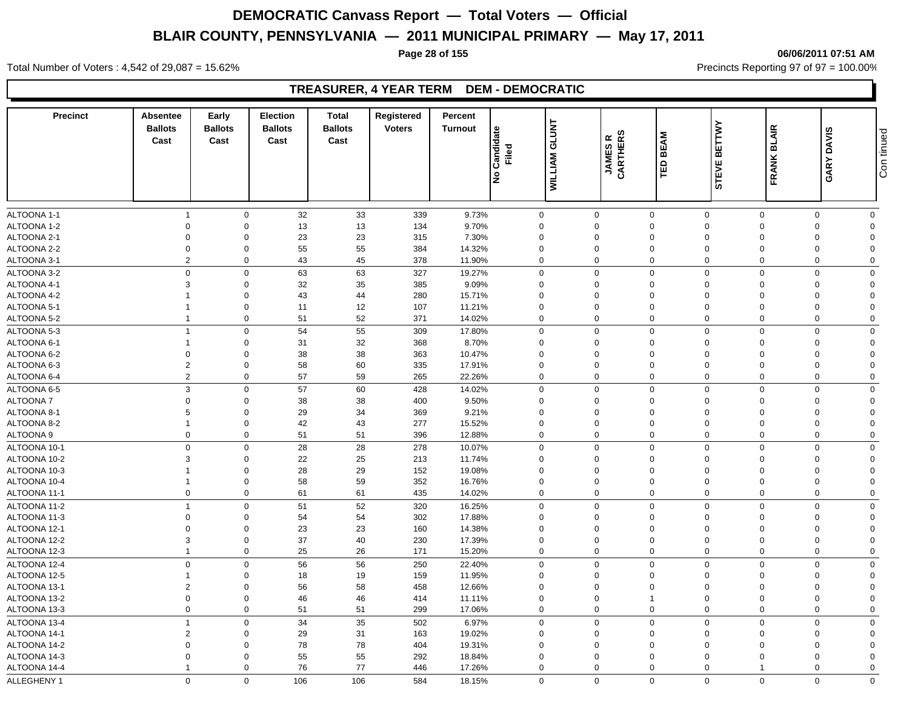# DEMOCRATIC Canvass Report — Total Voters — Official

## BLAIR COUNTY, PENNSYLVANIA — 2011 MUNICIPAL PRIMARY — May 17, 2011

Total Number of Voters : 4,542 of 29,087 = 15.62%

Precincts Reporting 97 of 97 = 100.00%

### TREASURER, 4 YEAR TERM DEM - DEMOCRATIC

| Precinct | Absentee Ballots Cast | Early Ballots Cast | Election Ballots Cast | Total Ballots Cast | Registered Voters | Percent Turnout | No Candidate Filed | WILLIAM GLUNT | JAMES R CARTHERS | TED BEAM | STEVE BETTWY | FRANK BLAIR | GARY DAVIS |
|---|---|---|---|---|---|---|---|---|---|---|---|---|---|
| ALTOONA 1-1 | 1 | 0 | 32 | 33 | 339 | 9.73% | 0 | 0 | 0 | 0 | 0 | 0 | 0 |
| ALTOONA 1-2 | 0 | 0 | 13 | 13 | 134 | 9.70% | 0 | 0 | 0 | 0 | 0 | 0 | 0 |
| ALTOONA 2-1 | 0 | 0 | 23 | 23 | 315 | 7.30% | 0 | 0 | 0 | 0 | 0 | 0 | 0 |
| ALTOONA 2-2 | 0 | 0 | 55 | 55 | 384 | 14.32% | 0 | 0 | 0 | 0 | 0 | 0 | 0 |
| ALTOONA 3-1 | 2 | 0 | 43 | 45 | 378 | 11.90% | 0 | 0 | 0 | 0 | 0 | 0 | 0 |
| ALTOONA 3-2 | 0 | 0 | 63 | 63 | 327 | 19.27% | 0 | 0 | 0 | 0 | 0 | 0 | 0 |
| ALTOONA 4-1 | 3 | 0 | 32 | 35 | 385 | 9.09% | 0 | 0 | 0 | 0 | 0 | 0 | 0 |
| ALTOONA 4-2 | 1 | 0 | 43 | 44 | 280 | 15.71% | 0 | 0 | 0 | 0 | 0 | 0 | 0 |
| ALTOONA 5-1 | 1 | 0 | 11 | 12 | 107 | 11.21% | 0 | 0 | 0 | 0 | 0 | 0 | 0 |
| ALTOONA 5-2 | 1 | 0 | 51 | 52 | 371 | 14.02% | 0 | 0 | 0 | 0 | 0 | 0 | 0 |
| ALTOONA 5-3 | 1 | 0 | 54 | 55 | 309 | 17.80% | 0 | 0 | 0 | 0 | 0 | 0 | 0 |
| ALTOONA 6-1 | 1 | 0 | 31 | 32 | 368 | 8.70% | 0 | 0 | 0 | 0 | 0 | 0 | 0 |
| ALTOONA 6-2 | 0 | 0 | 38 | 38 | 363 | 10.47% | 0 | 0 | 0 | 0 | 0 | 0 | 0 |
| ALTOONA 6-3 | 2 | 0 | 58 | 60 | 335 | 17.91% | 0 | 0 | 0 | 0 | 0 | 0 | 0 |
| ALTOONA 6-4 | 2 | 0 | 57 | 59 | 265 | 22.26% | 0 | 0 | 0 | 0 | 0 | 0 | 0 |
| ALTOONA 6-5 | 3 | 0 | 57 | 60 | 428 | 14.02% | 0 | 0 | 0 | 0 | 0 | 0 | 0 |
| ALTOONA 7 | 0 | 0 | 38 | 38 | 400 | 9.50% | 0 | 0 | 0 | 0 | 0 | 0 | 0 |
| ALTOONA 8-1 | 5 | 0 | 29 | 34 | 369 | 9.21% | 0 | 0 | 0 | 0 | 0 | 0 | 0 |
| ALTOONA 8-2 | 1 | 0 | 42 | 43 | 277 | 15.52% | 0 | 0 | 0 | 0 | 0 | 0 | 0 |
| ALTOONA 9 | 0 | 0 | 51 | 51 | 396 | 12.88% | 0 | 0 | 0 | 0 | 0 | 0 | 0 |
| ALTOONA 10-1 | 0 | 0 | 28 | 28 | 278 | 10.07% | 0 | 0 | 0 | 0 | 0 | 0 | 0 |
| ALTOONA 10-2 | 3 | 0 | 22 | 25 | 213 | 11.74% | 0 | 0 | 0 | 0 | 0 | 0 | 0 |
| ALTOONA 10-3 | 1 | 0 | 28 | 29 | 152 | 19.08% | 0 | 0 | 0 | 0 | 0 | 0 | 0 |
| ALTOONA 10-4 | 1 | 0 | 58 | 59 | 352 | 16.76% | 0 | 0 | 0 | 0 | 0 | 0 | 0 |
| ALTOONA 11-1 | 0 | 0 | 61 | 61 | 435 | 14.02% | 0 | 0 | 0 | 0 | 0 | 0 | 0 |
| ALTOONA 11-2 | 1 | 0 | 51 | 52 | 320 | 16.25% | 0 | 0 | 0 | 0 | 0 | 0 | 0 |
| ALTOONA 11-3 | 0 | 0 | 54 | 54 | 302 | 17.88% | 0 | 0 | 0 | 0 | 0 | 0 | 0 |
| ALTOONA 12-1 | 0 | 0 | 23 | 23 | 160 | 14.38% | 0 | 0 | 0 | 0 | 0 | 0 | 0 |
| ALTOONA 12-2 | 3 | 0 | 37 | 40 | 230 | 17.39% | 0 | 0 | 0 | 0 | 0 | 0 | 0 |
| ALTOONA 12-3 | 1 | 0 | 25 | 26 | 171 | 15.20% | 0 | 0 | 0 | 0 | 0 | 0 | 0 |
| ALTOONA 12-4 | 0 | 0 | 56 | 56 | 250 | 22.40% | 0 | 0 | 0 | 0 | 0 | 0 | 0 |
| ALTOONA 12-5 | 1 | 0 | 18 | 19 | 159 | 11.95% | 0 | 0 | 0 | 0 | 0 | 0 | 0 |
| ALTOONA 13-1 | 2 | 0 | 56 | 58 | 458 | 12.66% | 0 | 0 | 0 | 0 | 0 | 0 | 0 |
| ALTOONA 13-2 | 0 | 0 | 46 | 46 | 414 | 11.11% | 0 | 0 | 1 | 0 | 0 | 0 | 0 |
| ALTOONA 13-3 | 0 | 0 | 51 | 51 | 299 | 17.06% | 0 | 0 | 0 | 0 | 0 | 0 | 0 |
| ALTOONA 13-4 | 1 | 0 | 34 | 35 | 502 | 6.97% | 0 | 0 | 0 | 0 | 0 | 0 | 0 |
| ALTOONA 14-1 | 2 | 0 | 29 | 31 | 163 | 19.02% | 0 | 0 | 0 | 0 | 0 | 0 | 0 |
| ALTOONA 14-2 | 0 | 0 | 78 | 78 | 404 | 19.31% | 0 | 0 | 0 | 0 | 0 | 0 | 0 |
| ALTOONA 14-3 | 0 | 0 | 55 | 55 | 292 | 18.84% | 0 | 0 | 0 | 0 | 0 | 0 | 0 |
| ALTOONA 14-4 | 1 | 0 | 76 | 77 | 446 | 17.26% | 0 | 0 | 0 | 0 | 1 | 0 | 0 |
| ALLEGHENY 1 | 0 | 0 | 106 | 106 | 584 | 18.15% | 0 | 0 | 0 | 0 | 0 | 0 | 0 |

Continued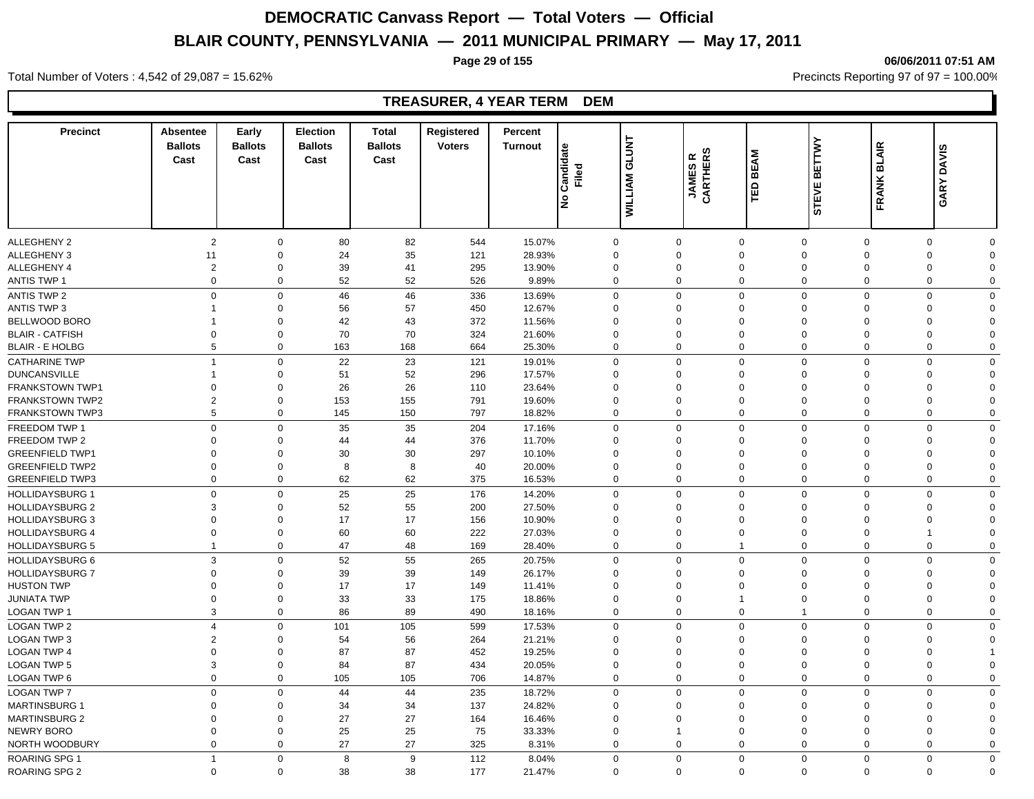# DEMOCRATIC Canvass Report — Total Voters — Official

## BLAIR COUNTY, PENNSYLVANIA — 2011 MUNICIPAL PRIMARY — May 17, 2011

06/06/2011 07:51 AM

Total Number of Voters : 4,542 of 29,087 = 15.62%

Precincts Reporting 97 of 97 = 100.00%

### TREASURER, 4 YEAR TERM DEM

| Precinct | Absentee Ballots Cast | Early Ballots Cast | Election Ballots Cast | Total Ballots Cast | Registered Voters | Percent Turnout | No Candidate Filed | WILLIAM GLUNT | JAMES R CARTHERS | TED BEAM | STEVE BETTWY | FRANK BLAIR | GARY DAVIS |
|---|---|---|---|---|---|---|---|---|---|---|---|---|---|
| ALLEGHENY 2 | 2 | 0 | 80 | 82 | 544 | 15.07% | 0 | 0 | 0 | 0 | 0 | 0 | 0 |
| ALLEGHENY 3 | 11 | 0 | 24 | 35 | 121 | 28.93% | 0 | 0 | 0 | 0 | 0 | 0 | 0 |
| ALLEGHENY 4 | 2 | 0 | 39 | 41 | 295 | 13.90% | 0 | 0 | 0 | 0 | 0 | 0 | 0 |
| ANTIS TWP 1 | 0 | 0 | 52 | 52 | 526 | 9.89% | 0 | 0 | 0 | 0 | 0 | 0 | 0 |
| ANTIS TWP 2 | 0 | 0 | 46 | 46 | 336 | 13.69% | 0 | 0 | 0 | 0 | 0 | 0 | 0 |
| ANTIS TWP 3 | 1 | 0 | 56 | 57 | 450 | 12.67% | 0 | 0 | 0 | 0 | 0 | 0 | 0 |
| BELLWOOD BORO | 1 | 0 | 42 | 43 | 372 | 11.56% | 0 | 0 | 0 | 0 | 0 | 0 | 0 |
| BLAIR - CATFISH | 0 | 0 | 70 | 70 | 324 | 21.60% | 0 | 0 | 0 | 0 | 0 | 0 | 0 |
| BLAIR - E HOLBG | 5 | 0 | 163 | 168 | 664 | 25.30% | 0 | 0 | 0 | 0 | 0 | 0 | 0 |
| CATHARINE TWP | 1 | 0 | 22 | 23 | 121 | 19.01% | 0 | 0 | 0 | 0 | 0 | 0 | 0 |
| DUNCANSVILLE | 1 | 0 | 51 | 52 | 296 | 17.57% | 0 | 0 | 0 | 0 | 0 | 0 | 0 |
| FRANKSTOWN TWP1 | 0 | 0 | 26 | 26 | 110 | 23.64% | 0 | 0 | 0 | 0 | 0 | 0 | 0 |
| FRANKSTOWN TWP2 | 2 | 0 | 153 | 155 | 791 | 19.60% | 0 | 0 | 0 | 0 | 0 | 0 | 0 |
| FRANKSTOWN TWP3 | 5 | 0 | 145 | 150 | 797 | 18.82% | 0 | 0 | 0 | 0 | 0 | 0 | 0 |
| FREEDOM TWP 1 | 0 | 0 | 35 | 35 | 204 | 17.16% | 0 | 0 | 0 | 0 | 0 | 0 | 0 |
| FREEDOM TWP 2 | 0 | 0 | 44 | 44 | 376 | 11.70% | 0 | 0 | 0 | 0 | 0 | 0 | 0 |
| GREENFIELD TWP1 | 0 | 0 | 30 | 30 | 297 | 10.10% | 0 | 0 | 0 | 0 | 0 | 0 | 0 |
| GREENFIELD TWP2 | 0 | 0 | 8 | 8 | 40 | 20.00% | 0 | 0 | 0 | 0 | 0 | 0 | 0 |
| GREENFIELD TWP3 | 0 | 0 | 62 | 62 | 375 | 16.53% | 0 | 0 | 0 | 0 | 0 | 0 | 0 |
| HOLLIDAYSBURG 1 | 0 | 0 | 25 | 25 | 176 | 14.20% | 0 | 0 | 0 | 0 | 0 | 0 | 0 |
| HOLLIDAYSBURG 2 | 3 | 0 | 52 | 55 | 200 | 27.50% | 0 | 0 | 0 | 0 | 0 | 0 | 0 |
| HOLLIDAYSBURG 3 | 0 | 0 | 17 | 17 | 156 | 10.90% | 0 | 0 | 0 | 0 | 0 | 0 | 0 |
| HOLLIDAYSBURG 4 | 0 | 0 | 60 | 60 | 222 | 27.03% | 0 | 0 | 0 | 0 | 0 | 1 | 0 |
| HOLLIDAYSBURG 5 | 1 | 0 | 47 | 48 | 169 | 28.40% | 0 | 0 | 1 | 0 | 0 | 0 | 0 |
| HOLLIDAYSBURG 6 | 3 | 0 | 52 | 55 | 265 | 20.75% | 0 | 0 | 0 | 0 | 0 | 0 | 0 |
| HOLLIDAYSBURG 7 | 0 | 0 | 39 | 39 | 149 | 26.17% | 0 | 0 | 0 | 0 | 0 | 0 | 0 |
| HUSTON TWP | 0 | 0 | 17 | 17 | 149 | 11.41% | 0 | 0 | 0 | 0 | 0 | 0 | 0 |
| JUNIATA TWP | 0 | 0 | 33 | 33 | 175 | 18.86% | 0 | 0 | 1 | 0 | 0 | 0 | 0 |
| LOGAN TWP 1 | 3 | 0 | 86 | 89 | 490 | 18.16% | 0 | 0 | 0 | 1 | 0 | 0 | 0 |
| LOGAN TWP 2 | 4 | 0 | 101 | 105 | 599 | 17.53% | 0 | 0 | 0 | 0 | 0 | 0 | 0 |
| LOGAN TWP 3 | 2 | 0 | 54 | 56 | 264 | 21.21% | 0 | 0 | 0 | 0 | 0 | 0 | 0 |
| LOGAN TWP 4 | 0 | 0 | 87 | 87 | 452 | 19.25% | 0 | 0 | 0 | 0 | 0 | 0 | 1 |
| LOGAN TWP 5 | 3 | 0 | 84 | 87 | 434 | 20.05% | 0 | 0 | 0 | 0 | 0 | 0 | 0 |
| LOGAN TWP 6 | 0 | 0 | 105 | 105 | 706 | 14.87% | 0 | 0 | 0 | 0 | 0 | 0 | 0 |
| LOGAN TWP 7 | 0 | 0 | 44 | 44 | 235 | 18.72% | 0 | 0 | 0 | 0 | 0 | 0 | 0 |
| MARTINSBURG 1 | 0 | 0 | 34 | 34 | 137 | 24.82% | 0 | 0 | 0 | 0 | 0 | 0 | 0 |
| MARTINSBURG 2 | 0 | 0 | 27 | 27 | 164 | 16.46% | 0 | 0 | 0 | 0 | 0 | 0 | 0 |
| NEWRY BORO | 0 | 0 | 25 | 25 | 75 | 33.33% | 0 | 1 | 0 | 0 | 0 | 0 | 0 |
| NORTH WOODBURY | 0 | 0 | 27 | 27 | 325 | 8.31% | 0 | 0 | 0 | 0 | 0 | 0 | 0 |
| ROARING SPG 1 | 1 | 0 | 8 | 9 | 112 | 8.04% | 0 | 0 | 0 | 0 | 0 | 0 | 0 |
| ROARING SPG 2 | 0 | 0 | 38 | 38 | 177 | 21.47% | 0 | 0 | 0 | 0 | 0 | 0 | 0 |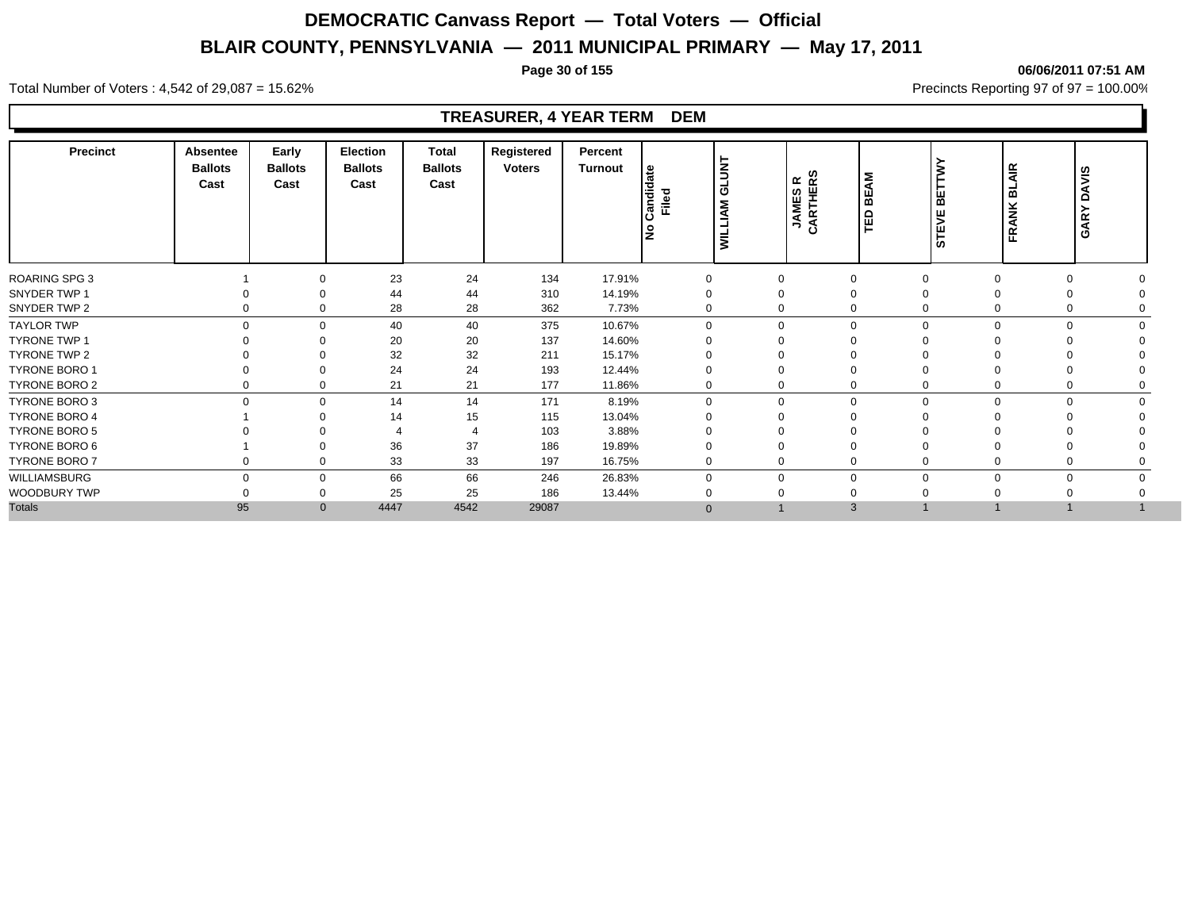# DEMOCRATIC Canvass Report — Total Voters — Official

## BLAIR COUNTY, PENNSYLVANIA — 2011 MUNICIPAL PRIMARY — May 17, 2011

06/06/2011 07:51 AM

Total Number of Voters : 4,542 of 29,087 = 15.62%

Precincts Reporting 97 of 97 = 100.00%

### TREASURER, 4 YEAR TERM DEM

| Precinct | Absentee Ballots Cast | Early Ballots Cast | Election Ballots Cast | Total Ballots Cast | Registered Voters | Percent Turnout | No Candidate Filed | WILLIAM GLUNT | JAMES R CARTHERS | TED BEAM | STEVE BETTWY | FRANK BLAIR | GARY DAVIS |
|---|---|---|---|---|---|---|---|---|---|---|---|---|---|
| ROARING SPG 3 | 1 | 0 | 23 | 24 | 134 | 17.91% | 0 | 0 | 0 | 0 | 0 | 0 | 0 |
| SNYDER TWP 1 | 0 | 0 | 44 | 44 | 310 | 14.19% | 0 | 0 | 0 | 0 | 0 | 0 | 0 |
| SNYDER TWP 2 | 0 | 0 | 28 | 28 | 362 | 7.73% | 0 | 0 | 0 | 0 | 0 | 0 | 0 |
| TAYLOR TWP | 0 | 0 | 40 | 40 | 375 | 10.67% | 0 | 0 | 0 | 0 | 0 | 0 | 0 |
| TYRONE TWP 1 | 0 | 0 | 20 | 20 | 137 | 14.60% | 0 | 0 | 0 | 0 | 0 | 0 | 0 |
| TYRONE TWP 2 | 0 | 0 | 32 | 32 | 211 | 15.17% | 0 | 0 | 0 | 0 | 0 | 0 | 0 |
| TYRONE BORO 1 | 0 | 0 | 24 | 24 | 193 | 12.44% | 0 | 0 | 0 | 0 | 0 | 0 | 0 |
| TYRONE BORO 2 | 0 | 0 | 21 | 21 | 177 | 11.86% | 0 | 0 | 0 | 0 | 0 | 0 | 0 |
| TYRONE BORO 3 | 0 | 0 | 14 | 14 | 171 | 8.19% | 0 | 0 | 0 | 0 | 0 | 0 | 0 |
| TYRONE BORO 4 | 1 | 0 | 14 | 15 | 115 | 13.04% | 0 | 0 | 0 | 0 | 0 | 0 | 0 |
| TYRONE BORO 5 | 0 | 0 | 4 | 4 | 103 | 3.88% | 0 | 0 | 0 | 0 | 0 | 0 | 0 |
| TYRONE BORO 6 | 1 | 0 | 36 | 37 | 186 | 19.89% | 0 | 0 | 0 | 0 | 0 | 0 | 0 |
| TYRONE BORO 7 | 0 | 0 | 33 | 33 | 197 | 16.75% | 0 | 0 | 0 | 0 | 0 | 0 | 0 |
| WILLIAMSBURG | 0 | 0 | 66 | 66 | 246 | 26.83% | 0 | 0 | 0 | 0 | 0 | 0 | 0 |
| WOODBURY TWP | 0 | 0 | 25 | 25 | 186 | 13.44% | 0 | 0 | 0 | 0 | 0 | 0 | 0 |
| Totals | 95 | 0 | 4447 | 4542 | 29087 | | 0 | 1 | 3 | 1 | 1 | 1 | 1 |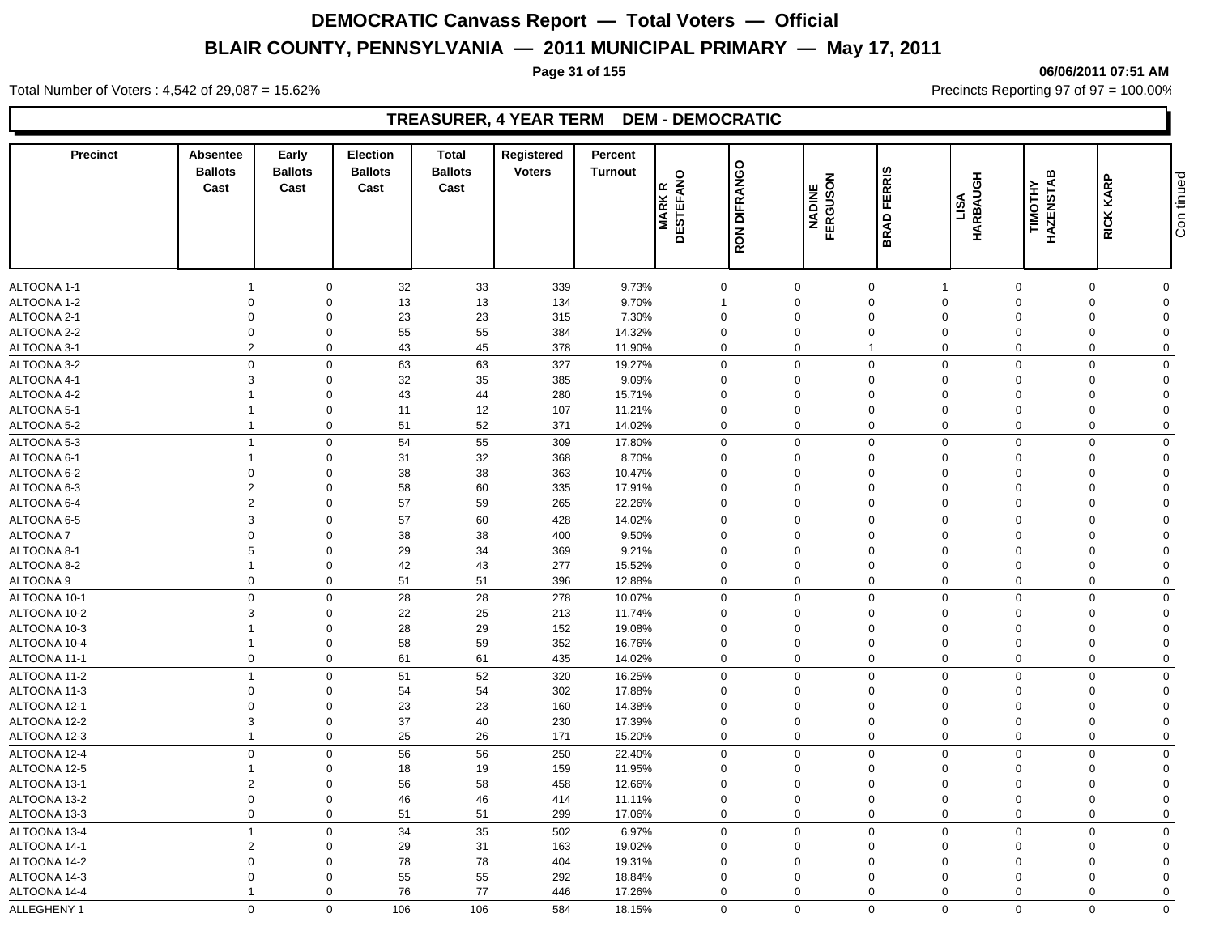# DEMOCRATIC Canvass Report — Total Voters — Official

## BLAIR COUNTY, PENNSYLVANIA — 2011 MUNICIPAL PRIMARY — May 17, 2011

06/06/2011 07:51 AM

Total Number of Voters : 4,542 of 29,087 = 15.62%

Precincts Reporting 97 of 97 = 100.00%

### TREASURER, 4 YEAR TERM DEM - DEMOCRATIC

| Precinct | Absentee Ballots Cast | Early Ballots Cast | Election Ballots Cast | Total Ballots Cast | Registered Voters | Percent Turnout | MARK R DESTEFANO | RON DIFRANGO | NADINE FERGUSON | BRAD FERRIS | LISA HARBAUGH | TIMOTHY HAZENSTAB | RICK KARP | Continued |
|---|---|---|---|---|---|---|---|---|---|---|---|---|---|---|
| ALTOONA 1-1 | 1 | 0 | 32 | 33 | 339 | 9.73% | 0 | 0 | 0 | 1 | 0 | 0 | 0 | |
| ALTOONA 1-2 | 0 | 0 | 13 | 13 | 134 | 9.70% | 1 | 0 | 0 | 0 | 0 | 0 | 0 | |
| ALTOONA 2-1 | 0 | 0 | 23 | 23 | 315 | 7.30% | 0 | 0 | 0 | 0 | 0 | 0 | 0 | |
| ALTOONA 2-2 | 0 | 0 | 55 | 55 | 384 | 14.32% | 0 | 0 | 0 | 0 | 0 | 0 | 0 | |
| ALTOONA 3-1 | 2 | 0 | 43 | 45 | 378 | 11.90% | 0 | 0 | 1 | 0 | 0 | 0 | 0 | |
| ALTOONA 3-2 | 0 | 0 | 63 | 63 | 327 | 19.27% | 0 | 0 | 0 | 0 | 0 | 0 | 0 | |
| ALTOONA 4-1 | 3 | 0 | 32 | 35 | 385 | 9.09% | 0 | 0 | 0 | 0 | 0 | 0 | 0 | |
| ALTOONA 4-2 | 1 | 0 | 43 | 44 | 280 | 15.71% | 0 | 0 | 0 | 0 | 0 | 0 | 0 | |
| ALTOONA 5-1 | 1 | 0 | 11 | 12 | 107 | 11.21% | 0 | 0 | 0 | 0 | 0 | 0 | 0 | |
| ALTOONA 5-2 | 1 | 0 | 51 | 52 | 371 | 14.02% | 0 | 0 | 0 | 0 | 0 | 0 | 0 | |
| ALTOONA 5-3 | 1 | 0 | 54 | 55 | 309 | 17.80% | 0 | 0 | 0 | 0 | 0 | 0 | 0 | |
| ALTOONA 6-1 | 1 | 0 | 31 | 32 | 368 | 8.70% | 0 | 0 | 0 | 0 | 0 | 0 | 0 | |
| ALTOONA 6-2 | 0 | 0 | 38 | 38 | 363 | 10.47% | 0 | 0 | 0 | 0 | 0 | 0 | 0 | |
| ALTOONA 6-3 | 2 | 0 | 58 | 60 | 335 | 17.91% | 0 | 0 | 0 | 0 | 0 | 0 | 0 | |
| ALTOONA 6-4 | 2 | 0 | 57 | 59 | 265 | 22.26% | 0 | 0 | 0 | 0 | 0 | 0 | 0 | |
| ALTOONA 6-5 | 3 | 0 | 57 | 60 | 428 | 14.02% | 0 | 0 | 0 | 0 | 0 | 0 | 0 | |
| ALTOONA 7 | 0 | 0 | 38 | 38 | 400 | 9.50% | 0 | 0 | 0 | 0 | 0 | 0 | 0 | |
| ALTOONA 8-1 | 5 | 0 | 29 | 34 | 369 | 9.21% | 0 | 0 | 0 | 0 | 0 | 0 | 0 | |
| ALTOONA 8-2 | 1 | 0 | 42 | 43 | 277 | 15.52% | 0 | 0 | 0 | 0 | 0 | 0 | 0 | |
| ALTOONA 9 | 0 | 0 | 51 | 51 | 396 | 12.88% | 0 | 0 | 0 | 0 | 0 | 0 | 0 | |
| ALTOONA 10-1 | 0 | 0 | 28 | 28 | 278 | 10.07% | 0 | 0 | 0 | 0 | 0 | 0 | 0 | |
| ALTOONA 10-2 | 3 | 0 | 22 | 25 | 213 | 11.74% | 0 | 0 | 0 | 0 | 0 | 0 | 0 | |
| ALTOONA 10-3 | 1 | 0 | 28 | 29 | 152 | 19.08% | 0 | 0 | 0 | 0 | 0 | 0 | 0 | |
| ALTOONA 10-4 | 1 | 0 | 58 | 59 | 352 | 16.76% | 0 | 0 | 0 | 0 | 0 | 0 | 0 | |
| ALTOONA 11-1 | 0 | 0 | 61 | 61 | 435 | 14.02% | 0 | 0 | 0 | 0 | 0 | 0 | 0 | |
| ALTOONA 11-2 | 1 | 0 | 51 | 52 | 320 | 16.25% | 0 | 0 | 0 | 0 | 0 | 0 | 0 | |
| ALTOONA 11-3 | 0 | 0 | 54 | 54 | 302 | 17.88% | 0 | 0 | 0 | 0 | 0 | 0 | 0 | |
| ALTOONA 12-1 | 0 | 0 | 23 | 23 | 160 | 14.38% | 0 | 0 | 0 | 0 | 0 | 0 | 0 | |
| ALTOONA 12-2 | 3 | 0 | 37 | 40 | 230 | 17.39% | 0 | 0 | 0 | 0 | 0 | 0 | 0 | |
| ALTOONA 12-3 | 1 | 0 | 25 | 26 | 171 | 15.20% | 0 | 0 | 0 | 0 | 0 | 0 | 0 | |
| ALTOONA 12-4 | 0 | 0 | 56 | 56 | 250 | 22.40% | 0 | 0 | 0 | 0 | 0 | 0 | 0 | |
| ALTOONA 12-5 | 1 | 0 | 18 | 19 | 159 | 11.95% | 0 | 0 | 0 | 0 | 0 | 0 | 0 | |
| ALTOONA 13-1 | 2 | 0 | 56 | 58 | 458 | 12.66% | 0 | 0 | 0 | 0 | 0 | 0 | 0 | |
| ALTOONA 13-2 | 0 | 0 | 46 | 46 | 414 | 11.11% | 0 | 0 | 0 | 0 | 0 | 0 | 0 | |
| ALTOONA 13-3 | 0 | 0 | 51 | 51 | 299 | 17.06% | 0 | 0 | 0 | 0 | 0 | 0 | 0 | |
| ALTOONA 13-4 | 1 | 0 | 34 | 35 | 502 | 6.97% | 0 | 0 | 0 | 0 | 0 | 0 | 0 | |
| ALTOONA 14-1 | 2 | 0 | 29 | 31 | 163 | 19.02% | 0 | 0 | 0 | 0 | 0 | 0 | 0 | |
| ALTOONA 14-2 | 0 | 0 | 78 | 78 | 404 | 19.31% | 0 | 0 | 0 | 0 | 0 | 0 | 0 | |
| ALTOONA 14-3 | 0 | 0 | 55 | 55 | 292 | 18.84% | 0 | 0 | 0 | 0 | 0 | 0 | 0 | |
| ALTOONA 14-4 | 1 | 0 | 76 | 77 | 446 | 17.26% | 0 | 0 | 0 | 0 | 0 | 0 | 0 | |
| ALLEGHENY 1 | 0 | 0 | 106 | 106 | 584 | 18.15% | 0 | 0 | 0 | 0 | 0 | 0 | 0 | |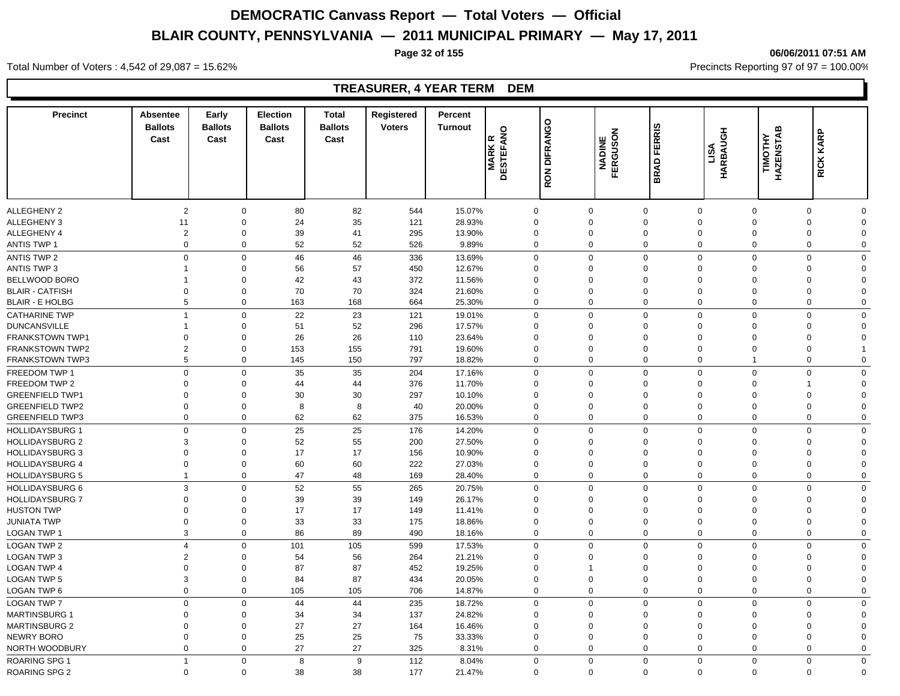# DEMOCRATIC Canvass Report — Total Voters — Official

# BLAIR COUNTY, PENNSYLVANIA — 2011 MUNICIPAL PRIMARY — May 17, 2011

06/06/2011 07:51 AM

Total Number of Voters : 4,542 of 29,087 = 15.62%

Precincts Reporting 97 of 97 = 100.00%

## TREASURER, 4 YEAR TERM DEM

| Precinct | Absentee Ballots Cast | Early Ballots Cast | Election Ballots Cast | Total Ballots Cast | Registered Voters | Percent Turnout | MARK R DESTEFANO | RON DIFRANGO | NADINE FERGUSON | BRAD FERRIS | LISA HARBAUGH | TIMOTHY HAZENSTAB | RICK KARP |
|---|---|---|---|---|---|---|---|---|---|---|---|---|---|
| ALLEGHENY 2 | 2 | 0 | 80 | 82 | 544 | 15.07% | 0 | 0 | 0 | 0 | 0 | 0 | 0 |
| ALLEGHENY 3 | 11 | 0 | 24 | 35 | 121 | 28.93% | 0 | 0 | 0 | 0 | 0 | 0 | 0 |
| ALLEGHENY 4 | 2 | 0 | 39 | 41 | 295 | 13.90% | 0 | 0 | 0 | 0 | 0 | 0 | 0 |
| ANTIS TWP 1 | 0 | 0 | 52 | 52 | 526 | 9.89% | 0 | 0 | 0 | 0 | 0 | 0 | 0 |
| ANTIS TWP 2 | 0 | 0 | 46 | 46 | 336 | 13.69% | 0 | 0 | 0 | 0 | 0 | 0 | 0 |
| ANTIS TWP 3 | 1 | 0 | 56 | 57 | 450 | 12.67% | 0 | 0 | 0 | 0 | 0 | 0 | 0 |
| BELLWOOD BORO | 1 | 0 | 42 | 43 | 372 | 11.56% | 0 | 0 | 0 | 0 | 0 | 0 | 0 |
| BLAIR - CATFISH | 0 | 0 | 70 | 70 | 324 | 21.60% | 0 | 0 | 0 | 0 | 0 | 0 | 0 |
| BLAIR - E HOLBG | 5 | 0 | 163 | 168 | 664 | 25.30% | 0 | 0 | 0 | 0 | 0 | 0 | 0 |
| CATHARINE TWP | 1 | 0 | 22 | 23 | 121 | 19.01% | 0 | 0 | 0 | 0 | 0 | 0 | 0 |
| DUNCANSVILLE | 1 | 0 | 51 | 52 | 296 | 17.57% | 0 | 0 | 0 | 0 | 0 | 0 | 0 |
| FRANKSTOWN TWP1 | 0 | 0 | 26 | 26 | 110 | 23.64% | 0 | 0 | 0 | 0 | 0 | 0 | 0 |
| FRANKSTOWN TWP2 | 2 | 0 | 153 | 155 | 791 | 19.60% | 0 | 0 | 0 | 0 | 0 | 0 | 1 |
| FRANKSTOWN TWP3 | 5 | 0 | 145 | 150 | 797 | 18.82% | 0 | 0 | 0 | 0 | 1 | 0 | 0 |
| FREEDOM TWP 1 | 0 | 0 | 35 | 35 | 204 | 17.16% | 0 | 0 | 0 | 0 | 0 | 0 | 0 |
| FREEDOM TWP 2 | 0 | 0 | 44 | 44 | 376 | 11.70% | 0 | 0 | 0 | 0 | 0 | 1 | 0 |
| GREENFIELD TWP1 | 0 | 0 | 30 | 30 | 297 | 10.10% | 0 | 0 | 0 | 0 | 0 | 0 | 0 |
| GREENFIELD TWP2 | 0 | 0 | 8 | 8 | 40 | 20.00% | 0 | 0 | 0 | 0 | 0 | 0 | 0 |
| GREENFIELD TWP3 | 0 | 0 | 62 | 62 | 375 | 16.53% | 0 | 0 | 0 | 0 | 0 | 0 | 0 |
| HOLLIDAYSBURG 1 | 0 | 0 | 25 | 25 | 176 | 14.20% | 0 | 0 | 0 | 0 | 0 | 0 | 0 |
| HOLLIDAYSBURG 2 | 3 | 0 | 52 | 55 | 200 | 27.50% | 0 | 0 | 0 | 0 | 0 | 0 | 0 |
| HOLLIDAYSBURG 3 | 0 | 0 | 17 | 17 | 156 | 10.90% | 0 | 0 | 0 | 0 | 0 | 0 | 0 |
| HOLLIDAYSBURG 4 | 0 | 0 | 60 | 60 | 222 | 27.03% | 0 | 0 | 0 | 0 | 0 | 0 | 0 |
| HOLLIDAYSBURG 5 | 1 | 0 | 47 | 48 | 169 | 28.40% | 0 | 0 | 0 | 0 | 0 | 0 | 0 |
| HOLLIDAYSBURG 6 | 3 | 0 | 52 | 55 | 265 | 20.75% | 0 | 0 | 0 | 0 | 0 | 0 | 0 |
| HOLLIDAYSBURG 7 | 0 | 0 | 39 | 39 | 149 | 26.17% | 0 | 0 | 0 | 0 | 0 | 0 | 0 |
| HUSTON TWP | 0 | 0 | 17 | 17 | 149 | 11.41% | 0 | 0 | 0 | 0 | 0 | 0 | 0 |
| JUNIATA TWP | 0 | 0 | 33 | 33 | 175 | 18.86% | 0 | 0 | 0 | 0 | 0 | 0 | 0 |
| LOGAN TWP 1 | 3 | 0 | 86 | 89 | 490 | 18.16% | 0 | 0 | 0 | 0 | 0 | 0 | 0 |
| LOGAN TWP 2 | 4 | 0 | 101 | 105 | 599 | 17.53% | 0 | 0 | 0 | 0 | 0 | 0 | 0 |
| LOGAN TWP 3 | 2 | 0 | 54 | 56 | 264 | 21.21% | 0 | 0 | 0 | 0 | 0 | 0 | 0 |
| LOGAN TWP 4 | 0 | 0 | 87 | 87 | 452 | 19.25% | 0 | 1 | 0 | 0 | 0 | 0 | 0 |
| LOGAN TWP 5 | 3 | 0 | 84 | 87 | 434 | 20.05% | 0 | 0 | 0 | 0 | 0 | 0 | 0 |
| LOGAN TWP 6 | 0 | 0 | 105 | 105 | 706 | 14.87% | 0 | 0 | 0 | 0 | 0 | 0 | 0 |
| LOGAN TWP 7 | 0 | 0 | 44 | 44 | 235 | 18.72% | 0 | 0 | 0 | 0 | 0 | 0 | 0 |
| MARTINSBURG 1 | 0 | 0 | 34 | 34 | 137 | 24.82% | 0 | 0 | 0 | 0 | 0 | 0 | 0 |
| MARTINSBURG 2 | 0 | 0 | 27 | 27 | 164 | 16.46% | 0 | 0 | 0 | 0 | 0 | 0 | 0 |
| NEWRY BORO | 0 | 0 | 25 | 25 | 75 | 33.33% | 0 | 0 | 0 | 0 | 0 | 0 | 0 |
| NORTH WOODBURY | 0 | 0 | 27 | 27 | 325 | 8.31% | 0 | 0 | 0 | 0 | 0 | 0 | 0 |
| ROARING SPG 1 | 1 | 0 | 8 | 9 | 112 | 8.04% | 0 | 0 | 0 | 0 | 0 | 0 | 0 |
| ROARING SPG 2 | 0 | 0 | 38 | 38 | 177 | 21.47% | 0 | 0 | 0 | 0 | 0 | 0 | 0 |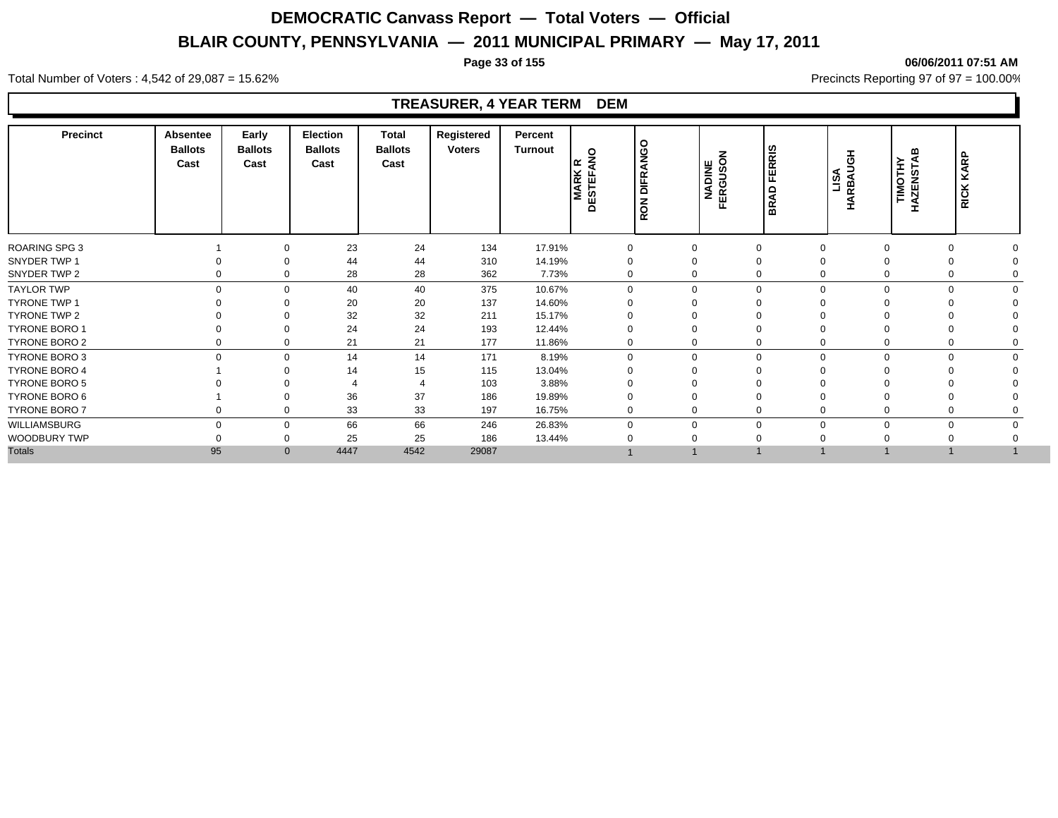# DEMOCRATIC Canvass Report — Total Voters — Official

## BLAIR COUNTY, PENNSYLVANIA — 2011 MUNICIPAL PRIMARY — May 17, 2011

06/06/2011 07:51 AM

Total Number of Voters : 4,542 of 29,087 = 15.62%

Precincts Reporting 97 of 97 = 100.00%

### TREASURER, 4 YEAR TERM DEM

| Precinct | Absentee Ballots Cast | Early Ballots Cast | Election Ballots Cast | Total Ballots Cast | Registered Voters | Percent Turnout | MARK R DESTEFANO | RON DIFRANGO | NADINE FERGUSON | BRAD FERRIS | LISA HARBAUGH | TIMOTHY HAZENSTAB | RICK KARP |
|---|---|---|---|---|---|---|---|---|---|---|---|---|---|
| ROARING SPG 3 | 1 | 0 | 23 | 24 | 134 | 17.91% | 0 | 0 | 0 | 0 | 0 | 0 | 0 |
| SNYDER TWP 1 | 0 | 0 | 44 | 44 | 310 | 14.19% | 0 | 0 | 0 | 0 | 0 | 0 | 0 |
| SNYDER TWP 2 | 0 | 0 | 28 | 28 | 362 | 7.73% | 0 | 0 | 0 | 0 | 0 | 0 | 0 |
| TAYLOR TWP | 0 | 0 | 40 | 40 | 375 | 10.67% | 0 | 0 | 0 | 0 | 0 | 0 | 0 |
| TYRONE TWP 1 | 0 | 0 | 20 | 20 | 137 | 14.60% | 0 | 0 | 0 | 0 | 0 | 0 | 0 |
| TYRONE TWP 2 | 0 | 0 | 32 | 32 | 211 | 15.17% | 0 | 0 | 0 | 0 | 0 | 0 | 0 |
| TYRONE BORO 1 | 0 | 0 | 24 | 24 | 193 | 12.44% | 0 | 0 | 0 | 0 | 0 | 0 | 0 |
| TYRONE BORO 2 | 0 | 0 | 21 | 21 | 177 | 11.86% | 0 | 0 | 0 | 0 | 0 | 0 | 0 |
| TYRONE BORO 3 | 0 | 0 | 14 | 14 | 171 | 8.19% | 0 | 0 | 0 | 0 | 0 | 0 | 0 |
| TYRONE BORO 4 | 1 | 0 | 14 | 15 | 115 | 13.04% | 0 | 0 | 0 | 0 | 0 | 0 | 0 |
| TYRONE BORO 5 | 0 | 0 | 4 | 4 | 103 | 3.88% | 0 | 0 | 0 | 0 | 0 | 0 | 0 |
| TYRONE BORO 6 | 1 | 0 | 36 | 37 | 186 | 19.89% | 0 | 0 | 0 | 0 | 0 | 0 | 0 |
| TYRONE BORO 7 | 0 | 0 | 33 | 33 | 197 | 16.75% | 0 | 0 | 0 | 0 | 0 | 0 | 0 |
| WILLIAMSBURG | 0 | 0 | 66 | 66 | 246 | 26.83% | 0 | 0 | 0 | 0 | 0 | 0 | 0 |
| WOODBURY TWP | 0 | 0 | 25 | 25 | 186 | 13.44% | 0 | 0 | 0 | 0 | 0 | 0 | 0 |
| Totals | 95 | 0 | 4447 | 4542 | 29087 | | 1 | 1 | 1 | 1 | 1 | 1 | 1 |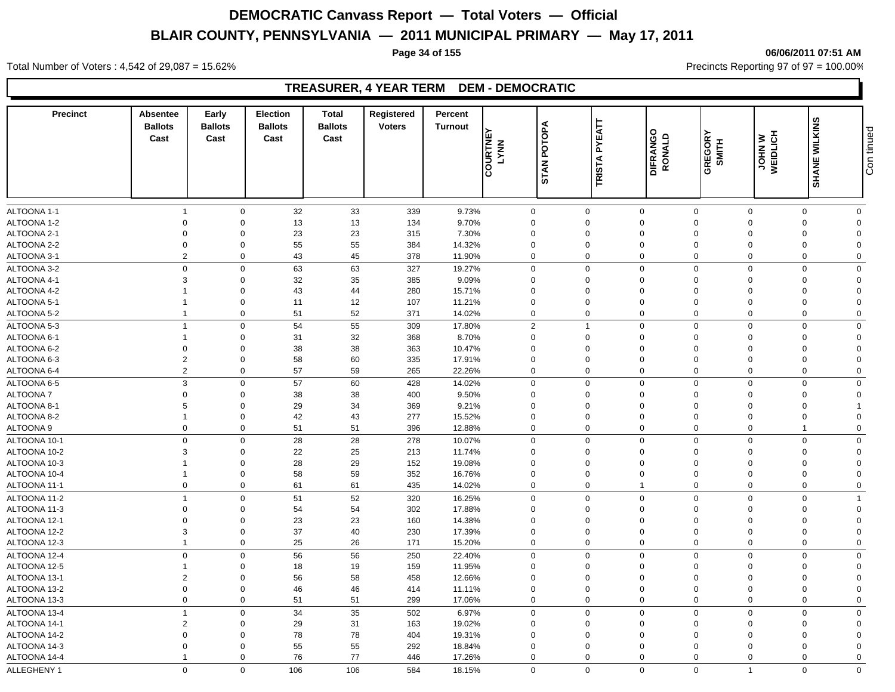# DEMOCRATIC Canvass Report — Total Voters — Official

## BLAIR COUNTY, PENNSYLVANIA — 2011 MUNICIPAL PRIMARY — May 17, 2011

06/06/2011 07:51 AM

Total Number of Voters : 4,542 of 29,087 = 15.62%

Precincts Reporting 97 of 97 = 100.00%

### TREASURER, 4 YEAR TERM DEM - DEMOCRATIC

| Precinct | Absentee Ballots Cast | Early Ballots Cast | Election Ballots Cast | Total Ballots Cast | Registered Voters | Percent Turnout | COURTNEY LYNN | STAN POTOPA | TRISTA PYEATT | DIFRANGO RONALD | GREGORY SMITH | JOHN W WEIDLICH | SHANE WILKINS | Continued |
|---|---|---|---|---|---|---|---|---|---|---|---|---|---|---|
| ALTOONA 1-1 | 1 | 0 | 32 | 33 | 339 | 9.73% | 0 | 0 | 0 | 0 | 0 | 0 | 0 | |
| ALTOONA 1-2 | 0 | 0 | 13 | 13 | 134 | 9.70% | 0 | 0 | 0 | 0 | 0 | 0 | 0 | |
| ALTOONA 2-1 | 0 | 0 | 23 | 23 | 315 | 7.30% | 0 | 0 | 0 | 0 | 0 | 0 | 0 | |
| ALTOONA 2-2 | 0 | 0 | 55 | 55 | 384 | 14.32% | 0 | 0 | 0 | 0 | 0 | 0 | 0 | |
| ALTOONA 3-1 | 2 | 0 | 43 | 45 | 378 | 11.90% | 0 | 0 | 0 | 0 | 0 | 0 | 0 | |
| ALTOONA 3-2 | 0 | 0 | 63 | 63 | 327 | 19.27% | 0 | 0 | 0 | 0 | 0 | 0 | 0 | |
| ALTOONA 4-1 | 3 | 0 | 32 | 35 | 385 | 9.09% | 0 | 0 | 0 | 0 | 0 | 0 | 0 | |
| ALTOONA 4-2 | 1 | 0 | 43 | 44 | 280 | 15.71% | 0 | 0 | 0 | 0 | 0 | 0 | 0 | |
| ALTOONA 5-1 | 1 | 0 | 11 | 12 | 107 | 11.21% | 0 | 0 | 0 | 0 | 0 | 0 | 0 | |
| ALTOONA 5-2 | 1 | 0 | 51 | 52 | 371 | 14.02% | 0 | 0 | 0 | 0 | 0 | 0 | 0 | |
| ALTOONA 5-3 | 1 | 0 | 54 | 55 | 309 | 17.80% | 2 | 1 | 0 | 0 | 0 | 0 | 0 | |
| ALTOONA 6-1 | 1 | 0 | 31 | 32 | 368 | 8.70% | 0 | 0 | 0 | 0 | 0 | 0 | 0 | |
| ALTOONA 6-2 | 0 | 0 | 38 | 38 | 363 | 10.47% | 0 | 0 | 0 | 0 | 0 | 0 | 0 | |
| ALTOONA 6-3 | 2 | 0 | 58 | 60 | 335 | 17.91% | 0 | 0 | 0 | 0 | 0 | 0 | 0 | |
| ALTOONA 6-4 | 2 | 0 | 57 | 59 | 265 | 22.26% | 0 | 0 | 0 | 0 | 0 | 0 | 0 | |
| ALTOONA 6-5 | 3 | 0 | 57 | 60 | 428 | 14.02% | 0 | 0 | 0 | 0 | 0 | 0 | 0 | |
| ALTOONA 7 | 0 | 0 | 38 | 38 | 400 | 9.50% | 0 | 0 | 0 | 0 | 0 | 0 | 0 | |
| ALTOONA 8-1 | 5 | 0 | 29 | 34 | 369 | 9.21% | 0 | 0 | 0 | 0 | 0 | 0 | 1 | |
| ALTOONA 8-2 | 1 | 0 | 42 | 43 | 277 | 15.52% | 0 | 0 | 0 | 0 | 0 | 0 | 0 | |
| ALTOONA 9 | 0 | 0 | 51 | 51 | 396 | 12.88% | 0 | 0 | 0 | 0 | 0 | 1 | 0 | |
| ALTOONA 10-1 | 0 | 0 | 28 | 28 | 278 | 10.07% | 0 | 0 | 0 | 0 | 0 | 0 | 0 | |
| ALTOONA 10-2 | 3 | 0 | 22 | 25 | 213 | 11.74% | 0 | 0 | 0 | 0 | 0 | 0 | 0 | |
| ALTOONA 10-3 | 1 | 0 | 28 | 29 | 152 | 19.08% | 0 | 0 | 0 | 0 | 0 | 0 | 0 | |
| ALTOONA 10-4 | 1 | 0 | 58 | 59 | 352 | 16.76% | 0 | 0 | 0 | 0 | 0 | 0 | 0 | |
| ALTOONA 11-1 | 0 | 0 | 61 | 61 | 435 | 14.02% | 0 | 0 | 1 | 0 | 0 | 0 | 0 | |
| ALTOONA 11-2 | 1 | 0 | 51 | 52 | 320 | 16.25% | 0 | 0 | 0 | 0 | 0 | 0 | 1 | |
| ALTOONA 11-3 | 0 | 0 | 54 | 54 | 302 | 17.88% | 0 | 0 | 0 | 0 | 0 | 0 | 0 | |
| ALTOONA 12-1 | 0 | 0 | 23 | 23 | 160 | 14.38% | 0 | 0 | 0 | 0 | 0 | 0 | 0 | |
| ALTOONA 12-2 | 3 | 0 | 37 | 40 | 230 | 17.39% | 0 | 0 | 0 | 0 | 0 | 0 | 0 | |
| ALTOONA 12-3 | 1 | 0 | 25 | 26 | 171 | 15.20% | 0 | 0 | 0 | 0 | 0 | 0 | 0 | |
| ALTOONA 12-4 | 0 | 0 | 56 | 56 | 250 | 22.40% | 0 | 0 | 0 | 0 | 0 | 0 | 0 | |
| ALTOONA 12-5 | 1 | 0 | 18 | 19 | 159 | 11.95% | 0 | 0 | 0 | 0 | 0 | 0 | 0 | |
| ALTOONA 13-1 | 2 | 0 | 56 | 58 | 458 | 12.66% | 0 | 0 | 0 | 0 | 0 | 0 | 0 | |
| ALTOONA 13-2 | 0 | 0 | 46 | 46 | 414 | 11.11% | 0 | 0 | 0 | 0 | 0 | 0 | 0 | |
| ALTOONA 13-3 | 0 | 0 | 51 | 51 | 299 | 17.06% | 0 | 0 | 0 | 0 | 0 | 0 | 0 | |
| ALTOONA 13-4 | 1 | 0 | 34 | 35 | 502 | 6.97% | 0 | 0 | 0 | 0 | 0 | 0 | 0 | |
| ALTOONA 14-1 | 2 | 0 | 29 | 31 | 163 | 19.02% | 0 | 0 | 0 | 0 | 0 | 0 | 0 | |
| ALTOONA 14-2 | 0 | 0 | 78 | 78 | 404 | 19.31% | 0 | 0 | 0 | 0 | 0 | 0 | 0 | |
| ALTOONA 14-3 | 0 | 0 | 55 | 55 | 292 | 18.84% | 0 | 0 | 0 | 0 | 0 | 0 | 0 | |
| ALTOONA 14-4 | 1 | 0 | 76 | 77 | 446 | 17.26% | 0 | 0 | 0 | 0 | 0 | 0 | 0 | |
| ALLEGHENY 1 | 0 | 0 | 106 | 106 | 584 | 18.15% | 0 | 0 | 0 | 0 | 1 | 0 | 0 | |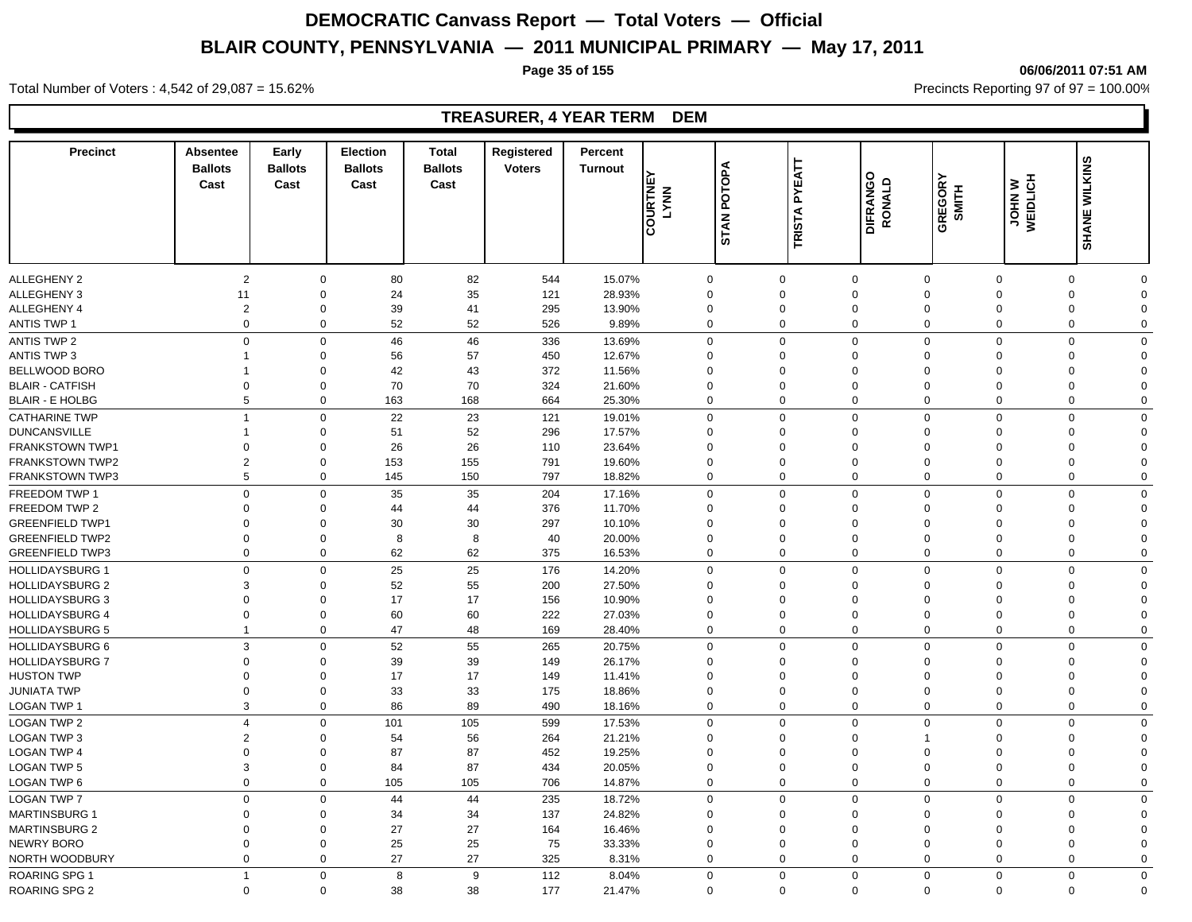# DEMOCRATIC Canvass Report — Total Voters — Official

## BLAIR COUNTY, PENNSYLVANIA — 2011 MUNICIPAL PRIMARY — May 17, 2011

06/06/2011 07:51 AM

Total Number of Voters : 4,542 of 29,087 = 15.62%

Precincts Reporting 97 of 97 = 100.00%

### TREASURER, 4 YEAR TERM DEM

| Precinct | Absentee Ballots Cast | Early Ballots Cast | Election Ballots Cast | Total Ballots Cast | Registered Voters | Percent Turnout | COURTNEY LYNN | STAN POTOPA | TRISTA PYEATT | DIFRANGO RONALD | GREGORY SMITH | JOHN W WEIDLICH | SHANE WILKINS |
|---|---|---|---|---|---|---|---|---|---|---|---|---|---|
| ALLEGHENY 2 | 2 | 0 | 80 | 82 | 544 | 15.07% | 0 | 0 | 0 | 0 | 0 | 0 | 0 |
| ALLEGHENY 3 | 11 | 0 | 24 | 35 | 121 | 28.93% | 0 | 0 | 0 | 0 | 0 | 0 | 0 |
| ALLEGHENY 4 | 2 | 0 | 39 | 41 | 295 | 13.90% | 0 | 0 | 0 | 0 | 0 | 0 | 0 |
| ANTIS TWP 1 | 0 | 0 | 52 | 52 | 526 | 9.89% | 0 | 0 | 0 | 0 | 0 | 0 | 0 |
| ANTIS TWP 2 | 0 | 0 | 46 | 46 | 336 | 13.69% | 0 | 0 | 0 | 0 | 0 | 0 | 0 |
| ANTIS TWP 3 | 1 | 0 | 56 | 57 | 450 | 12.67% | 0 | 0 | 0 | 0 | 0 | 0 | 0 |
| BELLWOOD BORO | 1 | 0 | 42 | 43 | 372 | 11.56% | 0 | 0 | 0 | 0 | 0 | 0 | 0 |
| BLAIR - CATFISH | 0 | 0 | 70 | 70 | 324 | 21.60% | 0 | 0 | 0 | 0 | 0 | 0 | 0 |
| BLAIR - E HOLBG | 5 | 0 | 163 | 168 | 664 | 25.30% | 0 | 0 | 0 | 0 | 0 | 0 | 0 |
| CATHARINE TWP | 1 | 0 | 22 | 23 | 121 | 19.01% | 0 | 0 | 0 | 0 | 0 | 0 | 0 |
| DUNCANSVILLE | 1 | 0 | 51 | 52 | 296 | 17.57% | 0 | 0 | 0 | 0 | 0 | 0 | 0 |
| FRANKSTOWN TWP1 | 0 | 0 | 26 | 26 | 110 | 23.64% | 0 | 0 | 0 | 0 | 0 | 0 | 0 |
| FRANKSTOWN TWP2 | 2 | 0 | 153 | 155 | 791 | 19.60% | 0 | 0 | 0 | 0 | 0 | 0 | 0 |
| FRANKSTOWN TWP3 | 5 | 0 | 145 | 150 | 797 | 18.82% | 0 | 0 | 0 | 0 | 0 | 0 | 0 |
| FREEDOM TWP 1 | 0 | 0 | 35 | 35 | 204 | 17.16% | 0 | 0 | 0 | 0 | 0 | 0 | 0 |
| FREEDOM TWP 2 | 0 | 0 | 44 | 44 | 376 | 11.70% | 0 | 0 | 0 | 0 | 0 | 0 | 0 |
| GREENFIELD TWP1 | 0 | 0 | 30 | 30 | 297 | 10.10% | 0 | 0 | 0 | 0 | 0 | 0 | 0 |
| GREENFIELD TWP2 | 0 | 0 | 8 | 8 | 40 | 20.00% | 0 | 0 | 0 | 0 | 0 | 0 | 0 |
| GREENFIELD TWP3 | 0 | 0 | 62 | 62 | 375 | 16.53% | 0 | 0 | 0 | 0 | 0 | 0 | 0 |
| HOLLIDAYSBURG 1 | 0 | 0 | 25 | 25 | 176 | 14.20% | 0 | 0 | 0 | 0 | 0 | 0 | 0 |
| HOLLIDAYSBURG 2 | 3 | 0 | 52 | 55 | 200 | 27.50% | 0 | 0 | 0 | 0 | 0 | 0 | 0 |
| HOLLIDAYSBURG 3 | 0 | 0 | 17 | 17 | 156 | 10.90% | 0 | 0 | 0 | 0 | 0 | 0 | 0 |
| HOLLIDAYSBURG 4 | 0 | 0 | 60 | 60 | 222 | 27.03% | 0 | 0 | 0 | 0 | 0 | 0 | 0 |
| HOLLIDAYSBURG 5 | 1 | 0 | 47 | 48 | 169 | 28.40% | 0 | 0 | 0 | 0 | 0 | 0 | 0 |
| HOLLIDAYSBURG 6 | 3 | 0 | 52 | 55 | 265 | 20.75% | 0 | 0 | 0 | 0 | 0 | 0 | 0 |
| HOLLIDAYSBURG 7 | 0 | 0 | 39 | 39 | 149 | 26.17% | 0 | 0 | 0 | 0 | 0 | 0 | 0 |
| HUSTON TWP | 0 | 0 | 17 | 17 | 149 | 11.41% | 0 | 0 | 0 | 0 | 0 | 0 | 0 |
| JUNIATA TWP | 0 | 0 | 33 | 33 | 175 | 18.86% | 0 | 0 | 0 | 0 | 0 | 0 | 0 |
| LOGAN TWP 1 | 3 | 0 | 86 | 89 | 490 | 18.16% | 0 | 0 | 0 | 0 | 0 | 0 | 0 |
| LOGAN TWP 2 | 4 | 0 | 101 | 105 | 599 | 17.53% | 0 | 0 | 0 | 0 | 0 | 0 | 0 |
| LOGAN TWP 3 | 2 | 0 | 54 | 56 | 264 | 21.21% | 0 | 0 | 0 | 1 | 0 | 0 | 0 |
| LOGAN TWP 4 | 0 | 0 | 87 | 87 | 452 | 19.25% | 0 | 0 | 0 | 0 | 0 | 0 | 0 |
| LOGAN TWP 5 | 3 | 0 | 84 | 87 | 434 | 20.05% | 0 | 0 | 0 | 0 | 0 | 0 | 0 |
| LOGAN TWP 6 | 0 | 0 | 105 | 105 | 706 | 14.87% | 0 | 0 | 0 | 0 | 0 | 0 | 0 |
| LOGAN TWP 7 | 0 | 0 | 44 | 44 | 235 | 18.72% | 0 | 0 | 0 | 0 | 0 | 0 | 0 |
| MARTINSBURG 1 | 0 | 0 | 34 | 34 | 137 | 24.82% | 0 | 0 | 0 | 0 | 0 | 0 | 0 |
| MARTINSBURG 2 | 0 | 0 | 27 | 27 | 164 | 16.46% | 0 | 0 | 0 | 0 | 0 | 0 | 0 |
| NEWRY BORO | 0 | 0 | 25 | 25 | 75 | 33.33% | 0 | 0 | 0 | 0 | 0 | 0 | 0 |
| NORTH WOODBURY | 0 | 0 | 27 | 27 | 325 | 8.31% | 0 | 0 | 0 | 0 | 0 | 0 | 0 |
| ROARING SPG 1 | 1 | 0 | 8 | 9 | 112 | 8.04% | 0 | 0 | 0 | 0 | 0 | 0 | 0 |
| ROARING SPG 2 | 0 | 0 | 38 | 38 | 177 | 21.47% | 0 | 0 | 0 | 0 | 0 | 0 | 0 |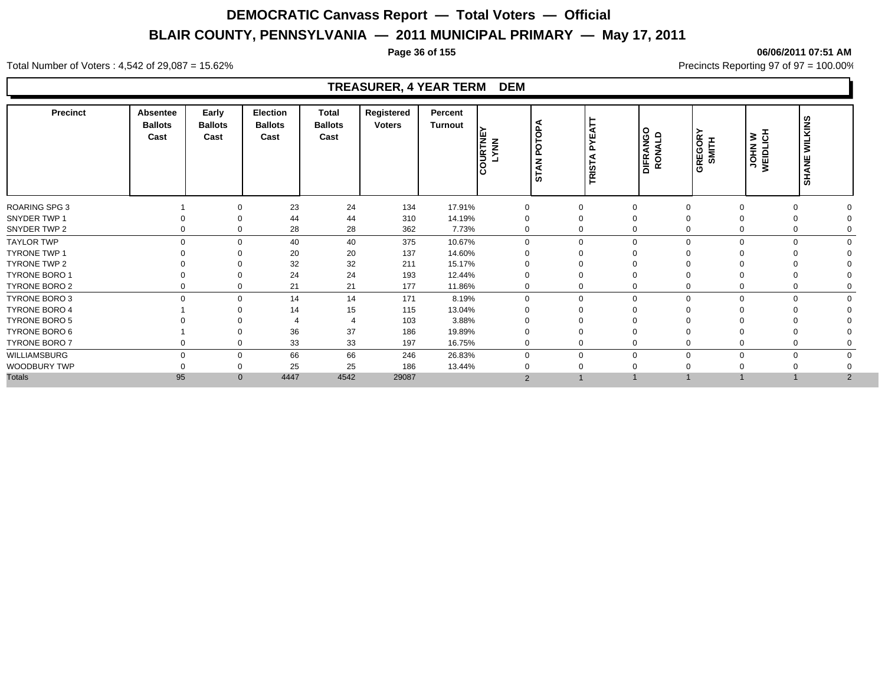# DEMOCRATIC Canvass Report — Total Voters — Official

## BLAIR COUNTY, PENNSYLVANIA — 2011 MUNICIPAL PRIMARY — May 17, 2011

**06/06/2011 07:51 AM**

Total Number of Voters : 4,542 of 29,087 = 15.62%

Precincts Reporting 97 of 97 = 100.00%

### TREASURER, 4 YEAR TERM DEM

| Precinct | Absentee Ballots Cast | Early Ballots Cast | Election Ballots Cast | Total Ballots Cast | Registered Voters | Percent Turnout | COURTNEY LYNN | STAN POTOPA | TRISTA PYEATT | DIFRANGO RONALD | GREGORY SMITH | JOHN W WEIDLICH | SHANE WILKINS |
|---|---|---|---|---|---|---|---|---|---|---|---|---|---|
| ROARING SPG 3 | 1 | 0 | 23 | 24 | 134 | 17.91% | 0 | 0 | 0 | 0 | 0 | 0 | 0 |
| SNYDER TWP 1 | 0 | 0 | 44 | 44 | 310 | 14.19% | 0 | 0 | 0 | 0 | 0 | 0 | 0 |
| SNYDER TWP 2 | 0 | 0 | 28 | 28 | 362 | 7.73% | 0 | 0 | 0 | 0 | 0 | 0 | 0 |
| TAYLOR TWP | 0 | 0 | 40 | 40 | 375 | 10.67% | 0 | 0 | 0 | 0 | 0 | 0 | 0 |
| TYRONE TWP 1 | 0 | 0 | 20 | 20 | 137 | 14.60% | 0 | 0 | 0 | 0 | 0 | 0 | 0 |
| TYRONE TWP 2 | 0 | 0 | 32 | 32 | 211 | 15.17% | 0 | 0 | 0 | 0 | 0 | 0 | 0 |
| TYRONE BORO 1 | 0 | 0 | 24 | 24 | 193 | 12.44% | 0 | 0 | 0 | 0 | 0 | 0 | 0 |
| TYRONE BORO 2 | 0 | 0 | 21 | 21 | 177 | 11.86% | 0 | 0 | 0 | 0 | 0 | 0 | 0 |
| TYRONE BORO 3 | 0 | 0 | 14 | 14 | 171 | 8.19% | 0 | 0 | 0 | 0 | 0 | 0 | 0 |
| TYRONE BORO 4 | 1 | 0 | 14 | 15 | 115 | 13.04% | 0 | 0 | 0 | 0 | 0 | 0 | 0 |
| TYRONE BORO 5 | 0 | 0 | 4 | 4 | 103 | 3.88% | 0 | 0 | 0 | 0 | 0 | 0 | 0 |
| TYRONE BORO 6 | 1 | 0 | 36 | 37 | 186 | 19.89% | 0 | 0 | 0 | 0 | 0 | 0 | 0 |
| TYRONE BORO 7 | 0 | 0 | 33 | 33 | 197 | 16.75% | 0 | 0 | 0 | 0 | 0 | 0 | 0 |
| WILLIAMSBURG | 0 | 0 | 66 | 66 | 246 | 26.83% | 0 | 0 | 0 | 0 | 0 | 0 | 0 |
| WOODBURY TWP | 0 | 0 | 25 | 25 | 186 | 13.44% | 0 | 0 | 0 | 0 | 0 | 0 | 0 |
| Totals | 95 | 0 | 4447 | 4542 | 29087 | | 2 | 1 | 1 | 1 | 1 | 1 | 2 |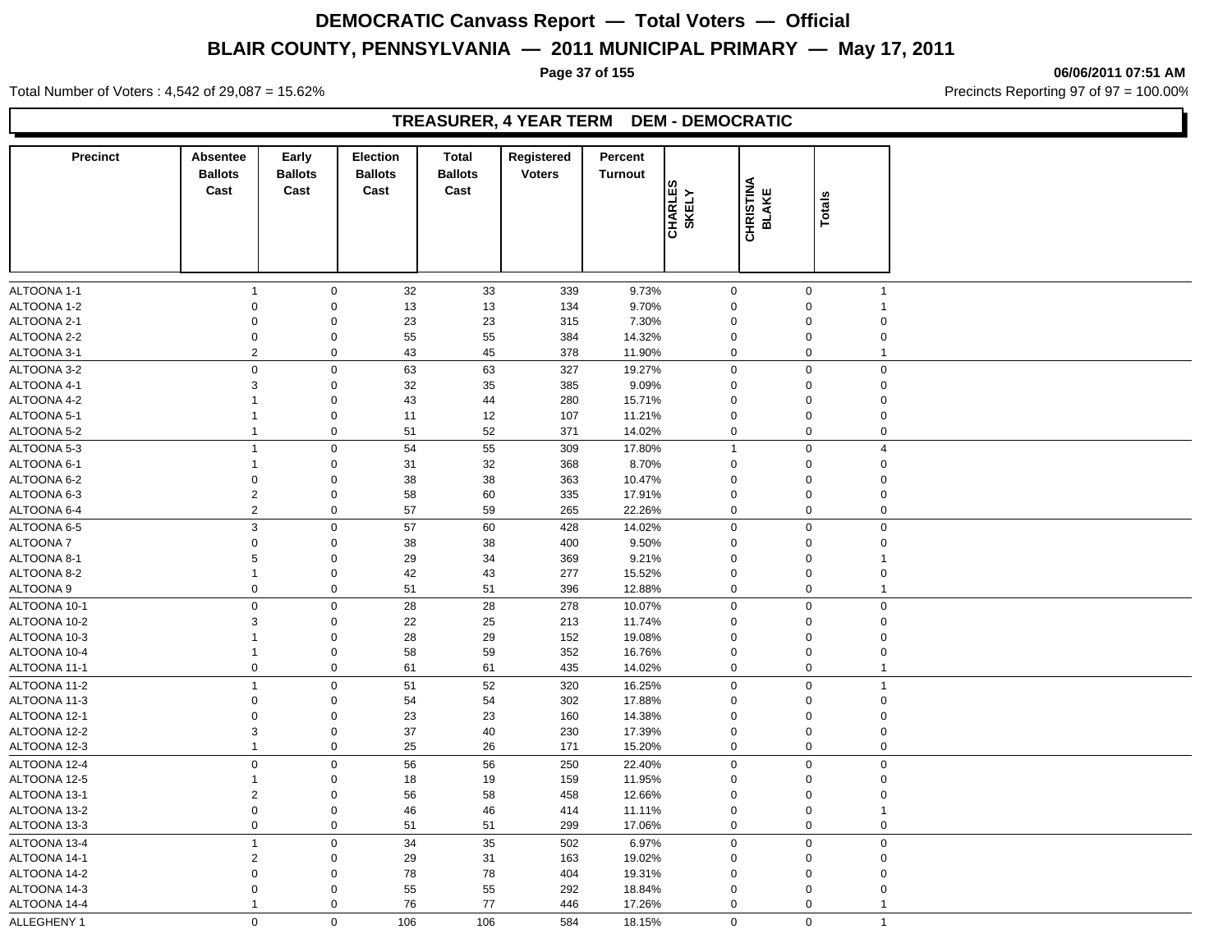# DEMOCRATIC Canvass Report — Total Voters — Official

## BLAIR COUNTY, PENNSYLVANIA — 2011 MUNICIPAL PRIMARY — May 17, 2011

06/06/2011 07:51 AM

Total Number of Voters : 4,542 of 29,087 = 15.62%

Precincts Reporting 97 of 97 = 100.00%

### TREASURER, 4 YEAR TERM DEM - DEMOCRATIC

| Precinct | Absentee Ballots Cast | Early Ballots Cast | Election Ballots Cast | Total Ballots Cast | Registered Voters | Percent Turnout | CHARLES SKELY | CHRISTINA BLAKE | Totals |
|---|---|---|---|---|---|---|---|---|---|
| ALTOONA 1-1 | 1 | 0 | 32 | 33 | 339 | 9.73% | 0 | 0 | 1 |
| ALTOONA 1-2 | 0 | 0 | 13 | 13 | 134 | 9.70% | 0 | 0 | 1 |
| ALTOONA 2-1 | 0 | 0 | 23 | 23 | 315 | 7.30% | 0 | 0 | 0 |
| ALTOONA 2-2 | 0 | 0 | 55 | 55 | 384 | 14.32% | 0 | 0 | 0 |
| ALTOONA 3-1 | 2 | 0 | 43 | 45 | 378 | 11.90% | 0 | 0 | 1 |
| ALTOONA 3-2 | 0 | 0 | 63 | 63 | 327 | 19.27% | 0 | 0 | 0 |
| ALTOONA 4-1 | 3 | 0 | 32 | 35 | 385 | 9.09% | 0 | 0 | 0 |
| ALTOONA 4-2 | 1 | 0 | 43 | 44 | 280 | 15.71% | 0 | 0 | 0 |
| ALTOONA 5-1 | 1 | 0 | 11 | 12 | 107 | 11.21% | 0 | 0 | 0 |
| ALTOONA 5-2 | 1 | 0 | 51 | 52 | 371 | 14.02% | 0 | 0 | 0 |
| ALTOONA 5-3 | 1 | 0 | 54 | 55 | 309 | 17.80% | 1 | 0 | 4 |
| ALTOONA 6-1 | 1 | 0 | 31 | 32 | 368 | 8.70% | 0 | 0 | 0 |
| ALTOONA 6-2 | 0 | 0 | 38 | 38 | 363 | 10.47% | 0 | 0 | 0 |
| ALTOONA 6-3 | 2 | 0 | 58 | 60 | 335 | 17.91% | 0 | 0 | 0 |
| ALTOONA 6-4 | 2 | 0 | 57 | 59 | 265 | 22.26% | 0 | 0 | 0 |
| ALTOONA 6-5 | 3 | 0 | 57 | 60 | 428 | 14.02% | 0 | 0 | 0 |
| ALTOONA 7 | 0 | 0 | 38 | 38 | 400 | 9.50% | 0 | 0 | 0 |
| ALTOONA 8-1 | 5 | 0 | 29 | 34 | 369 | 9.21% | 0 | 0 | 1 |
| ALTOONA 8-2 | 1 | 0 | 42 | 43 | 277 | 15.52% | 0 | 0 | 0 |
| ALTOONA 9 | 0 | 0 | 51 | 51 | 396 | 12.88% | 0 | 0 | 1 |
| ALTOONA 10-1 | 0 | 0 | 28 | 28 | 278 | 10.07% | 0 | 0 | 0 |
| ALTOONA 10-2 | 3 | 0 | 22 | 25 | 213 | 11.74% | 0 | 0 | 0 |
| ALTOONA 10-3 | 1 | 0 | 28 | 29 | 152 | 19.08% | 0 | 0 | 0 |
| ALTOONA 10-4 | 1 | 0 | 58 | 59 | 352 | 16.76% | 0 | 0 | 0 |
| ALTOONA 11-1 | 0 | 0 | 61 | 61 | 435 | 14.02% | 0 | 0 | 1 |
| ALTOONA 11-2 | 1 | 0 | 51 | 52 | 320 | 16.25% | 0 | 0 | 1 |
| ALTOONA 11-3 | 0 | 0 | 54 | 54 | 302 | 17.88% | 0 | 0 | 0 |
| ALTOONA 12-1 | 0 | 0 | 23 | 23 | 160 | 14.38% | 0 | 0 | 0 |
| ALTOONA 12-2 | 3 | 0 | 37 | 40 | 230 | 17.39% | 0 | 0 | 0 |
| ALTOONA 12-3 | 1 | 0 | 25 | 26 | 171 | 15.20% | 0 | 0 | 0 |
| ALTOONA 12-4 | 0 | 0 | 56 | 56 | 250 | 22.40% | 0 | 0 | 0 |
| ALTOONA 12-5 | 1 | 0 | 18 | 19 | 159 | 11.95% | 0 | 0 | 0 |
| ALTOONA 13-1 | 2 | 0 | 56 | 58 | 458 | 12.66% | 0 | 0 | 0 |
| ALTOONA 13-2 | 0 | 0 | 46 | 46 | 414 | 11.11% | 0 | 0 | 1 |
| ALTOONA 13-3 | 0 | 0 | 51 | 51 | 299 | 17.06% | 0 | 0 | 0 |
| ALTOONA 13-4 | 1 | 0 | 34 | 35 | 502 | 6.97% | 0 | 0 | 0 |
| ALTOONA 14-1 | 2 | 0 | 29 | 31 | 163 | 19.02% | 0 | 0 | 0 |
| ALTOONA 14-2 | 0 | 0 | 78 | 78 | 404 | 19.31% | 0 | 0 | 0 |
| ALTOONA 14-3 | 0 | 0 | 55 | 55 | 292 | 18.84% | 0 | 0 | 0 |
| ALTOONA 14-4 | 1 | 0 | 76 | 77 | 446 | 17.26% | 0 | 0 | 1 |
| ALLEGHENY 1 | 0 | 0 | 106 | 106 | 584 | 18.15% | 0 | 0 | 1 |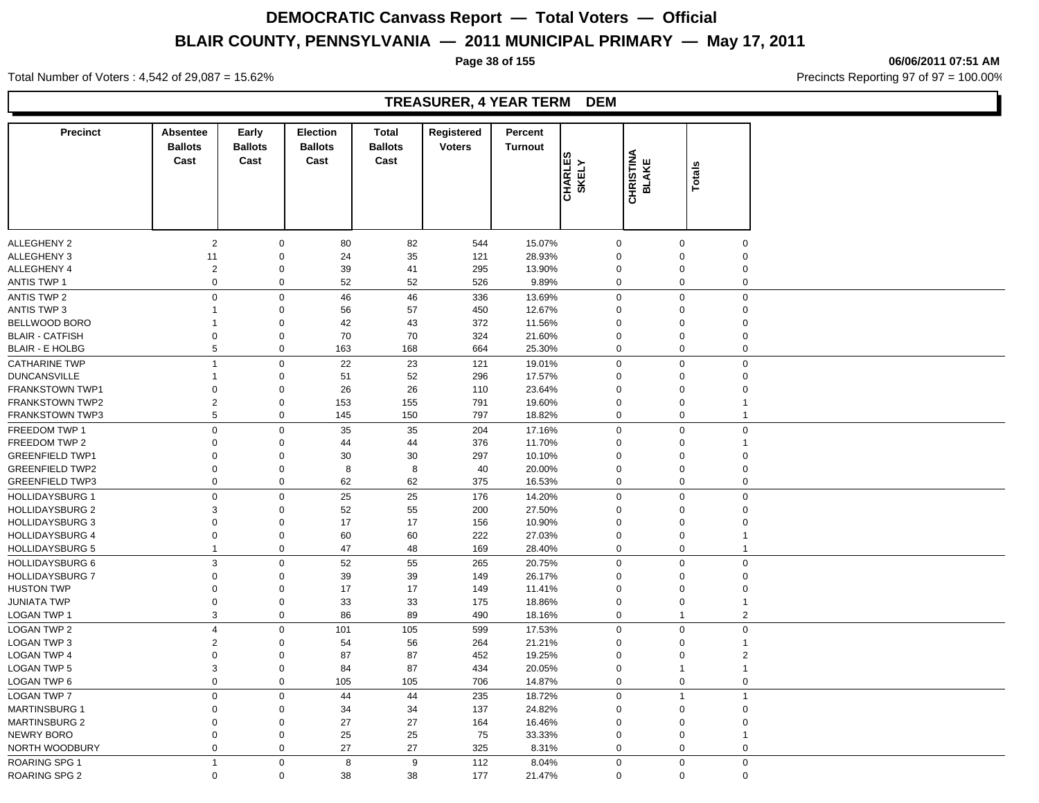# DEMOCRATIC Canvass Report — Total Voters — Official

## BLAIR COUNTY, PENNSYLVANIA — 2011 MUNICIPAL PRIMARY — May 17, 2011

06/06/2011 07:51 AM

Total Number of Voters : 4,542 of 29,087 = 15.62%

Precincts Reporting 97 of 97 = 100.00%

### TREASURER, 4 YEAR TERM DEM

| Precinct | Absentee Ballots Cast | Early Ballots Cast | Election Ballots Cast | Total Ballots Cast | Registered Voters | Percent Turnout | CHARLES SKELY | CHRISTINA BLAKE | Totals |
|---|---|---|---|---|---|---|---|---|---|
| ALLEGHENY 2 | 2 | 0 | 80 | 82 | 544 | 15.07% | 0 | 0 | 0 |
| ALLEGHENY 3 | 11 | 0 | 24 | 35 | 121 | 28.93% | 0 | 0 | 0 |
| ALLEGHENY 4 | 2 | 0 | 39 | 41 | 295 | 13.90% | 0 | 0 | 0 |
| ANTIS TWP 1 | 0 | 0 | 52 | 52 | 526 | 9.89% | 0 | 0 | 0 |
| ANTIS TWP 2 | 0 | 0 | 46 | 46 | 336 | 13.69% | 0 | 0 | 0 |
| ANTIS TWP 3 | 1 | 0 | 56 | 57 | 450 | 12.67% | 0 | 0 | 0 |
| BELLWOOD BORO | 1 | 0 | 42 | 43 | 372 | 11.56% | 0 | 0 | 0 |
| BLAIR - CATFISH | 0 | 0 | 70 | 70 | 324 | 21.60% | 0 | 0 | 0 |
| BLAIR - E HOLBG | 5 | 0 | 163 | 168 | 664 | 25.30% | 0 | 0 | 0 |
| CATHARINE TWP | 1 | 0 | 22 | 23 | 121 | 19.01% | 0 | 0 | 0 |
| DUNCANSVILLE | 1 | 0 | 51 | 52 | 296 | 17.57% | 0 | 0 | 0 |
| FRANKSTOWN TWP1 | 0 | 0 | 26 | 26 | 110 | 23.64% | 0 | 0 | 0 |
| FRANKSTOWN TWP2 | 2 | 0 | 153 | 155 | 791 | 19.60% | 0 | 0 | 1 |
| FRANKSTOWN TWP3 | 5 | 0 | 145 | 150 | 797 | 18.82% | 0 | 0 | 1 |
| FREEDOM TWP 1 | 0 | 0 | 35 | 35 | 204 | 17.16% | 0 | 0 | 0 |
| FREEDOM TWP 2 | 0 | 0 | 44 | 44 | 376 | 11.70% | 0 | 0 | 1 |
| GREENFIELD TWP1 | 0 | 0 | 30 | 30 | 297 | 10.10% | 0 | 0 | 0 |
| GREENFIELD TWP2 | 0 | 0 | 8 | 8 | 40 | 20.00% | 0 | 0 | 0 |
| GREENFIELD TWP3 | 0 | 0 | 62 | 62 | 375 | 16.53% | 0 | 0 | 0 |
| HOLLIDAYSBURG 1 | 0 | 0 | 25 | 25 | 176 | 14.20% | 0 | 0 | 0 |
| HOLLIDAYSBURG 2 | 3 | 0 | 52 | 55 | 200 | 27.50% | 0 | 0 | 0 |
| HOLLIDAYSBURG 3 | 0 | 0 | 17 | 17 | 156 | 10.90% | 0 | 0 | 0 |
| HOLLIDAYSBURG 4 | 0 | 0 | 60 | 60 | 222 | 27.03% | 0 | 0 | 1 |
| HOLLIDAYSBURG 5 | 1 | 0 | 47 | 48 | 169 | 28.40% | 0 | 0 | 1 |
| HOLLIDAYSBURG 6 | 3 | 0 | 52 | 55 | 265 | 20.75% | 0 | 0 | 0 |
| HOLLIDAYSBURG 7 | 0 | 0 | 39 | 39 | 149 | 26.17% | 0 | 0 | 0 |
| HUSTON TWP | 0 | 0 | 17 | 17 | 149 | 11.41% | 0 | 0 | 0 |
| JUNIATA TWP | 0 | 0 | 33 | 33 | 175 | 18.86% | 0 | 0 | 1 |
| LOGAN TWP 1 | 3 | 0 | 86 | 89 | 490 | 18.16% | 0 | 1 | 2 |
| LOGAN TWP 2 | 4 | 0 | 101 | 105 | 599 | 17.53% | 0 | 0 | 0 |
| LOGAN TWP 3 | 2 | 0 | 54 | 56 | 264 | 21.21% | 0 | 0 | 1 |
| LOGAN TWP 4 | 0 | 0 | 87 | 87 | 452 | 19.25% | 0 | 0 | 2 |
| LOGAN TWP 5 | 3 | 0 | 84 | 87 | 434 | 20.05% | 0 | 1 | 1 |
| LOGAN TWP 6 | 0 | 0 | 105 | 105 | 706 | 14.87% | 0 | 0 | 0 |
| LOGAN TWP 7 | 0 | 0 | 44 | 44 | 235 | 18.72% | 0 | 1 | 1 |
| MARTINSBURG 1 | 0 | 0 | 34 | 34 | 137 | 24.82% | 0 | 0 | 0 |
| MARTINSBURG 2 | 0 | 0 | 27 | 27 | 164 | 16.46% | 0 | 0 | 0 |
| NEWRY BORO | 0 | 0 | 25 | 25 | 75 | 33.33% | 0 | 0 | 1 |
| NORTH WOODBURY | 0 | 0 | 27 | 27 | 325 | 8.31% | 0 | 0 | 0 |
| ROARING SPG 1 | 1 | 0 | 8 | 9 | 112 | 8.04% | 0 | 0 | 0 |
| ROARING SPG 2 | 0 | 0 | 38 | 38 | 177 | 21.47% | 0 | 0 | 0 |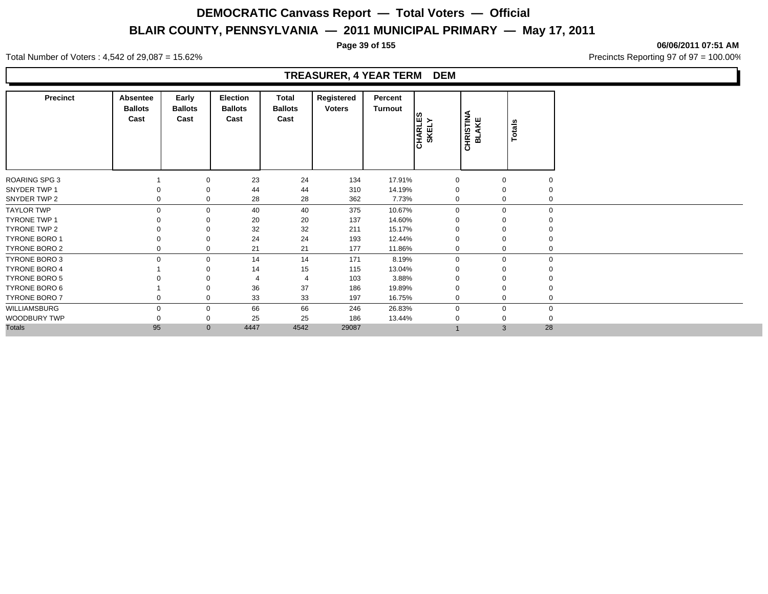# DEMOCRATIC Canvass Report — Total Voters — Official

## BLAIR COUNTY, PENNSYLVANIA — 2011 MUNICIPAL PRIMARY — May 17, 2011

06/06/2011 07:51 AM

Total Number of Voters : 4,542 of 29,087 = 15.62%

Precincts Reporting 97 of 97 = 100.00%

### TREASURER, 4 YEAR TERM DEM

| Precinct | Absentee Ballots Cast | Early Ballots Cast | Election Ballots Cast | Total Ballots Cast | Registered Voters | Percent Turnout | CHARLES SKELY | CHRISTINA BLAKE | Totals |
|---|---|---|---|---|---|---|---|---|---|
| ROARING SPG 3 | 1 | 0 | 23 | 24 | 134 | 17.91% | 0 | 0 | 0 |
| SNYDER TWP 1 | 0 | 0 | 44 | 44 | 310 | 14.19% | 0 | 0 | 0 |
| SNYDER TWP 2 | 0 | 0 | 28 | 28 | 362 | 7.73% | 0 | 0 | 0 |
| TAYLOR TWP | 0 | 0 | 40 | 40 | 375 | 10.67% | 0 | 0 | 0 |
| TYRONE TWP 1 | 0 | 0 | 20 | 20 | 137 | 14.60% | 0 | 0 | 0 |
| TYRONE TWP 2 | 0 | 0 | 32 | 32 | 211 | 15.17% | 0 | 0 | 0 |
| TYRONE BORO 1 | 0 | 0 | 24 | 24 | 193 | 12.44% | 0 | 0 | 0 |
| TYRONE BORO 2 | 0 | 0 | 21 | 21 | 177 | 11.86% | 0 | 0 | 0 |
| TYRONE BORO 3 | 0 | 0 | 14 | 14 | 171 | 8.19% | 0 | 0 | 0 |
| TYRONE BORO 4 | 1 | 0 | 14 | 15 | 115 | 13.04% | 0 | 0 | 0 |
| TYRONE BORO 5 | 0 | 0 | 4 | 4 | 103 | 3.88% | 0 | 0 | 0 |
| TYRONE BORO 6 | 1 | 0 | 36 | 37 | 186 | 19.89% | 0 | 0 | 0 |
| TYRONE BORO 7 | 0 | 0 | 33 | 33 | 197 | 16.75% | 0 | 0 | 0 |
| WILLIAMSBURG | 0 | 0 | 66 | 66 | 246 | 26.83% | 0 | 0 | 0 |
| WOODBURY TWP | 0 | 0 | 25 | 25 | 186 | 13.44% | 0 | 0 | 0 |
| Totals | 95 | 0 | 4447 | 4542 | 29087 | | 1 | 3 | 28 |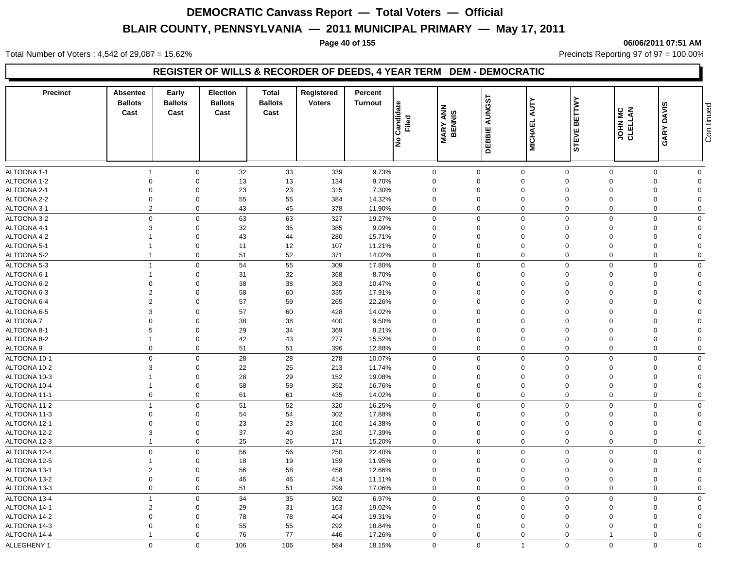# DEMOCRATIC Canvass Report — Total Voters — Official

## BLAIR COUNTY, PENNSYLVANIA — 2011 MUNICIPAL PRIMARY — May 17, 2011

06/06/2011 07:51 AM

Total Number of Voters : 4,542 of 29,087 = 15.62%

Precincts Reporting 97 of 97 = 100.00%

### REGISTER OF WILLS & RECORDER OF DEEDS, 4 YEAR TERM DEM - DEMOCRATIC

| Precinct | Absentee Ballots Cast | Early Ballots Cast | Election Ballots Cast | Total Ballots Cast | Registered Voters | Percent Turnout | No Candidate Filed | MARY ANN BENNIS | DEBBIE AUNGST | MICHAEL AUTY | STEVE BETTWY | JOHN MC CLELLAN | GARY DAVIS |
|---|---|---|---|---|---|---|---|---|---|---|---|---|---|
| ALTOONA 1-1 | 1 | 0 | 32 | 33 | 339 | 9.73% | 0 | 0 | 0 | 0 | 0 | 0 | 0 |
| ALTOONA 1-2 | 0 | 0 | 13 | 13 | 134 | 9.70% | 0 | 0 | 0 | 0 | 0 | 0 | 0 |
| ALTOONA 2-1 | 0 | 0 | 23 | 23 | 315 | 7.30% | 0 | 0 | 0 | 0 | 0 | 0 | 0 |
| ALTOONA 2-2 | 0 | 0 | 55 | 55 | 384 | 14.32% | 0 | 0 | 0 | 0 | 0 | 0 | 0 |
| ALTOONA 3-1 | 2 | 0 | 43 | 45 | 378 | 11.90% | 0 | 0 | 0 | 0 | 0 | 0 | 0 |
| ALTOONA 3-2 | 0 | 0 | 63 | 63 | 327 | 19.27% | 0 | 0 | 0 | 0 | 0 | 0 | 0 |
| ALTOONA 4-1 | 3 | 0 | 32 | 35 | 385 | 9.09% | 0 | 0 | 0 | 0 | 0 | 0 | 0 |
| ALTOONA 4-2 | 1 | 0 | 43 | 44 | 280 | 15.71% | 0 | 0 | 0 | 0 | 0 | 0 | 0 |
| ALTOONA 5-1 | 1 | 0 | 11 | 12 | 107 | 11.21% | 0 | 0 | 0 | 0 | 0 | 0 | 0 |
| ALTOONA 5-2 | 1 | 0 | 51 | 52 | 371 | 14.02% | 0 | 0 | 0 | 0 | 0 | 0 | 0 |
| ALTOONA 5-3 | 1 | 0 | 54 | 55 | 309 | 17.80% | 0 | 0 | 0 | 0 | 0 | 0 | 0 |
| ALTOONA 6-1 | 1 | 0 | 31 | 32 | 368 | 8.70% | 0 | 0 | 0 | 0 | 0 | 0 | 0 |
| ALTOONA 6-2 | 0 | 0 | 38 | 38 | 363 | 10.47% | 0 | 0 | 0 | 0 | 0 | 0 | 0 |
| ALTOONA 6-3 | 2 | 0 | 58 | 60 | 335 | 17.91% | 0 | 0 | 0 | 0 | 0 | 0 | 0 |
| ALTOONA 6-4 | 2 | 0 | 57 | 59 | 265 | 22.26% | 0 | 0 | 0 | 0 | 0 | 0 | 0 |
| ALTOONA 6-5 | 3 | 0 | 57 | 60 | 428 | 14.02% | 0 | 0 | 0 | 0 | 0 | 0 | 0 |
| ALTOONA 7 | 0 | 0 | 38 | 38 | 400 | 9.50% | 0 | 0 | 0 | 0 | 0 | 0 | 0 |
| ALTOONA 8-1 | 5 | 0 | 29 | 34 | 369 | 9.21% | 0 | 0 | 0 | 0 | 0 | 0 | 0 |
| ALTOONA 8-2 | 1 | 0 | 42 | 43 | 277 | 15.52% | 0 | 0 | 0 | 0 | 0 | 0 | 0 |
| ALTOONA 9 | 0 | 0 | 51 | 51 | 396 | 12.88% | 0 | 0 | 0 | 0 | 0 | 0 | 0 |
| ALTOONA 10-1 | 0 | 0 | 28 | 28 | 278 | 10.07% | 0 | 0 | 0 | 0 | 0 | 0 | 0 |
| ALTOONA 10-2 | 3 | 0 | 22 | 25 | 213 | 11.74% | 0 | 0 | 0 | 0 | 0 | 0 | 0 |
| ALTOONA 10-3 | 1 | 0 | 28 | 29 | 152 | 19.08% | 0 | 0 | 0 | 0 | 0 | 0 | 0 |
| ALTOONA 10-4 | 1 | 0 | 58 | 59 | 352 | 16.76% | 0 | 0 | 0 | 0 | 0 | 0 | 0 |
| ALTOONA 11-1 | 0 | 0 | 61 | 61 | 435 | 14.02% | 0 | 0 | 0 | 0 | 0 | 0 | 0 |
| ALTOONA 11-2 | 1 | 0 | 51 | 52 | 320 | 16.25% | 0 | 0 | 0 | 0 | 0 | 0 | 0 |
| ALTOONA 11-3 | 0 | 0 | 54 | 54 | 302 | 17.88% | 0 | 0 | 0 | 0 | 0 | 0 | 0 |
| ALTOONA 12-1 | 0 | 0 | 23 | 23 | 160 | 14.38% | 0 | 0 | 0 | 0 | 0 | 0 | 0 |
| ALTOONA 12-2 | 3 | 0 | 37 | 40 | 230 | 17.39% | 0 | 0 | 0 | 0 | 0 | 0 | 0 |
| ALTOONA 12-3 | 1 | 0 | 25 | 26 | 171 | 15.20% | 0 | 0 | 0 | 0 | 0 | 0 | 0 |
| ALTOONA 12-4 | 0 | 0 | 56 | 56 | 250 | 22.40% | 0 | 0 | 0 | 0 | 0 | 0 | 0 |
| ALTOONA 12-5 | 1 | 0 | 18 | 19 | 159 | 11.95% | 0 | 0 | 0 | 0 | 0 | 0 | 0 |
| ALTOONA 13-1 | 2 | 0 | 56 | 58 | 458 | 12.66% | 0 | 0 | 0 | 0 | 0 | 0 | 0 |
| ALTOONA 13-2 | 0 | 0 | 46 | 46 | 414 | 11.11% | 0 | 0 | 0 | 0 | 0 | 0 | 0 |
| ALTOONA 13-3 | 0 | 0 | 51 | 51 | 299 | 17.06% | 0 | 0 | 0 | 0 | 0 | 0 | 0 |
| ALTOONA 13-4 | 1 | 0 | 34 | 35 | 502 | 6.97% | 0 | 0 | 0 | 0 | 0 | 0 | 0 |
| ALTOONA 14-1 | 2 | 0 | 29 | 31 | 163 | 19.02% | 0 | 0 | 0 | 0 | 0 | 0 | 0 |
| ALTOONA 14-2 | 0 | 0 | 78 | 78 | 404 | 19.31% | 0 | 0 | 0 | 0 | 0 | 0 | 0 |
| ALTOONA 14-3 | 0 | 0 | 55 | 55 | 292 | 18.84% | 0 | 0 | 0 | 0 | 0 | 0 | 0 |
| ALTOONA 14-4 | 1 | 0 | 76 | 77 | 446 | 17.26% | 0 | 0 | 0 | 0 | 1 | 0 | 0 |
| ALLEGHENY 1 | 0 | 0 | 106 | 106 | 584 | 18.15% | 0 | 0 | 1 | 0 | 0 | 0 | 0 |

Continued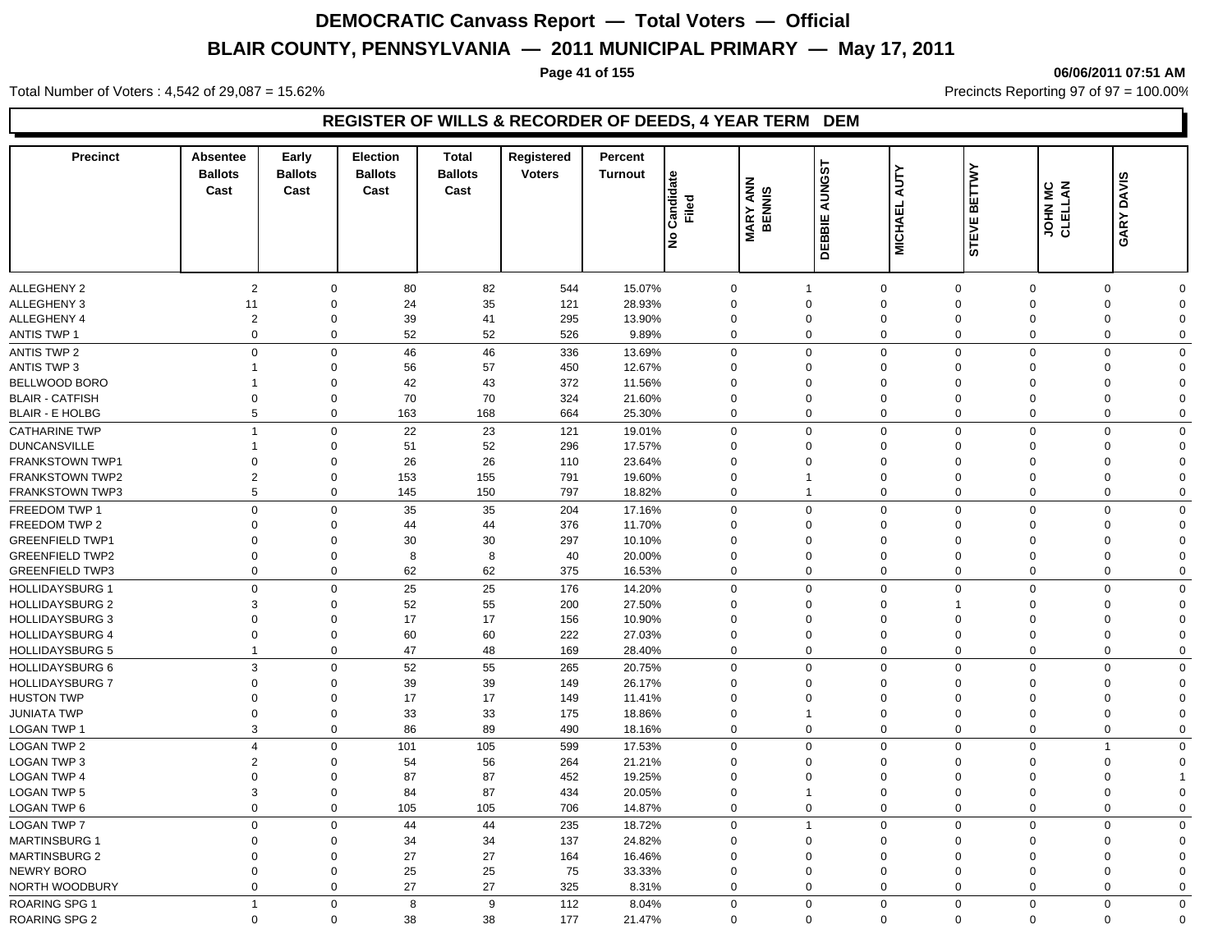# DEMOCRATIC Canvass Report — Total Voters — Official

## BLAIR COUNTY, PENNSYLVANIA — 2011 MUNICIPAL PRIMARY — May 17, 2011

06/06/2011 07:51 AM

Total Number of Voters : 4,542 of 29,087 = 15.62%

Precincts Reporting 97 of 97 = 100.00%

### REGISTER OF WILLS & RECORDER OF DEEDS, 4 YEAR TERM DEM

| Precinct | Absentee Ballots Cast | Early Ballots Cast | Election Ballots Cast | Total Ballots Cast | Registered Voters | Percent Turnout | No Candidate Filed | MARY ANN BENNIS | DEBBIE AUNGST | MICHAEL AUTY | STEVE BETTWY | JOHN MC CLELLAN | GARY DAVIS |
|---|---|---|---|---|---|---|---|---|---|---|---|---|---|
| ALLEGHENY 2 | 2 | 0 | 80 | 82 | 544 | 15.07% | 0 | 1 | 0 | 0 | 0 | 0 | 0 |
| ALLEGHENY 3 | 11 | 0 | 24 | 35 | 121 | 28.93% | 0 | 0 | 0 | 0 | 0 | 0 | 0 |
| ALLEGHENY 4 | 2 | 0 | 39 | 41 | 295 | 13.90% | 0 | 0 | 0 | 0 | 0 | 0 | 0 |
| ANTIS TWP 1 | 0 | 0 | 52 | 52 | 526 | 9.89% | 0 | 0 | 0 | 0 | 0 | 0 | 0 |
| ANTIS TWP 2 | 0 | 0 | 46 | 46 | 336 | 13.69% | 0 | 0 | 0 | 0 | 0 | 0 | 0 |
| ANTIS TWP 3 | 1 | 0 | 56 | 57 | 450 | 12.67% | 0 | 0 | 0 | 0 | 0 | 0 | 0 |
| BELLWOOD BORO | 1 | 0 | 42 | 43 | 372 | 11.56% | 0 | 0 | 0 | 0 | 0 | 0 | 0 |
| BLAIR - CATFISH | 0 | 0 | 70 | 70 | 324 | 21.60% | 0 | 0 | 0 | 0 | 0 | 0 | 0 |
| BLAIR - E HOLBG | 5 | 0 | 163 | 168 | 664 | 25.30% | 0 | 0 | 0 | 0 | 0 | 0 | 0 |
| CATHARINE TWP | 1 | 0 | 22 | 23 | 121 | 19.01% | 0 | 0 | 0 | 0 | 0 | 0 | 0 |
| DUNCANSVILLE | 1 | 0 | 51 | 52 | 296 | 17.57% | 0 | 0 | 0 | 0 | 0 | 0 | 0 |
| FRANKSTOWN TWP1 | 0 | 0 | 26 | 26 | 110 | 23.64% | 0 | 0 | 0 | 0 | 0 | 0 | 0 |
| FRANKSTOWN TWP2 | 2 | 0 | 153 | 155 | 791 | 19.60% | 0 | 1 | 0 | 0 | 0 | 0 | 0 |
| FRANKSTOWN TWP3 | 5 | 0 | 145 | 150 | 797 | 18.82% | 0 | 1 | 0 | 0 | 0 | 0 | 0 |
| FREEDOM TWP 1 | 0 | 0 | 35 | 35 | 204 | 17.16% | 0 | 0 | 0 | 0 | 0 | 0 | 0 |
| FREEDOM TWP 2 | 0 | 0 | 44 | 44 | 376 | 11.70% | 0 | 0 | 0 | 0 | 0 | 0 | 0 |
| GREENFIELD TWP1 | 0 | 0 | 30 | 30 | 297 | 10.10% | 0 | 0 | 0 | 0 | 0 | 0 | 0 |
| GREENFIELD TWP2 | 0 | 0 | 8 | 8 | 40 | 20.00% | 0 | 0 | 0 | 0 | 0 | 0 | 0 |
| GREENFIELD TWP3 | 0 | 0 | 62 | 62 | 375 | 16.53% | 0 | 0 | 0 | 0 | 0 | 0 | 0 |
| HOLLIDAYSBURG 1 | 0 | 0 | 25 | 25 | 176 | 14.20% | 0 | 0 | 0 | 0 | 0 | 0 | 0 |
| HOLLIDAYSBURG 2 | 3 | 0 | 52 | 55 | 200 | 27.50% | 0 | 0 | 0 | 1 | 0 | 0 | 0 |
| HOLLIDAYSBURG 3 | 0 | 0 | 17 | 17 | 156 | 10.90% | 0 | 0 | 0 | 0 | 0 | 0 | 0 |
| HOLLIDAYSBURG 4 | 0 | 0 | 60 | 60 | 222 | 27.03% | 0 | 0 | 0 | 0 | 0 | 0 | 0 |
| HOLLIDAYSBURG 5 | 1 | 0 | 47 | 48 | 169 | 28.40% | 0 | 0 | 0 | 0 | 0 | 0 | 0 |
| HOLLIDAYSBURG 6 | 3 | 0 | 52 | 55 | 265 | 20.75% | 0 | 0 | 0 | 0 | 0 | 0 | 0 |
| HOLLIDAYSBURG 7 | 0 | 0 | 39 | 39 | 149 | 26.17% | 0 | 0 | 0 | 0 | 0 | 0 | 0 |
| HUSTON TWP | 0 | 0 | 17 | 17 | 149 | 11.41% | 0 | 0 | 0 | 0 | 0 | 0 | 0 |
| JUNIATA TWP | 0 | 0 | 33 | 33 | 175 | 18.86% | 0 | 1 | 0 | 0 | 0 | 0 | 0 |
| LOGAN TWP 1 | 3 | 0 | 86 | 89 | 490 | 18.16% | 0 | 0 | 0 | 0 | 0 | 0 | 0 |
| LOGAN TWP 2 | 4 | 0 | 101 | 105 | 599 | 17.53% | 0 | 0 | 0 | 0 | 0 | 1 | 0 |
| LOGAN TWP 3 | 2 | 0 | 54 | 56 | 264 | 21.21% | 0 | 0 | 0 | 0 | 0 | 0 | 0 |
| LOGAN TWP 4 | 0 | 0 | 87 | 87 | 452 | 19.25% | 0 | 0 | 0 | 0 | 0 | 0 | 1 |
| LOGAN TWP 5 | 3 | 0 | 84 | 87 | 434 | 20.05% | 0 | 1 | 0 | 0 | 0 | 0 | 0 |
| LOGAN TWP 6 | 0 | 0 | 105 | 105 | 706 | 14.87% | 0 | 0 | 0 | 0 | 0 | 0 | 0 |
| LOGAN TWP 7 | 0 | 0 | 44 | 44 | 235 | 18.72% | 0 | 1 | 0 | 0 | 0 | 0 | 0 |
| MARTINSBURG 1 | 0 | 0 | 34 | 34 | 137 | 24.82% | 0 | 0 | 0 | 0 | 0 | 0 | 0 |
| MARTINSBURG 2 | 0 | 0 | 27 | 27 | 164 | 16.46% | 0 | 0 | 0 | 0 | 0 | 0 | 0 |
| NEWRY BORO | 0 | 0 | 25 | 25 | 75 | 33.33% | 0 | 0 | 0 | 0 | 0 | 0 | 0 |
| NORTH WOODBURY | 0 | 0 | 27 | 27 | 325 | 8.31% | 0 | 0 | 0 | 0 | 0 | 0 | 0 |
| ROARING SPG 1 | 1 | 0 | 8 | 9 | 112 | 8.04% | 0 | 0 | 0 | 0 | 0 | 0 | 0 |
| ROARING SPG 2 | 0 | 0 | 38 | 38 | 177 | 21.47% | 0 | 0 | 0 | 0 | 0 | 0 | 0 |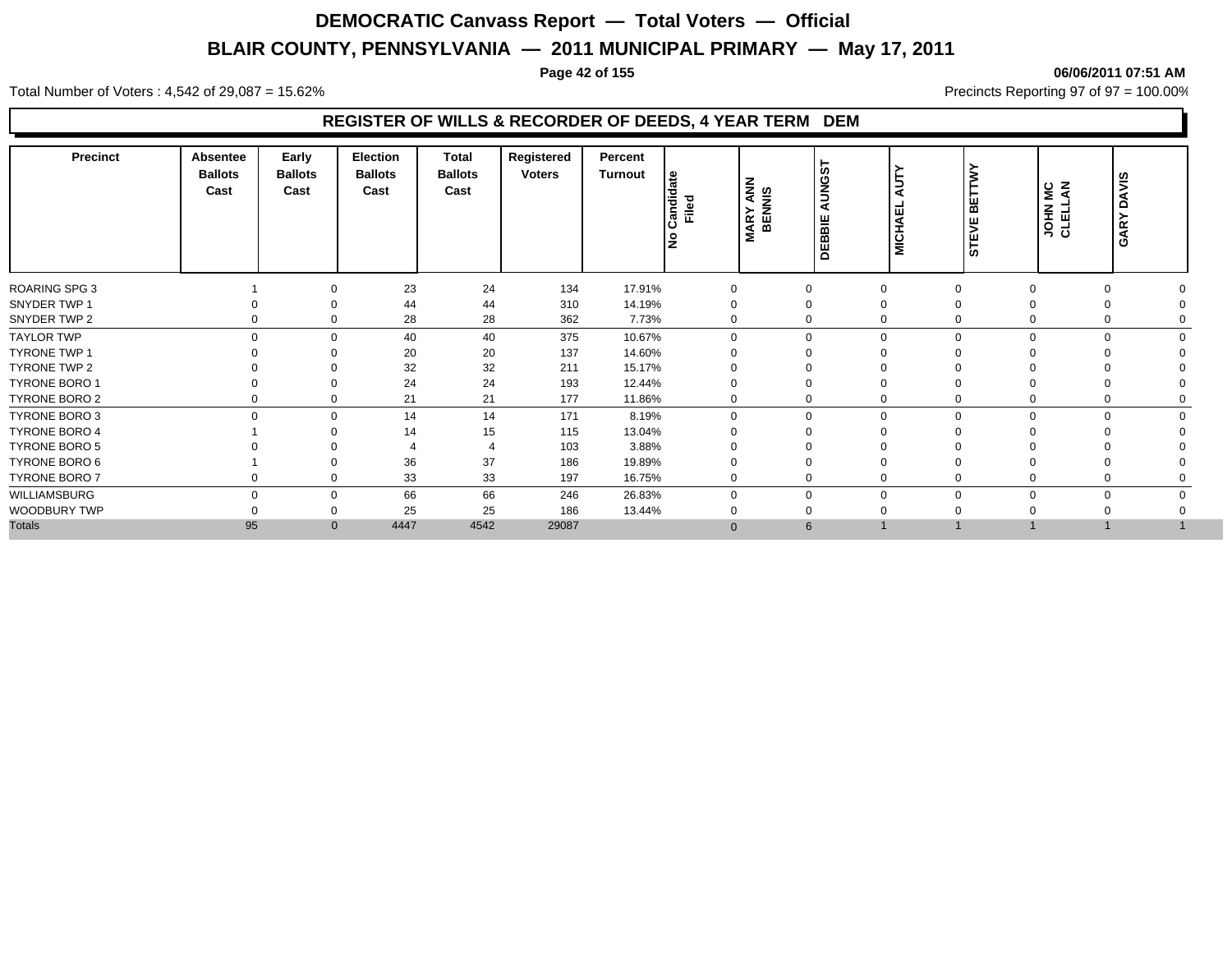# DEMOCRATIC Canvass Report — Total Voters — Official

## BLAIR COUNTY, PENNSYLVANIA — 2011 MUNICIPAL PRIMARY — May 17, 2011

06/06/2011 07:51 AM

Total Number of Voters : 4,542 of 29,087 = 15.62%

Precincts Reporting 97 of 97 = 100.00%

### REGISTER OF WILLS & RECORDER OF DEEDS, 4 YEAR TERM DEM

| Precinct | Absentee Ballots Cast | Early Ballots Cast | Election Ballots Cast | Total Ballots Cast | Registered Voters | Percent Turnout | No Candidate Filed | MARY ANN BENNIS | DEBBIE AUNGST | MICHAEL AUTY | STEVE BETTWY | JOHN MC CLELLAN | GARY DAVIS |
|---|---|---|---|---|---|---|---|---|---|---|---|---|---|
| ROARING SPG 3 | 1 | 0 | 23 | 24 | 134 | 17.91% | 0 | 0 | 0 | 0 | 0 | 0 | 0 |
| SNYDER TWP 1 | 0 | 0 | 44 | 44 | 310 | 14.19% | 0 | 0 | 0 | 0 | 0 | 0 | 0 |
| SNYDER TWP 2 | 0 | 0 | 28 | 28 | 362 | 7.73% | 0 | 0 | 0 | 0 | 0 | 0 | 0 |
| TAYLOR TWP | 0 | 0 | 40 | 40 | 375 | 10.67% | 0 | 0 | 0 | 0 | 0 | 0 | 0 |
| TYRONE TWP 1 | 0 | 0 | 20 | 20 | 137 | 14.60% | 0 | 0 | 0 | 0 | 0 | 0 | 0 |
| TYRONE TWP 2 | 0 | 0 | 32 | 32 | 211 | 15.17% | 0 | 0 | 0 | 0 | 0 | 0 | 0 |
| TYRONE BORO 1 | 0 | 0 | 24 | 24 | 193 | 12.44% | 0 | 0 | 0 | 0 | 0 | 0 | 0 |
| TYRONE BORO 2 | 0 | 0 | 21 | 21 | 177 | 11.86% | 0 | 0 | 0 | 0 | 0 | 0 | 0 |
| TYRONE BORO 3 | 0 | 0 | 14 | 14 | 171 | 8.19% | 0 | 0 | 0 | 0 | 0 | 0 | 0 |
| TYRONE BORO 4 | 1 | 0 | 14 | 15 | 115 | 13.04% | 0 | 0 | 0 | 0 | 0 | 0 | 0 |
| TYRONE BORO 5 | 0 | 0 | 4 | 4 | 103 | 3.88% | 0 | 0 | 0 | 0 | 0 | 0 | 0 |
| TYRONE BORO 6 | 1 | 0 | 36 | 37 | 186 | 19.89% | 0 | 0 | 0 | 0 | 0 | 0 | 0 |
| TYRONE BORO 7 | 0 | 0 | 33 | 33 | 197 | 16.75% | 0 | 0 | 0 | 0 | 0 | 0 | 0 |
| WILLIAMSBURG | 0 | 0 | 66 | 66 | 246 | 26.83% | 0 | 0 | 0 | 0 | 0 | 0 | 0 |
| WOODBURY TWP | 0 | 0 | 25 | 25 | 186 | 13.44% | 0 | 0 | 0 | 0 | 0 | 0 | 0 |
| Totals | 95 | 0 | 4447 | 4542 | 29087 | | 0 | 6 | 1 | 1 | 1 | 1 | 1 |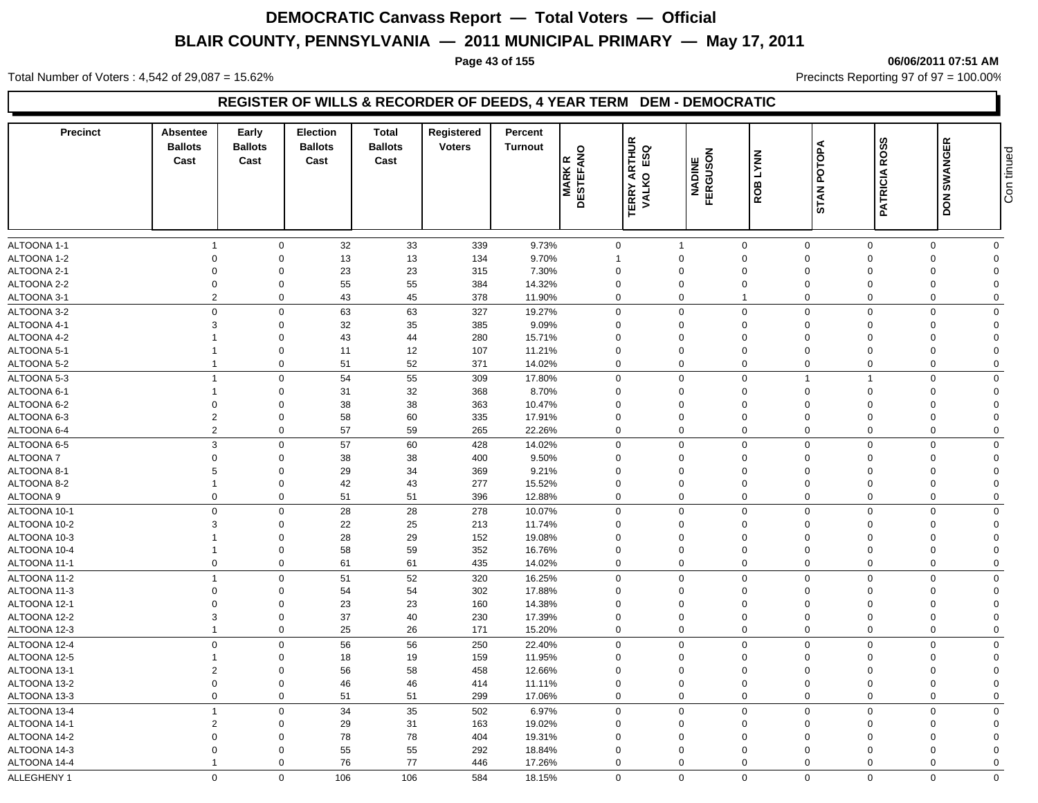# DEMOCRATIC Canvass Report — Total Voters — Official

## BLAIR COUNTY, PENNSYLVANIA — 2011 MUNICIPAL PRIMARY — May 17, 2011

06/06/2011 07:51 AM

Total Number of Voters : 4,542 of 29,087 = 15.62%

Precincts Reporting 97 of 97 = 100.00%

### REGISTER OF WILLS & RECORDER OF DEEDS, 4 YEAR TERM DEM - DEMOCRATIC

| Precinct | Absentee Ballots Cast | Early Ballots Cast | Election Ballots Cast | Total Ballots Cast | Registered Voters | Percent Turnout | MARK R DESTEFANO | TERRY ARTHUR VALKO ESQ | NADINE FERGUSON | ROB LYNN | STAN POTOPA | PATRICIA ROSS | DON SWANGER |
|---|---|---|---|---|---|---|---|---|---|---|---|---|---|
| ALTOONA 1-1 | 1 | 0 | 32 | 33 | 339 | 9.73% | 0 | 1 | 0 | 0 | 0 | 0 | 0 |
| ALTOONA 1-2 | 0 | 0 | 13 | 13 | 134 | 9.70% | 1 | 0 | 0 | 0 | 0 | 0 | 0 |
| ALTOONA 2-1 | 0 | 0 | 23 | 23 | 315 | 7.30% | 0 | 0 | 0 | 0 | 0 | 0 | 0 |
| ALTOONA 2-2 | 0 | 0 | 55 | 55 | 384 | 14.32% | 0 | 0 | 0 | 0 | 0 | 0 | 0 |
| ALTOONA 3-1 | 2 | 0 | 43 | 45 | 378 | 11.90% | 0 | 0 | 1 | 0 | 0 | 0 | 0 |
| ALTOONA 3-2 | 0 | 0 | 63 | 63 | 327 | 19.27% | 0 | 0 | 0 | 0 | 0 | 0 | 0 |
| ALTOONA 4-1 | 3 | 0 | 32 | 35 | 385 | 9.09% | 0 | 0 | 0 | 0 | 0 | 0 | 0 |
| ALTOONA 4-2 | 1 | 0 | 43 | 44 | 280 | 15.71% | 0 | 0 | 0 | 0 | 0 | 0 | 0 |
| ALTOONA 5-1 | 1 | 0 | 11 | 12 | 107 | 11.21% | 0 | 0 | 0 | 0 | 0 | 0 | 0 |
| ALTOONA 5-2 | 1 | 0 | 51 | 52 | 371 | 14.02% | 0 | 0 | 0 | 0 | 0 | 0 | 0 |
| ALTOONA 5-3 | 1 | 0 | 54 | 55 | 309 | 17.80% | 0 | 0 | 0 | 1 | 1 | 0 | 0 |
| ALTOONA 6-1 | 1 | 0 | 31 | 32 | 368 | 8.70% | 0 | 0 | 0 | 0 | 0 | 0 | 0 |
| ALTOONA 6-2 | 0 | 0 | 38 | 38 | 363 | 10.47% | 0 | 0 | 0 | 0 | 0 | 0 | 0 |
| ALTOONA 6-3 | 2 | 0 | 58 | 60 | 335 | 17.91% | 0 | 0 | 0 | 0 | 0 | 0 | 0 |
| ALTOONA 6-4 | 2 | 0 | 57 | 59 | 265 | 22.26% | 0 | 0 | 0 | 0 | 0 | 0 | 0 |
| ALTOONA 6-5 | 3 | 0 | 57 | 60 | 428 | 14.02% | 0 | 0 | 0 | 0 | 0 | 0 | 0 |
| ALTOONA 7 | 0 | 0 | 38 | 38 | 400 | 9.50% | 0 | 0 | 0 | 0 | 0 | 0 | 0 |
| ALTOONA 8-1 | 5 | 0 | 29 | 34 | 369 | 9.21% | 0 | 0 | 0 | 0 | 0 | 0 | 0 |
| ALTOONA 8-2 | 1 | 0 | 42 | 43 | 277 | 15.52% | 0 | 0 | 0 | 0 | 0 | 0 | 0 |
| ALTOONA 9 | 0 | 0 | 51 | 51 | 396 | 12.88% | 0 | 0 | 0 | 0 | 0 | 0 | 0 |
| ALTOONA 10-1 | 0 | 0 | 28 | 28 | 278 | 10.07% | 0 | 0 | 0 | 0 | 0 | 0 | 0 |
| ALTOONA 10-2 | 3 | 0 | 22 | 25 | 213 | 11.74% | 0 | 0 | 0 | 0 | 0 | 0 | 0 |
| ALTOONA 10-3 | 1 | 0 | 28 | 29 | 152 | 19.08% | 0 | 0 | 0 | 0 | 0 | 0 | 0 |
| ALTOONA 10-4 | 1 | 0 | 58 | 59 | 352 | 16.76% | 0 | 0 | 0 | 0 | 0 | 0 | 0 |
| ALTOONA 11-1 | 0 | 0 | 61 | 61 | 435 | 14.02% | 0 | 0 | 0 | 0 | 0 | 0 | 0 |
| ALTOONA 11-2 | 1 | 0 | 51 | 52 | 320 | 16.25% | 0 | 0 | 0 | 0 | 0 | 0 | 0 |
| ALTOONA 11-3 | 0 | 0 | 54 | 54 | 302 | 17.88% | 0 | 0 | 0 | 0 | 0 | 0 | 0 |
| ALTOONA 12-1 | 0 | 0 | 23 | 23 | 160 | 14.38% | 0 | 0 | 0 | 0 | 0 | 0 | 0 |
| ALTOONA 12-2 | 3 | 0 | 37 | 40 | 230 | 17.39% | 0 | 0 | 0 | 0 | 0 | 0 | 0 |
| ALTOONA 12-3 | 1 | 0 | 25 | 26 | 171 | 15.20% | 0 | 0 | 0 | 0 | 0 | 0 | 0 |
| ALTOONA 12-4 | 0 | 0 | 56 | 56 | 250 | 22.40% | 0 | 0 | 0 | 0 | 0 | 0 | 0 |
| ALTOONA 12-5 | 1 | 0 | 18 | 19 | 159 | 11.95% | 0 | 0 | 0 | 0 | 0 | 0 | 0 |
| ALTOONA 13-1 | 2 | 0 | 56 | 58 | 458 | 12.66% | 0 | 0 | 0 | 0 | 0 | 0 | 0 |
| ALTOONA 13-2 | 0 | 0 | 46 | 46 | 414 | 11.11% | 0 | 0 | 0 | 0 | 0 | 0 | 0 |
| ALTOONA 13-3 | 0 | 0 | 51 | 51 | 299 | 17.06% | 0 | 0 | 0 | 0 | 0 | 0 | 0 |
| ALTOONA 13-4 | 1 | 0 | 34 | 35 | 502 | 6.97% | 0 | 0 | 0 | 0 | 0 | 0 | 0 |
| ALTOONA 14-1 | 2 | 0 | 29 | 31 | 163 | 19.02% | 0 | 0 | 0 | 0 | 0 | 0 | 0 |
| ALTOONA 14-2 | 0 | 0 | 78 | 78 | 404 | 19.31% | 0 | 0 | 0 | 0 | 0 | 0 | 0 |
| ALTOONA 14-3 | 0 | 0 | 55 | 55 | 292 | 18.84% | 0 | 0 | 0 | 0 | 0 | 0 | 0 |
| ALTOONA 14-4 | 1 | 0 | 76 | 77 | 446 | 17.26% | 0 | 0 | 0 | 0 | 0 | 0 | 0 |
| ALLEGHENY 1 | 0 | 0 | 106 | 106 | 584 | 18.15% | 0 | 0 | 0 | 0 | 0 | 0 | 0 |

Continued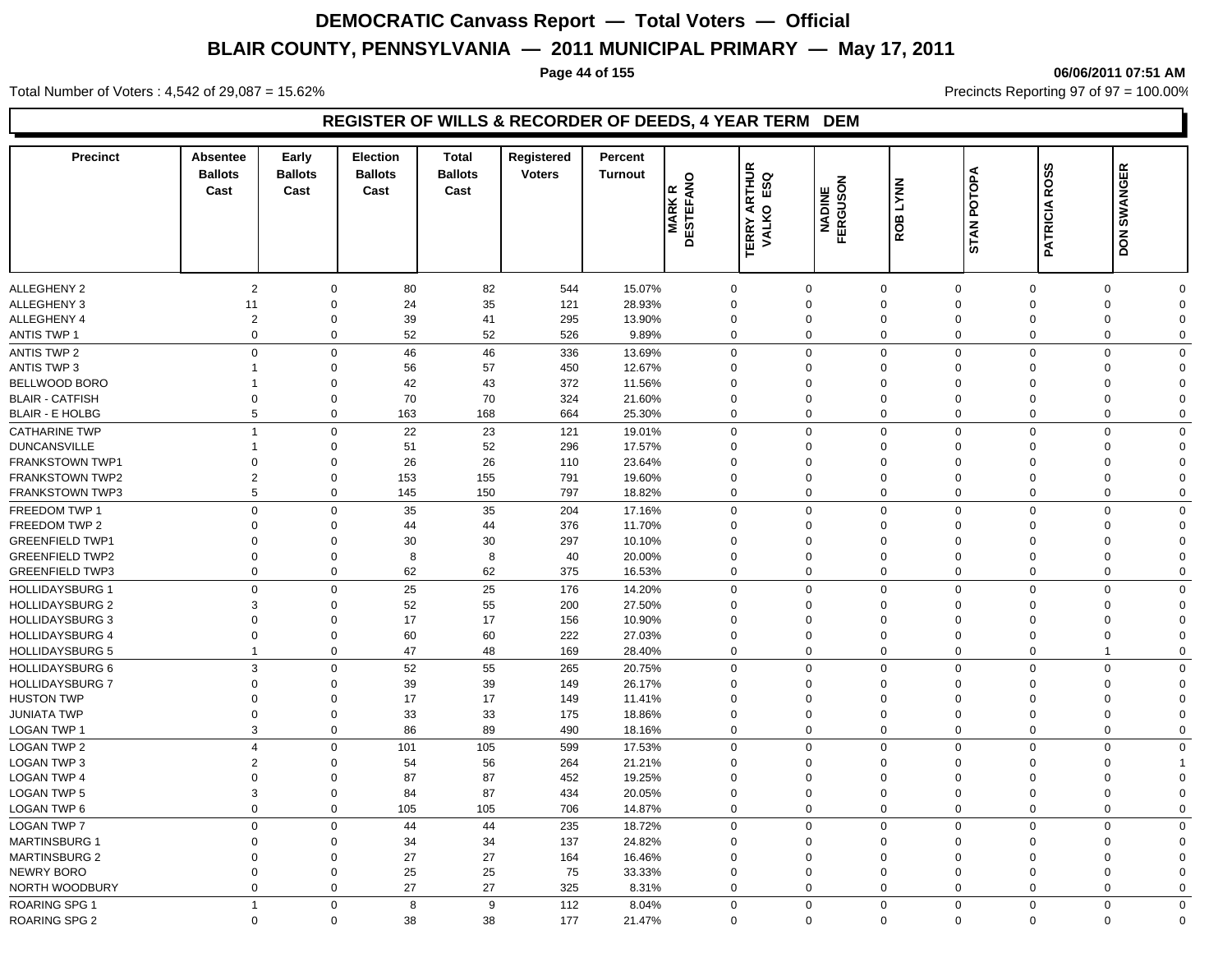# DEMOCRATIC Canvass Report — Total Voters — Official

# BLAIR COUNTY, PENNSYLVANIA — 2011 MUNICIPAL PRIMARY — May 17, 2011

06/06/2011 07:51 AM

Total Number of Voters : 4,542 of 29,087 = 15.62%

Precincts Reporting 97 of 97 = 100.00%

## REGISTER OF WILLS & RECORDER OF DEEDS, 4 YEAR TERM DEM

| Precinct | Absentee Ballots Cast | Early Ballots Cast | Election Ballots Cast | Total Ballots Cast | Registered Voters | Percent Turnout | MARK R DESTEFANO | TERRY ARTHUR VALKO ESQ | NADINE FERGUSON | ROB LYNN | STAN POTOPA | PATRICIA ROSS | DON SWANGER |
|---|---|---|---|---|---|---|---|---|---|---|---|---|---|
| ALLEGHENY 2 | 2 | 0 | 80 | 82 | 544 | 15.07% | 0 | 0 | 0 | 0 | 0 | 0 | 0 |
| ALLEGHENY 3 | 11 | 0 | 24 | 35 | 121 | 28.93% | 0 | 0 | 0 | 0 | 0 | 0 | 0 |
| ALLEGHENY 4 | 2 | 0 | 39 | 41 | 295 | 13.90% | 0 | 0 | 0 | 0 | 0 | 0 | 0 |
| ANTIS TWP 1 | 0 | 0 | 52 | 52 | 526 | 9.89% | 0 | 0 | 0 | 0 | 0 | 0 | 0 |
| ANTIS TWP 2 | 0 | 0 | 46 | 46 | 336 | 13.69% | 0 | 0 | 0 | 0 | 0 | 0 | 0 |
| ANTIS TWP 3 | 1 | 0 | 56 | 57 | 450 | 12.67% | 0 | 0 | 0 | 0 | 0 | 0 | 0 |
| BELLWOOD BORO | 1 | 0 | 42 | 43 | 372 | 11.56% | 0 | 0 | 0 | 0 | 0 | 0 | 0 |
| BLAIR - CATFISH | 0 | 0 | 70 | 70 | 324 | 21.60% | 0 | 0 | 0 | 0 | 0 | 0 | 0 |
| BLAIR - E HOLBG | 5 | 0 | 163 | 168 | 664 | 25.30% | 0 | 0 | 0 | 0 | 0 | 0 | 0 |
| CATHARINE TWP | 1 | 0 | 22 | 23 | 121 | 19.01% | 0 | 0 | 0 | 0 | 0 | 0 | 0 |
| DUNCANSVILLE | 1 | 0 | 51 | 52 | 296 | 17.57% | 0 | 0 | 0 | 0 | 0 | 0 | 0 |
| FRANKSTOWN TWP1 | 0 | 0 | 26 | 26 | 110 | 23.64% | 0 | 0 | 0 | 0 | 0 | 0 | 0 |
| FRANKSTOWN TWP2 | 2 | 0 | 153 | 155 | 791 | 19.60% | 0 | 0 | 0 | 0 | 0 | 0 | 0 |
| FRANKSTOWN TWP3 | 5 | 0 | 145 | 150 | 797 | 18.82% | 0 | 0 | 0 | 0 | 0 | 0 | 0 |
| FREEDOM TWP 1 | 0 | 0 | 35 | 35 | 204 | 17.16% | 0 | 0 | 0 | 0 | 0 | 0 | 0 |
| FREEDOM TWP 2 | 0 | 0 | 44 | 44 | 376 | 11.70% | 0 | 0 | 0 | 0 | 0 | 0 | 0 |
| GREENFIELD TWP1 | 0 | 0 | 30 | 30 | 297 | 10.10% | 0 | 0 | 0 | 0 | 0 | 0 | 0 |
| GREENFIELD TWP2 | 0 | 0 | 8 | 8 | 40 | 20.00% | 0 | 0 | 0 | 0 | 0 | 0 | 0 |
| GREENFIELD TWP3 | 0 | 0 | 62 | 62 | 375 | 16.53% | 0 | 0 | 0 | 0 | 0 | 0 | 0 |
| HOLLIDAYSBURG 1 | 0 | 0 | 25 | 25 | 176 | 14.20% | 0 | 0 | 0 | 0 | 0 | 0 | 0 |
| HOLLIDAYSBURG 2 | 3 | 0 | 52 | 55 | 200 | 27.50% | 0 | 0 | 0 | 0 | 0 | 0 | 0 |
| HOLLIDAYSBURG 3 | 0 | 0 | 17 | 17 | 156 | 10.90% | 0 | 0 | 0 | 0 | 0 | 0 | 0 |
| HOLLIDAYSBURG 4 | 0 | 0 | 60 | 60 | 222 | 27.03% | 0 | 0 | 0 | 0 | 0 | 0 | 0 |
| HOLLIDAYSBURG 5 | 1 | 0 | 47 | 48 | 169 | 28.40% | 0 | 0 | 0 | 0 | 0 | 1 | 0 |
| HOLLIDAYSBURG 6 | 3 | 0 | 52 | 55 | 265 | 20.75% | 0 | 0 | 0 | 0 | 0 | 0 | 0 |
| HOLLIDAYSBURG 7 | 0 | 0 | 39 | 39 | 149 | 26.17% | 0 | 0 | 0 | 0 | 0 | 0 | 0 |
| HUSTON TWP | 0 | 0 | 17 | 17 | 149 | 11.41% | 0 | 0 | 0 | 0 | 0 | 0 | 0 |
| JUNIATA TWP | 0 | 0 | 33 | 33 | 175 | 18.86% | 0 | 0 | 0 | 0 | 0 | 0 | 0 |
| LOGAN TWP 1 | 3 | 0 | 86 | 89 | 490 | 18.16% | 0 | 0 | 0 | 0 | 0 | 0 | 0 |
| LOGAN TWP 2 | 4 | 0 | 101 | 105 | 599 | 17.53% | 0 | 0 | 0 | 0 | 0 | 0 | 0 |
| LOGAN TWP 3 | 2 | 0 | 54 | 56 | 264 | 21.21% | 0 | 0 | 0 | 0 | 0 | 0 | 1 |
| LOGAN TWP 4 | 0 | 0 | 87 | 87 | 452 | 19.25% | 0 | 0 | 0 | 0 | 0 | 0 | 0 |
| LOGAN TWP 5 | 3 | 0 | 84 | 87 | 434 | 20.05% | 0 | 0 | 0 | 0 | 0 | 0 | 0 |
| LOGAN TWP 6 | 0 | 0 | 105 | 105 | 706 | 14.87% | 0 | 0 | 0 | 0 | 0 | 0 | 0 |
| LOGAN TWP 7 | 0 | 0 | 44 | 44 | 235 | 18.72% | 0 | 0 | 0 | 0 | 0 | 0 | 0 |
| MARTINSBURG 1 | 0 | 0 | 34 | 34 | 137 | 24.82% | 0 | 0 | 0 | 0 | 0 | 0 | 0 |
| MARTINSBURG 2 | 0 | 0 | 27 | 27 | 164 | 16.46% | 0 | 0 | 0 | 0 | 0 | 0 | 0 |
| NEWRY BORO | 0 | 0 | 25 | 25 | 75 | 33.33% | 0 | 0 | 0 | 0 | 0 | 0 | 0 |
| NORTH WOODBURY | 0 | 0 | 27 | 27 | 325 | 8.31% | 0 | 0 | 0 | 0 | 0 | 0 | 0 |
| ROARING SPG 1 | 1 | 0 | 8 | 9 | 112 | 8.04% | 0 | 0 | 0 | 0 | 0 | 0 | 0 |
| ROARING SPG 2 | 0 | 0 | 38 | 38 | 177 | 21.47% | 0 | 0 | 0 | 0 | 0 | 0 | 0 |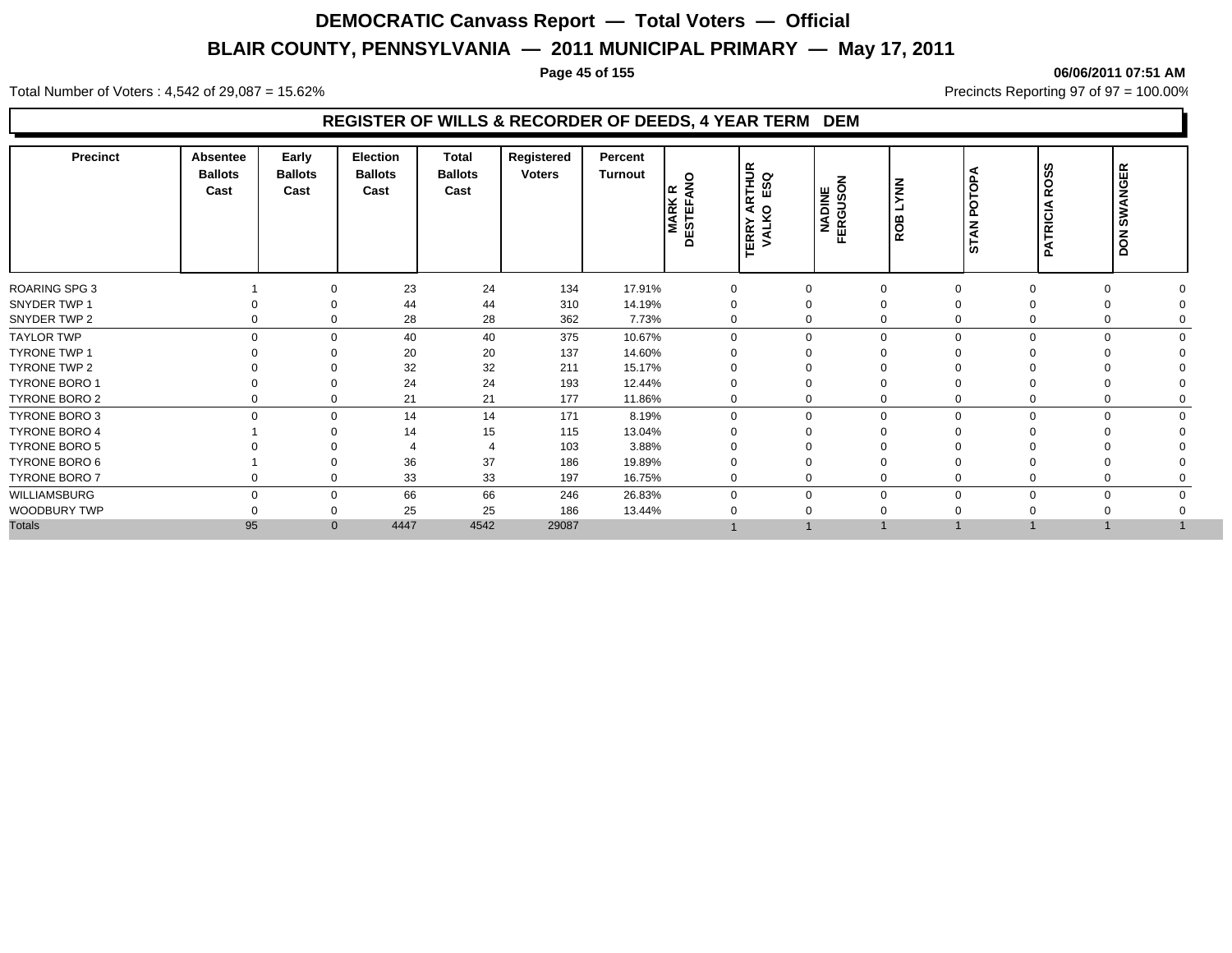# DEMOCRATIC Canvass Report — Total Voters — Official

## BLAIR COUNTY, PENNSYLVANIA — 2011 MUNICIPAL PRIMARY — May 17, 2011

06/06/2011 07:51 AM

Total Number of Voters : 4,542 of 29,087 = 15.62%

Precincts Reporting 97 of 97 = 100.00%

### REGISTER OF WILLS & RECORDER OF DEEDS, 4 YEAR TERM DEM

| Precinct | Absentee Ballots Cast | Early Ballots Cast | Election Ballots Cast | Total Ballots Cast | Registered Voters | Percent Turnout | MARK R DESTEFANO | TERRY ARTHUR VALKO ESQ | NADINE FERGUSON | ROB LYNN | STAN POTOPA | PATRICIA ROSS | DON SWANGER |
|---|---|---|---|---|---|---|---|---|---|---|---|---|---|
| ROARING SPG 3 | 1 | 0 | 23 | 24 | 134 | 17.91% | 0 | 0 | 0 | 0 | 0 | 0 | 0 |
| SNYDER TWP 1 | 0 | 0 | 44 | 44 | 310 | 14.19% | 0 | 0 | 0 | 0 | 0 | 0 | 0 |
| SNYDER TWP 2 | 0 | 0 | 28 | 28 | 362 | 7.73% | 0 | 0 | 0 | 0 | 0 | 0 | 0 |
| TAYLOR TWP | 0 | 0 | 40 | 40 | 375 | 10.67% | 0 | 0 | 0 | 0 | 0 | 0 | 0 |
| TYRONE TWP 1 | 0 | 0 | 20 | 20 | 137 | 14.60% | 0 | 0 | 0 | 0 | 0 | 0 | 0 |
| TYRONE TWP 2 | 0 | 0 | 32 | 32 | 211 | 15.17% | 0 | 0 | 0 | 0 | 0 | 0 | 0 |
| TYRONE BORO 1 | 0 | 0 | 24 | 24 | 193 | 12.44% | 0 | 0 | 0 | 0 | 0 | 0 | 0 |
| TYRONE BORO 2 | 0 | 0 | 21 | 21 | 177 | 11.86% | 0 | 0 | 0 | 0 | 0 | 0 | 0 |
| TYRONE BORO 3 | 0 | 0 | 14 | 14 | 171 | 8.19% | 0 | 0 | 0 | 0 | 0 | 0 | 0 |
| TYRONE BORO 4 | 1 | 0 | 14 | 15 | 115 | 13.04% | 0 | 0 | 0 | 0 | 0 | 0 | 0 |
| TYRONE BORO 5 | 0 | 0 | 4 | 4 | 103 | 3.88% | 0 | 0 | 0 | 0 | 0 | 0 | 0 |
| TYRONE BORO 6 | 1 | 0 | 36 | 37 | 186 | 19.89% | 0 | 0 | 0 | 0 | 0 | 0 | 0 |
| TYRONE BORO 7 | 0 | 0 | 33 | 33 | 197 | 16.75% | 0 | 0 | 0 | 0 | 0 | 0 | 0 |
| WILLIAMSBURG | 0 | 0 | 66 | 66 | 246 | 26.83% | 0 | 0 | 0 | 0 | 0 | 0 | 0 |
| WOODBURY TWP | 0 | 0 | 25 | 25 | 186 | 13.44% | 0 | 0 | 0 | 0 | 0 | 0 | 0 |
| Totals | 95 | 0 | 4447 | 4542 | 29087 | | 1 | 1 | 1 | 1 | 1 | 1 | 1 |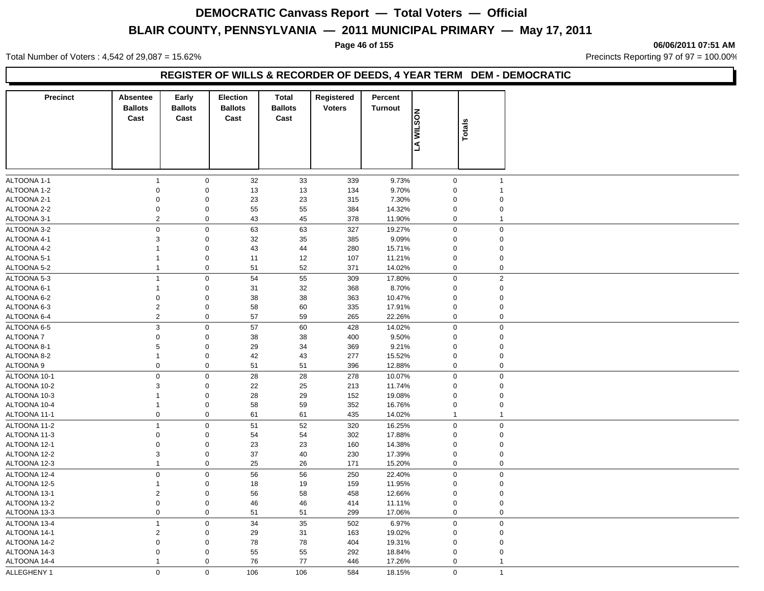# DEMOCRATIC Canvass Report — Total Voters — Official

# BLAIR COUNTY, PENNSYLVANIA — 2011 MUNICIPAL PRIMARY — May 17, 2011

06/06/2011 07:51 AM

Total Number of Voters : 4,542 of 29,087 = 15.62%

Precincts Reporting 97 of 97 = 100.00%

## REGISTER OF WILLS & RECORDER OF DEEDS, 4 YEAR TERM DEM - DEMOCRATIC

| Precinct | Absentee Ballots Cast | Early Ballots Cast | Election Ballots Cast | Total Ballots Cast | Registered Voters | Percent Turnout | LA WILSON | Totals |
|---|---|---|---|---|---|---|---|---|
| ALTOONA 1-1 | 1 | 0 | 32 | 33 | 339 | 9.73% | 0 | 1 |
| ALTOONA 1-2 | 0 | 0 | 13 | 13 | 134 | 9.70% | 0 | 1 |
| ALTOONA 2-1 | 0 | 0 | 23 | 23 | 315 | 7.30% | 0 | 0 |
| ALTOONA 2-2 | 0 | 0 | 55 | 55 | 384 | 14.32% | 0 | 0 |
| ALTOONA 3-1 | 2 | 0 | 43 | 45 | 378 | 11.90% | 0 | 1 |
| ALTOONA 3-2 | 0 | 0 | 63 | 63 | 327 | 19.27% | 0 | 0 |
| ALTOONA 4-1 | 3 | 0 | 32 | 35 | 385 | 9.09% | 0 | 0 |
| ALTOONA 4-2 | 1 | 0 | 43 | 44 | 280 | 15.71% | 0 | 0 |
| ALTOONA 5-1 | 1 | 0 | 11 | 12 | 107 | 11.21% | 0 | 0 |
| ALTOONA 5-2 | 1 | 0 | 51 | 52 | 371 | 14.02% | 0 | 0 |
| ALTOONA 5-3 | 1 | 0 | 54 | 55 | 309 | 17.80% | 0 | 2 |
| ALTOONA 6-1 | 1 | 0 | 31 | 32 | 368 | 8.70% | 0 | 0 |
| ALTOONA 6-2 | 0 | 0 | 38 | 38 | 363 | 10.47% | 0 | 0 |
| ALTOONA 6-3 | 2 | 0 | 58 | 60 | 335 | 17.91% | 0 | 0 |
| ALTOONA 6-4 | 2 | 0 | 57 | 59 | 265 | 22.26% | 0 | 0 |
| ALTOONA 6-5 | 3 | 0 | 57 | 60 | 428 | 14.02% | 0 | 0 |
| ALTOONA 7 | 0 | 0 | 38 | 38 | 400 | 9.50% | 0 | 0 |
| ALTOONA 8-1 | 5 | 0 | 29 | 34 | 369 | 9.21% | 0 | 0 |
| ALTOONA 8-2 | 1 | 0 | 42 | 43 | 277 | 15.52% | 0 | 0 |
| ALTOONA 9 | 0 | 0 | 51 | 51 | 396 | 12.88% | 0 | 0 |
| ALTOONA 10-1 | 0 | 0 | 28 | 28 | 278 | 10.07% | 0 | 0 |
| ALTOONA 10-2 | 3 | 0 | 22 | 25 | 213 | 11.74% | 0 | 0 |
| ALTOONA 10-3 | 1 | 0 | 28 | 29 | 152 | 19.08% | 0 | 0 |
| ALTOONA 10-4 | 1 | 0 | 58 | 59 | 352 | 16.76% | 0 | 0 |
| ALTOONA 11-1 | 0 | 0 | 61 | 61 | 435 | 14.02% | 1 | 1 |
| ALTOONA 11-2 | 1 | 0 | 51 | 52 | 320 | 16.25% | 0 | 0 |
| ALTOONA 11-3 | 0 | 0 | 54 | 54 | 302 | 17.88% | 0 | 0 |
| ALTOONA 12-1 | 0 | 0 | 23 | 23 | 160 | 14.38% | 0 | 0 |
| ALTOONA 12-2 | 3 | 0 | 37 | 40 | 230 | 17.39% | 0 | 0 |
| ALTOONA 12-3 | 1 | 0 | 25 | 26 | 171 | 15.20% | 0 | 0 |
| ALTOONA 12-4 | 0 | 0 | 56 | 56 | 250 | 22.40% | 0 | 0 |
| ALTOONA 12-5 | 1 | 0 | 18 | 19 | 159 | 11.95% | 0 | 0 |
| ALTOONA 13-1 | 2 | 0 | 56 | 58 | 458 | 12.66% | 0 | 0 |
| ALTOONA 13-2 | 0 | 0 | 46 | 46 | 414 | 11.11% | 0 | 0 |
| ALTOONA 13-3 | 0 | 0 | 51 | 51 | 299 | 17.06% | 0 | 0 |
| ALTOONA 13-4 | 1 | 0 | 34 | 35 | 502 | 6.97% | 0 | 0 |
| ALTOONA 14-1 | 2 | 0 | 29 | 31 | 163 | 19.02% | 0 | 0 |
| ALTOONA 14-2 | 0 | 0 | 78 | 78 | 404 | 19.31% | 0 | 0 |
| ALTOONA 14-3 | 0 | 0 | 55 | 55 | 292 | 18.84% | 0 | 0 |
| ALTOONA 14-4 | 1 | 0 | 76 | 77 | 446 | 17.26% | 0 | 1 |
| ALLEGHENY 1 | 0 | 0 | 106 | 106 | 584 | 18.15% | 0 | 1 |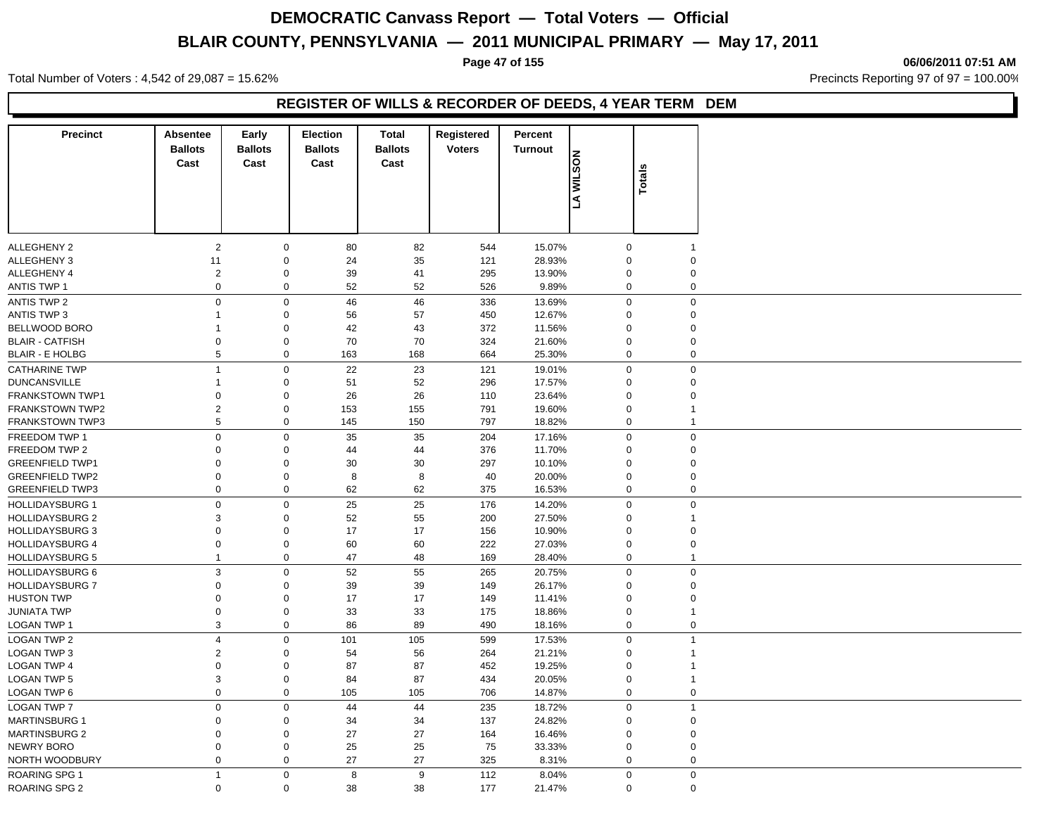# DEMOCRATIC Canvass Report — Total Voters — Official

## BLAIR COUNTY, PENNSYLVANIA — 2011 MUNICIPAL PRIMARY — May 17, 2011

06/06/2011 07:51 AM

Total Number of Voters : 4,542 of 29,087 = 15.62%

Precincts Reporting 97 of 97 = 100.00%

### REGISTER OF WILLS & RECORDER OF DEEDS, 4 YEAR TERM DEM

| Precinct | Absentee Ballots Cast | Early Ballots Cast | Election Ballots Cast | Total Ballots Cast | Registered Voters | Percent Turnout | LA WILSON | Totals |
|---|---|---|---|---|---|---|---|---|
| ALLEGHENY 2 | 2 | 0 | 80 | 82 | 544 | 15.07% | 0 | 1 |
| ALLEGHENY 3 | 11 | 0 | 24 | 35 | 121 | 28.93% | 0 | 0 |
| ALLEGHENY 4 | 2 | 0 | 39 | 41 | 295 | 13.90% | 0 | 0 |
| ANTIS TWP 1 | 0 | 0 | 52 | 52 | 526 | 9.89% | 0 | 0 |
| ANTIS TWP 2 | 0 | 0 | 46 | 46 | 336 | 13.69% | 0 | 0 |
| ANTIS TWP 3 | 1 | 0 | 56 | 57 | 450 | 12.67% | 0 | 0 |
| BELLWOOD BORO | 1 | 0 | 42 | 43 | 372 | 11.56% | 0 | 0 |
| BLAIR - CATFISH | 0 | 0 | 70 | 70 | 324 | 21.60% | 0 | 0 |
| BLAIR - E HOLBG | 5 | 0 | 163 | 168 | 664 | 25.30% | 0 | 0 |
| CATHARINE TWP | 1 | 0 | 22 | 23 | 121 | 19.01% | 0 | 0 |
| DUNCANSVILLE | 1 | 0 | 51 | 52 | 296 | 17.57% | 0 | 0 |
| FRANKSTOWN TWP1 | 0 | 0 | 26 | 26 | 110 | 23.64% | 0 | 0 |
| FRANKSTOWN TWP2 | 2 | 0 | 153 | 155 | 791 | 19.60% | 0 | 1 |
| FRANKSTOWN TWP3 | 5 | 0 | 145 | 150 | 797 | 18.82% | 0 | 1 |
| FREEDOM TWP 1 | 0 | 0 | 35 | 35 | 204 | 17.16% | 0 | 0 |
| FREEDOM TWP 2 | 0 | 0 | 44 | 44 | 376 | 11.70% | 0 | 0 |
| GREENFIELD TWP1 | 0 | 0 | 30 | 30 | 297 | 10.10% | 0 | 0 |
| GREENFIELD TWP2 | 0 | 0 | 8 | 8 | 40 | 20.00% | 0 | 0 |
| GREENFIELD TWP3 | 0 | 0 | 62 | 62 | 375 | 16.53% | 0 | 0 |
| HOLLIDAYSBURG 1 | 0 | 0 | 25 | 25 | 176 | 14.20% | 0 | 0 |
| HOLLIDAYSBURG 2 | 3 | 0 | 52 | 55 | 200 | 27.50% | 0 | 1 |
| HOLLIDAYSBURG 3 | 0 | 0 | 17 | 17 | 156 | 10.90% | 0 | 0 |
| HOLLIDAYSBURG 4 | 0 | 0 | 60 | 60 | 222 | 27.03% | 0 | 0 |
| HOLLIDAYSBURG 5 | 1 | 0 | 47 | 48 | 169 | 28.40% | 0 | 1 |
| HOLLIDAYSBURG 6 | 3 | 0 | 52 | 55 | 265 | 20.75% | 0 | 0 |
| HOLLIDAYSBURG 7 | 0 | 0 | 39 | 39 | 149 | 26.17% | 0 | 0 |
| HUSTON TWP | 0 | 0 | 17 | 17 | 149 | 11.41% | 0 | 0 |
| JUNIATA TWP | 0 | 0 | 33 | 33 | 175 | 18.86% | 0 | 1 |
| LOGAN TWP 1 | 3 | 0 | 86 | 89 | 490 | 18.16% | 0 | 0 |
| LOGAN TWP 2 | 4 | 0 | 101 | 105 | 599 | 17.53% | 0 | 1 |
| LOGAN TWP 3 | 2 | 0 | 54 | 56 | 264 | 21.21% | 0 | 1 |
| LOGAN TWP 4 | 0 | 0 | 87 | 87 | 452 | 19.25% | 0 | 1 |
| LOGAN TWP 5 | 3 | 0 | 84 | 87 | 434 | 20.05% | 0 | 1 |
| LOGAN TWP 6 | 0 | 0 | 105 | 105 | 706 | 14.87% | 0 | 0 |
| LOGAN TWP 7 | 0 | 0 | 44 | 44 | 235 | 18.72% | 0 | 1 |
| MARTINSBURG 1 | 0 | 0 | 34 | 34 | 137 | 24.82% | 0 | 0 |
| MARTINSBURG 2 | 0 | 0 | 27 | 27 | 164 | 16.46% | 0 | 0 |
| NEWRY BORO | 0 | 0 | 25 | 25 | 75 | 33.33% | 0 | 0 |
| NORTH WOODBURY | 0 | 0 | 27 | 27 | 325 | 8.31% | 0 | 0 |
| ROARING SPG 1 | 1 | 0 | 8 | 9 | 112 | 8.04% | 0 | 0 |
| ROARING SPG 2 | 0 | 0 | 38 | 38 | 177 | 21.47% | 0 | 0 |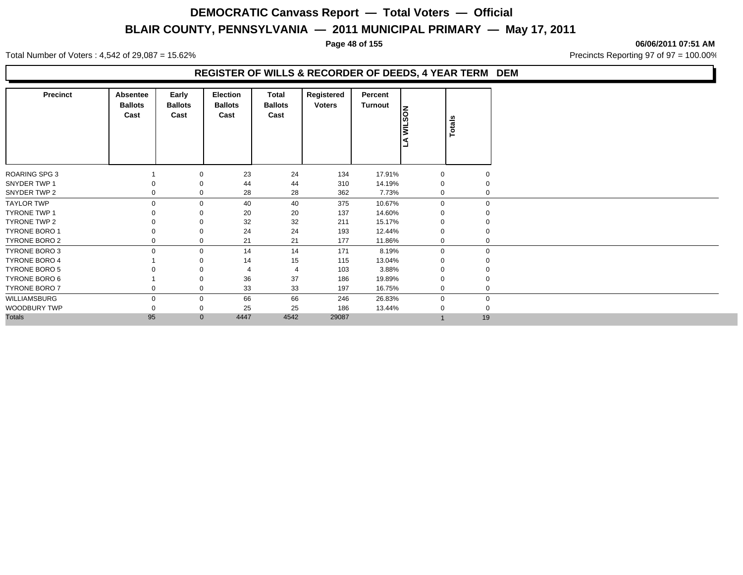# DEMOCRATIC Canvass Report — Total Voters — Official

## BLAIR COUNTY, PENNSYLVANIA — 2011 MUNICIPAL PRIMARY — May 17, 2011

06/06/2011 07:51 AM

Total Number of Voters : 4,542 of 29,087 = 15.62%

Precincts Reporting 97 of 97 = 100.00%

### REGISTER OF WILLS & RECORDER OF DEEDS, 4 YEAR TERM DEM

| Precinct | Absentee Ballots Cast | Early Ballots Cast | Election Ballots Cast | Total Ballots Cast | Registered Voters | Percent Turnout | LA WILSON | Totals |
|---|---|---|---|---|---|---|---|---|
| ROARING SPG 3 | 1 | 0 | 23 | 24 | 134 | 17.91% | 0 | 0 |
| SNYDER TWP 1 | 0 | 0 | 44 | 44 | 310 | 14.19% | 0 | 0 |
| SNYDER TWP 2 | 0 | 0 | 28 | 28 | 362 | 7.73% | 0 | 0 |
| TAYLOR TWP | 0 | 0 | 40 | 40 | 375 | 10.67% | 0 | 0 |
| TYRONE TWP 1 | 0 | 0 | 20 | 20 | 137 | 14.60% | 0 | 0 |
| TYRONE TWP 2 | 0 | 0 | 32 | 32 | 211 | 15.17% | 0 | 0 |
| TYRONE BORO 1 | 0 | 0 | 24 | 24 | 193 | 12.44% | 0 | 0 |
| TYRONE BORO 2 | 0 | 0 | 21 | 21 | 177 | 11.86% | 0 | 0 |
| TYRONE BORO 3 | 0 | 0 | 14 | 14 | 171 | 8.19% | 0 | 0 |
| TYRONE BORO 4 | 1 | 0 | 14 | 15 | 115 | 13.04% | 0 | 0 |
| TYRONE BORO 5 | 0 | 0 | 4 | 4 | 103 | 3.88% | 0 | 0 |
| TYRONE BORO 6 | 1 | 0 | 36 | 37 | 186 | 19.89% | 0 | 0 |
| TYRONE BORO 7 | 0 | 0 | 33 | 33 | 197 | 16.75% | 0 | 0 |
| WILLIAMSBURG | 0 | 0 | 66 | 66 | 246 | 26.83% | 0 | 0 |
| WOODBURY TWP | 0 | 0 | 25 | 25 | 186 | 13.44% | 0 | 0 |
| Totals | 95 | 0 | 4447 | 4542 | 29087 | | 1 | 19 |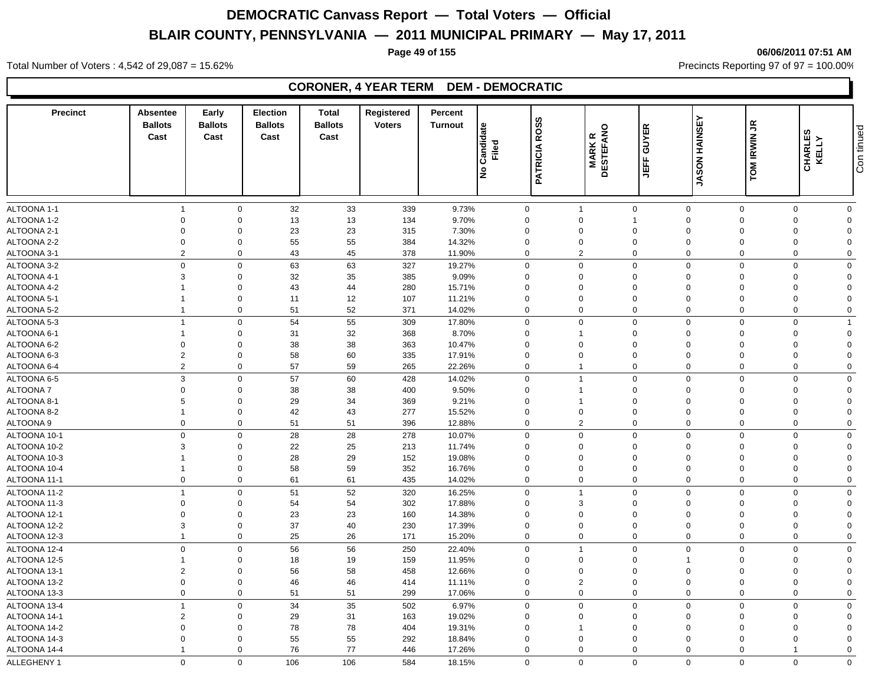# DEMOCRATIC Canvass Report — Total Voters — Official

## BLAIR COUNTY, PENNSYLVANIA — 2011 MUNICIPAL PRIMARY — May 17, 2011

06/06/2011 07:51 AM

Total Number of Voters : 4,542 of 29,087 = 15.62%

Precincts Reporting 97 of 97 = 100.00%

### CORONER, 4 YEAR TERM DEM - DEMOCRATIC

| Precinct | Absentee Ballots Cast | Early Ballots Cast | Election Ballots Cast | Total Ballots Cast | Registered Voters | Percent Turnout | No Candidate Filed | PATRICIA ROSS | MARK R DESTEFANO | JEFF GUYER | JASON HAINSEY | TOM IRWIN JR | CHARLES KELLY | Continued |
|---|---|---|---|---|---|---|---|---|---|---|---|---|---|---|
| ALTOONA 1-1 | 1 | 0 | 32 | 33 | 339 | 9.73% | 0 | 1 | 0 | 0 | 0 | 0 | 0 | |
| ALTOONA 1-2 | 0 | 0 | 13 | 13 | 134 | 9.70% | 0 | 0 | 1 | 0 | 0 | 0 | 0 | |
| ALTOONA 2-1 | 0 | 0 | 23 | 23 | 315 | 7.30% | 0 | 0 | 0 | 0 | 0 | 0 | 0 | |
| ALTOONA 2-2 | 0 | 0 | 55 | 55 | 384 | 14.32% | 0 | 0 | 0 | 0 | 0 | 0 | 0 | |
| ALTOONA 3-1 | 2 | 0 | 43 | 45 | 378 | 11.90% | 0 | 2 | 0 | 0 | 0 | 0 | 0 | |
| ALTOONA 3-2 | 0 | 0 | 63 | 63 | 327 | 19.27% | 0 | 0 | 0 | 0 | 0 | 0 | 0 | |
| ALTOONA 4-1 | 3 | 0 | 32 | 35 | 385 | 9.09% | 0 | 0 | 0 | 0 | 0 | 0 | 0 | |
| ALTOONA 4-2 | 1 | 0 | 43 | 44 | 280 | 15.71% | 0 | 0 | 0 | 0 | 0 | 0 | 0 | |
| ALTOONA 5-1 | 1 | 0 | 11 | 12 | 107 | 11.21% | 0 | 0 | 0 | 0 | 0 | 0 | 0 | |
| ALTOONA 5-2 | 1 | 0 | 51 | 52 | 371 | 14.02% | 0 | 0 | 0 | 0 | 0 | 0 | 0 | |
| ALTOONA 5-3 | 1 | 0 | 54 | 55 | 309 | 17.80% | 0 | 0 | 0 | 0 | 0 | 0 | 1 | |
| ALTOONA 6-1 | 1 | 0 | 31 | 32 | 368 | 8.70% | 0 | 1 | 0 | 0 | 0 | 0 | 0 | |
| ALTOONA 6-2 | 0 | 0 | 38 | 38 | 363 | 10.47% | 0 | 0 | 0 | 0 | 0 | 0 | 0 | |
| ALTOONA 6-3 | 2 | 0 | 58 | 60 | 335 | 17.91% | 0 | 0 | 0 | 0 | 0 | 0 | 0 | |
| ALTOONA 6-4 | 2 | 0 | 57 | 59 | 265 | 22.26% | 0 | 1 | 0 | 0 | 0 | 0 | 0 | |
| ALTOONA 6-5 | 3 | 0 | 57 | 60 | 428 | 14.02% | 0 | 1 | 0 | 0 | 0 | 0 | 0 | |
| ALTOONA 7 | 0 | 0 | 38 | 38 | 400 | 9.50% | 0 | 1 | 0 | 0 | 0 | 0 | 0 | |
| ALTOONA 8-1 | 5 | 0 | 29 | 34 | 369 | 9.21% | 0 | 1 | 0 | 0 | 0 | 0 | 0 | |
| ALTOONA 8-2 | 1 | 0 | 42 | 43 | 277 | 15.52% | 0 | 0 | 0 | 0 | 0 | 0 | 0 | |
| ALTOONA 9 | 0 | 0 | 51 | 51 | 396 | 12.88% | 0 | 2 | 0 | 0 | 0 | 0 | 0 | |
| ALTOONA 10-1 | 0 | 0 | 28 | 28 | 278 | 10.07% | 0 | 0 | 0 | 0 | 0 | 0 | 0 | |
| ALTOONA 10-2 | 3 | 0 | 22 | 25 | 213 | 11.74% | 0 | 0 | 0 | 0 | 0 | 0 | 0 | |
| ALTOONA 10-3 | 1 | 0 | 28 | 29 | 152 | 19.08% | 0 | 0 | 0 | 0 | 0 | 0 | 0 | |
| ALTOONA 10-4 | 1 | 0 | 58 | 59 | 352 | 16.76% | 0 | 0 | 0 | 0 | 0 | 0 | 0 | |
| ALTOONA 11-1 | 0 | 0 | 61 | 61 | 435 | 14.02% | 0 | 0 | 0 | 0 | 0 | 0 | 0 | |
| ALTOONA 11-2 | 1 | 0 | 51 | 52 | 320 | 16.25% | 0 | 1 | 0 | 0 | 0 | 0 | 0 | |
| ALTOONA 11-3 | 0 | 0 | 54 | 54 | 302 | 17.88% | 0 | 3 | 0 | 0 | 0 | 0 | 0 | |
| ALTOONA 12-1 | 0 | 0 | 23 | 23 | 160 | 14.38% | 0 | 0 | 0 | 0 | 0 | 0 | 0 | |
| ALTOONA 12-2 | 3 | 0 | 37 | 40 | 230 | 17.39% | 0 | 0 | 0 | 0 | 0 | 0 | 0 | |
| ALTOONA 12-3 | 1 | 0 | 25 | 26 | 171 | 15.20% | 0 | 0 | 0 | 0 | 0 | 0 | 0 | |
| ALTOONA 12-4 | 0 | 0 | 56 | 56 | 250 | 22.40% | 0 | 1 | 0 | 0 | 0 | 0 | 0 | |
| ALTOONA 12-5 | 1 | 0 | 18 | 19 | 159 | 11.95% | 0 | 0 | 0 | 1 | 0 | 0 | 0 | |
| ALTOONA 13-1 | 2 | 0 | 56 | 58 | 458 | 12.66% | 0 | 0 | 0 | 0 | 0 | 0 | 0 | |
| ALTOONA 13-2 | 0 | 0 | 46 | 46 | 414 | 11.11% | 0 | 2 | 0 | 0 | 0 | 0 | 0 | |
| ALTOONA 13-3 | 0 | 0 | 51 | 51 | 299 | 17.06% | 0 | 0 | 0 | 0 | 0 | 0 | 0 | |
| ALTOONA 13-4 | 1 | 0 | 34 | 35 | 502 | 6.97% | 0 | 0 | 0 | 0 | 0 | 0 | 0 | |
| ALTOONA 14-1 | 2 | 0 | 29 | 31 | 163 | 19.02% | 0 | 0 | 0 | 0 | 0 | 0 | 0 | |
| ALTOONA 14-2 | 0 | 0 | 78 | 78 | 404 | 19.31% | 0 | 1 | 0 | 0 | 0 | 0 | 0 | |
| ALTOONA 14-3 | 0 | 0 | 55 | 55 | 292 | 18.84% | 0 | 0 | 0 | 0 | 0 | 0 | 0 | |
| ALTOONA 14-4 | 1 | 0 | 76 | 77 | 446 | 17.26% | 0 | 0 | 0 | 0 | 0 | 1 | 0 | |
| ALLEGHENY 1 | 0 | 0 | 106 | 106 | 584 | 18.15% | 0 | 0 | 0 | 0 | 0 | 0 | 0 | |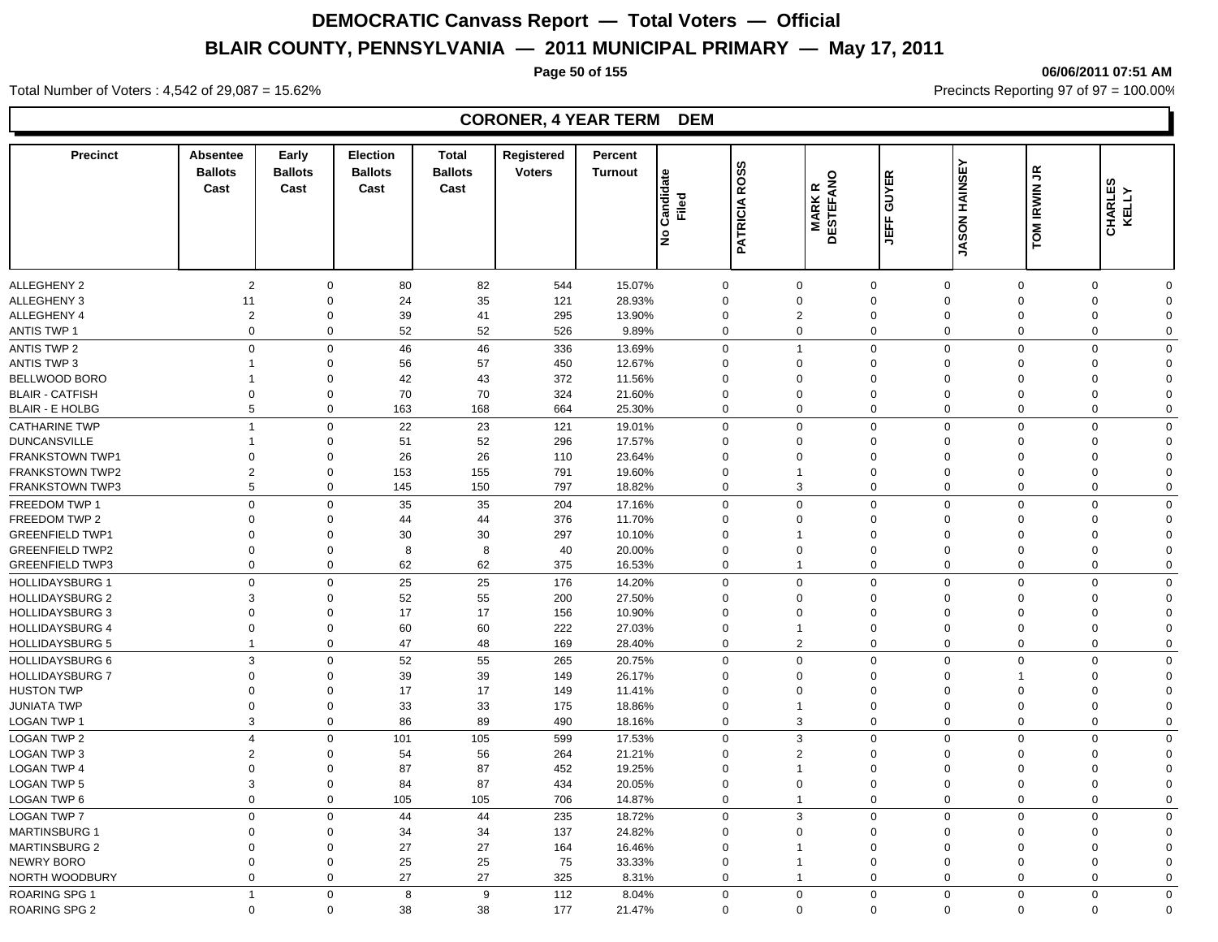# DEMOCRATIC Canvass Report — Total Voters — Official

## BLAIR COUNTY, PENNSYLVANIA — 2011 MUNICIPAL PRIMARY — May 17, 2011

06/06/2011 07:51 AM

Total Number of Voters : 4,542 of 29,087 = 15.62%

Precincts Reporting 97 of 97 = 100.00%

### CORONER, 4 YEAR TERM DEM

| Precinct | Absentee Ballots Cast | Early Ballots Cast | Election Ballots Cast | Total Ballots Cast | Registered Voters | Percent Turnout | No Candidate Filed | PATRICIA ROSS | MARK R DESTEFANO | JEFF GUYER | JASON HAINSEY | TOM IRWIN JR | CHARLES KELLY |
|---|---|---|---|---|---|---|---|---|---|---|---|---|---|
| ALLEGHENY 2 | 2 | 0 | 80 | 82 | 544 | 15.07% | 0 | 0 | 0 | 0 | 0 | 0 | 0 |
| ALLEGHENY 3 | 11 | 0 | 24 | 35 | 121 | 28.93% | 0 | 0 | 0 | 0 | 0 | 0 | 0 |
| ALLEGHENY 4 | 2 | 0 | 39 | 41 | 295 | 13.90% | 0 | 2 | 0 | 0 | 0 | 0 | 0 |
| ANTIS TWP 1 | 0 | 0 | 52 | 52 | 526 | 9.89% | 0 | 0 | 0 | 0 | 0 | 0 | 0 |
| ANTIS TWP 2 | 0 | 0 | 46 | 46 | 336 | 13.69% | 0 | 1 | 0 | 0 | 0 | 0 | 0 |
| ANTIS TWP 3 | 1 | 0 | 56 | 57 | 450 | 12.67% | 0 | 0 | 0 | 0 | 0 | 0 | 0 |
| BELLWOOD BORO | 1 | 0 | 42 | 43 | 372 | 11.56% | 0 | 0 | 0 | 0 | 0 | 0 | 0 |
| BLAIR - CATFISH | 0 | 0 | 70 | 70 | 324 | 21.60% | 0 | 0 | 0 | 0 | 0 | 0 | 0 |
| BLAIR - E HOLBG | 5 | 0 | 163 | 168 | 664 | 25.30% | 0 | 0 | 0 | 0 | 0 | 0 | 0 |
| CATHARINE TWP | 1 | 0 | 22 | 23 | 121 | 19.01% | 0 | 0 | 0 | 0 | 0 | 0 | 0 |
| DUNCANSVILLE | 1 | 0 | 51 | 52 | 296 | 17.57% | 0 | 0 | 0 | 0 | 0 | 0 | 0 |
| FRANKSTOWN TWP1 | 0 | 0 | 26 | 26 | 110 | 23.64% | 0 | 0 | 0 | 0 | 0 | 0 | 0 |
| FRANKSTOWN TWP2 | 2 | 0 | 153 | 155 | 791 | 19.60% | 0 | 1 | 0 | 0 | 0 | 0 | 0 |
| FRANKSTOWN TWP3 | 5 | 0 | 145 | 150 | 797 | 18.82% | 0 | 3 | 0 | 0 | 0 | 0 | 0 |
| FREEDOM TWP 1 | 0 | 0 | 35 | 35 | 204 | 17.16% | 0 | 0 | 0 | 0 | 0 | 0 | 0 |
| FREEDOM TWP 2 | 0 | 0 | 44 | 44 | 376 | 11.70% | 0 | 0 | 0 | 0 | 0 | 0 | 0 |
| GREENFIELD TWP1 | 0 | 0 | 30 | 30 | 297 | 10.10% | 0 | 1 | 0 | 0 | 0 | 0 | 0 |
| GREENFIELD TWP2 | 0 | 0 | 8 | 8 | 40 | 20.00% | 0 | 0 | 0 | 0 | 0 | 0 | 0 |
| GREENFIELD TWP3 | 0 | 0 | 62 | 62 | 375 | 16.53% | 0 | 1 | 0 | 0 | 0 | 0 | 0 |
| HOLLIDAYSBURG 1 | 0 | 0 | 25 | 25 | 176 | 14.20% | 0 | 0 | 0 | 0 | 0 | 0 | 0 |
| HOLLIDAYSBURG 2 | 3 | 0 | 52 | 55 | 200 | 27.50% | 0 | 0 | 0 | 0 | 0 | 0 | 0 |
| HOLLIDAYSBURG 3 | 0 | 0 | 17 | 17 | 156 | 10.90% | 0 | 0 | 0 | 0 | 0 | 0 | 0 |
| HOLLIDAYSBURG 4 | 0 | 0 | 60 | 60 | 222 | 27.03% | 0 | 1 | 0 | 0 | 0 | 0 | 0 |
| HOLLIDAYSBURG 5 | 1 | 0 | 47 | 48 | 169 | 28.40% | 0 | 2 | 0 | 0 | 0 | 0 | 0 |
| HOLLIDAYSBURG 6 | 3 | 0 | 52 | 55 | 265 | 20.75% | 0 | 0 | 0 | 0 | 0 | 0 | 0 |
| HOLLIDAYSBURG 7 | 0 | 0 | 39 | 39 | 149 | 26.17% | 0 | 0 | 0 | 0 | 1 | 0 | 0 |
| HUSTON TWP | 0 | 0 | 17 | 17 | 149 | 11.41% | 0 | 0 | 0 | 0 | 0 | 0 | 0 |
| JUNIATA TWP | 0 | 0 | 33 | 33 | 175 | 18.86% | 0 | 1 | 0 | 0 | 0 | 0 | 0 |
| LOGAN TWP 1 | 3 | 0 | 86 | 89 | 490 | 18.16% | 0 | 3 | 0 | 0 | 0 | 0 | 0 |
| LOGAN TWP 2 | 4 | 0 | 101 | 105 | 599 | 17.53% | 0 | 3 | 0 | 0 | 0 | 0 | 0 |
| LOGAN TWP 3 | 2 | 0 | 54 | 56 | 264 | 21.21% | 0 | 2 | 0 | 0 | 0 | 0 | 0 |
| LOGAN TWP 4 | 0 | 0 | 87 | 87 | 452 | 19.25% | 0 | 1 | 0 | 0 | 0 | 0 | 0 |
| LOGAN TWP 5 | 3 | 0 | 84 | 87 | 434 | 20.05% | 0 | 0 | 0 | 0 | 0 | 0 | 0 |
| LOGAN TWP 6 | 0 | 0 | 105 | 105 | 706 | 14.87% | 0 | 1 | 0 | 0 | 0 | 0 | 0 |
| LOGAN TWP 7 | 0 | 0 | 44 | 44 | 235 | 18.72% | 0 | 3 | 0 | 0 | 0 | 0 | 0 |
| MARTINSBURG 1 | 0 | 0 | 34 | 34 | 137 | 24.82% | 0 | 0 | 0 | 0 | 0 | 0 | 0 |
| MARTINSBURG 2 | 0 | 0 | 27 | 27 | 164 | 16.46% | 0 | 1 | 0 | 0 | 0 | 0 | 0 |
| NEWRY BORO | 0 | 0 | 25 | 25 | 75 | 33.33% | 0 | 1 | 0 | 0 | 0 | 0 | 0 |
| NORTH WOODBURY | 0 | 0 | 27 | 27 | 325 | 8.31% | 0 | 1 | 0 | 0 | 0 | 0 | 0 |
| ROARING SPG 1 | 1 | 0 | 8 | 9 | 112 | 8.04% | 0 | 0 | 0 | 0 | 0 | 0 | 0 |
| ROARING SPG 2 | 0 | 0 | 38 | 38 | 177 | 21.47% | 0 | 0 | 0 | 0 | 0 | 0 | 0 |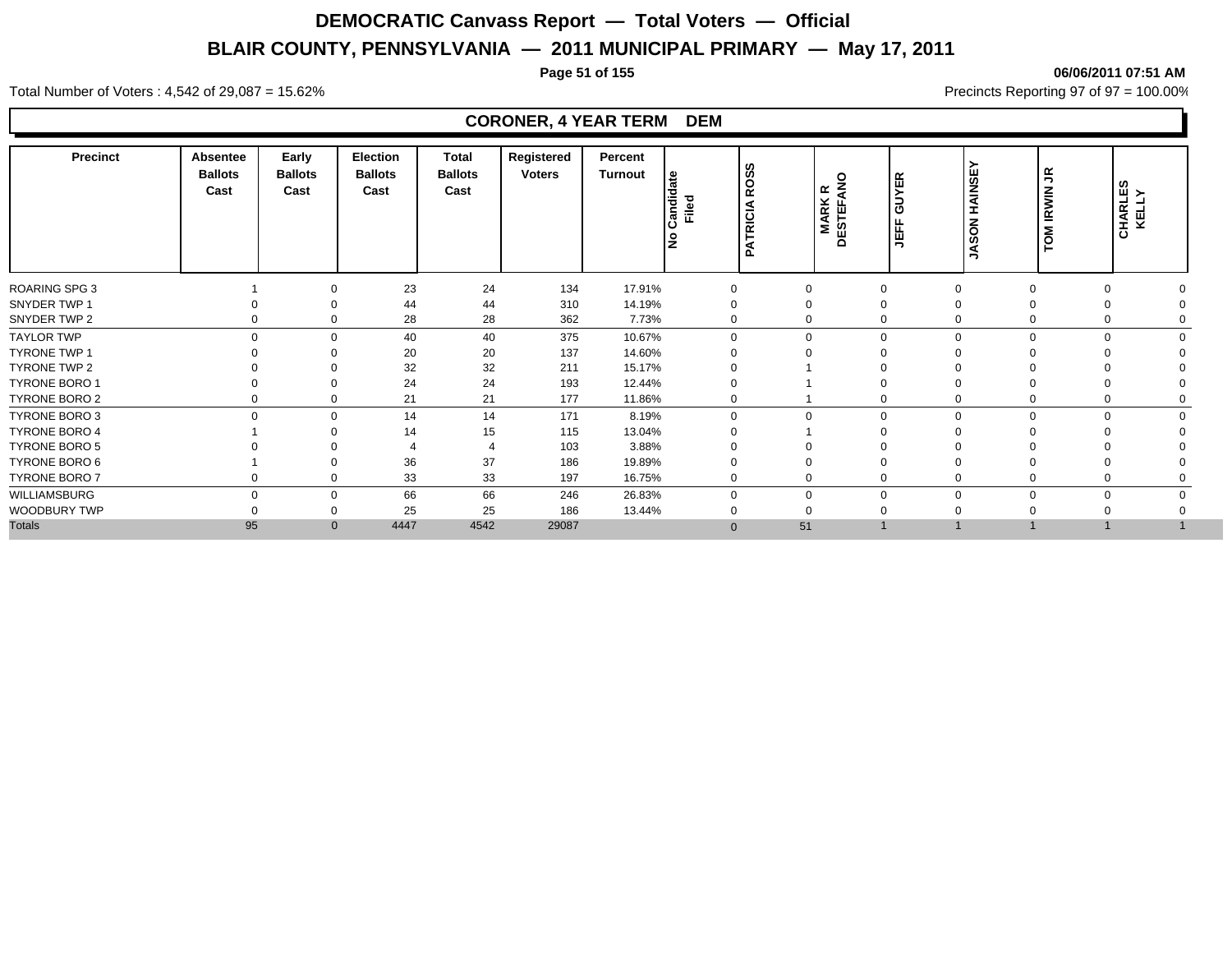# DEMOCRATIC Canvass Report — Total Voters — Official

## BLAIR COUNTY, PENNSYLVANIA — 2011 MUNICIPAL PRIMARY — May 17, 2011

06/06/2011 07:51 AM

Total Number of Voters : 4,542 of 29,087 = 15.62%

Precincts Reporting 97 of 97 = 100.00%

### CORONER, 4 YEAR TERM DEM

| Precinct | Absentee Ballots Cast | Early Ballots Cast | Election Ballots Cast | Total Ballots Cast | Registered Voters | Percent Turnout | No Candidate Filed | PATRICIA ROSS | MARK R DESTEFANO | JEFF GUYER | JASON HAINSEY | TOM IRWIN JR | CHARLES KELLY |
|---|---|---|---|---|---|---|---|---|---|---|---|---|---|
| ROARING SPG 3 | 1 | 0 | 23 | 24 | 134 | 17.91% | 0 | 0 | 0 | 0 | 0 | 0 | 0 |
| SNYDER TWP 1 | 0 | 0 | 44 | 44 | 310 | 14.19% | 0 | 0 | 0 | 0 | 0 | 0 | 0 |
| SNYDER TWP 2 | 0 | 0 | 28 | 28 | 362 | 7.73% | 0 | 0 | 0 | 0 | 0 | 0 | 0 |
| TAYLOR TWP | 0 | 0 | 40 | 40 | 375 | 10.67% | 0 | 0 | 0 | 0 | 0 | 0 | 0 |
| TYRONE TWP 1 | 0 | 0 | 20 | 20 | 137 | 14.60% | 0 | 0 | 0 | 0 | 0 | 0 | 0 |
| TYRONE TWP 2 | 0 | 0 | 32 | 32 | 211 | 15.17% | 0 | 1 | 0 | 0 | 0 | 0 | 0 |
| TYRONE BORO 1 | 0 | 0 | 24 | 24 | 193 | 12.44% | 0 | 1 | 0 | 0 | 0 | 0 | 0 |
| TYRONE BORO 2 | 0 | 0 | 21 | 21 | 177 | 11.86% | 0 | 1 | 0 | 0 | 0 | 0 | 0 |
| TYRONE BORO 3 | 0 | 0 | 14 | 14 | 171 | 8.19% | 0 | 0 | 0 | 0 | 0 | 0 | 0 |
| TYRONE BORO 4 | 1 | 0 | 14 | 15 | 115 | 13.04% | 0 | 1 | 0 | 0 | 0 | 0 | 0 |
| TYRONE BORO 5 | 0 | 0 | 4 | 4 | 103 | 3.88% | 0 | 0 | 0 | 0 | 0 | 0 | 0 |
| TYRONE BORO 6 | 1 | 0 | 36 | 37 | 186 | 19.89% | 0 | 0 | 0 | 0 | 0 | 0 | 0 |
| TYRONE BORO 7 | 0 | 0 | 33 | 33 | 197 | 16.75% | 0 | 0 | 0 | 0 | 0 | 0 | 0 |
| WILLIAMSBURG | 0 | 0 | 66 | 66 | 246 | 26.83% | 0 | 0 | 0 | 0 | 0 | 0 | 0 |
| WOODBURY TWP | 0 | 0 | 25 | 25 | 186 | 13.44% | 0 | 0 | 0 | 0 | 0 | 0 | 0 |
| Totals | 95 | 0 | 4447 | 4542 | 29087 | | 0 | 51 | 1 | 1 | 1 | 1 | 1 |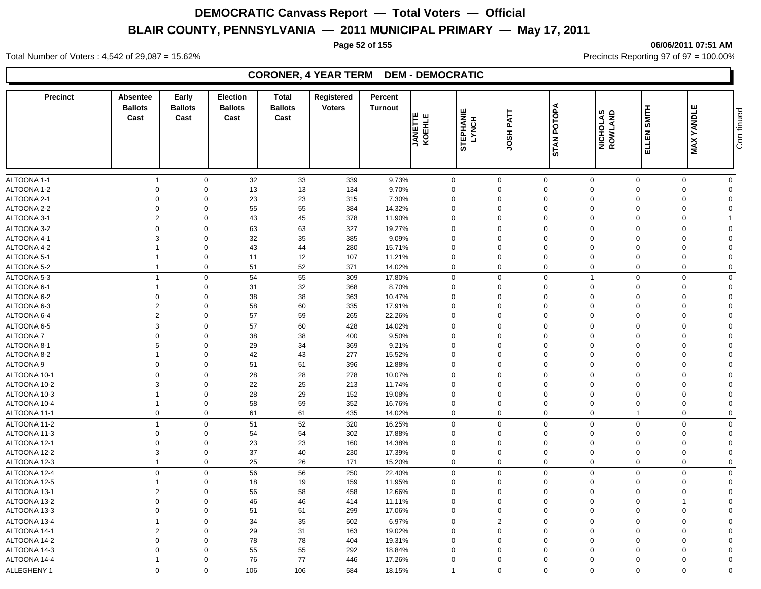# DEMOCRATIC Canvass Report — Total Voters — Official

## BLAIR COUNTY, PENNSYLVANIA — 2011 MUNICIPAL PRIMARY — May 17, 2011

06/06/2011 07:51 AM

Total Number of Voters : 4,542 of 29,087 = 15.62%

Precincts Reporting 97 of 97 = 100.00%

### CORONER, 4 YEAR TERM DEM - DEMOCRATIC

| Precinct | Absentee Ballots Cast | Early Ballots Cast | Election Ballots Cast | Total Ballots Cast | Registered Voters | Percent Turnout | JANETTE KOEHLE | STEPHANIE LYNCH | JOSH PATT | STAN POTOPA | NICHOLAS ROWLAND | ELLEN SMITH | MAX YANDLE |
|---|---|---|---|---|---|---|---|---|---|---|---|---|---|
| ALTOONA 1-1 | 1 | 0 | 32 | 33 | 339 | 9.73% | 0 | 0 | 0 | 0 | 0 | 0 | 0 |
| ALTOONA 1-2 | 0 | 0 | 13 | 13 | 134 | 9.70% | 0 | 0 | 0 | 0 | 0 | 0 | 0 |
| ALTOONA 2-1 | 0 | 0 | 23 | 23 | 315 | 7.30% | 0 | 0 | 0 | 0 | 0 | 0 | 0 |
| ALTOONA 2-2 | 0 | 0 | 55 | 55 | 384 | 14.32% | 0 | 0 | 0 | 0 | 0 | 0 | 0 |
| ALTOONA 3-1 | 2 | 0 | 43 | 45 | 378 | 11.90% | 0 | 0 | 0 | 0 | 0 | 0 | 1 |
| ALTOONA 3-2 | 0 | 0 | 63 | 63 | 327 | 19.27% | 0 | 0 | 0 | 0 | 0 | 0 | 0 |
| ALTOONA 4-1 | 3 | 0 | 32 | 35 | 385 | 9.09% | 0 | 0 | 0 | 0 | 0 | 0 | 0 |
| ALTOONA 4-2 | 1 | 0 | 43 | 44 | 280 | 15.71% | 0 | 0 | 0 | 0 | 0 | 0 | 0 |
| ALTOONA 5-1 | 1 | 0 | 11 | 12 | 107 | 11.21% | 0 | 0 | 0 | 0 | 0 | 0 | 0 |
| ALTOONA 5-2 | 1 | 0 | 51 | 52 | 371 | 14.02% | 0 | 0 | 0 | 0 | 0 | 0 | 0 |
| ALTOONA 5-3 | 1 | 0 | 54 | 55 | 309 | 17.80% | 0 | 0 | 0 | 1 | 0 | 0 | 0 |
| ALTOONA 6-1 | 1 | 0 | 31 | 32 | 368 | 8.70% | 0 | 0 | 0 | 0 | 0 | 0 | 0 |
| ALTOONA 6-2 | 0 | 0 | 38 | 38 | 363 | 10.47% | 0 | 0 | 0 | 0 | 0 | 0 | 0 |
| ALTOONA 6-3 | 2 | 0 | 58 | 60 | 335 | 17.91% | 0 | 0 | 0 | 0 | 0 | 0 | 0 |
| ALTOONA 6-4 | 2 | 0 | 57 | 59 | 265 | 22.26% | 0 | 0 | 0 | 0 | 0 | 0 | 0 |
| ALTOONA 6-5 | 3 | 0 | 57 | 60 | 428 | 14.02% | 0 | 0 | 0 | 0 | 0 | 0 | 0 |
| ALTOONA 7 | 0 | 0 | 38 | 38 | 400 | 9.50% | 0 | 0 | 0 | 0 | 0 | 0 | 0 |
| ALTOONA 8-1 | 5 | 0 | 29 | 34 | 369 | 9.21% | 0 | 0 | 0 | 0 | 0 | 0 | 0 |
| ALTOONA 8-2 | 1 | 0 | 42 | 43 | 277 | 15.52% | 0 | 0 | 0 | 0 | 0 | 0 | 0 |
| ALTOONA 9 | 0 | 0 | 51 | 51 | 396 | 12.88% | 0 | 0 | 0 | 0 | 0 | 0 | 0 |
| ALTOONA 10-1 | 0 | 0 | 28 | 28 | 278 | 10.07% | 0 | 0 | 0 | 0 | 0 | 0 | 0 |
| ALTOONA 10-2 | 3 | 0 | 22 | 25 | 213 | 11.74% | 0 | 0 | 0 | 0 | 0 | 0 | 0 |
| ALTOONA 10-3 | 1 | 0 | 28 | 29 | 152 | 19.08% | 0 | 0 | 0 | 0 | 0 | 0 | 0 |
| ALTOONA 10-4 | 1 | 0 | 58 | 59 | 352 | 16.76% | 0 | 0 | 0 | 0 | 0 | 0 | 0 |
| ALTOONA 11-1 | 0 | 0 | 61 | 61 | 435 | 14.02% | 0 | 0 | 0 | 0 | 0 | 1 | 0 |
| ALTOONA 11-2 | 1 | 0 | 51 | 52 | 320 | 16.25% | 0 | 0 | 0 | 0 | 0 | 0 | 0 |
| ALTOONA 11-3 | 0 | 0 | 54 | 54 | 302 | 17.88% | 0 | 0 | 0 | 0 | 0 | 0 | 0 |
| ALTOONA 12-1 | 0 | 0 | 23 | 23 | 160 | 14.38% | 0 | 0 | 0 | 0 | 0 | 0 | 0 |
| ALTOONA 12-2 | 3 | 0 | 37 | 40 | 230 | 17.39% | 0 | 0 | 0 | 0 | 0 | 0 | 0 |
| ALTOONA 12-3 | 1 | 0 | 25 | 26 | 171 | 15.20% | 0 | 0 | 0 | 0 | 0 | 0 | 0 |
| ALTOONA 12-4 | 0 | 0 | 56 | 56 | 250 | 22.40% | 0 | 0 | 0 | 0 | 0 | 0 | 0 |
| ALTOONA 12-5 | 1 | 0 | 18 | 19 | 159 | 11.95% | 0 | 0 | 0 | 0 | 0 | 0 | 0 |
| ALTOONA 13-1 | 2 | 0 | 56 | 58 | 458 | 12.66% | 0 | 0 | 0 | 0 | 0 | 0 | 0 |
| ALTOONA 13-2 | 0 | 0 | 46 | 46 | 414 | 11.11% | 0 | 0 | 0 | 0 | 0 | 1 | 0 |
| ALTOONA 13-3 | 0 | 0 | 51 | 51 | 299 | 17.06% | 0 | 0 | 0 | 0 | 0 | 0 | 0 |
| ALTOONA 13-4 | 1 | 0 | 34 | 35 | 502 | 6.97% | 0 | 2 | 0 | 0 | 0 | 0 | 0 |
| ALTOONA 14-1 | 2 | 0 | 29 | 31 | 163 | 19.02% | 0 | 0 | 0 | 0 | 0 | 0 | 0 |
| ALTOONA 14-2 | 0 | 0 | 78 | 78 | 404 | 19.31% | 0 | 0 | 0 | 0 | 0 | 0 | 0 |
| ALTOONA 14-3 | 0 | 0 | 55 | 55 | 292 | 18.84% | 0 | 0 | 0 | 0 | 0 | 0 | 0 |
| ALTOONA 14-4 | 1 | 0 | 76 | 77 | 446 | 17.26% | 0 | 0 | 0 | 0 | 0 | 0 | 0 |
| ALLEGHENY 1 | 0 | 0 | 106 | 106 | 584 | 18.15% | 1 | 0 | 0 | 0 | 0 | 0 | 0 |

Continued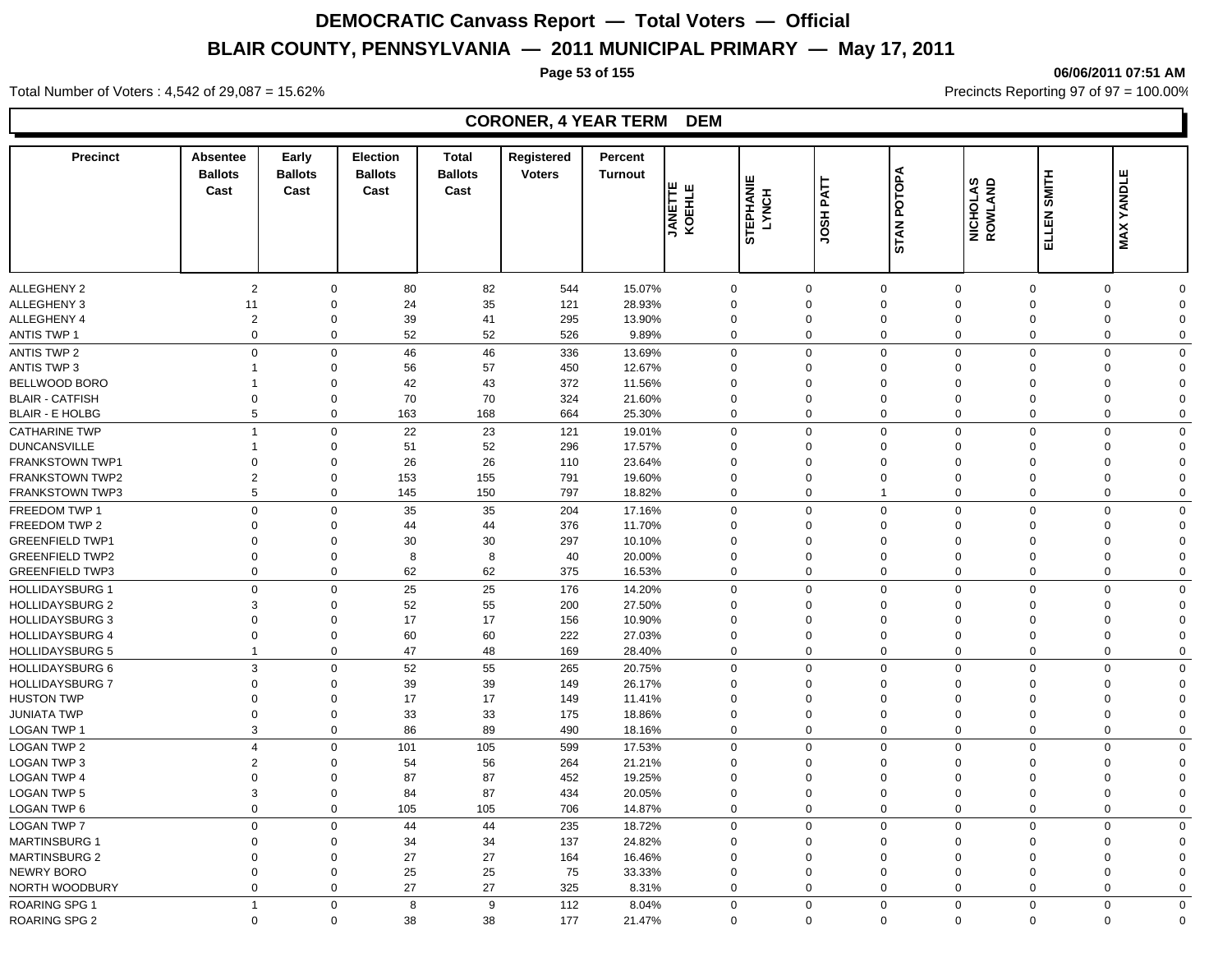# DEMOCRATIC Canvass Report — Total Voters — Official

## BLAIR COUNTY, PENNSYLVANIA — 2011 MUNICIPAL PRIMARY — May 17, 2011

06/06/2011 07:51 AM

Total Number of Voters : 4,542 of 29,087 = 15.62%

Precincts Reporting 97 of 97 = 100.00%

### CORONER, 4 YEAR TERM DEM

| Precinct | Absentee Ballots Cast | Early Ballots Cast | Election Ballots Cast | Total Ballots Cast | Registered Voters | Percent Turnout | JANETTE KOEHLE | STEPHANIE LYNCH | JOSH PATT | STAN POTOPA | NICHOLAS ROWLAND | ELLEN SMITH | MAX YANDLE |
|---|---|---|---|---|---|---|---|---|---|---|---|---|---|
| ALLEGHENY 2 | 2 | 0 | 80 | 82 | 544 | 15.07% | 0 | 0 | 0 | 0 | 0 | 0 | 0 |
| ALLEGHENY 3 | 11 | 0 | 24 | 35 | 121 | 28.93% | 0 | 0 | 0 | 0 | 0 | 0 | 0 |
| ALLEGHENY 4 | 2 | 0 | 39 | 41 | 295 | 13.90% | 0 | 0 | 0 | 0 | 0 | 0 | 0 |
| ANTIS TWP 1 | 0 | 0 | 52 | 52 | 526 | 9.89% | 0 | 0 | 0 | 0 | 0 | 0 | 0 |
| ANTIS TWP 2 | 0 | 0 | 46 | 46 | 336 | 13.69% | 0 | 0 | 0 | 0 | 0 | 0 | 0 |
| ANTIS TWP 3 | 1 | 0 | 56 | 57 | 450 | 12.67% | 0 | 0 | 0 | 0 | 0 | 0 | 0 |
| BELLWOOD BORO | 1 | 0 | 42 | 43 | 372 | 11.56% | 0 | 0 | 0 | 0 | 0 | 0 | 0 |
| BLAIR - CATFISH | 0 | 0 | 70 | 70 | 324 | 21.60% | 0 | 0 | 0 | 0 | 0 | 0 | 0 |
| BLAIR - E HOLBG | 5 | 0 | 163 | 168 | 664 | 25.30% | 0 | 0 | 0 | 0 | 0 | 0 | 0 |
| CATHARINE TWP | 1 | 0 | 22 | 23 | 121 | 19.01% | 0 | 0 | 0 | 0 | 0 | 0 | 0 |
| DUNCANSVILLE | 1 | 0 | 51 | 52 | 296 | 17.57% | 0 | 0 | 0 | 0 | 0 | 0 | 0 |
| FRANKSTOWN TWP1 | 0 | 0 | 26 | 26 | 110 | 23.64% | 0 | 0 | 0 | 0 | 0 | 0 | 0 |
| FRANKSTOWN TWP2 | 2 | 0 | 153 | 155 | 791 | 19.60% | 0 | 0 | 0 | 0 | 0 | 0 | 0 |
| FRANKSTOWN TWP3 | 5 | 0 | 145 | 150 | 797 | 18.82% | 0 | 0 | 1 | 0 | 0 | 0 | 0 |
| FREEDOM TWP 1 | 0 | 0 | 35 | 35 | 204 | 17.16% | 0 | 0 | 0 | 0 | 0 | 0 | 0 |
| FREEDOM TWP 2 | 0 | 0 | 44 | 44 | 376 | 11.70% | 0 | 0 | 0 | 0 | 0 | 0 | 0 |
| GREENFIELD TWP1 | 0 | 0 | 30 | 30 | 297 | 10.10% | 0 | 0 | 0 | 0 | 0 | 0 | 0 |
| GREENFIELD TWP2 | 0 | 0 | 8 | 8 | 40 | 20.00% | 0 | 0 | 0 | 0 | 0 | 0 | 0 |
| GREENFIELD TWP3 | 0 | 0 | 62 | 62 | 375 | 16.53% | 0 | 0 | 0 | 0 | 0 | 0 | 0 |
| HOLLIDAYSBURG 1 | 0 | 0 | 25 | 25 | 176 | 14.20% | 0 | 0 | 0 | 0 | 0 | 0 | 0 |
| HOLLIDAYSBURG 2 | 3 | 0 | 52 | 55 | 200 | 27.50% | 0 | 0 | 0 | 0 | 0 | 0 | 0 |
| HOLLIDAYSBURG 3 | 0 | 0 | 17 | 17 | 156 | 10.90% | 0 | 0 | 0 | 0 | 0 | 0 | 0 |
| HOLLIDAYSBURG 4 | 0 | 0 | 60 | 60 | 222 | 27.03% | 0 | 0 | 0 | 0 | 0 | 0 | 0 |
| HOLLIDAYSBURG 5 | 1 | 0 | 47 | 48 | 169 | 28.40% | 0 | 0 | 0 | 0 | 0 | 0 | 0 |
| HOLLIDAYSBURG 6 | 3 | 0 | 52 | 55 | 265 | 20.75% | 0 | 0 | 0 | 0 | 0 | 0 | 0 |
| HOLLIDAYSBURG 7 | 0 | 0 | 39 | 39 | 149 | 26.17% | 0 | 0 | 0 | 0 | 0 | 0 | 0 |
| HUSTON TWP | 0 | 0 | 17 | 17 | 149 | 11.41% | 0 | 0 | 0 | 0 | 0 | 0 | 0 |
| JUNIATA TWP | 0 | 0 | 33 | 33 | 175 | 18.86% | 0 | 0 | 0 | 0 | 0 | 0 | 0 |
| LOGAN TWP 1 | 3 | 0 | 86 | 89 | 490 | 18.16% | 0 | 0 | 0 | 0 | 0 | 0 | 0 |
| LOGAN TWP 2 | 4 | 0 | 101 | 105 | 599 | 17.53% | 0 | 0 | 0 | 0 | 0 | 0 | 0 |
| LOGAN TWP 3 | 2 | 0 | 54 | 56 | 264 | 21.21% | 0 | 0 | 0 | 0 | 0 | 0 | 0 |
| LOGAN TWP 4 | 0 | 0 | 87 | 87 | 452 | 19.25% | 0 | 0 | 0 | 0 | 0 | 0 | 0 |
| LOGAN TWP 5 | 3 | 0 | 84 | 87 | 434 | 20.05% | 0 | 0 | 0 | 0 | 0 | 0 | 0 |
| LOGAN TWP 6 | 0 | 0 | 105 | 105 | 706 | 14.87% | 0 | 0 | 0 | 0 | 0 | 0 | 0 |
| LOGAN TWP 7 | 0 | 0 | 44 | 44 | 235 | 18.72% | 0 | 0 | 0 | 0 | 0 | 0 | 0 |
| MARTINSBURG 1 | 0 | 0 | 34 | 34 | 137 | 24.82% | 0 | 0 | 0 | 0 | 0 | 0 | 0 |
| MARTINSBURG 2 | 0 | 0 | 27 | 27 | 164 | 16.46% | 0 | 0 | 0 | 0 | 0 | 0 | 0 |
| NEWRY BORO | 0 | 0 | 25 | 25 | 75 | 33.33% | 0 | 0 | 0 | 0 | 0 | 0 | 0 |
| NORTH WOODBURY | 0 | 0 | 27 | 27 | 325 | 8.31% | 0 | 0 | 0 | 0 | 0 | 0 | 0 |
| ROARING SPG 1 | 1 | 0 | 8 | 9 | 112 | 8.04% | 0 | 0 | 0 | 0 | 0 | 0 | 0 |
| ROARING SPG 2 | 0 | 0 | 38 | 38 | 177 | 21.47% | 0 | 0 | 0 | 0 | 0 | 0 | 0 |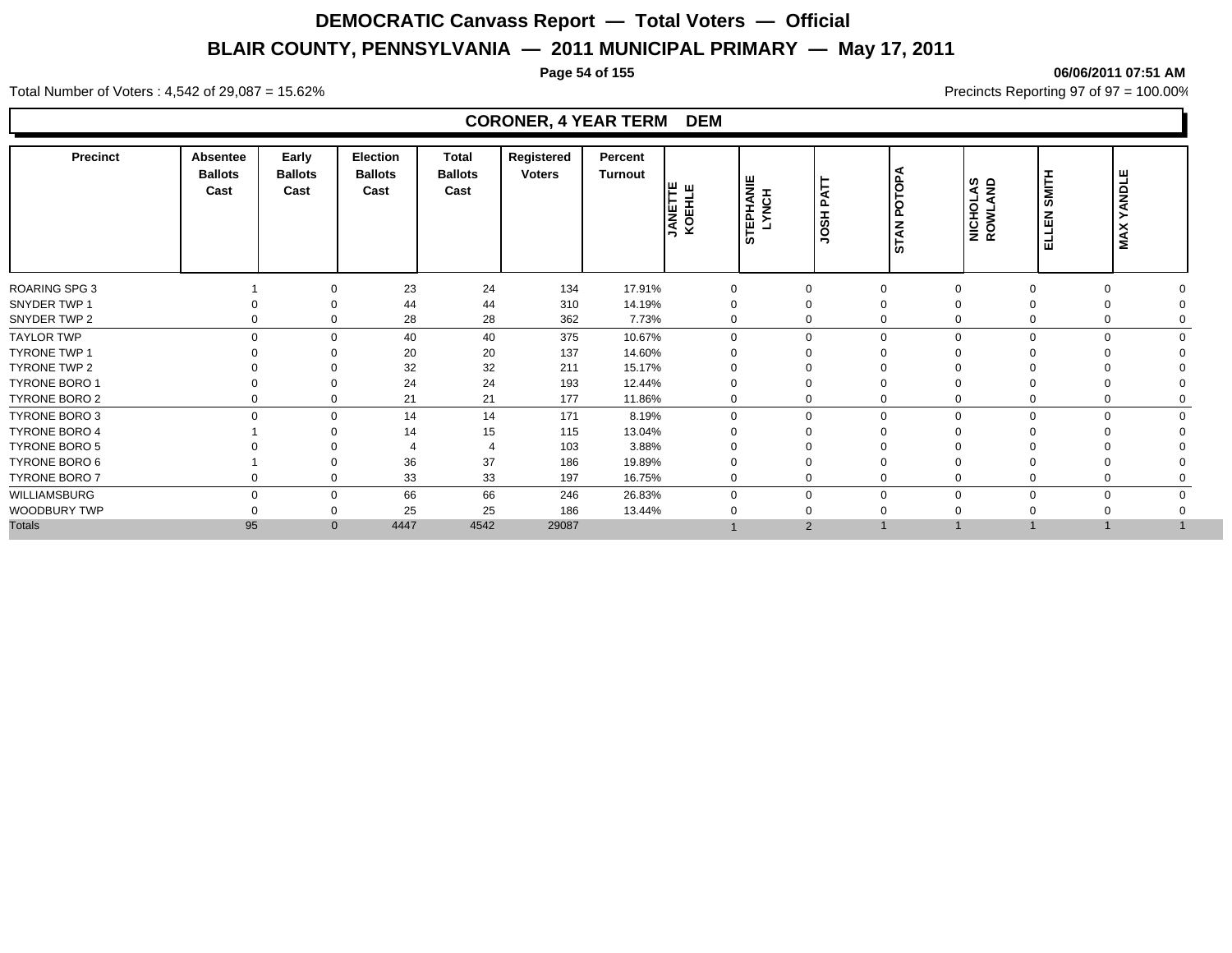# DEMOCRATIC Canvass Report — Total Voters — Official

## BLAIR COUNTY, PENNSYLVANIA — 2011 MUNICIPAL PRIMARY — May 17, 2011

06/06/2011 07:51 AM

Total Number of Voters : 4,542 of 29,087 = 15.62%

Precincts Reporting 97 of 97 = 100.00%

### CORONER, 4 YEAR TERM DEM

| Precinct | Absentee Ballots Cast | Early Ballots Cast | Election Ballots Cast | Total Ballots Cast | Registered Voters | Percent Turnout | JANETTE KOEHLE | STEPHANIE LYNCH | JOSH PATT | STAN POTOPA | NICHOLAS ROWLAND | ELLEN SMITH | MAX YANDLE |
|---|---|---|---|---|---|---|---|---|---|---|---|---|---|
| ROARING SPG 3 | 1 | 0 | 23 | 24 | 134 | 17.91% | 0 | 0 | 0 | 0 | 0 | 0 | 0 |
| SNYDER TWP 1 | 0 | 0 | 44 | 44 | 310 | 14.19% | 0 | 0 | 0 | 0 | 0 | 0 | 0 |
| SNYDER TWP 2 | 0 | 0 | 28 | 28 | 362 | 7.73% | 0 | 0 | 0 | 0 | 0 | 0 | 0 |
| TAYLOR TWP | 0 | 0 | 40 | 40 | 375 | 10.67% | 0 | 0 | 0 | 0 | 0 | 0 | 0 |
| TYRONE TWP 1 | 0 | 0 | 20 | 20 | 137 | 14.60% | 0 | 0 | 0 | 0 | 0 | 0 | 0 |
| TYRONE TWP 2 | 0 | 0 | 32 | 32 | 211 | 15.17% | 0 | 0 | 0 | 0 | 0 | 0 | 0 |
| TYRONE BORO 1 | 0 | 0 | 24 | 24 | 193 | 12.44% | 0 | 0 | 0 | 0 | 0 | 0 | 0 |
| TYRONE BORO 2 | 0 | 0 | 21 | 21 | 177 | 11.86% | 0 | 0 | 0 | 0 | 0 | 0 | 0 |
| TYRONE BORO 3 | 0 | 0 | 14 | 14 | 171 | 8.19% | 0 | 0 | 0 | 0 | 0 | 0 | 0 |
| TYRONE BORO 4 | 1 | 0 | 14 | 15 | 115 | 13.04% | 0 | 0 | 0 | 0 | 0 | 0 | 0 |
| TYRONE BORO 5 | 0 | 0 | 4 | 4 | 103 | 3.88% | 0 | 0 | 0 | 0 | 0 | 0 | 0 |
| TYRONE BORO 6 | 1 | 0 | 36 | 37 | 186 | 19.89% | 0 | 0 | 0 | 0 | 0 | 0 | 0 |
| TYRONE BORO 7 | 0 | 0 | 33 | 33 | 197 | 16.75% | 0 | 0 | 0 | 0 | 0 | 0 | 0 |
| WILLIAMSBURG | 0 | 0 | 66 | 66 | 246 | 26.83% | 0 | 0 | 0 | 0 | 0 | 0 | 0 |
| WOODBURY TWP | 0 | 0 | 25 | 25 | 186 | 13.44% | 0 | 0 | 0 | 0 | 0 | 0 | 0 |
| Totals | 95 | 0 | 4447 | 4542 | 29087 | | 1 | 2 | 1 | 1 | 1 | 1 | 1 |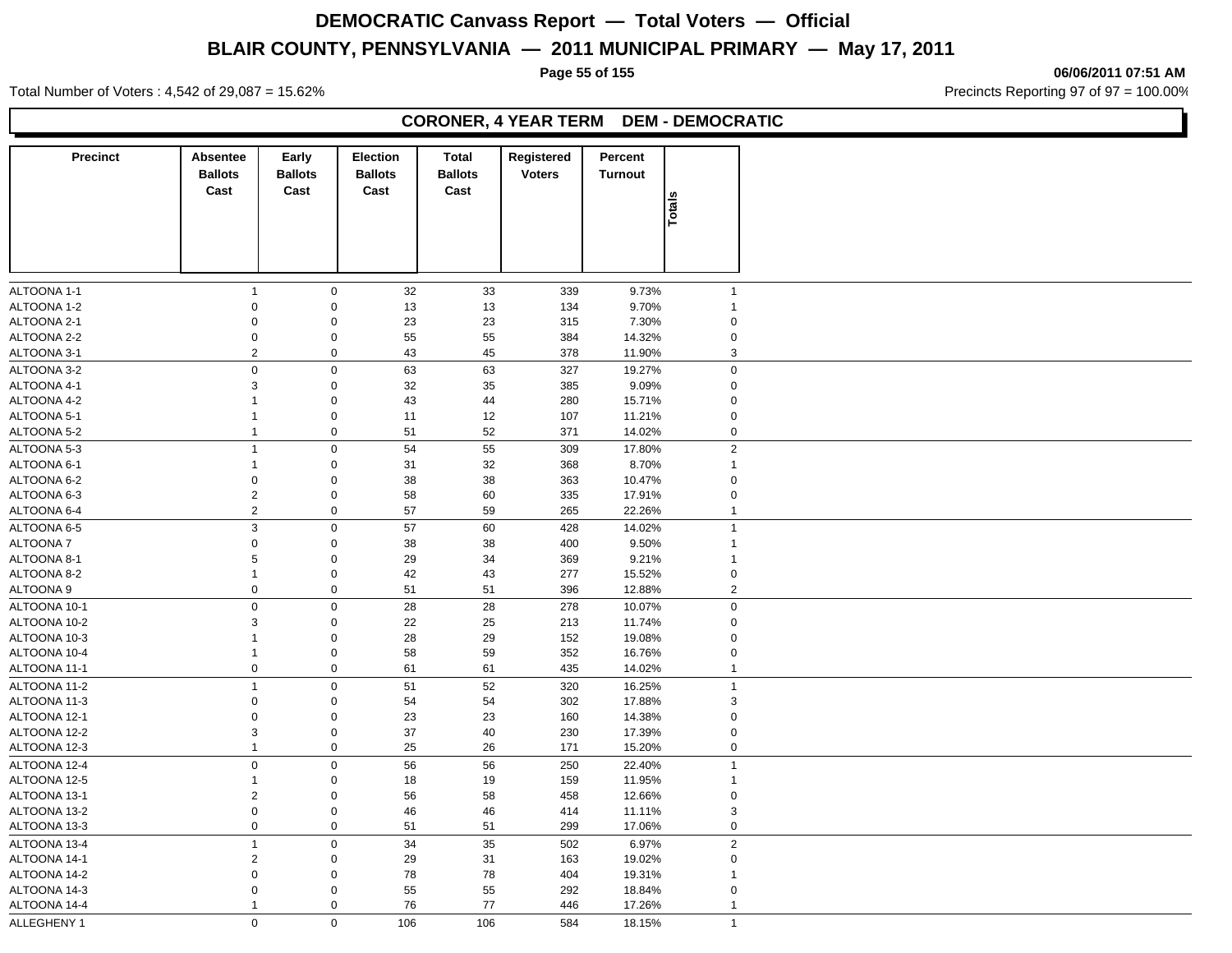# DEMOCRATIC Canvass Report — Total Voters — Official

## BLAIR COUNTY, PENNSYLVANIA — 2011 MUNICIPAL PRIMARY — May 17, 2011

06/06/2011 07:51 AM

Total Number of Voters : 4,542 of 29,087 = 15.62%

Precincts Reporting 97 of 97 = 100.00%

### CORONER, 4 YEAR TERM DEM - DEMOCRATIC

| Precinct | Absentee Ballots Cast | Early Ballots Cast | Election Ballots Cast | Total Ballots Cast | Registered Voters | Percent Turnout | Totals |
|---|---|---|---|---|---|---|---|
| ALTOONA 1-1 | 1 | 0 | 32 | 33 | 339 | 9.73% | 1 |
| ALTOONA 1-2 | 0 | 0 | 13 | 13 | 134 | 9.70% | 1 |
| ALTOONA 2-1 | 0 | 0 | 23 | 23 | 315 | 7.30% | 0 |
| ALTOONA 2-2 | 0 | 0 | 55 | 55 | 384 | 14.32% | 0 |
| ALTOONA 3-1 | 2 | 0 | 43 | 45 | 378 | 11.90% | 3 |
| ALTOONA 3-2 | 0 | 0 | 63 | 63 | 327 | 19.27% | 0 |
| ALTOONA 4-1 | 3 | 0 | 32 | 35 | 385 | 9.09% | 0 |
| ALTOONA 4-2 | 1 | 0 | 43 | 44 | 280 | 15.71% | 0 |
| ALTOONA 5-1 | 1 | 0 | 11 | 12 | 107 | 11.21% | 0 |
| ALTOONA 5-2 | 1 | 0 | 51 | 52 | 371 | 14.02% | 0 |
| ALTOONA 5-3 | 1 | 0 | 54 | 55 | 309 | 17.80% | 2 |
| ALTOONA 6-1 | 1 | 0 | 31 | 32 | 368 | 8.70% | 1 |
| ALTOONA 6-2 | 0 | 0 | 38 | 38 | 363 | 10.47% | 0 |
| ALTOONA 6-3 | 2 | 0 | 58 | 60 | 335 | 17.91% | 0 |
| ALTOONA 6-4 | 2 | 0 | 57 | 59 | 265 | 22.26% | 1 |
| ALTOONA 6-5 | 3 | 0 | 57 | 60 | 428 | 14.02% | 1 |
| ALTOONA 7 | 0 | 0 | 38 | 38 | 400 | 9.50% | 1 |
| ALTOONA 8-1 | 5 | 0 | 29 | 34 | 369 | 9.21% | 1 |
| ALTOONA 8-2 | 1 | 0 | 42 | 43 | 277 | 15.52% | 0 |
| ALTOONA 9 | 0 | 0 | 51 | 51 | 396 | 12.88% | 2 |
| ALTOONA 10-1 | 0 | 0 | 28 | 28 | 278 | 10.07% | 0 |
| ALTOONA 10-2 | 3 | 0 | 22 | 25 | 213 | 11.74% | 0 |
| ALTOONA 10-3 | 1 | 0 | 28 | 29 | 152 | 19.08% | 0 |
| ALTOONA 10-4 | 1 | 0 | 58 | 59 | 352 | 16.76% | 0 |
| ALTOONA 11-1 | 0 | 0 | 61 | 61 | 435 | 14.02% | 1 |
| ALTOONA 11-2 | 1 | 0 | 51 | 52 | 320 | 16.25% | 1 |
| ALTOONA 11-3 | 0 | 0 | 54 | 54 | 302 | 17.88% | 3 |
| ALTOONA 12-1 | 0 | 0 | 23 | 23 | 160 | 14.38% | 0 |
| ALTOONA 12-2 | 3 | 0 | 37 | 40 | 230 | 17.39% | 0 |
| ALTOONA 12-3 | 1 | 0 | 25 | 26 | 171 | 15.20% | 0 |
| ALTOONA 12-4 | 0 | 0 | 56 | 56 | 250 | 22.40% | 1 |
| ALTOONA 12-5 | 1 | 0 | 18 | 19 | 159 | 11.95% | 1 |
| ALTOONA 13-1 | 2 | 0 | 56 | 58 | 458 | 12.66% | 0 |
| ALTOONA 13-2 | 0 | 0 | 46 | 46 | 414 | 11.11% | 3 |
| ALTOONA 13-3 | 0 | 0 | 51 | 51 | 299 | 17.06% | 0 |
| ALTOONA 13-4 | 1 | 0 | 34 | 35 | 502 | 6.97% | 2 |
| ALTOONA 14-1 | 2 | 0 | 29 | 31 | 163 | 19.02% | 0 |
| ALTOONA 14-2 | 0 | 0 | 78 | 78 | 404 | 19.31% | 1 |
| ALTOONA 14-3 | 0 | 0 | 55 | 55 | 292 | 18.84% | 0 |
| ALTOONA 14-4 | 1 | 0 | 76 | 77 | 446 | 17.26% | 1 |
| ALLEGHENY 1 | 0 | 0 | 106 | 106 | 584 | 18.15% | 1 |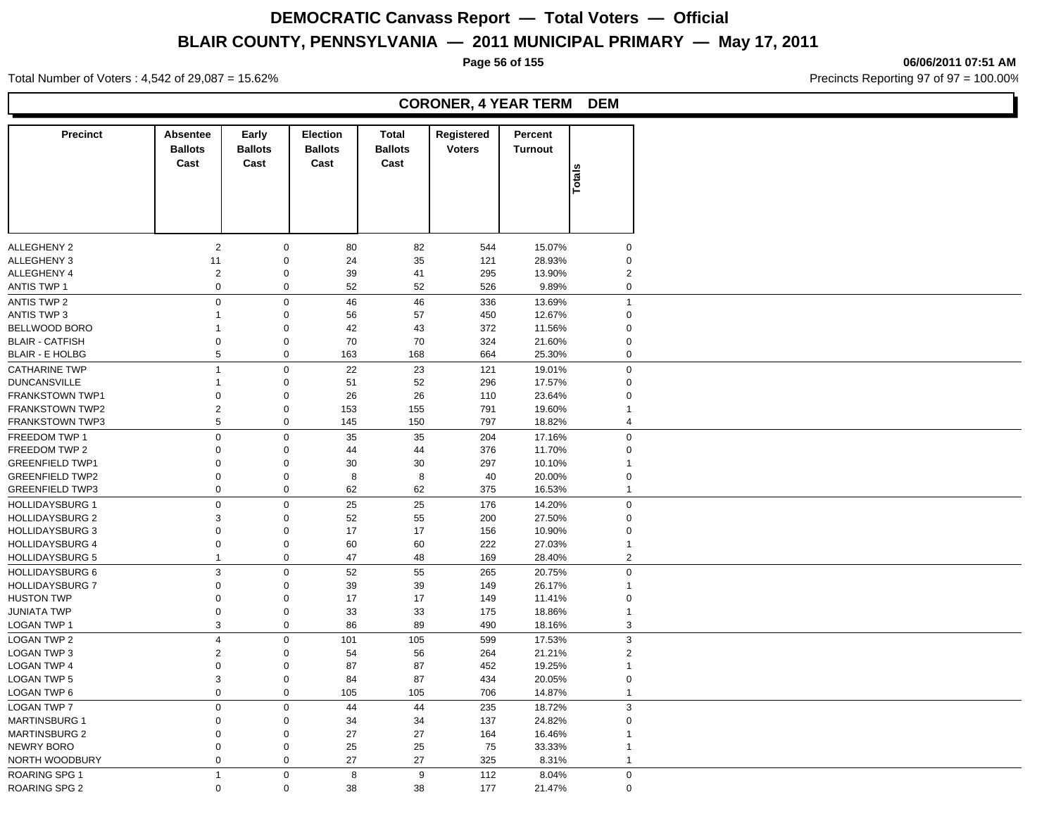# DEMOCRATIC Canvass Report — Total Voters — Official

## BLAIR COUNTY, PENNSYLVANIA — 2011 MUNICIPAL PRIMARY — May 17, 2011

06/06/2011 07:51 AM

Total Number of Voters : 4,542 of 29,087 = 15.62%

Precincts Reporting 97 of 97 = 100.00%

### CORONER, 4 YEAR TERM DEM

| Precinct | Absentee Ballots Cast | Early Ballots Cast | Election Ballots Cast | Total Ballots Cast | Registered Voters | Percent Turnout | Totals |
|---|---|---|---|---|---|---|---|
| ALLEGHENY 2 | 2 | 0 | 80 | 82 | 544 | 15.07% | 0 |
| ALLEGHENY 3 | 11 | 0 | 24 | 35 | 121 | 28.93% | 0 |
| ALLEGHENY 4 | 2 | 0 | 39 | 41 | 295 | 13.90% | 2 |
| ANTIS TWP 1 | 0 | 0 | 52 | 52 | 526 | 9.89% | 0 |
| ANTIS TWP 2 | 0 | 0 | 46 | 46 | 336 | 13.69% | 1 |
| ANTIS TWP 3 | 1 | 0 | 56 | 57 | 450 | 12.67% | 0 |
| BELLWOOD BORO | 1 | 0 | 42 | 43 | 372 | 11.56% | 0 |
| BLAIR - CATFISH | 0 | 0 | 70 | 70 | 324 | 21.60% | 0 |
| BLAIR - E HOLBG | 5 | 0 | 163 | 168 | 664 | 25.30% | 0 |
| CATHARINE TWP | 1 | 0 | 22 | 23 | 121 | 19.01% | 0 |
| DUNCANSVILLE | 1 | 0 | 51 | 52 | 296 | 17.57% | 0 |
| FRANKSTOWN TWP1 | 0 | 0 | 26 | 26 | 110 | 23.64% | 0 |
| FRANKSTOWN TWP2 | 2 | 0 | 153 | 155 | 791 | 19.60% | 1 |
| FRANKSTOWN TWP3 | 5 | 0 | 145 | 150 | 797 | 18.82% | 4 |
| FREEDOM TWP 1 | 0 | 0 | 35 | 35 | 204 | 17.16% | 0 |
| FREEDOM TWP 2 | 0 | 0 | 44 | 44 | 376 | 11.70% | 0 |
| GREENFIELD TWP1 | 0 | 0 | 30 | 30 | 297 | 10.10% | 1 |
| GREENFIELD TWP2 | 0 | 0 | 8 | 8 | 40 | 20.00% | 0 |
| GREENFIELD TWP3 | 0 | 0 | 62 | 62 | 375 | 16.53% | 1 |
| HOLLIDAYSBURG 1 | 0 | 0 | 25 | 25 | 176 | 14.20% | 0 |
| HOLLIDAYSBURG 2 | 3 | 0 | 52 | 55 | 200 | 27.50% | 0 |
| HOLLIDAYSBURG 3 | 0 | 0 | 17 | 17 | 156 | 10.90% | 0 |
| HOLLIDAYSBURG 4 | 0 | 0 | 60 | 60 | 222 | 27.03% | 1 |
| HOLLIDAYSBURG 5 | 1 | 0 | 47 | 48 | 169 | 28.40% | 2 |
| HOLLIDAYSBURG 6 | 3 | 0 | 52 | 55 | 265 | 20.75% | 0 |
| HOLLIDAYSBURG 7 | 0 | 0 | 39 | 39 | 149 | 26.17% | 1 |
| HUSTON TWP | 0 | 0 | 17 | 17 | 149 | 11.41% | 0 |
| JUNIATA TWP | 0 | 0 | 33 | 33 | 175 | 18.86% | 1 |
| LOGAN TWP 1 | 3 | 0 | 86 | 89 | 490 | 18.16% | 3 |
| LOGAN TWP 2 | 4 | 0 | 101 | 105 | 599 | 17.53% | 3 |
| LOGAN TWP 3 | 2 | 0 | 54 | 56 | 264 | 21.21% | 2 |
| LOGAN TWP 4 | 0 | 0 | 87 | 87 | 452 | 19.25% | 1 |
| LOGAN TWP 5 | 3 | 0 | 84 | 87 | 434 | 20.05% | 0 |
| LOGAN TWP 6 | 0 | 0 | 105 | 105 | 706 | 14.87% | 1 |
| LOGAN TWP 7 | 0 | 0 | 44 | 44 | 235 | 18.72% | 3 |
| MARTINSBURG 1 | 0 | 0 | 34 | 34 | 137 | 24.82% | 0 |
| MARTINSBURG 2 | 0 | 0 | 27 | 27 | 164 | 16.46% | 1 |
| NEWRY BORO | 0 | 0 | 25 | 25 | 75 | 33.33% | 1 |
| NORTH WOODBURY | 0 | 0 | 27 | 27 | 325 | 8.31% | 1 |
| ROARING SPG 1 | 1 | 0 | 8 | 9 | 112 | 8.04% | 0 |
| ROARING SPG 2 | 0 | 0 | 38 | 38 | 177 | 21.47% | 0 |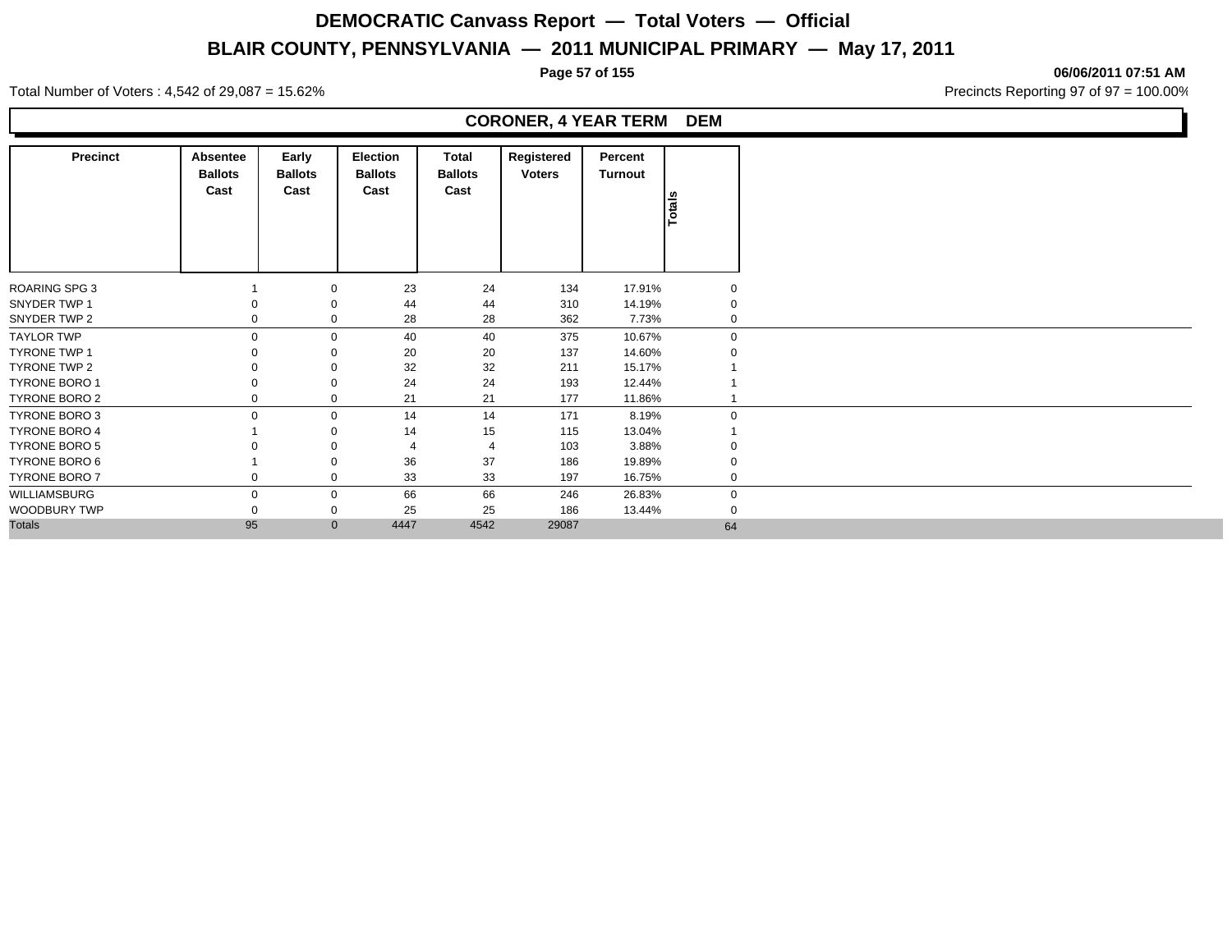# DEMOCRATIC Canvass Report — Total Voters — Official

## BLAIR COUNTY, PENNSYLVANIA — 2011 MUNICIPAL PRIMARY — May 17, 2011

06/06/2011 07:51 AM

Total Number of Voters : 4,542 of 29,087 = 15.62%

Precincts Reporting 97 of 97 = 100.00%

### CORONER, 4 YEAR TERM DEM

| Precinct | Absentee Ballots Cast | Early Ballots Cast | Election Ballots Cast | Total Ballots Cast | Registered Voters | Percent Turnout | Totals |
|---|---|---|---|---|---|---|---|
| ROARING SPG 3 | 1 | 0 | 23 | 24 | 134 | 17.91% | 0 |
| SNYDER TWP 1 | 0 | 0 | 44 | 44 | 310 | 14.19% | 0 |
| SNYDER TWP 2 | 0 | 0 | 28 | 28 | 362 | 7.73% | 0 |
| TAYLOR TWP | 0 | 0 | 40 | 40 | 375 | 10.67% | 0 |
| TYRONE TWP 1 | 0 | 0 | 20 | 20 | 137 | 14.60% | 0 |
| TYRONE TWP 2 | 0 | 0 | 32 | 32 | 211 | 15.17% | 1 |
| TYRONE BORO 1 | 0 | 0 | 24 | 24 | 193 | 12.44% | 1 |
| TYRONE BORO 2 | 0 | 0 | 21 | 21 | 177 | 11.86% | 1 |
| TYRONE BORO 3 | 0 | 0 | 14 | 14 | 171 | 8.19% | 0 |
| TYRONE BORO 4 | 1 | 0 | 14 | 15 | 115 | 13.04% | 1 |
| TYRONE BORO 5 | 0 | 0 | 4 | 4 | 103 | 3.88% | 0 |
| TYRONE BORO 6 | 1 | 0 | 36 | 37 | 186 | 19.89% | 0 |
| TYRONE BORO 7 | 0 | 0 | 33 | 33 | 197 | 16.75% | 0 |
| WILLIAMSBURG | 0 | 0 | 66 | 66 | 246 | 26.83% | 0 |
| WOODBURY TWP | 0 | 0 | 25 | 25 | 186 | 13.44% | 0 |
| Totals | 95 | 0 | 4447 | 4542 | 29087 | | 64 |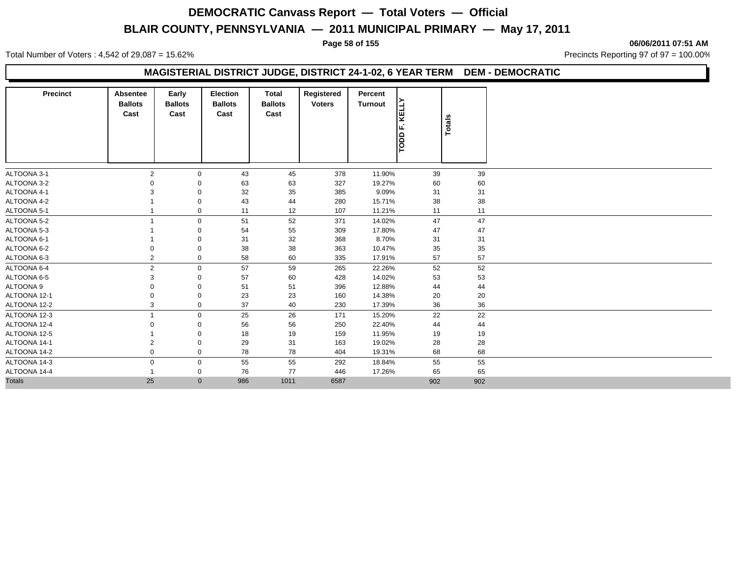# DEMOCRATIC Canvass Report — Total Voters — Official

## BLAIR COUNTY, PENNSYLVANIA — 2011 MUNICIPAL PRIMARY — May 17, 2011

06/06/2011 07:51 AM

Total Number of Voters : 4,542 of 29,087 = 15.62%

Precincts Reporting 97 of 97 = 100.00%

### MAGISTERIAL DISTRICT JUDGE, DISTRICT 24-1-02, 6 YEAR TERM DEM - DEMOCRATIC

| Precinct | Absentee Ballots Cast | Early Ballots Cast | Election Ballots Cast | Total Ballots Cast | Registered Voters | Percent Turnout | TODD F. KELLY | Totals |
|---|---|---|---|---|---|---|---|---|
| ALTOONA 3-1 | 2 | 0 | 43 | 45 | 378 | 11.90% | 39 | 39 |
| ALTOONA 3-2 | 0 | 0 | 63 | 63 | 327 | 19.27% | 60 | 60 |
| ALTOONA 4-1 | 3 | 0 | 32 | 35 | 385 | 9.09% | 31 | 31 |
| ALTOONA 4-2 | 1 | 0 | 43 | 44 | 280 | 15.71% | 38 | 38 |
| ALTOONA 5-1 | 1 | 0 | 11 | 12 | 107 | 11.21% | 11 | 11 |
| ALTOONA 5-2 | 1 | 0 | 51 | 52 | 371 | 14.02% | 47 | 47 |
| ALTOONA 5-3 | 1 | 0 | 54 | 55 | 309 | 17.80% | 47 | 47 |
| ALTOONA 6-1 | 1 | 0 | 31 | 32 | 368 | 8.70% | 31 | 31 |
| ALTOONA 6-2 | 0 | 0 | 38 | 38 | 363 | 10.47% | 35 | 35 |
| ALTOONA 6-3 | 2 | 0 | 58 | 60 | 335 | 17.91% | 57 | 57 |
| ALTOONA 6-4 | 2 | 0 | 57 | 59 | 265 | 22.26% | 52 | 52 |
| ALTOONA 6-5 | 3 | 0 | 57 | 60 | 428 | 14.02% | 53 | 53 |
| ALTOONA 9 | 0 | 0 | 51 | 51 | 396 | 12.88% | 44 | 44 |
| ALTOONA 12-1 | 0 | 0 | 23 | 23 | 160 | 14.38% | 20 | 20 |
| ALTOONA 12-2 | 3 | 0 | 37 | 40 | 230 | 17.39% | 36 | 36 |
| ALTOONA 12-3 | 1 | 0 | 25 | 26 | 171 | 15.20% | 22 | 22 |
| ALTOONA 12-4 | 0 | 0 | 56 | 56 | 250 | 22.40% | 44 | 44 |
| ALTOONA 12-5 | 1 | 0 | 18 | 19 | 159 | 11.95% | 19 | 19 |
| ALTOONA 14-1 | 2 | 0 | 29 | 31 | 163 | 19.02% | 28 | 28 |
| ALTOONA 14-2 | 0 | 0 | 78 | 78 | 404 | 19.31% | 68 | 68 |
| ALTOONA 14-3 | 0 | 0 | 55 | 55 | 292 | 18.84% | 55 | 55 |
| ALTOONA 14-4 | 1 | 0 | 76 | 77 | 446 | 17.26% | 65 | 65 |
| Totals | 25 | 0 | 986 | 1011 | 6587 | | 902 | 902 |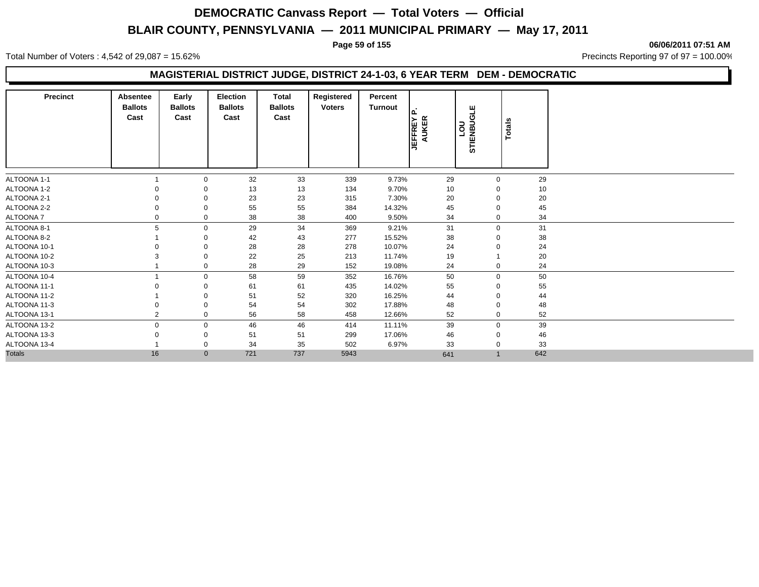# DEMOCRATIC Canvass Report — Total Voters — Official

## BLAIR COUNTY, PENNSYLVANIA — 2011 MUNICIPAL PRIMARY — May 17, 2011

06/06/2011 07:51 AM

Total Number of Voters : 4,542 of 29,087 = 15.62%

Precincts Reporting 97 of 97 = 100.00%

### MAGISTERIAL DISTRICT JUDGE, DISTRICT 24-1-03, 6 YEAR TERM DEM - DEMOCRATIC

| Precinct | Absentee Ballots Cast | Early Ballots Cast | Election Ballots Cast | Total Ballots Cast | Registered Voters | Percent Turnout | JEFFREY P. AUKER | LOU STIENBUGLE | Totals |
|---|---|---|---|---|---|---|---|---|---|
| ALTOONA 1-1 | 1 | 0 | 32 | 33 | 339 | 9.73% | 29 | 0 | 29 |
| ALTOONA 1-2 | 0 | 0 | 13 | 13 | 134 | 9.70% | 10 | 0 | 10 |
| ALTOONA 2-1 | 0 | 0 | 23 | 23 | 315 | 7.30% | 20 | 0 | 20 |
| ALTOONA 2-2 | 0 | 0 | 55 | 55 | 384 | 14.32% | 45 | 0 | 45 |
| ALTOONA 7 | 0 | 0 | 38 | 38 | 400 | 9.50% | 34 | 0 | 34 |
| ALTOONA 8-1 | 5 | 0 | 29 | 34 | 369 | 9.21% | 31 | 0 | 31 |
| ALTOONA 8-2 | 1 | 0 | 42 | 43 | 277 | 15.52% | 38 | 0 | 38 |
| ALTOONA 10-1 | 0 | 0 | 28 | 28 | 278 | 10.07% | 24 | 0 | 24 |
| ALTOONA 10-2 | 3 | 0 | 22 | 25 | 213 | 11.74% | 19 | 1 | 20 |
| ALTOONA 10-3 | 1 | 0 | 28 | 29 | 152 | 19.08% | 24 | 0 | 24 |
| ALTOONA 10-4 | 1 | 0 | 58 | 59 | 352 | 16.76% | 50 | 0 | 50 |
| ALTOONA 11-1 | 0 | 0 | 61 | 61 | 435 | 14.02% | 55 | 0 | 55 |
| ALTOONA 11-2 | 1 | 0 | 51 | 52 | 320 | 16.25% | 44 | 0 | 44 |
| ALTOONA 11-3 | 0 | 0 | 54 | 54 | 302 | 17.88% | 48 | 0 | 48 |
| ALTOONA 13-1 | 2 | 0 | 56 | 58 | 458 | 12.66% | 52 | 0 | 52 |
| ALTOONA 13-2 | 0 | 0 | 46 | 46 | 414 | 11.11% | 39 | 0 | 39 |
| ALTOONA 13-3 | 0 | 0 | 51 | 51 | 299 | 17.06% | 46 | 0 | 46 |
| ALTOONA 13-4 | 1 | 0 | 34 | 35 | 502 | 6.97% | 33 | 0 | 33 |
| Totals | 16 | 0 | 721 | 737 | 5943 | | 641 | 1 | 642 |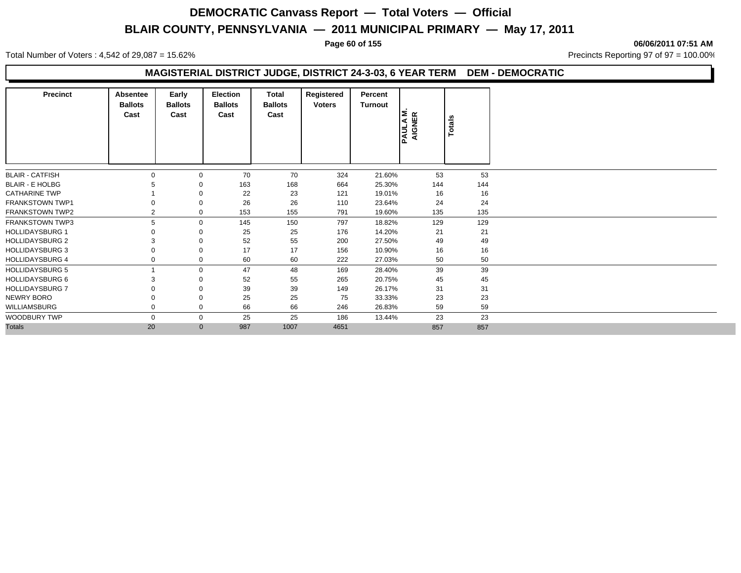# DEMOCRATIC Canvass Report — Total Voters — Official

## BLAIR COUNTY, PENNSYLVANIA — 2011 MUNICIPAL PRIMARY — May 17, 2011

06/06/2011 07:51 AM

Total Number of Voters : 4,542 of 29,087 = 15.62%

Precincts Reporting 97 of 97 = 100.00%

### MAGISTERIAL DISTRICT JUDGE, DISTRICT 24-3-03, 6 YEAR TERM DEM - DEMOCRATIC

| Precinct | Absentee Ballots Cast | Early Ballots Cast | Election Ballots Cast | Total Ballots Cast | Registered Voters | Percent Turnout | PAULA M. AIGNER | Totals |
|---|---|---|---|---|---|---|---|---|
| BLAIR - CATFISH | 0 | 0 | 70 | 70 | 324 | 21.60% | 53 | 53 |
| BLAIR - E HOLBG | 5 | 0 | 163 | 168 | 664 | 25.30% | 144 | 144 |
| CATHARINE TWP | 1 | 0 | 22 | 23 | 121 | 19.01% | 16 | 16 |
| FRANKSTOWN TWP1 | 0 | 0 | 26 | 26 | 110 | 23.64% | 24 | 24 |
| FRANKSTOWN TWP2 | 2 | 0 | 153 | 155 | 791 | 19.60% | 135 | 135 |
| FRANKSTOWN TWP3 | 5 | 0 | 145 | 150 | 797 | 18.82% | 129 | 129 |
| HOLLIDAYSBURG 1 | 0 | 0 | 25 | 25 | 176 | 14.20% | 21 | 21 |
| HOLLIDAYSBURG 2 | 3 | 0 | 52 | 55 | 200 | 27.50% | 49 | 49 |
| HOLLIDAYSBURG 3 | 0 | 0 | 17 | 17 | 156 | 10.90% | 16 | 16 |
| HOLLIDAYSBURG 4 | 0 | 0 | 60 | 60 | 222 | 27.03% | 50 | 50 |
| HOLLIDAYSBURG 5 | 1 | 0 | 47 | 48 | 169 | 28.40% | 39 | 39 |
| HOLLIDAYSBURG 6 | 3 | 0 | 52 | 55 | 265 | 20.75% | 45 | 45 |
| HOLLIDAYSBURG 7 | 0 | 0 | 39 | 39 | 149 | 26.17% | 31 | 31 |
| NEWRY BORO | 0 | 0 | 25 | 25 | 75 | 33.33% | 23 | 23 |
| WILLIAMSBURG | 0 | 0 | 66 | 66 | 246 | 26.83% | 59 | 59 |
| WOODBURY TWP | 0 | 0 | 25 | 25 | 186 | 13.44% | 23 | 23 |
| Totals | 20 | 0 | 987 | 1007 | 4651 | | 857 | 857 |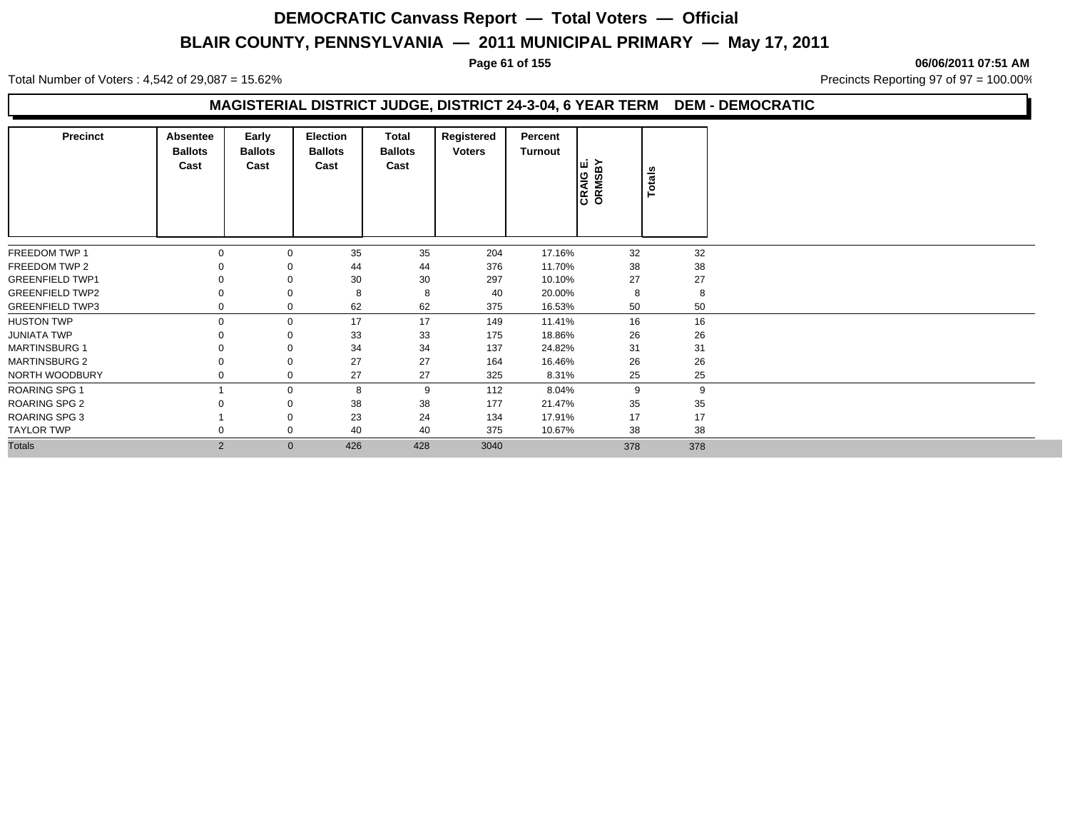# DEMOCRATIC Canvass Report — Total Voters — Official

## BLAIR COUNTY, PENNSYLVANIA — 2011 MUNICIPAL PRIMARY — May 17, 2011

06/06/2011 07:51 AM

Total Number of Voters : 4,542 of 29,087 = 15.62%

Precincts Reporting 97 of 97 = 100.00%

### MAGISTERIAL DISTRICT JUDGE, DISTRICT 24-3-04, 6 YEAR TERM DEM - DEMOCRATIC

| Precinct | Absentee Ballots Cast | Early Ballots Cast | Election Ballots Cast | Total Ballots Cast | Registered Voters | Percent Turnout | CRAIG E. ORMSBY | Totals |
|---|---|---|---|---|---|---|---|---|
| FREEDOM TWP 1 | 0 | 0 | 35 | 35 | 204 | 17.16% | 32 | 32 |
| FREEDOM TWP 2 | 0 | 0 | 44 | 44 | 376 | 11.70% | 38 | 38 |
| GREENFIELD TWP1 | 0 | 0 | 30 | 30 | 297 | 10.10% | 27 | 27 |
| GREENFIELD TWP2 | 0 | 0 | 8 | 8 | 40 | 20.00% | 8 | 8 |
| GREENFIELD TWP3 | 0 | 0 | 62 | 62 | 375 | 16.53% | 50 | 50 |
| HUSTON TWP | 0 | 0 | 17 | 17 | 149 | 11.41% | 16 | 16 |
| JUNIATA TWP | 0 | 0 | 33 | 33 | 175 | 18.86% | 26 | 26 |
| MARTINSBURG 1 | 0 | 0 | 34 | 34 | 137 | 24.82% | 31 | 31 |
| MARTINSBURG 2 | 0 | 0 | 27 | 27 | 164 | 16.46% | 26 | 26 |
| NORTH WOODBURY | 0 | 0 | 27 | 27 | 325 | 8.31% | 25 | 25 |
| ROARING SPG 1 | 1 | 0 | 8 | 9 | 112 | 8.04% | 9 | 9 |
| ROARING SPG 2 | 0 | 0 | 38 | 38 | 177 | 21.47% | 35 | 35 |
| ROARING SPG 3 | 1 | 0 | 23 | 24 | 134 | 17.91% | 17 | 17 |
| TAYLOR TWP | 0 | 0 | 40 | 40 | 375 | 10.67% | 38 | 38 |
| Totals | 2 | 0 | 426 | 428 | 3040 | | 378 | 378 |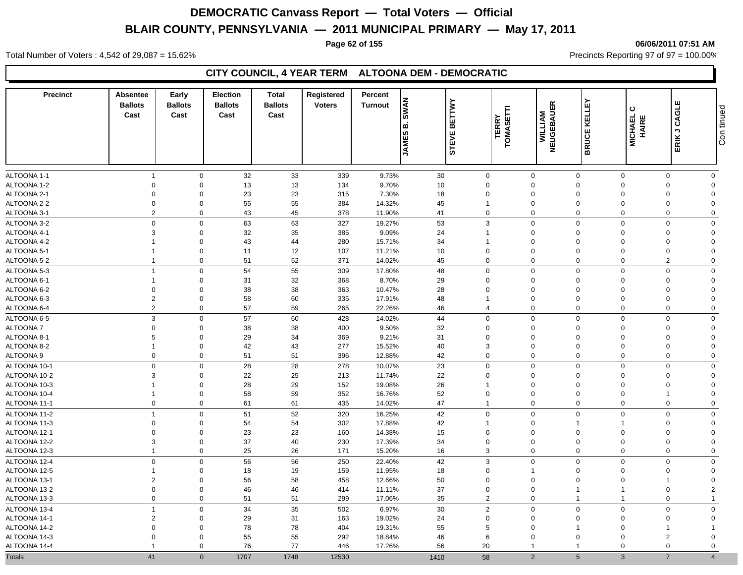# DEMOCRATIC Canvass Report — Total Voters — Official

## BLAIR COUNTY, PENNSYLVANIA — 2011 MUNICIPAL PRIMARY — May 17, 2011

06/06/2011 07:51 AM

Total Number of Voters : 4,542 of 29,087 = 15.62%

Precincts Reporting 97 of 97 = 100.00%

### CITY COUNCIL, 4 YEAR TERM ALTOONA DEM - DEMOCRATIC

| Precinct | Absentee Ballots Cast | Early Ballots Cast | Election Ballots Cast | Total Ballots Cast | Registered Voters | Percent Turnout | JAMES B. SWAN | STEVE BETTWY | TERRY TOMASETTI | WILLIAM NEUGEBAUER | BRUCE KELLEY | MICHAEL C HAIRE | ERIK J CAGLE |
|---|---|---|---|---|---|---|---|---|---|---|---|---|---|
| ALTOONA 1-1 | 1 | 0 | 32 | 33 | 339 | 9.73% | 30 | 0 | 0 | 0 | 0 | 0 | 0 |
| ALTOONA 1-2 | 0 | 0 | 13 | 13 | 134 | 9.70% | 10 | 0 | 0 | 0 | 0 | 0 | 0 |
| ALTOONA 2-1 | 0 | 0 | 23 | 23 | 315 | 7.30% | 18 | 0 | 0 | 0 | 0 | 0 | 0 |
| ALTOONA 2-2 | 0 | 0 | 55 | 55 | 384 | 14.32% | 45 | 1 | 0 | 0 | 0 | 0 | 0 |
| ALTOONA 3-1 | 2 | 0 | 43 | 45 | 378 | 11.90% | 41 | 0 | 0 | 0 | 0 | 0 | 0 |
| ALTOONA 3-2 | 0 | 0 | 63 | 63 | 327 | 19.27% | 53 | 3 | 0 | 0 | 0 | 0 | 0 |
| ALTOONA 4-1 | 3 | 0 | 32 | 35 | 385 | 9.09% | 24 | 1 | 0 | 0 | 0 | 0 | 0 |
| ALTOONA 4-2 | 1 | 0 | 43 | 44 | 280 | 15.71% | 34 | 1 | 0 | 0 | 0 | 0 | 0 |
| ALTOONA 5-1 | 1 | 0 | 11 | 12 | 107 | 11.21% | 10 | 0 | 0 | 0 | 0 | 0 | 0 |
| ALTOONA 5-2 | 1 | 0 | 51 | 52 | 371 | 14.02% | 45 | 0 | 0 | 0 | 0 | 2 | 0 |
| ALTOONA 5-3 | 1 | 0 | 54 | 55 | 309 | 17.80% | 48 | 0 | 0 | 0 | 0 | 0 | 0 |
| ALTOONA 6-1 | 1 | 0 | 31 | 32 | 368 | 8.70% | 29 | 0 | 0 | 0 | 0 | 0 | 0 |
| ALTOONA 6-2 | 0 | 0 | 38 | 38 | 363 | 10.47% | 28 | 0 | 0 | 0 | 0 | 0 | 0 |
| ALTOONA 6-3 | 2 | 0 | 58 | 60 | 335 | 17.91% | 48 | 1 | 0 | 0 | 0 | 0 | 0 |
| ALTOONA 6-4 | 2 | 0 | 57 | 59 | 265 | 22.26% | 46 | 4 | 0 | 0 | 0 | 0 | 0 |
| ALTOONA 6-5 | 3 | 0 | 57 | 60 | 428 | 14.02% | 44 | 0 | 0 | 0 | 0 | 0 | 0 |
| ALTOONA 7 | 0 | 0 | 38 | 38 | 400 | 9.50% | 32 | 0 | 0 | 0 | 0 | 0 | 0 |
| ALTOONA 8-1 | 5 | 0 | 29 | 34 | 369 | 9.21% | 31 | 0 | 0 | 0 | 0 | 0 | 0 |
| ALTOONA 8-2 | 1 | 0 | 42 | 43 | 277 | 15.52% | 40 | 3 | 0 | 0 | 0 | 0 | 0 |
| ALTOONA 9 | 0 | 0 | 51 | 51 | 396 | 12.88% | 42 | 0 | 0 | 0 | 0 | 0 | 0 |
| ALTOONA 10-1 | 0 | 0 | 28 | 28 | 278 | 10.07% | 23 | 0 | 0 | 0 | 0 | 0 | 0 |
| ALTOONA 10-2 | 3 | 0 | 22 | 25 | 213 | 11.74% | 22 | 0 | 0 | 0 | 0 | 0 | 0 |
| ALTOONA 10-3 | 1 | 0 | 28 | 29 | 152 | 19.08% | 26 | 1 | 0 | 0 | 0 | 0 | 0 |
| ALTOONA 10-4 | 1 | 0 | 58 | 59 | 352 | 16.76% | 52 | 0 | 0 | 0 | 0 | 1 | 0 |
| ALTOONA 11-1 | 0 | 0 | 61 | 61 | 435 | 14.02% | 47 | 1 | 0 | 0 | 0 | 0 | 0 |
| ALTOONA 11-2 | 1 | 0 | 51 | 52 | 320 | 16.25% | 42 | 0 | 0 | 0 | 0 | 0 | 0 |
| ALTOONA 11-3 | 0 | 0 | 54 | 54 | 302 | 17.88% | 42 | 1 | 0 | 1 | 1 | 0 | 0 |
| ALTOONA 12-1 | 0 | 0 | 23 | 23 | 160 | 14.38% | 15 | 0 | 0 | 0 | 0 | 0 | 0 |
| ALTOONA 12-2 | 3 | 0 | 37 | 40 | 230 | 17.39% | 34 | 0 | 0 | 0 | 0 | 0 | 0 |
| ALTOONA 12-3 | 1 | 0 | 25 | 26 | 171 | 15.20% | 16 | 3 | 0 | 0 | 0 | 0 | 0 |
| ALTOONA 12-4 | 0 | 0 | 56 | 56 | 250 | 22.40% | 42 | 3 | 0 | 0 | 0 | 0 | 0 |
| ALTOONA 12-5 | 1 | 0 | 18 | 19 | 159 | 11.95% | 18 | 0 | 1 | 0 | 0 | 0 | 0 |
| ALTOONA 13-1 | 2 | 0 | 56 | 58 | 458 | 12.66% | 50 | 0 | 0 | 0 | 0 | 1 | 0 |
| ALTOONA 13-2 | 0 | 0 | 46 | 46 | 414 | 11.11% | 37 | 0 | 0 | 1 | 1 | 0 | 2 |
| ALTOONA 13-3 | 0 | 0 | 51 | 51 | 299 | 17.06% | 35 | 2 | 0 | 1 | 1 | 0 | 1 |
| ALTOONA 13-4 | 1 | 0 | 34 | 35 | 502 | 6.97% | 30 | 2 | 0 | 0 | 0 | 0 | 0 |
| ALTOONA 14-1 | 2 | 0 | 29 | 31 | 163 | 19.02% | 24 | 0 | 0 | 0 | 0 | 0 | 0 |
| ALTOONA 14-2 | 0 | 0 | 78 | 78 | 404 | 19.31% | 55 | 5 | 0 | 1 | 0 | 1 | 1 |
| ALTOONA 14-3 | 0 | 0 | 55 | 55 | 292 | 18.84% | 46 | 6 | 0 | 0 | 0 | 2 | 0 |
| ALTOONA 14-4 | 1 | 0 | 76 | 77 | 446 | 17.26% | 56 | 20 | 1 | 1 | 0 | 0 | 0 |
| Totals | 41 | 0 | 1707 | 1748 | 12530 | | 1410 | 58 | 2 | 5 | 3 | 7 | 4 |

Continued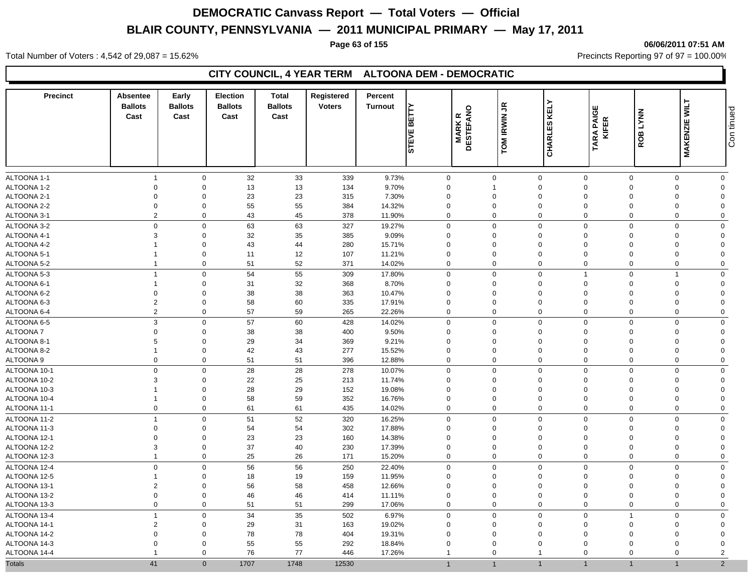# DEMOCRATIC Canvass Report — Total Voters — Official

## BLAIR COUNTY, PENNSYLVANIA — 2011 MUNICIPAL PRIMARY — May 17, 2011

06/06/2011 07:51 AM

Total Number of Voters : 4,542 of 29,087 = 15.62%

Precincts Reporting 97 of 97 = 100.00%

### CITY COUNCIL, 4 YEAR TERM ALTOONA DEM - DEMOCRATIC

| Precinct | Absentee Ballots Cast | Early Ballots Cast | Election Ballots Cast | Total Ballots Cast | Registered Voters | Percent Turnout | STEVE BETTY | MARK R DESTEFANO | TOM IRWIN JR | CHARLES KELY | TARA PAIGE KIFER | ROB LYNN | MAKENZIE WILT |
|---|---|---|---|---|---|---|---|---|---|---|---|---|---|
| ALTOONA 1-1 | 1 | 0 | 32 | 33 | 339 | 9.73% | 0 | 0 | 0 | 0 | 0 | 0 | 0 |
| ALTOONA 1-2 | 0 | 0 | 13 | 13 | 134 | 9.70% | 0 | 1 | 0 | 0 | 0 | 0 | 0 |
| ALTOONA 2-1 | 0 | 0 | 23 | 23 | 315 | 7.30% | 0 | 0 | 0 | 0 | 0 | 0 | 0 |
| ALTOONA 2-2 | 0 | 0 | 55 | 55 | 384 | 14.32% | 0 | 0 | 0 | 0 | 0 | 0 | 0 |
| ALTOONA 3-1 | 2 | 0 | 43 | 45 | 378 | 11.90% | 0 | 0 | 0 | 0 | 0 | 0 | 0 |
| ALTOONA 3-2 | 0 | 0 | 63 | 63 | 327 | 19.27% | 0 | 0 | 0 | 0 | 0 | 0 | 0 |
| ALTOONA 4-1 | 3 | 0 | 32 | 35 | 385 | 9.09% | 0 | 0 | 0 | 0 | 0 | 0 | 0 |
| ALTOONA 4-2 | 1 | 0 | 43 | 44 | 280 | 15.71% | 0 | 0 | 0 | 0 | 0 | 0 | 0 |
| ALTOONA 5-1 | 1 | 0 | 11 | 12 | 107 | 11.21% | 0 | 0 | 0 | 0 | 0 | 0 | 0 |
| ALTOONA 5-2 | 1 | 0 | 51 | 52 | 371 | 14.02% | 0 | 0 | 0 | 0 | 0 | 0 | 0 |
| ALTOONA 5-3 | 1 | 0 | 54 | 55 | 309 | 17.80% | 0 | 0 | 0 | 1 | 0 | 1 | 0 |
| ALTOONA 6-1 | 1 | 0 | 31 | 32 | 368 | 8.70% | 0 | 0 | 0 | 0 | 0 | 0 | 0 |
| ALTOONA 6-2 | 0 | 0 | 38 | 38 | 363 | 10.47% | 0 | 0 | 0 | 0 | 0 | 0 | 0 |
| ALTOONA 6-3 | 2 | 0 | 58 | 60 | 335 | 17.91% | 0 | 0 | 0 | 0 | 0 | 0 | 0 |
| ALTOONA 6-4 | 2 | 0 | 57 | 59 | 265 | 22.26% | 0 | 0 | 0 | 0 | 0 | 0 | 0 |
| ALTOONA 6-5 | 3 | 0 | 57 | 60 | 428 | 14.02% | 0 | 0 | 0 | 0 | 0 | 0 | 0 |
| ALTOONA 7 | 0 | 0 | 38 | 38 | 400 | 9.50% | 0 | 0 | 0 | 0 | 0 | 0 | 0 |
| ALTOONA 8-1 | 5 | 0 | 29 | 34 | 369 | 9.21% | 0 | 0 | 0 | 0 | 0 | 0 | 0 |
| ALTOONA 8-2 | 1 | 0 | 42 | 43 | 277 | 15.52% | 0 | 0 | 0 | 0 | 0 | 0 | 0 |
| ALTOONA 9 | 0 | 0 | 51 | 51 | 396 | 12.88% | 0 | 0 | 0 | 0 | 0 | 0 | 0 |
| ALTOONA 10-1 | 0 | 0 | 28 | 28 | 278 | 10.07% | 0 | 0 | 0 | 0 | 0 | 0 | 0 |
| ALTOONA 10-2 | 3 | 0 | 22 | 25 | 213 | 11.74% | 0 | 0 | 0 | 0 | 0 | 0 | 0 |
| ALTOONA 10-3 | 1 | 0 | 28 | 29 | 152 | 19.08% | 0 | 0 | 0 | 0 | 0 | 0 | 0 |
| ALTOONA 10-4 | 1 | 0 | 58 | 59 | 352 | 16.76% | 0 | 0 | 0 | 0 | 0 | 0 | 0 |
| ALTOONA 11-1 | 0 | 0 | 61 | 61 | 435 | 14.02% | 0 | 0 | 0 | 0 | 0 | 0 | 0 |
| ALTOONA 11-2 | 1 | 0 | 51 | 52 | 320 | 16.25% | 0 | 0 | 0 | 0 | 0 | 0 | 0 |
| ALTOONA 11-3 | 0 | 0 | 54 | 54 | 302 | 17.88% | 0 | 0 | 0 | 0 | 0 | 0 | 0 |
| ALTOONA 12-1 | 0 | 0 | 23 | 23 | 160 | 14.38% | 0 | 0 | 0 | 0 | 0 | 0 | 0 |
| ALTOONA 12-2 | 3 | 0 | 37 | 40 | 230 | 17.39% | 0 | 0 | 0 | 0 | 0 | 0 | 0 |
| ALTOONA 12-3 | 1 | 0 | 25 | 26 | 171 | 15.20% | 0 | 0 | 0 | 0 | 0 | 0 | 0 |
| ALTOONA 12-4 | 0 | 0 | 56 | 56 | 250 | 22.40% | 0 | 0 | 0 | 0 | 0 | 0 | 0 |
| ALTOONA 12-5 | 1 | 0 | 18 | 19 | 159 | 11.95% | 0 | 0 | 0 | 0 | 0 | 0 | 0 |
| ALTOONA 13-1 | 2 | 0 | 56 | 58 | 458 | 12.66% | 0 | 0 | 0 | 0 | 0 | 0 | 0 |
| ALTOONA 13-2 | 0 | 0 | 46 | 46 | 414 | 11.11% | 0 | 0 | 0 | 0 | 0 | 0 | 0 |
| ALTOONA 13-3 | 0 | 0 | 51 | 51 | 299 | 17.06% | 0 | 0 | 0 | 0 | 0 | 0 | 0 |
| ALTOONA 13-4 | 1 | 0 | 34 | 35 | 502 | 6.97% | 0 | 0 | 0 | 0 | 1 | 0 | 0 |
| ALTOONA 14-1 | 2 | 0 | 29 | 31 | 163 | 19.02% | 0 | 0 | 0 | 0 | 0 | 0 | 0 |
| ALTOONA 14-2 | 0 | 0 | 78 | 78 | 404 | 19.31% | 0 | 0 | 0 | 0 | 0 | 0 | 0 |
| ALTOONA 14-3 | 0 | 0 | 55 | 55 | 292 | 18.84% | 0 | 0 | 0 | 0 | 0 | 0 | 0 |
| ALTOONA 14-4 | 1 | 0 | 76 | 77 | 446 | 17.26% | 1 | 0 | 1 | 0 | 0 | 0 | 2 |
| Totals | 41 | 0 | 1707 | 1748 | 12530 | | 1 | 1 | 1 | 1 | 1 | 1 | 2 |

Continued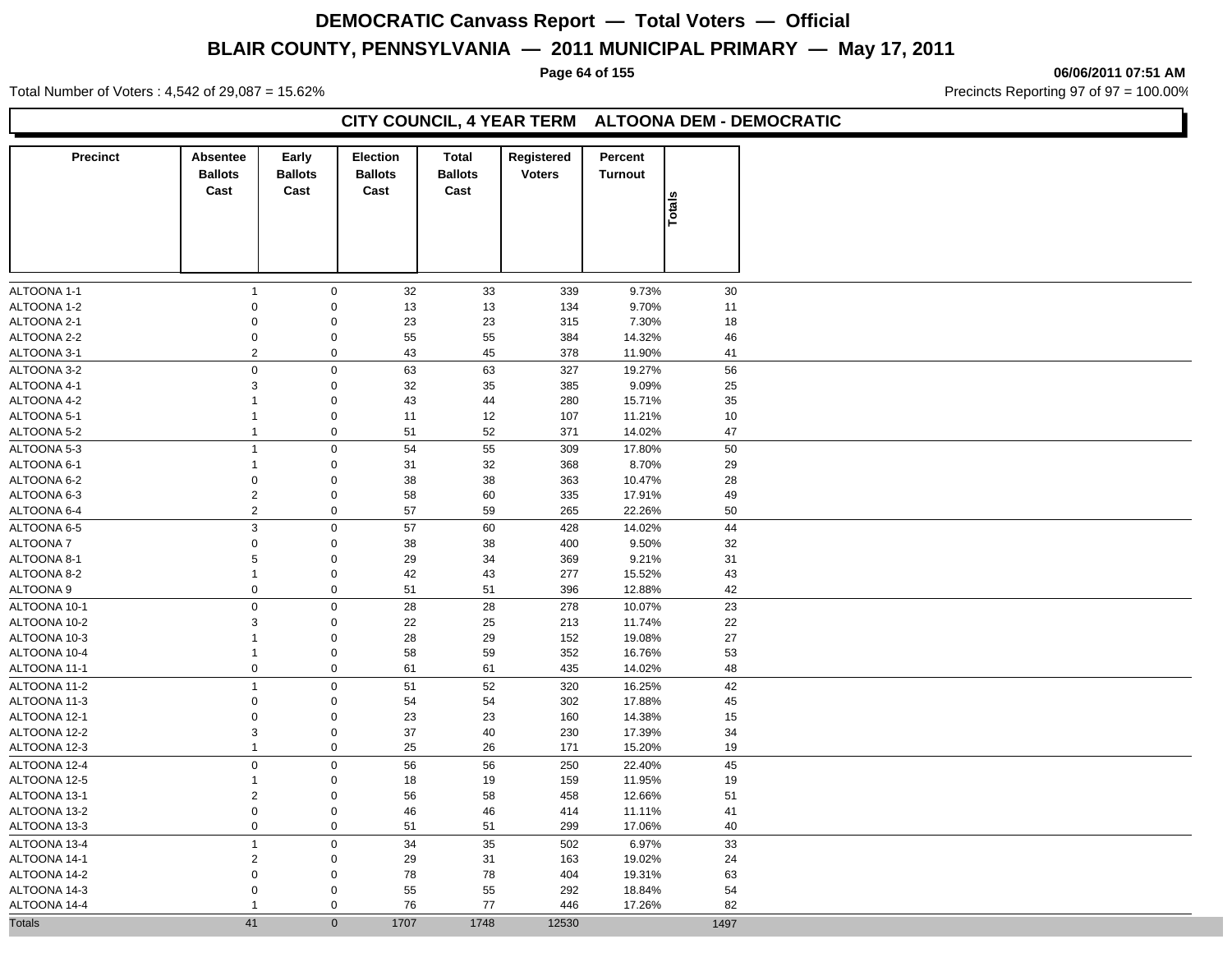# DEMOCRATIC Canvass Report — Total Voters — Official

## BLAIR COUNTY, PENNSYLVANIA — 2011 MUNICIPAL PRIMARY — May 17, 2011

06/06/2011 07:51 AM

Total Number of Voters : 4,542 of 29,087 = 15.62%

Precincts Reporting 97 of 97 = 100.00%

### CITY COUNCIL, 4 YEAR TERM ALTOONA DEM - DEMOCRATIC

| Precinct | Absentee Ballots Cast | Early Ballots Cast | Election Ballots Cast | Total Ballots Cast | Registered Voters | Percent Turnout | Totals |
|---|---|---|---|---|---|---|---|
| ALTOONA 1-1 | 1 | 0 | 32 | 33 | 339 | 9.73% | 30 |
| ALTOONA 1-2 | 0 | 0 | 13 | 13 | 134 | 9.70% | 11 |
| ALTOONA 2-1 | 0 | 0 | 23 | 23 | 315 | 7.30% | 18 |
| ALTOONA 2-2 | 0 | 0 | 55 | 55 | 384 | 14.32% | 46 |
| ALTOONA 3-1 | 2 | 0 | 43 | 45 | 378 | 11.90% | 41 |
| ALTOONA 3-2 | 0 | 0 | 63 | 63 | 327 | 19.27% | 56 |
| ALTOONA 4-1 | 3 | 0 | 32 | 35 | 385 | 9.09% | 25 |
| ALTOONA 4-2 | 1 | 0 | 43 | 44 | 280 | 15.71% | 35 |
| ALTOONA 5-1 | 1 | 0 | 11 | 12 | 107 | 11.21% | 10 |
| ALTOONA 5-2 | 1 | 0 | 51 | 52 | 371 | 14.02% | 47 |
| ALTOONA 5-3 | 1 | 0 | 54 | 55 | 309 | 17.80% | 50 |
| ALTOONA 6-1 | 1 | 0 | 31 | 32 | 368 | 8.70% | 29 |
| ALTOONA 6-2 | 0 | 0 | 38 | 38 | 363 | 10.47% | 28 |
| ALTOONA 6-3 | 2 | 0 | 58 | 60 | 335 | 17.91% | 49 |
| ALTOONA 6-4 | 2 | 0 | 57 | 59 | 265 | 22.26% | 50 |
| ALTOONA 6-5 | 3 | 0 | 57 | 60 | 428 | 14.02% | 44 |
| ALTOONA 7 | 0 | 0 | 38 | 38 | 400 | 9.50% | 32 |
| ALTOONA 8-1 | 5 | 0 | 29 | 34 | 369 | 9.21% | 31 |
| ALTOONA 8-2 | 1 | 0 | 42 | 43 | 277 | 15.52% | 43 |
| ALTOONA 9 | 0 | 0 | 51 | 51 | 396 | 12.88% | 42 |
| ALTOONA 10-1 | 0 | 0 | 28 | 28 | 278 | 10.07% | 23 |
| ALTOONA 10-2 | 3 | 0 | 22 | 25 | 213 | 11.74% | 22 |
| ALTOONA 10-3 | 1 | 0 | 28 | 29 | 152 | 19.08% | 27 |
| ALTOONA 10-4 | 1 | 0 | 58 | 59 | 352 | 16.76% | 53 |
| ALTOONA 11-1 | 0 | 0 | 61 | 61 | 435 | 14.02% | 48 |
| ALTOONA 11-2 | 1 | 0 | 51 | 52 | 320 | 16.25% | 42 |
| ALTOONA 11-3 | 0 | 0 | 54 | 54 | 302 | 17.88% | 45 |
| ALTOONA 12-1 | 0 | 0 | 23 | 23 | 160 | 14.38% | 15 |
| ALTOONA 12-2 | 3 | 0 | 37 | 40 | 230 | 17.39% | 34 |
| ALTOONA 12-3 | 1 | 0 | 25 | 26 | 171 | 15.20% | 19 |
| ALTOONA 12-4 | 0 | 0 | 56 | 56 | 250 | 22.40% | 45 |
| ALTOONA 12-5 | 1 | 0 | 18 | 19 | 159 | 11.95% | 19 |
| ALTOONA 13-1 | 2 | 0 | 56 | 58 | 458 | 12.66% | 51 |
| ALTOONA 13-2 | 0 | 0 | 46 | 46 | 414 | 11.11% | 41 |
| ALTOONA 13-3 | 0 | 0 | 51 | 51 | 299 | 17.06% | 40 |
| ALTOONA 13-4 | 1 | 0 | 34 | 35 | 502 | 6.97% | 33 |
| ALTOONA 14-1 | 2 | 0 | 29 | 31 | 163 | 19.02% | 24 |
| ALTOONA 14-2 | 0 | 0 | 78 | 78 | 404 | 19.31% | 63 |
| ALTOONA 14-3 | 0 | 0 | 55 | 55 | 292 | 18.84% | 54 |
| ALTOONA 14-4 | 1 | 0 | 76 | 77 | 446 | 17.26% | 82 |
| Totals | 41 | 0 | 1707 | 1748 | 12530 | | 1497 |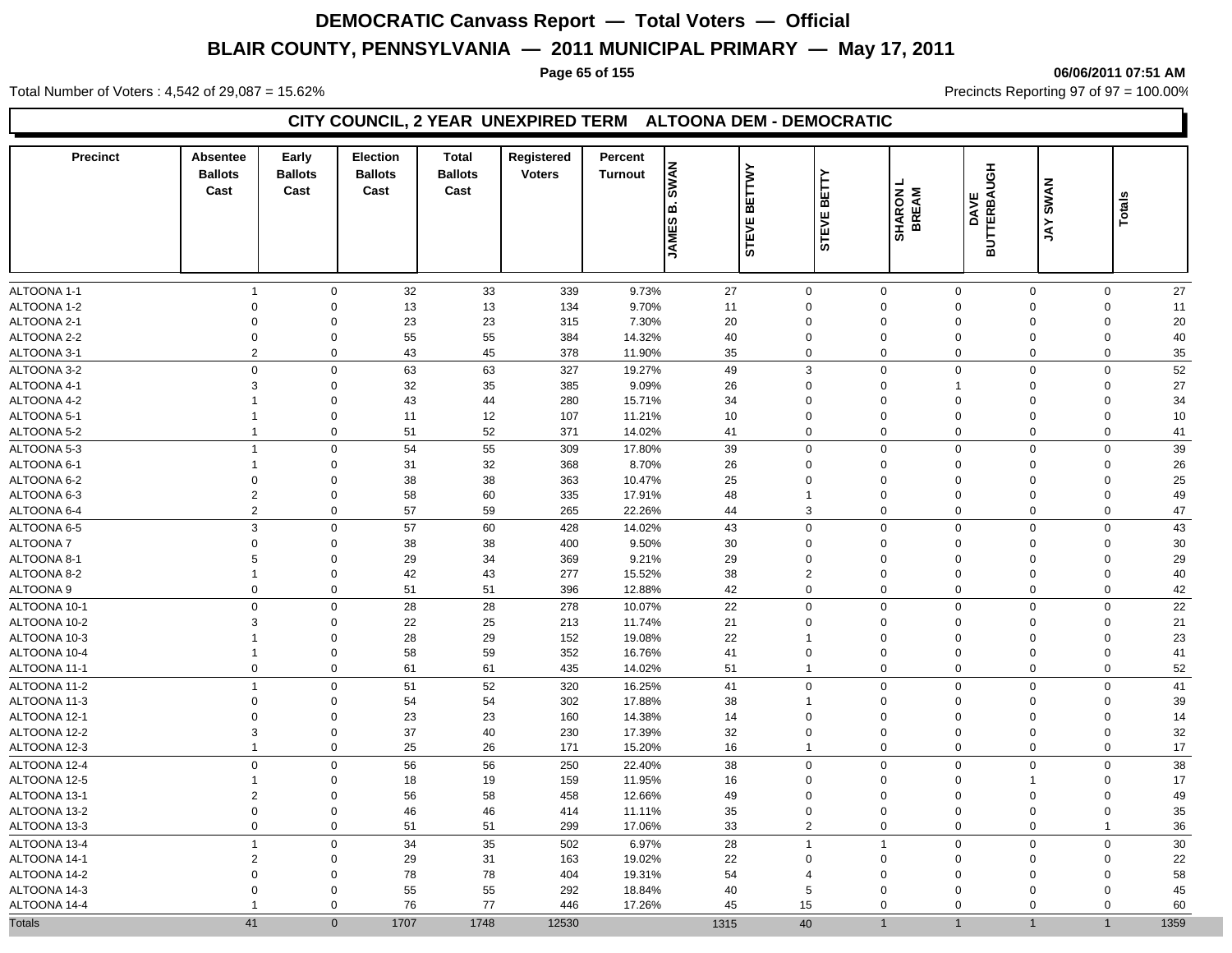# DEMOCRATIC Canvass Report — Total Voters — Official

## BLAIR COUNTY, PENNSYLVANIA — 2011 MUNICIPAL PRIMARY — May 17, 2011

06/06/2011 07:51 AM

Total Number of Voters : 4,542 of 29,087 = 15.62%

Precincts Reporting 97 of 97 = 100.00%

### CITY COUNCIL, 2 YEAR UNEXPIRED TERM ALTOONA DEM - DEMOCRATIC

| Precinct | Absentee Ballots Cast | Early Ballots Cast | Election Ballots Cast | Total Ballots Cast | Registered Voters | Percent Turnout | JAMES B. SWAN | STEVE BETTWY | STEVE BETTY | SHARON L BREAM | DAVE BUTTERBAUGH | JAY SWAN | Totals |
|---|---|---|---|---|---|---|---|---|---|---|---|---|---|
| ALTOONA 1-1 | 1 | 0 | 32 | 33 | 339 | 9.73% | 27 | 0 | 0 | 0 | 0 | 0 | 27 |
| ALTOONA 1-2 | 0 | 0 | 13 | 13 | 134 | 9.70% | 11 | 0 | 0 | 0 | 0 | 0 | 11 |
| ALTOONA 2-1 | 0 | 0 | 23 | 23 | 315 | 7.30% | 20 | 0 | 0 | 0 | 0 | 0 | 20 |
| ALTOONA 2-2 | 0 | 0 | 55 | 55 | 384 | 14.32% | 40 | 0 | 0 | 0 | 0 | 0 | 40 |
| ALTOONA 3-1 | 2 | 0 | 43 | 45 | 378 | 11.90% | 35 | 0 | 0 | 0 | 0 | 0 | 35 |
| ALTOONA 3-2 | 0 | 0 | 63 | 63 | 327 | 19.27% | 49 | 3 | 0 | 0 | 0 | 0 | 52 |
| ALTOONA 4-1 | 3 | 0 | 32 | 35 | 385 | 9.09% | 26 | 0 | 0 | 1 | 0 | 0 | 27 |
| ALTOONA 4-2 | 1 | 0 | 43 | 44 | 280 | 15.71% | 34 | 0 | 0 | 0 | 0 | 0 | 34 |
| ALTOONA 5-1 | 1 | 0 | 11 | 12 | 107 | 11.21% | 10 | 0 | 0 | 0 | 0 | 0 | 10 |
| ALTOONA 5-2 | 1 | 0 | 51 | 52 | 371 | 14.02% | 41 | 0 | 0 | 0 | 0 | 0 | 41 |
| ALTOONA 5-3 | 1 | 0 | 54 | 55 | 309 | 17.80% | 39 | 0 | 0 | 0 | 0 | 0 | 39 |
| ALTOONA 6-1 | 1 | 0 | 31 | 32 | 368 | 8.70% | 26 | 0 | 0 | 0 | 0 | 0 | 26 |
| ALTOONA 6-2 | 0 | 0 | 38 | 38 | 363 | 10.47% | 25 | 0 | 0 | 0 | 0 | 0 | 25 |
| ALTOONA 6-3 | 2 | 0 | 58 | 60 | 335 | 17.91% | 48 | 1 | 0 | 0 | 0 | 0 | 49 |
| ALTOONA 6-4 | 2 | 0 | 57 | 59 | 265 | 22.26% | 44 | 3 | 0 | 0 | 0 | 0 | 47 |
| ALTOONA 6-5 | 3 | 0 | 57 | 60 | 428 | 14.02% | 43 | 0 | 0 | 0 | 0 | 0 | 43 |
| ALTOONA 7 | 0 | 0 | 38 | 38 | 400 | 9.50% | 30 | 0 | 0 | 0 | 0 | 0 | 30 |
| ALTOONA 8-1 | 5 | 0 | 29 | 34 | 369 | 9.21% | 29 | 0 | 0 | 0 | 0 | 0 | 29 |
| ALTOONA 8-2 | 1 | 0 | 42 | 43 | 277 | 15.52% | 38 | 2 | 0 | 0 | 0 | 0 | 40 |
| ALTOONA 9 | 0 | 0 | 51 | 51 | 396 | 12.88% | 42 | 0 | 0 | 0 | 0 | 0 | 42 |
| ALTOONA 10-1 | 0 | 0 | 28 | 28 | 278 | 10.07% | 22 | 0 | 0 | 0 | 0 | 0 | 22 |
| ALTOONA 10-2 | 3 | 0 | 22 | 25 | 213 | 11.74% | 21 | 0 | 0 | 0 | 0 | 0 | 21 |
| ALTOONA 10-3 | 1 | 0 | 28 | 29 | 152 | 19.08% | 22 | 1 | 0 | 0 | 0 | 0 | 23 |
| ALTOONA 10-4 | 1 | 0 | 58 | 59 | 352 | 16.76% | 41 | 0 | 0 | 0 | 0 | 0 | 41 |
| ALTOONA 11-1 | 0 | 0 | 61 | 61 | 435 | 14.02% | 51 | 1 | 0 | 0 | 0 | 0 | 52 |
| ALTOONA 11-2 | 1 | 0 | 51 | 52 | 320 | 16.25% | 41 | 0 | 0 | 0 | 0 | 0 | 41 |
| ALTOONA 11-3 | 0 | 0 | 54 | 54 | 302 | 17.88% | 38 | 1 | 0 | 0 | 0 | 0 | 39 |
| ALTOONA 12-1 | 0 | 0 | 23 | 23 | 160 | 14.38% | 14 | 0 | 0 | 0 | 0 | 0 | 14 |
| ALTOONA 12-2 | 3 | 0 | 37 | 40 | 230 | 17.39% | 32 | 0 | 0 | 0 | 0 | 0 | 32 |
| ALTOONA 12-3 | 1 | 0 | 25 | 26 | 171 | 15.20% | 16 | 1 | 0 | 0 | 0 | 0 | 17 |
| ALTOONA 12-4 | 0 | 0 | 56 | 56 | 250 | 22.40% | 38 | 0 | 0 | 0 | 0 | 0 | 38 |
| ALTOONA 12-5 | 1 | 0 | 18 | 19 | 159 | 11.95% | 16 | 0 | 0 | 0 | 1 | 0 | 17 |
| ALTOONA 13-1 | 2 | 0 | 56 | 58 | 458 | 12.66% | 49 | 0 | 0 | 0 | 0 | 0 | 49 |
| ALTOONA 13-2 | 0 | 0 | 46 | 46 | 414 | 11.11% | 35 | 0 | 0 | 0 | 0 | 0 | 35 |
| ALTOONA 13-3 | 0 | 0 | 51 | 51 | 299 | 17.06% | 33 | 2 | 0 | 0 | 0 | 1 | 36 |
| ALTOONA 13-4 | 1 | 0 | 34 | 35 | 502 | 6.97% | 28 | 1 | 1 | 0 | 0 | 0 | 30 |
| ALTOONA 14-1 | 2 | 0 | 29 | 31 | 163 | 19.02% | 22 | 0 | 0 | 0 | 0 | 0 | 22 |
| ALTOONA 14-2 | 0 | 0 | 78 | 78 | 404 | 19.31% | 54 | 4 | 0 | 0 | 0 | 0 | 58 |
| ALTOONA 14-3 | 0 | 0 | 55 | 55 | 292 | 18.84% | 40 | 5 | 0 | 0 | 0 | 0 | 45 |
| ALTOONA 14-4 | 1 | 0 | 76 | 77 | 446 | 17.26% | 45 | 15 | 0 | 0 | 0 | 0 | 60 |
| Totals | 41 | 0 | 1707 | 1748 | 12530 | | 1315 | 40 | 1 | 1 | 1 | 1 | 1359 |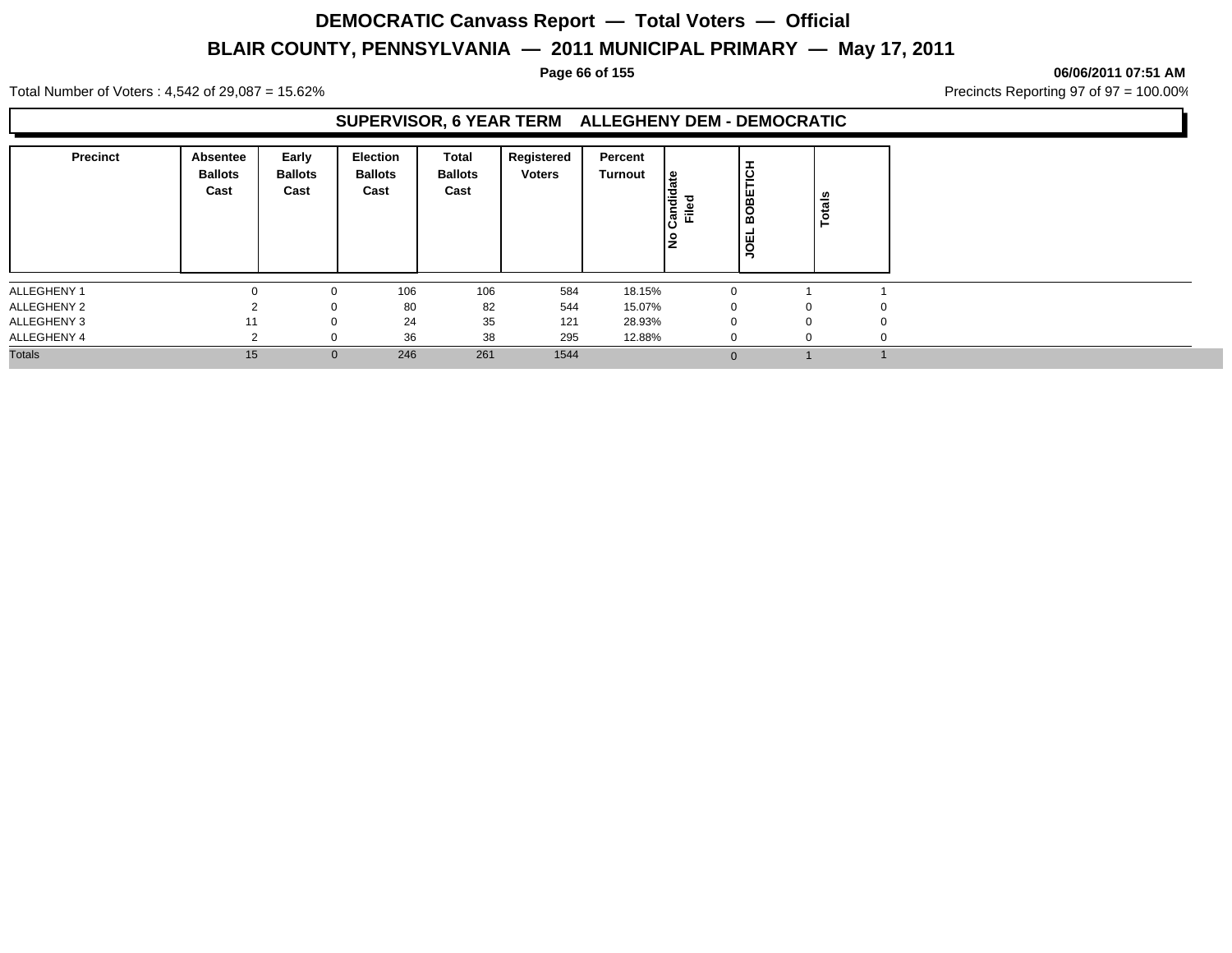# DEMOCRATIC Canvass Report — Total Voters — Official

## BLAIR COUNTY, PENNSYLVANIA — 2011 MUNICIPAL PRIMARY — May 17, 2011

06/06/2011 07:51 AM

Total Number of Voters : 4,542 of 29,087 = 15.62%

Precincts Reporting 97 of 97 = 100.00%

### SUPERVISOR, 6 YEAR TERM ALLEGHENY DEM - DEMOCRATIC

| Precinct | Absentee Ballots Cast | Early Ballots Cast | Election Ballots Cast | Total Ballots Cast | Registered Voters | Percent Turnout | No Candidate Filed | JOEL BOBETICH | Totals |
|---|---|---|---|---|---|---|---|---|---|
| ALLEGHENY 1 | 0 | 0 | 106 | 106 | 584 | 18.15% | 0 | 1 | 1 |
| ALLEGHENY 2 | 2 | 0 | 80 | 82 | 544 | 15.07% | 0 | 0 | 0 |
| ALLEGHENY 3 | 11 | 0 | 24 | 35 | 121 | 28.93% | 0 | 0 | 0 |
| ALLEGHENY 4 | 2 | 0 | 36 | 38 | 295 | 12.88% | 0 | 0 | 0 |
| Totals | 15 | 0 | 246 | 261 | 1544 | | 0 | 1 | 1 |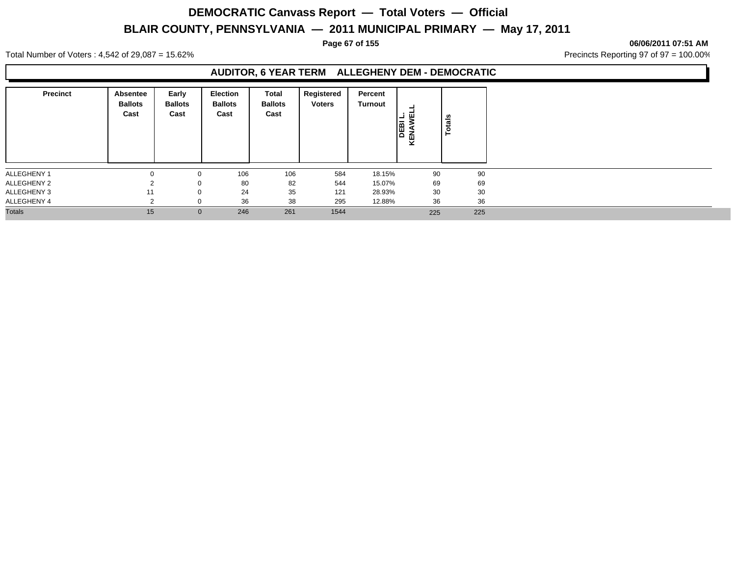# DEMOCRATIC Canvass Report — Total Voters — Official

## BLAIR COUNTY, PENNSYLVANIA — 2011 MUNICIPAL PRIMARY — May 17, 2011

06/06/2011 07:51 AM

Total Number of Voters : 4,542 of 29,087 = 15.62%

Precincts Reporting 97 of 97 = 100.00%

### AUDITOR, 6 YEAR TERM ALLEGHENY DEM - DEMOCRATIC

| Precinct | Absentee Ballots Cast | Early Ballots Cast | Election Ballots Cast | Total Ballots Cast | Registered Voters | Percent Turnout | DEBI L. KENAWELL | Totals |
|---|---|---|---|---|---|---|---|---|
| ALLEGHENY 1 | 0 | 0 | 106 | 106 | 584 | 18.15% | 90 | 90 |
| ALLEGHENY 2 | 2 | 0 | 80 | 82 | 544 | 15.07% | 69 | 69 |
| ALLEGHENY 3 | 11 | 0 | 24 | 35 | 121 | 28.93% | 30 | 30 |
| ALLEGHENY 4 | 2 | 0 | 36 | 38 | 295 | 12.88% | 36 | 36 |
| Totals | 15 | 0 | 246 | 261 | 1544 | | 225 | 225 |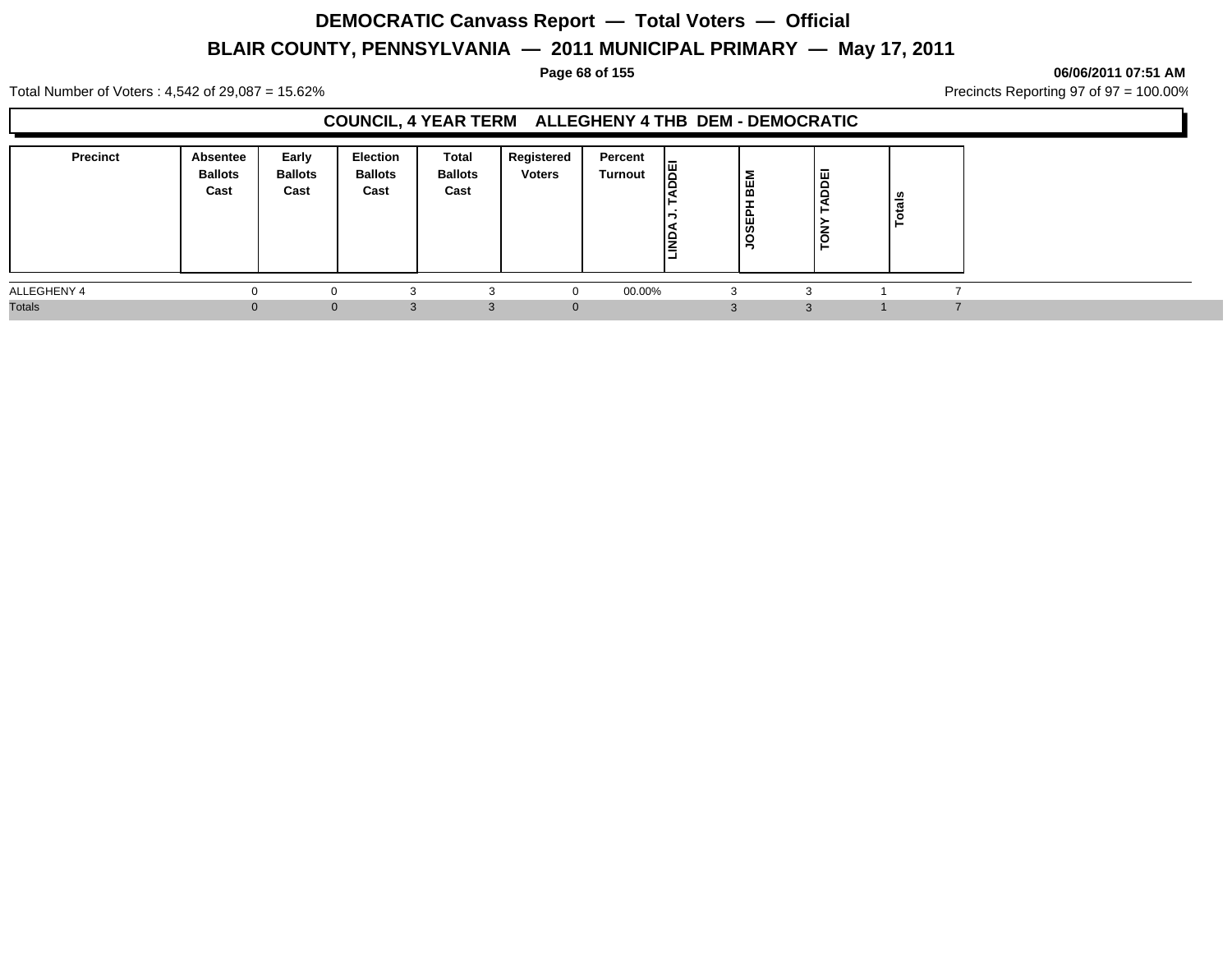# DEMOCRATIC Canvass Report — Total Voters — Official

## BLAIR COUNTY, PENNSYLVANIA — 2011 MUNICIPAL PRIMARY — May 17, 2011

**06/06/2011 07:51 AM**

Total Number of Voters : 4,542 of 29,087 = 15.62%

Precincts Reporting 97 of 97 = 100.00%

### COUNCIL, 4 YEAR TERM ALLEGHENY 4 THB DEM - DEMOCRATIC

| Precinct | Absentee Ballots Cast | Early Ballots Cast | Election Ballots Cast | Total Ballots Cast | Registered Voters | Percent Turnout | LINDA J. TADDEI | JOSEPH BEM | TONY TADDEI | Totals |
|---|---|---|---|---|---|---|---|---|---|---|
| ALLEGHENY 4 | 0 | 0 | 3 | 3 | 0 | 00.00% | 3 | 3 | 1 | 7 |
| Totals | 0 | 0 | 3 | 3 | 0 | | 3 | 3 | 1 | 7 |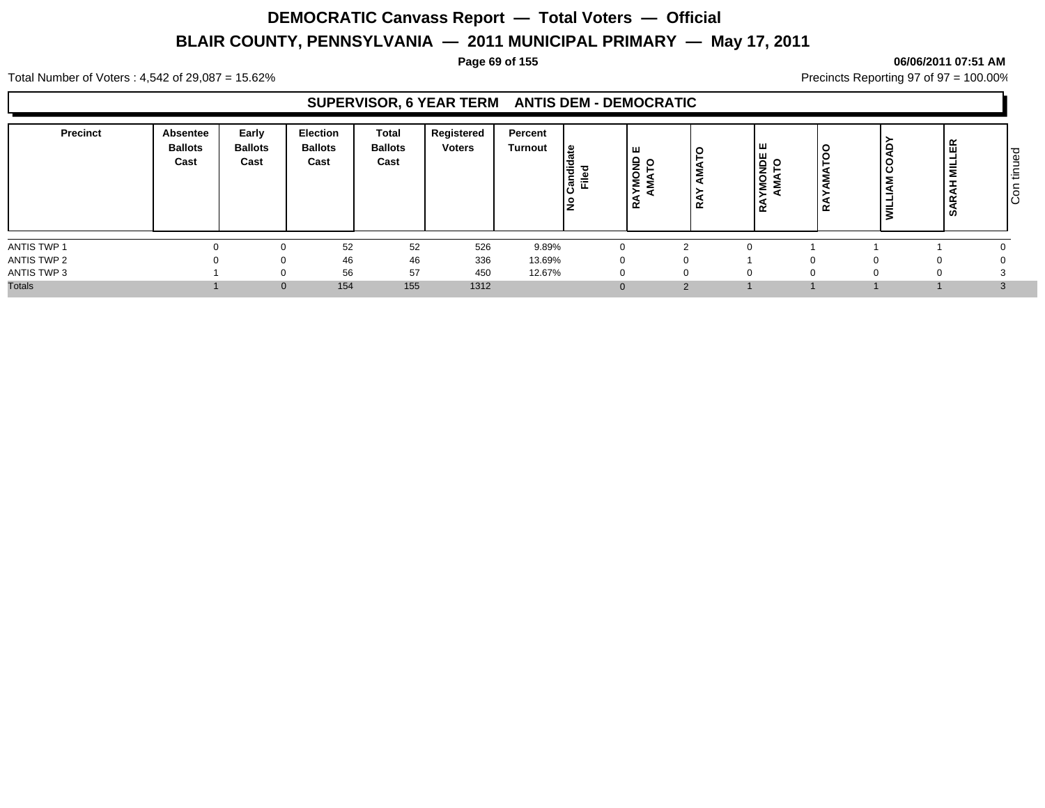# DEMOCRATIC Canvass Report — Total Voters — Official

## BLAIR COUNTY, PENNSYLVANIA — 2011 MUNICIPAL PRIMARY — May 17, 2011

06/06/2011 07:51 AM

Total Number of Voters : 4,542 of 29,087 = 15.62%

Precincts Reporting 97 of 97 = 100.00%

### SUPERVISOR, 6 YEAR TERM ANTIS DEM - DEMOCRATIC

| Precinct | Absentee Ballots Cast | Early Ballots Cast | Election Ballots Cast | Total Ballots Cast | Registered Voters | Percent Turnout | No Candidate Filed | RAYMOND E AMATO | RAY AMATO | RAYMONDE E AMATO | RAYAMATOO | WILLIAM COADY | SARAH MILLER | Con tinued |
|---|---|---|---|---|---|---|---|---|---|---|---|---|---|---|
| ANTIS TWP 1 | 0 | 0 | 52 | 52 | 526 | 9.89% | 0 | 2 | 0 | 1 | 1 | 1 | 0 | |
| ANTIS TWP 2 | 0 | 0 | 46 | 46 | 336 | 13.69% | 0 | 0 | 1 | 0 | 0 | 0 | 0 | |
| ANTIS TWP 3 | 1 | 0 | 56 | 57 | 450 | 12.67% | 0 | 0 | 0 | 0 | 0 | 0 | 3 | |
| Totals | 1 | 0 | 154 | 155 | 1312 | | 0 | 2 | 1 | 1 | 1 | 1 | 3 | |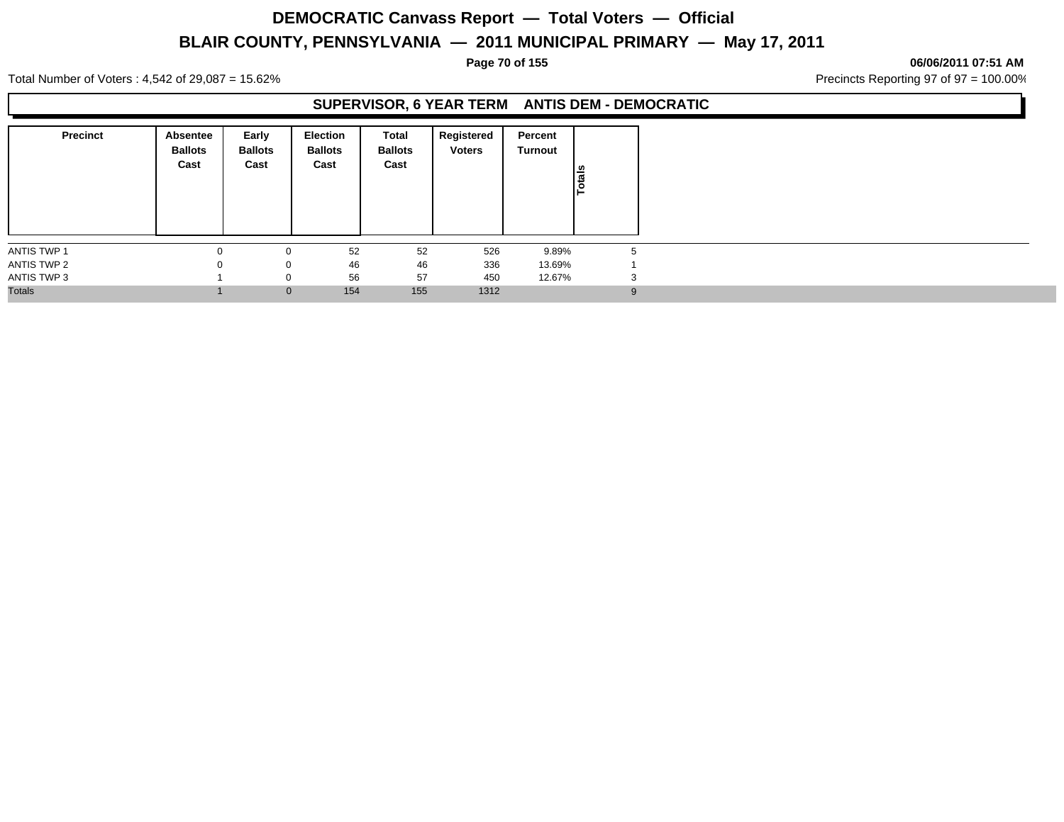# DEMOCRATIC Canvass Report — Total Voters — Official

## BLAIR COUNTY, PENNSYLVANIA — 2011 MUNICIPAL PRIMARY — May 17, 2011

**06/06/2011 07:51 AM**

Total Number of Voters : 4,542 of 29,087 = 15.62%

Precincts Reporting 97 of 97 = 100.00%

### SUPERVISOR, 6 YEAR TERM ANTIS DEM - DEMOCRATIC

| Precinct | Absentee Ballots Cast | Early Ballots Cast | Election Ballots Cast | Total Ballots Cast | Registered Voters | Percent Turnout | Totals |
|---|---|---|---|---|---|---|---|
| ANTIS TWP 1 | 0 | 0 | 52 | 52 | 526 | 9.89% | 5 |
| ANTIS TWP 2 | 0 | 0 | 46 | 46 | 336 | 13.69% | 1 |
| ANTIS TWP 3 | 1 | 0 | 56 | 57 | 450 | 12.67% | 3 |
| Totals | 1 | 0 | 154 | 155 | 1312 | | 9 |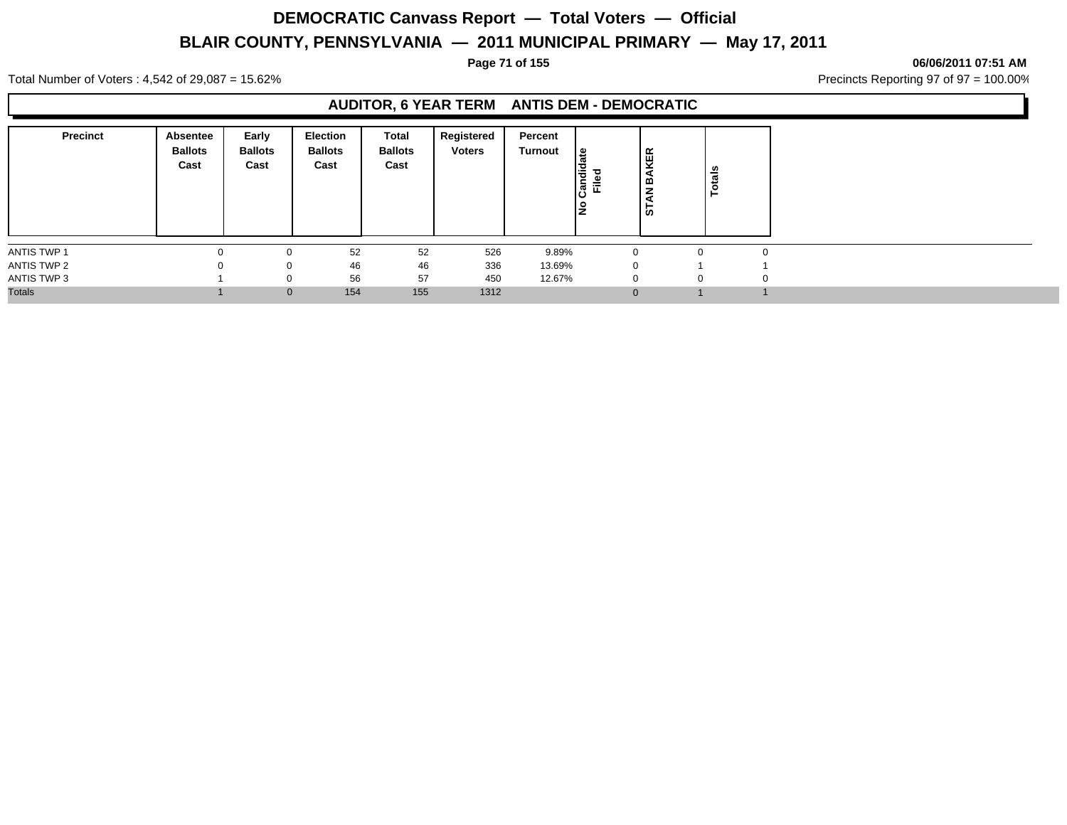# DEMOCRATIC Canvass Report — Total Voters — Official

## BLAIR COUNTY, PENNSYLVANIA — 2011 MUNICIPAL PRIMARY — May 17, 2011

06/06/2011 07:51 AM

Total Number of Voters : 4,542 of 29,087 = 15.62%

Precincts Reporting 97 of 97 = 100.00%

### AUDITOR, 6 YEAR TERM ANTIS DEM - DEMOCRATIC

| Precinct | Absentee Ballots Cast | Early Ballots Cast | Election Ballots Cast | Total Ballots Cast | Registered Voters | Percent Turnout | No Candidate Filed | STAN BAKER | Totals |
|---|---|---|---|---|---|---|---|---|---|
| ANTIS TWP 1 | 0 | 0 | 52 | 52 | 526 | 9.89% | 0 | 0 | 0 |
| ANTIS TWP 2 | 0 | 0 | 46 | 46 | 336 | 13.69% | 0 | 1 | 1 |
| ANTIS TWP 3 | 1 | 0 | 56 | 57 | 450 | 12.67% | 0 | 0 | 0 |
| Totals | 1 | 0 | 154 | 155 | 1312 | | 0 | 1 | 1 |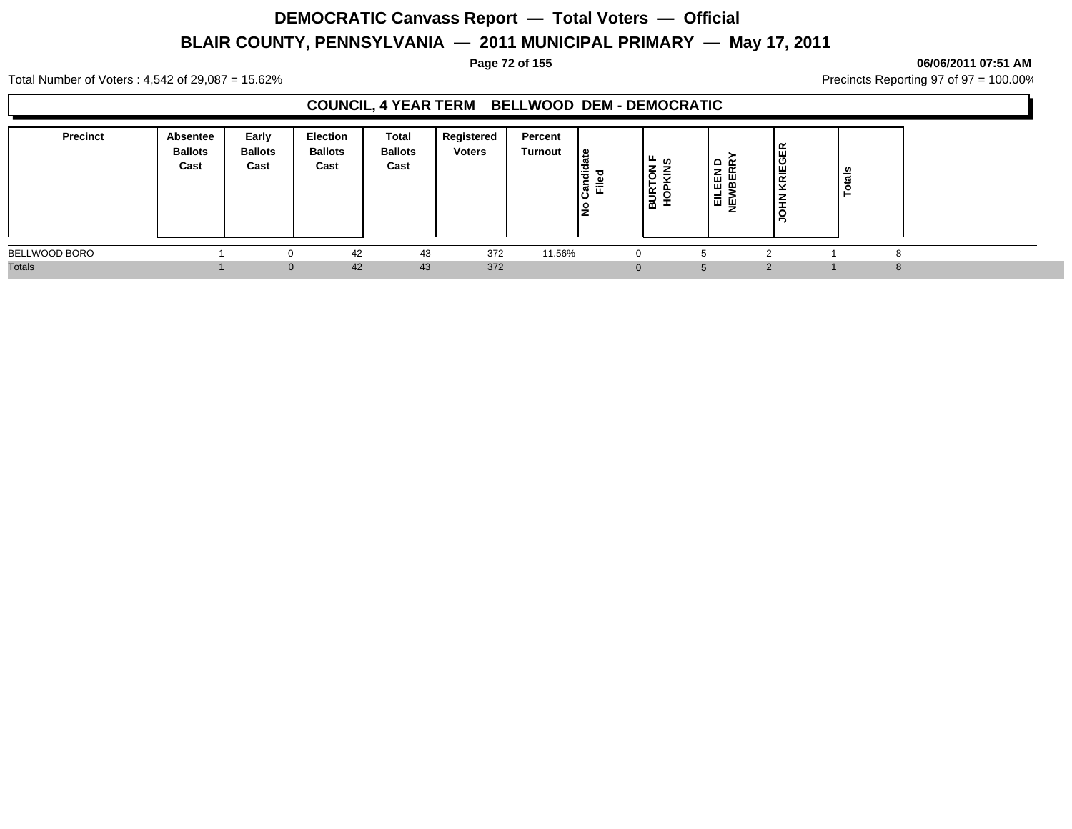# DEMOCRATIC Canvass Report — Total Voters — Official

## BLAIR COUNTY, PENNSYLVANIA — 2011 MUNICIPAL PRIMARY — May 17, 2011

06/06/2011 07:51 AM

Total Number of Voters : 4,542 of 29,087 = 15.62%

Precincts Reporting 97 of 97 = 100.00%

### COUNCIL, 4 YEAR TERM BELLWOOD DEM - DEMOCRATIC

| Precinct | Absentee Ballots Cast | Early Ballots Cast | Election Ballots Cast | Total Ballots Cast | Registered Voters | Percent Turnout | No Candidate Filed | BURTON F HOPKINS | EILEEN D NEWBERRY | JOHN KRIEGER | Totals |
|---|---|---|---|---|---|---|---|---|---|---|---|
| BELLWOOD BORO | 1 | 0 | 42 | 43 | 372 | 11.56% | 0 | 5 | 2 | 1 | 8 |
| Totals | 1 | 0 | 42 | 43 | 372 | | 0 | 5 | 2 | 1 | 8 |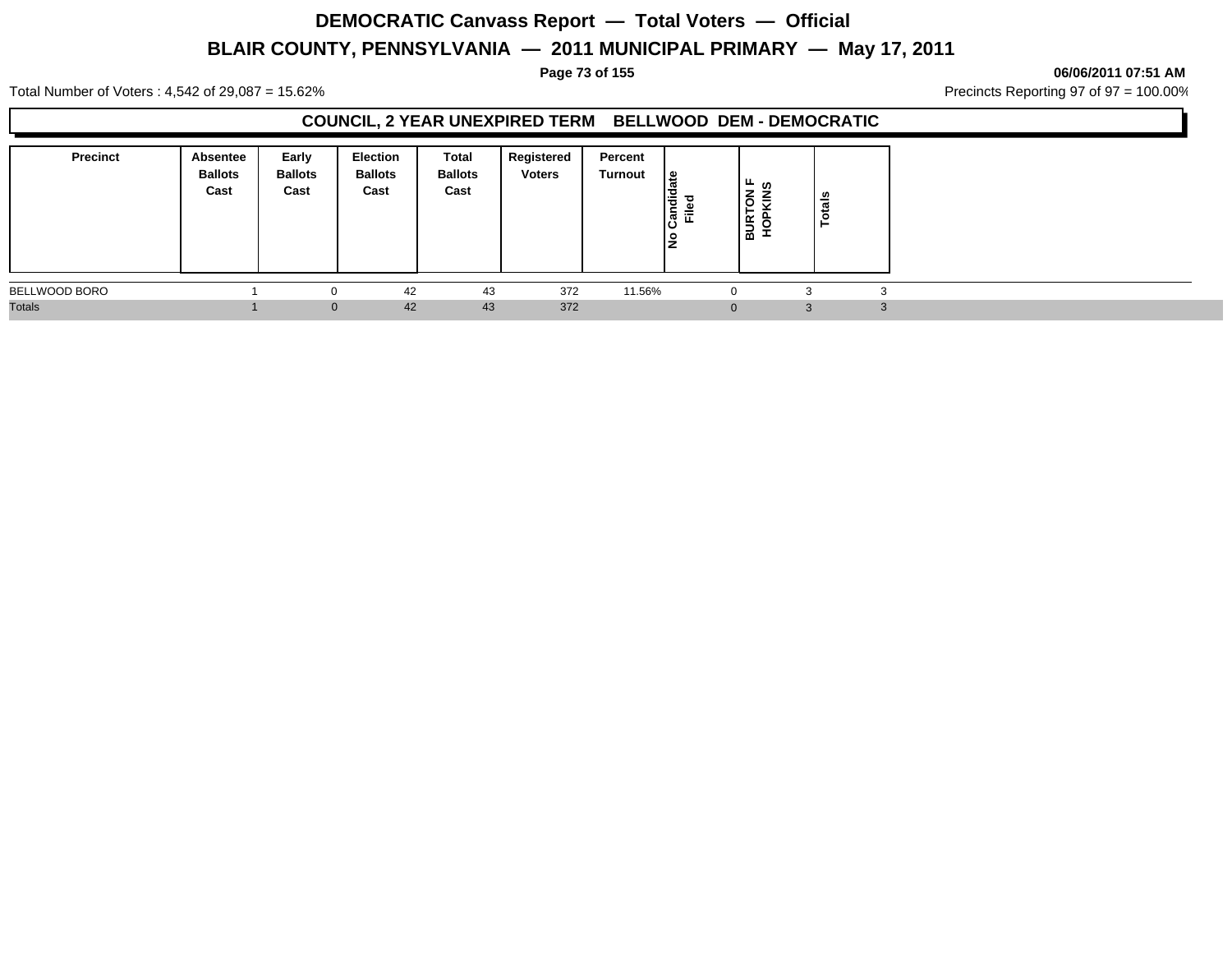# DEMOCRATIC Canvass Report — Total Voters — Official

## BLAIR COUNTY, PENNSYLVANIA — 2011 MUNICIPAL PRIMARY — May 17, 2011

**06/06/2011 07:51 AM**

Total Number of Voters : 4,542 of 29,087 = 15.62%

Precincts Reporting 97 of 97 = 100.00%

### COUNCIL, 2 YEAR UNEXPIRED TERM BELLWOOD DEM - DEMOCRATIC

| Precinct | Absentee Ballots Cast | Early Ballots Cast | Election Ballots Cast | Total Ballots Cast | Registered Voters | Percent Turnout | No Candidate Filed | BURTON F HOPKINS | Totals |
|---|---|---|---|---|---|---|---|---|---|
| BELLWOOD BORO | 1 | 0 | 42 | 43 | 372 | 11.56% | 0 | 3 | 3 |
| Totals | 1 | 0 | 42 | 43 | 372 | | 0 | 3 | 3 |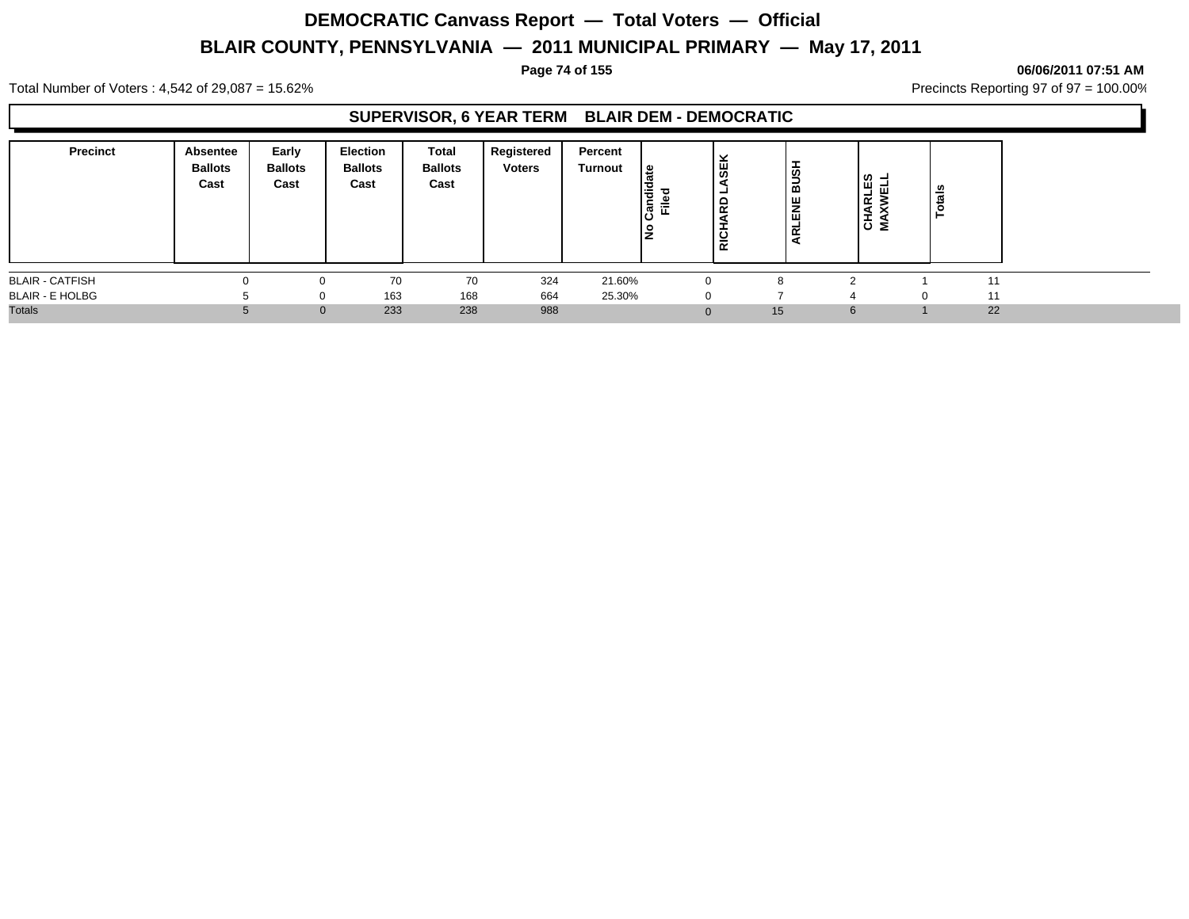# DEMOCRATIC Canvass Report — Total Voters — Official

## BLAIR COUNTY, PENNSYLVANIA — 2011 MUNICIPAL PRIMARY — May 17, 2011

06/06/2011 07:51 AM

Total Number of Voters : 4,542 of 29,087 = 15.62%

Precincts Reporting 97 of 97 = 100.00%

### SUPERVISOR, 6 YEAR TERM BLAIR DEM - DEMOCRATIC

| Precinct | Absentee Ballots Cast | Early Ballots Cast | Election Ballots Cast | Total Ballots Cast | Registered Voters | Percent Turnout | No Candidate Filed | RICHARD LASEK | ARLENE BUSH | CHARLES MAXWELL | Totals |
|---|---|---|---|---|---|---|---|---|---|---|---|
| BLAIR - CATFISH | 0 | 0 | 70 | 70 | 324 | 21.60% | 0 | 8 | 2 | 1 | 11 |
| BLAIR - E HOLBG | 5 | 0 | 163 | 168 | 664 | 25.30% | 0 | 7 | 4 | 0 | 11 |
| Totals | 5 | 0 | 233 | 238 | 988 | | 0 | 15 | 6 | 1 | 22 |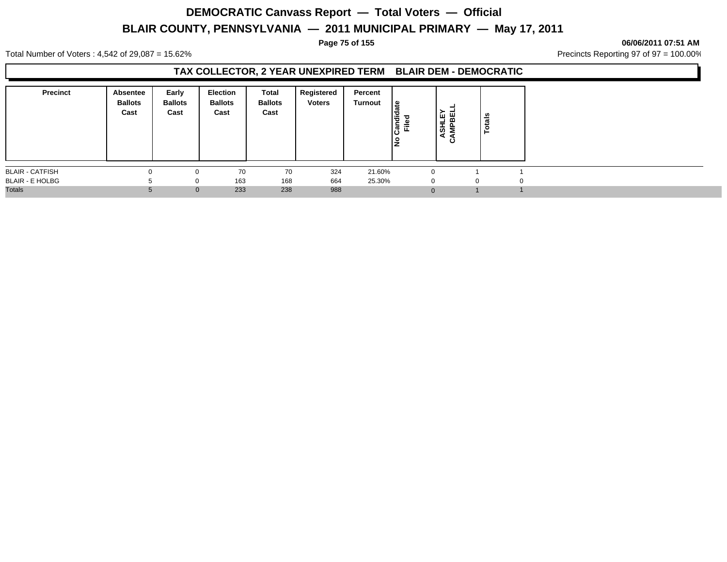# DEMOCRATIC Canvass Report — Total Voters — Official

## BLAIR COUNTY, PENNSYLVANIA — 2011 MUNICIPAL PRIMARY — May 17, 2011

06/06/2011 07:51 AM

Total Number of Voters : 4,542 of 29,087 = 15.62%

Precincts Reporting 97 of 97 = 100.00%

### TAX COLLECTOR, 2 YEAR UNEXPIRED TERM BLAIR DEM - DEMOCRATIC

| Precinct | Absentee Ballots Cast | Early Ballots Cast | Election Ballots Cast | Total Ballots Cast | Registered Voters | Percent Turnout | No Candidate Filed | ASHLEY CAMPBELL | Totals |
|---|---|---|---|---|---|---|---|---|---|
| BLAIR - CATFISH | 0 | 0 | 70 | 70 | 324 | 21.60% | 0 | 1 | 1 |
| BLAIR - E HOLBG | 5 | 0 | 163 | 168 | 664 | 25.30% | 0 | 0 | 0 |
| Totals | 5 | 0 | 233 | 238 | 988 | | 0 | 1 | 1 |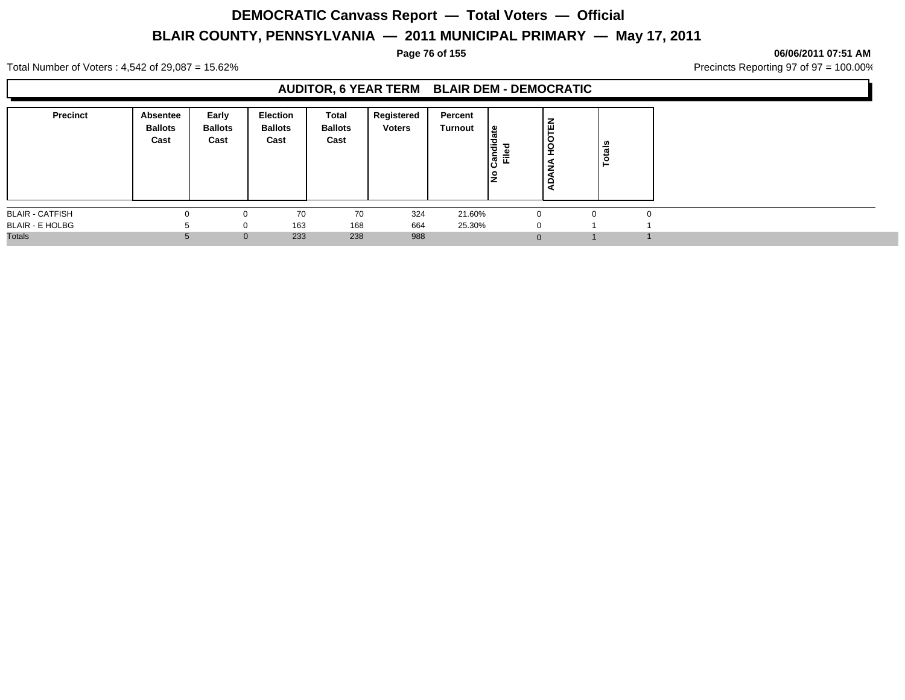# DEMOCRATIC Canvass Report — Total Voters — Official

## BLAIR COUNTY, PENNSYLVANIA — 2011 MUNICIPAL PRIMARY — May 17, 2011

**06/06/2011 07:51 AM**

Total Number of Voters : 4,542 of 29,087 = 15.62%

Precincts Reporting 97 of 97 = 100.00%

### AUDITOR, 6 YEAR TERM BLAIR DEM - DEMOCRATIC

| Precinct | Absentee Ballots Cast | Early Ballots Cast | Election Ballots Cast | Total Ballots Cast | Registered Voters | Percent Turnout | No Candidate Filed | ADANA HOOTEN | Totals |
|---|---|---|---|---|---|---|---|---|---|
| BLAIR - CATFISH | 0 | 0 | 70 | 70 | 324 | 21.60% | 0 | 0 | 0 |
| BLAIR - E HOLBG | 5 | 0 | 163 | 168 | 664 | 25.30% | 0 | 1 | 1 |
| Totals | 5 | 0 | 233 | 238 | 988 | | 0 | 1 | 1 |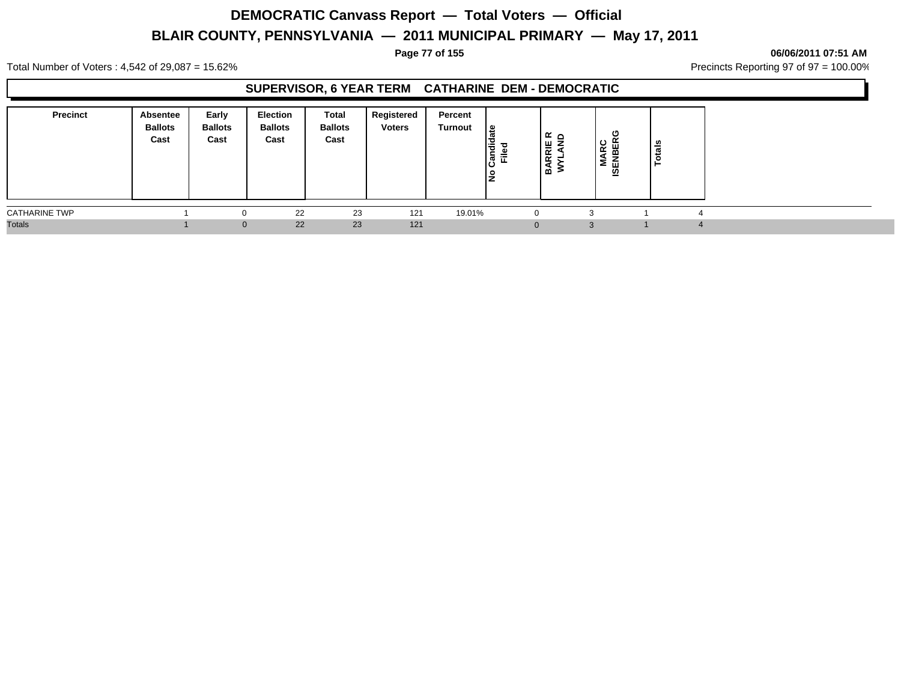# DEMOCRATIC Canvass Report — Total Voters — Official

## BLAIR COUNTY, PENNSYLVANIA — 2011 MUNICIPAL PRIMARY — May 17, 2011

06/06/2011 07:51 AM

Total Number of Voters : 4,542 of 29,087 = 15.62%

Precincts Reporting 97 of 97 = 100.00%

### SUPERVISOR, 6 YEAR TERM CATHARINE DEM - DEMOCRATIC

| Precinct | Absentee Ballots Cast | Early Ballots Cast | Election Ballots Cast | Total Ballots Cast | Registered Voters | Percent Turnout | No Candidate Filed | BARRIE R WYLAND | MARC ISENBERG | Totals |
|---|---|---|---|---|---|---|---|---|---|---|
| CATHARINE TWP | 1 | 0 | 22 | 23 | 121 | 19.01% | 0 | 3 | 1 | 4 |
| Totals | 1 | 0 | 22 | 23 | 121 | | 0 | 3 | 1 | 4 |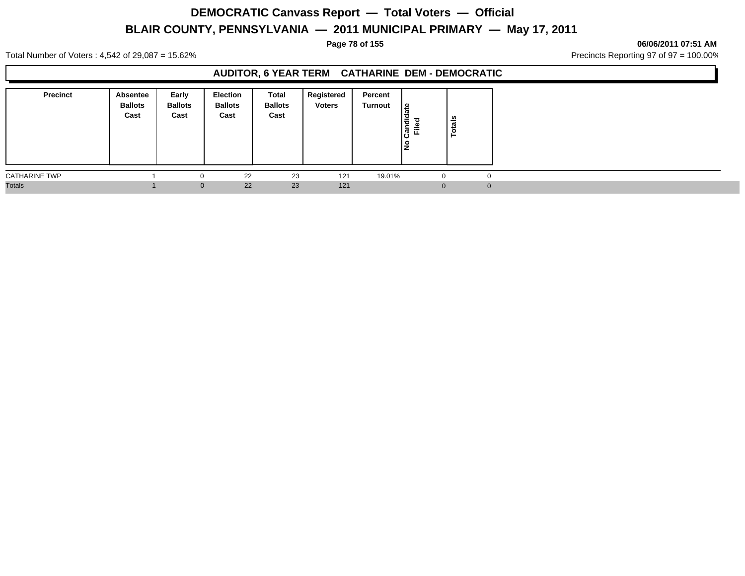# DEMOCRATIC Canvass Report — Total Voters — Official

## BLAIR COUNTY, PENNSYLVANIA — 2011 MUNICIPAL PRIMARY — May 17, 2011

**06/06/2011 07:51 AM**

Total Number of Voters : 4,542 of 29,087 = 15.62%

Precincts Reporting 97 of 97 = 100.00%

### AUDITOR, 6 YEAR TERM CATHARINE DEM - DEMOCRATIC

| Precinct | Absentee Ballots Cast | Early Ballots Cast | Election Ballots Cast | Total Ballots Cast | Registered Voters | Percent Turnout | No Candidate Filed | Totals |
|---|---|---|---|---|---|---|---|---|
| CATHARINE TWP | 1 | 0 | 22 | 23 | 121 | 19.01% | 0 | 0 |
| Totals | 1 | 0 | 22 | 23 | 121 | | 0 | 0 |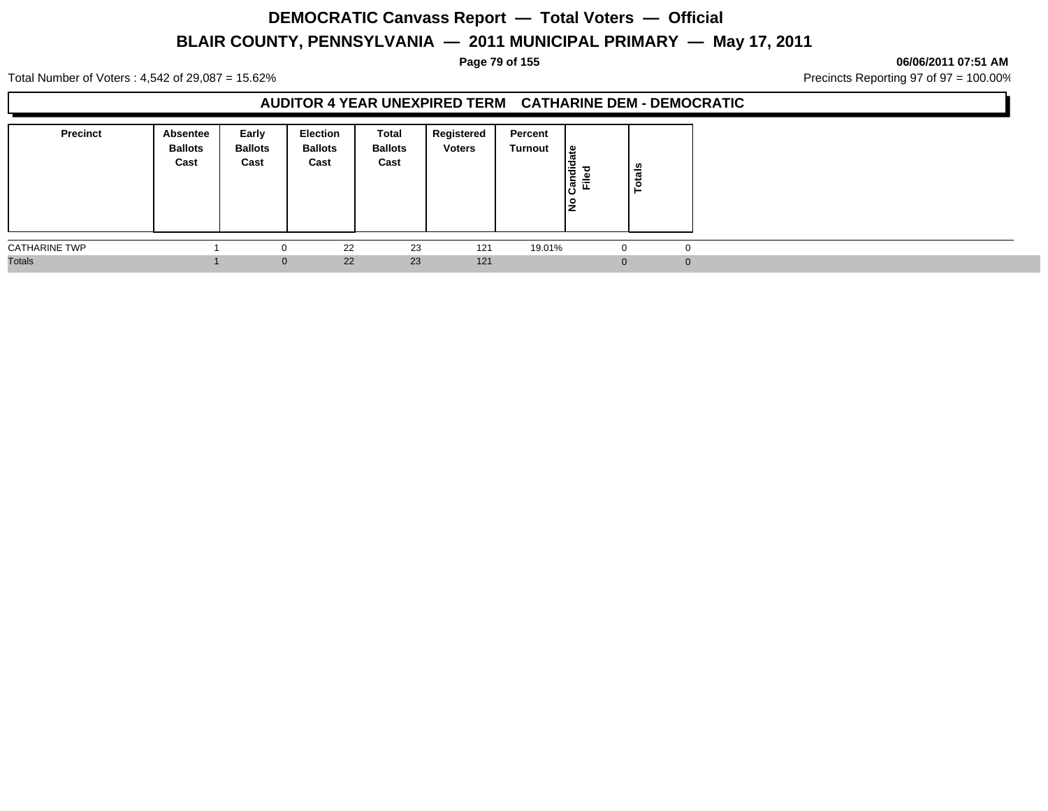# DEMOCRATIC Canvass Report — Total Voters — Official

## BLAIR COUNTY, PENNSYLVANIA — 2011 MUNICIPAL PRIMARY — May 17, 2011

**06/06/2011 07:51 AM**

Total Number of Voters : 4,542 of 29,087 = 15.62%

Precincts Reporting 97 of 97 = 100.00%

### AUDITOR 4 YEAR UNEXPIRED TERM CATHARINE DEM - DEMOCRATIC

| Precinct | Absentee Ballots Cast | Early Ballots Cast | Election Ballots Cast | Total Ballots Cast | Registered Voters | Percent Turnout | No Candidate Filed | Totals |
|---|---|---|---|---|---|---|---|---|
| CATHARINE TWP | 1 | 0 | 22 | 23 | 121 | 19.01% | 0 | 0 |
| Totals | 1 | 0 | 22 | 23 | 121 | | 0 | 0 |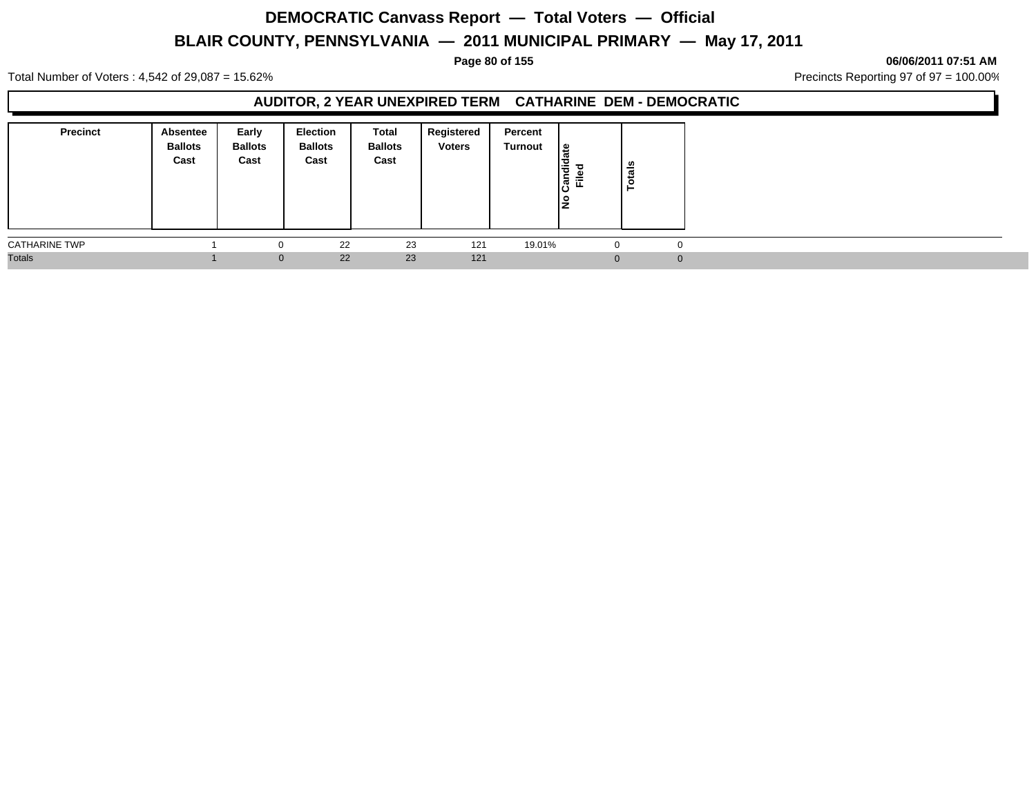# DEMOCRATIC Canvass Report — Total Voters — Official

## BLAIR COUNTY, PENNSYLVANIA — 2011 MUNICIPAL PRIMARY — May 17, 2011

**06/06/2011 07:51 AM**

Total Number of Voters : 4,542 of 29,087 = 15.62%

Precincts Reporting 97 of 97 = 100.00%

### AUDITOR, 2 YEAR UNEXPIRED TERM CATHARINE DEM - DEMOCRATIC

| Precinct | Absentee Ballots Cast | Early Ballots Cast | Election Ballots Cast | Total Ballots Cast | Registered Voters | Percent Turnout | No Candidate Filed | Totals |
|---|---|---|---|---|---|---|---|---|
| CATHARINE TWP | 1 | 0 | 22 | 23 | 121 | 19.01% | 0 | 0 |
| Totals | 1 | 0 | 22 | 23 | 121 | | 0 | 0 |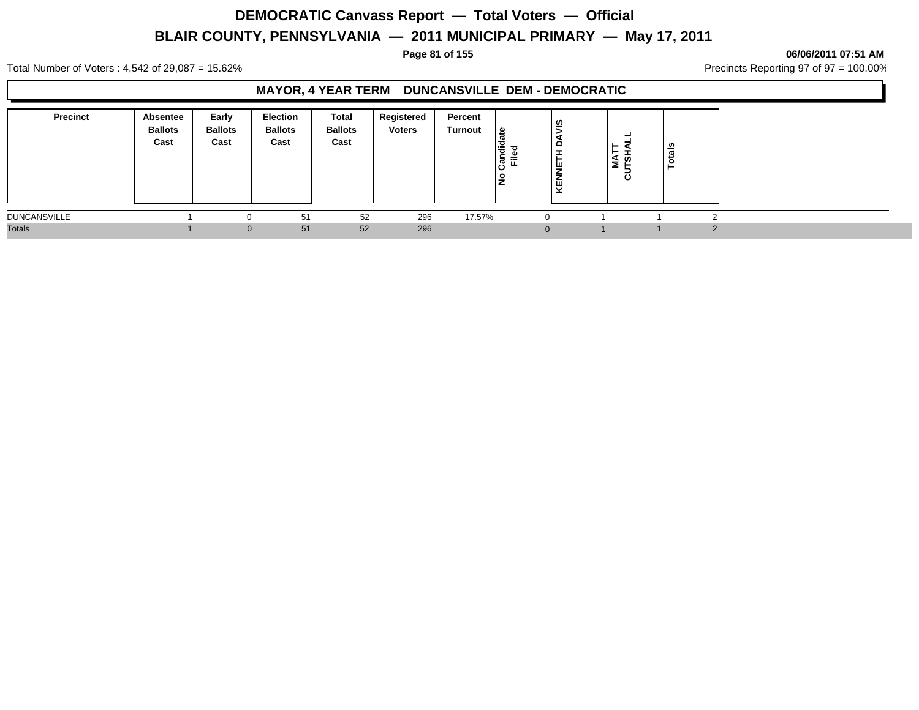# DEMOCRATIC Canvass Report — Total Voters — Official

## BLAIR COUNTY, PENNSYLVANIA — 2011 MUNICIPAL PRIMARY — May 17, 2011

06/06/2011 07:51 AM

Total Number of Voters : 4,542 of 29,087 = 15.62%

Precincts Reporting 97 of 97 = 100.00%

### MAYOR, 4 YEAR TERM DUNCANSVILLE DEM - DEMOCRATIC

| Precinct | Absentee Ballots Cast | Early Ballots Cast | Election Ballots Cast | Total Ballots Cast | Registered Voters | Percent Turnout | No Candidate Filed | KENNETH DAVIS | MATT CUTSHALL | Totals |
|---|---|---|---|---|---|---|---|---|---|---|
| DUNCANSVILLE | 1 | 0 | 51 | 52 | 296 | 17.57% | 0 | 1 | 1 | 2 |
| Totals | 1 | 0 | 51 | 52 | 296 | | 0 | 1 | 1 | 2 |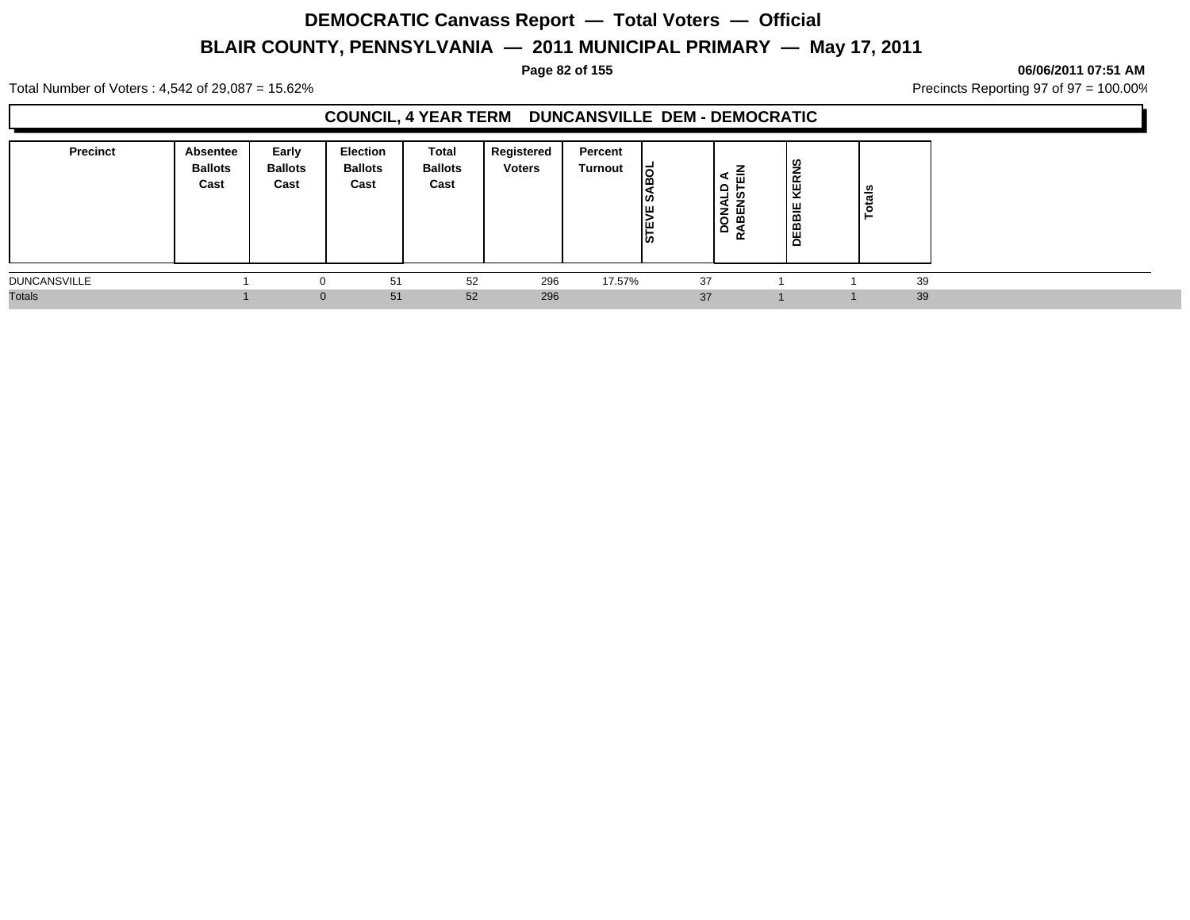# DEMOCRATIC Canvass Report — Total Voters — Official

## BLAIR COUNTY, PENNSYLVANIA — 2011 MUNICIPAL PRIMARY — May 17, 2011

**06/06/2011 07:51 AM**

Total Number of Voters : 4,542 of 29,087 = 15.62%

Precincts Reporting 97 of 97 = 100.00%

### COUNCIL, 4 YEAR TERM DUNCANSVILLE DEM - DEMOCRATIC

| Precinct | Absentee Ballots Cast | Early Ballots Cast | Election Ballots Cast | Total Ballots Cast | Registered Voters | Percent Turnout | STEVE SABOL | DONALD A RABENSTEIN | DEBBIE KERNS | Totals |
|---|---|---|---|---|---|---|---|---|---|---|
| DUNCANSVILLE | 1 | 0 | 51 | 52 | 296 | 17.57% | 37 | 1 | 1 | 39 |
| Totals | 1 | 0 | 51 | 52 | 296 | | 37 | 1 | 1 | 39 |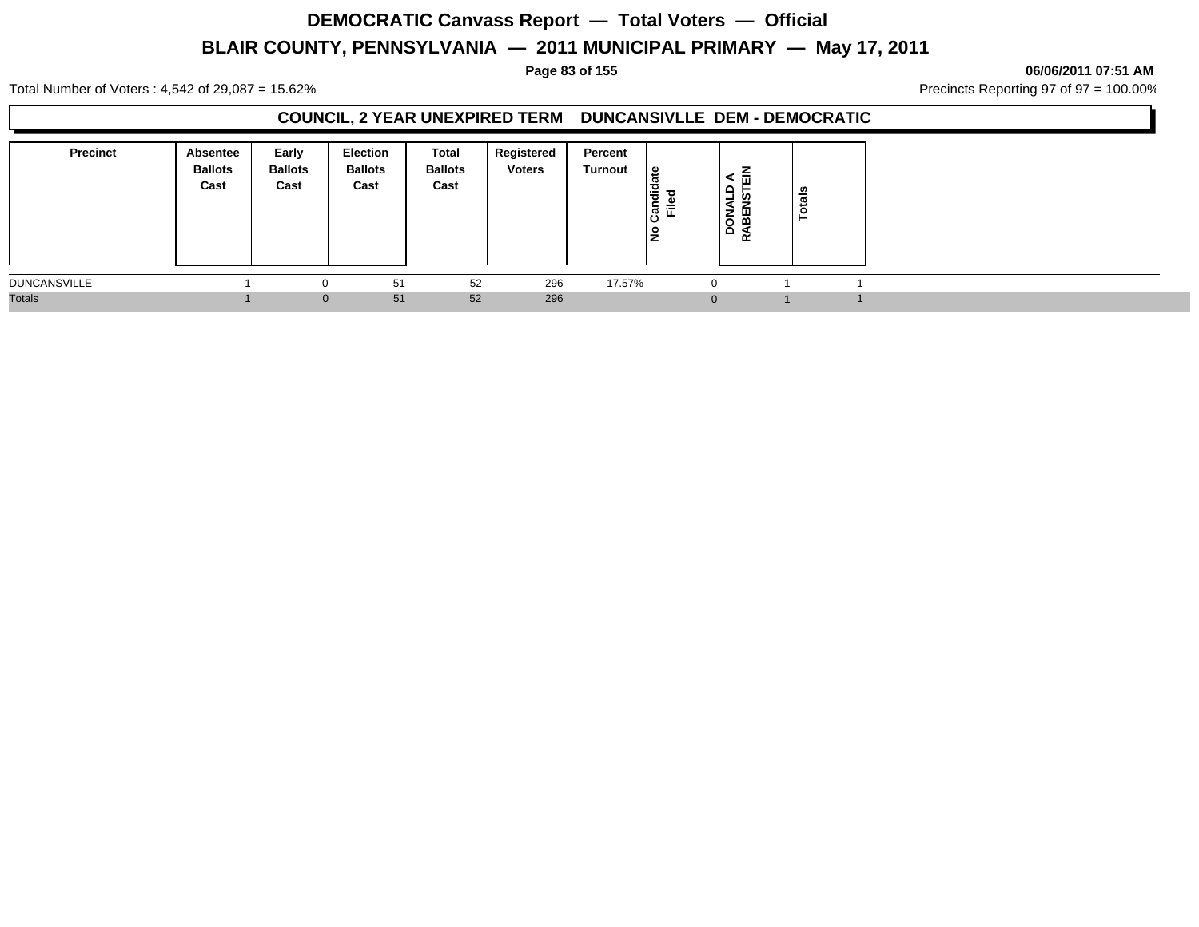# DEMOCRATIC Canvass Report — Total Voters — Official

## BLAIR COUNTY, PENNSYLVANIA — 2011 MUNICIPAL PRIMARY — May 17, 2011

**06/06/2011 07:51 AM**

Total Number of Voters : 4,542 of 29,087 = 15.62%

Precincts Reporting 97 of 97 = 100.00%

### COUNCIL, 2 YEAR UNEXPIRED TERM DUNCANSIVLLE DEM - DEMOCRATIC

| Precinct | Absentee Ballots Cast | Early Ballots Cast | Election Ballots Cast | Total Ballots Cast | Registered Voters | Percent Turnout | No Candidate Filed | DONALD A RABENSTEIN | Totals |
|---|---|---|---|---|---|---|---|---|---|
| DUNCANSVILLE | 1 | 0 | 51 | 52 | 296 | 17.57% | 0 | 1 | 1 |
| Totals | 1 | 0 | 51 | 52 | 296 | | 0 | 1 | 1 |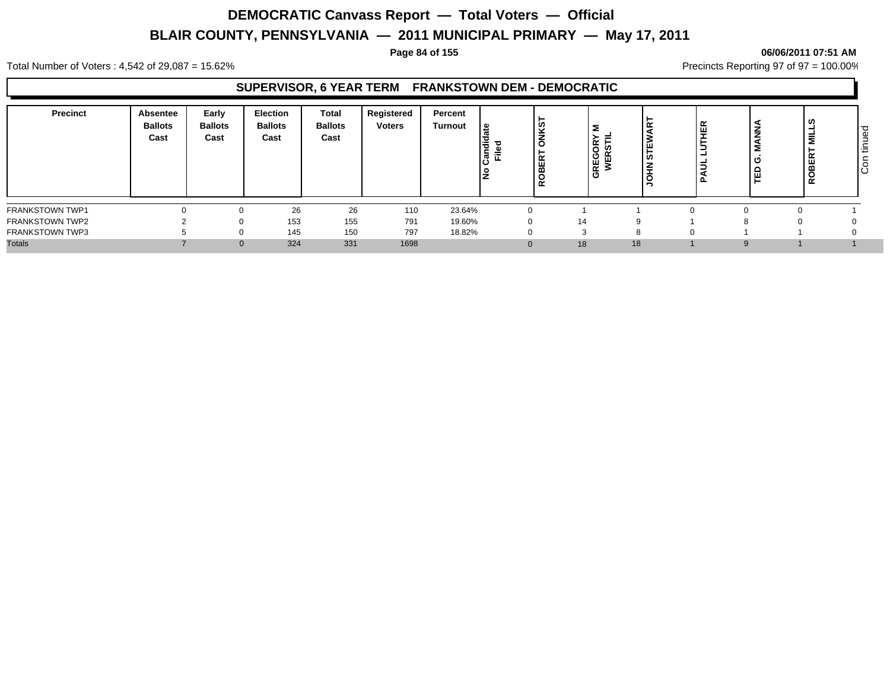# DEMOCRATIC Canvass Report — Total Voters — Official

## BLAIR COUNTY, PENNSYLVANIA — 2011 MUNICIPAL PRIMARY — May 17, 2011

06/06/2011 07:51 AM

Total Number of Voters : 4,542 of 29,087 = 15.62%

Precincts Reporting 97 of 97 = 100.00%

### SUPERVISOR, 6 YEAR TERM FRANKSTOWN DEM - DEMOCRATIC

| Precinct | Absentee Ballots Cast | Early Ballots Cast | Election Ballots Cast | Total Ballots Cast | Registered Voters | Percent Turnout | No Candidate Filed | ROBERT ONKST | GREGORY M WERSTIL | JOHN STEWART | PAUL LUTHER | TED G. MANNA | ROBERT MILLS | Con tinued |
|---|---|---|---|---|---|---|---|---|---|---|---|---|---|---|
| FRANKSTOWN TWP1 | 0 | 0 | 26 | 26 | 110 | 23.64% | 0 | 1 | 1 | 0 | 0 | 0 | 1 | |
| FRANKSTOWN TWP2 | 2 | 0 | 153 | 155 | 791 | 19.60% | 0 | 14 | 9 | 1 | 8 | 0 | 0 | |
| FRANKSTOWN TWP3 | 5 | 0 | 145 | 150 | 797 | 18.82% | 0 | 3 | 8 | 0 | 1 | 1 | 0 | |
| Totals | 7 | 0 | 324 | 331 | 1698 | | 0 | 18 | 18 | 1 | 9 | 1 | 1 | |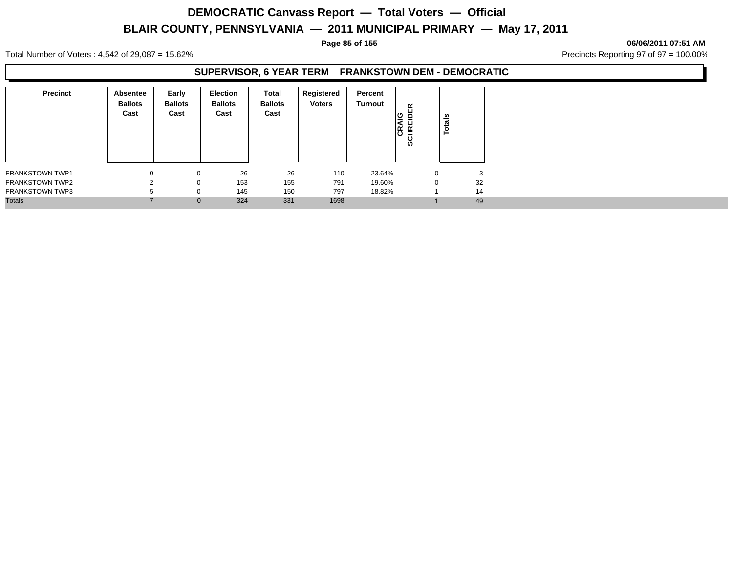# DEMOCRATIC Canvass Report — Total Voters — Official

# BLAIR COUNTY, PENNSYLVANIA — 2011 MUNICIPAL PRIMARY — May 17, 2011

06/06/2011 07:51 AM

Total Number of Voters : 4,542 of 29,087 = 15.62%

Precincts Reporting 97 of 97 = 100.00%

## SUPERVISOR, 6 YEAR TERM FRANKSTOWN DEM - DEMOCRATIC

| Precinct | Absentee Ballots Cast | Early Ballots Cast | Election Ballots Cast | Total Ballots Cast | Registered Voters | Percent Turnout | CRAIG SCHREIBER | Totals |
|---|---|---|---|---|---|---|---|---|
| FRANKSTOWN TWP1 | 0 | 0 | 26 | 26 | 110 | 23.64% | 0 | 3 |
| FRANKSTOWN TWP2 | 2 | 0 | 153 | 155 | 791 | 19.60% | 0 | 32 |
| FRANKSTOWN TWP3 | 5 | 0 | 145 | 150 | 797 | 18.82% | 1 | 14 |
| Totals | 7 | 0 | 324 | 331 | 1698 | | 1 | 49 |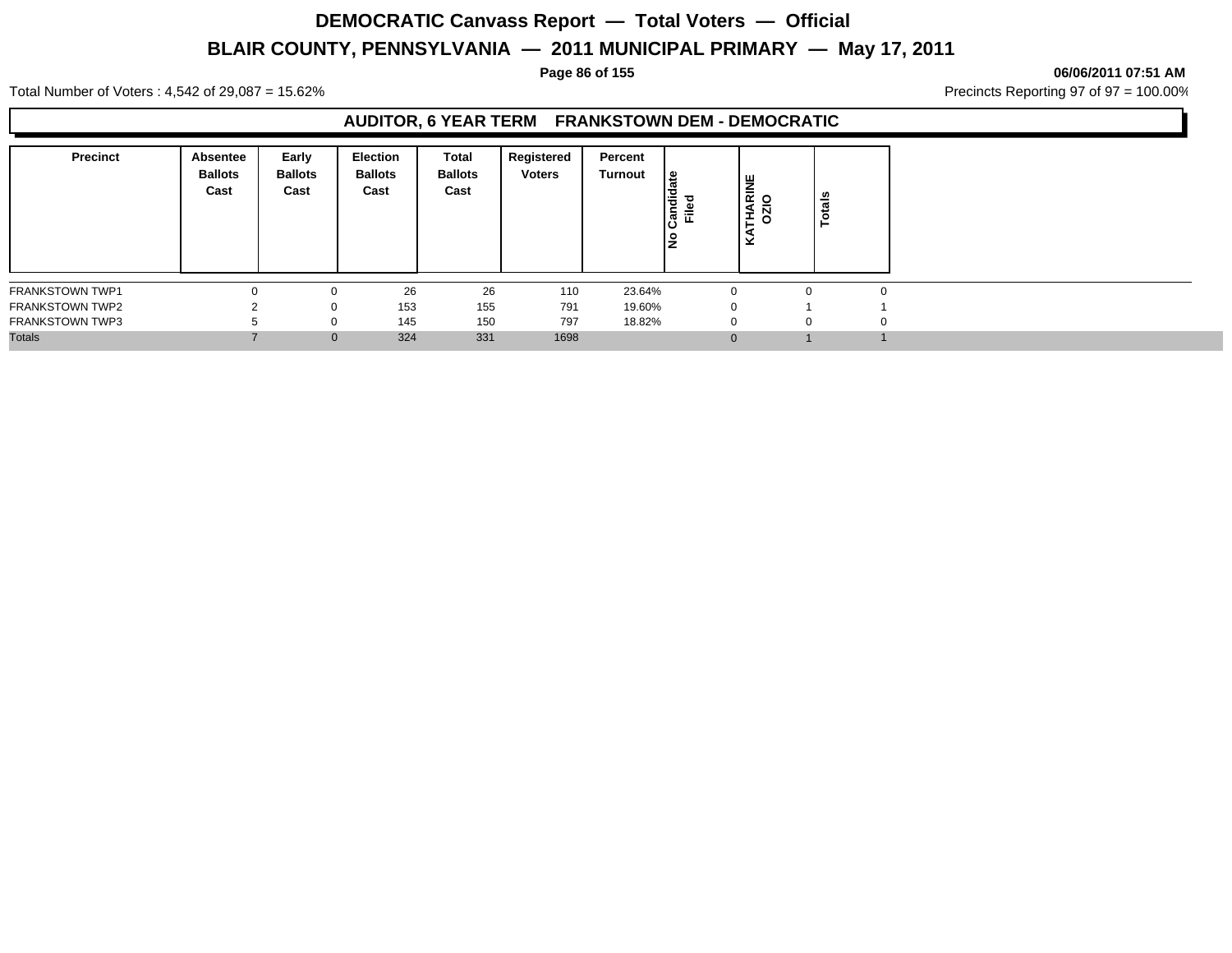# DEMOCRATIC Canvass Report — Total Voters — Official

## BLAIR COUNTY, PENNSYLVANIA — 2011 MUNICIPAL PRIMARY — May 17, 2011

**06/06/2011 07:51 AM**

Total Number of Voters : 4,542 of 29,087 = 15.62%

Precincts Reporting 97 of 97 = 100.00%

### AUDITOR, 6 YEAR TERM FRANKSTOWN DEM - DEMOCRATIC

| Precinct | Absentee Ballots Cast | Early Ballots Cast | Election Ballots Cast | Total Ballots Cast | Registered Voters | Percent Turnout | No Candidate Filed | KATHARINE OZIO | Totals |
|---|---|---|---|---|---|---|---|---|---|
| FRANKSTOWN TWP1 | 0 | 0 | 26 | 26 | 110 | 23.64% | 0 | 0 | 0 |
| FRANKSTOWN TWP2 | 2 | 0 | 153 | 155 | 791 | 19.60% | 0 | 1 | 1 |
| FRANKSTOWN TWP3 | 5 | 0 | 145 | 150 | 797 | 18.82% | 0 | 0 | 0 |
| Totals | 7 | 0 | 324 | 331 | 1698 | | 0 | 1 | 1 |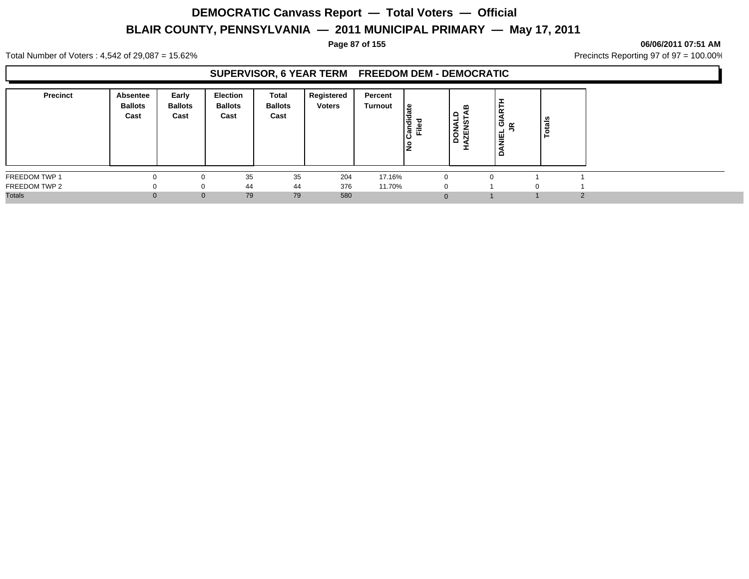# DEMOCRATIC Canvass Report — Total Voters — Official

## BLAIR COUNTY, PENNSYLVANIA — 2011 MUNICIPAL PRIMARY — May 17, 2011

06/06/2011 07:51 AM

Total Number of Voters : 4,542 of 29,087 = 15.62%

Precincts Reporting 97 of 97 = 100.00%

### SUPERVISOR, 6 YEAR TERM FREEDOM DEM - DEMOCRATIC

| Precinct | Absentee Ballots Cast | Early Ballots Cast | Election Ballots Cast | Total Ballots Cast | Registered Voters | Percent Turnout | No Candidate Filed | DONALD HAZENSTAB | DANIEL GIARTH JR | Totals |
|---|---|---|---|---|---|---|---|---|---|---|
| FREEDOM TWP 1 | 0 | 0 | 35 | 35 | 204 | 17.16% | 0 | 0 | 1 | 1 |
| FREEDOM TWP 2 | 0 | 0 | 44 | 44 | 376 | 11.70% | 0 | 1 | 0 | 1 |
| Totals | 0 | 0 | 79 | 79 | 580 | | 0 | 1 | 1 | 2 |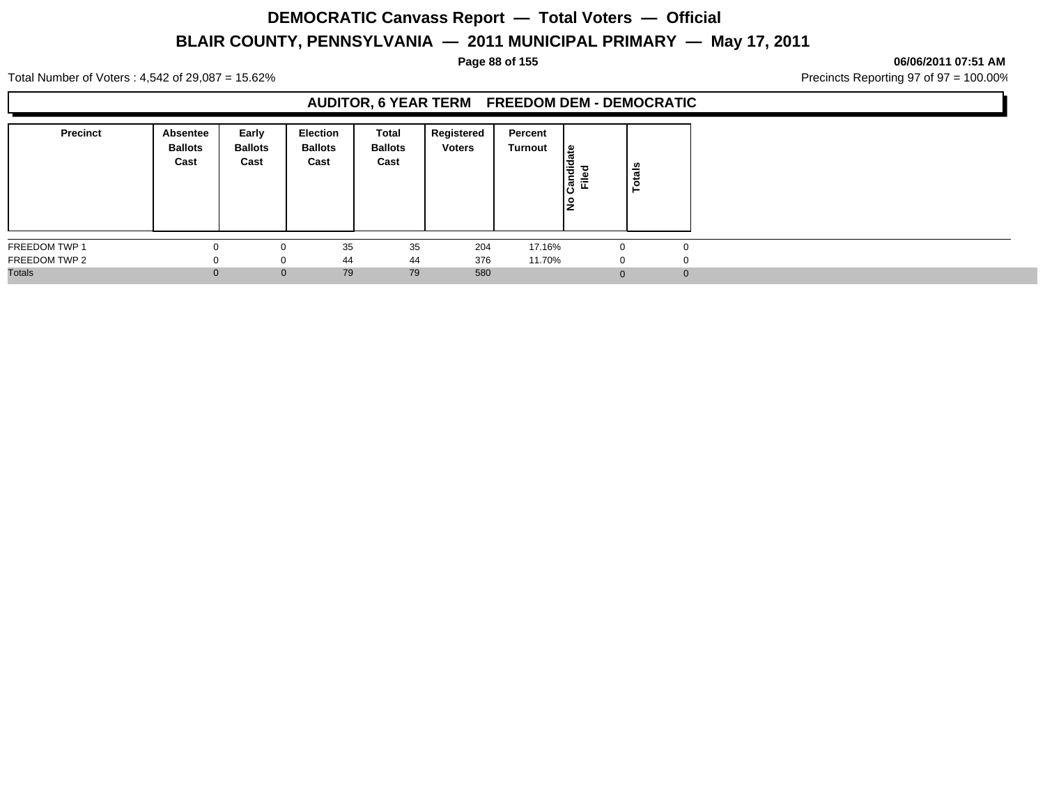# DEMOCRATIC Canvass Report — Total Voters — Official

## BLAIR COUNTY, PENNSYLVANIA — 2011 MUNICIPAL PRIMARY — May 17, 2011

**06/06/2011 07:51 AM**

Total Number of Voters : 4,542 of 29,087 = 15.62%

Precincts Reporting 97 of 97 = 100.00%

### AUDITOR, 6 YEAR TERM FREEDOM DEM - DEMOCRATIC

| Precinct | Absentee Ballots Cast | Early Ballots Cast | Election Ballots Cast | Total Ballots Cast | Registered Voters | Percent Turnout | No Candidate Filed | Totals |
|---|---|---|---|---|---|---|---|---|
| FREEDOM TWP 1 | 0 | 0 | 35 | 35 | 204 | 17.16% | 0 | 0 |
| FREEDOM TWP 2 | 0 | 0 | 44 | 44 | 376 | 11.70% | 0 | 0 |
| Totals | 0 | 0 | 79 | 79 | 580 | | 0 | 0 |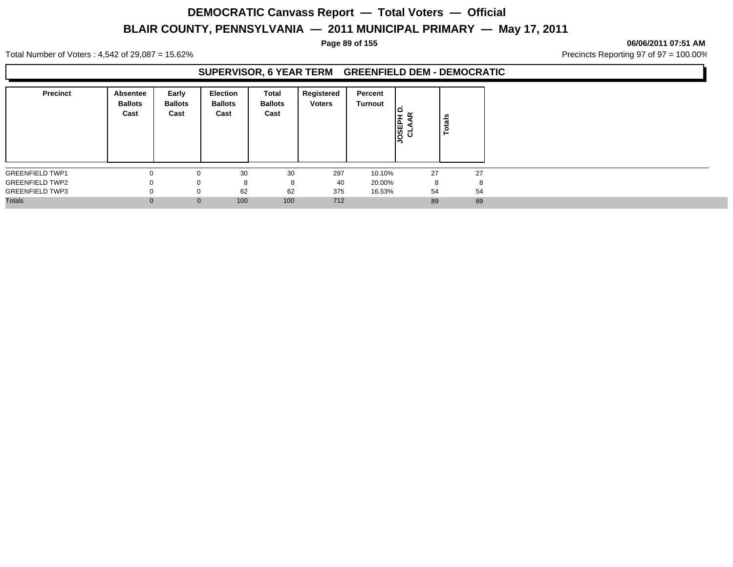# DEMOCRATIC Canvass Report — Total Voters — Official

## BLAIR COUNTY, PENNSYLVANIA — 2011 MUNICIPAL PRIMARY — May 17, 2011

06/06/2011 07:51 AM

Total Number of Voters : 4,542 of 29,087 = 15.62%

Precincts Reporting 97 of 97 = 100.00%

### SUPERVISOR, 6 YEAR TERM GREENFIELD DEM - DEMOCRATIC

| Precinct | Absentee Ballots Cast | Early Ballots Cast | Election Ballots Cast | Total Ballots Cast | Registered Voters | Percent Turnout | JOSEPH D. CLAAR | Totals |
|---|---|---|---|---|---|---|---|---|
| GREENFIELD TWP1 | 0 | 0 | 30 | 30 | 297 | 10.10% | 27 | 27 |
| GREENFIELD TWP2 | 0 | 0 | 8 | 8 | 40 | 20.00% | 8 | 8 |
| GREENFIELD TWP3 | 0 | 0 | 62 | 62 | 375 | 16.53% | 54 | 54 |
| Totals | 0 | 0 | 100 | 100 | 712 | | 89 | 89 |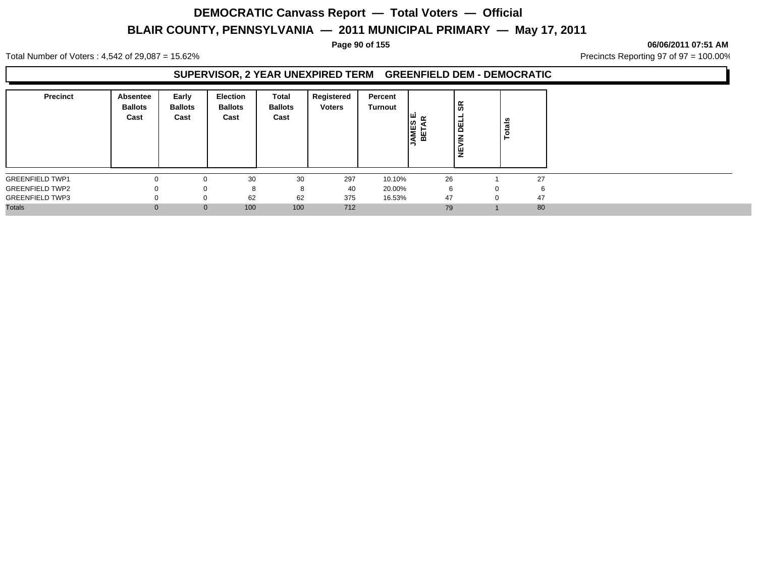# DEMOCRATIC Canvass Report — Total Voters — Official

## BLAIR COUNTY, PENNSYLVANIA — 2011 MUNICIPAL PRIMARY — May 17, 2011

06/06/2011 07:51 AM

Total Number of Voters : 4,542 of 29,087 = 15.62%

Precincts Reporting 97 of 97 = 100.00%

### SUPERVISOR, 2 YEAR UNEXPIRED TERM GREENFIELD DEM - DEMOCRATIC

| Precinct | Absentee Ballots Cast | Early Ballots Cast | Election Ballots Cast | Total Ballots Cast | Registered Voters | Percent Turnout | JAMES E. BETAR | NEVIN DELL SR | Totals |
|---|---|---|---|---|---|---|---|---|---|
| GREENFIELD TWP1 | 0 | 0 | 30 | 30 | 297 | 10.10% | 26 | 1 | 27 |
| GREENFIELD TWP2 | 0 | 0 | 8 | 8 | 40 | 20.00% | 6 | 0 | 6 |
| GREENFIELD TWP3 | 0 | 0 | 62 | 62 | 375 | 16.53% | 47 | 0 | 47 |
| Totals | 0 | 0 | 100 | 100 | 712 | | 79 | 1 | 80 |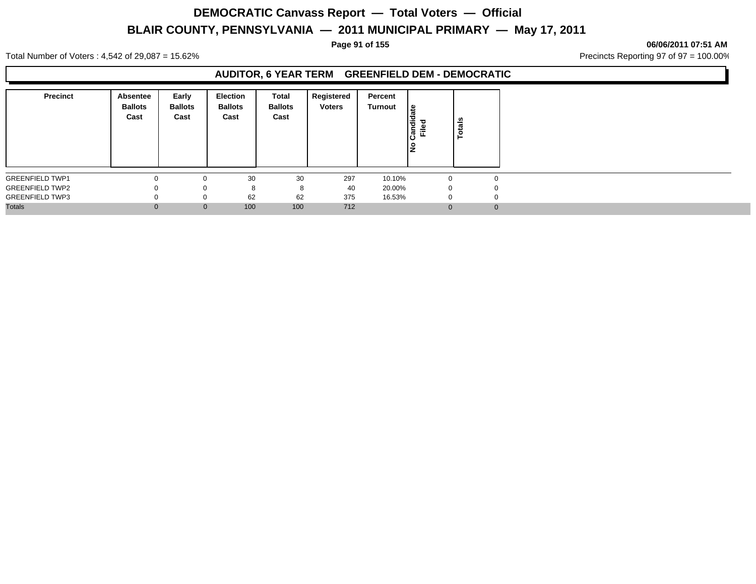# DEMOCRATIC Canvass Report — Total Voters — Official

## BLAIR COUNTY, PENNSYLVANIA — 2011 MUNICIPAL PRIMARY — May 17, 2011

06/06/2011 07:51 AM

Total Number of Voters : 4,542 of 29,087 = 15.62%

Precincts Reporting 97 of 97 = 100.00%

### AUDITOR, 6 YEAR TERM GREENFIELD DEM - DEMOCRATIC

| Precinct | Absentee Ballots Cast | Early Ballots Cast | Election Ballots Cast | Total Ballots Cast | Registered Voters | Percent Turnout | No Candidate Filed | Totals |
|---|---|---|---|---|---|---|---|---|
| GREENFIELD TWP1 | 0 | 0 | 30 | 30 | 297 | 10.10% | 0 | 0 |
| GREENFIELD TWP2 | 0 | 0 | 8 | 8 | 40 | 20.00% | 0 | 0 |
| GREENFIELD TWP3 | 0 | 0 | 62 | 62 | 375 | 16.53% | 0 | 0 |
| Totals | 0 | 0 | 100 | 100 | 712 | | 0 | 0 |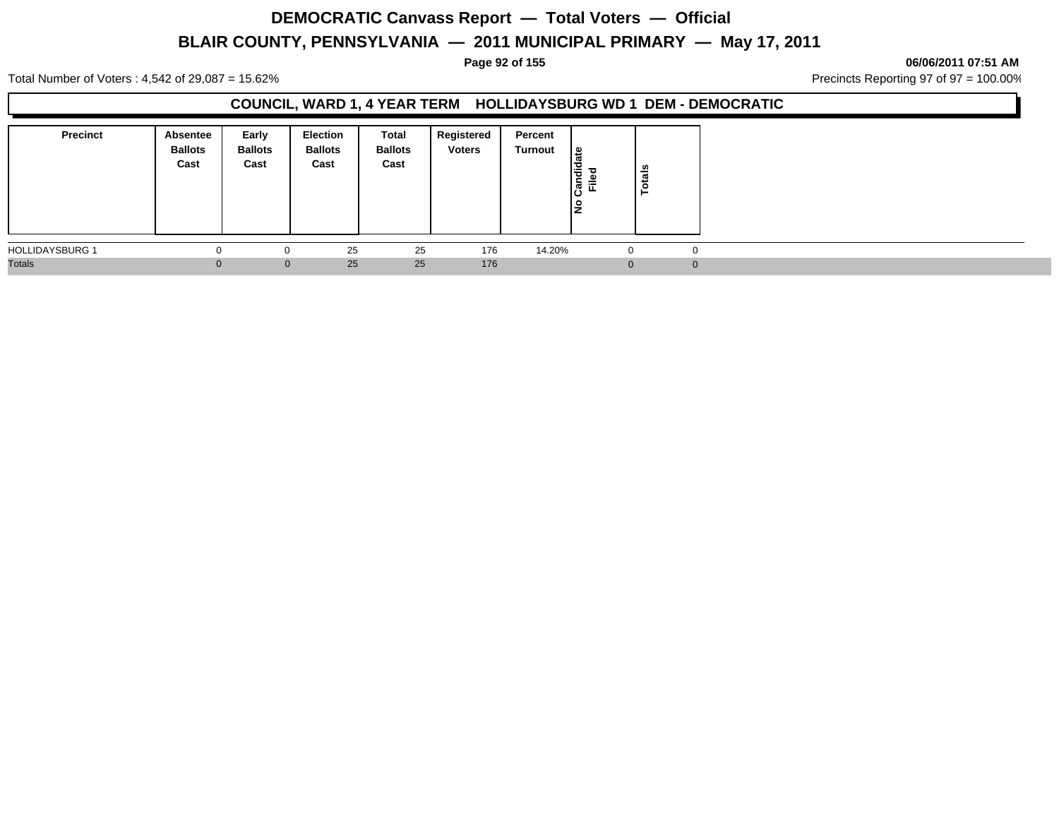# DEMOCRATIC Canvass Report — Total Voters — Official

## BLAIR COUNTY, PENNSYLVANIA — 2011 MUNICIPAL PRIMARY — May 17, 2011

06/06/2011 07:51 AM

Total Number of Voters : 4,542 of 29,087 = 15.62%

Precincts Reporting 97 of 97 = 100.00%

### COUNCIL, WARD 1, 4 YEAR TERM HOLLIDAYSBURG WD 1 DEM - DEMOCRATIC

| Precinct | Absentee Ballots Cast | Early Ballots Cast | Election Ballots Cast | Total Ballots Cast | Registered Voters | Percent Turnout | No Candidate Filed | Totals |
|---|---|---|---|---|---|---|---|---|
| HOLLIDAYSBURG 1 | 0 | 0 | 25 | 25 | 176 | 14.20% | 0 | 0 |
| Totals | 0 | 0 | 25 | 25 | 176 | | 0 | 0 |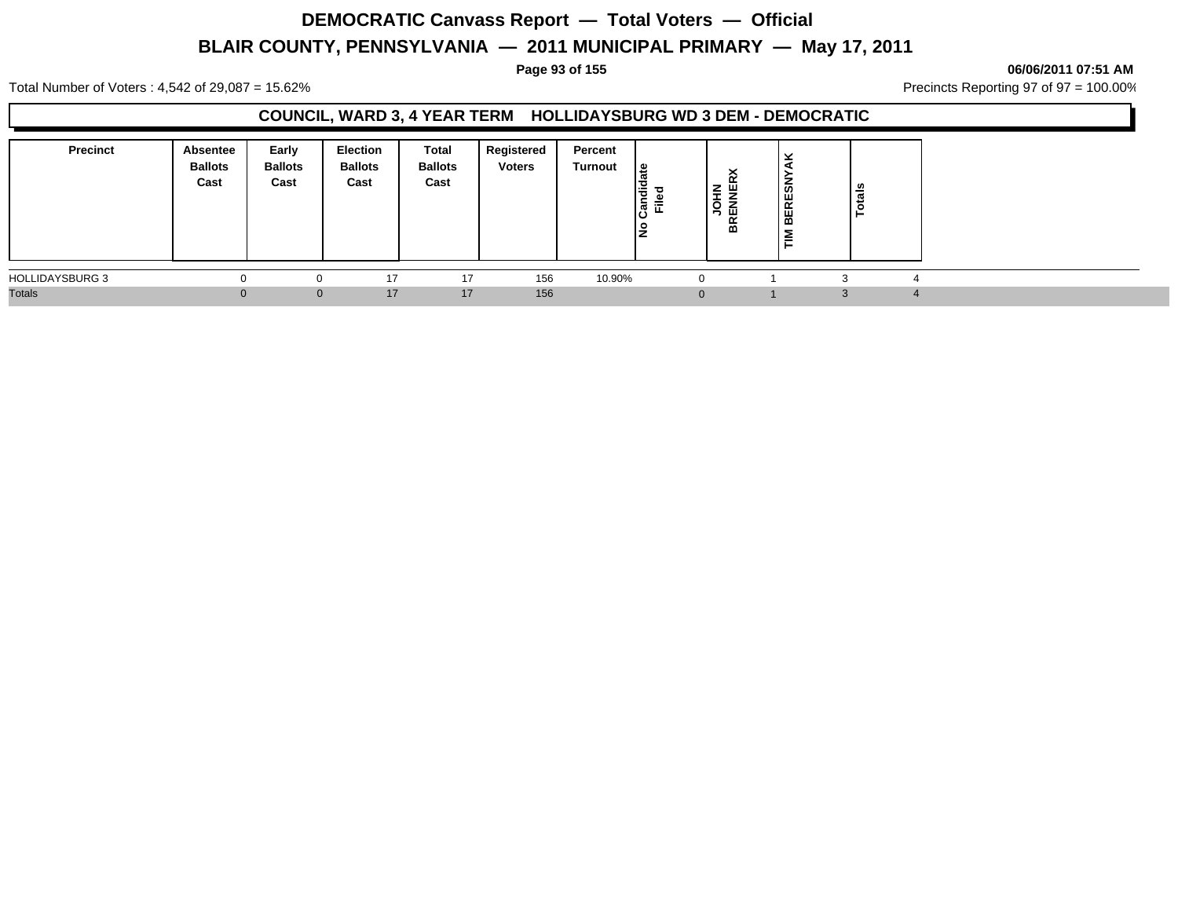# DEMOCRATIC Canvass Report — Total Voters — Official

## BLAIR COUNTY, PENNSYLVANIA — 2011 MUNICIPAL PRIMARY — May 17, 2011

**06/06/2011 07:51 AM**

Total Number of Voters : 4,542 of 29,087 = 15.62%

Precincts Reporting 97 of 97 = 100.00%

### COUNCIL, WARD 3, 4 YEAR TERM HOLLIDAYSBURG WD 3 DEM - DEMOCRATIC

| Precinct | Absentee Ballots Cast | Early Ballots Cast | Election Ballots Cast | Total Ballots Cast | Registered Voters | Percent Turnout | No Candidate Filed | JOHN BRENNERX | TIM BERESNYAK | Totals |
|---|---|---|---|---|---|---|---|---|---|---|
| HOLLIDAYSBURG 3 | 0 | 0 | 17 | 17 | 156 | 10.90% | 0 | 1 | 3 | 4 |
| Totals | 0 | 0 | 17 | 17 | 156 | | 0 | 1 | 3 | 4 |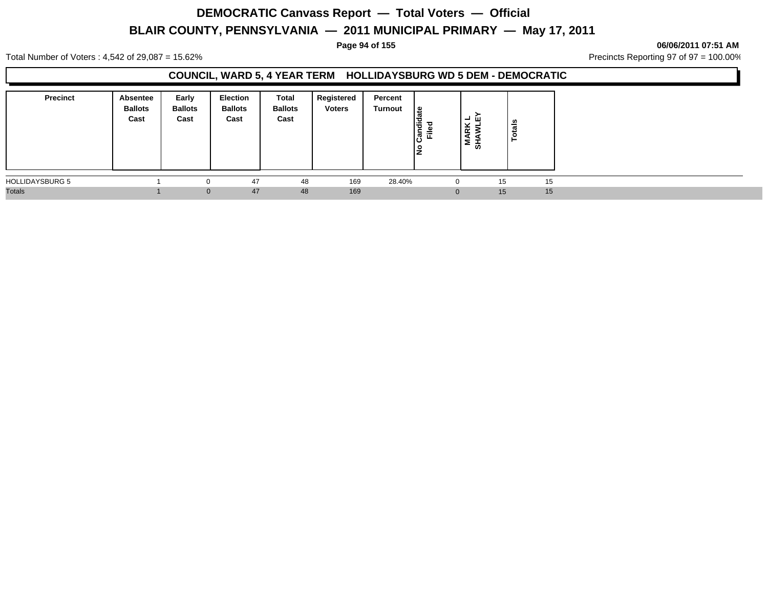# DEMOCRATIC Canvass Report — Total Voters — Official

## BLAIR COUNTY, PENNSYLVANIA — 2011 MUNICIPAL PRIMARY — May 17, 2011

06/06/2011 07:51 AM

Total Number of Voters : 4,542 of 29,087 = 15.62%

Precincts Reporting 97 of 97 = 100.00%

### COUNCIL, WARD 5, 4 YEAR TERM HOLLIDAYSBURG WD 5 DEM - DEMOCRATIC

| Precinct | Absentee Ballots Cast | Early Ballots Cast | Election Ballots Cast | Total Ballots Cast | Registered Voters | Percent Turnout | No Candidate Filed | MARK L SHAWLEY | Totals |
|---|---|---|---|---|---|---|---|---|---|
| HOLLIDAYSBURG 5 | 1 | 0 | 47 | 48 | 169 | 28.40% | 0 | 15 | 15 |
| Totals | 1 | 0 | 47 | 48 | 169 | | 0 | 15 | 15 |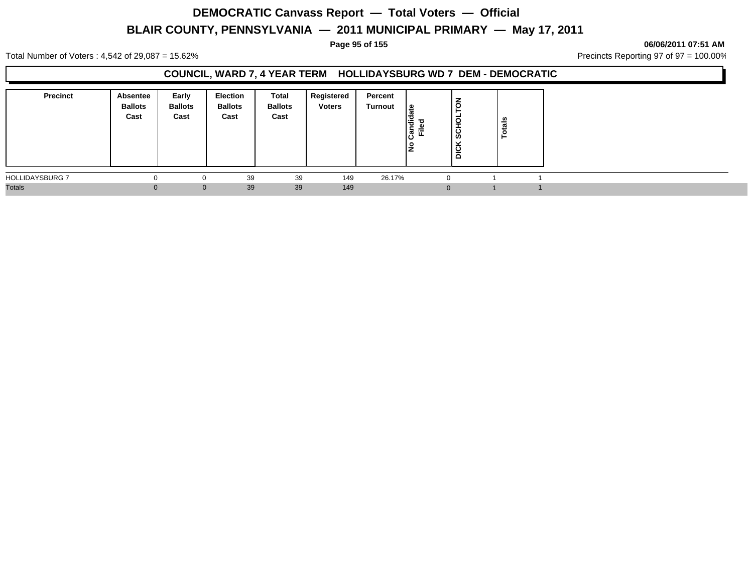# DEMOCRATIC Canvass Report — Total Voters — Official

## BLAIR COUNTY, PENNSYLVANIA — 2011 MUNICIPAL PRIMARY — May 17, 2011

06/06/2011 07:51 AM

Total Number of Voters : 4,542 of 29,087 = 15.62%

Precincts Reporting 97 of 97 = 100.00%

### COUNCIL, WARD 7, 4 YEAR TERM HOLLIDAYSBURG WD 7 DEM - DEMOCRATIC

| Precinct | Absentee Ballots Cast | Early Ballots Cast | Election Ballots Cast | Total Ballots Cast | Registered Voters | Percent Turnout | No Candidate Filed | DICK SCHOLTON | Totals |
|---|---|---|---|---|---|---|---|---|---|
| HOLLIDAYSBURG 7 | 0 | 0 | 39 | 39 | 149 | 26.17% | 0 | 1 | 1 |
| Totals | 0 | 0 | 39 | 39 | 149 | | 0 | 1 | 1 |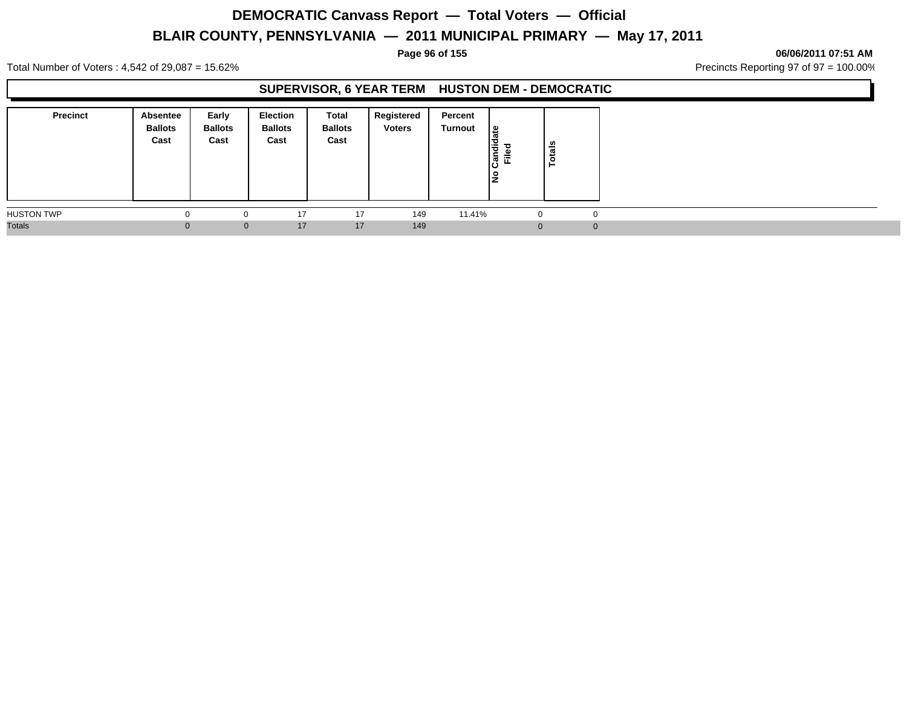# DEMOCRATIC Canvass Report — Total Voters — Official

## BLAIR COUNTY, PENNSYLVANIA — 2011 MUNICIPAL PRIMARY — May 17, 2011

06/06/2011 07:51 AM

Total Number of Voters : 4,542 of 29,087 = 15.62%

Precincts Reporting 97 of 97 = 100.00%

### SUPERVISOR, 6 YEAR TERM HUSTON DEM - DEMOCRATIC

| Precinct | Absentee Ballots Cast | Early Ballots Cast | Election Ballots Cast | Total Ballots Cast | Registered Voters | Percent Turnout | No Candidate Filed | Totals |
|---|---|---|---|---|---|---|---|---|
| HUSTON TWP | 0 | 0 | 17 | 17 | 149 | 11.41% | 0 | 0 |
| Totals | 0 | 0 | 17 | 17 | 149 | | 0 | 0 |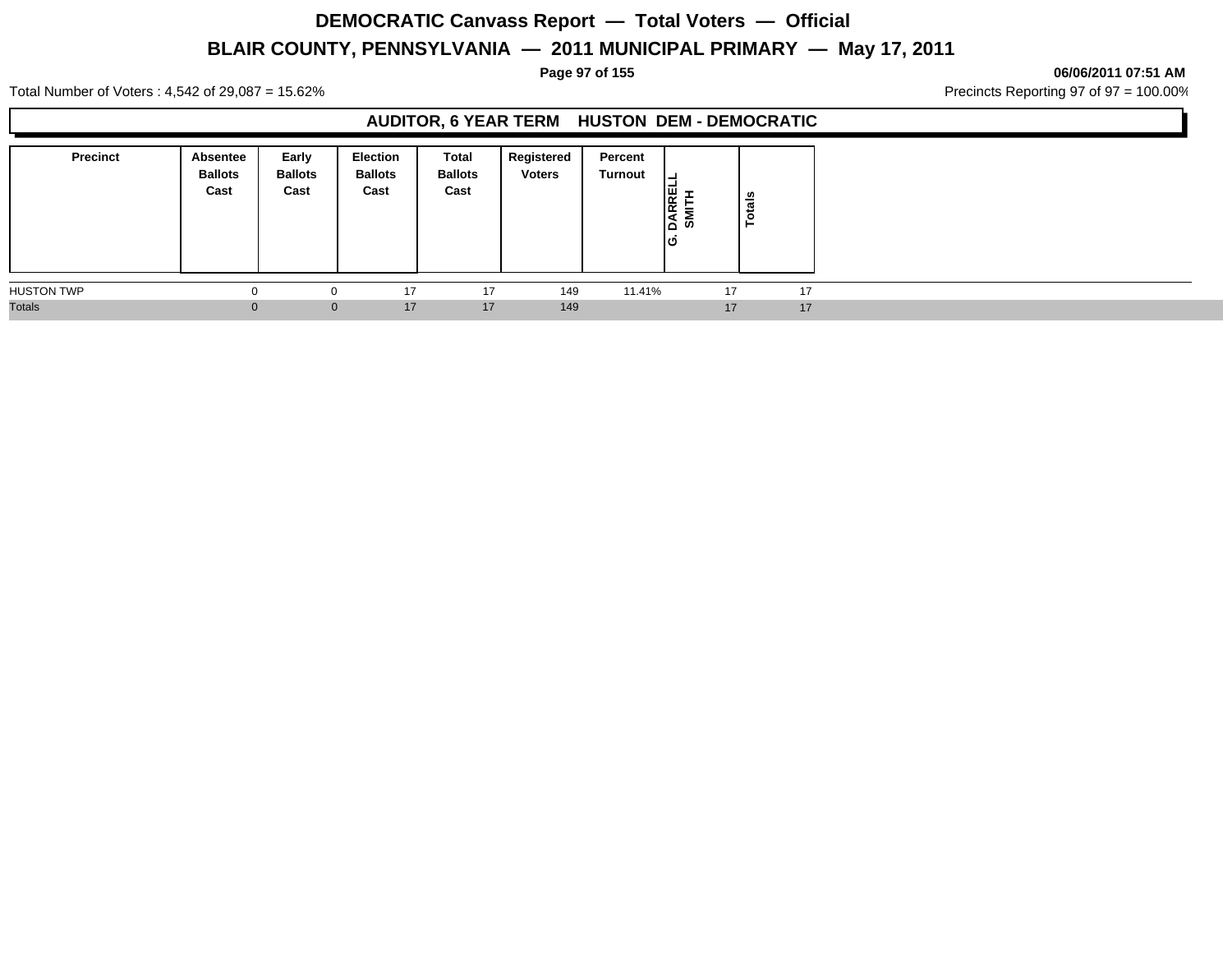# DEMOCRATIC Canvass Report — Total Voters — Official

## BLAIR COUNTY, PENNSYLVANIA — 2011 MUNICIPAL PRIMARY — May 17, 2011

**06/06/2011 07:51 AM**

Total Number of Voters : 4,542 of 29,087 = 15.62%

Precincts Reporting 97 of 97 = 100.00%

### AUDITOR, 6 YEAR TERM HUSTON DEM - DEMOCRATIC

| Precinct | Absentee Ballots Cast | Early Ballots Cast | Election Ballots Cast | Total Ballots Cast | Registered Voters | Percent Turnout | G. DARRELL SMITH | Totals |
|---|---|---|---|---|---|---|---|---|
| HUSTON TWP | 0 | 0 | 17 | 17 | 149 | 11.41% | 17 | 17 |
| Totals | 0 | 0 | 17 | 17 | 149 | | 17 | 17 |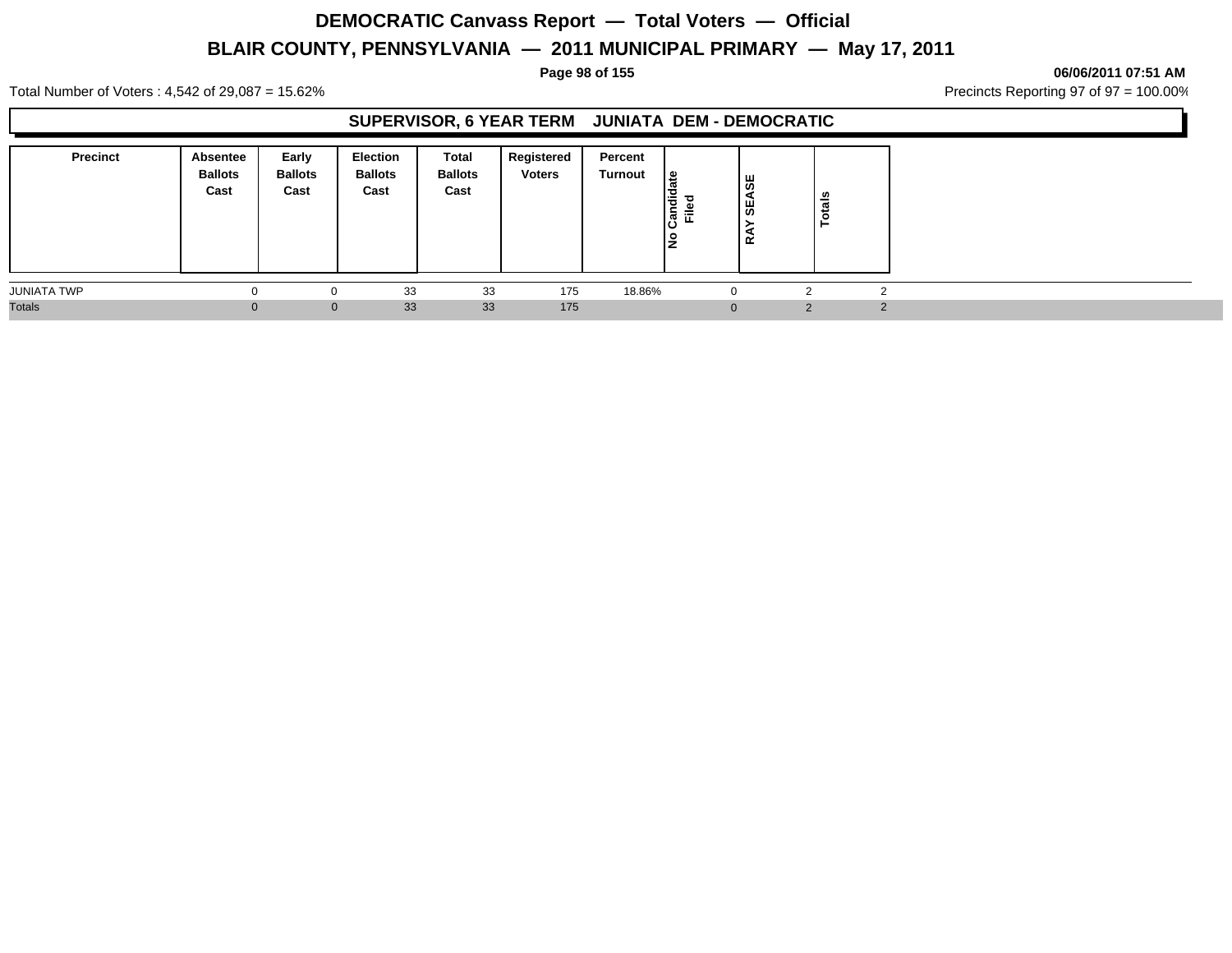# DEMOCRATIC Canvass Report — Total Voters — Official

## BLAIR COUNTY, PENNSYLVANIA — 2011 MUNICIPAL PRIMARY — May 17, 2011

**06/06/2011 07:51 AM**

Total Number of Voters : 4,542 of 29,087 = 15.62%

Precincts Reporting 97 of 97 = 100.00%

### SUPERVISOR, 6 YEAR TERM JUNIATA DEM - DEMOCRATIC

| Precinct | Absentee Ballots Cast | Early Ballots Cast | Election Ballots Cast | Total Ballots Cast | Registered Voters | Percent Turnout | No Candidate Filed | RAY SEASE | Totals |
|---|---|---|---|---|---|---|---|---|---|
| JUNIATA TWP | 0 | 0 | 33 | 33 | 175 | 18.86% | 0 | 2 | 2 |
| Totals | 0 | 0 | 33 | 33 | 175 | | 0 | 2 | 2 |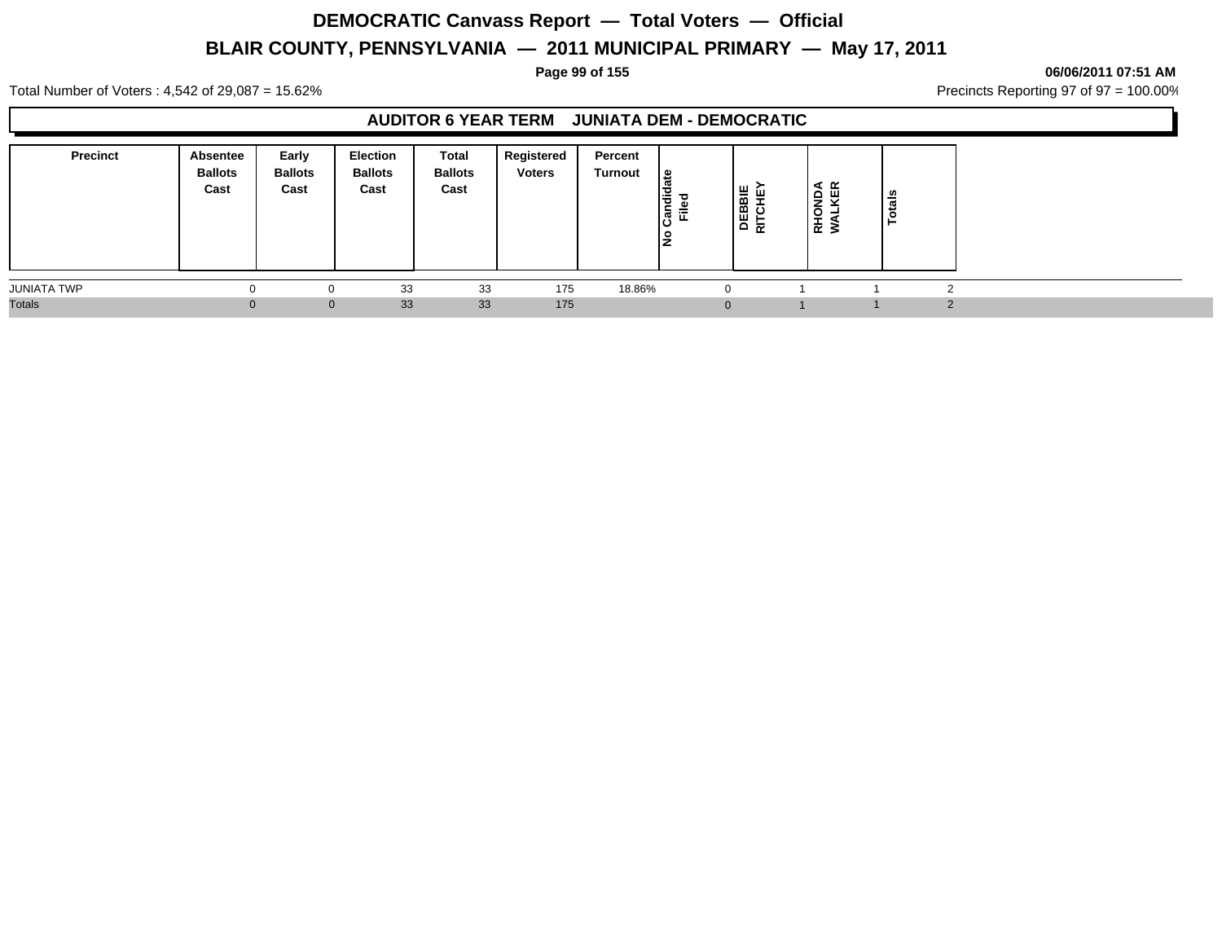# DEMOCRATIC Canvass Report — Total Voters — Official

## BLAIR COUNTY, PENNSYLVANIA — 2011 MUNICIPAL PRIMARY — May 17, 2011

**06/06/2011 07:51 AM**

Total Number of Voters : 4,542 of 29,087 = 15.62%

Precincts Reporting 97 of 97 = 100.00%

### AUDITOR 6 YEAR TERM JUNIATA DEM - DEMOCRATIC

| Precinct | Absentee Ballots Cast | Early Ballots Cast | Election Ballots Cast | Total Ballots Cast | Registered Voters | Percent Turnout | No Candidate Filed | DEBBIE RITCHEY | RHONDA WALKER | Totals |
|---|---|---|---|---|---|---|---|---|---|---|
| JUNIATA TWP | 0 | 0 | 33 | 33 | 175 | 18.86% | 0 | 1 | 1 | 2 |
| Totals | 0 | 0 | 33 | 33 | 175 | | 0 | 1 | 1 | 2 |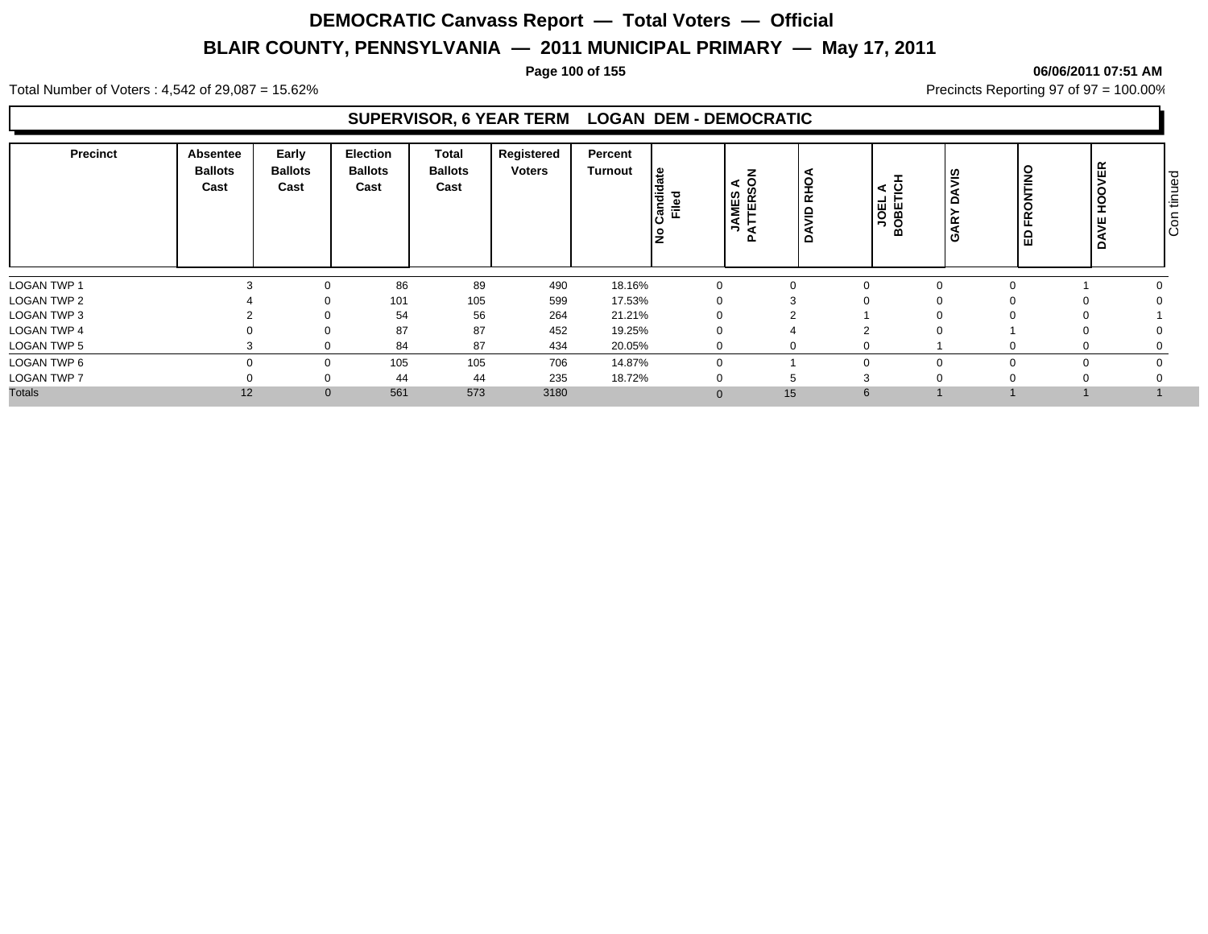# DEMOCRATIC Canvass Report — Total Voters — Official

## BLAIR COUNTY, PENNSYLVANIA — 2011 MUNICIPAL PRIMARY — May 17, 2011

06/06/2011 07:51 AM

Total Number of Voters : 4,542 of 29,087 = 15.62%

Precincts Reporting 97 of 97 = 100.00%

### SUPERVISOR, 6 YEAR TERM LOGAN DEM - DEMOCRATIC

| Precinct | Absentee Ballots Cast | Early Ballots Cast | Election Ballots Cast | Total Ballots Cast | Registered Voters | Percent Turnout | No Candidate Filed | JAMES A PATTERSON | DAVID RHOA | JOEL A BOBETICH | GARY DAVIS | ED FRONTINO | DAVE HOOVER |
|---|---|---|---|---|---|---|---|---|---|---|---|---|---|
| LOGAN TWP 1 | 3 | 0 | 86 | 89 | 490 | 18.16% | 0 | 0 | 0 | 0 | 0 | 1 | 0 |
| LOGAN TWP 2 | 4 | 0 | 101 | 105 | 599 | 17.53% | 0 | 3 | 0 | 0 | 0 | 0 | 0 |
| LOGAN TWP 3 | 2 | 0 | 54 | 56 | 264 | 21.21% | 0 | 2 | 1 | 0 | 0 | 0 | 1 |
| LOGAN TWP 4 | 0 | 0 | 87 | 87 | 452 | 19.25% | 0 | 4 | 2 | 0 | 1 | 0 | 0 |
| LOGAN TWP 5 | 3 | 0 | 84 | 87 | 434 | 20.05% | 0 | 0 | 0 | 1 | 0 | 0 | 0 |
| LOGAN TWP 6 | 0 | 0 | 105 | 105 | 706 | 14.87% | 0 | 1 | 0 | 0 | 0 | 0 | 0 |
| LOGAN TWP 7 | 0 | 0 | 44 | 44 | 235 | 18.72% | 0 | 5 | 3 | 0 | 0 | 0 | 0 |
| Totals | 12 | 0 | 561 | 573 | 3180 | | 0 | 15 | 6 | 1 | 1 | 1 | 1 |

Continued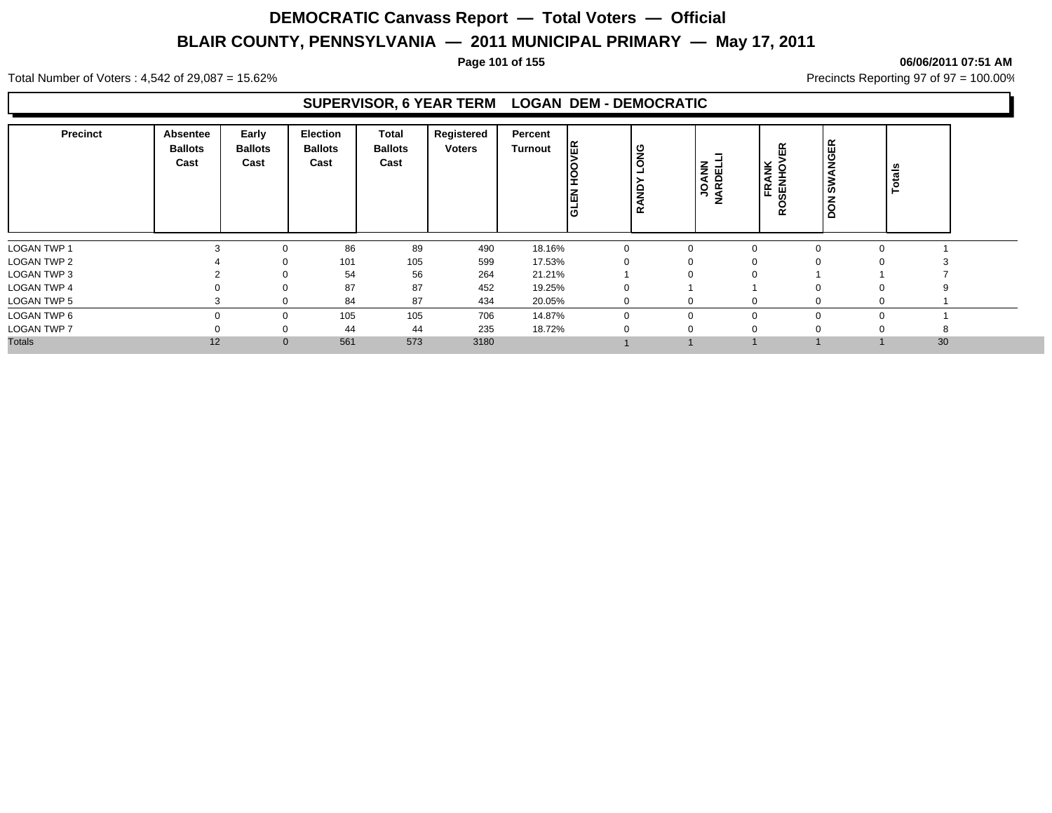# DEMOCRATIC Canvass Report — Total Voters — Official

## BLAIR COUNTY, PENNSYLVANIA — 2011 MUNICIPAL PRIMARY — May 17, 2011

06/06/2011 07:51 AM

Total Number of Voters : 4,542 of 29,087 = 15.62%

Precincts Reporting 97 of 97 = 100.00%

### SUPERVISOR, 6 YEAR TERM LOGAN DEM - DEMOCRATIC

| Precinct | Absentee Ballots Cast | Early Ballots Cast | Election Ballots Cast | Total Ballots Cast | Registered Voters | Percent Turnout | GLEN HOOVER | RANDY LONG | JOANN NARDELLI | FRANK ROSENHOVER | DON SWANGER | Totals |
|---|---|---|---|---|---|---|---|---|---|---|---|---|
| LOGAN TWP 1 | 3 | 0 | 86 | 89 | 490 | 18.16% | 0 | 0 | 0 | 0 | 0 | 1 |
| LOGAN TWP 2 | 4 | 0 | 101 | 105 | 599 | 17.53% | 0 | 0 | 0 | 0 | 0 | 3 |
| LOGAN TWP 3 | 2 | 0 | 54 | 56 | 264 | 21.21% | 1 | 0 | 0 | 1 | 1 | 7 |
| LOGAN TWP 4 | 0 | 0 | 87 | 87 | 452 | 19.25% | 0 | 1 | 1 | 0 | 0 | 9 |
| LOGAN TWP 5 | 3 | 0 | 84 | 87 | 434 | 20.05% | 0 | 0 | 0 | 0 | 0 | 1 |
| LOGAN TWP 6 | 0 | 0 | 105 | 105 | 706 | 14.87% | 0 | 0 | 0 | 0 | 0 | 1 |
| LOGAN TWP 7 | 0 | 0 | 44 | 44 | 235 | 18.72% | 0 | 0 | 0 | 0 | 0 | 8 |
| Totals | 12 | 0 | 561 | 573 | 3180 | | 1 | 1 | 1 | 1 | 1 | 30 |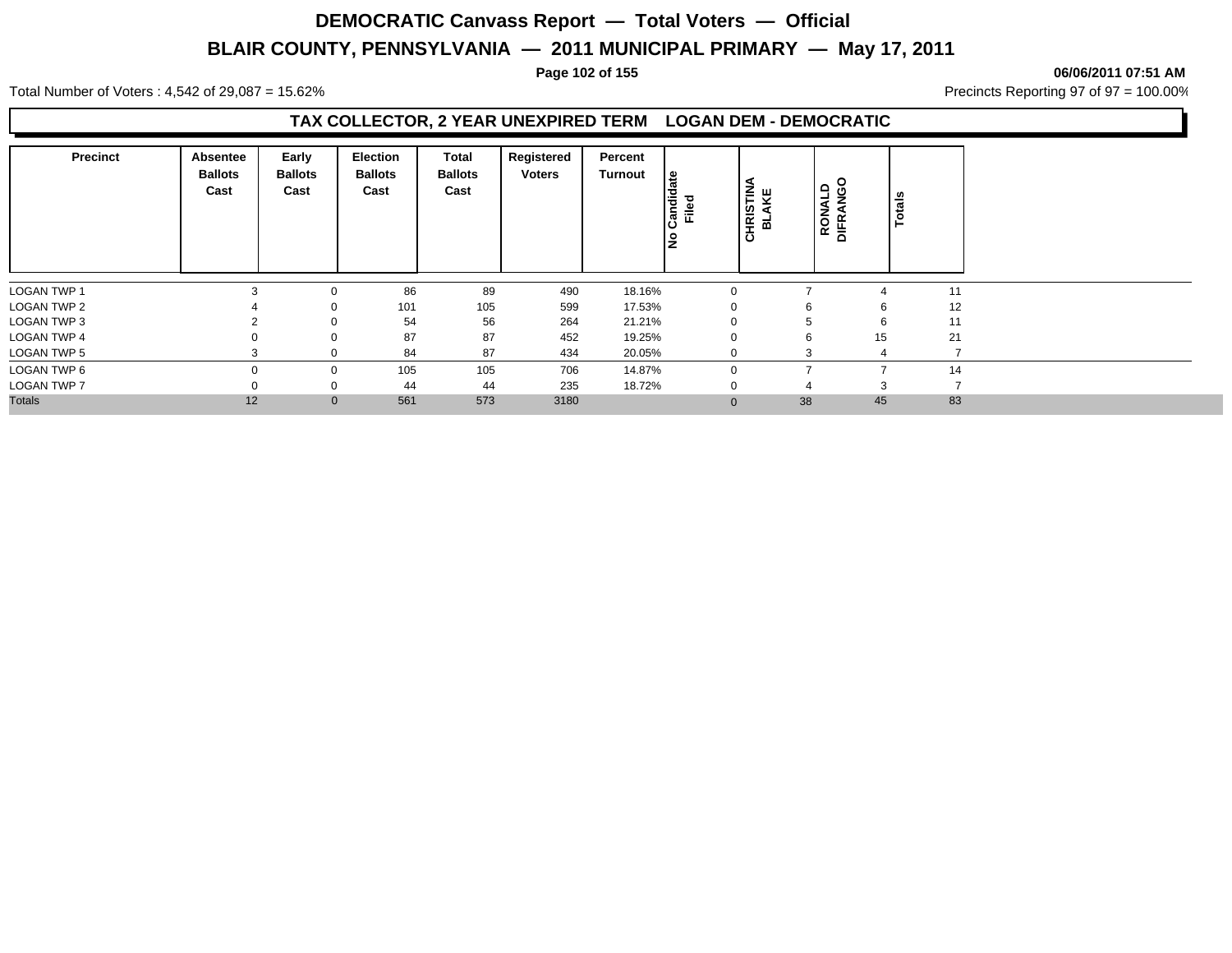# DEMOCRATIC Canvass Report — Total Voters — Official

## BLAIR COUNTY, PENNSYLVANIA — 2011 MUNICIPAL PRIMARY — May 17, 2011

06/06/2011 07:51 AM

Total Number of Voters : 4,542 of 29,087 = 15.62%

Precincts Reporting 97 of 97 = 100.00%

### TAX COLLECTOR, 2 YEAR UNEXPIRED TERM LOGAN DEM - DEMOCRATIC

| Precinct | Absentee Ballots Cast | Early Ballots Cast | Election Ballots Cast | Total Ballots Cast | Registered Voters | Percent Turnout | No Candidate Filed | CHRISTINA BLAKE | RONALD DIFRANGO | Totals |
|---|---|---|---|---|---|---|---|---|---|---|
| LOGAN TWP 1 | 3 | 0 | 86 | 89 | 490 | 18.16% | 0 | 7 | 4 | 11 |
| LOGAN TWP 2 | 4 | 0 | 101 | 105 | 599 | 17.53% | 0 | 6 | 6 | 12 |
| LOGAN TWP 3 | 2 | 0 | 54 | 56 | 264 | 21.21% | 0 | 5 | 6 | 11 |
| LOGAN TWP 4 | 0 | 0 | 87 | 87 | 452 | 19.25% | 0 | 6 | 15 | 21 |
| LOGAN TWP 5 | 3 | 0 | 84 | 87 | 434 | 20.05% | 0 | 3 | 4 | 7 |
| LOGAN TWP 6 | 0 | 0 | 105 | 105 | 706 | 14.87% | 0 | 7 | 7 | 14 |
| LOGAN TWP 7 | 0 | 0 | 44 | 44 | 235 | 18.72% | 0 | 4 | 3 | 7 |
| Totals | 12 | 0 | 561 | 573 | 3180 | | 0 | 38 | 45 | 83 |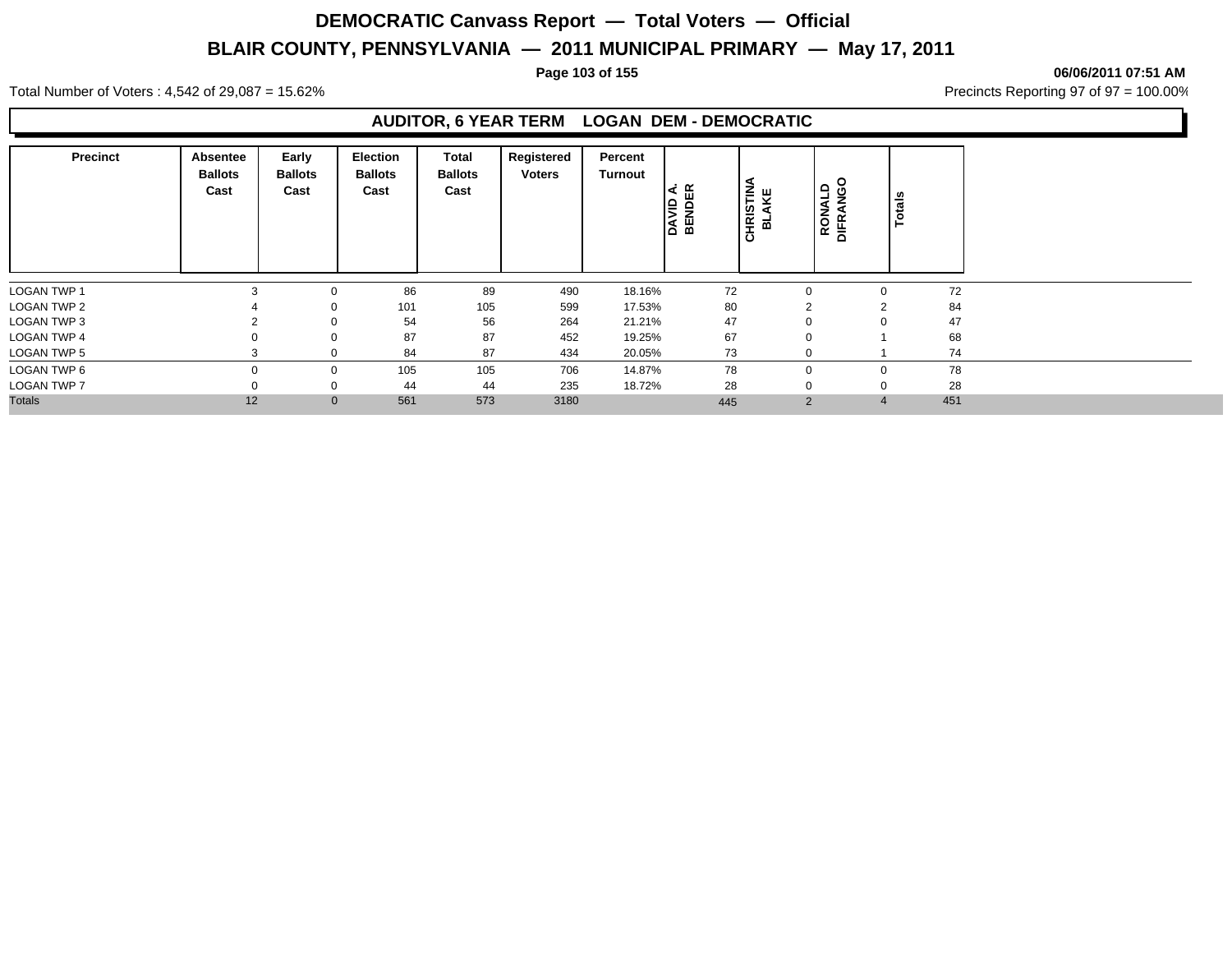# DEMOCRATIC Canvass Report — Total Voters — Official

## BLAIR COUNTY, PENNSYLVANIA — 2011 MUNICIPAL PRIMARY — May 17, 2011

**06/06/2011 07:51 AM**

Total Number of Voters : 4,542 of 29,087 = 15.62%

Precincts Reporting 97 of 97 = 100.00%

### AUDITOR, 6 YEAR TERM LOGAN DEM - DEMOCRATIC

| Precinct | Absentee Ballots Cast | Early Ballots Cast | Election Ballots Cast | Total Ballots Cast | Registered Voters | Percent Turnout | DAVID A. BENDER | CHRISTINA BLAKE | RONALD DIFRANGO | Totals |
|---|---|---|---|---|---|---|---|---|---|---|
| LOGAN TWP 1 | 3 | 0 | 86 | 89 | 490 | 18.16% | 72 | 0 | 0 | 72 |
| LOGAN TWP 2 | 4 | 0 | 101 | 105 | 599 | 17.53% | 80 | 2 | 2 | 84 |
| LOGAN TWP 3 | 2 | 0 | 54 | 56 | 264 | 21.21% | 47 | 0 | 0 | 47 |
| LOGAN TWP 4 | 0 | 0 | 87 | 87 | 452 | 19.25% | 67 | 0 | 1 | 68 |
| LOGAN TWP 5 | 3 | 0 | 84 | 87 | 434 | 20.05% | 73 | 0 | 1 | 74 |
| LOGAN TWP 6 | 0 | 0 | 105 | 105 | 706 | 14.87% | 78 | 0 | 0 | 78 |
| LOGAN TWP 7 | 0 | 0 | 44 | 44 | 235 | 18.72% | 28 | 0 | 0 | 28 |
| Totals | 12 | 0 | 561 | 573 | 3180 | | 445 | 2 | 4 | 451 |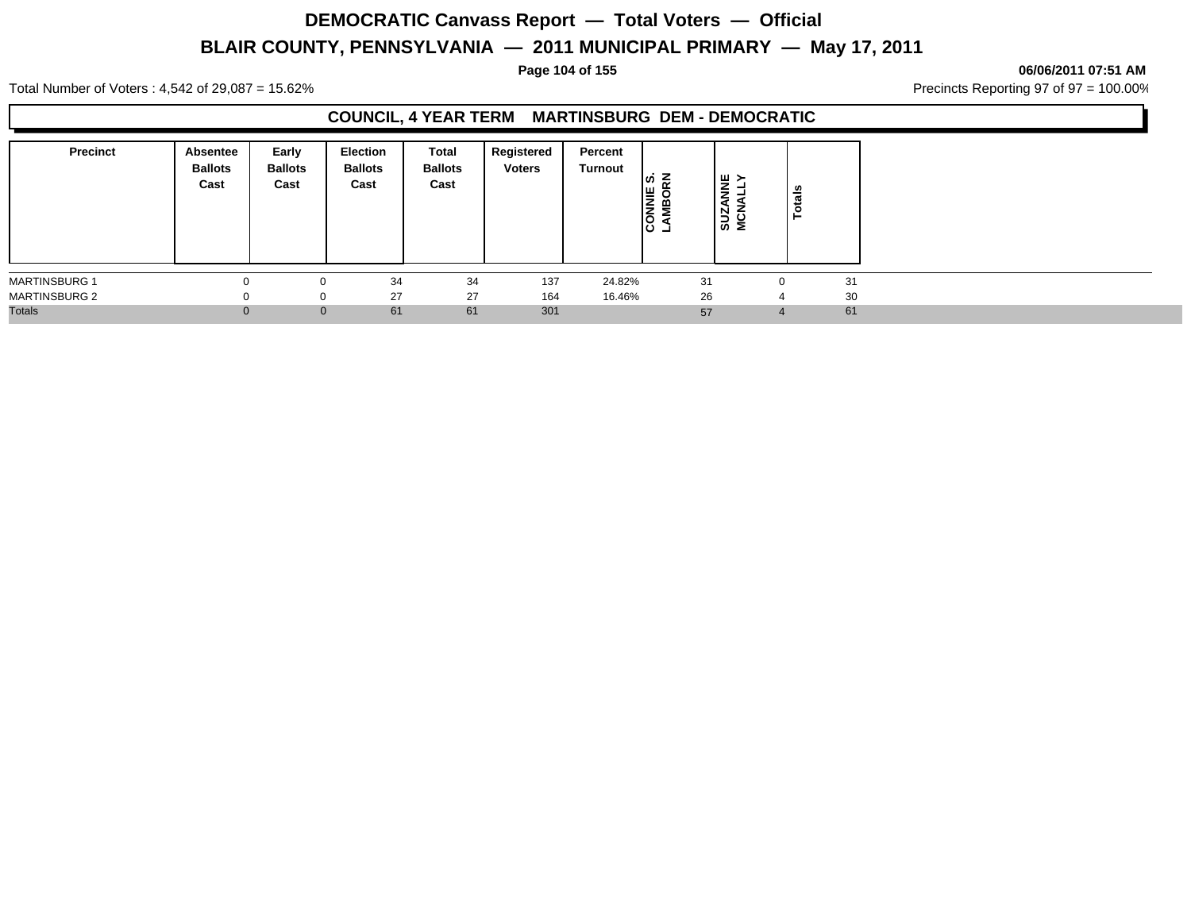# DEMOCRATIC Canvass Report — Total Voters — Official

## BLAIR COUNTY, PENNSYLVANIA — 2011 MUNICIPAL PRIMARY — May 17, 2011

**06/06/2011 07:51 AM**

Total Number of Voters : 4,542 of 29,087 = 15.62%

Precincts Reporting 97 of 97 = 100.00%

### COUNCIL, 4 YEAR TERM MARTINSBURG DEM - DEMOCRATIC

| Precinct | Absentee Ballots Cast | Early Ballots Cast | Election Ballots Cast | Total Ballots Cast | Registered Voters | Percent Turnout | CONNIE S. LAMBORN | SUZANNE MCNALLY | Totals |
|---|---|---|---|---|---|---|---|---|---|
| MARTINSBURG 1 | 0 | 0 | 34 | 34 | 137 | 24.82% | 31 | 0 | 31 |
| MARTINSBURG 2 | 0 | 0 | 27 | 27 | 164 | 16.46% | 26 | 4 | 30 |
| Totals | 0 | 0 | 61 | 61 | 301 | | 57 | 4 | 61 |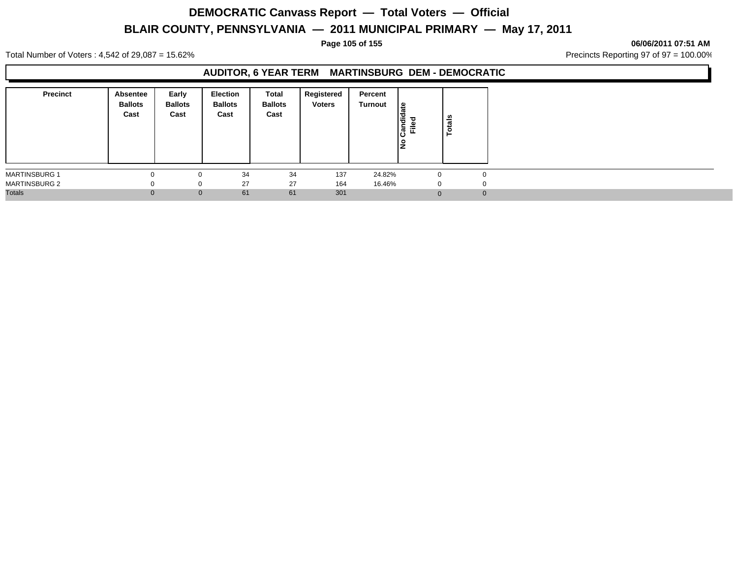# DEMOCRATIC Canvass Report — Total Voters — Official

## BLAIR COUNTY, PENNSYLVANIA — 2011 MUNICIPAL PRIMARY — May 17, 2011

**06/06/2011 07:51 AM**

Total Number of Voters : 4,542 of 29,087 = 15.62%

Precincts Reporting 97 of 97 = 100.00%

### AUDITOR, 6 YEAR TERM MARTINSBURG DEM - DEMOCRATIC

| Precinct | Absentee Ballots Cast | Early Ballots Cast | Election Ballots Cast | Total Ballots Cast | Registered Voters | Percent Turnout | No Candidate Filed | Totals |
|---|---|---|---|---|---|---|---|---|
| MARTINSBURG 1 | 0 | 0 | 34 | 34 | 137 | 24.82% | 0 | 0 |
| MARTINSBURG 2 | 0 | 0 | 27 | 27 | 164 | 16.46% | 0 | 0 |
| Totals | 0 | 0 | 61 | 61 | 301 | | 0 | 0 |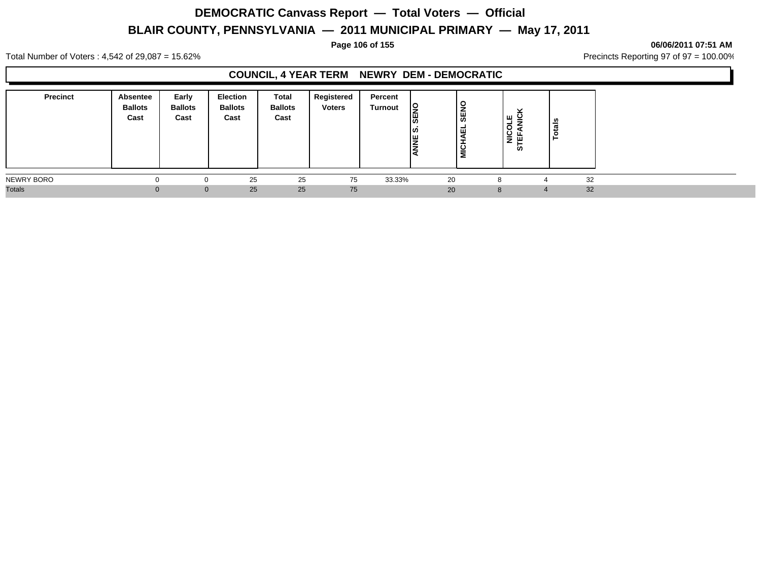# DEMOCRATIC Canvass Report — Total Voters — Official

## BLAIR COUNTY, PENNSYLVANIA — 2011 MUNICIPAL PRIMARY — May 17, 2011

**06/06/2011 07:51 AM**

Total Number of Voters : 4,542 of 29,087 = 15.62%

Precincts Reporting 97 of 97 = 100.00%

### COUNCIL, 4 YEAR TERM NEWRY DEM - DEMOCRATIC

| Precinct | Absentee Ballots Cast | Early Ballots Cast | Election Ballots Cast | Total Ballots Cast | Registered Voters | Percent Turnout | ANNE S. SENO | MICHAEL SENO | NICOLE STEFANICK | Totals |
|---|---|---|---|---|---|---|---|---|---|---|
| NEWRY BORO | 0 | 0 | 25 | 25 | 75 | 33.33% | 20 | 8 | 4 | 32 |
| Totals | 0 | 0 | 25 | 25 | 75 | | 20 | 8 | 4 | 32 |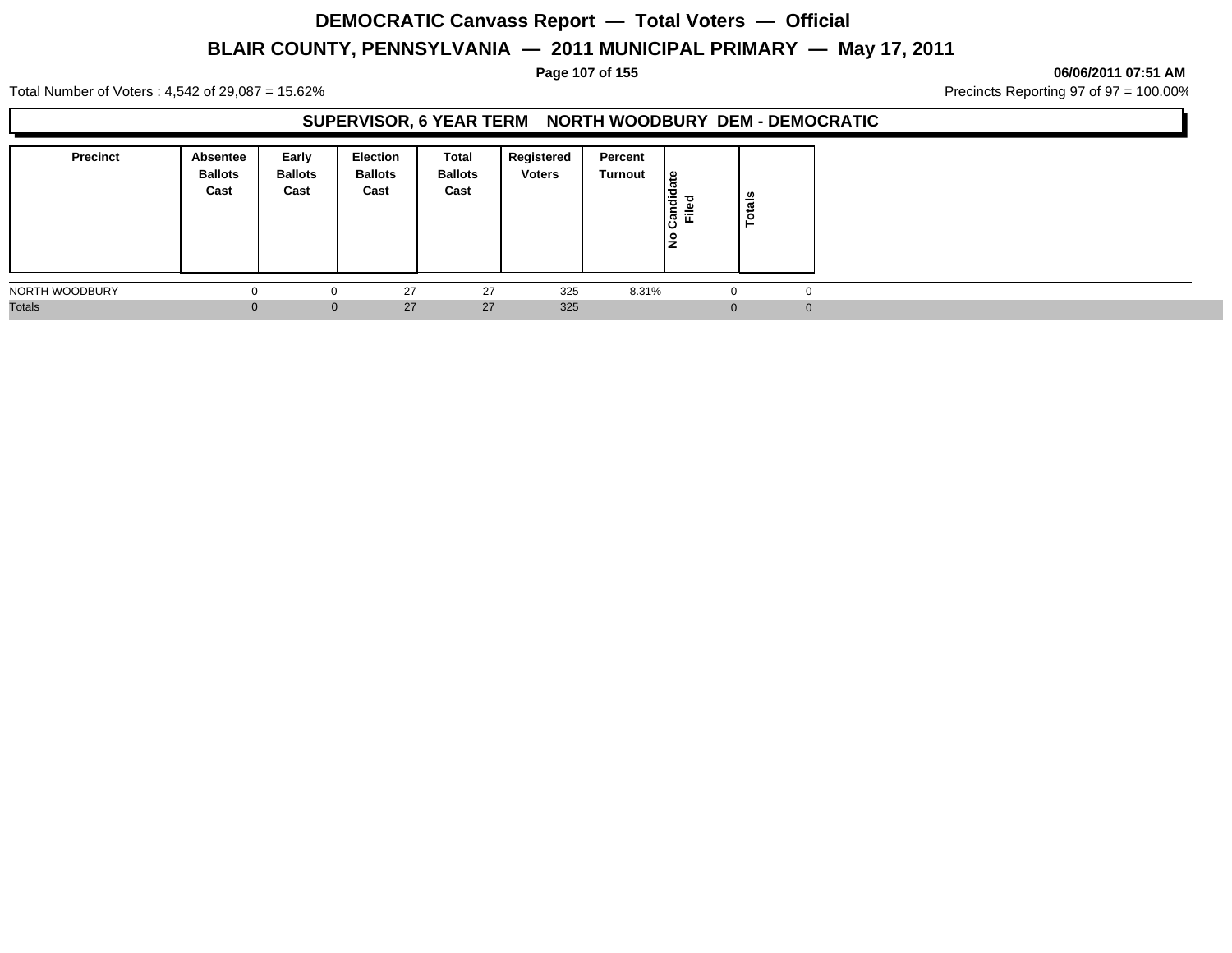# DEMOCRATIC Canvass Report — Total Voters — Official

## BLAIR COUNTY, PENNSYLVANIA — 2011 MUNICIPAL PRIMARY — May 17, 2011

06/06/2011 07:51 AM

Total Number of Voters : 4,542 of 29,087 = 15.62%

Precincts Reporting 97 of 97 = 100.00%

### SUPERVISOR, 6 YEAR TERM NORTH WOODBURY DEM - DEMOCRATIC

| Precinct | Absentee Ballots Cast | Early Ballots Cast | Election Ballots Cast | Total Ballots Cast | Registered Voters | Percent Turnout | No Candidate Filed | Totals |
|---|---|---|---|---|---|---|---|---|
| NORTH WOODBURY | 0 | 0 | 27 | 27 | 325 | 8.31% | 0 | 0 |
| Totals | 0 | 0 | 27 | 27 | 325 | | 0 | 0 |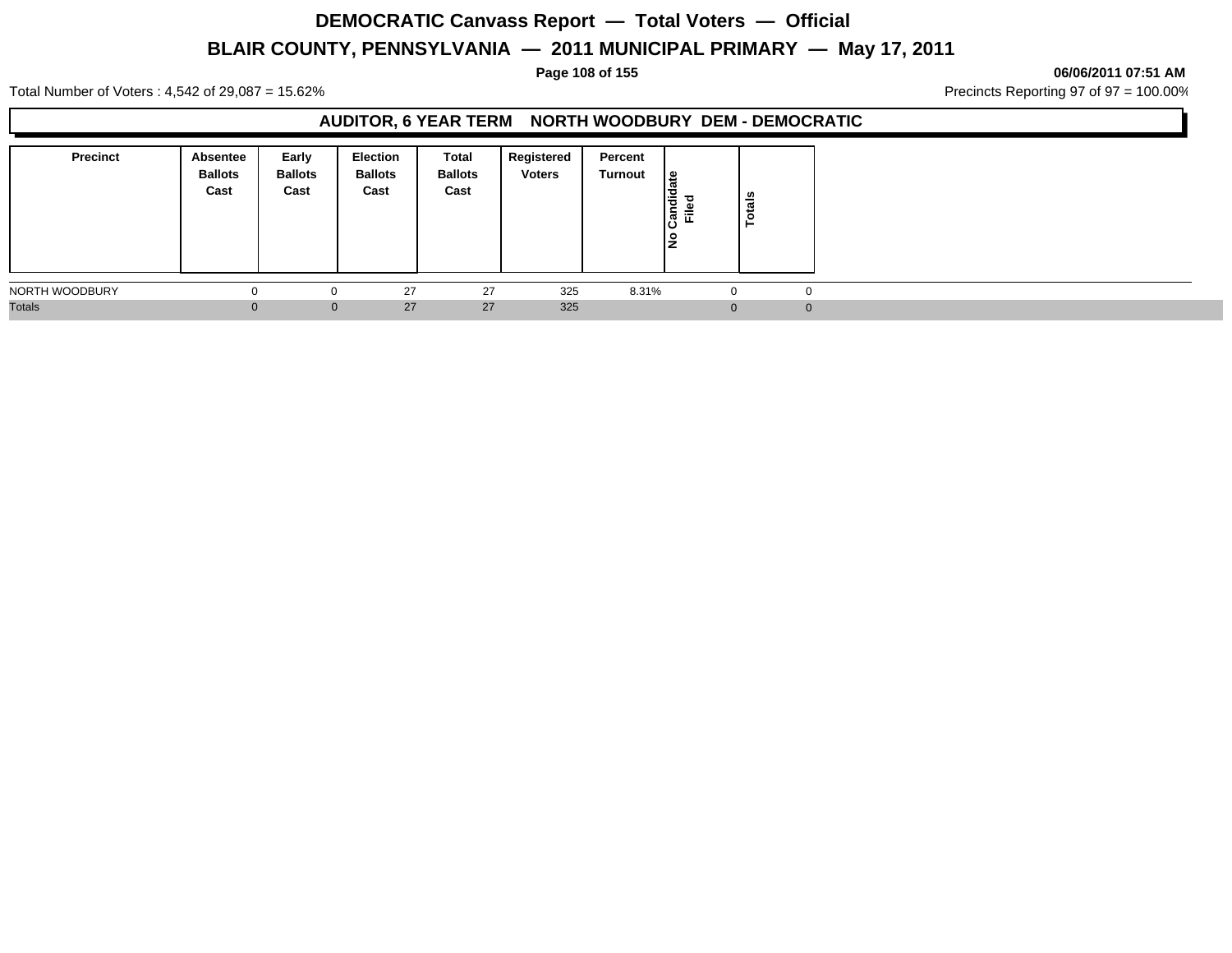# DEMOCRATIC Canvass Report — Total Voters — Official

## BLAIR COUNTY, PENNSYLVANIA — 2011 MUNICIPAL PRIMARY — May 17, 2011

**06/06/2011 07:51 AM**

Total Number of Voters : 4,542 of 29,087 = 15.62%

Precincts Reporting 97 of 97 = 100.00%

### AUDITOR, 6 YEAR TERM NORTH WOODBURY DEM - DEMOCRATIC

| Precinct | Absentee Ballots Cast | Early Ballots Cast | Election Ballots Cast | Total Ballots Cast | Registered Voters | Percent Turnout | No Candidate Filed | Totals |
|---|---|---|---|---|---|---|---|---|
| NORTH WOODBURY | 0 | 0 | 27 | 27 | 325 | 8.31% | 0 | 0 |
| Totals | 0 | 0 | 27 | 27 | 325 | | 0 | 0 |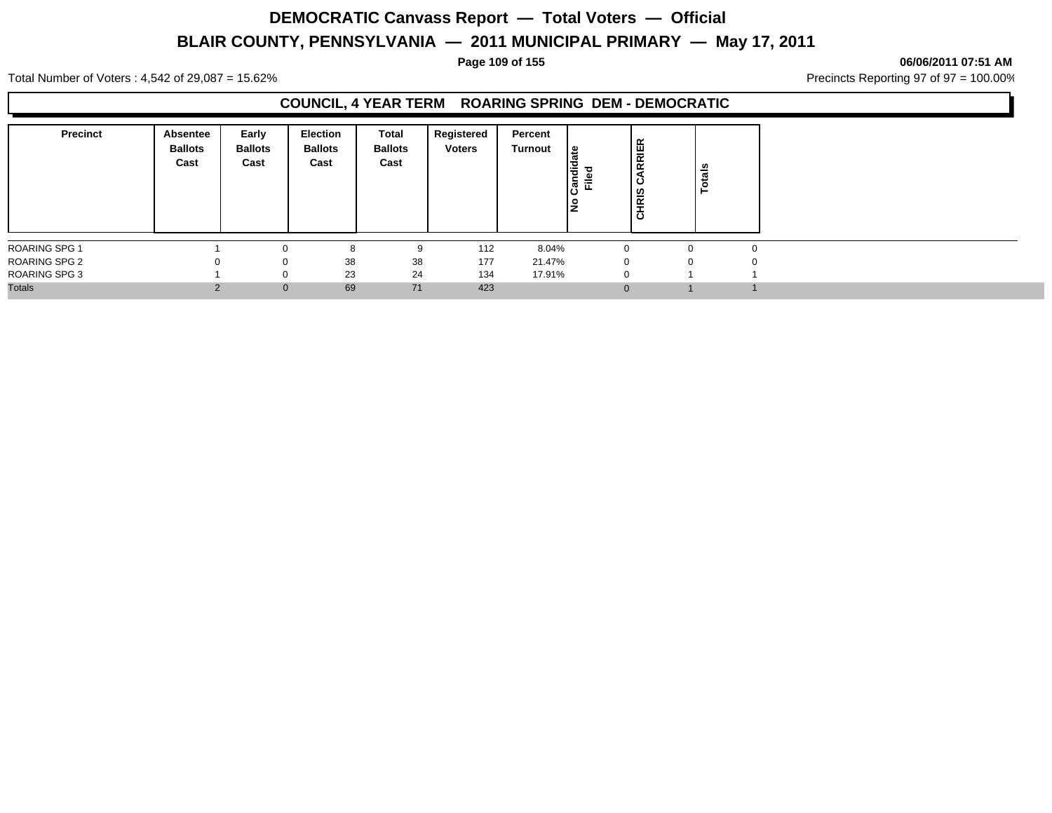# DEMOCRATIC Canvass Report — Total Voters — Official

# BLAIR COUNTY, PENNSYLVANIA — 2011 MUNICIPAL PRIMARY — May 17, 2011

06/06/2011 07:51 AM

Total Number of Voters : 4,542 of 29,087 = 15.62%

Precincts Reporting 97 of 97 = 100.00%

## COUNCIL, 4 YEAR TERM ROARING SPRING DEM - DEMOCRATIC

| Precinct | Absentee Ballots Cast | Early Ballots Cast | Election Ballots Cast | Total Ballots Cast | Registered Voters | Percent Turnout | No Candidate Filed | CHRIS CARRIER | Totals |
|---|---|---|---|---|---|---|---|---|---|
| ROARING SPG 1 | 1 | 0 | 8 | 9 | 112 | 8.04% | 0 | 0 | 0 |
| ROARING SPG 2 | 0 | 0 | 38 | 38 | 177 | 21.47% | 0 | 0 | 0 |
| ROARING SPG 3 | 1 | 0 | 23 | 24 | 134 | 17.91% | 0 | 1 | 1 |
| Totals | 2 | 0 | 69 | 71 | 423 | | 0 | 1 | 1 |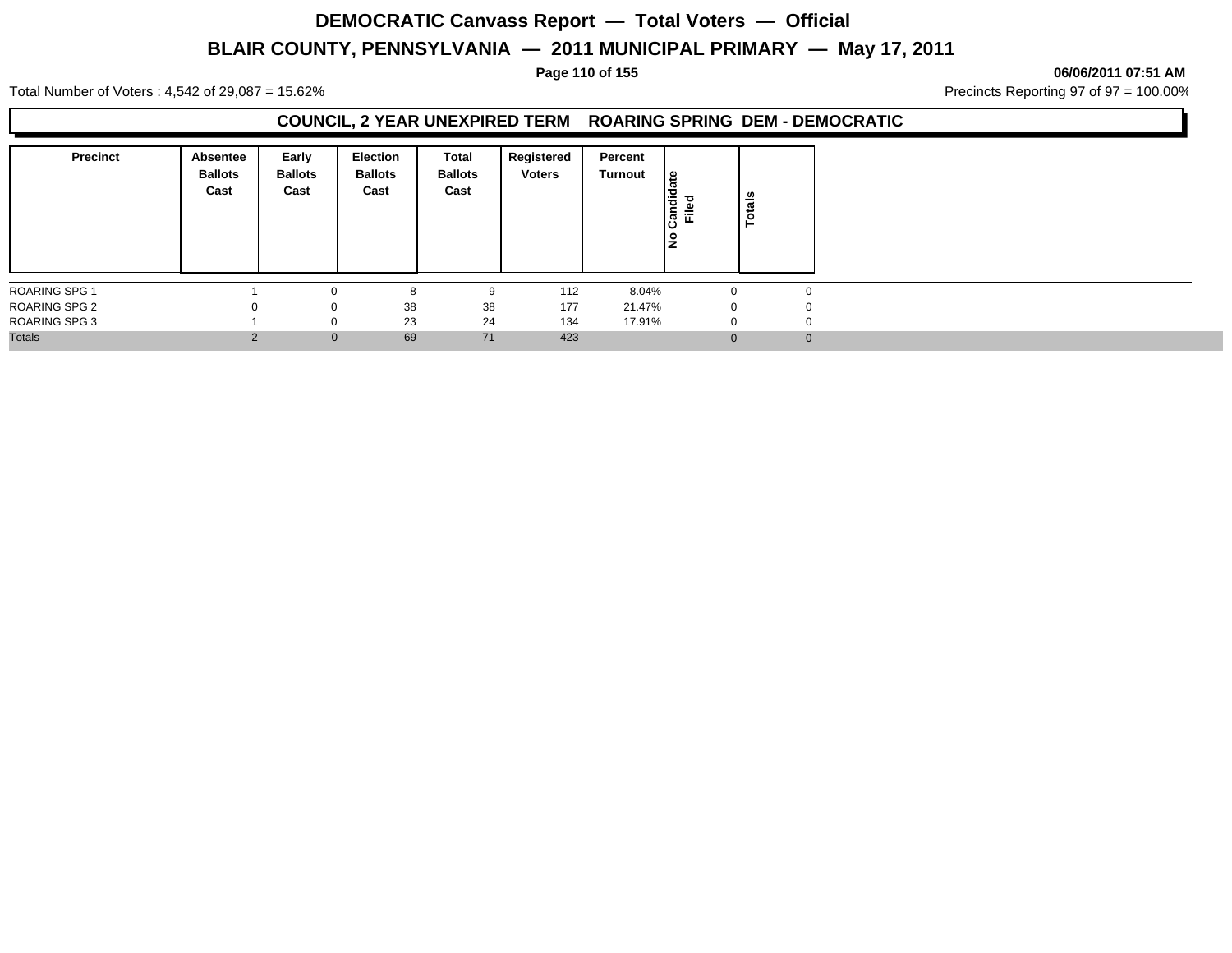# DEMOCRATIC Canvass Report — Total Voters — Official

## BLAIR COUNTY, PENNSYLVANIA — 2011 MUNICIPAL PRIMARY — May 17, 2011

06/06/2011 07:51 AM

Total Number of Voters : 4,542 of 29,087 = 15.62%

Precincts Reporting 97 of 97 = 100.00%

### COUNCIL, 2 YEAR UNEXPIRED TERM ROARING SPRING DEM - DEMOCRATIC

| Precinct | Absentee Ballots Cast | Early Ballots Cast | Election Ballots Cast | Total Ballots Cast | Registered Voters | Percent Turnout | No Candidate Filed | Totals |
|---|---|---|---|---|---|---|---|---|
| ROARING SPG 1 | 1 | 0 | 8 | 9 | 112 | 8.04% | 0 | 0 |
| ROARING SPG 2 | 0 | 0 | 38 | 38 | 177 | 21.47% | 0 | 0 |
| ROARING SPG 3 | 1 | 0 | 23 | 24 | 134 | 17.91% | 0 | 0 |
| Totals | 2 | 0 | 69 | 71 | 423 | | 0 | 0 |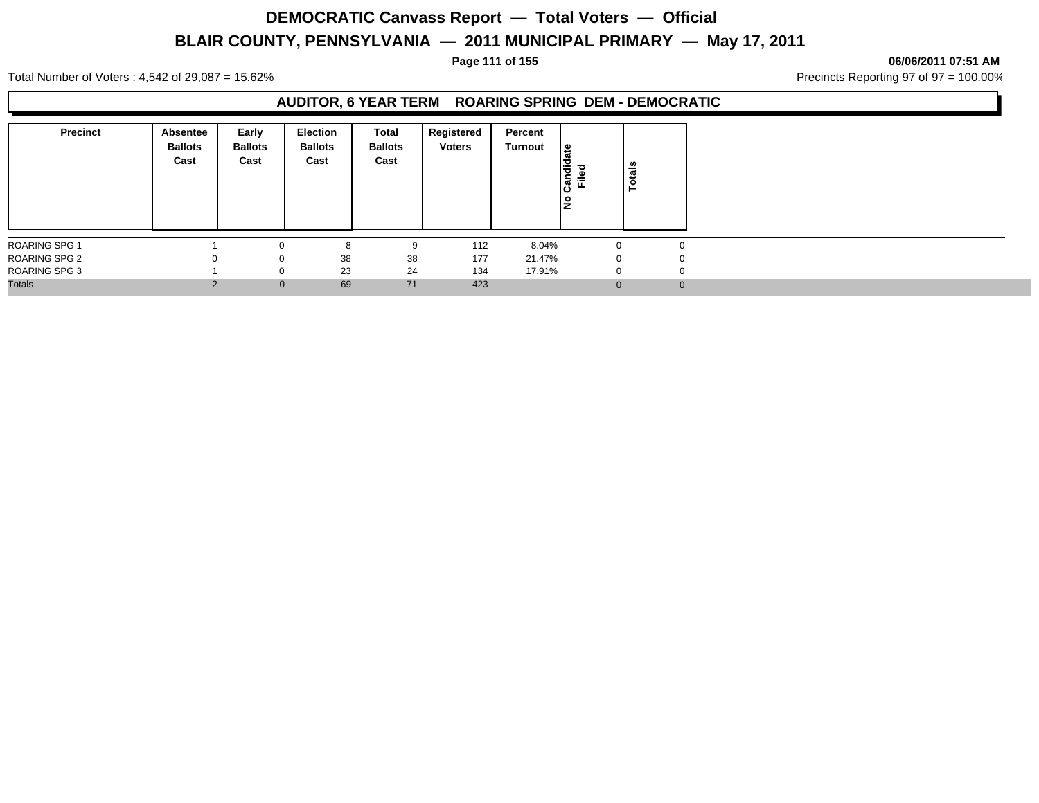# DEMOCRATIC Canvass Report — Total Voters — Official

# BLAIR COUNTY, PENNSYLVANIA — 2011 MUNICIPAL PRIMARY — May 17, 2011

06/06/2011 07:51 AM

Total Number of Voters : 4,542 of 29,087 = 15.62%

Precincts Reporting 97 of 97 = 100.00%

## AUDITOR, 6 YEAR TERM ROARING SPRING DEM - DEMOCRATIC

| Precinct | Absentee Ballots Cast | Early Ballots Cast | Election Ballots Cast | Total Ballots Cast | Registered Voters | Percent Turnout | No Candidate Filed | Totals |
|---|---|---|---|---|---|---|---|---|
| ROARING SPG 1 | 1 | 0 | 8 | 9 | 112 | 8.04% | 0 | 0 |
| ROARING SPG 2 | 0 | 0 | 38 | 38 | 177 | 21.47% | 0 | 0 |
| ROARING SPG 3 | 1 | 0 | 23 | 24 | 134 | 17.91% | 0 | 0 |
| Totals | 2 | 0 | 69 | 71 | 423 | | 0 | 0 |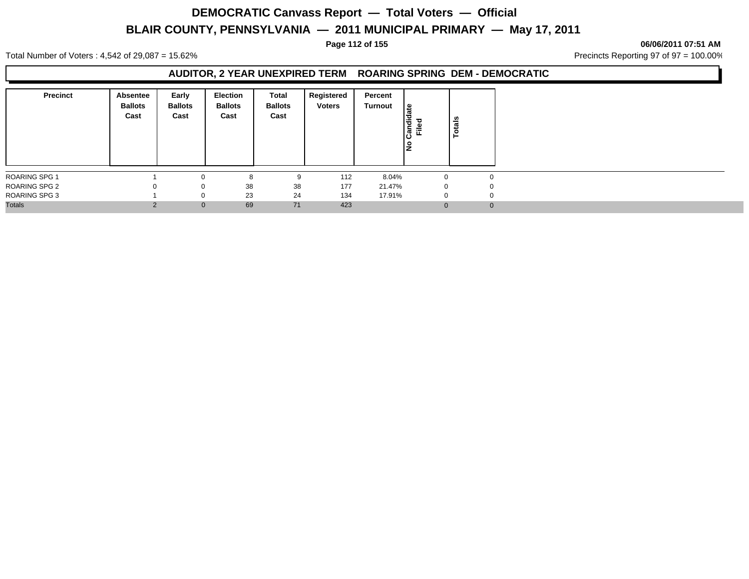# DEMOCRATIC Canvass Report — Total Voters — Official

## BLAIR COUNTY, PENNSYLVANIA — 2011 MUNICIPAL PRIMARY — May 17, 2011

06/06/2011 07:51 AM

Total Number of Voters : 4,542 of 29,087 = 15.62%

Precincts Reporting 97 of 97 = 100.00%

### AUDITOR, 2 YEAR UNEXPIRED TERM ROARING SPRING DEM - DEMOCRATIC

| Precinct | Absentee Ballots Cast | Early Ballots Cast | Election Ballots Cast | Total Ballots Cast | Registered Voters | Percent Turnout | No Candidate Filed | Totals |
|---|---|---|---|---|---|---|---|---|
| ROARING SPG 1 | 1 | 0 | 8 | 9 | 112 | 8.04% | 0 | 0 |
| ROARING SPG 2 | 0 | 0 | 38 | 38 | 177 | 21.47% | 0 | 0 |
| ROARING SPG 3 | 1 | 0 | 23 | 24 | 134 | 17.91% | 0 | 0 |
| Totals | 2 | 0 | 69 | 71 | 423 | | 0 | 0 |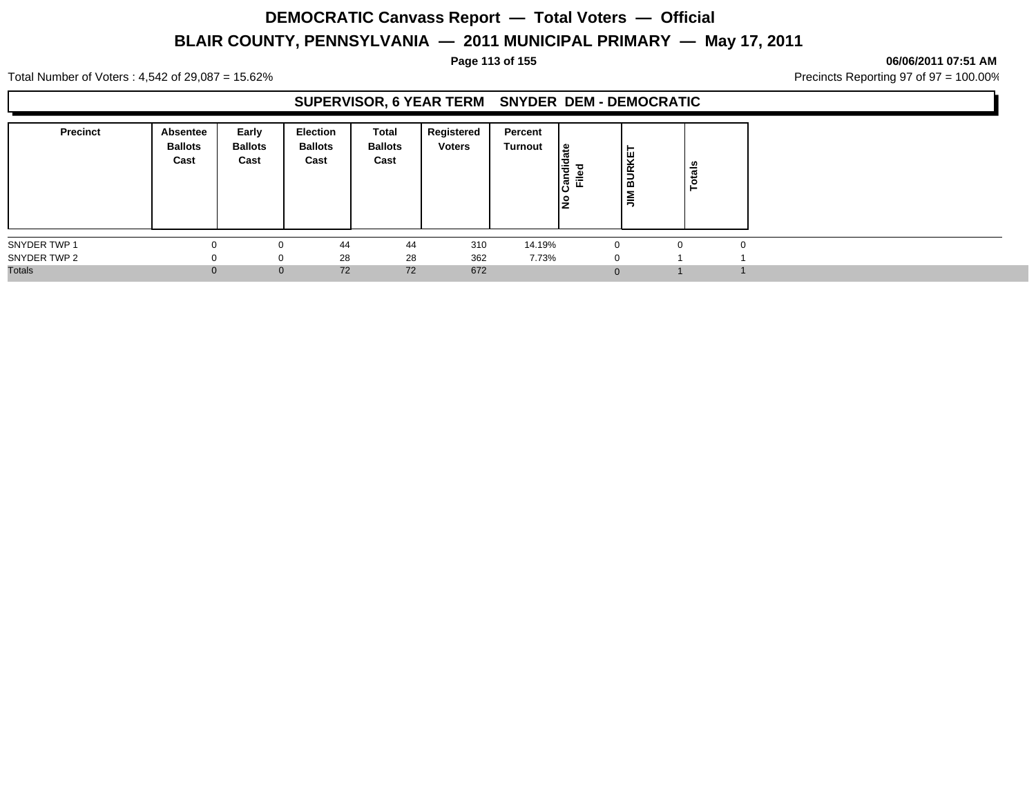# DEMOCRATIC Canvass Report — Total Voters — Official

## BLAIR COUNTY, PENNSYLVANIA — 2011 MUNICIPAL PRIMARY — May 17, 2011

06/06/2011 07:51 AM

Total Number of Voters : 4,542 of 29,087 = 15.62%

Precincts Reporting 97 of 97 = 100.00%

### SUPERVISOR, 6 YEAR TERM SNYDER DEM - DEMOCRATIC

| Precinct | Absentee Ballots Cast | Early Ballots Cast | Election Ballots Cast | Total Ballots Cast | Registered Voters | Percent Turnout | No Candidate Filed | JIM BURKET | Totals |
|---|---|---|---|---|---|---|---|---|---|
| SNYDER TWP 1 | 0 | 0 | 44 | 44 | 310 | 14.19% | 0 | 0 | 0 |
| SNYDER TWP 2 | 0 | 0 | 28 | 28 | 362 | 7.73% | 0 | 1 | 1 |
| Totals | 0 | 0 | 72 | 72 | 672 | | 0 | 1 | 1 |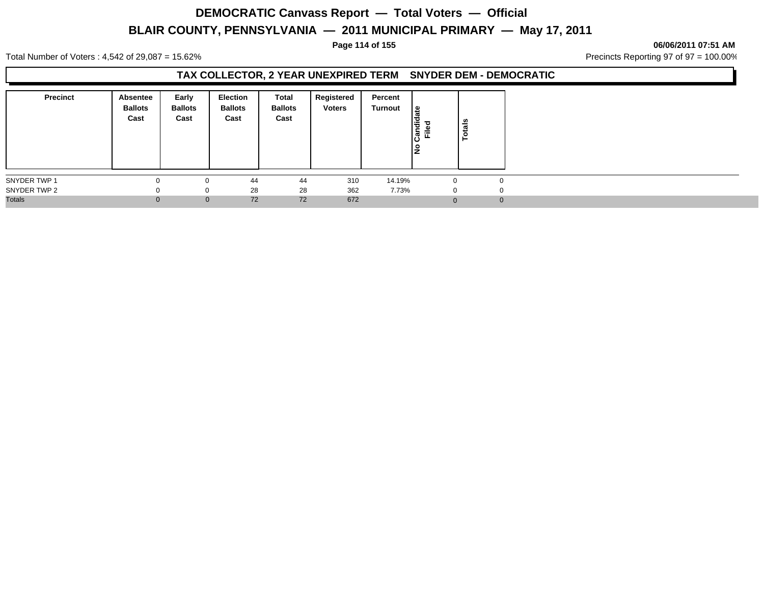# DEMOCRATIC Canvass Report — Total Voters — Official

## BLAIR COUNTY, PENNSYLVANIA — 2011 MUNICIPAL PRIMARY — May 17, 2011

**06/06/2011 07:51 AM**

Total Number of Voters : 4,542 of 29,087 = 15.62%

Precincts Reporting 97 of 97 = 100.00%

### TAX COLLECTOR, 2 YEAR UNEXPIRED TERM SNYDER DEM - DEMOCRATIC

| Precinct | Absentee Ballots Cast | Early Ballots Cast | Election Ballots Cast | Total Ballots Cast | Registered Voters | Percent Turnout | No Candidate Filed | Totals |
|---|---|---|---|---|---|---|---|---|
| SNYDER TWP 1 | 0 | 0 | 44 | 44 | 310 | 14.19% | 0 | 0 |
| SNYDER TWP 2 | 0 | 0 | 28 | 28 | 362 | 7.73% | 0 | 0 |
| Totals | 0 | 0 | 72 | 72 | 672 | | 0 | 0 |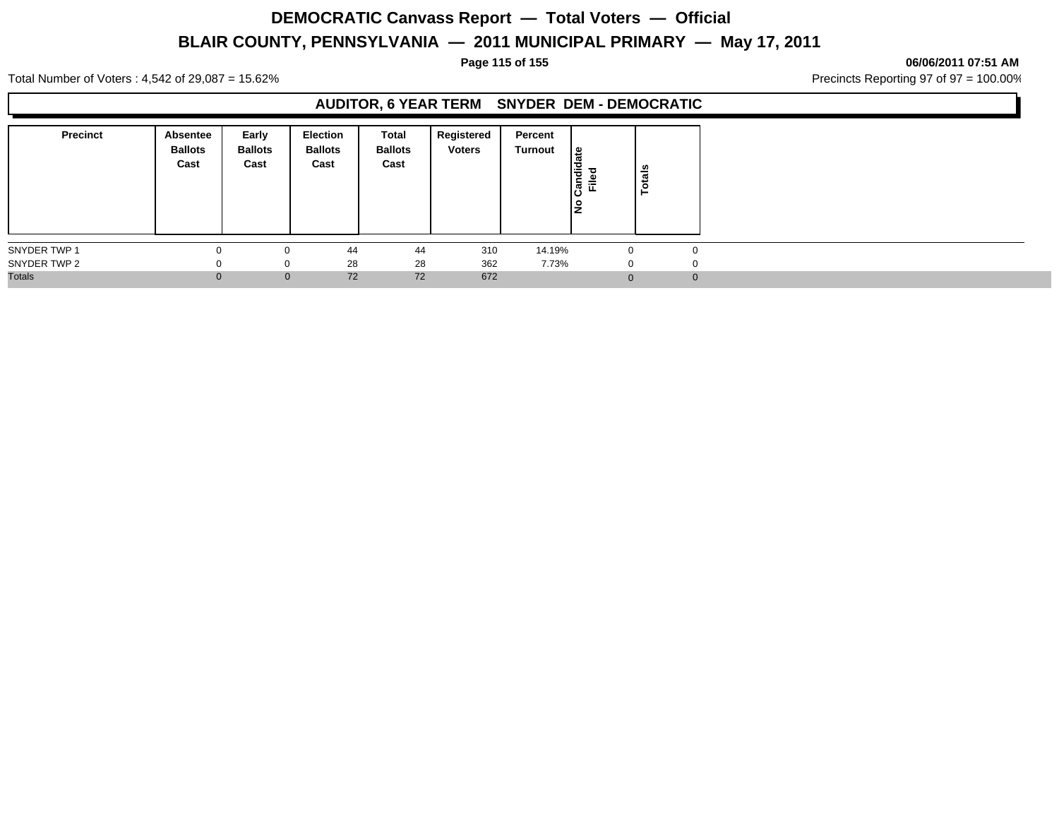# DEMOCRATIC Canvass Report — Total Voters — Official

## BLAIR COUNTY, PENNSYLVANIA — 2011 MUNICIPAL PRIMARY — May 17, 2011

06/06/2011 07:51 AM

Total Number of Voters : 4,542 of 29,087 = 15.62%

Precincts Reporting 97 of 97 = 100.00%

### AUDITOR, 6 YEAR TERM SNYDER DEM - DEMOCRATIC

| Precinct | Absentee Ballots Cast | Early Ballots Cast | Election Ballots Cast | Total Ballots Cast | Registered Voters | Percent Turnout | No Candidate Filed | Totals |
|---|---|---|---|---|---|---|---|---|
| SNYDER TWP 1 | 0 | 0 | 44 | 44 | 310 | 14.19% | 0 | 0 |
| SNYDER TWP 2 | 0 | 0 | 28 | 28 | 362 | 7.73% | 0 | 0 |
| Totals | 0 | 0 | 72 | 72 | 672 | | 0 | 0 |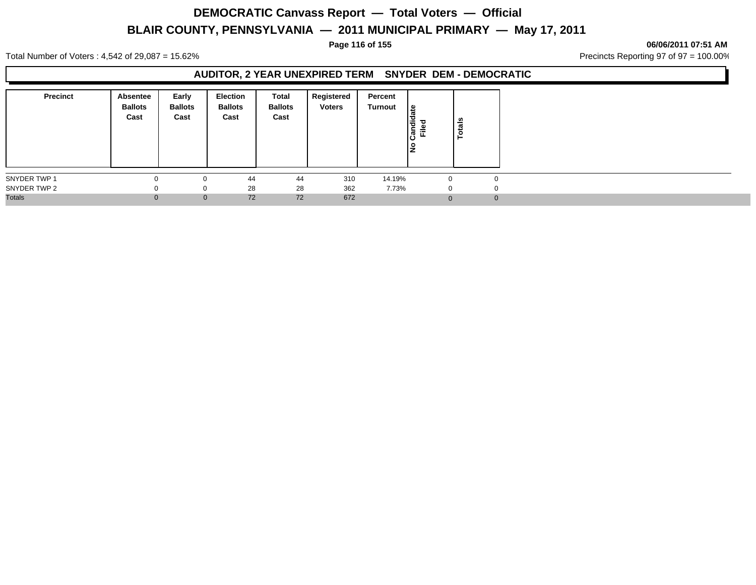# DEMOCRATIC Canvass Report — Total Voters — Official

## BLAIR COUNTY, PENNSYLVANIA — 2011 MUNICIPAL PRIMARY — May 17, 2011

06/06/2011 07:51 AM

Total Number of Voters : 4,542 of 29,087 = 15.62%

Precincts Reporting 97 of 97 = 100.00%

### AUDITOR, 2 YEAR UNEXPIRED TERM SNYDER DEM - DEMOCRATIC

| Precinct | Absentee Ballots Cast | Early Ballots Cast | Election Ballots Cast | Total Ballots Cast | Registered Voters | Percent Turnout | No Candidate Filed | Totals |
|---|---|---|---|---|---|---|---|---|
| SNYDER TWP 1 | 0 | 0 | 44 | 44 | 310 | 14.19% | 0 | 0 |
| SNYDER TWP 2 | 0 | 0 | 28 | 28 | 362 | 7.73% | 0 | 0 |
| Totals | 0 | 0 | 72 | 72 | 672 | | 0 | 0 |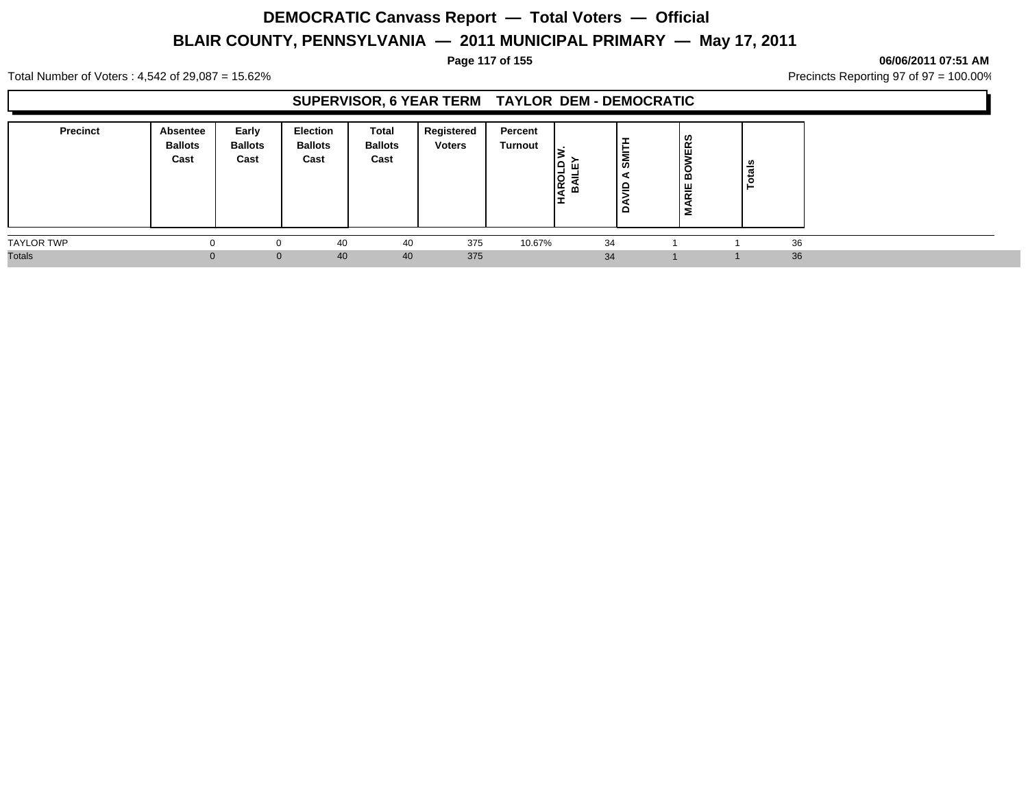# DEMOCRATIC Canvass Report — Total Voters — Official

## BLAIR COUNTY, PENNSYLVANIA — 2011 MUNICIPAL PRIMARY — May 17, 2011

06/06/2011 07:51 AM

Total Number of Voters : 4,542 of 29,087 = 15.62%

Precincts Reporting 97 of 97 = 100.00%

### SUPERVISOR, 6 YEAR TERM TAYLOR DEM - DEMOCRATIC

| Precinct | Absentee Ballots Cast | Early Ballots Cast | Election Ballots Cast | Total Ballots Cast | Registered Voters | Percent Turnout | HAROLD W. BAILEY | DAVID A SMITH | MARIE BOWERS | Totals |
|---|---|---|---|---|---|---|---|---|---|---|
| TAYLOR TWP | 0 | 0 | 40 | 40 | 375 | 10.67% | 34 | 1 | 1 | 36 |
| Totals | 0 | 0 | 40 | 40 | 375 | | 34 | 1 | 1 | 36 |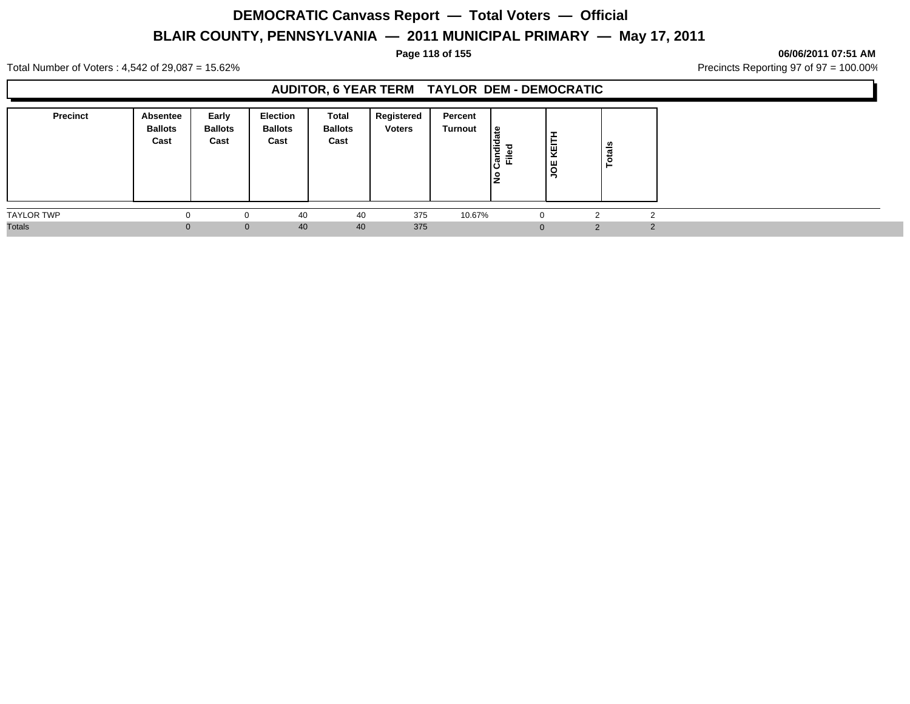# DEMOCRATIC Canvass Report — Total Voters — Official

## BLAIR COUNTY, PENNSYLVANIA — 2011 MUNICIPAL PRIMARY — May 17, 2011

**06/06/2011 07:51 AM**

Total Number of Voters : 4,542 of 29,087 = 15.62%

Precincts Reporting 97 of 97 = 100.00%

### AUDITOR, 6 YEAR TERM TAYLOR DEM - DEMOCRATIC

| Precinct | Absentee Ballots Cast | Early Ballots Cast | Election Ballots Cast | Total Ballots Cast | Registered Voters | Percent Turnout | No Candidate Filed | JOE KEITH | Totals |
|---|---|---|---|---|---|---|---|---|---|
| TAYLOR TWP | 0 | 0 | 40 | 40 | 375 | 10.67% | 0 | 2 | 2 |
| Totals | 0 | 0 | 40 | 40 | 375 | | 0 | 2 | 2 |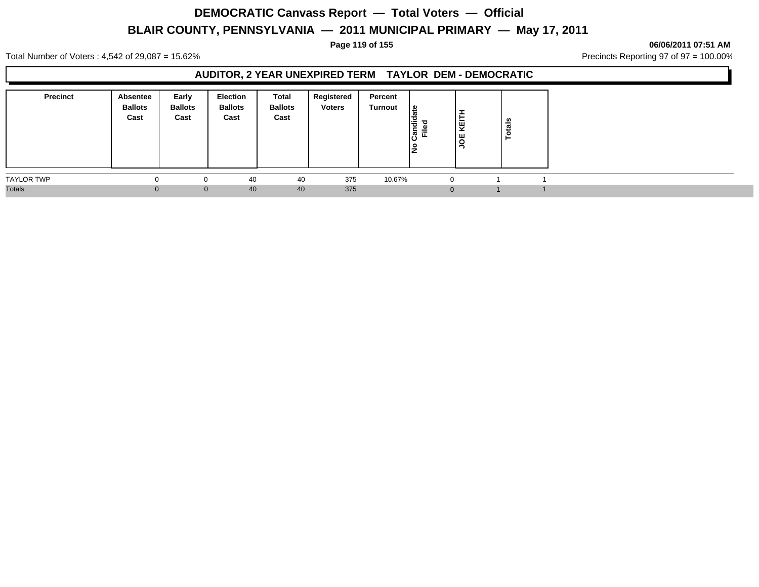# DEMOCRATIC Canvass Report — Total Voters — Official

## BLAIR COUNTY, PENNSYLVANIA — 2011 MUNICIPAL PRIMARY — May 17, 2011

06/06/2011 07:51 AM

Total Number of Voters : 4,542 of 29,087 = 15.62%

Precincts Reporting 97 of 97 = 100.00%

### AUDITOR, 2 YEAR UNEXPIRED TERM TAYLOR DEM - DEMOCRATIC

| Precinct | Absentee Ballots Cast | Early Ballots Cast | Election Ballots Cast | Total Ballots Cast | Registered Voters | Percent Turnout | No Candidate Filed | JOE KEITH | Totals |
|---|---|---|---|---|---|---|---|---|---|
| TAYLOR TWP | 0 | 0 | 40 | 40 | 375 | 10.67% | 0 | 1 | 1 |
| Totals | 0 | 0 | 40 | 40 | 375 | | 0 | 1 | 1 |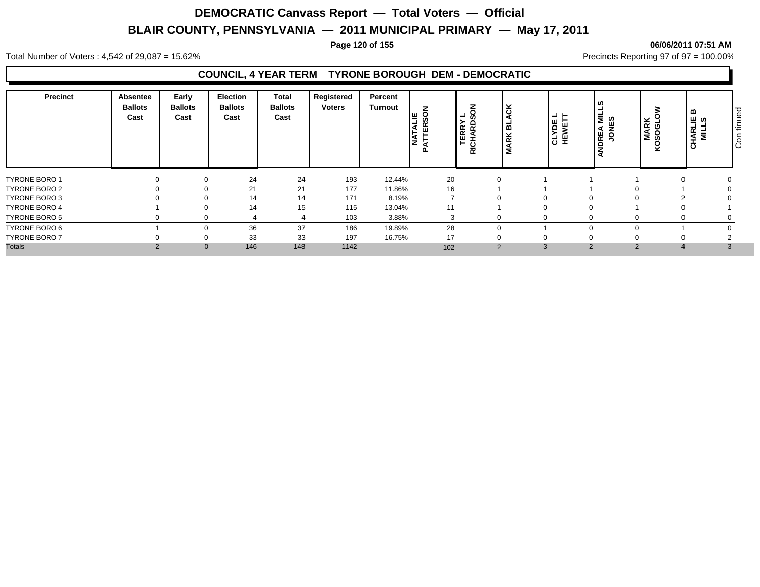# DEMOCRATIC Canvass Report — Total Voters — Official

## BLAIR COUNTY, PENNSYLVANIA — 2011 MUNICIPAL PRIMARY — May 17, 2011

06/06/2011 07:51 AM

Total Number of Voters : 4,542 of 29,087 = 15.62%

Precincts Reporting 97 of 97 = 100.00%

### COUNCIL, 4 YEAR TERM TYRONE BOROUGH DEM - DEMOCRATIC

| Precinct | Absentee Ballots Cast | Early Ballots Cast | Election Ballots Cast | Total Ballots Cast | Registered Voters | Percent Turnout | NATALIE PATTERSON | TERRY L RICHARDSON | MARK BLACK | CLYDE L HEWETT | ANDREA MILLS JONES | MARK KOSOGLOW | CHARLIE B MILLS |
|---|---|---|---|---|---|---|---|---|---|---|---|---|---|
| TYRONE BORO 1 | 0 | 0 | 24 | 24 | 193 | 12.44% | 20 | 0 | 1 | 1 | 1 | 0 | 0 |
| TYRONE BORO 2 | 0 | 0 | 21 | 21 | 177 | 11.86% | 16 | 1 | 1 | 1 | 0 | 1 | 0 |
| TYRONE BORO 3 | 0 | 0 | 14 | 14 | 171 | 8.19% | 7 | 0 | 0 | 0 | 0 | 2 | 0 |
| TYRONE BORO 4 | 1 | 0 | 14 | 15 | 115 | 13.04% | 11 | 1 | 0 | 0 | 1 | 0 | 1 |
| TYRONE BORO 5 | 0 | 0 | 4 | 4 | 103 | 3.88% | 3 | 0 | 0 | 0 | 0 | 0 | 0 |
| TYRONE BORO 6 | 1 | 0 | 36 | 37 | 186 | 19.89% | 28 | 0 | 1 | 0 | 0 | 1 | 0 |
| TYRONE BORO 7 | 0 | 0 | 33 | 33 | 197 | 16.75% | 17 | 0 | 0 | 0 | 0 | 0 | 2 |
| Totals | 2 | 0 | 146 | 148 | 1142 | | 102 | 2 | 3 | 2 | 2 | 4 | 3 |

Continued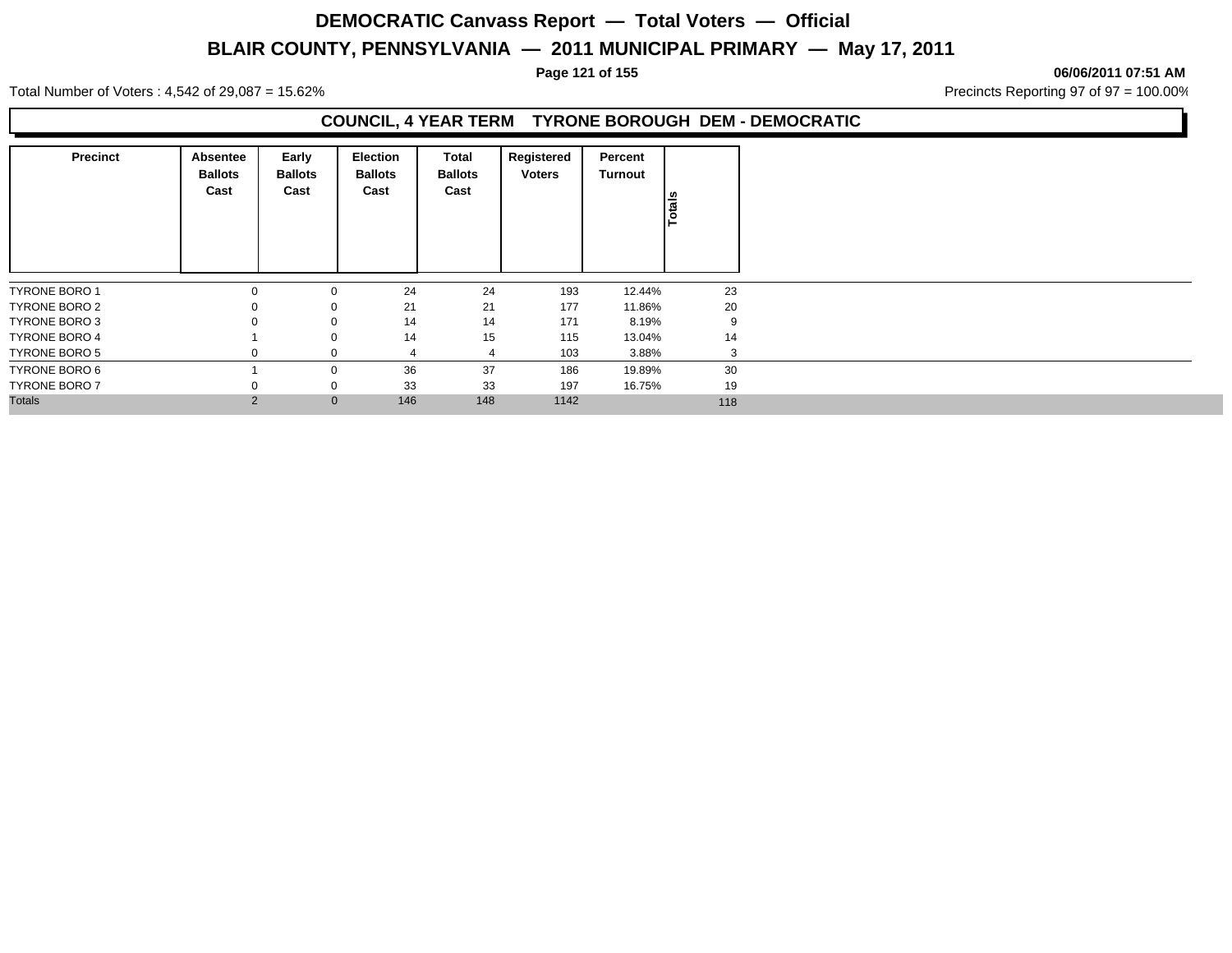# DEMOCRATIC Canvass Report — Total Voters — Official

## BLAIR COUNTY, PENNSYLVANIA — 2011 MUNICIPAL PRIMARY — May 17, 2011

06/06/2011 07:51 AM

Total Number of Voters : 4,542 of 29,087 = 15.62%

Precincts Reporting 97 of 97 = 100.00%

### COUNCIL, 4 YEAR TERM TYRONE BOROUGH DEM - DEMOCRATIC

| Precinct | Absentee Ballots Cast | Early Ballots Cast | Election Ballots Cast | Total Ballots Cast | Registered Voters | Percent Turnout | Totals |
|---|---|---|---|---|---|---|---|
| TYRONE BORO 1 | 0 | 0 | 24 | 24 | 193 | 12.44% | 23 |
| TYRONE BORO 2 | 0 | 0 | 21 | 21 | 177 | 11.86% | 20 |
| TYRONE BORO 3 | 0 | 0 | 14 | 14 | 171 | 8.19% | 9 |
| TYRONE BORO 4 | 1 | 0 | 14 | 15 | 115 | 13.04% | 14 |
| TYRONE BORO 5 | 0 | 0 | 4 | 4 | 103 | 3.88% | 3 |
| TYRONE BORO 6 | 1 | 0 | 36 | 37 | 186 | 19.89% | 30 |
| TYRONE BORO 7 | 0 | 0 | 33 | 33 | 197 | 16.75% | 19 |
| Totals | 2 | 0 | 146 | 148 | 1142 | | 118 |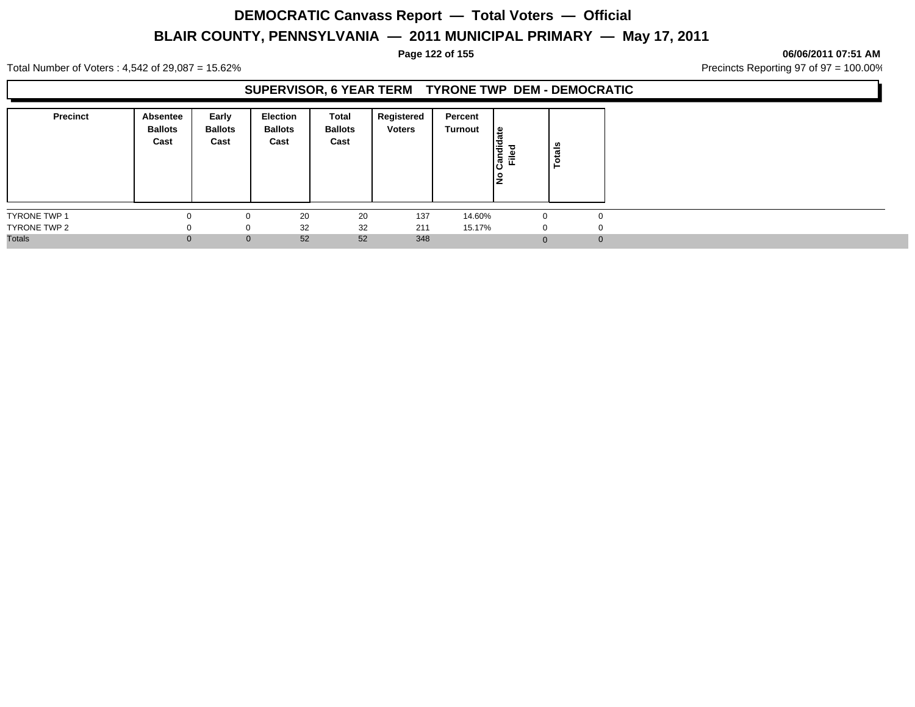# DEMOCRATIC Canvass Report — Total Voters — Official

## BLAIR COUNTY, PENNSYLVANIA — 2011 MUNICIPAL PRIMARY — May 17, 2011

06/06/2011 07:51 AM

Total Number of Voters : 4,542 of 29,087 = 15.62%

Precincts Reporting 97 of 97 = 100.00%

### SUPERVISOR, 6 YEAR TERM TYRONE TWP DEM - DEMOCRATIC

| Precinct | Absentee Ballots Cast | Early Ballots Cast | Election Ballots Cast | Total Ballots Cast | Registered Voters | Percent Turnout | No Candidate Filed | Totals |
|---|---|---|---|---|---|---|---|---|
| TYRONE TWP 1 | 0 | 0 | 20 | 20 | 137 | 14.60% | 0 | 0 |
| TYRONE TWP 2 | 0 | 0 | 32 | 32 | 211 | 15.17% | 0 | 0 |
| Totals | 0 | 0 | 52 | 52 | 348 | | 0 | 0 |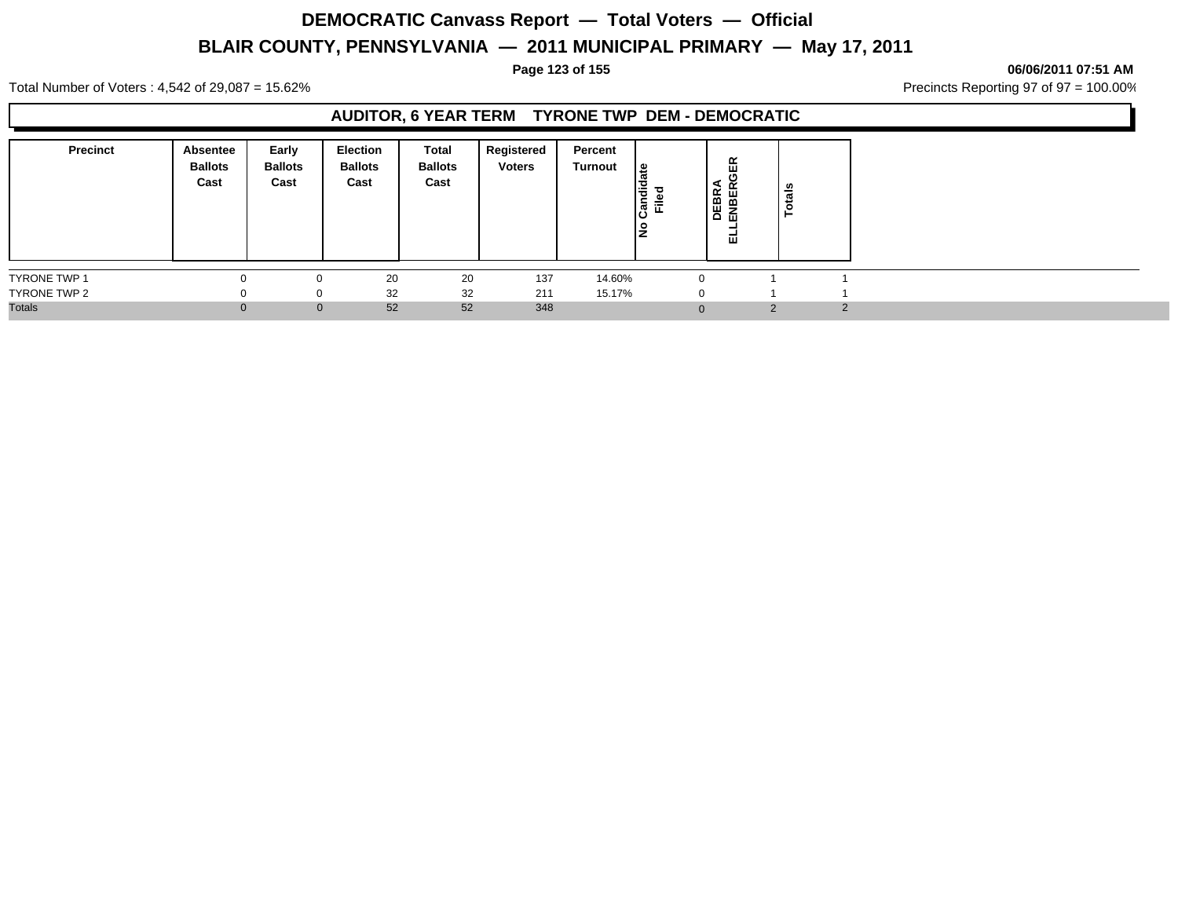# DEMOCRATIC Canvass Report — Total Voters — Official

## BLAIR COUNTY, PENNSYLVANIA — 2011 MUNICIPAL PRIMARY — May 17, 2011

06/06/2011 07:51 AM

Total Number of Voters : 4,542 of 29,087 = 15.62%

Precincts Reporting 97 of 97 = 100.00%

### AUDITOR, 6 YEAR TERM TYRONE TWP DEM - DEMOCRATIC

| Precinct | Absentee Ballots Cast | Early Ballots Cast | Election Ballots Cast | Total Ballots Cast | Registered Voters | Percent Turnout | No Candidate Filed | DEBRA ELLENBERGER | Totals |
|---|---|---|---|---|---|---|---|---|---|
| TYRONE TWP 1 | 0 | 0 | 20 | 20 | 137 | 14.60% | 0 | 1 | 1 |
| TYRONE TWP 2 | 0 | 0 | 32 | 32 | 211 | 15.17% | 0 | 1 | 1 |
| Totals | 0 | 0 | 52 | 52 | 348 | | 0 | 2 | 2 |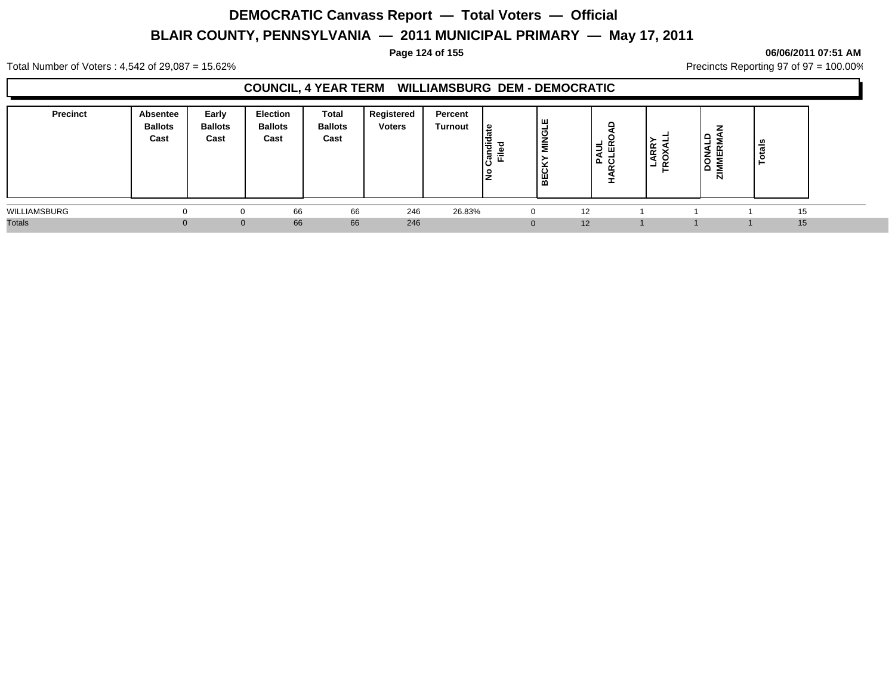# DEMOCRATIC Canvass Report — Total Voters — Official

## BLAIR COUNTY, PENNSYLVANIA — 2011 MUNICIPAL PRIMARY — May 17, 2011

06/06/2011 07:51 AM

Total Number of Voters : 4,542 of 29,087 = 15.62%

Precincts Reporting 97 of 97 = 100.00%

### COUNCIL, 4 YEAR TERM WILLIAMSBURG DEM - DEMOCRATIC

| Precinct | Absentee Ballots Cast | Early Ballots Cast | Election Ballots Cast | Total Ballots Cast | Registered Voters | Percent Turnout | No Candidate Filed | BECKY MINGLE | PAUL HARCLEROAD | LARRY TROXALL | DONALD ZIMMERMAN | Totals |
|---|---|---|---|---|---|---|---|---|---|---|---|---|
| WILLIAMSBURG | 0 | 0 | 66 | 66 | 246 | 26.83% | 0 | 12 | 1 | 1 | 1 | 15 |
| Totals | 0 | 0 | 66 | 66 | 246 | | 0 | 12 | 1 | 1 | 1 | 15 |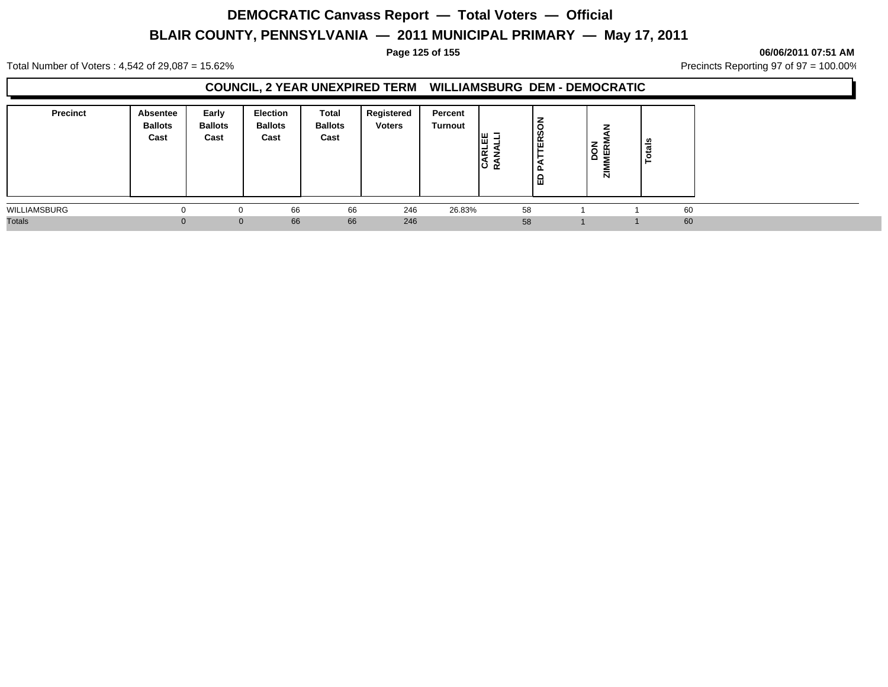# DEMOCRATIC Canvass Report — Total Voters — Official

## BLAIR COUNTY, PENNSYLVANIA — 2011 MUNICIPAL PRIMARY — May 17, 2011

06/06/2011 07:51 AM

Total Number of Voters : 4,542 of 29,087 = 15.62%

Precincts Reporting 97 of 97 = 100.00%

### COUNCIL, 2 YEAR UNEXPIRED TERM WILLIAMSBURG DEM - DEMOCRATIC

| Precinct | Absentee Ballots Cast | Early Ballots Cast | Election Ballots Cast | Total Ballots Cast | Registered Voters | Percent Turnout | CARLEE RANALLI | ED PATTERSON | DON ZIMMERMAN | Totals |
|---|---|---|---|---|---|---|---|---|---|---|
| WILLIAMSBURG | 0 | 0 | 66 | 66 | 246 | 26.83% | 58 | 1 | 1 | 60 |
| Totals | 0 | 0 | 66 | 66 | 246 | | 58 | 1 | 1 | 60 |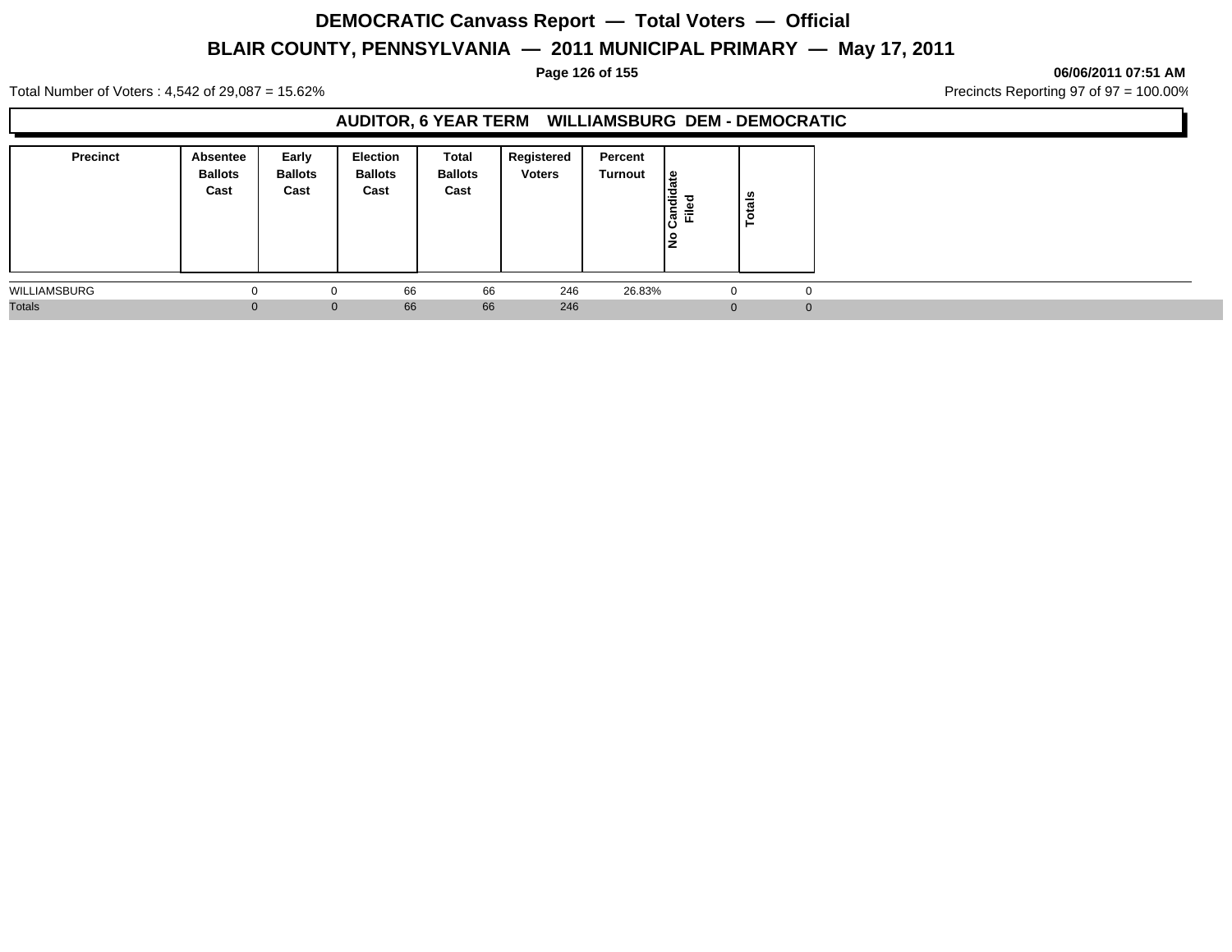# DEMOCRATIC Canvass Report — Total Voters — Official

## BLAIR COUNTY, PENNSYLVANIA — 2011 MUNICIPAL PRIMARY — May 17, 2011

06/06/2011 07:51 AM

Total Number of Voters : 4,542 of 29,087 = 15.62%

Precincts Reporting 97 of 97 = 100.00%

### AUDITOR, 6 YEAR TERM WILLIAMSBURG DEM - DEMOCRATIC

| Precinct | Absentee Ballots Cast | Early Ballots Cast | Election Ballots Cast | Total Ballots Cast | Registered Voters | Percent Turnout | No Candidate Filed | Totals |
|---|---|---|---|---|---|---|---|---|
| WILLIAMSBURG | 0 | 0 | 66 | 66 | 246 | 26.83% | 0 | 0 |
| Totals | 0 | 0 | 66 | 66 | 246 | | 0 | 0 |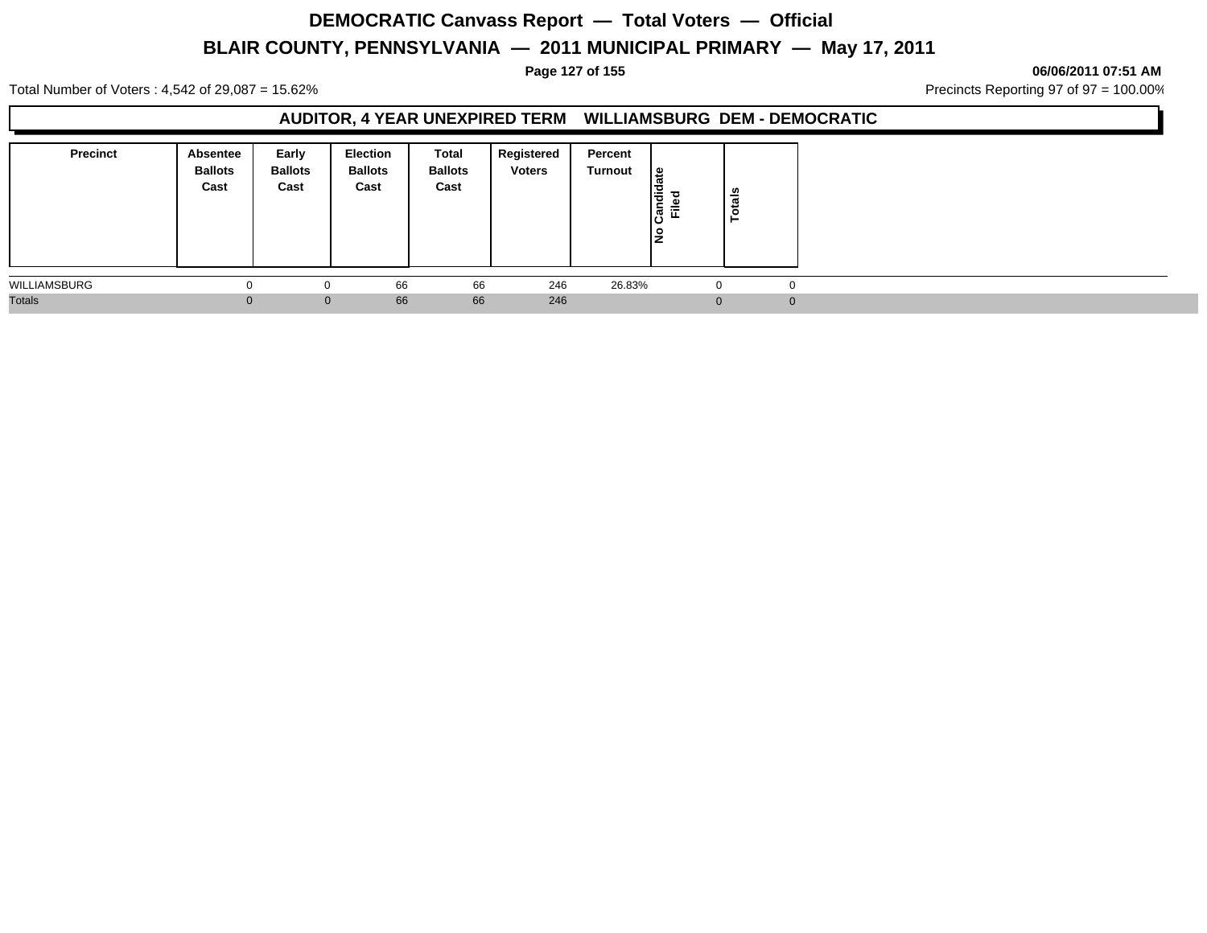# DEMOCRATIC Canvass Report — Total Voters — Official

## BLAIR COUNTY, PENNSYLVANIA — 2011 MUNICIPAL PRIMARY — May 17, 2011

06/06/2011 07:51 AM

Total Number of Voters : 4,542 of 29,087 = 15.62%

Precincts Reporting 97 of 97 = 100.00%

### AUDITOR, 4 YEAR UNEXPIRED TERM WILLIAMSBURG DEM - DEMOCRATIC

| Precinct | Absentee Ballots Cast | Early Ballots Cast | Election Ballots Cast | Total Ballots Cast | Registered Voters | Percent Turnout | No Candidate Filed | Totals |
|---|---|---|---|---|---|---|---|---|
| WILLIAMSBURG | 0 | 0 | 66 | 66 | 246 | 26.83% | 0 | 0 |
| Totals | 0 | 0 | 66 | 66 | 246 | | 0 | 0 |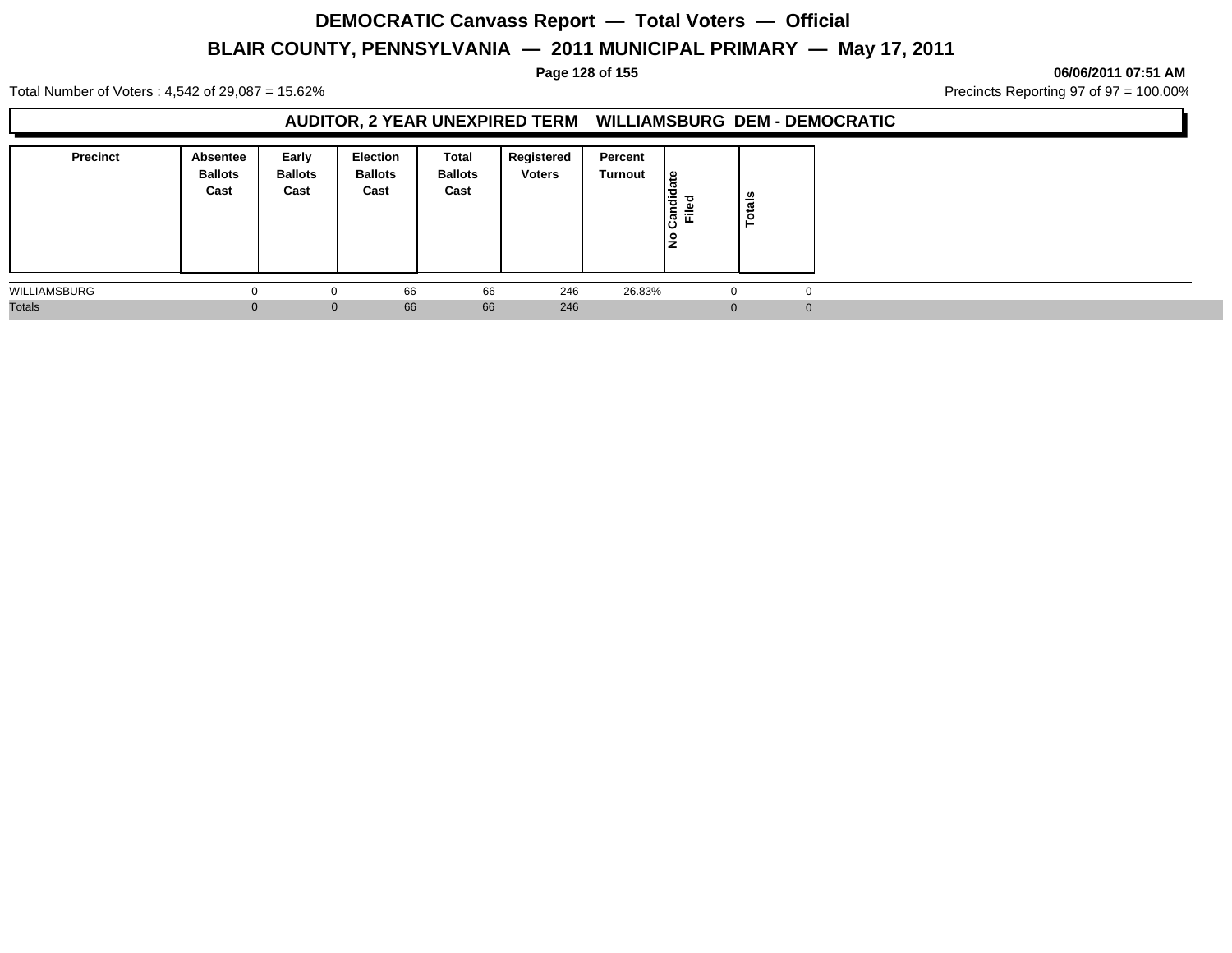# DEMOCRATIC Canvass Report — Total Voters — Official

## BLAIR COUNTY, PENNSYLVANIA — 2011 MUNICIPAL PRIMARY — May 17, 2011

**06/06/2011 07:51 AM**

Total Number of Voters : 4,542 of 29,087 = 15.62%

Precincts Reporting 97 of 97 = 100.00%

### AUDITOR, 2 YEAR UNEXPIRED TERM WILLIAMSBURG DEM - DEMOCRATIC

| Precinct | Absentee Ballots Cast | Early Ballots Cast | Election Ballots Cast | Total Ballots Cast | Registered Voters | Percent Turnout | No Candidate Filed | Totals |
|---|---|---|---|---|---|---|---|---|
| WILLIAMSBURG | 0 | 0 | 66 | 66 | 246 | 26.83% | 0 | 0 |
| Totals | 0 | 0 | 66 | 66 | 246 | | 0 | 0 |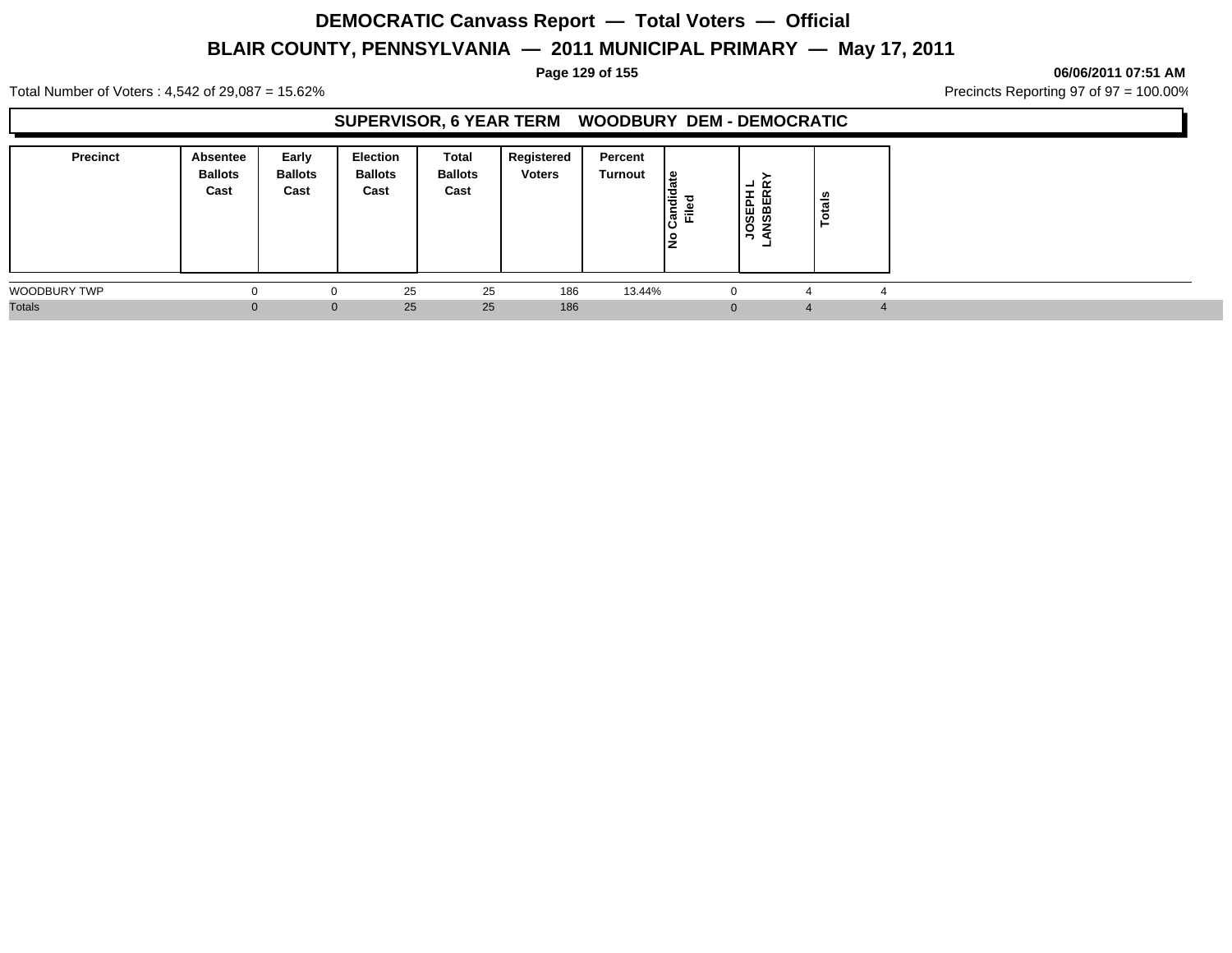# DEMOCRATIC Canvass Report — Total Voters — Official

## BLAIR COUNTY, PENNSYLVANIA — 2011 MUNICIPAL PRIMARY — May 17, 2011

06/06/2011 07:51 AM

Total Number of Voters : 4,542 of 29,087 = 15.62%

Precincts Reporting 97 of 97 = 100.00%

### SUPERVISOR, 6 YEAR TERM WOODBURY DEM - DEMOCRATIC

| Precinct | Absentee Ballots Cast | Early Ballots Cast | Election Ballots Cast | Total Ballots Cast | Registered Voters | Percent Turnout | No Candidate Filed | JOSEPH L LANSBERRY | Totals |
|---|---|---|---|---|---|---|---|---|---|
| WOODBURY TWP | 0 | 0 | 25 | 25 | 186 | 13.44% | 0 | 4 | 4 |
| Totals | 0 | 0 | 25 | 25 | 186 | | 0 | 4 | 4 |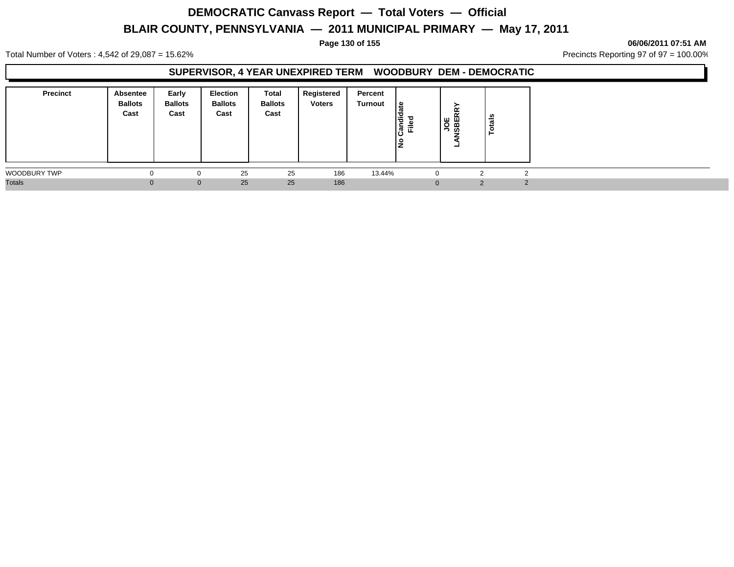# DEMOCRATIC Canvass Report — Total Voters — Official

## BLAIR COUNTY, PENNSYLVANIA — 2011 MUNICIPAL PRIMARY — May 17, 2011

**06/06/2011 07:51 AM**

Total Number of Voters : 4,542 of 29,087 = 15.62%

Precincts Reporting 97 of 97 = 100.00%

### SUPERVISOR, 4 YEAR UNEXPIRED TERM WOODBURY DEM - DEMOCRATIC

| Precinct | Absentee Ballots Cast | Early Ballots Cast | Election Ballots Cast | Total Ballots Cast | Registered Voters | Percent Turnout | No Candidate Filed | JOE LANSBERRY | Totals |
|---|---|---|---|---|---|---|---|---|---|
| WOODBURY TWP | 0 | 0 | 25 | 25 | 186 | 13.44% | 0 | 2 | 2 |
| Totals | 0 | 0 | 25 | 25 | 186 | | 0 | 2 | 2 |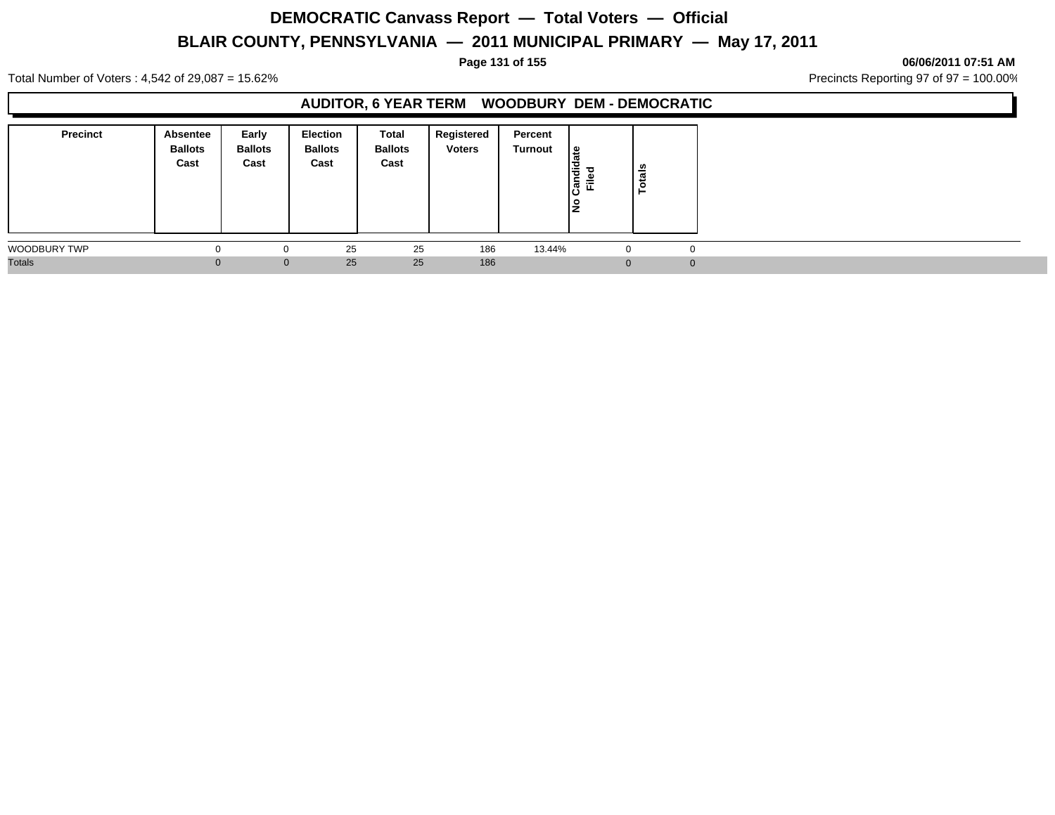# DEMOCRATIC Canvass Report — Total Voters — Official

## BLAIR COUNTY, PENNSYLVANIA — 2011 MUNICIPAL PRIMARY — May 17, 2011

**06/06/2011 07:51 AM**

Total Number of Voters : 4,542 of 29,087 = 15.62%

Precincts Reporting 97 of 97 = 100.00%

### AUDITOR, 6 YEAR TERM WOODBURY DEM - DEMOCRATIC

| Precinct | Absentee Ballots Cast | Early Ballots Cast | Election Ballots Cast | Total Ballots Cast | Registered Voters | Percent Turnout | No Candidate Filed | Totals |
|---|---|---|---|---|---|---|---|---|
| WOODBURY TWP | 0 | 0 | 25 | 25 | 186 | 13.44% | 0 | 0 |
| Totals | 0 | 0 | 25 | 25 | 186 | | 0 | 0 |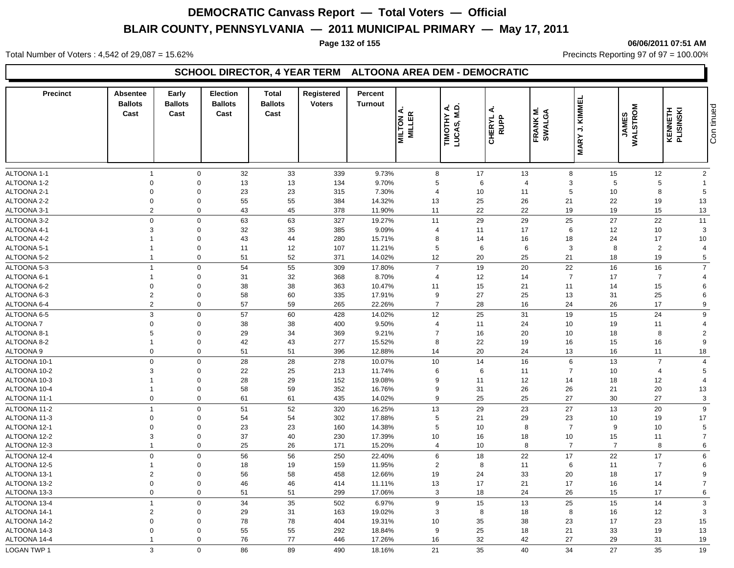# DEMOCRATIC Canvass Report — Total Voters — Official

## BLAIR COUNTY, PENNSYLVANIA — 2011 MUNICIPAL PRIMARY — May 17, 2011

06/06/2011 07:51 AM

Total Number of Voters : 4,542 of 29,087 = 15.62%

Precincts Reporting 97 of 97 = 100.00%

### SCHOOL DIRECTOR, 4 YEAR TERM ALTOONA AREA DEM - DEMOCRATIC

| Precinct | Absentee Ballots Cast | Early Ballots Cast | Election Ballots Cast | Total Ballots Cast | Registered Voters | Percent Turnout | MILTON A. MILLER | TIMOTHY A. LUCAS, M.D. | CHERYL A. RUPP | FRANK M. SWALGA | MARY J. KIMMEL | JAMES WALSTROM | KENNETH PLISINSKI |
|---|---|---|---|---|---|---|---|---|---|---|---|---|---|
| ALTOONA 1-1 | 1 | 0 | 32 | 33 | 339 | 9.73% | 8 | 17 | 13 | 8 | 15 | 12 | 2 |
| ALTOONA 1-2 | 0 | 0 | 13 | 13 | 134 | 9.70% | 5 | 6 | 4 | 3 | 5 | 5 | 1 |
| ALTOONA 2-1 | 0 | 0 | 23 | 23 | 315 | 7.30% | 4 | 10 | 11 | 5 | 10 | 8 | 5 |
| ALTOONA 2-2 | 0 | 0 | 55 | 55 | 384 | 14.32% | 13 | 25 | 26 | 21 | 22 | 19 | 13 |
| ALTOONA 3-1 | 2 | 0 | 43 | 45 | 378 | 11.90% | 11 | 22 | 22 | 19 | 19 | 15 | 13 |
| ALTOONA 3-2 | 0 | 0 | 63 | 63 | 327 | 19.27% | 11 | 29 | 29 | 25 | 27 | 22 | 11 |
| ALTOONA 4-1 | 3 | 0 | 32 | 35 | 385 | 9.09% | 4 | 11 | 17 | 6 | 12 | 10 | 3 |
| ALTOONA 4-2 | 1 | 0 | 43 | 44 | 280 | 15.71% | 8 | 14 | 16 | 18 | 24 | 17 | 10 |
| ALTOONA 5-1 | 1 | 0 | 11 | 12 | 107 | 11.21% | 5 | 6 | 6 | 3 | 8 | 2 | 4 |
| ALTOONA 5-2 | 1 | 0 | 51 | 52 | 371 | 14.02% | 12 | 20 | 25 | 21 | 18 | 19 | 5 |
| ALTOONA 5-3 | 1 | 0 | 54 | 55 | 309 | 17.80% | 7 | 19 | 20 | 22 | 16 | 16 | 7 |
| ALTOONA 6-1 | 1 | 0 | 31 | 32 | 368 | 8.70% | 4 | 12 | 14 | 7 | 17 | 7 | 4 |
| ALTOONA 6-2 | 0 | 0 | 38 | 38 | 363 | 10.47% | 11 | 15 | 21 | 11 | 14 | 15 | 6 |
| ALTOONA 6-3 | 2 | 0 | 58 | 60 | 335 | 17.91% | 9 | 27 | 25 | 13 | 31 | 25 | 6 |
| ALTOONA 6-4 | 2 | 0 | 57 | 59 | 265 | 22.26% | 7 | 28 | 16 | 24 | 26 | 17 | 9 |
| ALTOONA 6-5 | 3 | 0 | 57 | 60 | 428 | 14.02% | 12 | 25 | 31 | 19 | 15 | 24 | 9 |
| ALTOONA 7 | 0 | 0 | 38 | 38 | 400 | 9.50% | 4 | 11 | 24 | 10 | 19 | 11 | 4 |
| ALTOONA 8-1 | 5 | 0 | 29 | 34 | 369 | 9.21% | 7 | 16 | 20 | 10 | 18 | 8 | 2 |
| ALTOONA 8-2 | 1 | 0 | 42 | 43 | 277 | 15.52% | 8 | 22 | 19 | 16 | 15 | 16 | 9 |
| ALTOONA 9 | 0 | 0 | 51 | 51 | 396 | 12.88% | 14 | 20 | 24 | 13 | 16 | 11 | 18 |
| ALTOONA 10-1 | 0 | 0 | 28 | 28 | 278 | 10.07% | 10 | 14 | 16 | 6 | 13 | 7 | 4 |
| ALTOONA 10-2 | 3 | 0 | 22 | 25 | 213 | 11.74% | 6 | 6 | 11 | 7 | 10 | 4 | 5 |
| ALTOONA 10-3 | 1 | 0 | 28 | 29 | 152 | 19.08% | 9 | 11 | 12 | 14 | 18 | 12 | 4 |
| ALTOONA 10-4 | 1 | 0 | 58 | 59 | 352 | 16.76% | 9 | 31 | 26 | 26 | 21 | 20 | 13 |
| ALTOONA 11-1 | 0 | 0 | 61 | 61 | 435 | 14.02% | 9 | 25 | 25 | 27 | 30 | 27 | 3 |
| ALTOONA 11-2 | 1 | 0 | 51 | 52 | 320 | 16.25% | 13 | 29 | 23 | 27 | 13 | 20 | 9 |
| ALTOONA 11-3 | 0 | 0 | 54 | 54 | 302 | 17.88% | 5 | 21 | 29 | 23 | 10 | 19 | 17 |
| ALTOONA 12-1 | 0 | 0 | 23 | 23 | 160 | 14.38% | 5 | 10 | 8 | 7 | 9 | 10 | 5 |
| ALTOONA 12-2 | 3 | 0 | 37 | 40 | 230 | 17.39% | 10 | 16 | 18 | 10 | 15 | 11 | 7 |
| ALTOONA 12-3 | 1 | 0 | 25 | 26 | 171 | 15.20% | 4 | 10 | 8 | 7 | 7 | 8 | 6 |
| ALTOONA 12-4 | 0 | 0 | 56 | 56 | 250 | 22.40% | 6 | 18 | 22 | 17 | 22 | 17 | 6 |
| ALTOONA 12-5 | 1 | 0 | 18 | 19 | 159 | 11.95% | 2 | 8 | 11 | 6 | 11 | 7 | 6 |
| ALTOONA 13-1 | 2 | 0 | 56 | 58 | 458 | 12.66% | 19 | 24 | 33 | 20 | 18 | 17 | 9 |
| ALTOONA 13-2 | 0 | 0 | 46 | 46 | 414 | 11.11% | 13 | 17 | 21 | 17 | 16 | 14 | 7 |
| ALTOONA 13-3 | 0 | 0 | 51 | 51 | 299 | 17.06% | 3 | 18 | 24 | 26 | 15 | 17 | 6 |
| ALTOONA 13-4 | 1 | 0 | 34 | 35 | 502 | 6.97% | 9 | 15 | 13 | 25 | 15 | 14 | 3 |
| ALTOONA 14-1 | 2 | 0 | 29 | 31 | 163 | 19.02% | 3 | 8 | 18 | 8 | 16 | 12 | 3 |
| ALTOONA 14-2 | 0 | 0 | 78 | 78 | 404 | 19.31% | 10 | 35 | 38 | 23 | 17 | 23 | 15 |
| ALTOONA 14-3 | 0 | 0 | 55 | 55 | 292 | 18.84% | 9 | 25 | 18 | 21 | 33 | 19 | 13 |
| ALTOONA 14-4 | 1 | 0 | 76 | 77 | 446 | 17.26% | 16 | 32 | 42 | 27 | 29 | 31 | 19 |
| LOGAN TWP 1 | 3 | 0 | 86 | 89 | 490 | 18.16% | 21 | 35 | 40 | 34 | 27 | 35 | 19 |

Continued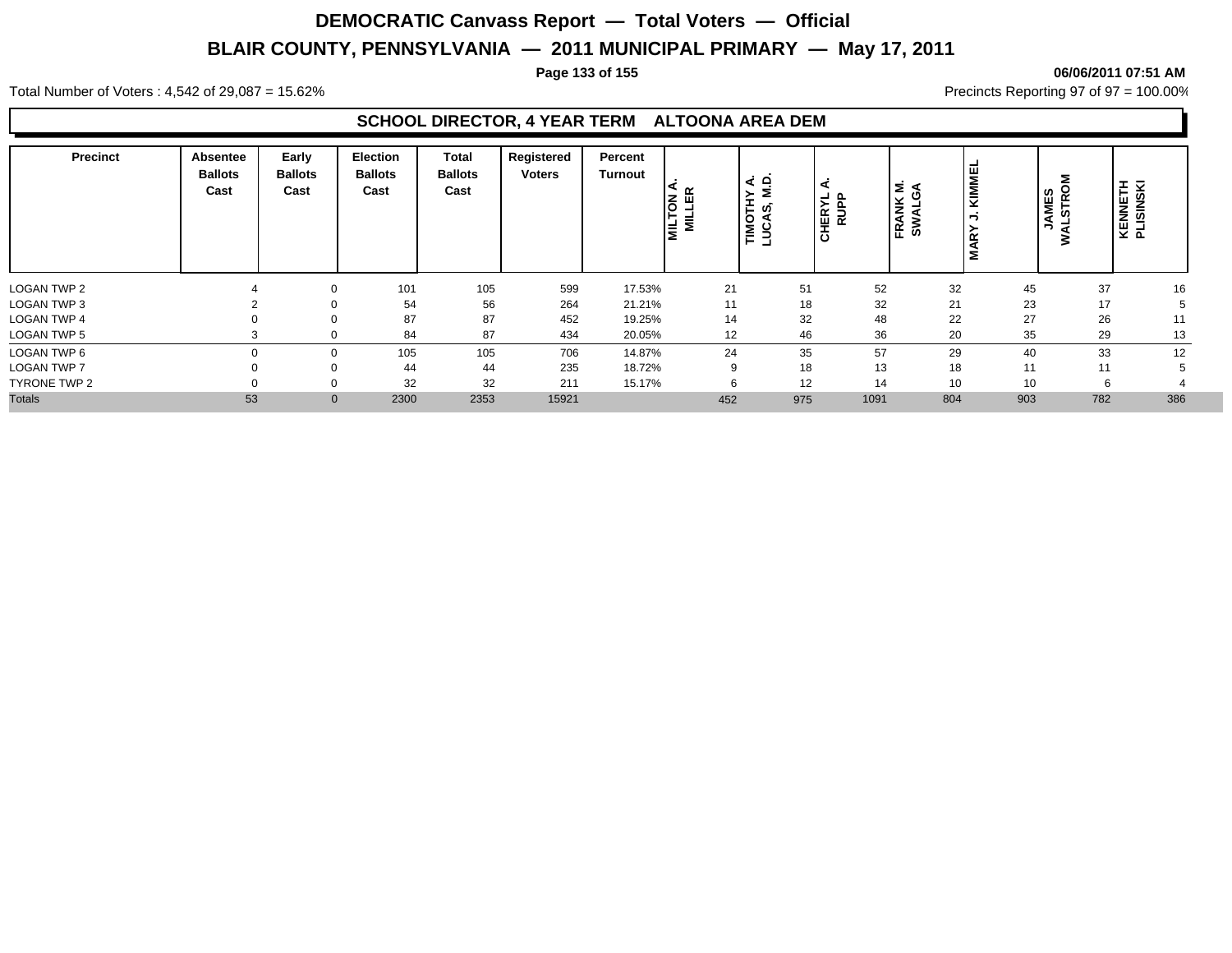# DEMOCRATIC Canvass Report — Total Voters — Official

## BLAIR COUNTY, PENNSYLVANIA — 2011 MUNICIPAL PRIMARY — May 17, 2011

06/06/2011 07:51 AM

Total Number of Voters : 4,542 of 29,087 = 15.62%

Precincts Reporting 97 of 97 = 100.00%

### SCHOOL DIRECTOR, 4 YEAR TERM ALTOONA AREA DEM

| Precinct | Absentee Ballots Cast | Early Ballots Cast | Election Ballots Cast | Total Ballots Cast | Registered Voters | Percent Turnout | MILTON A. MILLER | TIMOTHY A. LUCAS, M.D. | CHERYL A. RUPP | FRANK M. SWALGA | MARY J. KIMMEL | JAMES WALSTROM | KENNETH PLISINSKI |
|---|---|---|---|---|---|---|---|---|---|---|---|---|---|
| LOGAN TWP 2 | 4 | 0 | 101 | 105 | 599 | 17.53% | 21 | 51 | 52 | 32 | 45 | 37 | 16 |
| LOGAN TWP 3 | 2 | 0 | 54 | 56 | 264 | 21.21% | 11 | 18 | 32 | 21 | 23 | 17 | 5 |
| LOGAN TWP 4 | 0 | 0 | 87 | 87 | 452 | 19.25% | 14 | 32 | 48 | 22 | 27 | 26 | 11 |
| LOGAN TWP 5 | 3 | 0 | 84 | 87 | 434 | 20.05% | 12 | 46 | 36 | 20 | 35 | 29 | 13 |
| LOGAN TWP 6 | 0 | 0 | 105 | 105 | 706 | 14.87% | 24 | 35 | 57 | 29 | 40 | 33 | 12 |
| LOGAN TWP 7 | 0 | 0 | 44 | 44 | 235 | 18.72% | 9 | 18 | 13 | 18 | 11 | 11 | 5 |
| TYRONE TWP 2 | 0 | 0 | 32 | 32 | 211 | 15.17% | 6 | 12 | 14 | 10 | 10 | 6 | 4 |
| Totals | 53 | 0 | 2300 | 2353 | 15921 | | 452 | 975 | 1091 | 804 | 903 | 782 | 386 |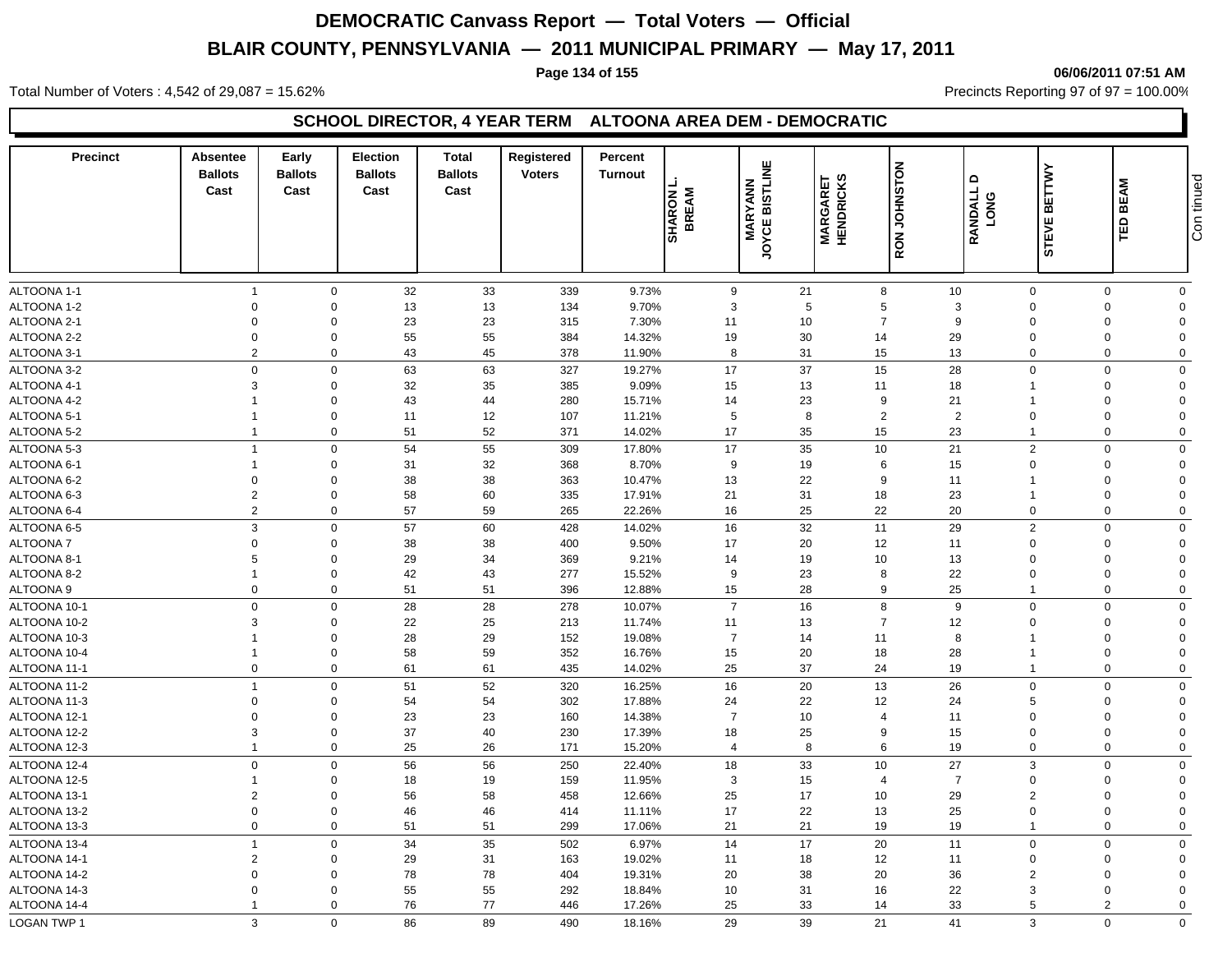# DEMOCRATIC Canvass Report — Total Voters — Official

## BLAIR COUNTY, PENNSYLVANIA — 2011 MUNICIPAL PRIMARY — May 17, 2011

06/06/2011 07:51 AM

Total Number of Voters : 4,542 of 29,087 = 15.62%

Precincts Reporting 97 of 97 = 100.00%

### SCHOOL DIRECTOR, 4 YEAR TERM ALTOONA AREA DEM - DEMOCRATIC

| Precinct | Absentee Ballots Cast | Early Ballots Cast | Election Ballots Cast | Total Ballots Cast | Registered Voters | Percent Turnout | SHARON L. BREAM | MARYANN JOYCE BISTLINE | MARGARET HENDRICKS | RON JOHNSTON | RANDALL D LONG | STEVE BETTWY | TED BEAM | Continued |
|---|---|---|---|---|---|---|---|---|---|---|---|---|---|---|
| ALTOONA 1-1 | 1 | 0 | 32 | 33 | 339 | 9.73% | 9 | 21 | 8 | 10 | 0 | 0 | 0 | |
| ALTOONA 1-2 | 0 | 0 | 13 | 13 | 134 | 9.70% | 3 | 5 | 5 | 3 | 0 | 0 | 0 | |
| ALTOONA 2-1 | 0 | 0 | 23 | 23 | 315 | 7.30% | 11 | 10 | 7 | 9 | 0 | 0 | 0 | |
| ALTOONA 2-2 | 0 | 0 | 55 | 55 | 384 | 14.32% | 19 | 30 | 14 | 29 | 0 | 0 | 0 | |
| ALTOONA 3-1 | 2 | 0 | 43 | 45 | 378 | 11.90% | 8 | 31 | 15 | 13 | 0 | 0 | 0 | |
| ALTOONA 3-2 | 0 | 0 | 63 | 63 | 327 | 19.27% | 17 | 37 | 15 | 28 | 0 | 0 | 0 | |
| ALTOONA 4-1 | 3 | 0 | 32 | 35 | 385 | 9.09% | 15 | 13 | 11 | 18 | 1 | 0 | 0 | |
| ALTOONA 4-2 | 1 | 0 | 43 | 44 | 280 | 15.71% | 14 | 23 | 9 | 21 | 1 | 0 | 0 | |
| ALTOONA 5-1 | 1 | 0 | 11 | 12 | 107 | 11.21% | 5 | 8 | 2 | 2 | 0 | 0 | 0 | |
| ALTOONA 5-2 | 1 | 0 | 51 | 52 | 371 | 14.02% | 17 | 35 | 15 | 23 | 1 | 0 | 0 | |
| ALTOONA 5-3 | 1 | 0 | 54 | 55 | 309 | 17.80% | 17 | 35 | 10 | 21 | 2 | 0 | 0 | |
| ALTOONA 6-1 | 1 | 0 | 31 | 32 | 368 | 8.70% | 9 | 19 | 6 | 15 | 0 | 0 | 0 | |
| ALTOONA 6-2 | 0 | 0 | 38 | 38 | 363 | 10.47% | 13 | 22 | 9 | 11 | 1 | 0 | 0 | |
| ALTOONA 6-3 | 2 | 0 | 58 | 60 | 335 | 17.91% | 21 | 31 | 18 | 23 | 1 | 0 | 0 | |
| ALTOONA 6-4 | 2 | 0 | 57 | 59 | 265 | 22.26% | 16 | 25 | 22 | 20 | 0 | 0 | 0 | |
| ALTOONA 6-5 | 3 | 0 | 57 | 60 | 428 | 14.02% | 16 | 32 | 11 | 29 | 2 | 0 | 0 | |
| ALTOONA 7 | 0 | 0 | 38 | 38 | 400 | 9.50% | 17 | 20 | 12 | 11 | 0 | 0 | 0 | |
| ALTOONA 8-1 | 5 | 0 | 29 | 34 | 369 | 9.21% | 14 | 19 | 10 | 13 | 0 | 0 | 0 | |
| ALTOONA 8-2 | 1 | 0 | 42 | 43 | 277 | 15.52% | 9 | 23 | 8 | 22 | 0 | 0 | 0 | |
| ALTOONA 9 | 0 | 0 | 51 | 51 | 396 | 12.88% | 15 | 28 | 9 | 25 | 1 | 0 | 0 | |
| ALTOONA 10-1 | 0 | 0 | 28 | 28 | 278 | 10.07% | 7 | 16 | 8 | 9 | 0 | 0 | 0 | |
| ALTOONA 10-2 | 3 | 0 | 22 | 25 | 213 | 11.74% | 11 | 13 | 7 | 12 | 0 | 0 | 0 | |
| ALTOONA 10-3 | 1 | 0 | 28 | 29 | 152 | 19.08% | 7 | 14 | 11 | 8 | 1 | 0 | 0 | |
| ALTOONA 10-4 | 1 | 0 | 58 | 59 | 352 | 16.76% | 15 | 20 | 18 | 28 | 1 | 0 | 0 | |
| ALTOONA 11-1 | 0 | 0 | 61 | 61 | 435 | 14.02% | 25 | 37 | 24 | 19 | 1 | 0 | 0 | |
| ALTOONA 11-2 | 1 | 0 | 51 | 52 | 320 | 16.25% | 16 | 20 | 13 | 26 | 0 | 0 | 0 | |
| ALTOONA 11-3 | 0 | 0 | 54 | 54 | 302 | 17.88% | 24 | 22 | 12 | 24 | 5 | 0 | 0 | |
| ALTOONA 12-1 | 0 | 0 | 23 | 23 | 160 | 14.38% | 7 | 10 | 4 | 11 | 0 | 0 | 0 | |
| ALTOONA 12-2 | 3 | 0 | 37 | 40 | 230 | 17.39% | 18 | 25 | 9 | 15 | 0 | 0 | 0 | |
| ALTOONA 12-3 | 1 | 0 | 25 | 26 | 171 | 15.20% | 4 | 8 | 6 | 19 | 0 | 0 | 0 | |
| ALTOONA 12-4 | 0 | 0 | 56 | 56 | 250 | 22.40% | 18 | 33 | 10 | 27 | 3 | 0 | 0 | |
| ALTOONA 12-5 | 1 | 0 | 18 | 19 | 159 | 11.95% | 3 | 15 | 4 | 7 | 0 | 0 | 0 | |
| ALTOONA 13-1 | 2 | 0 | 56 | 58 | 458 | 12.66% | 25 | 17 | 10 | 29 | 2 | 0 | 0 | |
| ALTOONA 13-2 | 0 | 0 | 46 | 46 | 414 | 11.11% | 17 | 22 | 13 | 25 | 0 | 0 | 0 | |
| ALTOONA 13-3 | 0 | 0 | 51 | 51 | 299 | 17.06% | 21 | 21 | 19 | 19 | 1 | 0 | 0 | |
| ALTOONA 13-4 | 1 | 0 | 34 | 35 | 502 | 6.97% | 14 | 17 | 20 | 11 | 0 | 0 | 0 | |
| ALTOONA 14-1 | 2 | 0 | 29 | 31 | 163 | 19.02% | 11 | 18 | 12 | 11 | 0 | 0 | 0 | |
| ALTOONA 14-2 | 0 | 0 | 78 | 78 | 404 | 19.31% | 20 | 38 | 20 | 36 | 2 | 0 | 0 | |
| ALTOONA 14-3 | 0 | 0 | 55 | 55 | 292 | 18.84% | 10 | 31 | 16 | 22 | 3 | 0 | 0 | |
| ALTOONA 14-4 | 1 | 0 | 76 | 77 | 446 | 17.26% | 25 | 33 | 14 | 33 | 5 | 2 | 0 | |
| LOGAN TWP 1 | 3 | 0 | 86 | 89 | 490 | 18.16% | 29 | 39 | 21 | 41 | 3 | 0 | 0 | |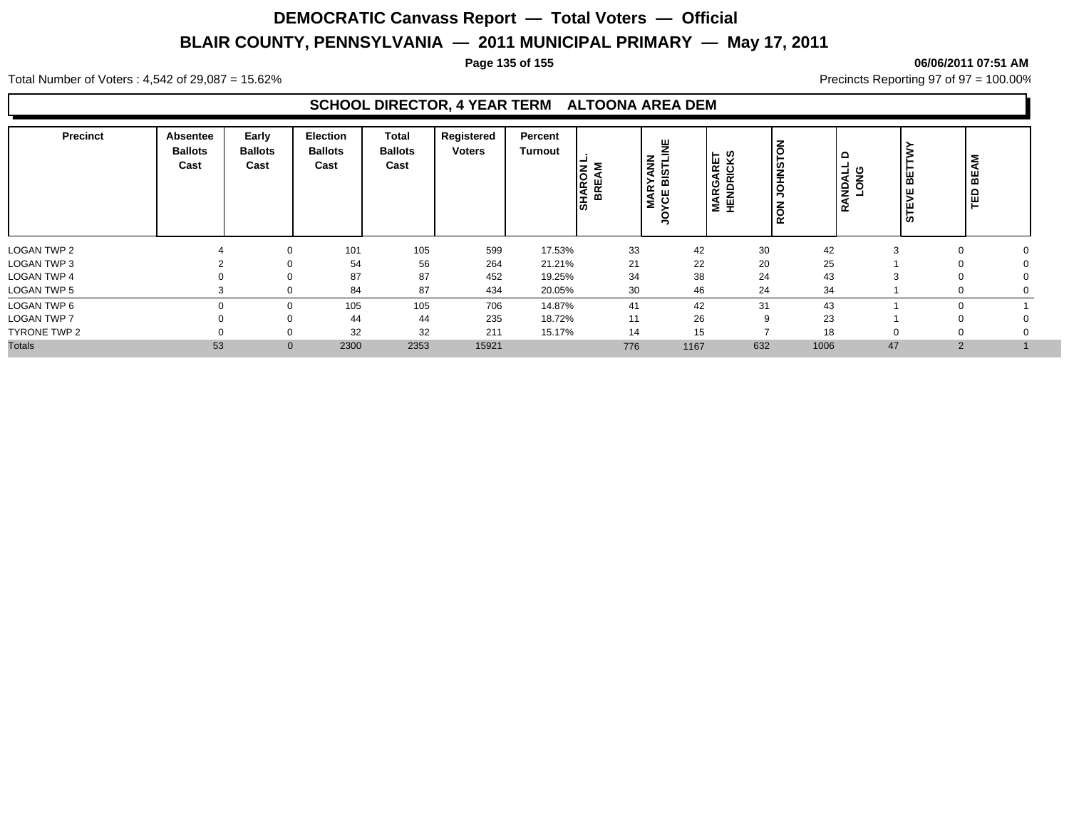# DEMOCRATIC Canvass Report — Total Voters — Official

## BLAIR COUNTY, PENNSYLVANIA — 2011 MUNICIPAL PRIMARY — May 17, 2011

06/06/2011 07:51 AM

Total Number of Voters : 4,542 of 29,087 = 15.62%

Precincts Reporting 97 of 97 = 100.00%

### SCHOOL DIRECTOR, 4 YEAR TERM ALTOONA AREA DEM

| Precinct | Absentee Ballots Cast | Early Ballots Cast | Election Ballots Cast | Total Ballots Cast | Registered Voters | Percent Turnout | SHARON L. BREAM | MARYANN JOYCE BISTLINE | MARGARET HENDRICKS | RON JOHNSTON | RANDALL D LONG | STEVE BETTWY | TED BEAM |
|---|---|---|---|---|---|---|---|---|---|---|---|---|---|
| LOGAN TWP 2 | 4 | 0 | 101 | 105 | 599 | 17.53% | 33 | 42 | 30 | 42 | 3 | 0 | 0 |
| LOGAN TWP 3 | 2 | 0 | 54 | 56 | 264 | 21.21% | 21 | 22 | 20 | 25 | 1 | 0 | 0 |
| LOGAN TWP 4 | 0 | 0 | 87 | 87 | 452 | 19.25% | 34 | 38 | 24 | 43 | 3 | 0 | 0 |
| LOGAN TWP 5 | 3 | 0 | 84 | 87 | 434 | 20.05% | 30 | 46 | 24 | 34 | 1 | 0 | 0 |
| LOGAN TWP 6 | 0 | 0 | 105 | 105 | 706 | 14.87% | 41 | 42 | 31 | 43 | 1 | 0 | 1 |
| LOGAN TWP 7 | 0 | 0 | 44 | 44 | 235 | 18.72% | 11 | 26 | 9 | 23 | 1 | 0 | 0 |
| TYRONE TWP 2 | 0 | 0 | 32 | 32 | 211 | 15.17% | 14 | 15 | 7 | 18 | 0 | 0 | 0 |
| Totals | 53 | 0 | 2300 | 2353 | 15921 | | 776 | 1167 | 632 | 1006 | 47 | 2 | 1 |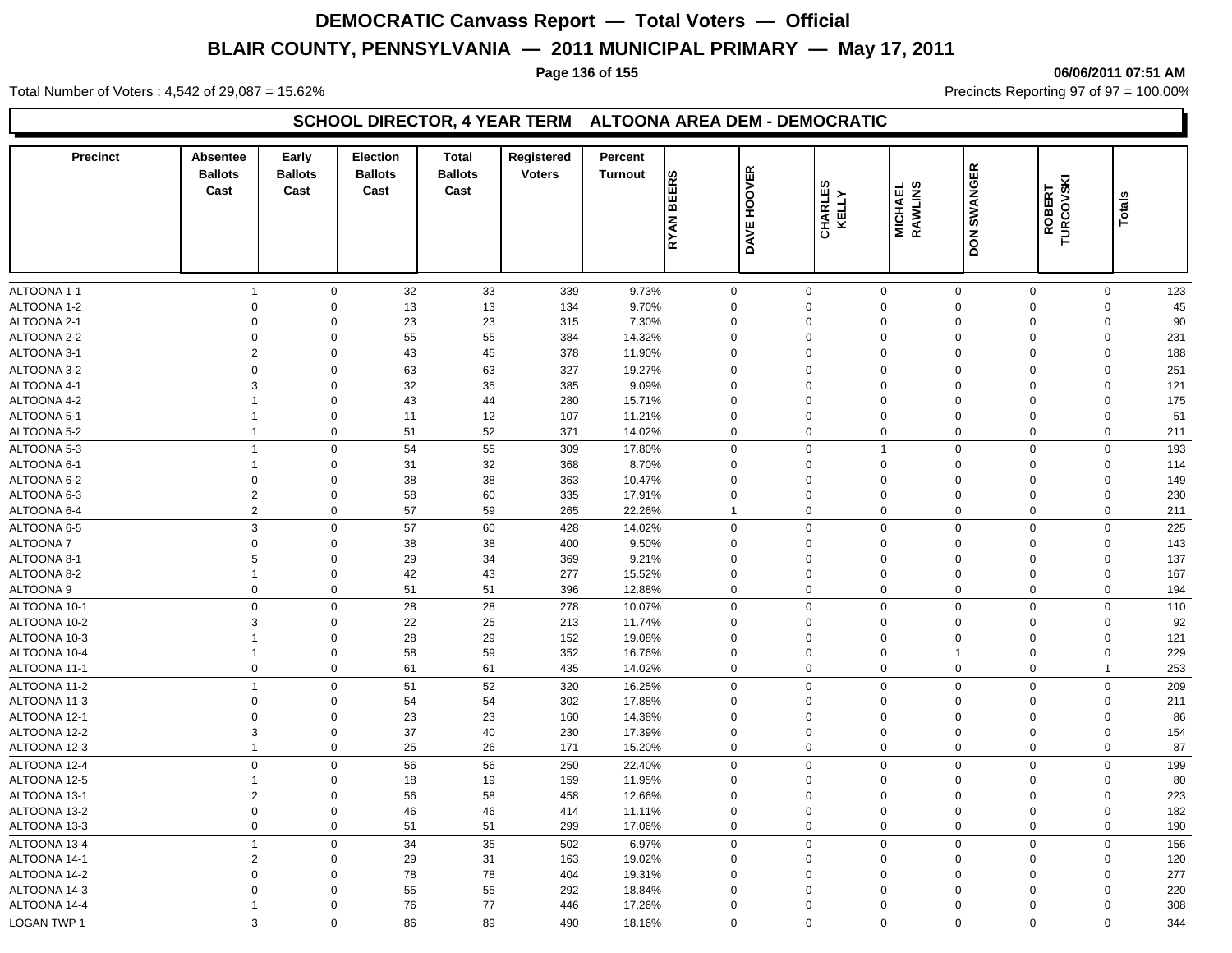# DEMOCRATIC Canvass Report — Total Voters — Official

## BLAIR COUNTY, PENNSYLVANIA — 2011 MUNICIPAL PRIMARY — May 17, 2011

06/06/2011 07:51 AM

Total Number of Voters : 4,542 of 29,087 = 15.62%

Precincts Reporting 97 of 97 = 100.00%

### SCHOOL DIRECTOR, 4 YEAR TERM ALTOONA AREA DEM - DEMOCRATIC

| Precinct | Absentee Ballots Cast | Early Ballots Cast | Election Ballots Cast | Total Ballots Cast | Registered Voters | Percent Turnout | RYAN BEERS | DAVE HOOVER | CHARLES KELLY | MICHAEL RAWLINS | DON SWANGER | ROBERT TURCOVSKI | Totals |
|---|---|---|---|---|---|---|---|---|---|---|---|---|---|
| ALTOONA 1-1 | 1 | 0 | 32 | 33 | 339 | 9.73% | 0 | 0 | 0 | 0 | 0 | 0 | 123 |
| ALTOONA 1-2 | 0 | 0 | 13 | 13 | 134 | 9.70% | 0 | 0 | 0 | 0 | 0 | 0 | 45 |
| ALTOONA 2-1 | 0 | 0 | 23 | 23 | 315 | 7.30% | 0 | 0 | 0 | 0 | 0 | 0 | 90 |
| ALTOONA 2-2 | 0 | 0 | 55 | 55 | 384 | 14.32% | 0 | 0 | 0 | 0 | 0 | 0 | 231 |
| ALTOONA 3-1 | 2 | 0 | 43 | 45 | 378 | 11.90% | 0 | 0 | 0 | 0 | 0 | 0 | 188 |
| ALTOONA 3-2 | 0 | 0 | 63 | 63 | 327 | 19.27% | 0 | 0 | 0 | 0 | 0 | 0 | 251 |
| ALTOONA 4-1 | 3 | 0 | 32 | 35 | 385 | 9.09% | 0 | 0 | 0 | 0 | 0 | 0 | 121 |
| ALTOONA 4-2 | 1 | 0 | 43 | 44 | 280 | 15.71% | 0 | 0 | 0 | 0 | 0 | 0 | 175 |
| ALTOONA 5-1 | 1 | 0 | 11 | 12 | 107 | 11.21% | 0 | 0 | 0 | 0 | 0 | 0 | 51 |
| ALTOONA 5-2 | 1 | 0 | 51 | 52 | 371 | 14.02% | 0 | 0 | 0 | 0 | 0 | 0 | 211 |
| ALTOONA 5-3 | 1 | 0 | 54 | 55 | 309 | 17.80% | 0 | 0 | 1 | 0 | 0 | 0 | 193 |
| ALTOONA 6-1 | 1 | 0 | 31 | 32 | 368 | 8.70% | 0 | 0 | 0 | 0 | 0 | 0 | 114 |
| ALTOONA 6-2 | 0 | 0 | 38 | 38 | 363 | 10.47% | 0 | 0 | 0 | 0 | 0 | 0 | 149 |
| ALTOONA 6-3 | 2 | 0 | 58 | 60 | 335 | 17.91% | 0 | 0 | 0 | 0 | 0 | 0 | 230 |
| ALTOONA 6-4 | 2 | 0 | 57 | 59 | 265 | 22.26% | 1 | 0 | 0 | 0 | 0 | 0 | 211 |
| ALTOONA 6-5 | 3 | 0 | 57 | 60 | 428 | 14.02% | 0 | 0 | 0 | 0 | 0 | 0 | 225 |
| ALTOONA 7 | 0 | 0 | 38 | 38 | 400 | 9.50% | 0 | 0 | 0 | 0 | 0 | 0 | 143 |
| ALTOONA 8-1 | 5 | 0 | 29 | 34 | 369 | 9.21% | 0 | 0 | 0 | 0 | 0 | 0 | 137 |
| ALTOONA 8-2 | 1 | 0 | 42 | 43 | 277 | 15.52% | 0 | 0 | 0 | 0 | 0 | 0 | 167 |
| ALTOONA 9 | 0 | 0 | 51 | 51 | 396 | 12.88% | 0 | 0 | 0 | 0 | 0 | 0 | 194 |
| ALTOONA 10-1 | 0 | 0 | 28 | 28 | 278 | 10.07% | 0 | 0 | 0 | 0 | 0 | 0 | 110 |
| ALTOONA 10-2 | 3 | 0 | 22 | 25 | 213 | 11.74% | 0 | 0 | 0 | 0 | 0 | 0 | 92 |
| ALTOONA 10-3 | 1 | 0 | 28 | 29 | 152 | 19.08% | 0 | 0 | 0 | 0 | 0 | 0 | 121 |
| ALTOONA 10-4 | 1 | 0 | 58 | 59 | 352 | 16.76% | 0 | 0 | 0 | 1 | 0 | 0 | 229 |
| ALTOONA 11-1 | 0 | 0 | 61 | 61 | 435 | 14.02% | 0 | 0 | 0 | 0 | 0 | 1 | 253 |
| ALTOONA 11-2 | 1 | 0 | 51 | 52 | 320 | 16.25% | 0 | 0 | 0 | 0 | 0 | 0 | 209 |
| ALTOONA 11-3 | 0 | 0 | 54 | 54 | 302 | 17.88% | 0 | 0 | 0 | 0 | 0 | 0 | 211 |
| ALTOONA 12-1 | 0 | 0 | 23 | 23 | 160 | 14.38% | 0 | 0 | 0 | 0 | 0 | 0 | 86 |
| ALTOONA 12-2 | 3 | 0 | 37 | 40 | 230 | 17.39% | 0 | 0 | 0 | 0 | 0 | 0 | 154 |
| ALTOONA 12-3 | 1 | 0 | 25 | 26 | 171 | 15.20% | 0 | 0 | 0 | 0 | 0 | 0 | 87 |
| ALTOONA 12-4 | 0 | 0 | 56 | 56 | 250 | 22.40% | 0 | 0 | 0 | 0 | 0 | 0 | 199 |
| ALTOONA 12-5 | 1 | 0 | 18 | 19 | 159 | 11.95% | 0 | 0 | 0 | 0 | 0 | 0 | 80 |
| ALTOONA 13-1 | 2 | 0 | 56 | 58 | 458 | 12.66% | 0 | 0 | 0 | 0 | 0 | 0 | 223 |
| ALTOONA 13-2 | 0 | 0 | 46 | 46 | 414 | 11.11% | 0 | 0 | 0 | 0 | 0 | 0 | 182 |
| ALTOONA 13-3 | 0 | 0 | 51 | 51 | 299 | 17.06% | 0 | 0 | 0 | 0 | 0 | 0 | 190 |
| ALTOONA 13-4 | 1 | 0 | 34 | 35 | 502 | 6.97% | 0 | 0 | 0 | 0 | 0 | 0 | 156 |
| ALTOONA 14-1 | 2 | 0 | 29 | 31 | 163 | 19.02% | 0 | 0 | 0 | 0 | 0 | 0 | 120 |
| ALTOONA 14-2 | 0 | 0 | 78 | 78 | 404 | 19.31% | 0 | 0 | 0 | 0 | 0 | 0 | 277 |
| ALTOONA 14-3 | 0 | 0 | 55 | 55 | 292 | 18.84% | 0 | 0 | 0 | 0 | 0 | 0 | 220 |
| ALTOONA 14-4 | 1 | 0 | 76 | 77 | 446 | 17.26% | 0 | 0 | 0 | 0 | 0 | 0 | 308 |
| LOGAN TWP 1 | 3 | 0 | 86 | 89 | 490 | 18.16% | 0 | 0 | 0 | 0 | 0 | 0 | 344 |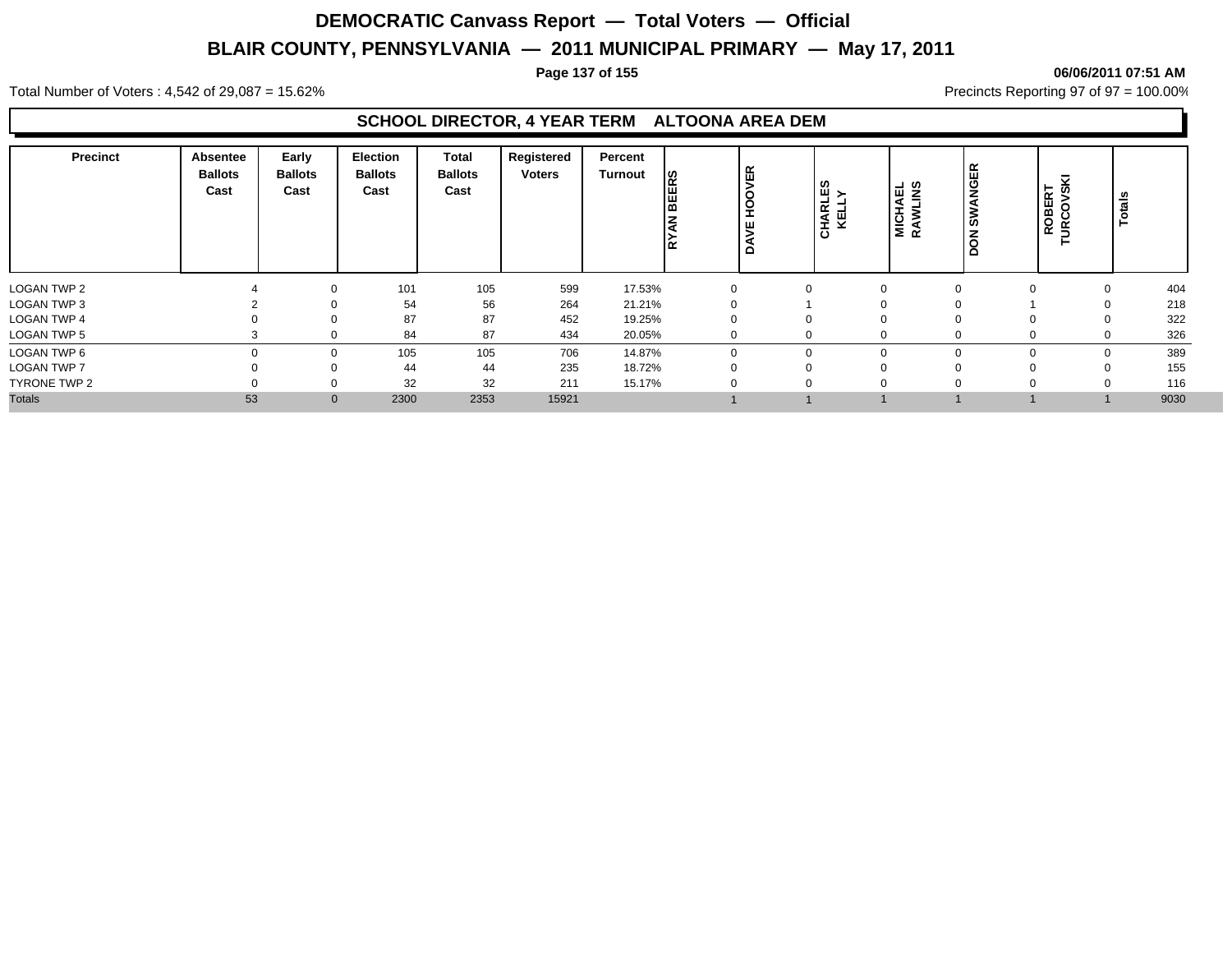# DEMOCRATIC Canvass Report — Total Voters — Official

## BLAIR COUNTY, PENNSYLVANIA — 2011 MUNICIPAL PRIMARY — May 17, 2011

06/06/2011 07:51 AM

Total Number of Voters : 4,542 of 29,087 = 15.62%

Precincts Reporting 97 of 97 = 100.00%

### SCHOOL DIRECTOR, 4 YEAR TERM ALTOONA AREA DEM

| Precinct | Absentee Ballots Cast | Early Ballots Cast | Election Ballots Cast | Total Ballots Cast | Registered Voters | Percent Turnout | RYAN BEERS | DAVE HOOVER | CHARLES KELLY | MICHAEL RAWLINS | DON SWANGER | ROBERT TURCOVSKI | Totals |
|---|---|---|---|---|---|---|---|---|---|---|---|---|---|
| LOGAN TWP 2 | 4 | 0 | 101 | 105 | 599 | 17.53% | 0 | 0 | 0 | 0 | 0 | 0 | 404 |
| LOGAN TWP 3 | 2 | 0 | 54 | 56 | 264 | 21.21% | 0 | 1 | 0 | 0 | 1 | 0 | 218 |
| LOGAN TWP 4 | 0 | 0 | 87 | 87 | 452 | 19.25% | 0 | 0 | 0 | 0 | 0 | 0 | 322 |
| LOGAN TWP 5 | 3 | 0 | 84 | 87 | 434 | 20.05% | 0 | 0 | 0 | 0 | 0 | 0 | 326 |
| LOGAN TWP 6 | 0 | 0 | 105 | 105 | 706 | 14.87% | 0 | 0 | 0 | 0 | 0 | 0 | 389 |
| LOGAN TWP 7 | 0 | 0 | 44 | 44 | 235 | 18.72% | 0 | 0 | 0 | 0 | 0 | 0 | 155 |
| TYRONE TWP 2 | 0 | 0 | 32 | 32 | 211 | 15.17% | 0 | 0 | 0 | 0 | 0 | 0 | 116 |
| Totals | 53 | 0 | 2300 | 2353 | 15921 | | 1 | 1 | 1 | 1 | 1 | 1 | 9030 |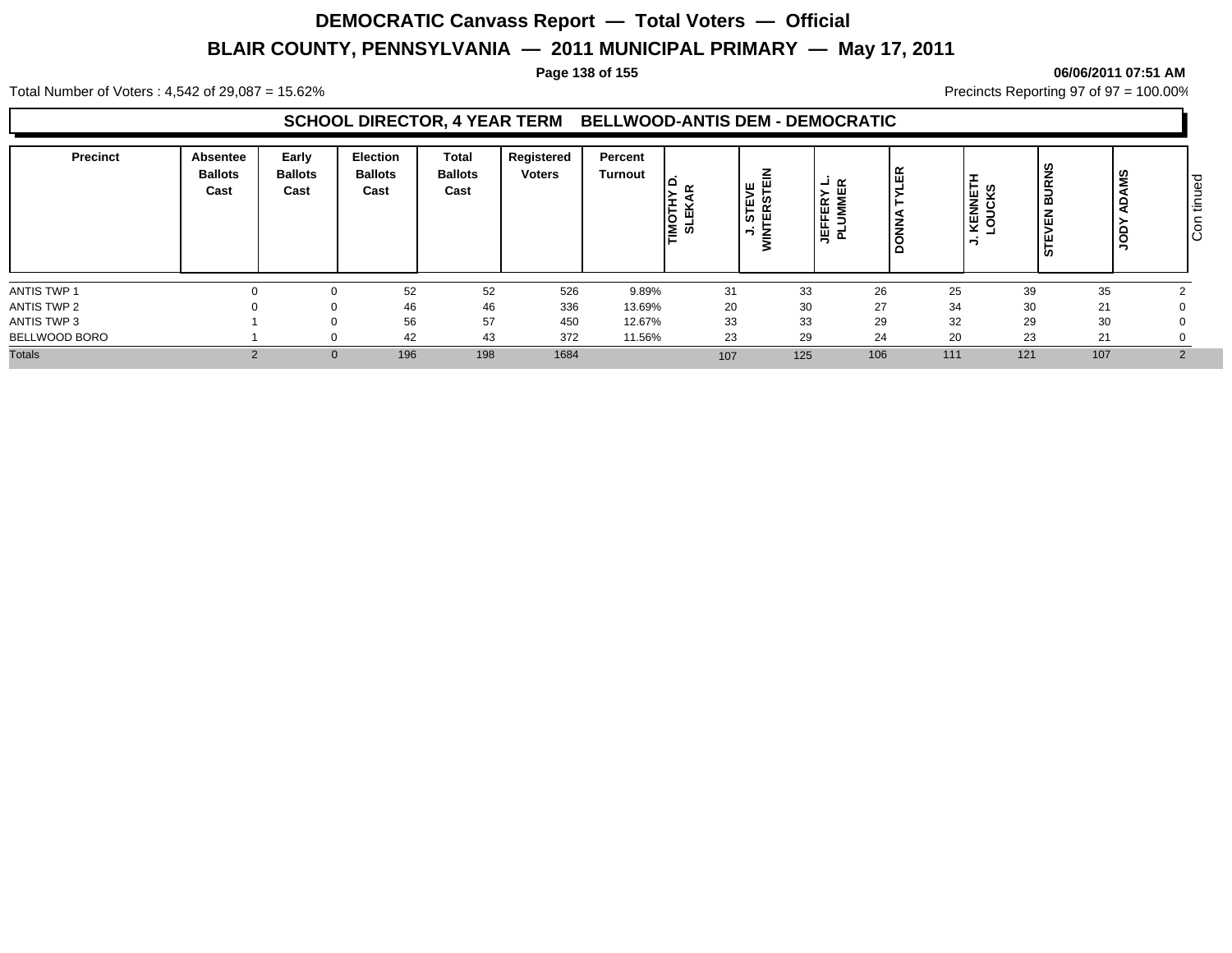# DEMOCRATIC Canvass Report — Total Voters — Official

## BLAIR COUNTY, PENNSYLVANIA — 2011 MUNICIPAL PRIMARY — May 17, 2011

06/06/2011 07:51 AM

Total Number of Voters : 4,542 of 29,087 = 15.62%

Precincts Reporting 97 of 97 = 100.00%

### SCHOOL DIRECTOR, 4 YEAR TERM BELLWOOD-ANTIS DEM - DEMOCRATIC

| Precinct | Absentee Ballots Cast | Early Ballots Cast | Election Ballots Cast | Total Ballots Cast | Registered Voters | Percent Turnout | TIMOTHY D. SLEKAR | J. STEVE WINTERSTEIN | JEFFERY L. PLUMMER | DONNA TYLER | J. KENNETH LOUCKS | STEVEN BURNS | JODY ADAMS | Continued |
|---|---|---|---|---|---|---|---|---|---|---|---|---|---|---|
| ANTIS TWP 1 | 0 | 0 | 52 | 52 | 526 | 9.89% | 31 | 33 | 26 | 25 | 39 | 35 | 2 | |
| ANTIS TWP 2 | 0 | 0 | 46 | 46 | 336 | 13.69% | 20 | 30 | 27 | 34 | 30 | 21 | 0 | |
| ANTIS TWP 3 | 1 | 0 | 56 | 57 | 450 | 12.67% | 33 | 33 | 29 | 32 | 29 | 30 | 0 | |
| BELLWOOD BORO | 1 | 0 | 42 | 43 | 372 | 11.56% | 23 | 29 | 24 | 20 | 23 | 21 | 0 | |
| Totals | 2 | 0 | 196 | 198 | 1684 | | 107 | 125 | 106 | 111 | 121 | 107 | 2 | |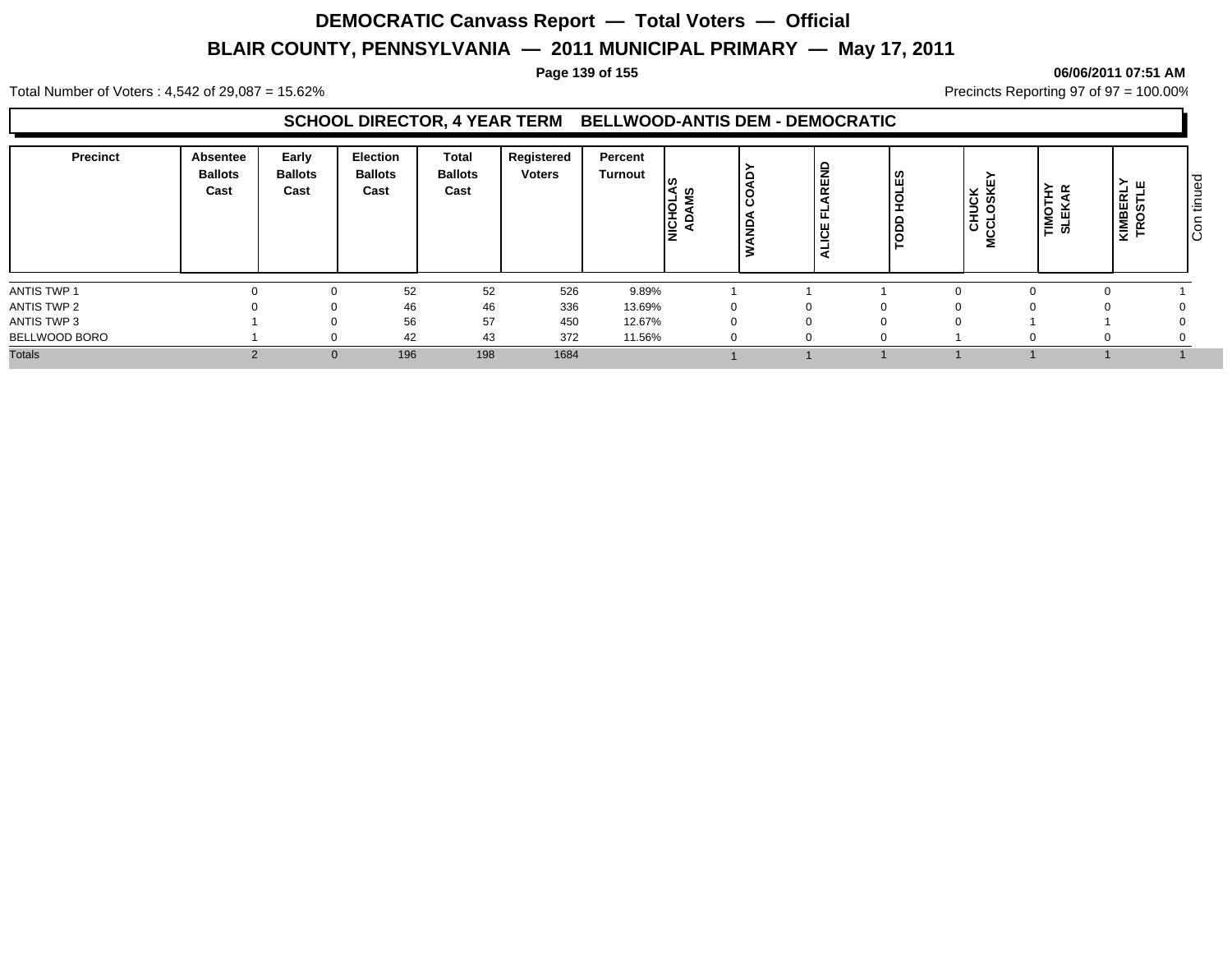# DEMOCRATIC Canvass Report — Total Voters — Official

## BLAIR COUNTY, PENNSYLVANIA — 2011 MUNICIPAL PRIMARY — May 17, 2011

06/06/2011 07:51 AM

Total Number of Voters : 4,542 of 29,087 = 15.62%

Precincts Reporting 97 of 97 = 100.00%

### SCHOOL DIRECTOR, 4 YEAR TERM BELLWOOD-ANTIS DEM - DEMOCRATIC

| Precinct | Absentee Ballots Cast | Early Ballots Cast | Election Ballots Cast | Total Ballots Cast | Registered Voters | Percent Turnout | NICHOLAS ADAMS | WANDA COADY | ALICE FLAREND | TODD HOLES | CHUCK MCCLOSKEY | TIMOTHY SLEKAR | KIMBERLY TROSTLE |
|---|---|---|---|---|---|---|---|---|---|---|---|---|---|
| ANTIS TWP 1 | 0 | 0 | 52 | 52 | 526 | 9.89% | 1 | 1 | 1 | 0 | 0 | 0 | 1 |
| ANTIS TWP 2 | 0 | 0 | 46 | 46 | 336 | 13.69% | 0 | 0 | 0 | 0 | 0 | 0 | 0 |
| ANTIS TWP 3 | 1 | 0 | 56 | 57 | 450 | 12.67% | 0 | 0 | 0 | 0 | 1 | 1 | 0 |
| BELLWOOD BORO | 1 | 0 | 42 | 43 | 372 | 11.56% | 0 | 0 | 0 | 1 | 0 | 0 | 0 |
| Totals | 2 | 0 | 196 | 198 | 1684 | | 1 | 1 | 1 | 1 | 1 | 1 | 1 |

Continued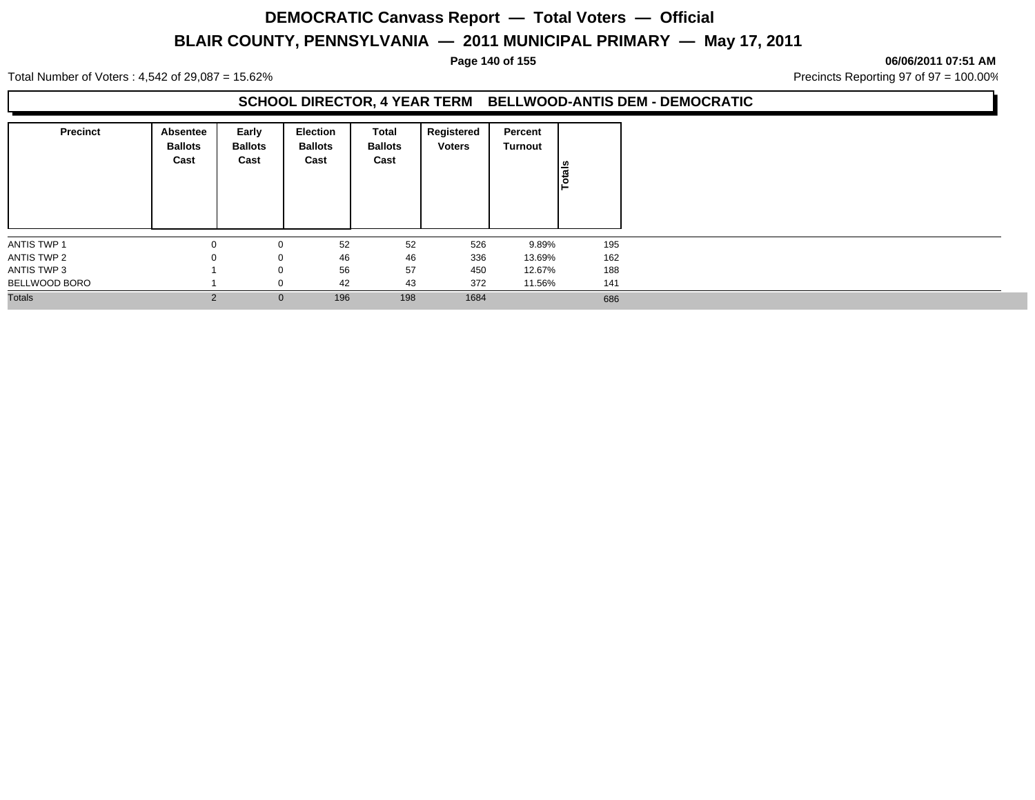# DEMOCRATIC Canvass Report — Total Voters — Official

## BLAIR COUNTY, PENNSYLVANIA — 2011 MUNICIPAL PRIMARY — May 17, 2011

**06/06/2011 07:51 AM**

Total Number of Voters : 4,542 of 29,087 = 15.62%

Precincts Reporting 97 of 97 = 100.00%

### SCHOOL DIRECTOR, 4 YEAR TERM BELLWOOD-ANTIS DEM - DEMOCRATIC

| Precinct | Absentee Ballots Cast | Early Ballots Cast | Election Ballots Cast | Total Ballots Cast | Registered Voters | Percent Turnout | Totals |
|---|---|---|---|---|---|---|---|
| ANTIS TWP 1 | 0 | 0 | 52 | 52 | 526 | 9.89% | 195 |
| ANTIS TWP 2 | 0 | 0 | 46 | 46 | 336 | 13.69% | 162 |
| ANTIS TWP 3 | 1 | 0 | 56 | 57 | 450 | 12.67% | 188 |
| BELLWOOD BORO | 1 | 0 | 42 | 43 | 372 | 11.56% | 141 |
| Totals | 2 | 0 | 196 | 198 | 1684 | | 686 |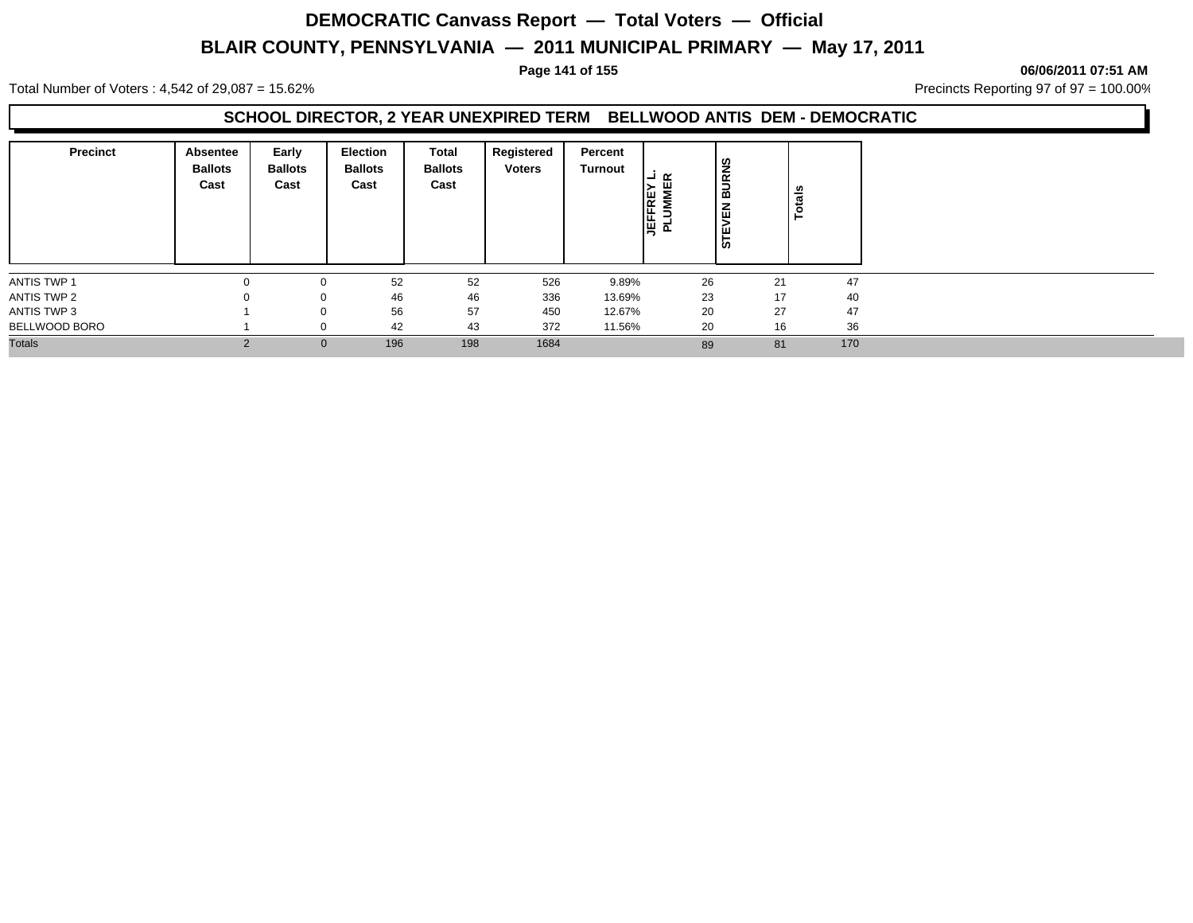# DEMOCRATIC Canvass Report — Total Voters — Official

## BLAIR COUNTY, PENNSYLVANIA — 2011 MUNICIPAL PRIMARY — May 17, 2011

06/06/2011 07:51 AM

Total Number of Voters : 4,542 of 29,087 = 15.62%

Precincts Reporting 97 of 97 = 100.00%

### SCHOOL DIRECTOR, 2 YEAR UNEXPIRED TERM BELLWOOD ANTIS DEM - DEMOCRATIC

| Precinct | Absentee Ballots Cast | Early Ballots Cast | Election Ballots Cast | Total Ballots Cast | Registered Voters | Percent Turnout | JEFFREY L. PLUMMER | STEVEN BURNS | Totals |
|---|---|---|---|---|---|---|---|---|---|
| ANTIS TWP 1 | 0 | 0 | 52 | 52 | 526 | 9.89% | 26 | 21 | 47 |
| ANTIS TWP 2 | 0 | 0 | 46 | 46 | 336 | 13.69% | 23 | 17 | 40 |
| ANTIS TWP 3 | 1 | 0 | 56 | 57 | 450 | 12.67% | 20 | 27 | 47 |
| BELLWOOD BORO | 1 | 0 | 42 | 43 | 372 | 11.56% | 20 | 16 | 36 |
| Totals | 2 | 0 | 196 | 198 | 1684 | | 89 | 81 | 170 |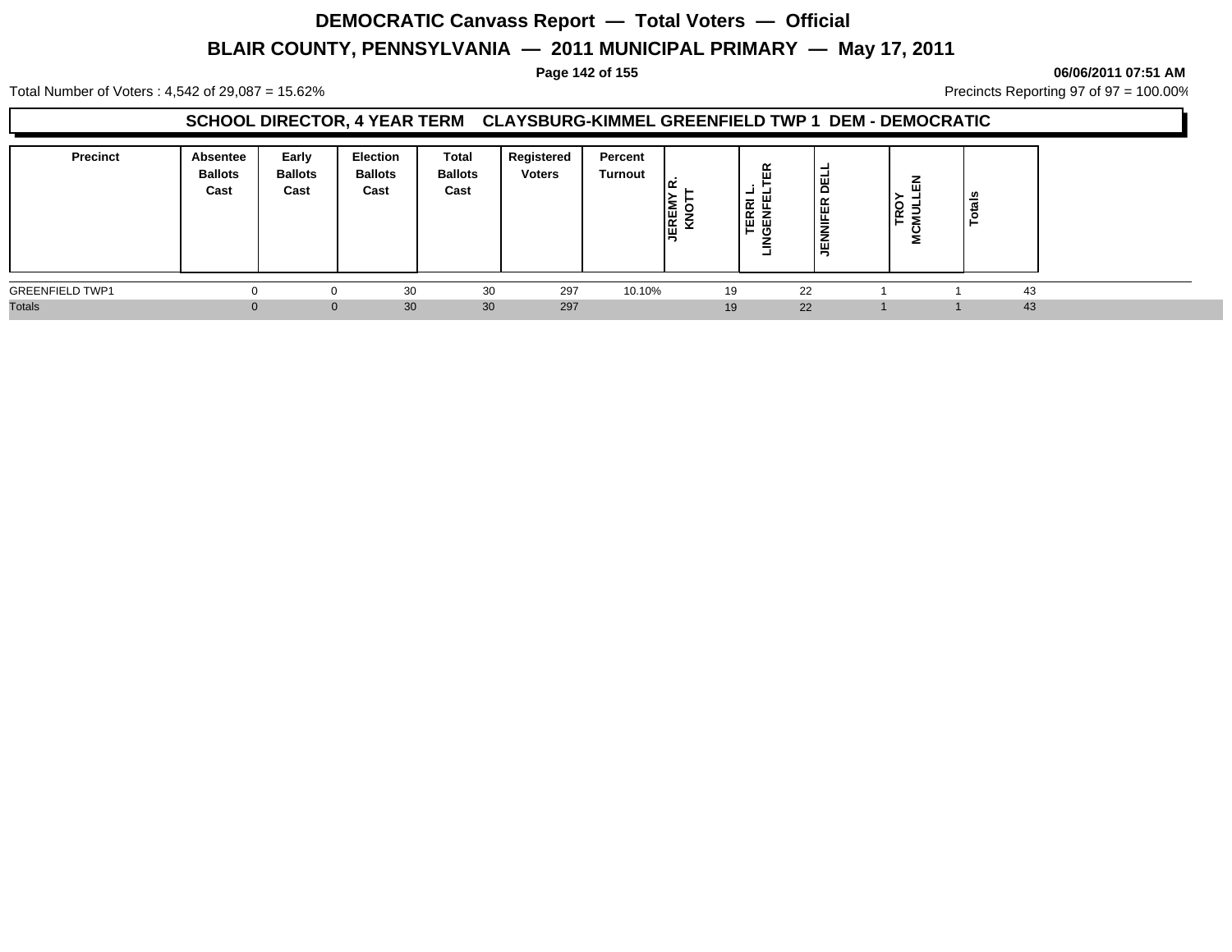# DEMOCRATIC Canvass Report — Total Voters — Official

## BLAIR COUNTY, PENNSYLVANIA — 2011 MUNICIPAL PRIMARY — May 17, 2011

06/06/2011 07:51 AM

Total Number of Voters : 4,542 of 29,087 = 15.62%

Precincts Reporting 97 of 97 = 100.00%

### SCHOOL DIRECTOR, 4 YEAR TERM CLAYSBURG-KIMMEL GREENFIELD TWP 1 DEM - DEMOCRATIC

| Precinct | Absentee Ballots Cast | Early Ballots Cast | Election Ballots Cast | Total Ballots Cast | Registered Voters | Percent Turnout | JEREMY R. KNOTT | TERRI L. LINGENFELTER | JENNIFER DELL | TROY MCMULLEN | Totals |
|---|---|---|---|---|---|---|---|---|---|---|---|
| GREENFIELD TWP1 | 0 | 0 | 30 | 30 | 297 | 10.10% | 19 | 22 | 1 | 1 | 43 |
| Totals | 0 | 0 | 30 | 30 | 297 | | 19 | 22 | 1 | 1 | 43 |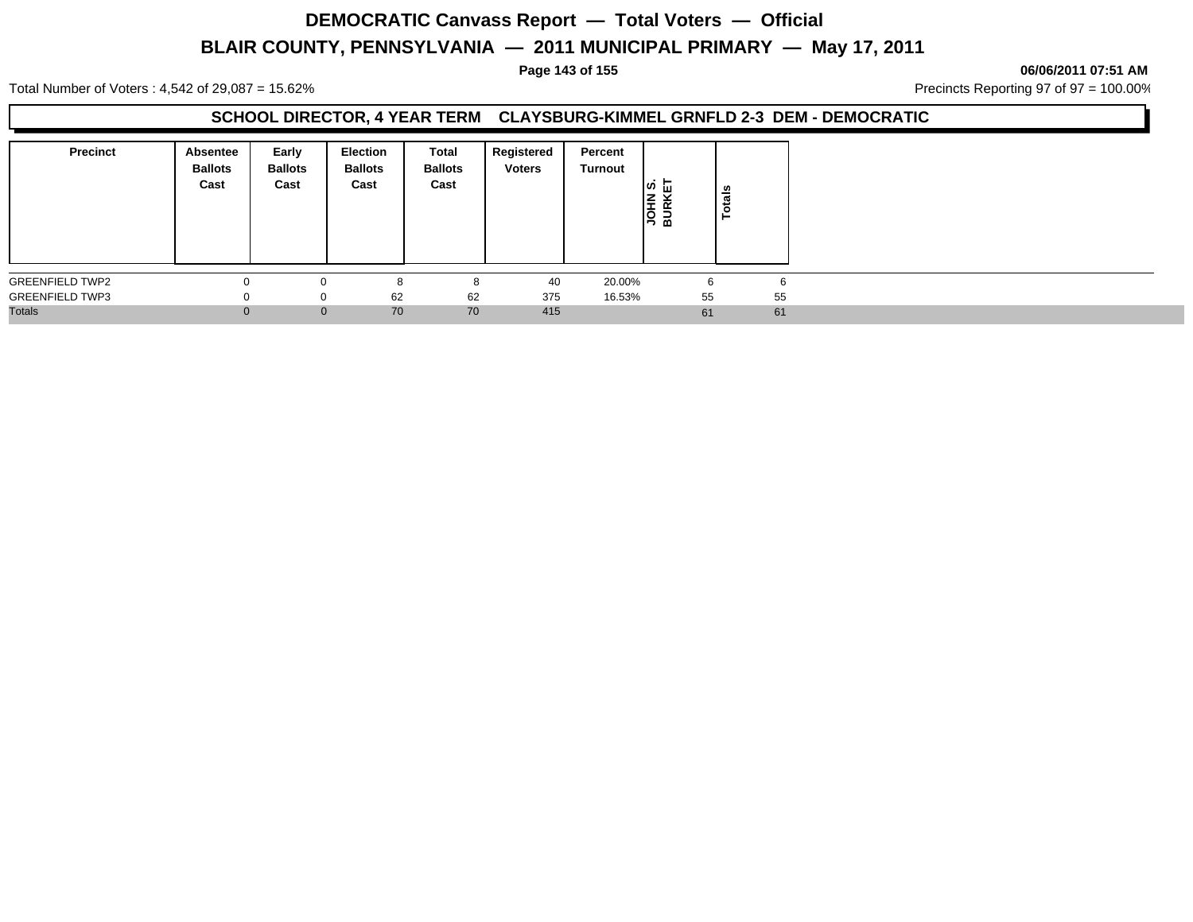# DEMOCRATIC Canvass Report — Total Voters — Official

## BLAIR COUNTY, PENNSYLVANIA — 2011 MUNICIPAL PRIMARY — May 17, 2011

06/06/2011 07:51 AM

Total Number of Voters : 4,542 of 29,087 = 15.62%

Precincts Reporting 97 of 97 = 100.00%

### SCHOOL DIRECTOR, 4 YEAR TERM CLAYSBURG-KIMMEL GRNFLD 2-3 DEM - DEMOCRATIC

| Precinct | Absentee Ballots Cast | Early Ballots Cast | Election Ballots Cast | Total Ballots Cast | Registered Voters | Percent Turnout | JOHN S. BURKET | Totals |
|---|---|---|---|---|---|---|---|---|
| GREENFIELD TWP2 | 0 | 0 | 8 | 8 | 40 | 20.00% | 6 | 6 |
| GREENFIELD TWP3 | 0 | 0 | 62 | 62 | 375 | 16.53% | 55 | 55 |
| Totals | 0 | 0 | 70 | 70 | 415 | | 61 | 61 |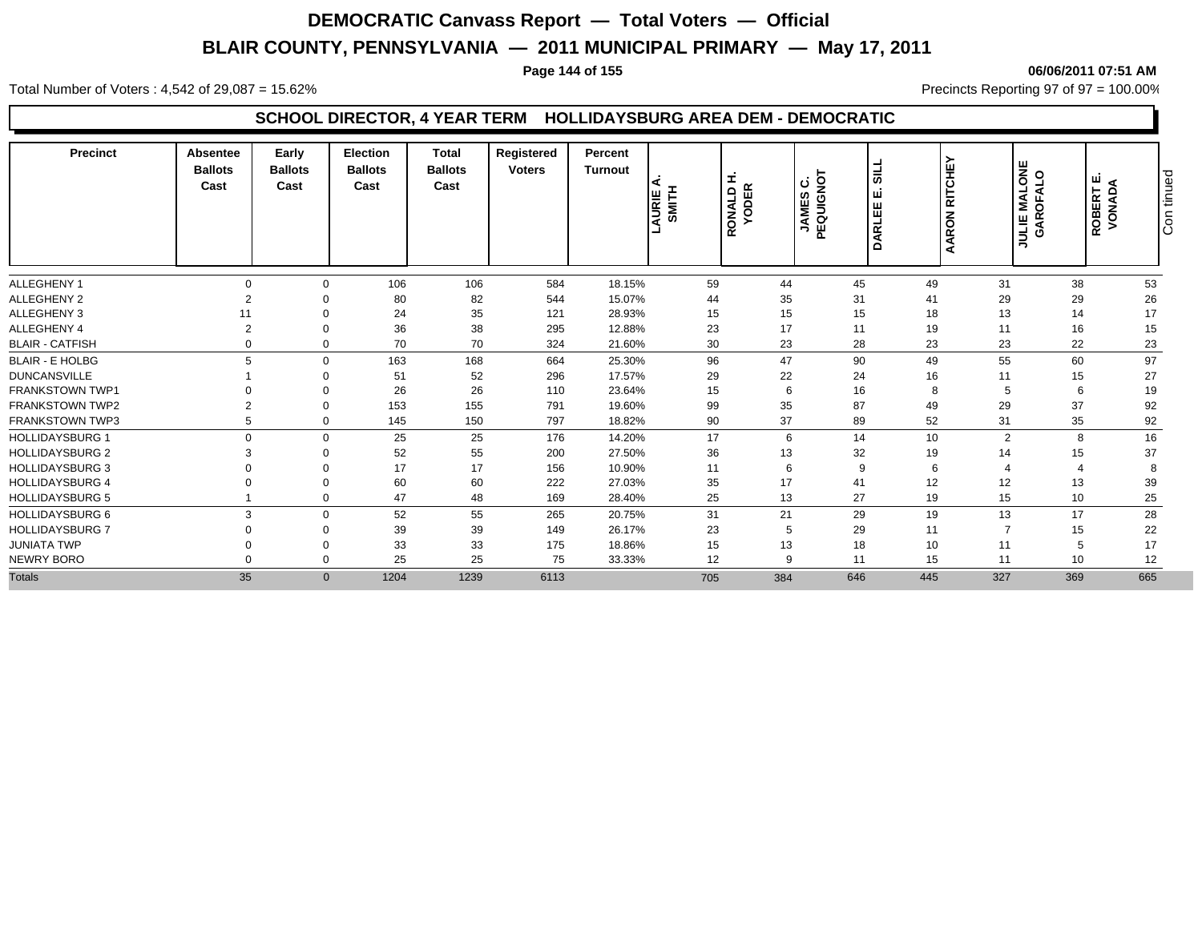# DEMOCRATIC Canvass Report — Total Voters — Official

## BLAIR COUNTY, PENNSYLVANIA — 2011 MUNICIPAL PRIMARY — May 17, 2011

06/06/2011 07:51 AM

Total Number of Voters : 4,542 of 29,087 = 15.62%

Precincts Reporting 97 of 97 = 100.00%

### SCHOOL DIRECTOR, 4 YEAR TERM HOLLIDAYSBURG AREA DEM - DEMOCRATIC

| Precinct | Absentee Ballots Cast | Early Ballots Cast | Election Ballots Cast | Total Ballots Cast | Registered Voters | Percent Turnout | LAURIE A. SMITH | RONALD H. YODER | JAMES C. PEQUIGNOT | DARLEE E. SILL | AARON RITCHEY | JULIE MALONE GAROFALO | ROBERT E. VONADA |
|---|---|---|---|---|---|---|---|---|---|---|---|---|---|
| ALLEGHENY 1 | 0 | 0 | 106 | 106 | 584 | 18.15% | 59 | 44 | 45 | 49 | 31 | 38 | 53 |
| ALLEGHENY 2 | 2 | 0 | 80 | 82 | 544 | 15.07% | 44 | 35 | 31 | 41 | 29 | 29 | 26 |
| ALLEGHENY 3 | 11 | 0 | 24 | 35 | 121 | 28.93% | 15 | 15 | 15 | 18 | 13 | 14 | 17 |
| ALLEGHENY 4 | 2 | 0 | 36 | 38 | 295 | 12.88% | 23 | 17 | 11 | 19 | 11 | 16 | 15 |
| BLAIR - CATFISH | 0 | 0 | 70 | 70 | 324 | 21.60% | 30 | 23 | 28 | 23 | 23 | 22 | 23 |
| BLAIR - E HOLBG | 5 | 0 | 163 | 168 | 664 | 25.30% | 96 | 47 | 90 | 49 | 55 | 60 | 97 |
| DUNCANSVILLE | 1 | 0 | 51 | 52 | 296 | 17.57% | 29 | 22 | 24 | 16 | 11 | 15 | 27 |
| FRANKSTOWN TWP1 | 0 | 0 | 26 | 26 | 110 | 23.64% | 15 | 6 | 16 | 8 | 5 | 6 | 19 |
| FRANKSTOWN TWP2 | 2 | 0 | 153 | 155 | 791 | 19.60% | 99 | 35 | 87 | 49 | 29 | 37 | 92 |
| FRANKSTOWN TWP3 | 5 | 0 | 145 | 150 | 797 | 18.82% | 90 | 37 | 89 | 52 | 31 | 35 | 92 |
| HOLLIDAYSBURG 1 | 0 | 0 | 25 | 25 | 176 | 14.20% | 17 | 6 | 14 | 10 | 2 | 8 | 16 |
| HOLLIDAYSBURG 2 | 3 | 0 | 52 | 55 | 200 | 27.50% | 36 | 13 | 32 | 19 | 14 | 15 | 37 |
| HOLLIDAYSBURG 3 | 0 | 0 | 17 | 17 | 156 | 10.90% | 11 | 6 | 9 | 6 | 4 | 4 | 8 |
| HOLLIDAYSBURG 4 | 0 | 0 | 60 | 60 | 222 | 27.03% | 35 | 17 | 41 | 12 | 12 | 13 | 39 |
| HOLLIDAYSBURG 5 | 1 | 0 | 47 | 48 | 169 | 28.40% | 25 | 13 | 27 | 19 | 15 | 10 | 25 |
| HOLLIDAYSBURG 6 | 3 | 0 | 52 | 55 | 265 | 20.75% | 31 | 21 | 29 | 19 | 13 | 17 | 28 |
| HOLLIDAYSBURG 7 | 0 | 0 | 39 | 39 | 149 | 26.17% | 23 | 5 | 29 | 11 | 7 | 15 | 22 |
| JUNIATA TWP | 0 | 0 | 33 | 33 | 175 | 18.86% | 15 | 13 | 18 | 10 | 11 | 5 | 17 |
| NEWRY BORO | 0 | 0 | 25 | 25 | 75 | 33.33% | 12 | 9 | 11 | 15 | 11 | 10 | 12 |
| Totals | 35 | 0 | 1204 | 1239 | 6113 | | 705 | 384 | 646 | 445 | 327 | 369 | 665 |

Continued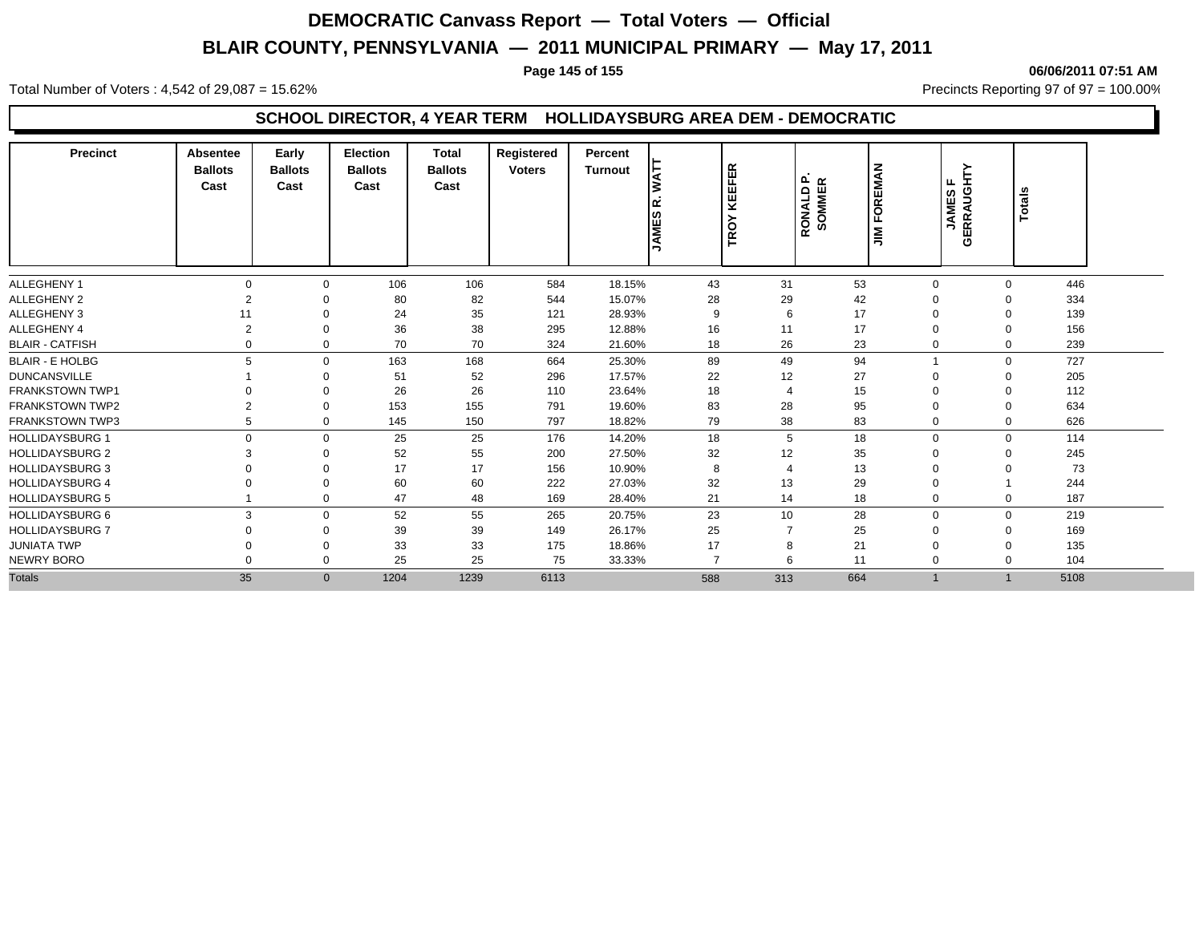# DEMOCRATIC Canvass Report — Total Voters — Official

## BLAIR COUNTY, PENNSYLVANIA — 2011 MUNICIPAL PRIMARY — May 17, 2011

06/06/2011 07:51 AM

Total Number of Voters : 4,542 of 29,087 = 15.62%

Precincts Reporting 97 of 97 = 100.00%

### SCHOOL DIRECTOR, 4 YEAR TERM HOLLIDAYSBURG AREA DEM - DEMOCRATIC

| Precinct | Absentee Ballots Cast | Early Ballots Cast | Election Ballots Cast | Total Ballots Cast | Registered Voters | Percent Turnout | JAMES R. WATT | TROY KEEFER | RONALD P. SOMMER | JIM FOREMAN | JAMES F GERRAUGHTY | Totals |
|---|---|---|---|---|---|---|---|---|---|---|---|---|
| ALLEGHENY 1 | 0 | 0 | 106 | 106 | 584 | 18.15% | 43 | 31 | 53 | 0 | 0 | 446 |
| ALLEGHENY 2 | 2 | 0 | 80 | 82 | 544 | 15.07% | 28 | 29 | 42 | 0 | 0 | 334 |
| ALLEGHENY 3 | 11 | 0 | 24 | 35 | 121 | 28.93% | 9 | 6 | 17 | 0 | 0 | 139 |
| ALLEGHENY 4 | 2 | 0 | 36 | 38 | 295 | 12.88% | 16 | 11 | 17 | 0 | 0 | 156 |
| BLAIR - CATFISH | 0 | 0 | 70 | 70 | 324 | 21.60% | 18 | 26 | 23 | 0 | 0 | 239 |
| BLAIR - E HOLBG | 5 | 0 | 163 | 168 | 664 | 25.30% | 89 | 49 | 94 | 1 | 0 | 727 |
| DUNCANSVILLE | 1 | 0 | 51 | 52 | 296 | 17.57% | 22 | 12 | 27 | 0 | 0 | 205 |
| FRANKSTOWN TWP1 | 0 | 0 | 26 | 26 | 110 | 23.64% | 18 | 4 | 15 | 0 | 0 | 112 |
| FRANKSTOWN TWP2 | 2 | 0 | 153 | 155 | 791 | 19.60% | 83 | 28 | 95 | 0 | 0 | 634 |
| FRANKSTOWN TWP3 | 5 | 0 | 145 | 150 | 797 | 18.82% | 79 | 38 | 83 | 0 | 0 | 626 |
| HOLLIDAYSBURG 1 | 0 | 0 | 25 | 25 | 176 | 14.20% | 18 | 5 | 18 | 0 | 0 | 114 |
| HOLLIDAYSBURG 2 | 3 | 0 | 52 | 55 | 200 | 27.50% | 32 | 12 | 35 | 0 | 0 | 245 |
| HOLLIDAYSBURG 3 | 0 | 0 | 17 | 17 | 156 | 10.90% | 8 | 4 | 13 | 0 | 0 | 73 |
| HOLLIDAYSBURG 4 | 0 | 0 | 60 | 60 | 222 | 27.03% | 32 | 13 | 29 | 0 | 1 | 244 |
| HOLLIDAYSBURG 5 | 1 | 0 | 47 | 48 | 169 | 28.40% | 21 | 14 | 18 | 0 | 0 | 187 |
| HOLLIDAYSBURG 6 | 3 | 0 | 52 | 55 | 265 | 20.75% | 23 | 10 | 28 | 0 | 0 | 219 |
| HOLLIDAYSBURG 7 | 0 | 0 | 39 | 39 | 149 | 26.17% | 25 | 7 | 25 | 0 | 0 | 169 |
| JUNIATA TWP | 0 | 0 | 33 | 33 | 175 | 18.86% | 17 | 8 | 21 | 0 | 0 | 135 |
| NEWRY BORO | 0 | 0 | 25 | 25 | 75 | 33.33% | 7 | 6 | 11 | 0 | 0 | 104 |
| Totals | 35 | 0 | 1204 | 1239 | 6113 | | 588 | 313 | 664 | 1 | 1 | 5108 |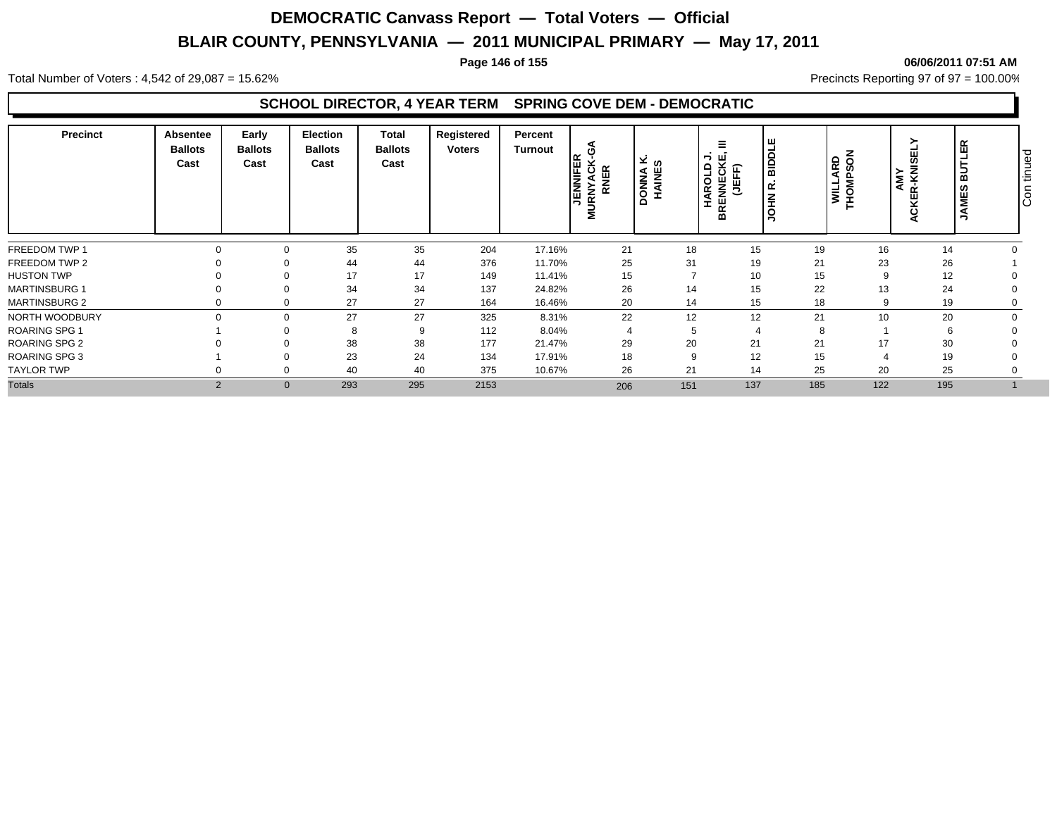# DEMOCRATIC Canvass Report — Total Voters — Official

## BLAIR COUNTY, PENNSYLVANIA — 2011 MUNICIPAL PRIMARY — May 17, 2011

06/06/2011 07:51 AM

Total Number of Voters : 4,542 of 29,087 = 15.62%

Precincts Reporting 97 of 97 = 100.00%

### SCHOOL DIRECTOR, 4 YEAR TERM SPRING COVE DEM - DEMOCRATIC

| Precinct | Absentee Ballots Cast | Early Ballots Cast | Election Ballots Cast | Total Ballots Cast | Registered Voters | Percent Turnout | JENNIFER MURNYACK-GARNER | DONNA K. HAINES | HAROLD J. BRENNECKE, III (JEFF) | JOHN R. BIDDLE | WILLARD THOMPSON | AMY ACKER-KNISELY | JAMES BUTLER |
|---|---|---|---|---|---|---|---|---|---|---|---|---|---|
| FREEDOM TWP 1 | 0 | 0 | 35 | 35 | 204 | 17.16% | 21 | 18 | 15 | 19 | 16 | 14 | 0 |
| FREEDOM TWP 2 | 0 | 0 | 44 | 44 | 376 | 11.70% | 25 | 31 | 19 | 21 | 23 | 26 | 1 |
| HUSTON TWP | 0 | 0 | 17 | 17 | 149 | 11.41% | 15 | 7 | 10 | 15 | 9 | 12 | 0 |
| MARTINSBURG 1 | 0 | 0 | 34 | 34 | 137 | 24.82% | 26 | 14 | 15 | 22 | 13 | 24 | 0 |
| MARTINSBURG 2 | 0 | 0 | 27 | 27 | 164 | 16.46% | 20 | 14 | 15 | 18 | 9 | 19 | 0 |
| NORTH WOODBURY | 0 | 0 | 27 | 27 | 325 | 8.31% | 22 | 12 | 12 | 21 | 10 | 20 | 0 |
| ROARING SPG 1 | 1 | 0 | 8 | 9 | 112 | 8.04% | 4 | 5 | 4 | 8 | 1 | 6 | 0 |
| ROARING SPG 2 | 0 | 0 | 38 | 38 | 177 | 21.47% | 29 | 20 | 21 | 21 | 17 | 30 | 0 |
| ROARING SPG 3 | 1 | 0 | 23 | 24 | 134 | 17.91% | 18 | 9 | 12 | 15 | 4 | 19 | 0 |
| TAYLOR TWP | 0 | 0 | 40 | 40 | 375 | 10.67% | 26 | 21 | 14 | 25 | 20 | 25 | 0 |
| Totals | 2 | 0 | 293 | 295 | 2153 | | 206 | 151 | 137 | 185 | 122 | 195 | 1 |

Continued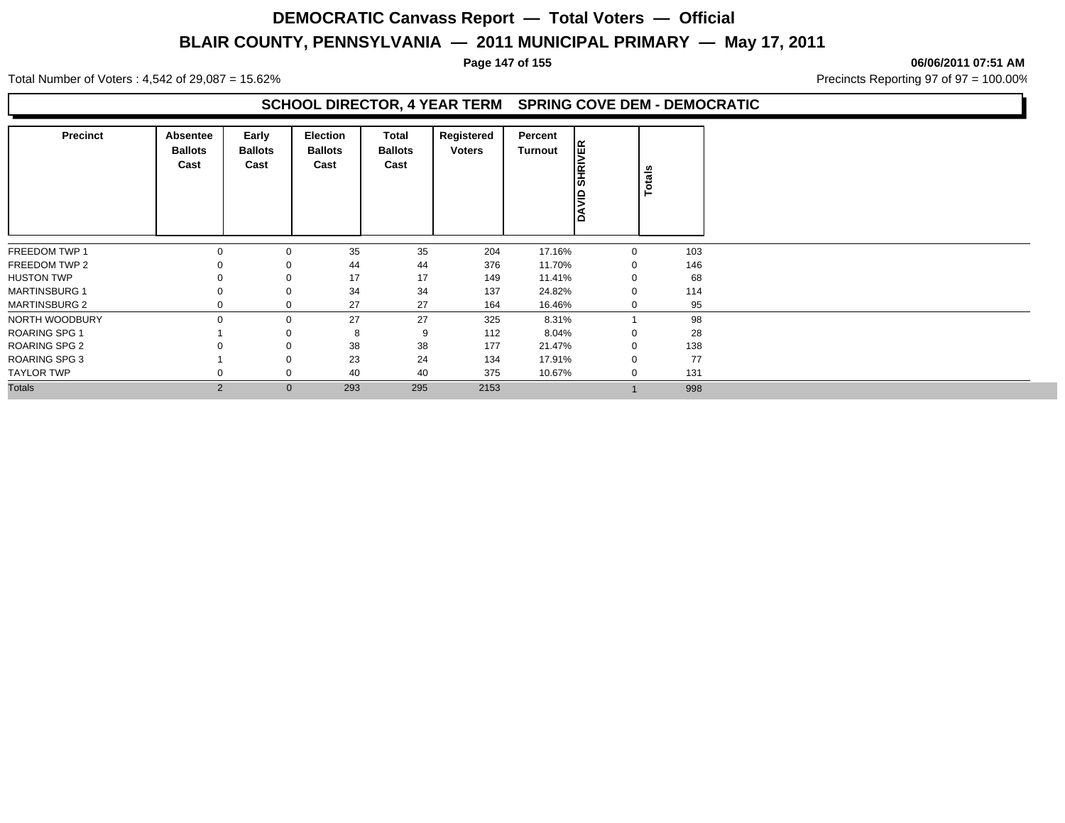# DEMOCRATIC Canvass Report — Total Voters — Official

## BLAIR COUNTY, PENNSYLVANIA — 2011 MUNICIPAL PRIMARY — May 17, 2011

06/06/2011 07:51 AM

Total Number of Voters : 4,542 of 29,087 = 15.62%

Precincts Reporting 97 of 97 = 100.00%

### SCHOOL DIRECTOR, 4 YEAR TERM SPRING COVE DEM - DEMOCRATIC

| Precinct | Absentee Ballots Cast | Early Ballots Cast | Election Ballots Cast | Total Ballots Cast | Registered Voters | Percent Turnout | DAVID SHRIVER | Totals |
|---|---|---|---|---|---|---|---|---|
| FREEDOM TWP 1 | 0 | 0 | 35 | 35 | 204 | 17.16% | 0 | 103 |
| FREEDOM TWP 2 | 0 | 0 | 44 | 44 | 376 | 11.70% | 0 | 146 |
| HUSTON TWP | 0 | 0 | 17 | 17 | 149 | 11.41% | 0 | 68 |
| MARTINSBURG 1 | 0 | 0 | 34 | 34 | 137 | 24.82% | 0 | 114 |
| MARTINSBURG 2 | 0 | 0 | 27 | 27 | 164 | 16.46% | 0 | 95 |
| NORTH WOODBURY | 0 | 0 | 27 | 27 | 325 | 8.31% | 1 | 98 |
| ROARING SPG 1 | 1 | 0 | 8 | 9 | 112 | 8.04% | 0 | 28 |
| ROARING SPG 2 | 0 | 0 | 38 | 38 | 177 | 21.47% | 0 | 138 |
| ROARING SPG 3 | 1 | 0 | 23 | 24 | 134 | 17.91% | 0 | 77 |
| TAYLOR TWP | 0 | 0 | 40 | 40 | 375 | 10.67% | 0 | 131 |
| Totals | 2 | 0 | 293 | 295 | 2153 | | 1 | 998 |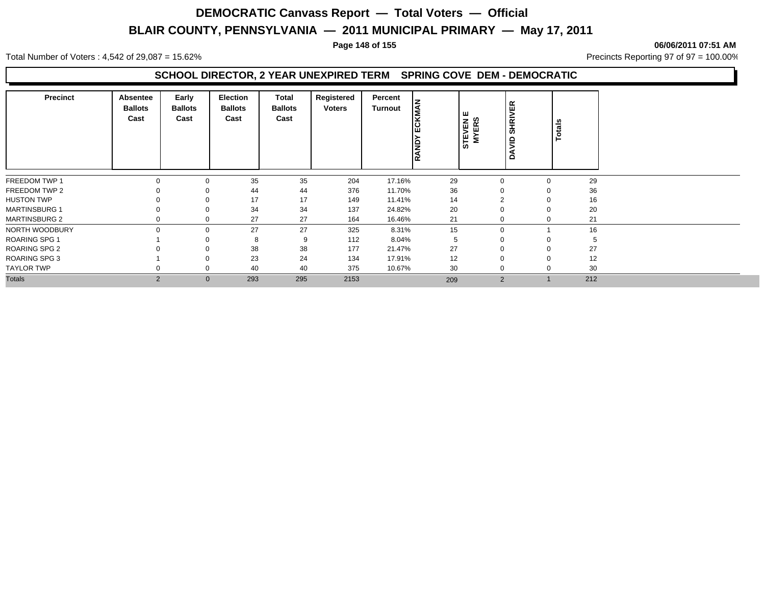# DEMOCRATIC Canvass Report — Total Voters — Official

## BLAIR COUNTY, PENNSYLVANIA — 2011 MUNICIPAL PRIMARY — May 17, 2011

**06/06/2011 07:51 AM**

Total Number of Voters : 4,542 of 29,087 = 15.62%

Precincts Reporting 97 of 97 = 100.00%

### SCHOOL DIRECTOR, 2 YEAR UNEXPIRED TERM SPRING COVE DEM - DEMOCRATIC

| Precinct | Absentee Ballots Cast | Early Ballots Cast | Election Ballots Cast | Total Ballots Cast | Registered Voters | Percent Turnout | RANDY ECKMAN | STEVEN E MYERS | DAVID SHRIVER | Totals |
|---|---|---|---|---|---|---|---|---|---|---|
| FREEDOM TWP 1 | 0 | 0 | 35 | 35 | 204 | 17.16% | 29 | 0 | 0 | 29 |
| FREEDOM TWP 2 | 0 | 0 | 44 | 44 | 376 | 11.70% | 36 | 0 | 0 | 36 |
| HUSTON TWP | 0 | 0 | 17 | 17 | 149 | 11.41% | 14 | 2 | 0 | 16 |
| MARTINSBURG 1 | 0 | 0 | 34 | 34 | 137 | 24.82% | 20 | 0 | 0 | 20 |
| MARTINSBURG 2 | 0 | 0 | 27 | 27 | 164 | 16.46% | 21 | 0 | 0 | 21 |
| NORTH WOODBURY | 0 | 0 | 27 | 27 | 325 | 8.31% | 15 | 0 | 1 | 16 |
| ROARING SPG 1 | 1 | 0 | 8 | 9 | 112 | 8.04% | 5 | 0 | 0 | 5 |
| ROARING SPG 2 | 0 | 0 | 38 | 38 | 177 | 21.47% | 27 | 0 | 0 | 27 |
| ROARING SPG 3 | 1 | 0 | 23 | 24 | 134 | 17.91% | 12 | 0 | 0 | 12 |
| TAYLOR TWP | 0 | 0 | 40 | 40 | 375 | 10.67% | 30 | 0 | 0 | 30 |
| Totals | 2 | 0 | 293 | 295 | 2153 | | 209 | 2 | 1 | 212 |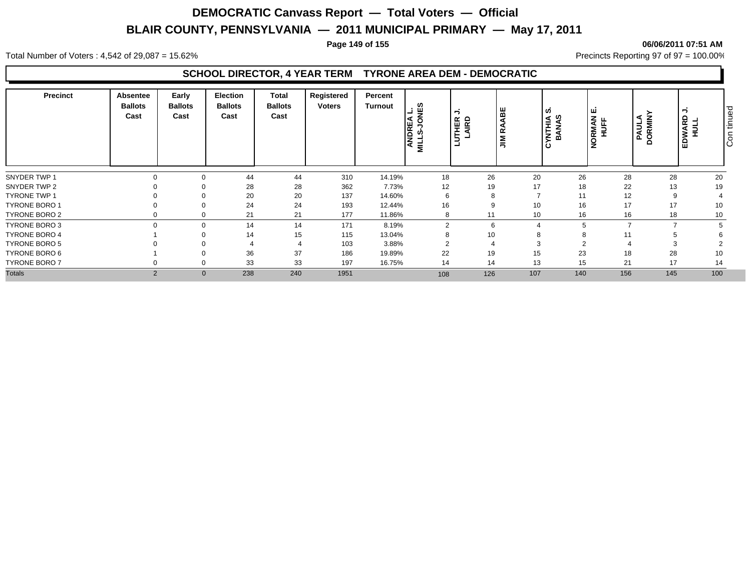# DEMOCRATIC Canvass Report — Total Voters — Official

## BLAIR COUNTY, PENNSYLVANIA — 2011 MUNICIPAL PRIMARY — May 17, 2011

06/06/2011 07:51 AM

Total Number of Voters : 4,542 of 29,087 = 15.62%

Precincts Reporting 97 of 97 = 100.00%

### SCHOOL DIRECTOR, 4 YEAR TERM TYRONE AREA DEM - DEMOCRATIC

| Precinct | Absentee Ballots Cast | Early Ballots Cast | Election Ballots Cast | Total Ballots Cast | Registered Voters | Percent Turnout | ANDREA L. MILLS-JONES | LUTHER J. LAIRD | JIM RAABE | CYNTHIA S. BANAS | NORMAN E. HUFF | PAULA DORMINY | EDWARD J. HULL |
|---|---|---|---|---|---|---|---|---|---|---|---|---|---|
| SNYDER TWP 1 | 0 | 0 | 44 | 44 | 310 | 14.19% | 18 | 26 | 20 | 26 | 28 | 28 | 20 |
| SNYDER TWP 2 | 0 | 0 | 28 | 28 | 362 | 7.73% | 12 | 19 | 17 | 18 | 22 | 13 | 19 |
| TYRONE TWP 1 | 0 | 0 | 20 | 20 | 137 | 14.60% | 6 | 8 | 7 | 11 | 12 | 9 | 4 |
| TYRONE BORO 1 | 0 | 0 | 24 | 24 | 193 | 12.44% | 16 | 9 | 10 | 16 | 17 | 17 | 10 |
| TYRONE BORO 2 | 0 | 0 | 21 | 21 | 177 | 11.86% | 8 | 11 | 10 | 16 | 16 | 18 | 10 |
| TYRONE BORO 3 | 0 | 0 | 14 | 14 | 171 | 8.19% | 2 | 6 | 4 | 5 | 7 | 7 | 5 |
| TYRONE BORO 4 | 1 | 0 | 14 | 15 | 115 | 13.04% | 8 | 10 | 8 | 8 | 11 | 5 | 6 |
| TYRONE BORO 5 | 0 | 0 | 4 | 4 | 103 | 3.88% | 2 | 4 | 3 | 2 | 4 | 3 | 2 |
| TYRONE BORO 6 | 1 | 0 | 36 | 37 | 186 | 19.89% | 22 | 19 | 15 | 23 | 18 | 28 | 10 |
| TYRONE BORO 7 | 0 | 0 | 33 | 33 | 197 | 16.75% | 14 | 14 | 13 | 15 | 21 | 17 | 14 |
| Totals | 2 | 0 | 238 | 240 | 1951 | | 108 | 126 | 107 | 140 | 156 | 145 | 100 |

Continued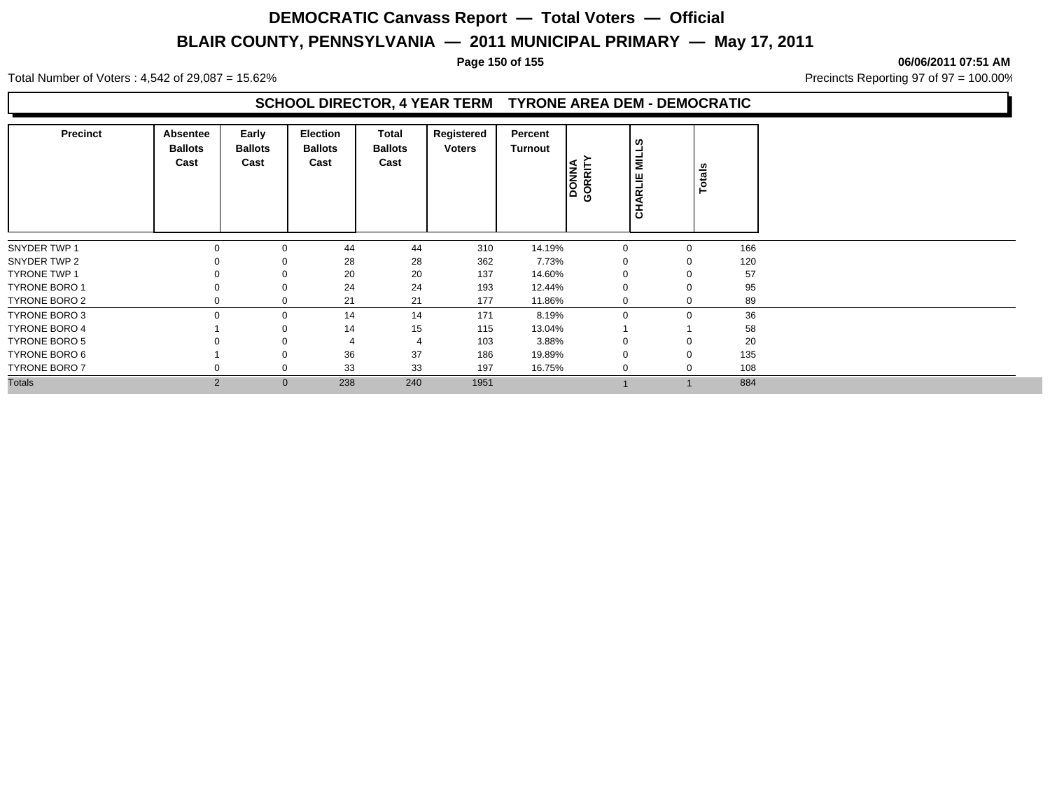# DEMOCRATIC Canvass Report — Total Voters — Official

## BLAIR COUNTY, PENNSYLVANIA — 2011 MUNICIPAL PRIMARY — May 17, 2011

06/06/2011 07:51 AM

Total Number of Voters : 4,542 of 29,087 = 15.62%

Precincts Reporting 97 of 97 = 100.00%

### SCHOOL DIRECTOR, 4 YEAR TERM TYRONE AREA DEM - DEMOCRATIC

| Precinct | Absentee Ballots Cast | Early Ballots Cast | Election Ballots Cast | Total Ballots Cast | Registered Voters | Percent Turnout | DONNA GORRITY | CHARLIE MILLS | Totals |
|---|---|---|---|---|---|---|---|---|---|
| SNYDER TWP 1 | 0 | 0 | 44 | 44 | 310 | 14.19% | 0 | 0 | 166 |
| SNYDER TWP 2 | 0 | 0 | 28 | 28 | 362 | 7.73% | 0 | 0 | 120 |
| TYRONE TWP 1 | 0 | 0 | 20 | 20 | 137 | 14.60% | 0 | 0 | 57 |
| TYRONE BORO 1 | 0 | 0 | 24 | 24 | 193 | 12.44% | 0 | 0 | 95 |
| TYRONE BORO 2 | 0 | 0 | 21 | 21 | 177 | 11.86% | 0 | 0 | 89 |
| TYRONE BORO 3 | 0 | 0 | 14 | 14 | 171 | 8.19% | 0 | 0 | 36 |
| TYRONE BORO 4 | 1 | 0 | 14 | 15 | 115 | 13.04% | 1 | 1 | 58 |
| TYRONE BORO 5 | 0 | 0 | 4 | 4 | 103 | 3.88% | 0 | 0 | 20 |
| TYRONE BORO 6 | 1 | 0 | 36 | 37 | 186 | 19.89% | 0 | 0 | 135 |
| TYRONE BORO 7 | 0 | 0 | 33 | 33 | 197 | 16.75% | 0 | 0 | 108 |
| Totals | 2 | 0 | 238 | 240 | 1951 | | 1 | 1 | 884 |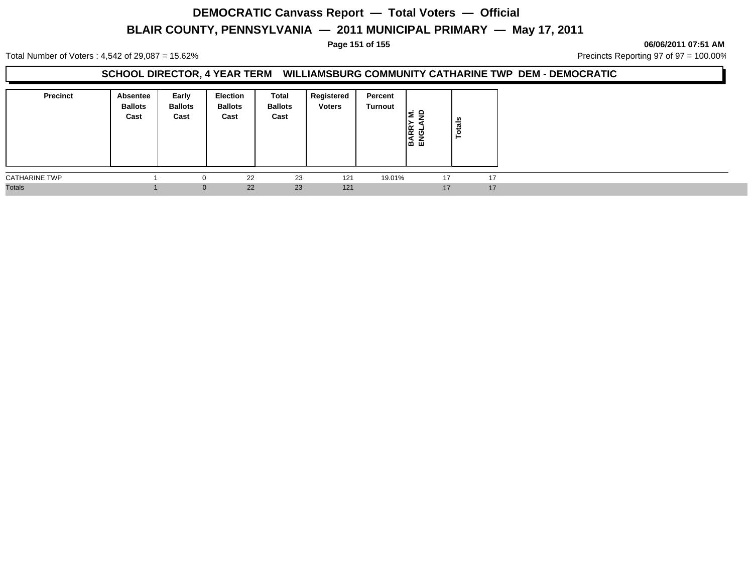# DEMOCRATIC Canvass Report — Total Voters — Official

## BLAIR COUNTY, PENNSYLVANIA — 2011 MUNICIPAL PRIMARY — May 17, 2011

06/06/2011 07:51 AM

Total Number of Voters : 4,542 of 29,087 = 15.62%

Precincts Reporting 97 of 97 = 100.00%

### SCHOOL DIRECTOR, 4 YEAR TERM WILLIAMSBURG COMMUNITY CATHARINE TWP DEM - DEMOCRATIC

| Precinct | Absentee Ballots Cast | Early Ballots Cast | Election Ballots Cast | Total Ballots Cast | Registered Voters | Percent Turnout | BARRY M. ENGLAND | Totals |
|---|---|---|---|---|---|---|---|---|
| CATHARINE TWP | 1 | 0 | 22 | 23 | 121 | 19.01% | 17 | 17 |
| Totals | 1 | 0 | 22 | 23 | 121 | | 17 | 17 |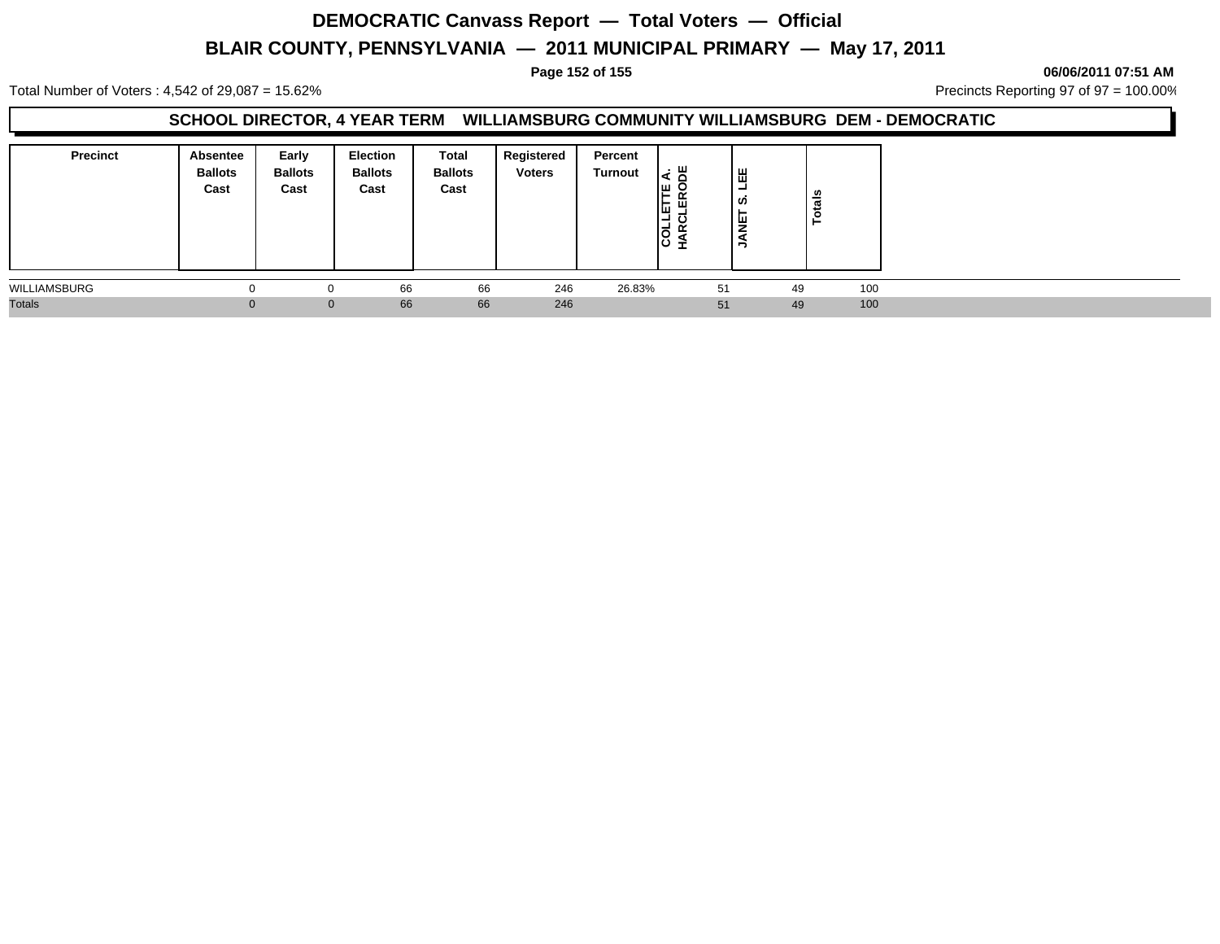# DEMOCRATIC Canvass Report — Total Voters — Official

## BLAIR COUNTY, PENNSYLVANIA — 2011 MUNICIPAL PRIMARY — May 17, 2011

06/06/2011 07:51 AM

Total Number of Voters : 4,542 of 29,087 = 15.62%

Precincts Reporting 97 of 97 = 100.00%

### SCHOOL DIRECTOR, 4 YEAR TERM WILLIAMSBURG COMMUNITY WILLIAMSBURG DEM - DEMOCRATIC

| Precinct | Absentee Ballots Cast | Early Ballots Cast | Election Ballots Cast | Total Ballots Cast | Registered Voters | Percent Turnout | COLLETTE A. HARCLERODE | JANET S. LEE | Totals |
|---|---|---|---|---|---|---|---|---|---|
| WILLIAMSBURG | 0 | 0 | 66 | 66 | 246 | 26.83% | 51 | 49 | 100 |
| Totals | 0 | 0 | 66 | 66 | 246 | | 51 | 49 | 100 |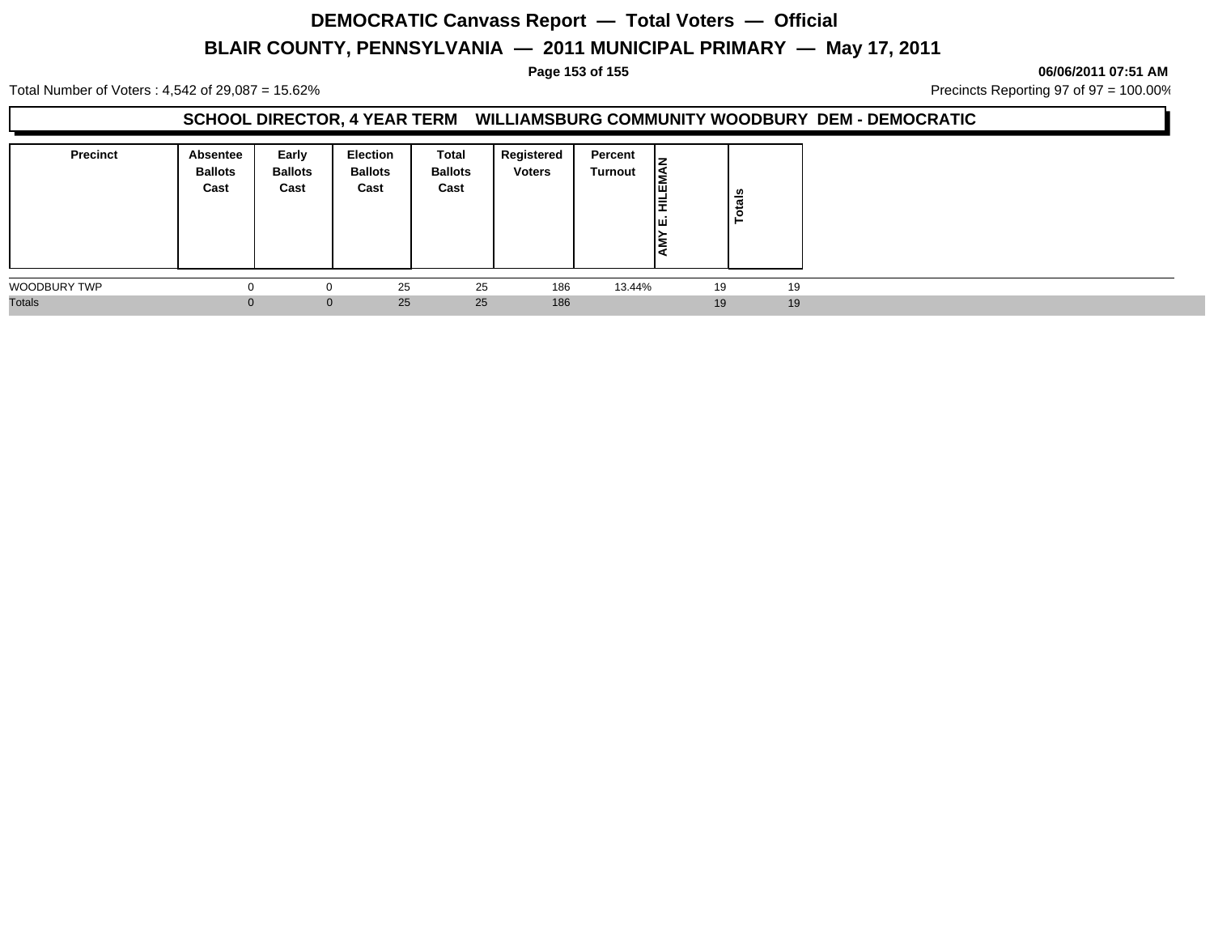# DEMOCRATIC Canvass Report — Total Voters — Official

## BLAIR COUNTY, PENNSYLVANIA — 2011 MUNICIPAL PRIMARY — May 17, 2011

06/06/2011 07:51 AM

Total Number of Voters : 4,542 of 29,087 = 15.62%

Precincts Reporting 97 of 97 = 100.00%

### SCHOOL DIRECTOR, 4 YEAR TERM WILLIAMSBURG COMMUNITY WOODBURY DEM - DEMOCRATIC

| Precinct | Absentee Ballots Cast | Early Ballots Cast | Election Ballots Cast | Total Ballots Cast | Registered Voters | Percent Turnout | AMY E. HILEMAN | Totals |
|---|---|---|---|---|---|---|---|---|
| WOODBURY TWP | 0 | 0 | 25 | 25 | 186 | 13.44% | 19 | 19 |
| Totals | 0 | 0 | 25 | 25 | 186 | | 19 | 19 |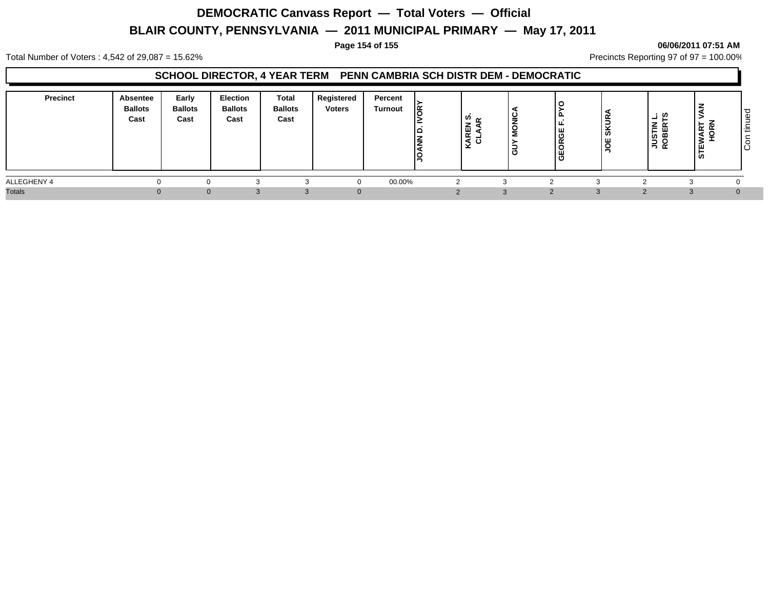# DEMOCRATIC Canvass Report — Total Voters — Official

## BLAIR COUNTY, PENNSYLVANIA — 2011 MUNICIPAL PRIMARY — May 17, 2011

06/06/2011 07:51 AM

Total Number of Voters : 4,542 of 29,087 = 15.62%

Precincts Reporting 97 of 97 = 100.00%

### SCHOOL DIRECTOR, 4 YEAR TERM PENN CAMBRIA SCH DISTR DEM - DEMOCRATIC

| Precinct | Absentee Ballots Cast | Early Ballots Cast | Election Ballots Cast | Total Ballots Cast | Registered Voters | Percent Turnout | JOANN D. IVORY | KAREN S. CLAAR | GUY MONICA | GEORGE F. PYO | JOE SKURA | JUSTIN L. ROBERTS | STEWART VAN HORN | Continued |
|---|---|---|---|---|---|---|---|---|---|---|---|---|---|---|
| ALLEGHENY 4 | 0 | 0 | 3 | 3 | 0 | 00.00% | 2 | 3 | 2 | 3 | 2 | 3 | 0 | |
| Totals | 0 | 0 | 3 | 3 | 0 | | 2 | 3 | 2 | 3 | 2 | 3 | 0 | |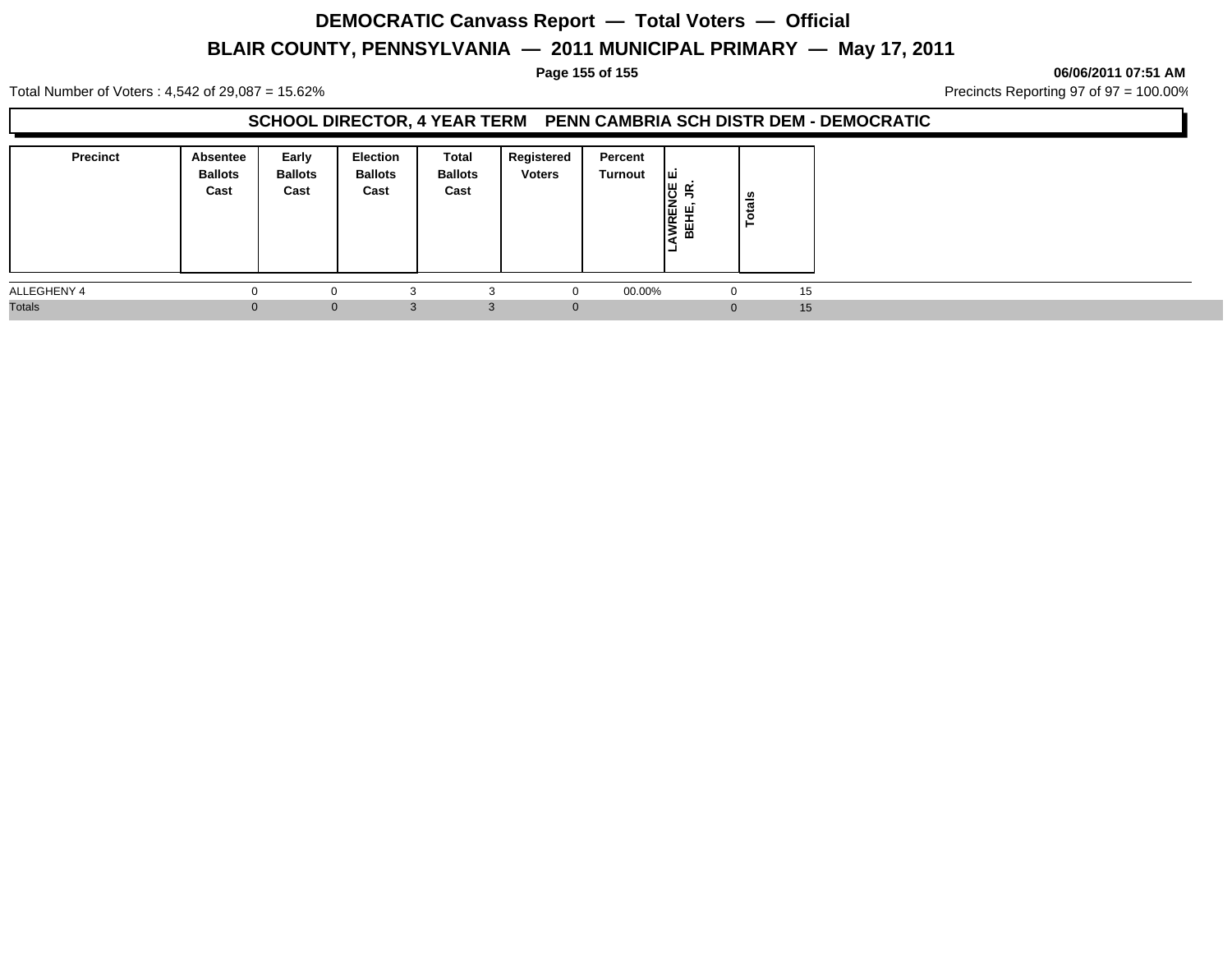# DEMOCRATIC Canvass Report — Total Voters — Official

## BLAIR COUNTY, PENNSYLVANIA — 2011 MUNICIPAL PRIMARY — May 17, 2011

**06/06/2011 07:51 AM**

Total Number of Voters : 4,542 of 29,087 = 15.62%

Precincts Reporting 97 of 97 = 100.00%

### SCHOOL DIRECTOR, 4 YEAR TERM PENN CAMBRIA SCH DISTR DEM - DEMOCRATIC

| Precinct | Absentee Ballots Cast | Early Ballots Cast | Election Ballots Cast | Total Ballots Cast | Registered Voters | Percent Turnout | LAWRENCE E. BEHE, JR. | Totals |
|---|---|---|---|---|---|---|---|---|
| ALLEGHENY 4 | 0 | 0 | 3 | 3 | 0 | 00.00% | 0 | 15 |
| Totals | 0 | 0 | 3 | 3 | 0 | | 0 | 15 |